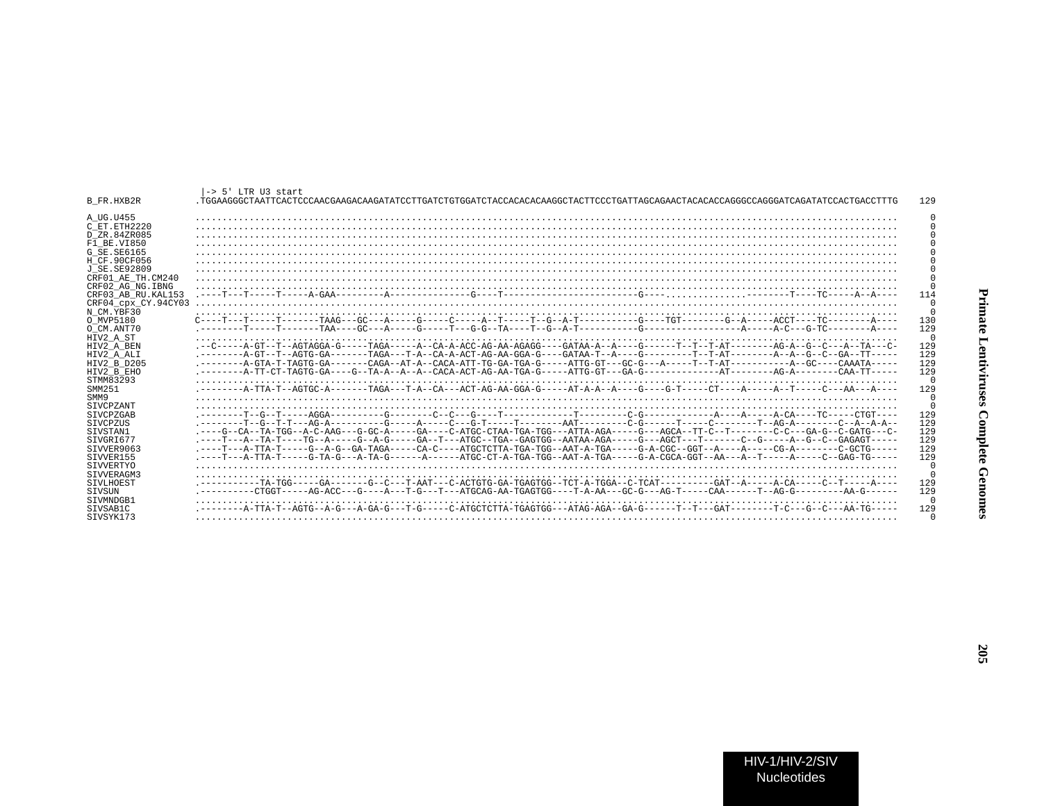```
                    |-> 5' LTR U3 start
B_FR.HXB2R          .TGGAAGGGCTAATTCACTCCCAACGAAGACAAGATATCCTTGATCTGTGGATCTACCACACACAAGGCTACTTCCCTGATTAGCAGAACTACACACCAGGGCCAGGGATCAGATATCCACTGACCTTTG   129

A_UG.U455           ..................................................................................................................................     0
C_ET.ETH2220        ..................................................................................................................................     0
D_ZR.84ZR085        ..................................................................................................................................     0
F1_BE.VI850         ..................................................................................................................................     0
G_SE.SE6165         ..................................................................................................................................     0
H_CF.90CF056        ..................................................................................................................................     0
J_SE.SE92809        ..................................................................................................................................     0
CRF01_AE_TH.CM240   ..................................................................................................................................     0
CRF02_AG_NG.IBNG    ..................................................................................................................................     0
CRF03_AB_RU.KAL153  .----T---T-----T-----A-GAA---------A--------------G----T------------------------G----...............--------T----TC-----A--A----   114
CRF04_cpx_CY.94CY03 ..................................................................................................................................     0
N_CM.YBF30          ..................................................................................................................................     0
O_MVP5180           C----T---T-----T-------TAAG---GC---A-----G-----C-----A--T-----T--G--A-T----------G----TGT--------G--A-----ACCT----TC--------A----   130
O_CM.ANT70          .--------T-----T-------TAA----GC---A-----G-----T---G-G--TA----T--G--A-T----------G------------------A-----A-C---G-TC--------A----   129
HIV2_A_ST           ..................................................................................................................................     0
HIV2_A_BEN          .--C-----A-GT--T--AGTAGGA-G-----TAGA-----A--CA-A-ACC-AG-AA-AGAGG----GATAA-A--A----G------T--T--T-AT--------AG-A--G--C---A--TA---C-   129
HIV2_A_ALI          .--------A-GT--T--AGTG-GA-------TAGA---T-A--CA-A-ACT-AG-AA-GGA-G----GATAA-T--A----G---------T--T-AT--------A--A--G--C--GA--TT-----   129
HIV2_B_D205         .--------A-GTA-T-TAGTG-GA-------CAGA--AT-A--CACA-ATT-TG-GA-TGA-G-----ATTG-GT---GC-G---A-----T--T-AT-----------A--GC----CAAATA-----   129
HIV2_B_EHO          .--------A-TT-CT-TAGTG-GA----G--TA-A--A--A--CACA-ACT-AG-AA-TGA-G-----ATTG-GT---GA-G-------------AT--------AG-A--------CAA-TT-----   129
STMM83293           ..................................................................................................................................     0
SMM251              .--------A-TTA-T--AGTGC-A-------TAGA---T-A--CA---ACT-AG-AA-GGA-G-----AT-A-A--A----G----G-T-----CT----A-----A--T-----C---AA---A----   129
SMM9                ..................................................................................................................................     0
SIVCPZANT           ..................................................................................................................................     0
SIVCPZGAB           .--------T--G--T-----AGGA----------G--------C--C---G----T-------------T---------C-G------------A----A-----A-CA----TC-----CTGT----   129
SIVCPZUS            .--------T--G--T-T---AG-A----------G-----A-----C---G-T-----T--------AAT---------C-G------T-----C--------T--AG-A--------C--A--A-A--   129
SIVSTAN1            .----G--CA--TA-TGG--A-C-AAG---G-GC-A-----GA----C-ATGC-CTAA-TGA-TGG---ATTA-AGA-----G---AGCA--TT-C--T--------C-C---GA-G--C-GATG---C-   129
SIVGRI677           .----T---A--TA-T----TG--A-----G--A-G-----GA--T---ATGC--TGA--GAGTGG--AATAA-AGA-----G---AGCT---T-------C--G-----A--G--C--GAGAGT-----   129
SIVVER9063          .----T---A-TTA-T-----G--A-G--GA-TAGA-----CA-C----ATGCTCTTA-TGA-TGG--AAT-A-TGA-----G-A-CGC--GGT--A----A-----CG-A--------C-GCTG-----   129
SIVVER155           .----T---A-TTA-T-----G-TA-G---A-TA-G------A------ATGC-CT-A-TGA-TGG--AAT-A-TGA-----G-A-CGCA-GGT--AA---A--T-----A-----C--GAG-TG-----   129
SIVVERTYO           ..................................................................................................................................     0
SIVVERAGM3          ..................................................................................................................................     0
SIVLHOEST           .-----------TA-TGG-----GA-------G--C---T-AAT---C-ACTGTG-GA-TGAGTGG--TCT-A-TGGA--C-TCAT----------GAT--A-----A-CA-----C--T-----A----   129
SIVSUN              .----------CTGGT-----AG-ACC---G----A---T-G---T---ATGCAG-AA-TGAGTGG----T-A-AA---GC-G---AG-T-----CAA------T--AG-G---------AA-G------   129
SIVMNDGB1           ..................................................................................................................................     0
SIVSAB1C            .--------A-TTA-T--AGTG--A-G---A-GA-G---T-G-----C-ATGCTCTTA-TGAGTGG---ATAG-AGA--GA-G------T--T---GAT--------T-C---G--C---AA-TG-----   129
SIVSYK173           ..................................................................................................................................     0
```

HIV-1/HIV-2/SIV Nucleotides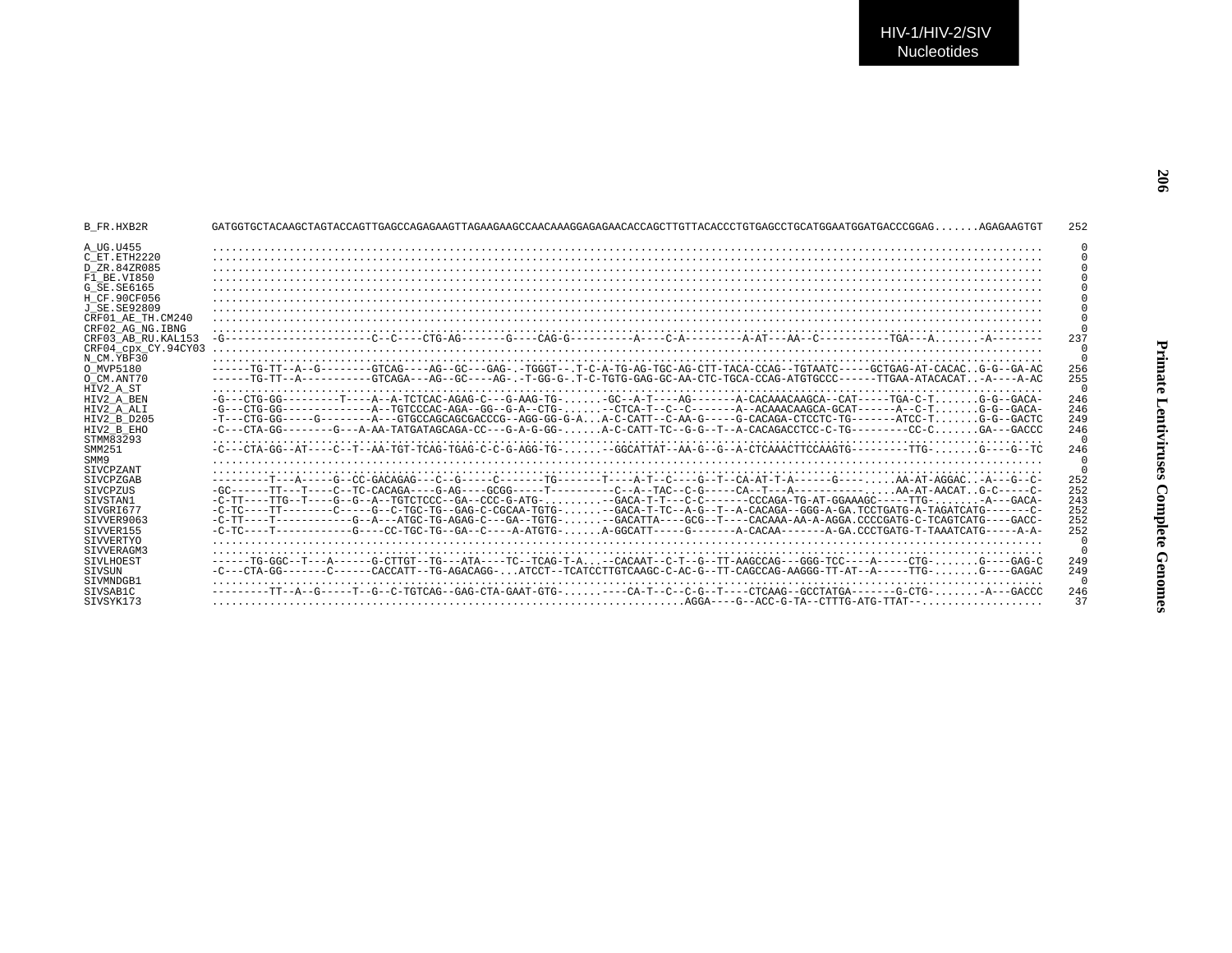```
B_FR.HXB2R          GATGGTGCTACAAGCTAGTACCAGTTGAGCCAGAGAAGTTAGAAGAAGCCAACAAAGGAGAGAACACCAGCTTGTTACACCCTGTGAGCCTGCATGGAATGGATGACCCGGAG.......AGAGAAGTGT   252

A_UG.U455           .......................................................................................................................   0
C_ET.ETH2220        .......................................................................................................................   0
D_ZR.84ZR085        .......................................................................................................................   0
F1_BE.VI850         .......................................................................................................................   0
G_SE.SE6165         .......................................................................................................................   0
H_CF.90CF056        .......................................................................................................................   0
J_SE.SE92809        .......................................................................................................................   0
CRF01_AE_TH.CM240   .......................................................................................................................   0
CRF02_AG_NG.IBNG    .......................................................................................................................   0
CRF03_AB_RU.KAL153  -G----------------------C--C----CTG-AG-------G----CAG-G----------A----C-A---------A-AT---AA--C-----------TGA---A........A--------   237
CRF04_cpx_CY.94CY03 .......................................................................................................................   0
N_CM.YBF30          .......................................................................................................................   0
O_MVP5180           ------TG-TT--A--G--------GTCAG----AG--GC---GAG-.-TGGGT--.T-C-A-TG-AG-TGC-AG-CTT-TACA-CCAG--TGTAATC-----GCTGAG-AT-CACAC..G-G--GA-AC   256
O_CM.ANT70          ------TG-TT--A-----------GTCAGA---AG--GC----AG-.-T-GG-G-.T-C-TGTG-GAG-GC-AA-CTC-TGCA-CCAG-ATGTGCCC------TTGAA-ATACACAT..-A----A-AC   255
HIV2_A_ST           .......................................................................................................................   0
HIV2_A_BEN          -G---CTG-GG---------T----A--A-TCTCAC-AGAG-C---G-AAG-TG-......-GC--A-T----AG-------A-CACAAACAAGCA--CAT-----TGA-C-T.......G-G--GACA-   246
HIV2_A_ALI          -G---CTG-GG-------------A--TGTCCCAC-AGA--GG--G-A--CTG-......--CTCA-T--C--C-------A--ACAAACAAGCA-GCAT------A--C-T.......G-G--GACA-   246
HIV2_B_D205         -T---CTG-GG-----G--------A---GTGCCAGCAGCGACCCG--AGG-GG-G-A...A-C-CATT--C-AA-G-----G-CACAGA-CTCCTC-TG-------ATCC-T.......G-G--GACTC   249
HIV2_B_EHO          -C---CTA-GG--------G---A-AA-TATGATAGCAGA-CC---G-A-G-GG-......A-C-CATT-TC--G-G--T--A-CACAGACCTCC-C-TG---------CC-C.......GA---GACCC   246
STMM83293           .......................................................................................................................   0
SMM251              -C---CTA-GG--AT----C--T--AA-TGT-TCAG-TGAG-C-C-G-AGG-TG-......--GGCATTAT--AA-G--G--A-CTCAAACTTCCAAGTG---------TTG-.......G----G--TC   246
SMM9                .......................................................................................................................   0
SIVCPZANT           .......................................................................................................................   0
SIVCPZGAB           ---------T---A-----G--CC-GACAGAG---C--G-----C-------TG-------T----A-T--C----G--T--CA-AT-T-A------G.........AA-AT-AGGAC..-A---G--C-   252
SIVCPZUS            -GC------TT---T----C--TC-CACAGA----G-AG----GCGG-----T----------C--A--TAC--C-G-----CA--T---A--------------.....AA-AT-AACAT..G-C-----C-   252
SIVSTAN1            -C-TT----TTG--T----G--G--A--TGTCTCCC--GA--CCC-G-ATG-.........--GACA-T-T---C-C-------CCCAGA-TG-AT-GGAAAGC-----TTG-........-A---GACA-   243
SIVGRI677           -C-TC----TT--------C-----G--C-TGC-TG--GAG-C-CGCAA-TGTG-......--GACA-T-TC--A-G--T--A-CACAGA--GGG-A-GA.TCCTGATG-A-TAGATCATG-------C-   252
SIVVER9063          -C-TT----T-----------G--A---ATGC-TG-AGAG-C---GA--TGTG-......--GACATTA----GCG--T----CACAAA-AA-A-AGGA.CCCCGATG-C-TCAGTCATG----GACC-   252
SIVVER155           -C-TC----T-----------G----CC-TGC-TG--GA--C----A-ATGTG-......A-GGCATT-----G-------A-CACAA-------A-GA.CCCTGATG-T-TAAATCATG-----A-A-   252
SIVVERTYO           .......................................................................................................................   0
SIVVERAGM3          .......................................................................................................................   0
SIVLHOEST           ------TG-GGC--T---A------G-CTTGT--TG---ATA----TC--TCAG-T-A...--CACAAT--C-T--G--TT-AAGCCAG---GGG-TCC----A-----CTG-.......G----GAG-C   249
SIVSUN              -C---CTA-GG-------C------CACCATT--TG-AGACAGG-...ATCCT--TCATCCTTGTCAAGC-C-AC-G--TT-CAGCCAG-AAGGG-TT-AT--A-----TTG-.......G----GAGAC   249
SIVMNDGB1           .......................................................................................................................   0
SIVSAB1C            ---------TT--A--G-----T--G--C-TGTCAG--GAG-CTA-GAAT-GTG-......----CA-T--C--C-G--T----CTCAAG--GCCTATGA-------G-CTG-........-A---GACCC   246
SIVSYK173           ......................................................................AGGA----G--ACC-G-TA--CTTTG-ATG-TTAT--....................   37
```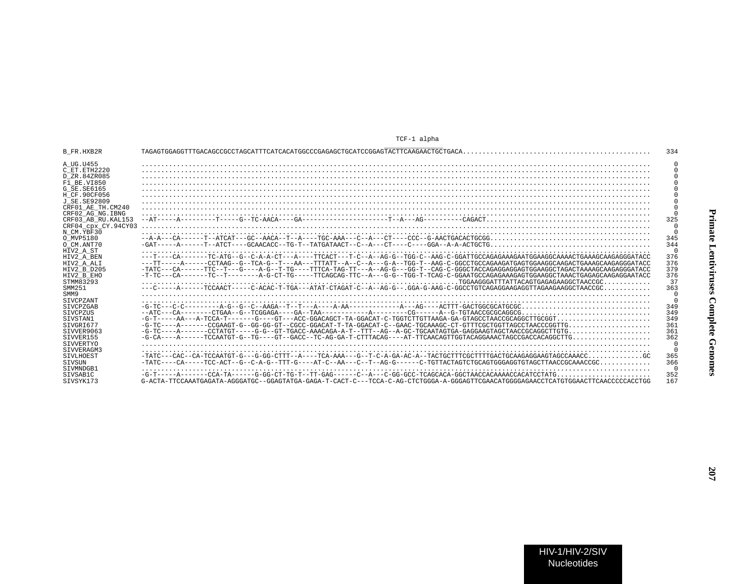TCF-1 alpha

```
B_FR.HXB2R          TAGAGTGGAGGTTTGACAGCCGCCTAGCATTTCATCACATGGCCCGAGAGCTGCATCCGGAGTACTTCAAGAACTGCTGACA...............................................  334

A_UG.U455           .................................................................................................................................    0
C_ET.ETH2220        .................................................................................................................................    0
D_ZR.84ZR085        .................................................................................................................................    0
F1_BE.VI850         .................................................................................................................................    0
G_SE.SE6165         .................................................................................................................................    0
H_CF.90CF056        .................................................................................................................................    0
J_SE.SE92809        .................................................................................................................................    0
CRF01_AE_TH.CM240   .................................................................................................................................    0
CRF02_AG_NG.IBNG    .................................................................................................................................    0
CRF03_AB_RU.KAL153  --AT-----A---------T-----G--TC-AACA----GA---------------------T--A---AG---------CAGACT.........................................  325
CRF04_cpx_CY.94CY03 .................................................................................................................................    0
N_CM.YBF30          .................................................................................................................................    0
O_MVP5180           --A-A---CA------T--ATCAT---GC--AACA--T--A----TGC-AAA---C--A---CT----CCC--G-AACTGACACTGCGG........................................  345
O_CM.ANT70          -GAT-----A------T--ATCT----GCAACACC--TG-T--TATGATAACT--C--A---CT----C----GGA--A-A-ACTGCTG........................................  344
HIV2_A_ST           .................................................................................................................................    0
HIV2_A_BEN          ---T----CA-------TC-ATG--G--C-A-A-CT---A----TTCACT---T-C--A--AG-G--TGG-C--AAG-C-GGATTGCCAGAGAAAGAATGGAAGGCAAAACTGAAAGCAAGAGGGATACC  376
HIV2_A_ALI          ---TT-----A------CCTAAG--G--TCA-G--T---AA---TTTATT--A--C--A---G-A--TGG-T--AAG-C-GGCCTGCCAGAAGATGAGTGGAAGGCAAGACTGAAAGCAAGAGGGATACC  376
HIV2_B_D205         -TATC---CA------TTC--T---G----A-G--T-TG----TTTCA-TAG-TT---A--AG-G---GG-T--CAG-C-GGGCTACCAGAGGAGGAGTGGAAGGCTAGACTAAAAGCAAGAGGGATACC  379
HIV2_B_EHO          -T-TC---CA-------TC--T--------A-G-CT-TG-----TTCAGCAG-TTC--A---G-G--TGG-T-TCAG-C-GGAATGCCAGAGAAAGAGTGGAAGGCTAAACTGAGAGCAAGAGGAATACC  376
STMM83293           ...........................................................................TGGAAGGGATTTATTACAGTGAGAGAAGGCTAACCGC...........   37
SMM251              ---C-----A------TCCAACT-----C-ACAC-T-TGA---ATAT-CTAGAT-C--A--AG-G--.GGA-G-AAG-C-GGCCTGTCAGAGGAAGAGGTTAGAAGAAGGCTAACCGC...........  363
SMM9                .................................................................................................................................    0
SIVCPZANT           .................................................................................................................................    0
SIVCPZGAB           -G-TC---C-C---------A-G--G--C--AAGA--T--T---A----A-AA------------A---AG----ACTTT-GACTGGCGCATGCGC................................  349
SIVCPZUS            --ATC---CA--------CTGAA--G--TCGGAGA----GA--TAA-----------A---------CG------A--G-TGTAACCGCGCAGGCG................................  349
SIVSTAN1            -G-T-----AA---A-TCCA-T-------G----GT---ACC-GGACAGCT-TA-GGACAT-C-TGGTCTTGTTAAGA-GA-GTAGCCTAACCGCAGGCTTGCGGT.......................  349
SIVGRI677           -G-TC----A-------CCGAAGT-G--GG-GG-GT--CGCC-GGACAT-T-TA-GGACAT-C--GAAC-TGCAAAGC-CT-GTTTCGCTGGTTAGCCTAACCCGGTTG....................  361
SIVVER9063          -G-TC----A-------CCTATGT-----G-G--GT-TGACC-AAACAGA-A-T--TTT--AG--A-GC-TGCAATAGTGA-GAGGAAGTAGCTAACCGCAGGCTTGTG....................  361
SIVVER155           -G-CA----A------TCCAATGT-G--TG----GT--GACC--TC-AG-GA-T-CTTTACAG----AT-TTCAACAGTTGGTACAGGAAACTAGCCGACCACAGGCTTG...................  362
SIVVERTYO           .................................................................................................................................    0
SIVVERAGM3          .................................................................................................................................    0
SIVLHOEST           -TATC---CAC--CA-TCCAATGT-G---G-GG-CTTT--A----TCA-AAA---G--T-C-A-GA-AC-A--TACTGCTTTCGCTTTTGACTGCAAGAGGAAGTAGCCAAACC.............GC  365
SIVSUN              -TATC----CA-----TCC-ACT--G--C-A-G--TTT-G----AT-C--AA---C--T--AG-G------C-TGTTACTAGTCTGCAGTGGGAGGTGTAGCTTAACCGCAAACCGC.............  366
SIVMNDGB1           .................................................................................................................................    0
SIVSAB1C            -G-T-----A-------CCA-TA------G-GG-CT-TG-T--TT-GAG------C--A---C-GG-GCC-TCAGCACA-GGCTAACCACAAAACCACATCCTATG........................  352
SIVSYK173           G-ACTA-TTCCAAATGAGATA-AGGGATGC--GGAGTATGA-GAGA-T-CACT-C---TCCA-C-AG-CTCTGGGA-A-GGGAGTTCGAACATGGGGAGAACCTCATGTGGAACTTCAACCCCCACCTGG  167
```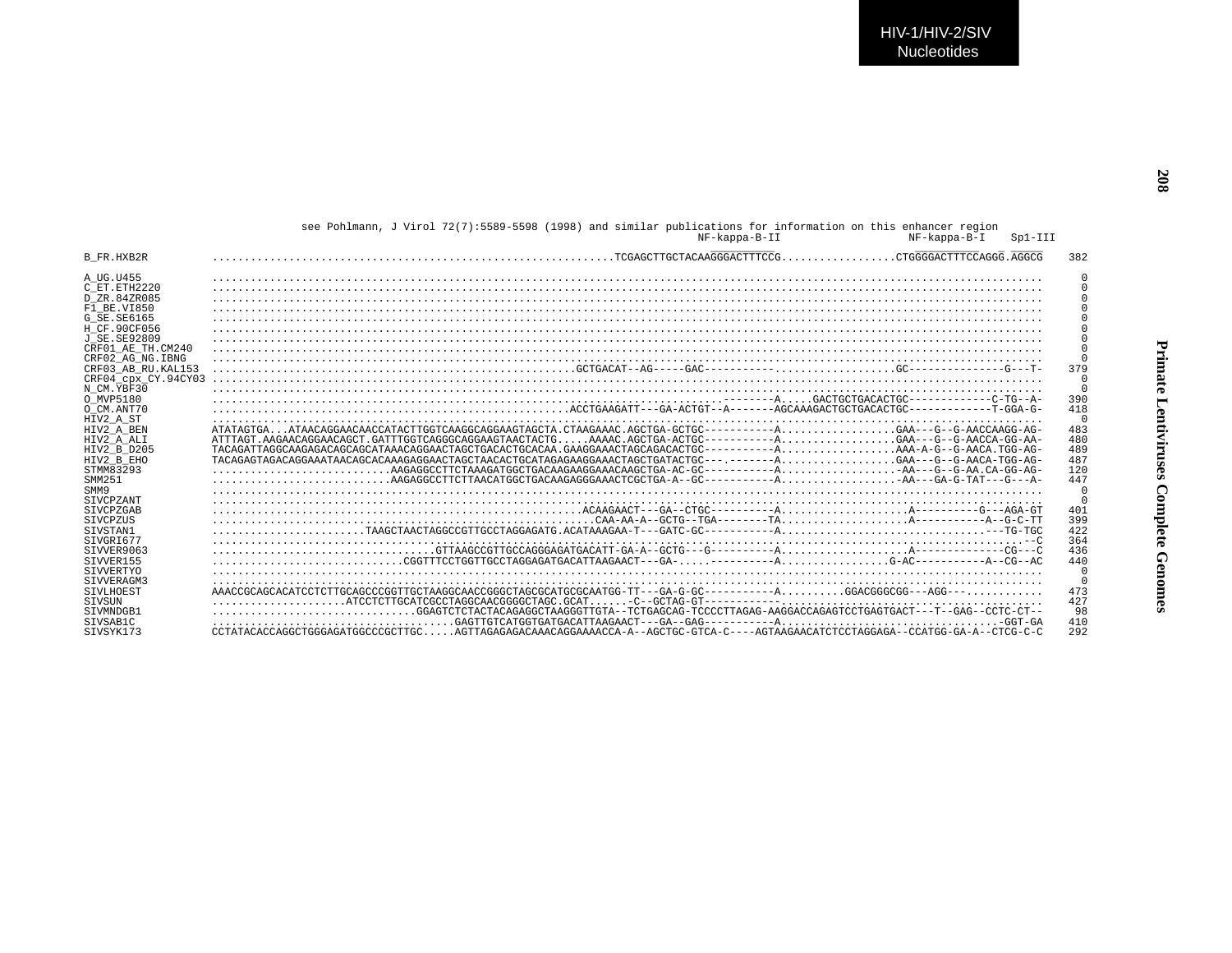```
                      see Pohlmann, J Virol 72(7):5589-5598 (1998) and similar publications for information on this enhancer region
                                                                                      NF-kappa-B-II                    NF-kappa-B-I    Sp1-III

B_FR.HXB2R           .............................................................TCGAGCTTGCTACAAGGGACTTTCCG.................CTGGGGACTTTCCAGGG.AGGCG    382

A_UG.U455            ...............................................................................................................................      0
C_ET.ETH2220         ...............................................................................................................................      0
D_ZR.84ZR085         ...............................................................................................................................      0
F1_BE.VI850          ...............................................................................................................................      0
G_SE.SE6165          ...............................................................................................................................      0
H_CF.90CF056         ...............................................................................................................................      0
J_SE.SE92809         ...............................................................................................................................      0
CRF01_AE_TH.CM240    ...............................................................................................................................      0
CRF02_AG_NG.IBNG     ...............................................................................................................................      0
CRF03_AB_RU.KAL153   .......................................................GCTGACAT--AG-----GAC----------...................GC--------------G---T-    379
CRF04_cpx_CY.94CY03  ...............................................................................................................................      0
N_CM.YBF30           ...............................................................................................................................      0
O_MVP5180            ...............................................................................--------A.....GACTGCTGACACTGC------------C-TG--A-    390
O_CM.ANT70           .....................................................ACCTGAAGATT---GA-ACTGT--A-------AGCAAAGACTGCTGACACTGC------------T-GGA-G-    418
HIV2_A_ST            ...............................................................................................................................      0
HIV2_A_BEN           ATATAGTGA...ATAACAGGAACAACCATACTTGGTCAAGGCAGGAAGTAGCTA.CTAAGAAAC.AGCTGA-GCTGC----------A.................GAA---G--G-AACCAAGG-AG-    483
HIV2_A_ALI           ATTTAGT.AAGAACAGGAACAGCT.GATTTGGTCAGGGCAGGAAGTAACTACTG.....AAAAC.AGCTGA-ACTGC----------A.................GAA---G--G-AACCA-GG-AA-    480
HIV2_B_D205          TACAGATTAGGCAAGAGACAGCAGCATAAACAGGAACTAGCTGACACTGCACAA.GAAGGAAACTAGCAGACACTGC----------A.................AAA-A-G--G-AACA.TGG-AG-    489
HIV2_B_EHO           TACAGAGTAGACAGGAAATAACAGCACAAAGAGGAACTAGCTAACACTGCATAGAGAAGGAAACTAGCTGATACTGC---.-------A.................GAA---G--G-AACA-TGG-AG-    487
STMM83293            ...........................AAGAGGCCTTCTAAAGATGGCTGACAAGAAGGAAACAAGCTGA-AC-GC----------A..................-AA---G--G-AA.CA-GG-AG-    120
SMM251               ...........................AAGAGGCCTTCTTAACATGGCTGACAAGAGGGAAACTCGCTGA-A--GC----------A..................-AA---GA-G-TAT---G---A-    447
SMM9                 ...............................................................................................................................      0
SIVCPZANT            ...............................................................................................................................      0
SIVCPZGAB            .......................................................ACAAGAACT---GA--CTGC---------A...................A---------G---AGA-GT    401
SIVCPZUS             .........................................................CAA-AA-A--GCTG--TGA--------TA...................A----------A--G-C-TT    399
SIVSTAN1             .......................TAAGCTAACTAGGCCGTTGCCTAGGAGATG.ACATAAAGAA-T---GATC-GC----------A...............................---TG-TGC    422
SIVGRI677            ..............................................................................................................................-C    364
SIVVER9063           ...............................GTTAAGCCGTTGCCAGGGAGATGACATT-GA-A--GCTG---G---------A..................A-------------CG---C    436
SIVVER155            .............................CGGTTTCCTGGTTGCCTAGGAGATGACATTAAGAACT---GA-.....---------A.................G-AC----------A--CG--AC    440
SIVVERTYO            ...............................................................................................................................      0
SIVVERAGM3           ...............................................................................................................................      0
SIVLHOEST            AAACCGCAGCACATCCTCTTGCAGCCCGGTTGCTAAGGCAACCGGGCTAGCGCATGCGCAATGG-TT---GA-G-GC----------A.........GGACGGGCGG---AGG-------------    473
SIVSUN               ....................ATCCTCTTGCATCGCCTAGGCAACGGGGCTAGC.GCAT......-C--GCTAG-GT-----------.......................................    427
SIVMNDGB1            ..............................GGAGTCTCTACTACAGAGGCTAAGGGTTGTA--TCTGAGCAG-TCCCCTTAGAG-AAGGACCAGAGTCCTGAGTGACT---T--GAG--CCTC-CT--     98
SIVSAB1C             ......................................GAGTTGTCATGGTGATGACATTAAGAACT---GA--GAG----------A...................................-GGT-GA    410
SIVSYK173            CCTATACACCAGGCTGGGAGATGGCCCGCTTGC.....AGTTAGAGAGACAAACAGGAAAACCA-A--AGCTGC-GTCA-C----AGTAAGAACATCTCCTAGGAGA--CCATGG-GA-A--CTCG-C-C    292
```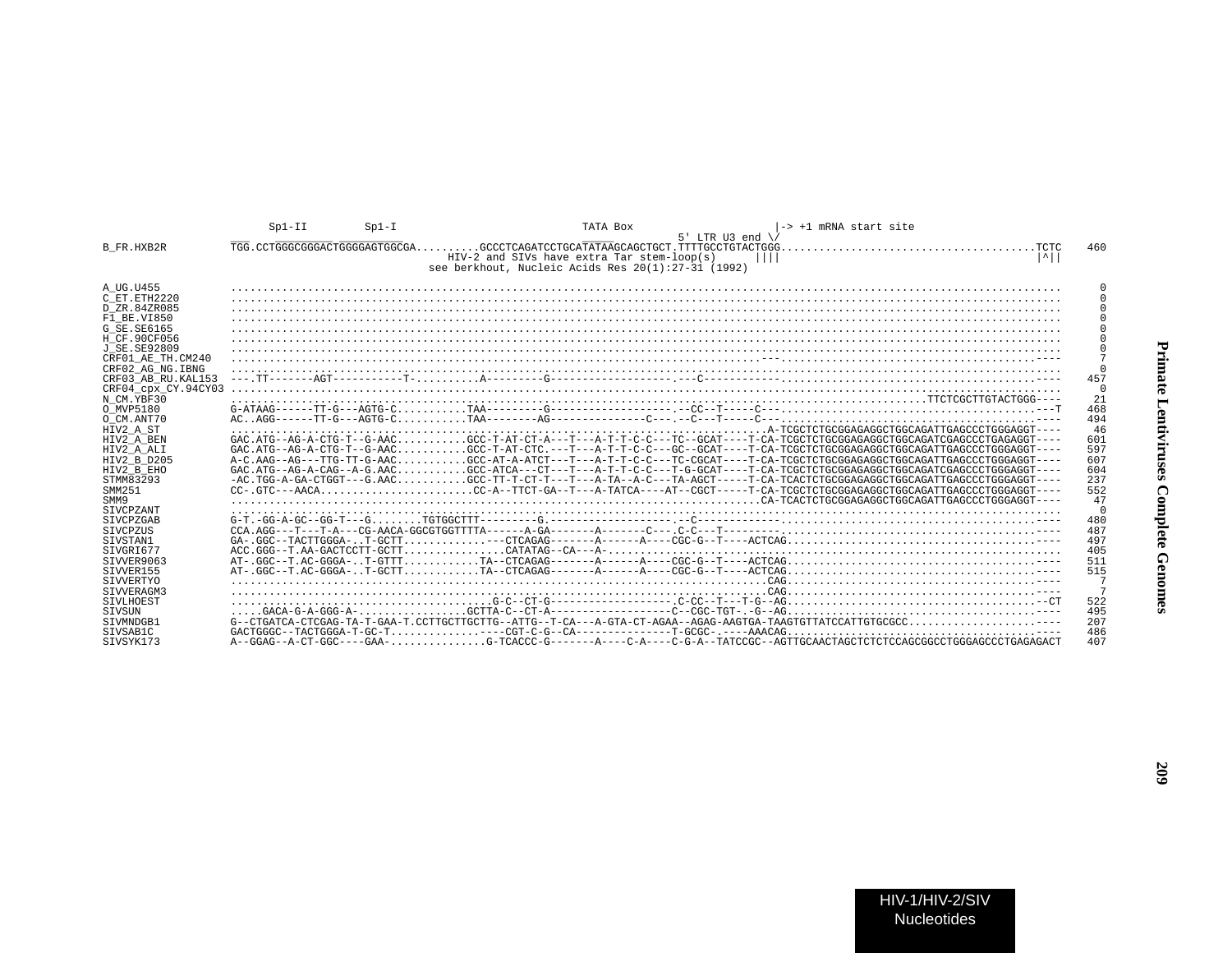```
                    Sp1-II         Sp1-I                          TATA Box                    |-> +1 mRNA start site
                    ___ _________ _________                        _____          5' LTR U3 end \/
B_FR.HXB2R         TGG.CCTGGGCGGGACTGGGGAGTGGCGA..........GCCCTCAGATCCTGCATATAAGCAGCTGCT.TTTTGCCTGTACTGGG.......................................TCTC    460
                                                          HIV-2 and SIVs have extra Tar stem-loop(s)      ||||                                        |^||
                                                        see berkhout, Nucleic Acids Res 20(1):27-31 (1992)

A_UG.U455          .........................................................................................................................    0
C_ET.ETH2220       .........................................................................................................................    0
D_ZR.84ZR085       .........................................................................................................................    0
F1_BE.VI850        .........................................................................................................................    0
G_SE.SE6165        .........................................................................................................................    0
H_CF.90CF056       .........................................................................................................................    0
J_SE.SE92809       .........................................................................................................................    0
CRF01_AE_TH.CM240  ..................................................................................---.....................................----    7
CRF02_AG_NG.IBNG   .........................................................................................................................    0
CRF03_AB_RU.KAL153 ---.TT--------AGT------------T-..........A---------------G-------------------.---C-----------.........................................    457
CRF04_cpx_CY.94CY03 .........................................................................................................................    0
N_CM.YBF30         ..........................................................................................................TTCTCGCTTGTACTGGG----    21
O_MVP5180          G-ATAAG------TT-G---AGTG-C...........TAA---------G------------------.--CC--T-----C---.........................................---T    468
O_CM.ANT70         AC..AGG------TT-G---AGTG-C...........TAA--------AG---------------C---.--C---T-----C---.........................................----    494
HIV2_A_ST          ................................................................................A-TCGCTCTGCGGAGAGGCTGGCAGATTGAGCCCTGGGAGGT----    46
HIV2_A_BEN         GAC.ATG--AG-A-CTG-T--G-AAC...........GCC-T-AT-CT-A---T---A-T-T-C-C---TC--GCAT----T-CA-TCGCTCTGCGGAGAGGCTGGCAGATCGAGCCCTGAGAGGT----    601
HIV2_A_ALI         GAC.ATG--AG-A-CTG-T--G-AAC...........GCC-T-AT-CTC.---T---A-T-T-C-C---GC--GCAT----T-CA-TCGCTCTGCGGAGAGGCTGGCAGATTGAGCCCTGGGAGGT----    597
HIV2_B_D205        A-C.AAG--AG---TTG-TT-G-AAC...........GCC-AT-A-ATCT---T---A-T-T-C-C---TC-CGCAT----T-CA-TCGCTCTGCGGAGAGGCTGGCAGATTGAGCCCTGGGAGGT----    607
HIV2_B_EHO         GAC.ATG--AG-A-CAG--A-G.AAC...........GCC-ATCA---CT---T---A-T-T-C-C---T-G-GCAT----T-CA-TCGCTCTGCGGAGAGGCTGGCAGATCGAGCCCTGGGAGGT----    604
STMM83293          -AC.TGG-A-GA-CTGGT---G.AAC...........GCC-TT-T-CT-T---T---A-TA--A-C---TA-AGCT-----T-CA-TCACTCTGCGGAGAGGCTGGCAGATTGAGCCCTGGGAGGT----    237
SMM251             CC-.GTC---AACA........................CC-A--TTCT-GA--T---A-TATCA----AT--CGCT-----T-CA-TCGCTCTGCGGAGAGGCTGGCAGATTGAGCCCTGGGAGGT----    552
SMM9               ................................................................................CA-TCACTCTGCGGAGAGGCTGGCAGATTGAGCCCTGGGAGGT----    47
SIVCPZANT          .........................................................................................................................    0
SIVCPZGAB          G-T.-GG-A-GC--GG-T---G........TGTGGCTTT---------G.------------------.--C------------.........................................----    480
SIVCPZUS           CCA.AGG---T---T-A---CG-AACA-GGCGTGGTTTTA------A-GA-------A-------C---.C-C---T---------.........................................----    487
SIVSTAN1           GA-.GGC--TACTTGGGA-..T-GCTT.............---CTCAGAG-------A------A----CGC-G--T----ACTCAG..........................................----    497
SIVGRI677          ACC.GGG--T.AA-GACTCCTT-GCTT................CATATAG--CA---A-.............................................................----    405
SIVVER9063         AT-.GGC--T.AC-GGGA-..T-GTTT............TA--CTCAGAG-------A------A----CGC-G--T----ACTCAG..........................................----    511
SIVVER155          AT-.GGC--T.AC-GGGA-..T-GCTT............TA--CTCAGAG-------A------A----CGC-G--T----ACTCAG..........................................----    515
SIVVERTYO          ................................................................................CAG..........................................----    7
SIVVERAGM3         ................................................................................CAG..........................................----    7
SIVLHOEST          .........................................G-C--CT-G--------------------.C-CC--T---T-G--AG........................................--CT    522
SIVSUN             .....GACA-G-A-GGG-A-.................GCTTA-C--CT-A-------------------C--CGC-TGT-.-G--AG..........................................----    495
SIVMNDGB1          G--CTGATCA-CTCGAG-TA-T-GAA-T.CCTTGCTTGCTTG--ATTG--T-CA---A-GTA-CT-AGAA--AGAG-AAGTGA-TAAGTGTTATCCATTGTGCGCC......................----    207
SIVSAB1C           GACTGGGC--TACTGGGA-T-GC-T..............----CGT-C-G--CA---------------T-GCGC-.----AAACAG..........................................----    486
SIVSYK173          A--GGAG--A-CT-GGC----GAA-...............G-TCACCC-G-------A----C-A----C-G-A--TATCCGC--AGTTGCAACTAGCTCTCTCCAGCGGCCTGGGAGCCCTGAGAGACT    407
```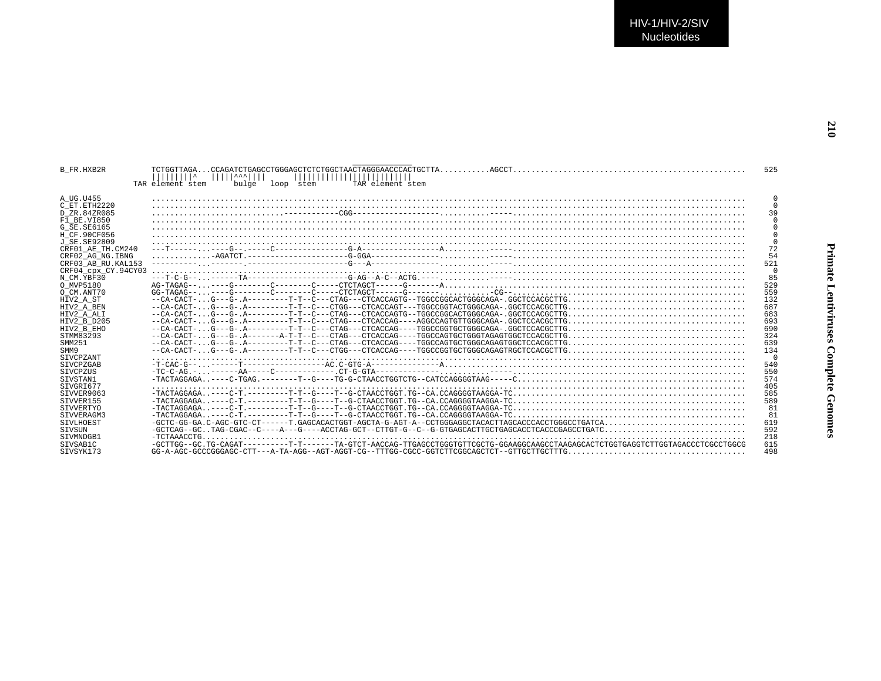HIV-1/HIV-2/SIV Nucleotides

Primate Lentiviruses Complete Genomes

```
B_FR.HXB2R        TCTGGTTAGA...CCAGATCTGAGCCTGGGAGCTCTCTGGCTAACTAGGGAACCCACTGCTTA...........AGCCT..................................................  525
                  |||||||||^   |||||^^^||||       ||||||||||||||||||||||||
              TAR element stem      bulge   loop  stem        TAR element stem

A_UG.U455         ......................................................................................................................................    0
C_ET.ETH2220      ......................................................................................................................................    0
D_ZR.84ZR085      ............................-----------CGG-----------------.........-----..................................................   39
F1_BE.VI850       ......................................................................................................................................    0
G_SE.SE6165       ......................................................................................................................................    0
H_CF.90CF056      ......................................................................................................................................    0
J_SE.SE92809      ......................................................................................................................................    0
CRF01_AE_TH.CM240 ---T-------...----G--.-----C---------------G-A----------------A.........-----..................................................   72
CRF02_AG_NG.IBNG  .............-AGATCT.----------------------G-GGA--------------...........-----..................................................   54
CRF03_AB_RU.KAL153 ----------...-------.---------------------G---A--------------...........-----..................................................  521
CRF04_cpx_CY.94CY03 ....................................................................................................................................    0
N_CM.YBF30        ---T-C-G---...------TA----------------------G-AG--A-C--ACTG.-----..................................................................   85
O_MVP5180         AG-TAGAG--...----G--------C--------C-----CTCTAGCT------G-------A.......................................................................  529
O_CM.ANT70        GG-TAGAG--...----G--------C--------C-----CTCTAGCT------G-------..........-CG--..................................................  559
HIV2_A_ST         --CA-CACT-...G---G-.A---------T-T--C---CTAG---CTCACCAGTG--TGGCCGGCACTGGGCAGA-.GGCTCCACGCTTG......................................  132
HIV2_A_BEN        --CA-CACT-...G---G-.A---------T-T--C---CTGG---CTCACCAGT---TGGCCGGTACTGGGCAGA-.GGCTCCACGCTTG......................................  687
HIV2_A_ALI        --CA-CACT-...G---G-.A---------T-T--C---CTAG---CTCACCAGTG--TGGCCGGCACTGGGCAGA-.GGCTCCACGCTTG......................................  683
HIV2_B_D205       --CA-CACT-...G---G-.A---------T-T--C---CTAG---CTCACCAG----AGGCCAGTGTTGGGCAGA-.GGCTCCACGCTTG......................................  693
HIV2_B_EHO        --CA-CACT-...G---G-.A---------T-T--C---CTAG---CTCACCAG----TGGCCGGTGCTGGGCAGA-.GGCTCCACGCTTG......................................  690
STMM83293         --CA-CACT-...G---G-.A-------A-T-T--C---CTAG---CTCACCAG----TGGCCAGTGCTGGGTAGAGTGGCTCCACGCTTG......................................  324
SMM251            --CA-CACT-...G---G-.A---------T-T--C---CTAG---CTCACCAG----TGGCCAGTGCTGGGCAGAGTGGCTCCACGCTTG......................................  639
SMM9              --CA-CACT-...G---G-.A---------T-T--C---CTGG---CTCACCAG----TGGCCGGTGCTGGGCAGAGTRGCTCCACGCTTG......................................  134
SIVCPZANT         ......................................................................................................................................    0
SIVCPZGAB         -T-CAC-G---...------T-----------------AC.C-GTG-A--------------A.......................................................................  540
SIVCPZUS          -TC-C-AG.-...------AA-----C-------------.CT-G-GTA-------------...........-----..................................................  550
SIVSTAN1          -TACTAGGAGA..----C-TGAG.--------T--G----TG-G-CTAACCTGGTCTG--CATCCAGGGGTAAG-----C..................................................  574
SIVGRI677         ......................................................................................................................................  405
SIVVER9063        -TACTAGGAGA..----C-T.---------T-T--G----T--G-CTAACCTGGT.TG--CA.CCAGGGGTAAGGA-TC..................................................  585
SIVVER155         -TACTAGGAGA..----C-T.---------T-T--G----T--G-CTAACCTGGT.TG--CA.CCAGGGGTAAGGA-TC..................................................  589
SIVVERTYO         -TACTAGGAGA..----C-T.---------T-T--G----T--G-CTAACCTGGT.TG--CA.CCAGGGGTAAGGA-TC..................................................   81
SIVVERAGM3        -TACTAGGAGA..----C-T.---------T-T--G----T--G-CTAACCTGGT.TG--CA.CCAGGGGTAAGGA-TC..................................................   81
SIVLHOEST         -GCTC-GG-GA.C-AGC-GTC-CT------T.GAGCACACTGGT-AGCTA-G-AGT-A--CCTGGGAGGCTACACTTAGCACCCACCTGGGCCTGATCA..............................  619
SIVSUN            -GCTCAG--GC..TAG-CGAC--C----A---G----ACCTAG-GCT--CTTGT-G--C--G-GTGAGCACTTGCTGAGCACCTCACCCGAGCCTGATC..............................  592
SIVMNDGB1         -TCTAAACCTG...........................................................................................................................  218
SIVSAB1C          -GCTTGG--GC.TG-CAGAT----------T-T-------TA-GTCT-AACCAG-TTGAGCCTGGGTGTTCGCTG-GGAAGGCAAGCCTAAGAGCACTCTGGTGAGGTCTTGGTAGACCCTCGCCTGGCG  615
SIVSYK173         GG-A-AGC-GCCCGGGAGC-CTT---A-TA-AGG--AGT-AGGT-CG--TTTGG-CGCC-GGTCTTCGGCAGCTCT--GTTGCTTGCTTTG......................................  498
```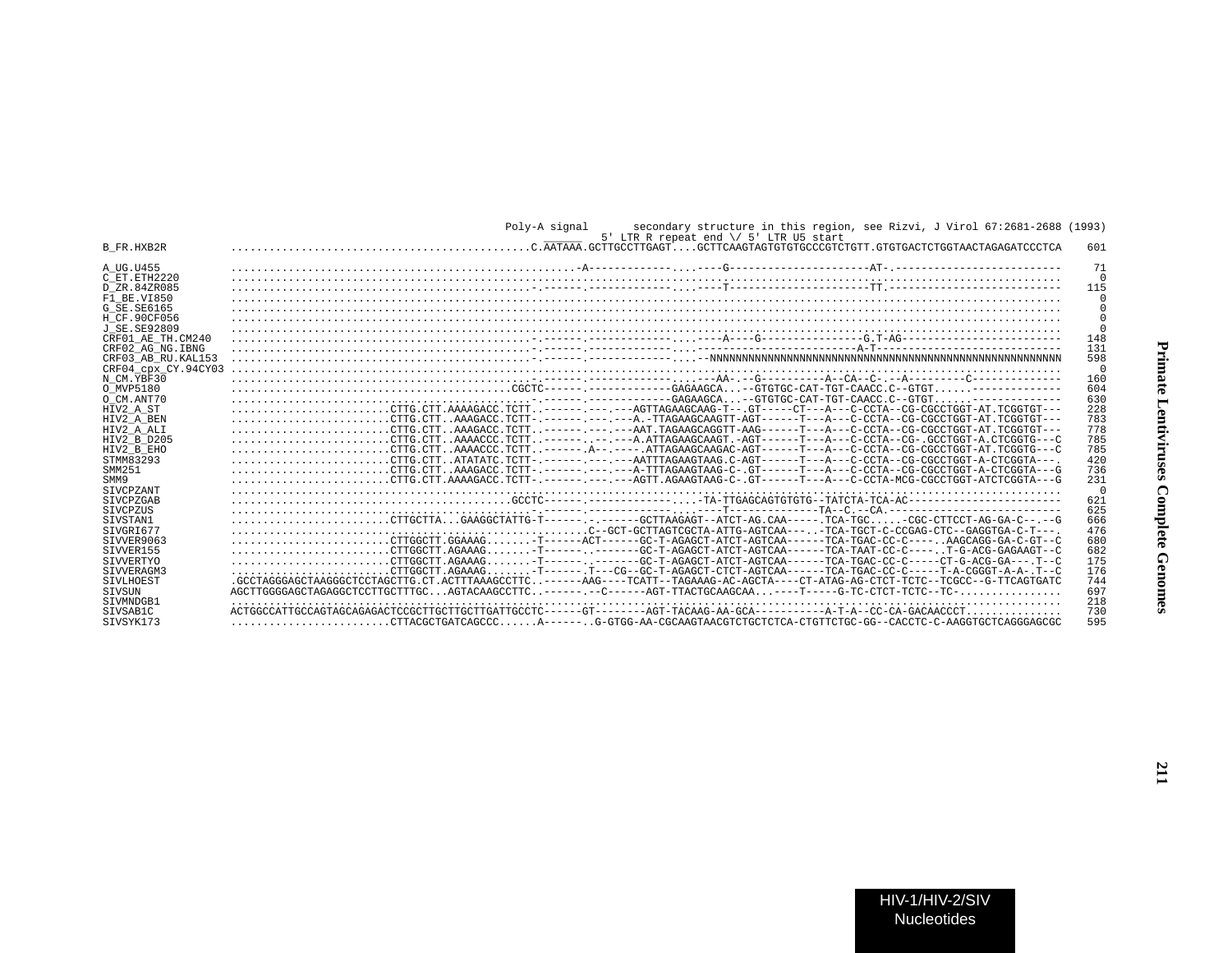```
                                           Poly-A signal       secondary structure in this region, see Rizvi, J Virol 67:2681-2688 (1993)
                                           ______   5' LTR R repeat end \/ 5' LTR U5 start
B_FR.HXB2R          .............................................C.AATAAA.GCTTGCCTTGAGT....GCTTCAAGTAGTGTGTGCCCGTCTGTT.GTGTGACTCTGGTAACTAGAGATCCCTCA    601

A_UG.U455           .....................................................-A-------------....----G---------------------AT-.-------------------------     71
C_ET.ETH2220        ..............................................................................................................................      0
D_ZR.84ZR085        ..............................................-.------.-------------....----T---------------------TT.-------------------------    115
F1_BE.VI850         ..............................................................................................................................      0
G_SE.SE6165         ..............................................................................................................................      0
H_CF.90CF056        ..............................................................................................................................      0
J_SE.SE92809        ..............................................................................................................................      0
CRF01_AE_TH.CM240   ..............................................-.------.-------------....----A----G---------------G.T-AG-----------------------    148
CRF02_AG_NG.IBNG    ..............................................-.------.-------------....-------------------------A-T----------------------------    131
CRF03_AB_RU.KAL153  ..............................................-.------.-------------....--NNNNNNNNNNNNNNNNNNNNNNNNNNNNNNNNNNNNNNNNNNNNNNNNNNNNNNNN    598
CRF04_cpx_CY.94CY03 ..............................................................................................................................      0
N_CM.YBF30          ..............................................-.------.-------------....---AA---G----------A--CA--C-.--A---------C--------------    160
O_MVP5180           .............................................CGCTC------.-------------GAGAAGCA...--GTGTGC-CAT-TGT-CAACC.C--GTGT......-------------    604
O_CM.ANT70          ..............................................-.------.-------------GAGAAGCA...--GTGTGC-CAT-TGT-CAACC.C--GTGT......-------------    630
HIV2_A_ST           .........................CTTG.CTT.AAAAGACC.TCTT..------.----.---AGTTAGAAGCAAG-T--.GT-----CT---A---C-CCTA--CG-CGCCTGGT-AT.TCGGTGT---    228
HIV2_A_BEN          .........................CTTG.CTT..AAAGACC.TCTT-.------.----.---A.-TTAGAAGCAAGTT-AGT------T---A---C-CCTA--CG-CGCCTGGT-AT.TCGGTGT---    783
HIV2_A_ALI          .........................CTTG.CTT..AAAGACC.TCTT..------.----.---AAT.TAGAAGCAGGTT-AAG------T---A---C-CCTA--CG-CGCCTGGT-AT.TCGGTGT---    778
HIV2_B_D205         .........................CTTG.CTT..AAAACCC.TCTT..------..--.---A.ATTAGAAGCAAGT.-AGT------T---A---C-CCTA--CG-.GCCTGGT-A.CTCGGTG---C    785
HIV2_B_EHO          .........................CTTG.CTT..AAAACCC.TCTT..-------.A--.----.ATTAGAAGCAAGAC-AGT------T---A---C-CCTA--CG-CGCCTGGT-AT.TCGGTG---C    785
STMM83293           .........................CTTG.CTT..ATATATC.TCTT-.------.----.---AATTTAGAAGTAAG.C-AGT------T---A---C-CCTA--CG-CGCCTGGT-A-CTCGGTA---.    420
SMM251              .........................CTTG.CTT..AAAGACC.TCTT-.------.----.---A-TTTAGAAGTAAG-C-.GT------T---A---C-CCTA--CG-CGCCTGGT-A-CTCGGTA---G    736
SMM9                .........................CTTG.CTT.AAAAGACC.TCTT-.------.----.---AGTT.AGAAGTAAG-C-.GT------T---A---C-CCTA-MCG-CGCCTGGT-ATCTCGGTA---G    231
SIVCPZANT           ..............................................................................................................................      0
SIVCPZGAB           ............................................GCCTC------.-------------....-TA-TTGAGCAGTGTGTG--TATCTA-TCA-AC-----------------------    621
SIVCPZUS            ..............................................-.------.-------------....----T--------------TA--C.--CA.--------------------------    625
SIVSTAN1            .........................CTTGCTTA...GAAGGCTATTG-T------.-.------GCTTAAGAGT--ATCT-AG.CAA-----.TCA-TGC.....-CGC-CTTCCT-AG-GA-C--.--G    666
SIVGRI677           .....................................................C--GCT-GCTTAGTCGCTA-ATTG-AGTCAA-----.TCA-TGCT-C-CCGAG-CTC--GAGGTGA-C-T---.    476
SIVVER9063          .........................CTTGGCTT.GGAAAG........T------ACT------GC-T-AGAGCT-ATCT-AGTCAA------TCA-TGAC-CC-C-----.AAGCAGG-GA-C-GT--C    680
SIVVER155           .........................CTTGGCTT.AGAAAG........-T------..-------GC-T-AGAGCT-ATCT-AGTCAA------TCA-TAAT-CC-C----..T-G-ACG-GAGAAGT--C    682
SIVVERTYO           .........................CTTGGCTT.AGAAAG........-T------..-------GC-T-AGAGCT-ATCT-AGTCAA------TCA-TGAC-CC-C-----CT-G-ACG-GA---.T--C    175
SIVVERAGM3          .........................CTTGGCTT.AGAAAG........-T------.T---CG--GC-T-AGAGCT-CTCT-AGTCAA------TCA-TGAC-CC-C-----T-A-CGGGT-A-A-.T--C    176
SIVLHOEST           .GCCTAGGGAGCTAAGGGCTCCTAGCTTG.CT.ACTTTAAAGCCTTC..------AAG----TCATT--TAGAAAG-AC-AGCTA----CT-ATAG-AG-CTCT-TCTC--TCGCC--G-TTCAGTGATC    744
SIVSUN              AGCTTGGGGAGCTAGAGGCTCCTTGCTTTGC...AGTACAAGCCTTC..------.--C------AGT-TTACTGCAAGCAA...----T-----G-TC-CTCT-TCTC--TC-................    697
SIVMNDGB1           ..............................................................................................................................    218
SIVSAB1C            ACTGGCCATTGCCAGTAGCAGAGACTCCGCTTGCTTGCTTGATTGCCTC------GT--------AGT-TACAAG-AA-GCA-----------A-T-A--CC-CA-GACAACCCT..............    730
SIVSYK173           .........................CTTACGCTGATCAGCCC......A------..G-GTGG-AA-CGCAAGTAACGTCTGCTCTCA-CTGTTCTGC-GG--CACCTC-C-AAGGTGCTCAGGGAGCGC    595
```

HIV-1/HIV-2/SIV Nucleotides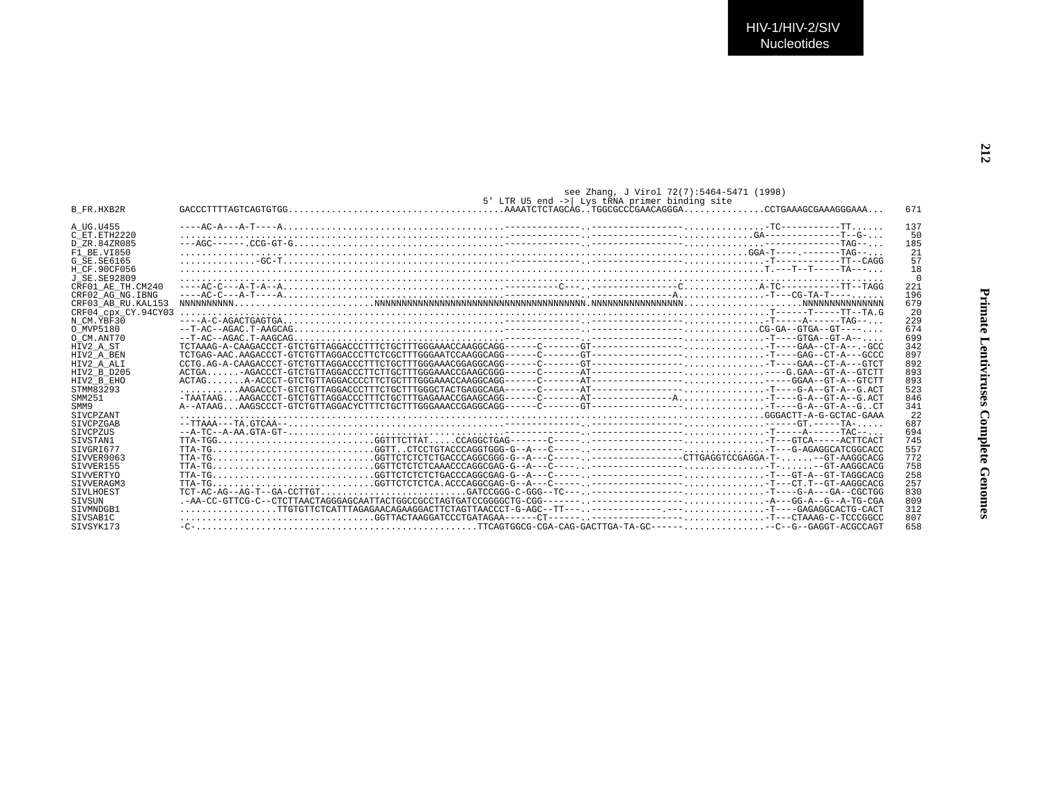```
                                                                         see Zhang, J Virol 72(7):5464-5471 (1998)
                                                           5' LTR U5 end ->| Lys tRNA primer binding site
B_FR.HXB2R          GACCCTTTTAGTCAGTGTGG......................................AAAATCTCTAGCAG..TGGCGCCCGAACAGGGA..............CCTGAAAGCGAAAGGGAAA...    671

A_UG.U455           ----AC-A---A-T----A.......................................-------------..---------------..............-TC-----------TT......    137
C_ET.ETH2220        .........................................................-------------..---------------..............GA-------------T--G....     50
D_ZR.84ZR085        ---AGC-------.CCG-GT-G....................................-------------..---------------..............---------------TAG-....    185
F1_BE.VI850         ..........................................................................................................GGA-T----.-------TAG--...     21
G_SE.SE6165         ..............-GC-T.......................................-------------..---------------..............-T-----------TT--CAGG     57
H_CF.90CF056        ..........................................................................................................T.---T--T-----TA--....     18
J_SE.SE92809        ............................................................................................................................      0
CRF01_AE_TH.CM240   ----AC-C---A-T-A--A.......................................---------C---..---------------C..............A-TC-----------TT--TAGG    221
CRF02_AG_NG.IBNG    ----AC-C---A-T----A.......................................-------------..---------------A...............-T---CG-TA-T----......    196
CRF03_AB_RU.KAL153  NNNNNNNNNN.........................NNNNNNNNNNNNNNNNNNNNNNNNNNNNNNNNNNNNNNN.NNNNNNNNNNNNNNNNN......................NNNNNNNNNNNNNNN    679
CRF04_cpx_CY.94CY03 ..........................................................................................................-T------T-----TT--TA.G     20
N_CM.YBF30          ----A-C-AGACTGAGTGA.......................................-------------..---------------..............-T-----A------TAG--...    229
O_MVP5180           --T-AC--AGAC.T-AAGCAG.....................................-------------..---------------..............CG-GA--GTGA--GT----...    674
O_CM.ANT70          --T-AC--AGAC.T-AAGCAG.....................................-------------..---------------..............-T----GTGA--GT-A--...    699
HIV2_A_ST           TCTAAAG-A-CAAGACCCT-GTCTGTTAGGACCCTTTCTGCTTTGGGAAACCAAGGCAGG------C-------GT---------------..............-T----GAA--CT-A--.-GCC    342
HIV2_A_BEN          TCTGAG-AAC.AAGACCCT-GTCTGTTAGGACCCTTCTCGCTTTGGGAATCCAAGGCAGG------C-------GT---------------..............-T----GAG--CT-A---GCCC    897
HIV2_A_ALI          CCTG.AG-A-CAAGACCCT-GTCTGTTAGGACCCTTTCTGCTTTGGGAAACGGAGGCAGG------C-------GT---------------..............-T----GAA--CT-A---GTCT    892
HIV2_B_D205         ACTGA......-AGACCCT-GTCTGTTAGGACCCTTCTTGCTTTGGGAAACCGAAGCGGG------C-------AT---------------..............----G.GAA--GT-A--GTCTT    893
HIV2_B_EHO          ACTAG.......A-ACCCT-GTCTGTTAGGACCCCTTCTGCTTTGGGAAACCAAGGCAGG------C-------AT---------------..............-----GGAA--GT-A--GTCTT    893
STMM83293           ...........AAGACCCT-GTCTGTTAGGACCCTTTCTGCTTTGGGCTACTGAGGCAGA------C-------AT---------------..............-T----G-A--GT-A--G.ACT    523
SMM251              -TAATAAG...AAGACCCT-GTCTGTTAGGACCCTTTCTGCTTTGAGAAACCGAAGCAGG------C-------AT---------------A.............-T----G-A--GT-A--G.ACT    846
SMM9                A--ATAAG...AAGSCCCT-GTCTGTTAGGACYCTTTCTGCTTTGGGAAACCGAGGCAGG------C-------GT---------------..............-T----G-A--GT-A--G..CT    341
SIVCPZANT           ..........................................................................................................GGGACTT-A-G-GCTAC-GAAA     22
SIVCPZGAB           --TTAAA---TA.GTCAA--......................................-------------..---------------..............------GT.-----TA-.....    687
SIVCPZUS            --A-TC--A-AA.GTA-GT-......................................-------------..---------------..............-T-----A------TAC--...    694
SIVSTAN1            TTA-TGG...........................GGTTTCTTAT.....CCAGGCTGAG-------C-----..---------------..............-T---GTCA-----ACTTCACT    745
SIVGRI677           TTA-TG............................GGTT..CTCCTGTACCCAGGTGGG-G--A---C-----..---------------..............-T---G-AGAGGCATCGGCACC    557
SIVVER9063          TTA-TG............................GGTTCTCTCTCTGACCCAGGCGGG-G--A---C-----..---------------CTTGAGGTCCGAGGA-T-......--GT-AAGGCACG    772
SIVVER155           TTA-TG............................GGTTCTCTCTCAAACCCAGGCGAG-G--A---C-----..---------------..............-T-......--GT-AAGGCACG    758
SIVVERTYO           TTA-TG............................GGTTCTCTCTCTGACCCAGGCGAG-G--A---C-----..---------------..............-T---GT-A--GT-TAGGCACG    258
SIVVERAGM3          TTA-TG............................GGTTCTCTCTCA.ACCCAGGCGAG-G--A---C-----..---------------..............-T---CT.T--GT-AAGGCACG    257
SIVLHOEST           TCT-AC-AG--AG-T--GA-CCTTGT...........................GATCCGGG-C-GGG--TC---..---------------..............-T----G-A---GA--CGCTGG    830
SIVSUN              .-AA-CC-GTTCG-C--CTCTTAACTAGGGAGCAATTACTGGCCGCCTAGTGATCCGGGGCTG-CGG-------..---------------..............-A---GG-A--G--A-TG-CGA    809
SIVMNDGB1           ..................TTGTGTTCTCATTTAGAGAACAGAAGGACTTCTAGTTAACCCT-G-AGC--TT---..-------------.--..............-T----GAGAGGCACTG-CACT    312
SIVSAB1C            ..................................GGTTACTAAGGATCCCTGATAGAA------CT------..---------------..............-T---CTAAAG-C-TCCCGGCC    807
SIVSYK173           -C-...................................................TTCAGTGGCG-CGA-CAG-GACTTGA-TA-GC------..............--C--G--GAGGT-ACGCCAGT    658
```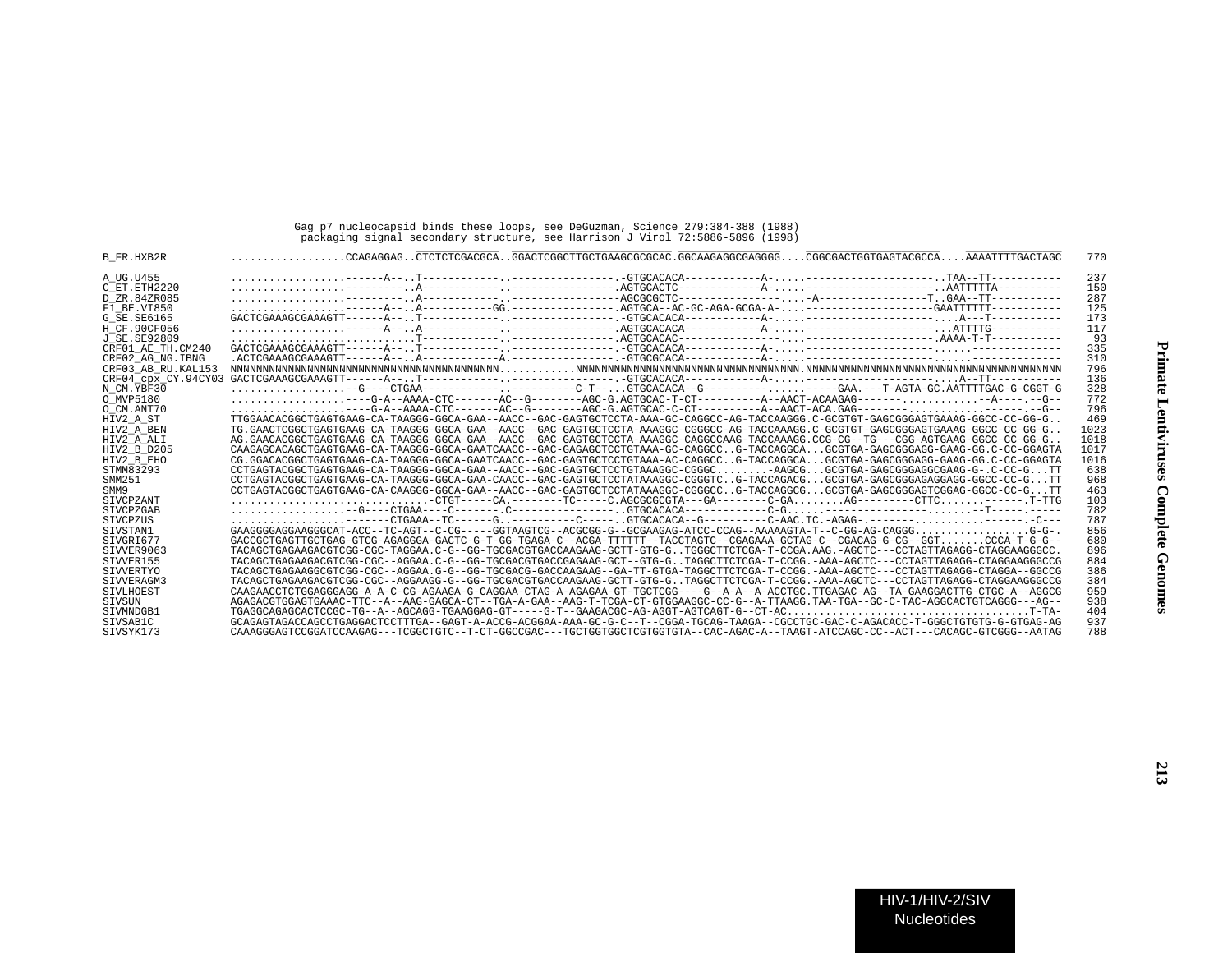Gag p7 nucleocapsid binds these loops, see DeGuzman, Science 279:384-388 (1988)
packaging signal secondary structure, see Harrison J Virol 72:5886-5896 (1998)

```
B_FR.HXB2R          .................CCAGAGGAG..CTCTCTCGACGCA..GGACTCGGCTTGCTGAAGCGCGCAC.GGCAAGAGGCGAGGGG....CGGCGACTGGTGAGTACGCCA....AAAATTTTGACTAGC   770

A_UG.U455           ................------A--..T------------..----------------.-GTGCACACA------------A-..........-----------------..TAA--TT----------   237
C_ET.ETH2220        ................----------..A-----------..----------------.AGTGCACTC-------------A-..........------------------..AATTTTTA----------   150
D_ZR.84ZR085        ................----------..A-----------..----------------AGCGCGCTC-----------------....A----------------T..GAA--TT----------   287
F1_BE.VI850         ................------A--..A-----------GG.----------------.AGTGCA--AC-GC-AGA-GCGA-A-..........------------------GAATTTTTT----------   125
G_SE.SE6165         GACTCGAAAGCGAAAGTT------A--..T------------..----------------.-GTGCACACA------------A-..........------------------....A---T----------   173
H_CF.90CF056        ................------A--..A------------..----------------.AGTGCACACA------------A-..........------------------...ATTTTG----------   117
J_SE.SE92809        ............................T------------..----------------.AGTGCACAC----------------..........------------------.AAAA-T-T----------    93
CRF01_AE_TH.CM240   GACTCGAAAGCGAAAGTT------A--..T------------..----------------.-GTGCACACA------------A-..........------------------......------------   335
CRF02_AG_NG.IBNG    .ACTCGAAAGCGAAAGTT------A--..A------------A.----------------.-GTGCGCACA------------A-..........------------------......------------   310
CRF03_AB_RU.KAL153  NNNNNNNNNNNNNNNNNNNNNNNNNNNNNNNNNNNNNNNNNNNN............NNNNNNNNNNNNNNNNNNNNNNNNNNNNNNNNNNNNNNNNN.NNNNNNNNNNNNNNNNNNNNNNNNNNNNNNNNNNNNNNNNNNNN   796
CRF04_cpx_CY.94CY03 GACTCGAAAGCGAAAGTT------A--..T------------..----------------.-GTGCACACA------------A-..........------------------....A--TT----------   136
N_CM.YBF30          ...................-G----CTGAA-----------..----------C-T--...GTGCACACA--G-----------..........GAA.---T-AGTA-GC.AATTTTGAC-G-CGGT-G   328
O_MVP5180           ....................----G-A--AAAA-CTC-------AC--G--------AGC-G.AGTGCAC-T-CT----------A--AACT-ACAAGAG-------............-A----.--G--   772
O_CM.ANT70          ....................----G-A--AAAA-CTC-------AC--G--------AGC-G.AGTGCAC-C-CT----------A--AACT-ACA.GAG-------............------.--G--   796
HIV2_A_ST           TTGGAACACGGCTGAGTGAAG-CA-TAAGGG-GGCA-GAA--AACC--GAC-GAGTGCTCCTA-AAA-GC-CAGGCC-AG-TACCAAGGG.C-GCGTGT-GAGCGGGAGTGAAAG-GGCC-CC-GG-G..   469
HIV2_A_BEN          TG.GAACTCGGCTGAGTGAAG-CA-TAAGGG-GGCA-GAA--AACC--GAC-GAGTGCTCCTA-AAAGGC-CGGGCC-AG-TACCAAAGG.C-GCGTGT-GAGCGGGAGTGAAAG-GGCC-CC-GG-G..  1023
HIV2_A_ALI          AG.GAACACGGCTGAGTGAAG-CA-TAAGGG-GGCA-GAA--AACC--GAC-GAGTGCTCCTA-AAAGGC-CAGGCCAAG-TACCAAAGG.CCG-CG--TG---CGG-AGTGAAG-GGCC-CC-GG-G..  1018
HIV2_B_D205         CAAGAGCACAGCTGAGTGAAG-CA-TAAGGG-GGCA-GAATCAACC--GAC-GAGAGCTCCTGTAAA-GC-CAGGCC..G-TACCAGGCA...GCGTGA-GAGCGGGAGG-GAAG-GG.C-CC-GGAGTA  1017
HIV2_B_EHO          CG.GGACACGGCTGAGTGAAG-CA-TAAGGG-GGCA-GAATCAACC--GAC-GAGTGCTCCTGTAAA-AC-CAGGCC..G-TACCAGGCA...GCGTGA-GAGCGGGAGG-GAAG-GG.C-CC-GGAGTA  1016
STMM83293           CCTGAGTACGGCTGAGTGAAG-CA-TAAGGG-GGCA-GAA--AACC--GAC-GAGTGCTCCTGTAAAGGC-CGGGC.........-AAGCG...GCGTGA-GAGCGGGAGGCGAAG-G-.C-CC-G...TT   638
SMM251              CCTGAGTACGGCTGAGTGAAG-CA-TAAGGG-GGCA-GAA-CAACC--GAC-GAGTGCTCCTATAAAGGC-CGGGTC..G-TACCAGACG...GCGTGA-GAGCGGGAGAGGAGG-GGCC-CC-G...TT   968
SMM9                CCTGAGTACGGCTGAGTGAAG-CA-CAAGGG-GGCA-GAA--AACC--GAC-GAGTGCTCCTATAAAGGC-CGGGCC..G-TACCAGGCG...GCGTGA-GAGCGGGAGTCGGAG-GGCC-CC-G...TT   463
SIVCPZANT           ...............................-CTGT-----CA.--------TC-----C.AGCGCGCGTA---GA--------C-GA........AG---------CTTC.......-------.T-TTG   103
SIVCPZGAB           ...................-G----CTGAA----C-------.C----------------..GTGCACACA-------------C-G......-----------------.......--T-----.-----   782
SIVCPZUS            ..............-------CTGAAA--TC------G..----------C-----.GTGCACACA--G----------C-AAC.TC.-AGAG-.-------...........-------.-C---   787
SIVSTAN1            GAAGGGGAGGAAGGGCAT-ACC--TC-AGT--C-CG-----GGTAAGTCG--ACGCGG-G--GCGAAGAG-ATCC-CCAG--AAAAAGTA-T--C-GG-AG-CAGGG..................G-G-.   856
SIVGRI677           GACCGCTGAGTTGCTGAG-GTCG-AGAGGA-GACTC-G-T-GG-TGAGA-C--ACGA-TTTTTT--TACCTAGTC--CGAGAAA-GCTAG-C--CGACAG-G-CG--GGT.......CCCA-T-G-G--   680
SIVVER9063          TACAGCTGAGAAGACGTCGG-CGC-TAGGAA.C-G--GG-TGCGACGTGACCAAGAAG-GCTT-GTG-G..TGGGCTTCTCGA-T-CCGA.AAG.-AGCTC---CCTAGTTAGAGG-CTAGGAAGGGCC.   896
SIVVER155           TACAGCTGAGAAGACGTCGG-CGC--AGGAA.C-G--GG-TGCGACGTGACCGAGAAG-GCT--GTG-G..TAGGCTTCTCGA-T-CCGG.-AAA-AGCTC---CCTAGTTAGAGG-CTAGGAAGGGCCG   884
SIVVERTYO           TACAGCTGAGAAGGCGTCGG-CGC--AGGAA.G-G--GG-TGCGACG-GACCAAGAAG--GA-TT-GTGA-TAGGCTTCTCGA-T-CCGG.-AAA-AGCTC---CCTAGTTAGAGG-CTAGGA--GGCCG   386
SIVVERAGM3          TACAGCTGAGAAGACGTCGG-CGC--AGGAAGG-G--GG-TGCGACGTGACCAAGAAG-GCTT-GTG-G..TAGGCTTCTCGA-T-CCGG.-AAA-AGCTC---CCTAGTTAGAGG-CTAGGAAGGGCCG   384
SIVLHOEST           CAAGAACCTCTGGAGGGAGG-A-A-C-CG-AGAAGA-G-CAGGAA-CTAG-A-AGAGAA-GT-TGCTCGG----G--A-A--A-ACCTGC.TTGAGAC-AG--TA-GAAGGACTTG-CTGC-A--AGGCG   959
SIVSUN              AGAGACGTGGAGTGAAAC-TTC--A--AAG-GAGCA-CT--TGA-A-GAA--AAG-T-TCGA-CT-GTGGAAGGC-CC-G--A-TTAAGG.TAA-TGA--GC-C-TAC-AGGCACTGTCAGGG---AG--   938
SIVMNDGB1           TGAGGCAGAGCACTCCGC-TG--A--AGCAGG-TGAAGGAG-GT-----G-T--GAAGACGC-AG-AGGT-AGTCAGT-G--CT-AC.......................................T-TA-   404
SIVSAB1C            GCAGAGTAGACCAGCCTGAGGACTCCTTTGA--GAGT-A-ACCG-ACGGAA-AAA-GC-G-C--T--CGGA-TGCAG-TAAGA--CGCCTGC-GAC-C-AGACACC-T-GGGCTGTGTG-G-GTGAG-AG   937
SIVSYK173           CAAAGGGAGTCCGGATCCAAGAG---TCGGCTGTC--T-CT-GGCCGAC---TGCTGGTGGCTCGTGGTGTA--CAC-AGAC-A--TAAGT-ATCCAGC-CC--ACT---CACAGC-GTCGGG--AATAG   788
```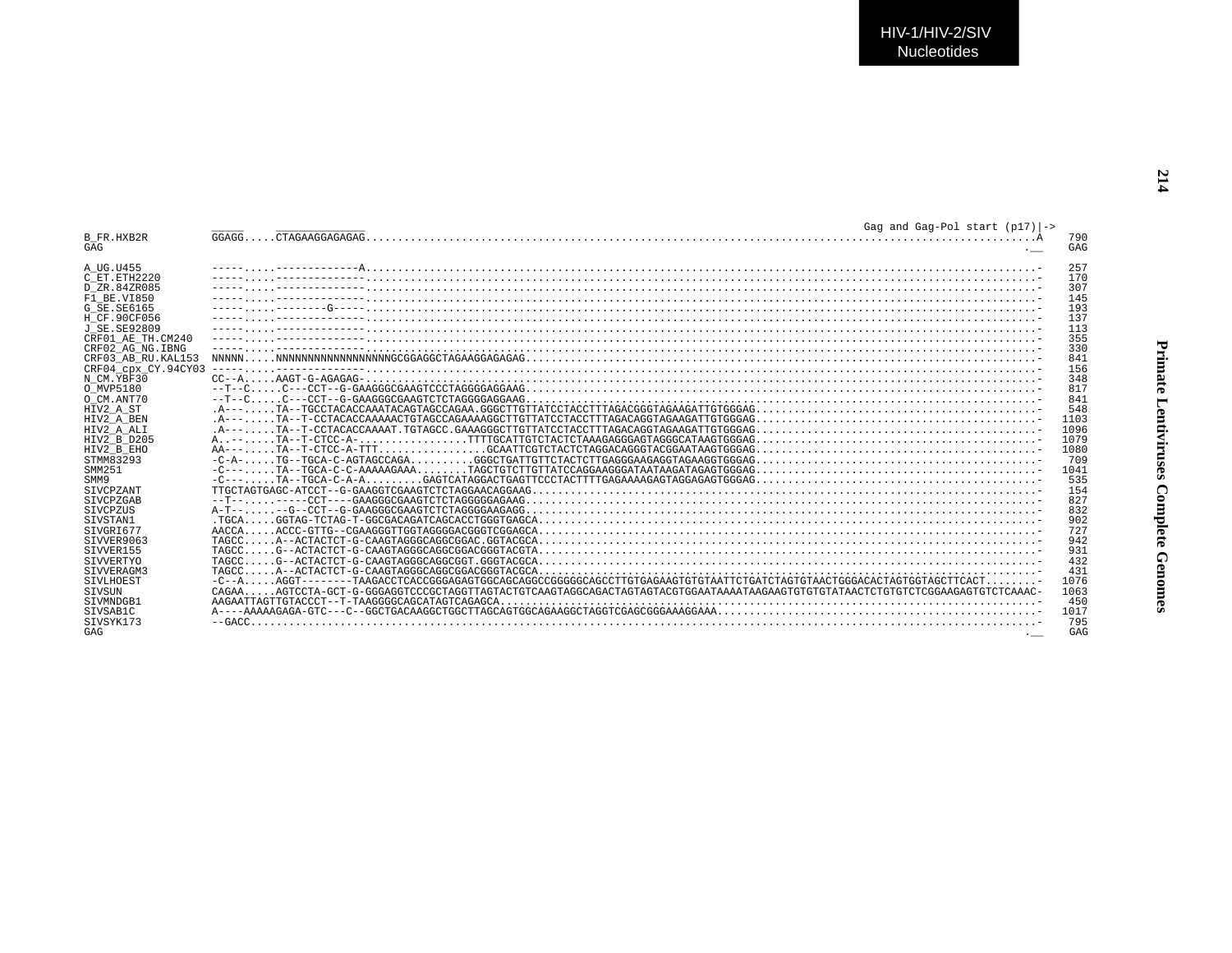```
                                                                                                       Gag and Gag-Pol start (p17)|->
B_FR.HXB2R           GGAGG.....CTAGAAGGAGAGAG................................................................................................A     790
GAG                                                                                                                                          .__    GAG

A_UG.U455            -----.....-------------A................................................................................................-     257
C_ET.ETH2220         -----.....--------------................................................................................................-     170
D_ZR.84ZR085         -----.....--------------................................................................................................-     307
F1_BE.VI850          -----.....--------------................................................................................................-     145
G_SE.SE6165          -----.....---------G----................................................................................................-     193
H_CF.90CF056         -----.....--------------................................................................................................-     137
J_SE.SE92809         -----.....--------------................................................................................................-     113
CRF01_AE_TH.CM240    -----.....--------------................................................................................................-     355
CRF02_AG_NG.IBNG     -----.....--------------................................................................................................-     330
CRF03_AB_RU.KAL153   NNNNN.....NNNNNNNNNNNNNNNNNGCGGAGGCTAGAAGGAGAGAG........................................................................-     841
CRF04_cpx_CY.94CY03  -----.....--------------................................................................................................-     156
N_CM.YBF30           CC--A.....AAGT-G-AGAGAG-................................................................................................-     348
O_MVP5180            --T--C.....C---CCT--G-GAAGGGCGAAGTCCCTAGGGGAGGAAG.......................................................................-     817
O_CM.ANT70           --T--C.....C---CCT--G-GAAGGGCGAAGTCTCTAGGGGAGGAAG.......................................................................-     841
HIV2_A_ST            .A---.....TA--TGCCTACACCAAATACAGTAGCCAGAA.GGGCTTGTTATCCTACCTTTAGACGGGTAGAAGATTGTGGGAG...................................-     548
HIV2_A_BEN           .A---.....TA--T-CCTACACCAAAAACTGTAGCCAGAAAAGGCTTGTTATCCTACCTTTAGACAGGTAGAAGATTGTGGGAG...................................-    1103
HIV2_A_ALI           .A---.....TA--T-CCTACACCAAAAT.TGTAGCC.GAAAGGGCTTGTTATCCTACCTTTAGACAGGTAGAAGATTGTGGGAG...................................-    1096
HIV2_B_D205          A..---.....TA--T-CTCC-A-.................TTTTGCATTGTCTACTCTAAAGAGGGAGTAGGGCATAAGTGGGAG.................................-    1079
HIV2_B_EHO           AA---.....TA--T-CTCC-A-TTT................GCAATTCGTCTACTCTAGGACAGGGTACGGAATAAGTGGGAG...................................-    1080
STMM83293            -C-A-.....TG--TGCA-C-AGTAGCCAGA..........GGGCTGATTGTTCTACTCTTGAGGGAAGAGGTAGAAGGTGGGAG...................................-     709
SMM251               -C---.....TA--TGCA-C-C-AAAAAGAAA........TAGCTGTCTTGTTATCCAGGAAGGGATAATAAGATAGAGTGGGAG...................................-    1041
SMM9                 -C---.....TA--TGCA-C-A-A.........GAGTCATAGGACTGAGTTCCCTACTTTTGAGAAAAGAGTAGGAGAGTGGGAG...................................-     535
SIVCPZANT            TTGCTAGTGAGC-ATCCT--G-GAAGGTCGAAGTCTCTAGGAACAGGAAG......................................................................-     154
SIVCPZGAB            --T--..........-CCT----GAAGGGCGAAGTCTCTAGGGGGAGAAG......................................................................-     827
SIVCPZUS             A-T--.......-G--CCT--G-GAAGGGCGAAGTCTCTAGGGGAAGAGG......................................................................-     832
SIVSTAN1             .TGCA.....GGTAG-TCTAG-T-GGCGACAGATCAGCACCTGGGTGAGCA.....................................................................-     902
SIVGRI677            AACCA.....ACCC-GTTG--CGAAGGGTTGGTAGGGGACGGGTCGGAGCA.....................................................................-     727
SIVVER9063           TAGCC.....A--ACTACTCT-G-CAAGTAGGGCAGGCGGAC.GGTACGCA.....................................................................-     942
SIVVER155            TAGCC.....G--ACTACTCT-G-CAAGTAGGGCAGGCGGACGGGTACGTA.....................................................................-     931
SIVVERTYO            TAGCC.....G--ACTACTCT-G-CAAGTAGGGCAGGCGGT.GGGTACGCA.....................................................................-     432
SIVVERAGM3           TAGCC.....A--ACTACTCT-G-CAAGTAGGGCAGGCGGACGGGTACGCA.....................................................................-     431
SIVLHOEST            -C--A.....AGGT--------TAAGACCTCACCGGGAGAGTGGCAGCAGGCCGGGGGCAGCCTTGTGAGAAGTGTGTAATTCTGATCTAGTGTAACTGGGACACTAGTGGTAGCTTCACT........-    1076
SIVSUN               CAGAA.....AGTCCTA-GCT-G-GGGAGGTCCCGCTAGGTTAGTACTGTCAAGTAGGCAGACTAGTAGTACGTGGAATAAAATAAGAAGTGTGTGTATAACTCTGTGTCTCGGAAGAGTGTCTCAAAC-    1063
SIVMNDGB1            AAGAATTAGTTGTACCCT--T-TAAGGGGCAGCATAGTCAGAGCA...........................................................................-     450
SIVSAB1C             A----AAAAAGAGA-GTC---C--GGCTGACAAGGCTGGCTTAGCAGTGGCAGAAGGCTAGGTCGAGCGGGAAAGGAAA.........................................-    1017
SIVSYK173            --GACC..................................................................................................................-     795
GAG                                                                                                                                          .__    GAG
```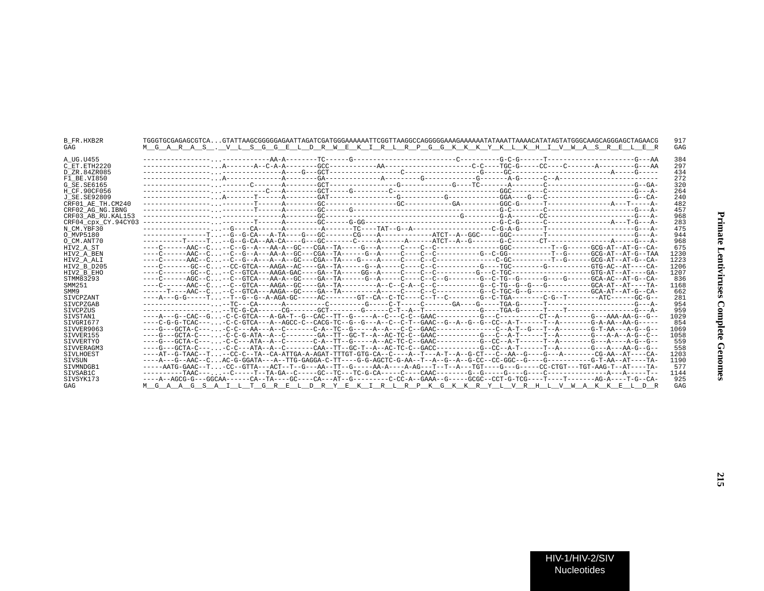```
B_FR.HXB2R          TGGGTGCGAGAGCGTCA...GTATTAAGCGGGGGAGAATTAGATCGATGGGAAAAAATTCGGTTAAGGCCAGGGGGAAAGAAAAAATATAAATTAAAACATATAGTATGGGCAAGCAGGGAGCTAGAACG   917
GAG                 M__G__A__R__A__S__.__V__L__S__G__G__E__L__D__R__W__E__K__I__R__L__R__P__G__G__K__K__K__Y__K__L__K__H__I__V__W__A__S__R__E__L__E__R   GAG

A_UG.U455           -----------------...-----------AA-A--------TC------G--------------------------C----------G-C-G------T----------------------G---AA   384
C_ET.ETH2220        -----------------...A-------A--C-A-A--------GCC------------AA----------------------C-C----TGC-G-----CC----C-------A---------G---AA   297
D_ZR.84ZR085        -----------------...---------------A----G---GCT------------------C-------------------G-----GC-------------------------A-----G-----   434
F1_BE.VI850         -----------------...A--------------A--------GA---------------A---------G-------------G-------A-G------C--A-----------------------   272
G_SE.SE6165         -----------------...-------C-------A--------GCT-----------------G-------------G----TC-------A--------C----------------------G--GA-   320
H_CF.90CF056        -----------------...------------C---A--------GCT-----G--------C---------------------------GGC--------C----------------------G---A-   264
J_SE.SE92809        -----------------...A-------T------A--------GAT-----------------G-----------G------------GGA----G---C----------------------G--CA-   240
CRF01_AE_TH.CM240   -----------------...--------T------A--------GC------------------GC-----------GA----------GGC-G------T----------------A---T-----A-   482
CRF02_AG_NG.IBNG    -----------------...--------T------A--------GC------G------------------------------------G-C--------C----------------------G---A-   457
CRF03_AB_RU.KAL153  -----------------...---------------A--------GC----------------------------------G---------G-A-------CC---------------------G---A-   968
CRF04_cpx_CY.94CY03 -----------------...--------T------A--------GC------G-GG---------------------------------G-C-G------C----------------A---T-G---A-   283
N_CM.YBF30          -----------------...--G----CA------A--------A-------TC----TAT--G--A-------------------C-G-A-G------T----------------------G---A-   475
O_MVP5180           ------------T....--G--G-CA---A-TA---G---GC------CG----A------------ATCT--A--GGC-----GGC--------T----------------------G---A-   944
O_CM.ANT70          ----------T-----T...-G--G-CA--AA-CA----G---GC-------C-----A------A------ATCT--A--G-------G-C-------CT-----------------A-----G---A-   968
HIV2_A_ST           ----C------AAC--C...--C--G--A---AA-A--GC---CGA--TA-----G---A-----C----C--C----------------GGC----------T--G------GCG-AT--AT-G--CA-   675
HIV2_A_BEN          ----C------AAC--C...--C--G--A---AA-A--GC---CGA--TA------G--A-----C----C--C-----------G--C-GG----------T--G------GCG-AT--AT-G--TAA  1230
HIV2_A_ALI          ----C------AAC--C...--C--G--A---A--A--GC---CGA--TA----G----A-----C----C--C--------------C-GC----------T--G------GCG-AT--AT-G--CA-  1223
HIV2_B_D205         ----C-------GC--C...--CC-GTCA---AAGA--AC----GA--TA------G--A-----C----C--C-----------G----TGC---------G-----------GTG-AC--AT----CA-  1206
HIV2_B_EHO          ----C-------GC--C...--C--GTCA---AAGA-GAC----GA--TA-----GG--A-----C----C--C----------G---C-TGC--------------------GTG-AT--AT----GA-  1207
STMM83293           ----C------AGC--C...--C--GTCA---AA-A--GC----GA--TA------G--A-----C----C--C--G--------G--C-TG--G------G----G------GCA-AC--AT-G--CA-   836
SMM251              ----C------AAC--C...--C--GTCA---AAGA--GC----GA--TA---------A--C--C-A--C--C-----------G--C-TG--G--G---G-----------GCA-AT--AT----TA-  1168
SMM9                ------T----AAC--C...--C--GTCA---AAGA--GC----GA--TA---------A-----C----C--C-----------G--C-TGC-G--G---------------GCA-AT--AT-G--CA-   662
SIVCPZANT           ----A---G-G-----T...--T--G--G--A-AGA-GC-----AC--------GT--CA--C-TC-----C--T--C--------G--C-TGA--------C-G--T---------ATC------GC-G--   281
SIVCPZGAB           -----------------...--TC---CA------A----------C---------G-----C-T-----C-------GA----G-----TGA-G------T----------------------G---A-   954
SIVCPZUS            -----------------...--TC-G-CA------CG-------GCT--------G------C-T--A--T--------------G----TGA-G------T----T------------------G---A-   959
SIVSTAN1            ----A---G--CAC--G...-C-C-GTCA---A-GA-T--G--CAC--TT--G-----A--C---C-C--GAAC-----------G---C----------CT--A--------G---AAA-AA-G--G--  1029
SIVGRI677           ----C-G-G-TCAC---...-C-C-GTCA---A--AGCC-C--CACG-TC--G--G---A--C--C-T--GAAC--G--A--G--G--CC--A-T------T--A--------G-A-AA--AA-G-----   854
SIVVER9063          ----G---GCTA-C---...-C-C---AA---A--C-------C-A--TC--G-----A--A---C-C--GAAC----------------C--A-T--G---T--A--------G-T-AA---A-G--G--  1069
SIVVER155           ----G---GCTA-C---...-C-C-G-ATA--A--C--------GA--TT--GC-T--A--AC-TC-C--GAAC-----------G---C--A-T------T--A--------G---A-A--A-G--C--  1058
SIVVERTYO           ----G---GCTA-C---...-C-C---ATA--A--C-------C-A--TT--G-----A--AC-TC-C--GAAC-----------G--CC--A-T------T--A--------G---A----A-G--G--   559
SIVVERAGM3          ----G---GCTA-C---...-C-C---ATA--A--C-------CAA--TT--GC-T--A--AC-TC-C--GACC-----------G--CC--A-T------T--A--------G---A---AA-G--G--   558
SIVLHOEST           ----AT--G-TAAC--T...--CC-C--TA--CA-ATTGA-A-AGAT-TTTGT-GTG-CA--C----A--T---A-T--A--G-CT---C--AA--G----G---A--------CG-AA--AT----CA-  1203
SIVSUN              ----A---G--AAC--C...AC-G-GGATA---A--TTG-GAGGA-C-TT----G-G-AGCTC-G-AA--T--A--G--A--G-CC--CC-GGC--G----G-----------G-T-AA--AT----TA-  1190
SIVMNDGB1           -----AATG-GAAC--T...-CC--GTTA---ACT--T--G---AA--TT--G-----AA-A----A-AG---T--T--A---TGT----G---G-----CC-CTGT---TGT-AAG-T--AT----TA-   577
SIVSAB1C            ----------TAAC---...-C-----T--TA-GA--C-----GC--TC---TC-G-CA-----C----CAAC--------G--G-----G----G----C---------------A---A-----T--  1144
SIVSYK173           ----A--AGCG-G---GGCAA------CA--TA----GC----CA---AT--G---------C-CC-A--GAAA--G-----GCGC--CCT-G-TCG----T----T-------AG-A----T-G--CA-   925
GAG                 M__G__A__A__G__S__A__I__L__T__G__R__E__L__D__R__Y__E__K__I__R__L__R__P__K__G__K__K__R__Y__L__V__R__H__L__V__W__A__K__K__E__L__D__R   GAG
```

HIV-1/HIV-2/SIV Nucleotides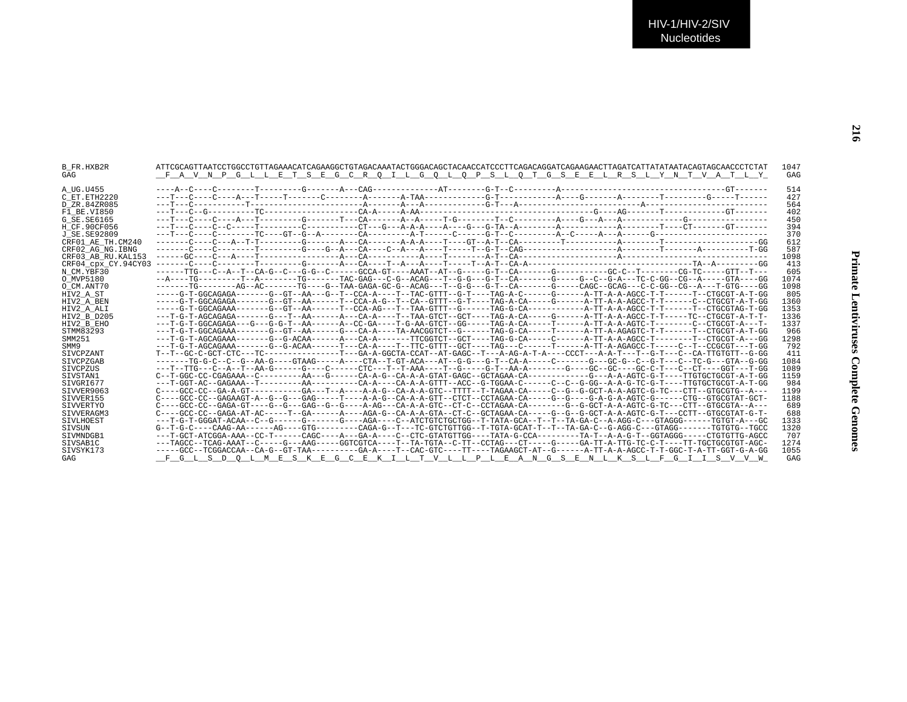HIV-1/HIV-2/SIV
Nucleotides

```
B_FR.HXB2R          ATTCGCAGTTAATCCTGGCCTGTTAGAAACATCAGAAGGCTGTAGACAAATACTGGGACAGCTACAACCATCCCTTCAGACAGGATCAGAAGAACTTAGATCATTATATAATACAGTAGCAACCCTCTAT  1047
GAG                 __F__A__V__N__P__G__L__L__E__T__S__E__G__C__R__Q__I__L__G__Q__L__Q__P__S__L__Q__T__G__S__E__E__L__R__S__L__Y__N__T__V__A__T__L__Y_   GAG

A_UG.U455           ----A--C----C--------T---------G-------A---CAG-------------AT--------G-T--C---------A------------------------------------GT-------   514
C_ET.ETH2220        ---T---C----C----A---T-----T-------C-------A-------A-TAA------------G-T-----------A----G-------A--------T---------G-----T------   427
D_ZR.84ZR085        ---T---C-----------T--------------------A-------A---A-------------G-T---A-----------------------A---------------------------   564
F1_BE.VI850         ---T---C--G---------TC-------------------CA-A-----A-AA-------------------------------------G----AG-------T-------------GT-------   402
G_SE.SE6165         ---T---C----C----A---T---------G-------T---CA-------A--A-----T-G--------T--C---------A----G---A---A-------------G-----------------   450
H_CF.90CF056        ---T---C----C--C-----T---------C-----------CT---G---A-A-A----A----G---G-TA--A--------A-----------A--------T----CT-------GT-------   394
J_SE.SE92809        ---T---C----C--------TC----GT--G--A--------CA---------A-T------C------G-T--C---------A--C-----A---A------G------------------------   370
CRF01_AE_TH.CM240   -------C----C---A--T-T---------G-------A---CA-------A-A-A----T----GT--A-T--CA---------T-----------A--------T--------------------GG   612
CRF02_AG_NG.IBNG    -------C----C--------T---------G----G--A---CA----C--A---A----T-----T--G-T--CAG-------------------A--------T-------A----------T-GG   587
CRF03_AB_RU.KAL153  ------GC----C---A----T-----------------A---CA-----------A----T--------A-T--CA--------------------A------------------------------   1098
CRF04_cpx_CY.94CY03 -------C----C--------T---------G-------A---CA----T--A---A----T-----T--A-T--CA-A----------------------------------TA--A---------GG   413
N_CM.YBF30          ------TTG---C--A--T--CA-G--C---G-G--C------GCCA-GT-----AAAT--AT--G-----G-T--CA-------G-----------GC-C--T--------CG-TC-----GTT--T---   605
O_MVP5180           --A----TG---------T--A--------TG--------TAC-GAG---C-G--ACAG---T--G-G---G-T--CA-------G-----G---C--G-A---TC-C-GG--CG--A-----GTA----GG   1074
O_CM.ANT70          -------TG--------AG--AC-------TG----G--TAA-GAGA-GC-G--ACAG---T--G-G---G-T--CA-------G-----CAGC--GCAG---C-C-GG--CG--A---T-GTG----GG   1098
HIV2_A_ST           -----G-T-GGCAGAGA-------G--GT--AA---G--T--CCA-A----T--TAC-GTTT--G-T----TAG-A-C------G------A-TT-A-A-AGCC-T-T------T--CTGCGT-A-T-GG   805
HIV2_A_BEN          -----G-T-GGCAGAGA-------G--GT--AA------T--CCA-A-G--T--CA--GTTT--G-T----TAG-A-CA-----G------A-TT-A-A-AGCC-T-T------C--CTGCGT-A-T-GG   1360
HIV2_A_ALI          -----G-T-GGCAGAAA-------G--GT--AA------T--CCA-AG---T--TAA-GTTT--G------TAG-G-CA-----------A-TT-A-A-AGCC-T-T------T--CTGCGTAG-T-GG   1353
HIV2_B_D205         ---T-G-T-AGCAGAGA-------G---T--AA------A---CA-A----T--TAA-GTCT--GCT----TAG-A-CA-----G------A-TT-A-A-AGCC-T-T-----TC--CTGCGT-A-T-T-   1336
HIV2_B_EHO          ---T-G-T-GGCAGAGA---G---G-G-T--AA------A--CC-GA----T-G-AA-GTCT--GG-----TAG-A-CA-----T------A-TT-A-A-AGTC-T-------C--CTGCGT-A---T-   1337
STMM83293           ---T-G-T-GGCAGAAA-------G--GT--AA------G---CA-A----TA-AACGGTCT--G------TAG-G-CA-----T------A-TT-A-A-AGAGTC-T-T------T--CTGCGT-A-T-GG   966
SMM251              ---T-G-T-AGCAGAAA-------G--G-ACAA------A---CA-A--------TTCGGTCT--GCT----TAG-G-CA-----C------A-TT-A-A-AGCC-T--------T--CTGCGT-A---GG   1298
SMM9                ---T-G-T-AGCAGAAA-------G--G-ACAA------T---CA-A----T--TTC-GTTT--GCT----TAG---C------T------A-TT-A-AGAGCC-T------C--T--CCGCGT---T-GG   792
SIVCPZANT           T--T--GC-C-GCT-CTC---TC----------------T---GA-A-GGCTA-CCAT--AT-GAGC--T---A-AG-A-T-A----CCCT---A-A-T---T--G-T---C--CA-TTGTGTT--G-GG   411
SIVCPZGAB           -------TG-G-C--C--G--AA-G----GTAAG-----A----CTA--T-GT-ACA---AT--G-G---G-T--CA-A-----C-------G---GC-G--C--G-T---C--TC-G---GTA--G-GG   1084
SIVCPZUS            ---T--TTG---C--A--T--AA-G------G----C------CTC---T--T-AAA----T--G-----G-T--AA-A--------G----GC--GC----GC-C-T---C--CT----GGT---T-GG   1089
SIVSTAN1            C--T-GGC-CC-CGAGAAA--C---------AA---G------CA-A-G--CA-A-A-GTAT-GAGC--GCTAGAA-CA------------G---A-A-AGTC-G-T----TTGTGCTGCGT-A-T-GG   1159
SIVGRI677           ---T-GGT-AC--GAGAAA--T---------AA----------CA-A----CA-A-A-GTTT--ACC--G-TGGAA-C------C--C--G-GG--A-A-G-TC-G-T----TTGTGCTGCGT-A-T-GG   984
SIVVER9063          C----GCC-CC--GA-A-GT----------GA---T--A----A-A-G--CA-A-A-GTC--TTTT--T-TAGAA-CA-----C--G--G-GCT-A-A-AGTC-G-TC---CTT--GTGCGTG--A---   1199
SIVVER155           C----GCC-CC--GAGAAGT-A--G--G---GAG-----T----A-A-G--CA-A-A-GTT--CTCT--CCTAGAA-CA-----G--G----G-A-G-A-AGTC-G------CTG--GTGCGTAT-GCT-   1188
SIVVERTYO           C----GCC-CC--GAGA-GT----G--G---GAG--G--G----A-AG---CA-A-A-GTC--CT-C--CCTAGAA-CA--------G--G-GCT-A-A-AGTC-G-TC---CTT--GTGCGTA--A---   689
SIVVERAGM3          C----GCC-CC--GAGA-AT-AC-----T--GA------A----AGA-G--CA-A-A-GTA--CT-C--GCTAGAA-CA-----G--G--G-GCT-A-A-AGTC-G-T---CCTT--GTGCGTAT-G-T-   688
SIVLHOEST           ---T-G-T-GGGAT-ACAA--C--G------G-------G----AGA----C--ATCTGTCTGCTGG--T-TATA-GCA--T--T--TA-GA-C--A-AGG-C---GTAGGG------TGTGT-A---GC   1333
SIVSUN              G--T-G-C----CAAG-AA------AG----GTG---------CAGA-G--T---TC-GTCTGTTGG--T-TGTA-GCAT-T--T--TA-GA-C--G-AGG-C---GTAGG-------TGTGTG--TGCC   1320
SIVMNDGB1           ---T-GCT-ATCGGA-AAA--CC-T------CAGC----A---GA-A----C--CTC-GTATGTTGG----TATA-G-CCA---------TA-T--A-A-G-T--GGTAGGG-----CTGTGTTG-AGCC   707
SIVSAB1C            ---TAGCC--TCAG-AAAT--C-----G---AAG-----GGTCGTCA----T--TA-TGTA--C-TT--CCTAG---CT-----G-----GA-TT-A-TTG-TC-C-T-----TT-TGCTGCGTGT-AGC-   1274
SIVSYK173           -----GCC--TCGGACCAA--CA-G--GT-TAA----------GA-A----T--CAC-GTC----TT----TAGAAGCT-AT--G------A-TT-A-A-AGCC-T-T-GGC-T-A-TT-GGT-G-A-GG   1055
GAG                 __F__G__L__S__D__Q__L__M__E__S__K__E__G__C__E__K__I__L__T__V__L__L__P__L__E__A__N__G__S__E__N__L__K__S__L__F__G__I__I__S__V__V__W_   GAG
```

Primate Lentiviruses Complete Genomes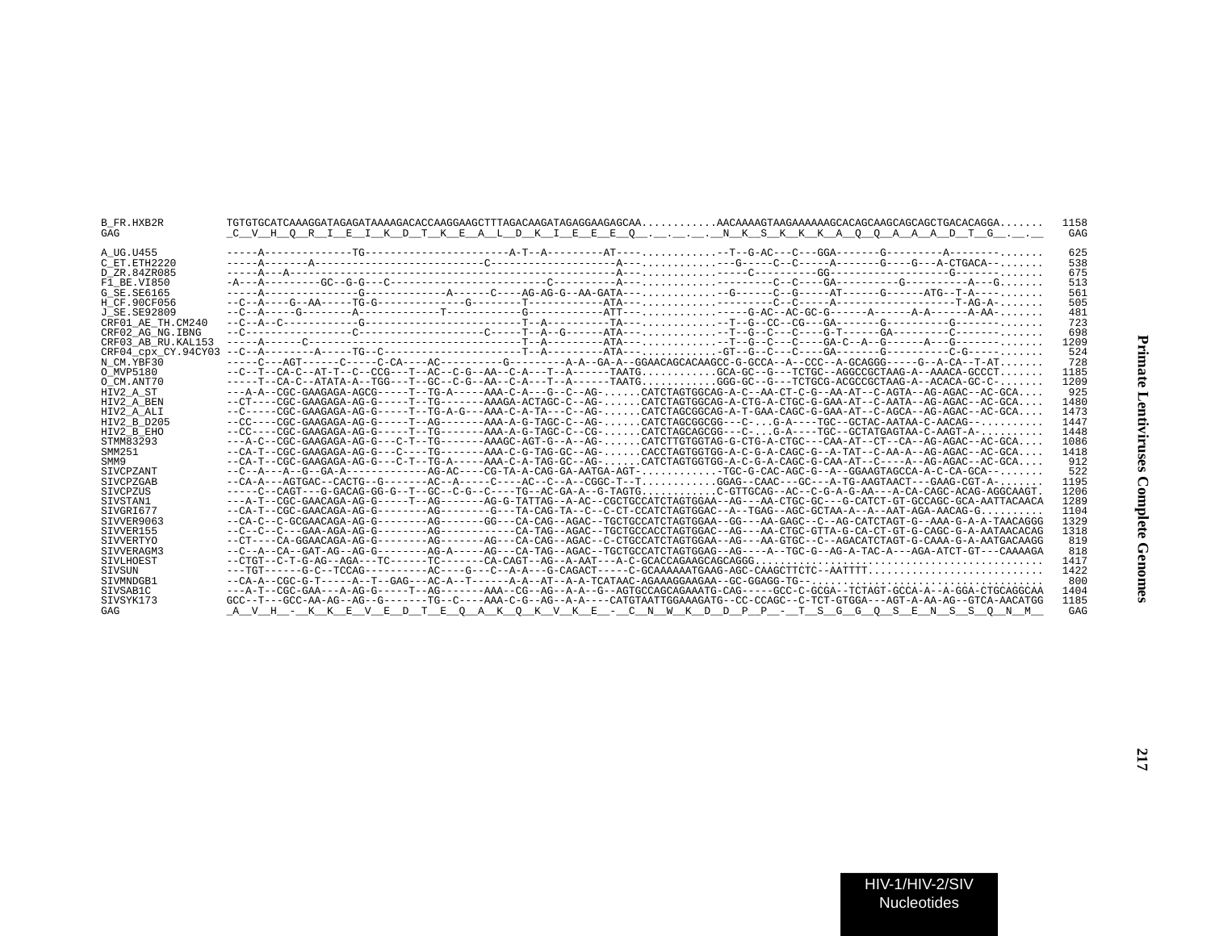```
B_FR.HXB2R          TGTGTGCATCAAAGGATAGAGATAAAAGACACCAAGGAAGCTTTAGACAAGATAGAGGAAGAGCAA............AACAAAAGTAAGAAAAAAGCACAGCAAGCAGCAGCTGACACAGGA.......  1158
GAG                 _C__V__H__Q__R__I__E__I__K__D__T__K__E__A__L__D__K__I__E__E__E__Q__.__.__.__.__N__K__S__K__K__K__A__Q__Q__A__A__A__D__T__G__.__.__   GAG

A_UG.U455           -----A--------------TG-----------------------A-T--A---------AT----............--T--G-AC---C---GGA-------G---------A--------.......   625
C_ET.ETH2220        -----A-------A-------------------------C--------------------A---...........---G-----C--C-----A-------G----G---A-CTGACA--.......   538
D_ZR.84ZR085        -----A---A--------------------------------------------------A---...........-----C----------GG------------------G-------.......   675
F1_BE.VI850         -A---A---------GC--G-G---C-------------------------C-------A---...........---------C--C----GA----------G----------A---G.......   513
G_SE.SE6165         -----A---------------G-------------A------C----AG-AG-G--AA-GATA---...........--G------C--G-----AT------G------ATG--T-A----.......   561
H_CF.90CF056        --C--A----G--AA-----TG-G-------------G--------T-----------ATA---...........----------C--C-----A-------------------T-AG-A-.......   505
J_SE.SE92809        --C--A-----G--------A-------------T-----------G-----------ATT---...........-----G-AC--AC-GC-G------A------A-A------A-AA-.......   481
CRF01_AE_TH.CM240   --C--A--C------------G------------------------T--A----------TA---...........--T--G--CC--CG---GA-------G----------G-------.......   723
CRF02_AG_NG.IBNG    --C----------------C-------------------C-----T--A--G------ATA---...........--T--G--C---C----G-T------GA---------C-------.......   698
CRF03_AB_RU.KAL153  -----A------C----------------------------------T--A---------ATA---...........--T--G--C---C----GA-C--A--G------A---G-------.......  1209
CRF04_cpx_CY.94CY03 --C--A--------A-----TG--C--------------------T--A---------ATA---...........-GT--G--C---C----GA-------G----------C-G-----.......   524
N_CM.YBF30          ----C---AGT------C-----C-CA----AC----------G---------A-A--GA-A--GGAACAGCACAAGCC-G-GCCA--A--CCC--A-GCAGGG-----G--A-CA--T-AT.......   728
O_MVP5180           --C--T--CA-C--AT-T--C--CCG---T--AC--C-G--AA--C-A---T--A------TAATG............GCA-GC--G---TCTGC--AGGCCGCTAAG-A--AAACA-GCCCT.......  1185
O_CM.ANT70          -----T--CA-C--ATATA-A--TGG---T--GC--C-G--AA--C-A---T--A------TAATG............GGG-GC--G---TCTGCG-ACGCCGCTAAG-A--ACACA-GC-C-.......  1209
HIV2_A_ST           ---A-A--CGC-GAAGAGA-AGCG-----T--TG-A-----AAA-C-A---G--C--AG-......CATCTAGTGGCAG-A-C--AA-CT-C-G--AA-AT--C-AGTA--AG-AGAC--AC-GCA....   925
HIV2_A_BEN          --CT----CGC-GAAGAGA-AG-G-----T--TG-------AAAGA-ACTAGC-C--AG-......CATCTAGTGGCAG-A-CTG-A-CTGC-G-GAA-AT--C-AATA--AG-AGAC--AC-GCA....  1480
HIV2_A_ALI          --C-----CGC-GAAGAGA-AG-G-----T--TG-A-G---AAA-C-A-TA---C--AG-......CATCTAGCGGCAG-A-T-GAA-CAGC-G-GAA-AT--C-AGCA--AG-AGAC--AC-GCA....  1473
HIV2_B_D205         --CC----CGC-GAAGAGA-AG-G-----T--AG-------AAA-A-G-TAGC-C--AG-......CATCTAGCGGCGG---C-...G-A----TGC--GCTAC-AATAA-C-AACAG--..........  1447
HIV2_B_EHO          --CC----CGC-GAAGAGA-AG-G-----T--TG-------AAA-A-G-TAGC-C--CG-......CATCTAGCAGCGG---C-...G-A----TGC--GCTATGAGTAA-C-AAGT-A-..........  1448
STMM83293           ---A-C--CGC-GAAGAGA-AG-G---C-T--TG-------AAAGC-AGT-G--A--AG-......CATCTTGTGGTAG-G-CTG-A-CTGC---CAA-AT--CT--CA--AG-AGAC--AC-GCA....  1086
SMM251              --CA-T--CGC-GAAGAGA-AG-G---C-----TG-------AAA-C-G-TAG-GC--AG-......CACCTAGTGGTGG-A-C-G-A-CAGC-G--A-TAT--C-AA-A--AG-AGAC--AC-GCA....  1418
SMM9                --CA-T--CGC-GAAGAGA-AG-G---C-T--TG-A-----AAA-C-A-TAG-GC--AG-......CATCTAGTGGTGG-A-C-G-A-CAGC-G-CAA-AT--C----A--AG-AGAC--AC-GCA....   912
SIVCPZANT           --C--A---A--G--GA-A-------------AG-AC----CG-TA-A-CAG-GA-AATGA-AGT-............-TGC-G-CAC-AGC-G--A--GGAAGTAGCCA-A-C-CA-GCA--......   522
SIVCPZGAB           --CA-A---AGTGAC--CACTG--G-------AC--A-----C----AC--C--A--CGGC-T--T............GGAG--CAAC---GC---A-TG-AAGTAACT---GAAG-CGT-A-.......  1195
SIVCPZUS            -----C--CAGT---G-GACAG-GG-G--T--GC--C-G--C----TG--AC-GA-A--G-TAGTG............C-GTTGCAG--AC--C-G-A-G-AA---A-CA-CAGC-ACAG-AGGCAAGT.  1206
SIVSTAN1            ---A-T--CGC-GAACAGA-AG-G-----T--AG-------AG-G-TATTAG--A-AC--CGCTGCCATCTAGTGGAA--AG---AA-CTGC-GC---G-CATCT-GT-GCCAGC-GCA-AATTACAACA  1289
SIVGRI677           --CA-T--CGC-GAACAGA-AG-G--------AG--------G---TA-CAG-TA--C--C-CT-CCATCTAGTGGAC--A--TGAG--AGC-GCTAA-A--A--AAT-AGA-AACAG-G..........  1104
SIVVER9063          --CA-C--C-GCGAACAGA-AG-G--------AG-------GG---CA-CAG--AGAC--TGCTGCCATCTAGTGGAA--GG---AA-GAGC--C--AG-CATCTAGT-G--AAA-G-A-A-TAACAGGG  1329
SIVVER155           --C--C--C---GAA-AGA-AG-G--------AG-------------CA-TAG--AGAC--TGCTGCCACCTAGTGGAC--AG---AA-CTGC-GTTA-G-CA-CT-GT-G-CAGC-G-A-AATAACACAG  1318
SIVVERTYO           --CT----CA-GGAACAGA-AG-G--------AG-------AG---CA-CAG--AGAC--C-CTGCCATCTAGTGGAA--AG---AA-GTGC--C--AGACATCTAGT-G-CAAA-G-A-AATGACAAGG   819
SIVVERAGM3          --C--A--CA--GAT-AG--AG-G--------AG-A-----AG---CA-TAG--AGAC--TGCTGCCATCTAGTGGAG--AG----A--TGC-G--AG-A-TAC-A---AGA-ATCT-GT---CAAAAGA   818
SIVLHOEST           --CTGT--C-T-G-AG--AGA---TC------TC-------CA-CAGT--AG--A-AAT---A-C-GCACCAGAAGCAGCAGGG...............................................  1417
SIVSUN              ---TGT------G-C--TCCAG----------AC----G---C--A-A---G-CAGACT-----C-GCAAAAAATGAAG-AGC-CAAGCTTCTC--AATTTT............................  1422
SIVMNDGB1           --CA-A--CGC-G-T-----A--T--GAG---AC-A--T------A-A--AT--A-A-TCATAAC-AGAAAGGAAGAA--GC-GGAGG-TG--......................................   800
SIVSAB1C            ---A-T--CGC-GAA---A-AG-G-----T--AG-------AAA--CG--AG--A-A--G--AGTGCCAGCAGAAATG-CAG-----GCC-C-GCGA--TCTAGT-GCCA-A--A-GGA-CTGCAGGCAA  1404
SIVSYK173           GCC--T---GCC-AA-AG--AG--G-------TG--C----AAA-C-G--AG--A-A----CATGTAATTGGAAAGATG--CC-CCAGC--C-TCT-GTGGA---AGT-A-AA-AG--GTCA-AACATGG  1185
GAG                 _A__V__H__-__K__K__E__V__E__D__T__E__Q__A__K__Q__K__V__K__E__-__C__N__W__K__D__D__P__P__-__T__S__G__G__Q__S__E__N__S__S__Q__N__M__   GAG
```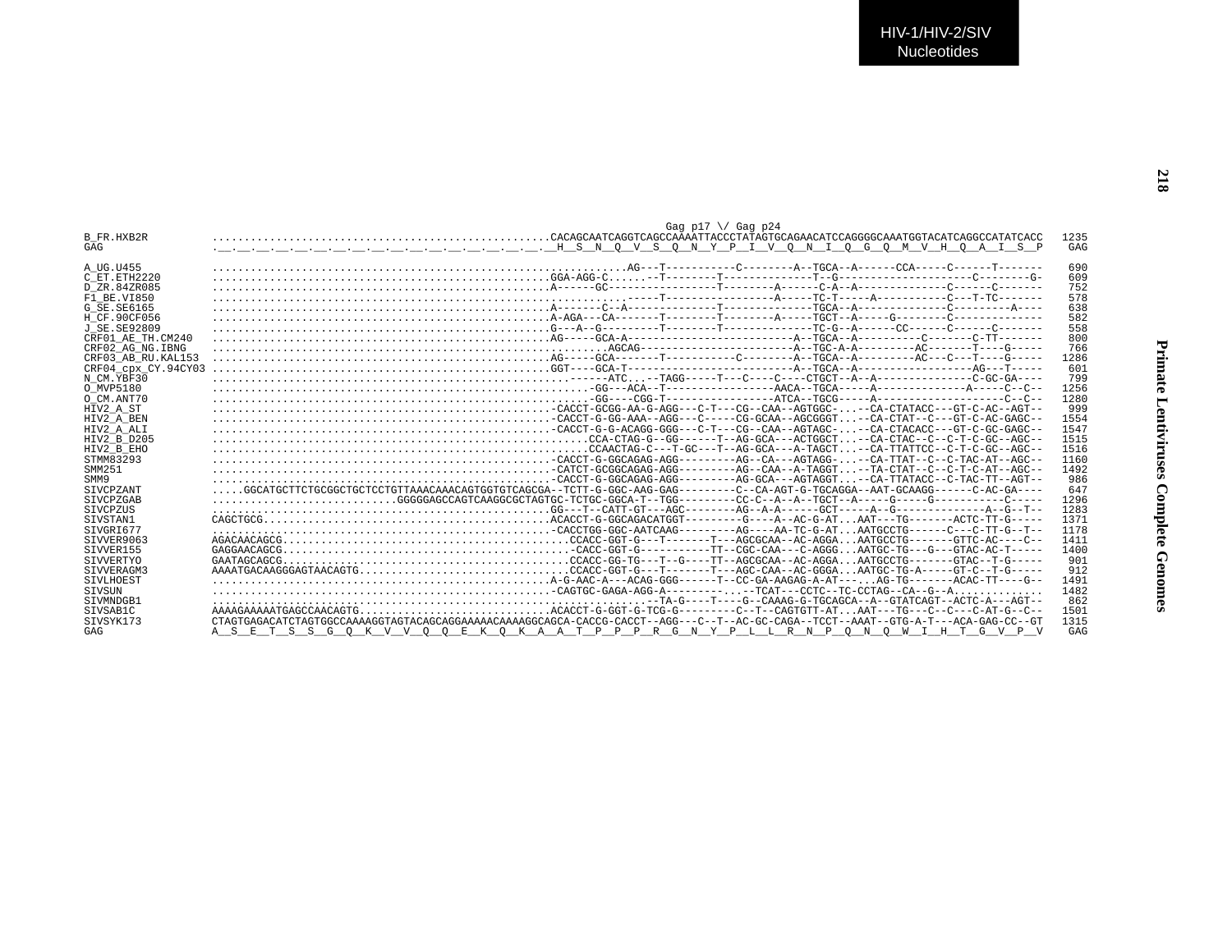```
                                                                                               Gag p17 \/ Gag p24
B_FR.HXB2R          ....................................................CACAGCAATCAGGTCAGCCAAAATTACCCTATAGTGCAGAACATCCAGGGGCAAATGGTACATCAGGCCATATCACC   1235
GAG                 .__.__.__.__.__.__.__.__.__.__.__.__.__.__.__.__.__.__H__S__N__Q__V__S__Q__N__Y__P__I__V__Q__N__I__Q__G__Q__M__V__H__Q__A__I__S__P    GAG

A_UG.U455           ..................................................................AG---T-----------C--------A--TGCA--A------CCA-----C------T-------   690
C_ET.ETH2220        ....................................................GGA-AGG-C......-T--------T-------------T--G--------------------C---------G-   609
D_ZR.84ZR085        ....................................................A------GC-----------------T--------A------C-A--A-------------C------C-------   752
F1_BE.VI850         ...................................................................----T-----------------A-----TC-T-----A-----------C---T-TC-------   578
G_SE.SE6165         ....................................................A-------C--A-------------T-------------TGCA--A-------------C---------A----   638
H_CF.90CF056        ....................................................A-AGA---CA-------T--------T--------A-----TGCT--A-----G--------C-------------   582
J_SE.SE92809        ....................................................G---A--G---------T--------T-------------TC-G--A------CC------C------C-------   558
CRF01_AE_TH.CM240   ....................................................AG-----GCA-A-------------------------A--TGCA--A----------C-------C-TT-------   800
CRF02_AG_NG.IBNG    ...........................................................AGCAG-----------------------A--TGC-A-A---------AC-------T----G-----   766
CRF03_AB_RU.KAL153  ....................................................AG-----GCA-------T-----------C--------A--TGCA--A---------AC---C---T----G-----   1286
CRF04_cpx_CY.94CY03 ....................................................GGT----GCA-T-------------------------A--TGCA--A------------------AG---T-----   601
N_CM.YBF30          .........................................................------ATC....-TAGG----T---C----C----CTGCT--A--A---------------C-GC-GA----   799
O_MVP5180           ..........................................................-GG---ACA--T-----------------AACA--TGCA-----A-------------A-----C--C--   1256
O_CM.ANT70          ..........................................................-GG----CGG-T-----------------ATCA--TGCG-----A--------------------C--C--   1280
HIV2_A_ST           ...................................................-CACCT-GCGG-AA-G-AGG---C-T---CG--CAA--AGTGGC-...--CA-CTATACC---GT-C-AC--AGT--   999
HIV2_A_BEN          ...................................................-CACCT-G-GG-AAA--AGG---C-----CG-GCAA--AGCGGGT...--CA-CTAT--C---GT-C-AC-GAGC--   1554
HIV2_A_ALI          ...................................................-CACCT-G-G-ACAGG-GGG---C-T---CG--CAA--AGTAGC-...--CA-CTACACC---GT-C-GC-GAGC--   1547
HIV2_B_D205         .........................................................CCA-CTAG-G--GG------T--AG-GCA---ACTGGCT...--CA-CTAC--C--C-T-C-GC--AGC--   1515
HIV2_B_EHO          .........................................................CCAACTAG-C---T-GC---T--AG-GCA---A-TAGCT...--CA-TTATTCC--C-T-C-GC--AGC--   1516
STMM83293           ...................................................-CACCT-G-GGCAGAG-AGG---------AG--CA---AGTAGG-...--CA-TTAT--C--C-TAC-AT--AGC--   1160
SMM251              ...................................................-CATCT-GCGGCAGAG-AGG---------AG--CAA--A-TAGGT...--TA-CTAT--C--C-T-C-AT--AGC--   1492
SMM9                ...................................................-CACCT-G-GGCAGAG-AGG---------AG-GCA---AGTAGGT...--CA-TTATACC--C-TAC-TT--AGT--   986
SIVCPZANT           .....GGCATGCTTCTGCGGCTGCTCCTGTTAAACAAACAGTGGTGTCAGCGA--TCTT-G-GGC-AAG-GAG---------C--CA-AGT-G-TGCAGGA--AAT-GCAAGG------C-AC-GA----   647
SIVCPZGAB           .............................GGGGGAGCCAGTCAAGGCGCTAGTGC-TCTGC-GGCA-T--TGG---------CC-C--A--A--TGCT--A-----G-----G-----------C-----   1296
SIVCPZUS            ....................................................GG---T--CATT-GT---AGC--------AG--A-A------GCT-----A--G-------------A--G--T--   1283
SIVSTAN1            CAGCTGCG...........................................ACACCT-G-GGCAGACATGGT---------G----A--AC-G-AT...AAT---TG-------ACTC-TT-G-----   1371
SIVGRI677           ...................................................-CACCTGG-GGC-AATCAAG---------AG----AA-TC-G-AT...AATGCCTG------C---C-TT-G--T--   1178
SIVVER9063          AGACAACAGCG.........................................CCACC-GGT-G---T-------T---AGCGCAA--AC-AGGA...AATGCCTG--------GTTC-AC----C--   1411
SIVVER155           GAGGAACAGCG.........................................-CACC-GGT-G-----------TT--CGC-CAA---C-AGGG...AATGC-TG---G---GTAC-AC-T-----   1400
SIVVERTYO           GAATAGCAGCG.........................................CCACC-GG-TG---T--G----TT--AGCGCAA--AC-AGGA...AATGCCTG-------GTAC--T-G-----   901
SIVVERAGM3          AAAATGACAAGGGAGTAACAGTG.............................CCACC-GGT-G---T-------T---AGC-CAA--AC-GGGA...AATGC-TG-A-----GT-C--T-G-----   912
SIVLHOEST           ....................................................A-G-AAC-A---ACAG-GGG------T--CC-GA-AAGAG-A-AT---...AG-TG-------ACAC-TT----G--   1491
SIVSUN              ...................................................-CAGTGC-GAGA-AGG-A---------...--TCAT---CCTC--TC-CCTAG--CA--G--A..............   1482
SIVMNDGB1           .................................................................--TA-G----T----G--CAAAG-G-TGCAGCA--A--GTATCAGT--ACTC-A---AGT--   862
SIVSAB1C            AAAAGAAAAATGAGCCAACAGTG............................ACACCT-G-GGT-G-TCG-G---------C--T--CAGTGTT-AT...AAT---TG---C--C---C-AT-G--C--   1501
SIVSYK173           CTAGTGAGACATCTAGTGGCCAAAAGGTAGTACAGCAGGAAAAACAAAAGGCAGCA-CACCG-CACCT--AGG---C--T--AC-GC-CAGA--TCCT--AAAT--GTG-A-T---ACA-GAG-CC--GT   1315
GAG                 A__S__E__T__S__S__G__Q__K__V__V__Q__Q__E__K__Q__K__A__A__T__P__P__R__G__N__Y__P__L__L__R__N__P__Q__N__Q__W__I__H__T__G__V__P__V    GAG
```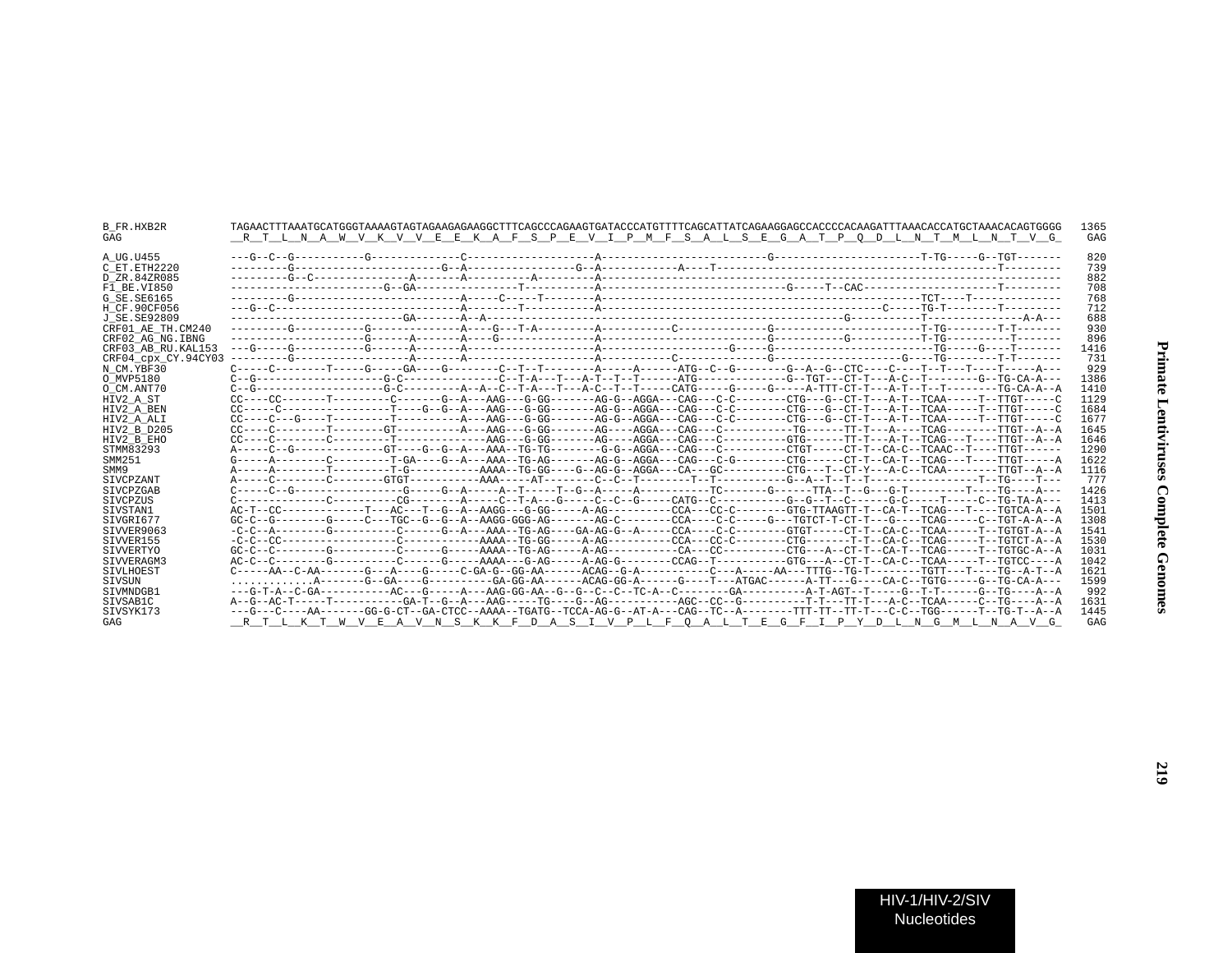```
B_FR.HXB2R          TAGAACTTTAAATGCATGGGTAAAAGTAGTAGAAGAGAAGGCTTTCAGCCCAGAAGTGATACCCATGTTTTCAGCATTATCAGAAGGAGCCACCCCACAAGATTTAAACACCATGCTAAACACAGTGGGG  1365
GAG                 __R__T__L__N__A__W__V__K__V__V__E__E__K__A__F__S__P__E__V__I__P__M__F__S__A__L__S__E__G__A__T__P__Q__D__L__N__T__M__L__N__T__V__G_   GAG

A_UG.U455           ---G--C--G-----------G-------------C-------------------A--------------------------G-----------------------T-TG-----G--TGT-------   820
C_ET.ETH2220        ---------G----------------------G--A-----------------G--A-----------A----T-------------------------------------------T---------   739
D_ZR.84ZR085        ---------G--C---------------A-------A---------A---------A-----------------------------------------------------------------------   882
F1_BE.VI850         -----------------------G--GA----------------T----------A----------------------------G-----T--CAC----------------------T---------   708
G_SE.SE6165         ---------G-------------------------A-----C-----T--------A-----------------------------------------------------TCT----T-----------   768
H_CF.90CF056        ---G--C-----------------------------A--------T----------A----------------------------------------------C-----TG-T--------T---------   712
J_SE.SE92809        --------------------------GA-------A--A---------------------------------------------------------G-----------T---------------A-A---   688
CRF01_AE_TH.CM240   ---------G-----------G--------------A----G---T-A--------A-----------C-------------G-----------------------T-TG--------T-T-------   930
CRF02_AG_NG.IBNG    ---------------------G------A-------A----G--------------A----------------------------G-----------G----------T-TG----------T-------   896
CRF03_AB_RU.KAL153  ---G-----G-----------G------A-------A------------------A--------------------G-----G-------------------------TG-----G----T-------  1416
CRF04_cpx_CY.94CY03 ---------G-----------------A-------A-------------------A-----------C-------------G-------------------G----TG--------T-T-------   731
N_CM.YBF30          C-----C--------T-----G-----GA----G--------C--T--T--------A-----A------ATG--C--G--------G--A--G--CTC----C----T--T---T----T-----A---   929
O_MVP5180           C--G---------------------G-C--------------C--T-A---T---A-T--T--T------ATG--------------G--TGT---CT-T---A-C--T---------G--TG-CA-A---  1386
O_CM.ANT70          C--G---------------------G-C---------A--A--C--T-A---T---A-C--T--T-----CATG-----G-----G-----A-TTT-CT-T---A-T--T--T--------TG-CA-A--A  1410
HIV2_A_ST           CC----CC-------T---------C-------G--A---AAG---G-GG-------AG-G--AGGA---CAG---C-C--------CTG---G--CT-T---A-T--TCAA-----T--TTGT-----C  1129
HIV2_A_BEN          CC-----C-----------------T----G--G--A---AAG---G-GG-------AG-G--AGGA---CAG---C-C--------CTG---G--CT-T---A-T--TCAA-----T--TTGT-----C  1684
HIV2_A_ALI          CC----C---G----T---------C----------A---AAG---G-GG-------AG-G--AGGA---CAG---C-C--------CTG---G--CT-T---A-T--TCAA-----T--TTGT-----C  1677
HIV2_B_D205         CC----C--------T--------GT----------A---AAG---G-GG-------AG----AGGA---CAG---C-----------TG------TT-T---A----TCAG--------TTGT--A--A  1645
HIV2_B_EHO          CC----C--------C--------T-----------A---AAG---G-GG-------AG----AGGA---CAG---C----------GTG------TT-T---A-T--TCAG---T----TTGT--A--A  1646
STMM83293           A-----C--G--------------GT----G--G--A---AAA--TG-TG--------G-G--AGGA---CAG---C----------CTGT-----CT-T--CA-C--TCAAC--T----TTGT------  1290
SMM251              G-----A--------C---------T-GA----G--A---AAA--TG-AG-------AG-G--AGGA---CAG---C-G--------CTG------CT-T--CA-T--TCAG---T----TTGT-----A  1622
SMM9                A-----A--------T---------T-G-----------AAAA--TG-GG----G--AG-G--AGGA---CA---GC----------CTG---T--CT-Y---A-C--TCAA--------TTGT--A--A  1116
SIVCPZANT           A-----C--------C--------GTGT-----------AAA-----AT--------C--C--T---------T--T-----------G--A--T--T--T-----------------T--TG-----T---   777
SIVCPZGAB           C-----C--G-----------------G-----G--A-----A--T-----T--G--A-----A-----------TC-------G------TTA--T--G---G-T---------T----TG-----A---  1426
SIVCPZUS            C--------------C-----------CG--------A-----C--T-A---G-----C--C--G-----CATG--C-----------G--G--T--C------G-C-----T-----C--TG-TA-A---  1413
SIVSTAN1            AC-T--CC-------------T---AC---T--G--A--AAGG---G-GG-----A-AG----------CCA---CC-C--------GTG-TTAAGTT-T--CA-T--TCAG---T----TGTCA-A--A  1501
SIVGRI677           GC-C--G--------G-----C---TGC--G--G--A--AAGG-GGG-AG-------AG-C--------CCA----C-C-----G---TGTCT-T-CT-T---G----TCAG-----C--TGT-A-A--A  1308
SIVVER9063          -C-C--A--------G---------C-------G--A---AAA--TG-AG----GA-AG-G--A-----CCA----C-C--------GTGT-----CT-T--CA-C--TCAA-----T--TGTGT-A--A  1541
SIVVER155           -C-C--CC-----------------C-------------AAAA--TG-GG-----A-AG----------CCA---CC-C--------CTG-------T-T--CA-C--TCAG-----T--TGTCT-A--A  1530
SIVVERTYO           GC-C--C--------G---------C-------G-----AAAA--TG-AG-----A-AG----------CA---CC----------CTG---A--CT-T--CA-T--TCAG-----T--TGTGC-A--A  1031
SIVVERAGM3          AC-C--C--------G---------C-------G-----AAAA---G-AG-----A-AG-G--------CCAG--T-----------GTG---A--CT-T--CA-C--TCAA-----T--TGTCC----A  1042
SIVLHOEST           C-----AA--C-AA-------G---A----G-----C-GA-G--GG-AA------ACAG--G-A-----------C---A-----AA---TTTG--TG-T---------TGTT---T-----TG--A-T--A  1621
SIVSUN              ............A-------G--GA----G----------GA-GG-AA-------ACAG-GG-A------G----T---ATGAC------A-TT---G----CA-C--TGTG-----G--TG-CA-A---  1599
SIVMNDGB1           ---G-T-A--C-GA-----------AC---G-----A---AAG-GG-AA--G--G--C--C--TC-A--C--------GA----------A-T-AGT--T-----G--T-T------G--TG----A--A   992
SIVSAB1C            A--G--AC-T-----T-----------GA-T--G--A---AAG-----TG----G--AG----------AGC--CC--G----------T-T---TT-T---A-C--TCAA-----C--TG----A--A  1631
SIVSYK173           ---G---C----AA-------GG-G-CT--GA-CTCC--AAAA--TGATG--TCCA-AG-G--AT-A---CAG--TC--A--------TTT-TT--TT-T---C-C--TGG------T--TG-T--A--A  1445
GAG                 __R__T__L__K__T__W__V__E__A__V__N__S__K__K__F__D__A__S__I__V__P__L__F__Q__A__L__T__E__G__F__I__P__Y__D__L__N__G__M__L__N__A__V__G_   GAG
```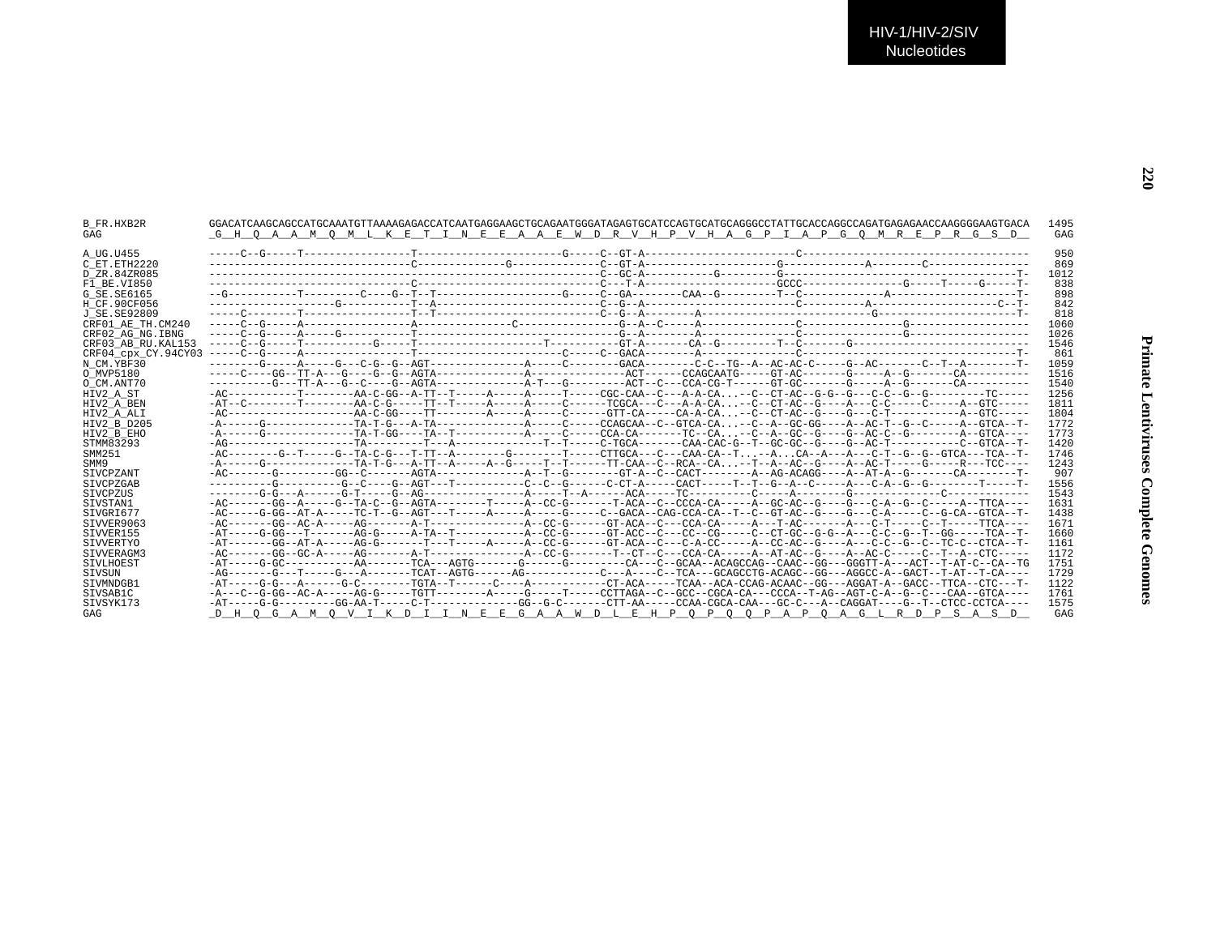```
B_FR.HXB2R          GGACATCAAGCAGCCATGCAAATGTTAAAAGAGACCATCAATGAGGAAGCTGCAGAATGGGATAGAGTGCATCCAGTGCATGCAGGGCCTATTGCACCAGGCCAGATGAGAGAACCAAGGGGAAGTGACA  1495
GAG                 _G__H__Q__A__A__M__Q__M__L__K__E__T__I__N__E__E__A__A__E__W__D__R__V__H__P__V__H__A__G__P__I__A__P__G__Q__M__R__E__P__R__G__S__D__   GAG

A_UG.U455           -----C--G-----T-----------------T----------------------G-----C--GT-A-----------------------C------------------------------------   950
C_ET.ETH2220        --------------------------------C-------------G--------------C--GT-A--------------------G-------------A--------C----------------   869
D_ZR.84ZR085        -------------------------------------------------------------C--GC-A-----------G--------G-------------------------------------T-  1012
F1_BE.VI850         -------------------------------C-----------------------------C---T-A--------------------GCCC----------------G------T-----G-----T-   838
G_SE.SE6165         --G-----------T---------C----G--T--T-------------------G-----C--GA--------CAA--G---------T--C-------------A---------------------T-   898
H_CF.90CF056        -------------------G----------T--A---------------------------C--G--A-----------------------C----------A--------------------C--T-   842
J_SE.SE92809        -----C--------T-----------------T--T-------------------------C--G--A--------A--------------------------G-----------------------T-  818
CRF01_AE_TH.CM240   -----C--G-----A-----------------A---------------C----------------G--A--C-----A--------------C----------------G-------------------  1060
CRF02_AG_NG.IBNG    -----C--G-----A-----G-----------T--------------------------------G--A--------A--------------C----------------G-------------------  1026
CRF03_AB_RU.KAL153  -----C--G-----T-----------G-----T--------------------T-----------GT-A-------CA--G---------T--C-------G-----------------------------  1546
CRF04_cpx_CY.94CY03 -----C--G-----A-----------------T----------------------C-----C--GACA--------A--------------C------------------------------------T-   861
N_CM.YBF30          --------G-----A-----G---C-G--G--AGT-------------A-----C--------GACA--------C-C--TG--A--AC-AC-C-----G--AC-------C--T--A--------T-  1059
O_MVP5180           -----C----GG--TT-A---G----G--G--AGTA------------A--------------ACT-------CCAGCAATG-----GT-AC-------G-----A--G-------CA-----------  1516
O_CM.ANT70          ----------G---TT-A---G--C----G--AGTA-------------A-T---G---------ACT--C---CCA-CG-T------GT-GC-------G-----A--G-------CA---------  1540
HIV2_A_ST           -AC-----------T--------AA-C-GG--A-TT--T-----A-----A-----T-----CGC-CAA--C---A-A-CA...-C--CT-AC--G-G--G---C-C--G--G---------TC-----  1256
HIV2_A_BEN          -AT--C--------T--------AA-C-G-----TT--T-----A-----A-----C------TCGCA---C---A-A-CA...-C--CT-AC--G----A---C-C-----C-----A--GTC-----  1811
HIV2_A_ALI          -AC--------------------AA-C-GG----TT--------A-----A-----C------GTT-CA-----CA-A-CA...-C--CT-AC--G----G---C-T-----------A--GTC-----  1804
HIV2_B_D205         -A------G--------------TA-T-G---A-TA-------------A-----C-----CCAGCAA--C--GTCA-CA...-C--A--GC-GG----A--AC-T--G--C-----A--GTCA--T-  1772
HIV2_B_EHO          -A------G--------------TA-T-GG----TA--T------------A-----C-----CCA-CA-------TC--CA...-C--A--GC--G----G--AC-C--G--------A--GTCA---  1773
STMM83293           -AG--------------------TA---------T---A-----------------T--T-----C-TGCA-------CAA-CAC-G--T--GC-GC--G----G--AC-T-----------C--GTCA--T-  1420
SMM251              -AC---------G--T-----G--TA-C-G---T-TT--A---------G--------T-----CTTGCA---C---CAA-CA--T...-A...CA--A---A---C-T--G--G--GTCA---TCA--T-  1746
SMM9                -A------G--------------TA-T-G---A-TT--A-----A--G-----T--T------TT-CAA--C--RCA--CA...-T--A--AC--G----A--AC-T-----G-----R---TCC----  1243
SIVCPZANT           -AC-------G---------GG--C-------AGTA-------------A--T--G--------GT-A--C--CACT---------A--AG-ACAGG----A--AT-A--G-------CA--------T-   907
SIVCPZGAB           ----------G----------G--C----G--AGT---T----------C--C--G------C-CT-A-----CACT-----T--T--G--A--C-----A---C-A--G--G--------T-----T-  1556
SIVCPZUS            --------G-G---A------G-T-----G--AG-----------------A-----T--A------ACA-----TC----------C-----A--------G---------------C-------------  1543
SIVSTAN1            -AC-------GG--A-----G--TA-C--G--AGTA--------T-----A--CC-G-------T-ACA--C--CCCA-CA-----A--GC-AC--G----G---C-A--G--C-----A--TTCA----  1631
SIVGRI677           -AC-----G-GG--AT-A-----TC-T--G--AGT---T-----A-----A-----G-----C--GACA--CAG-CCA-CA--T--C--GT-AC--G----G---C-A-----C--G-CA--GTCA--T-  1438
SIVVER9063          -AC-------GG--AC-A-----AG-------A-T---------------A--CC-G------GT-ACA--C---CCA-CA-----A---T-AC-------A---C-T-----C--T-----TTCA----  1671
SIVVER155           -AT-----G-GG---T-------AG-G-----A-TA--T-----------A--CC-G------GT-ACC--C---CC--CG-----C--CT-GC--G-G--A---C-C--G--T--GG-----TCA--T-  1660
SIVVERTYO           -AT-------GG--AT-A-----AG-G--------T---T-----A-----A--CC-G------GT-ACA--C---C-A-CC-----A--CC-AC--G----A---C-C--G--C--TC-C--CTCA--T-  1161
SIVVERAGM3          -AC-------GG--GC-A-----AG-------A-T---------------A--CC-G-------T--CT--C---CCA-CA-----A--AT-AC--G----A--AC-C-----C--T--A--CTC-----  1172
SIVLHOEST           -AT-----G-GC-----------AA-------TCA---AGTG-------G------G---------CA---C--GCAA--ACAGCCAG--CAAC--GG---GGGTT-A---ACT--T-AT-C--CA--TG  1751
SIVSUN              -AG-------G---T-----G---A-------TCAT--AGTG------AG-----------C---A-----C--TCA---GCAGCCTG-ACAGC--GG---AGGCC-A--GACT--T-AT--T-CA----  1729
SIVMNDGB1           -AT-----G-G---A------G-C--------TGTA--T------C----A------------CT-ACA-----TCAA--ACA-CCAG-ACAAC--GG---AGGAT-A--GACC--TTCA--CTC---T-  1122
SIVSAB1C            -A---C--G-GG--AC-A-----AG-G-----TGTT--------A-----G-----T-----CCTTAGA--C--GCC--CGCA-CA---CCCA--T-AG--AGT-C-A--G--C---CAA--GTCA----  1761
SIVSYK173           -AT-----G-G---------GG-AA-T-----C-T--------------GG--G-C-------CTT-AA-----CCAA-CGCA-CAA---GC-C---A--CAGGAT----G--T--CTCC-CCTCA----  1575
GAG                 _D__H__Q__G__A__M__Q__V__I__K__D__I__I__N__E__E__G__A__A__W__D__L__E__H__P__Q__P__Q__Q__P__A__P__Q__A__G__L__R__D__P__S__A__S__D__   GAG
```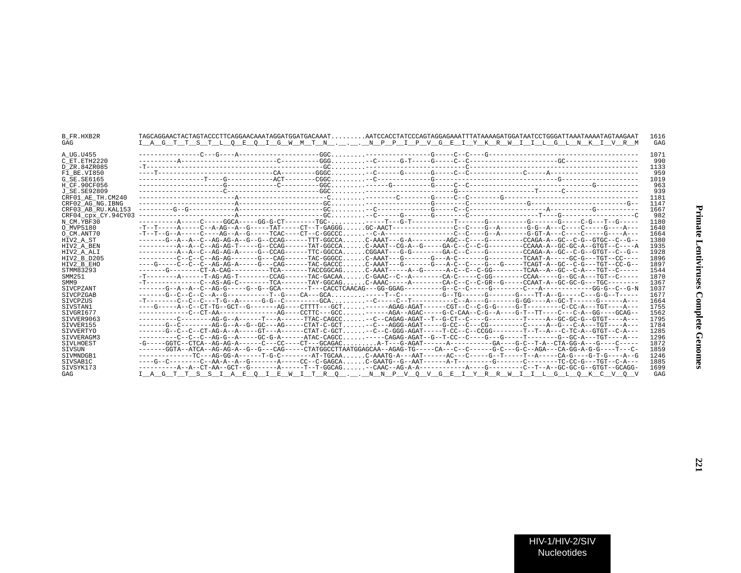```
B_FR.HXB2R          TAGCAGGAACTACTAGTACCCTTCAGGAACAAATAGGATGGATGACAAAT.........AATCCACCTATCCCAGTAGGAGAAATTTATAAAAGATGGATAATCCTGGGATTAAATAAAATAGTAAGAAT  1616
GAG                 I__A__G__T__T__S__T__L__Q__E__Q__I__G__W__M__T__N__.__.__.__N__P__P__I__P__V__G__E__I__Y__K__R__W__I__I__L__G__L__N__K__I__V__R__M   GAG

A_UG.U455           ----------------C---G----A--------------------GGC.........---------------G-----C--C----G--------------------------------------  1071
C_ET.ETH2220        ----------A------------------------C----------GGG.........--C------G-T-----G-----C--C----------------------GC-----------------   990
D_ZR.84ZR085        -T--------------------------------------------GC..........-------------------------C-------------------------------------------  1133
F1_BE.VI850         ----T---------------------------CA---------GGGC.........--C------G-------G-----C--C----------------C-----A--------------------   959
G_SE.SE6165         ----------------T-----G-----------ACT--------CGGC.........--C-------------G-------------------------------G--------------------  1019
H_CF.90CF056        ---------------------G-----------C----------GGC.........------G---------G-----C--C------------------------------------G---------   963
J_SE.SE92809        ----------------------C------------------------GGC.........--------------------------G--------------------T------C--------------   939
CRF01_AE_TH.CM240   -------------------------A---------------------C.........--------C--------G-----C--C-------G------------------------------------  1181
CRF02_AG_NG.IBNG    -------------------------A---------------------GC.........----------------G--------C---------------G-------------------------G--  1147
CRF03_AB_RU.KAL153  ---------G--G------------A---------------------GC.........--C--------------G-----C--C-------------------A-----------G-----------  1667
CRF04_cpx_CY.94CY03 -------------------------A---------------------GC.........--C-----G-------G--------C-------------------T----G-------------------C   982
N_CM.YBF30          ----------A-----C-----GGCA-----GG-G-CT--------TGC-........----T---G-T----------T-------G----------G-------G-----C-G---T--G-----  1180
O_MVP5180           -T--T-----A-----C--A-AG--A--G-----TAT-----CT--T-GAGGG......GC-AACT---------------C--C----G--A-------G-G--A---C----C-----G----A---  1640
O_CM.ANT70          -T--T--G--A-----C----AG--A--G-----TCAC----CT--C-GGCCC.........C-A----------------C--C----G--A-------G-GT-A---C----C------G----A---  1664
HIV2_A_ST           -------G--A--A--C--AG-AG-A--G--G--CCAG------TTT-GGCCA......C-AAAT---G-A---------AGC--C----G---------CCAGA-A--GC--C-G--GTGC--C--G--  1380
HIV2_A_BEN          ----------A--A--C--AG-AG-T-----G--CCAG------TAT-GGCCA......C-AAAT--CG-A--G-----GA-C--C--C-G---------CCAAA-A--GC-GC-A--GTGT--C-----A  1935
HIV2_A_ALI          ----------A--A--C--AG-AG-A-----G--CCAG------TTC-GGCCA......CGGAAT---G-G--------GA-C--C----G---------CCAGA-A--GC--C-G--GTGT--C--G--  1928
HIV2_B_D205         ----------C--C--C--AG-AG-------G---CAG------TAC-GGGCC......C-AAAT---G-------G---A-C-------G---------TCAAT-A-----GC-G---TGT--CC----  1896
HIV2_B_EHO          ----G-----C--C--C--AG-AG-A-----G---CAG------TAC-GACCC......C-AAAT---G-------G---A-C--C----G---G-----TCAGT-A--GC--C-G---TGT--CC-G--  1897
STMM83293           -------G---------CT-A-CAG----------TCA-------TACCGGCAG......C-AAAT-----A--G------A-C--C--C-GG--------TCAA--A--GC--C-A---TGT--C-----  1544
SMM251              -T--------A------T-AG-AG-T---------CCAG------TAC-GACAA......C-GAAC--C--A---------CA-C-----C-GG---------CCAA-----G--GC-A---TGT--C-----  1870
SMM9                -T--------------C--AS-AG-C---------TCA-------TAY-GGCAG......C-AAAC-----A---------CA-C--C--C-GR--G-----CCAAT-A--GC-GC-G---TGC--------  1367
SIVCPZANT           -------G--A--A--C--AG-G-----G--G--GCA-------T---CACCTCAACAG---GG-GGAG----------G--C--C-----G--------C---A--------------GG-G--C--G-N  1037
SIVCPZGAB           -------G--C--C--C--A--G-----------T--G----CA---GCA.........-----T--C-----------G--TG------G-------G----TT-A--G-----C---G-G--T-----  1677
SIVCPZUS            -T--------C--C--C----T-G--A-------G-G--C---------GCA.........--C------C--T-----------C--A----G-------G-GG----A--GC-T------G------A---  1664
SIVSTAN1            ----G-----A--C--CT-TG--GCT--G-------AG----CTTTT---GCT.........------AGAG-AGAT------CGT--C--C-G-G-----G-T---------C-CC-A---TGT----A---  1755
SIVGRI677           -------------C--CT-AA----------------AG----CCTTC---GCC.........------AGA--AGAC-----G-C-CAA--C-G--A----G-T--TT----C---C-A--GG----GCAG--  1562
SIVVER9063          ----------C--------AG-G--A------T---A------TTAC-CAGCC.........--C--CAGAG-AGAT--T--G-CT--C----G-----------T-----A--GC-GC-G--GTGT----A---  1795
SIVVER155           -------G--C--------AG-G--A--G--GC---AG-----CTAT-C-GCT.........--C---AGGG-AGAT-----G-CC--C---CG-----------C-----A--G---C-A---TGT----A---  1784
SIVVERTYO           -------G--C--C--CT-AG-A--A-----GT---A------CTAT-C-GCT.........--C--C-GGG-AGAT-----T-CC--C--CCGG---------T--T--A---C-TC-A--GTGT--C-A---  1285
SIVVERAGM3          ----------C--C--C--AG-G--A-----GC-G-A------ATAC-CAGCC.........------CAGAG-AGAT--G--T-CC--C----G---G-----T---------G--GC-A---TGT----A---  1296
SIVLHOEST           -G-----GGTC--CTCA--AG-AG-A------C---CC----CT---GCAGAC.........A-T---G-AGAT------A-----------GA----G-C--T-A--CTA-GG-A---G----C-----  1872
SIVSUN              -------GGTA--ATCA--AG-AG-A--G--G---CAG------CTATGGCCTTAATGGAGCAA--AGAG-TG-----CA---C--C------G-C---G-C--AGA---CA-GG-A-G-G----T---C-  1859
SIVMNDGB1           --------------TC---AG-GG-A------T-G-C---------AT-TGCAA......C-AAATG-A---AAT------AC---C-----G--T-----T--A-----CA-G----G-T-G----A--G  1246
SIVSAB1C            ----G--C--------C--AA-A--A--G-------A------CC--C-GAGCA......C-GAATG--G--AAT------A-T----------G-------C---------TC-CC-G---TGT--C-A---  1885
SIVSYK173           ----------A--A--CT-AA--GCT--G-------A------T--T-GGCAG......--CAAC--AG-A-A------------A----G-------C--T--A--GC-GC-G--GTGT--GCAGG-  1699
GAG                 I__A__G__T__T__S__S__I__A__E__Q__I__E__W__I__T__R__Q__.__.__N__N__P__V__Q__V__G__E__I__Y__R__R__W__I__I__L__G__L__Q__K__C__V__Q__V   GAG
```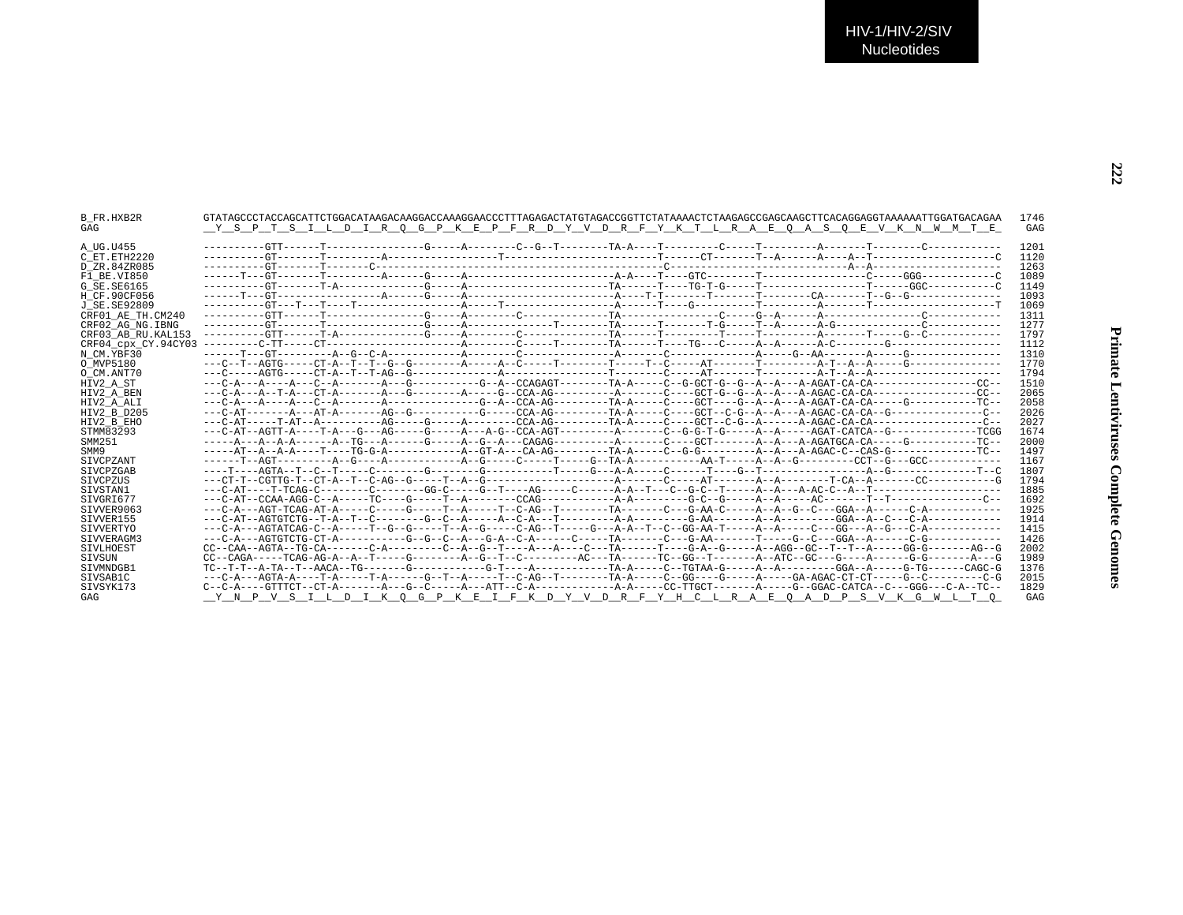HIV-1/HIV-2/SIV Nucleotides

```
B_FR.HXB2R          GTATAGCCCTACCAGCATTCTGGACATAAGACAAGGACCAAAGGAACCCTTTAGAGACTATGTAGACCGGTTCTATAAAACTCTAAGAGCCGAGCAAGCTTCACAGGAGGTAAAAAATTGGATGACAGAA  1746
GAG                 __Y__S__P__T__S__I__L__D__I__R__Q__G__P__K__E__P__F__R__D__Y__V__D__R__F__Y__K__T__L__R__A__E__Q__A__S__Q__E__V__K__N__W__M__T__E_   GAG

A_UG.U455           ----------GTT------T----------------G-----A--------C--G--T--------TA-A----T---------C-----T---------A-------T--------C-----------  1201
C_ET.ETH2220        ----------GT-------T---------A------------------T------------------------T------CT-------T--A------A----A--T--------------------C  1120
D_ZR.84ZR085        ----------GT-------T-------C---------------------------------------------C-----------------------------A--A--------------------  1263
F1_BE.VI850         ------T---GT-------T---------A------G-----A--------------------A-A----T---GTC--------T-----------------C-----GGG------------C  1089
G_SE.SE6165         ----------GT-------T-A--------------G-----A-----------------------TA------T----TG-T-G-----T-----------------T------GGC-----------C  1149
H_CF.90CF056        ------T---GT-----------------A------G-----A----------------------A----T-T-------T------T--------CA-------T--G--G--------------  1093
J_SE.SE92809        ----------GT---T---T----T-----------------A-----T------------------A------T----G----------T---------A-------T-------------------T  1069
CRF01_AE_TH.CM240   ----------GTT------T----------------G-----A--------C-------------TA----------------C-----G--A------A---------------C-----------  1311
CRF02_AG_NG.IBNG    ----------GT-------T----------------G-----A-------------T--------TA-----T-------T-G-----T--A------A-G-------------C-----------  1277
CRF03_AB_RU.KAL153  ----------GTT------T-A--------------G-----A--------C-------------TA------T---------T-----T---------A-------T-----G--C-----------  1797
CRF04_cpx_CY.94CY03 ---------C-TT-----CT----------------------A--------C-----T--------TA------T----TG---C-----A--A------A-C--------G-----------------  1112
N_CM.YBF30          ------T---GT---------A--G--C-A--------------A-------C----------------A-------C--------------A-----G--AA-------A-----G--------------  1310
O_MVP5180           ---C--T--AGTG-----CT-A--T--T--G--G--------A-----A--C-----T--------T-----T---C-----AT-------T---------A-T--A--A-----G--------------  1770
O_CM.ANT70          ---C-----AGTG-----CT-A--T--T-AG--G--------------A----------------T--------C-----AT-------T---------A-T--A--A--------------------  1794
HIV2_A_ST           ---C-A---A----A---C--A-------A---G----------G--A--CCAGAGT--------TA-A-----C--G-GCT-G--G--A--A---A-AGAT-CA-CA----------------CC--  1510
HIV2_A_BEN          ---C-A---A--T-A---CT-A-------A---G--------A-----G--CCA-AG---------A-------C----GCT-G--G--A--A---A-AGAC-CA-CA----------------CC--  2065
HIV2_A_ALI          ---C-A---A----A---C--A-------A--------------G--A--CCA-AG---------TA-A-----C----GCT----G--A--A---A-AGAT-CA-CA-----G-----------TC--  2058
HIV2_B_D205         ---C-AT-------A---AT-A-------AG--G----------G-----CCA-AG---------TA-A-----C----GCT--C-G--A--A---A-AGAC-CA-CA--G----------------C--  2026
HIV2_B_EHO          ---C-AT-----T-AT--A----------AG-----G-----A--------CCA-AG---------TA-A-----C----GCT--C-G--A------A-AGAC-CA-CA------------------C--  2027
STMM83293           ---C-AT--AGTT-A----T-A---G---AG-----G-----A---A-G--CCA-AGT---------A-------C--G-G-T-G-----A--A-----AGAT-CATCA--G--------------TCGG  1674
SMM251              -----A---A--A-A-------A--TG---A-------G-----A--G--A---CAGAG----------A-------C----GCT-------A--A---A-AGATGCA-CA-----G-----------TC--  2000
SMM9                -----AT--A--A-A----T----TG-G-A-----------A--GT-A---CA-AG---------TA-A-----C--G-G---------A--A---A-AGAC-C--CAS-G---------------TC--  1497
SIVCPZANT           ------T--AGT---------A--G----A------------A--G-----C-----T-----G--TA-A-----------AA-T-----A--A--G---------CCT--G---GCC------------  1167
SIVCPZGAB           ----T----AGTA--T--C--T-----C--------G-------G------------T-----G---A-A-----C------T----G--T-----------------A--G-------------T--C  1807
SIVCPZUS            ---CT-T--CGTTG-T--CT-A--T--C-AG--G-----T--A--G--------------------A-------C-----AT-------A--A--------T-CA--A-------CC-----------G  1794
SIVSTAN1            ---C-AT----T-TCAG-C--------C--------GG-C-----G--T----AG-----C------A-A--T---C--G-C--T-----A--A---A-AC-C--A--T-------------------  1885
SIVGRI677           ---C-AT--CCAA-AGG-C--A-----TC----G-----T--A--------CCAG-----------A-A---------G-C--G-----A--A-----AC-------T--T--------------C--  1692
SIVVER9063          ---C-A---AGT-TCAG-AT-A-----C-----G-----T--A-----T--C-AG--T--------TA-------C---G-AA-C-----A--A--G--C---GGA--A------C-A-----------  1925
SIVVER155           ---C-AT--AGTGTCTG--T-A--T--C--------G--C--A-----A--C-A---T---------A-A---------G-AA-------A--A---------GGA--A--C---C-A-----------  1914
SIVVERTYO           ---C-A---AGTATCAG-C--A-----T--G--G-----T--A--G-----C-AG--T-----G---A-A--T--C--GG-AA-T-----A--A-----C---GG---A--G---C-A-----------  1415
SIVVERAGM3          ---C-A---AGTGTCTG-CT-A-----------G--G--C--A---G-A--C-A------C-----TA-------C---G-AA-------T-----G--C---GGA--A------C-G-----------  1426
SIVLHOEST           CC--CAA--AGTA--TG-CA-------C-A---------C--A--G--T----A---A----C---TA------T----G-A--G-----A--AGG--GC--T--T--A-----GG-G-------AG--G  2002
SIVSUN              CC--CAGA-----TCAG-AG-A--A--T-----G--------A--G--T--C---------AC---TA------TC--GG--T-------A--ATC--GC---G----A------G-G-------A---G  1989
SIVMNDGB1           TC--T-T--A-TA--T--AACA--TG-------G-----------G-T----A------------TA-A-----C--TGTAA-G-----A--A---------GGA--A-----G-TG------CAGC-G  1376
SIVSAB1C            ---C-A---AGTA-A----T-A-----T-A------G--T--A-----T--C-AG--T--------TA-A-----C--GG----G-----A-----GA-AGAC-CT-CT-----G--C---------C-G  2015
SIVSYK173           C--C-A----GTTTCT--CT-A-------A---G--C-----A---ATT--C-A-------------A-A-----CC-TTGCT-------A-----G--GGAC-CATCA--C---GGG---C-A--TC--  1829
GAG                 __Y__N__P__V__S__I__L__D__I__K__Q__G__P__K__E__I__F__K__D__Y__V__D__R__F__Y__H__C__L__R__A__E__Q__A__D__P__S__V__K__G__W__L__T__Q_   GAG
```

Primate Lentiviruses Complete Genomes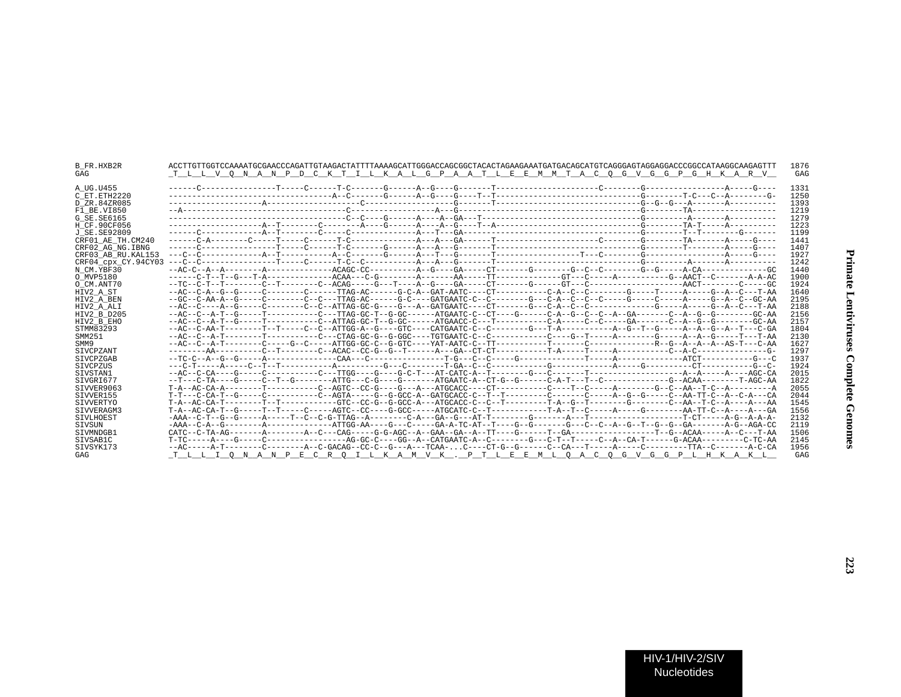```
B_FR.HXB2R          ACCTTGTTGGTCCAAAATGCGAACCCAGATTGTAAGACTATTTTAAAAGCATTGGGACCAGCGGCTACACTAGAAGAAATGATGACAGCATGTCAGGGAGTAGGAGGACCCGGCCATAAGGCAAGAGTTT  1876
GAG                 _T__L__L__V__Q__N__A__N__P__D__C__K__T__I__L__K__A__L__G__P__A__A__T__L__E__E__M__M__T__A__C__Q__G__V__G__G__P__G__H__K__A__R__V__   GAG

A_UG.U455           ------C----------------T-----C------T-C-------G------A--G----G-------T---------------------C--------G----------------A-----G----  1331
C_ET.ETH2220        -----------------------------------A--C-------G------A--G----G----T--T-----------------------------G--------T-C---C--A--------G-  1250
D_ZR.84ZR085        -------------------A-------------------C------------------G-------T------------------------------G--G--G---A-------A----------  1393
F1_BE.VI850         --A-------------------------------C-----------------A---G--------------------------------------G--------TA-------------------  1219
G_SE.SE6165         ----------------------------------C--C----G------A---A--GA---T-------------------------------G--------A-------A----------  1279
H_CF.90CF056        -------------------A--T--------C--------A----G------A---A--G----T--A-------------------------------G--------TA-T-----A----------  1223
J_SE.SE92809        ------C-------------A--T--------C-----C-------------A---T---GA-------------------------------------G--------T--T--------G-------  1199
CRF01_AE_TH.CM240   ------C-A--------C-----T-----C------T-C-------------A---A---GA-------T---------------------C--------G--------TA-------A-----G----  1441
CRF02_AG_NG.IBNG    ------C----------------T-----C------T-C-------G------A---A--G-------T------------------------------G--------T--------A-----G----  1407
CRF03_AB_RU.KAL153  ---C--C-------------A--T----------A--C-------G------A---T---G-------T------------------T--C--------G----------------A-----G----  1927
CRF04_cpx_CY.94CY03 ---C--C----------------T-----C------T-C--C----------A---A---G-------T------------------------------G--------A-------A----------  1242
N_CM.YBF30          --AC-C--A--A--------A-------------ACAGC-CC----------A--G----GA-----CT------G--------G--C--C--------G--G-----A-CA------------GC  1440
O_MVP5180           ------C-T--T--G----T-A-------------ACAA---C-G---------A-------AA-----TT-------------GT---C-----A-----------G-AACT--C-------A-A-AC  1900
O_CM.ANT70          --TC--C-T--T--------C--T--------C--ACAG-----G---T----A--G----GA-----CT------G------GT---C-------------------AACT--------C-----GC  1924
HIV2_A_ST           --AC--C-A--G--G-----C--------C------TTAG-AC------G-C-A--GAT-AATC----CT----------C-A--C--C--------G-----T-----A-----G--A--C---T-AA  1640
HIV2_A_BEN          --GC--C-AA-A--G-----C--------C--C---TTAG-AC------G-C----GATGAATC-C--C--------G---C-A--C--C--C-----G-----C-----A-----G--A--C--GC-AA  2195
HIV2_A_ALI          --AC--C----A--G-----C--------C--C--ATTAG-GC-G----G---A--GATGAATC----CT------G---C-A--C--C-------------G-----A-----G--A--C---T-AA  2188
HIV2_B_D205         --AC--C--A-T--G-----T-----------C---TTAG-GC-T--G-GC------ATGAATC-C--CT----G------C-A--G--C--C--A--GA-------C--A--G--G--------GC-AA  2156
HIV2_B_EHO          --AC--C--A-T--G-----T-----------C--ATTAG-GC-T--G-GC------ATGAACC-C---T----------C-A-----C--C-----GA-------C--A--G--G--------GC-AA  2157
STMM83293           --AC--C-AA-T--------T--T-----C--C--ATTGG-A--G----GTC----CATGAATC-C--C--------G---T-A---------A--G--T--G-----A--A--G--A--T---C-GA  1804
SMM251              --AC--C--A-T--------T-----------C---CTAG-GC-G--G-GGC----TGTGAATC-C--C-----------C----G--T-----A--------G-----A--A--G-----T---T-AA  2130
SMM9                --AC--C--A-T--------C-----G--C-----ATTGG-GC-C--G-GTC----YAT-AATC-C--TT-----------T-------C---------------R--G--A--A--A--AS-T---C-AA  1627
SIVCPZANT           ---------AA----------C--T--------C--ACAC--CC-G--G--T------A---GA--CT-CT----------T-A-----T-----A-----------C--A-C---------------G-  1297
SIVCPZGAB           --TC-C--A--G--G-----A---------------CAA---C----------------T-G---C--C-----G-------------T-----A---------------ATCT-----------G---C  1937
SIVCPZUS            ---C-T-----A-----C--T--T-----------A----------G---C--------T-GA--C--C-----------G--------------A-----G----------CT-----------G--C-  1924
SIVSTAN1            --AC--C-CA----G-----C----------C---TTGG----G----G-C-T---AT-CATC-A--T--------G---C-------T-----------------------A--A-----A---AGC-CA  2015
SIVGRI677           --T---C-TA----G-----C--T--G--------ATTG---C-G----G-------ATGAATC-A--CT-G--G------C-A-T---T--C--------------G--ACAA--------T-AGC-AA  1822
SIVVER9063          T-A--AC-CA-A--------C-----------C--AGTC--CC-G----G---A---ATGCACC----CT----------C----T--C-----A--------G--C--AA--T-C--A---------A  2055
SIVVER155           T-T---C-CA-T--G-----C-----------C--AGTA-----G--G-GCC-A--GATGCACC-C--T--T--------C-------C-----A--G--G-----C--AA-TT-C--A--C-A---CA  2044
SIVVERTYO           T-A--AC-CA-T--------T--T-----------GTC--CC-G--G-GCC-A---ATGCACC-C--C--T---------T-A--G--T--------G--------C--AA--T-C--A----A---AA  1545
SIVVERAGM3          T-A--AC-CA-T--G-----T--T-----C-----AGTC--CC----G-GCC-----ATGCATC-C--T-----------T-A--T--C-----A-----G--------AA-TT-C--A----A---GA  1556
SIVLHOEST           -AAA--C-T--G--G-----A-----T--C--C-G-TTAG--A--------C-A---GA--G---AT-T--------G-------A---T-------------------T-CT-----A-G--A-A-A-  2132
SIVSUN              -AAA--C-A--G--------A-------------ATTGG-AA----G---C----GA-A-TC-AT--T----G--G-------G---C--C--A--G--T--G--G--GA-------A-G--AGA-CC  2119
SIVMNDGB1           CATC--C-TA-AG-------A--------A--C---CAG-----G-G-AGC--A--GAA--GA--A--TT----G------T--GA-----------------T--G--ACAA-----A--C---T-AA  1506
SIVSAB1C            T-TC-----A----G-----C-----------------AG-GC-C----GG--A--CATGAATC-A--C--------G---C-T--T-----C--A--CA-T------G-ACAA--------C-TC-AA  2145
SIVSYK173           --AC-----A-T--------C--------A--C-GACAG--CC-C--G---A---TCAA-...C----CT-G--G------C--CA---T-----A-----C---------TTA--C-------A-C-CA  1956
GAG                 _T__L__L__I__Q__N__A__N__P__E__C__R__Q__I__L__K__A__M__V__K__.__P__T__L__E__E__M__L__Q__A__C__Q__G__V__G__G__P__L__H__K__A__K__L__   GAG
```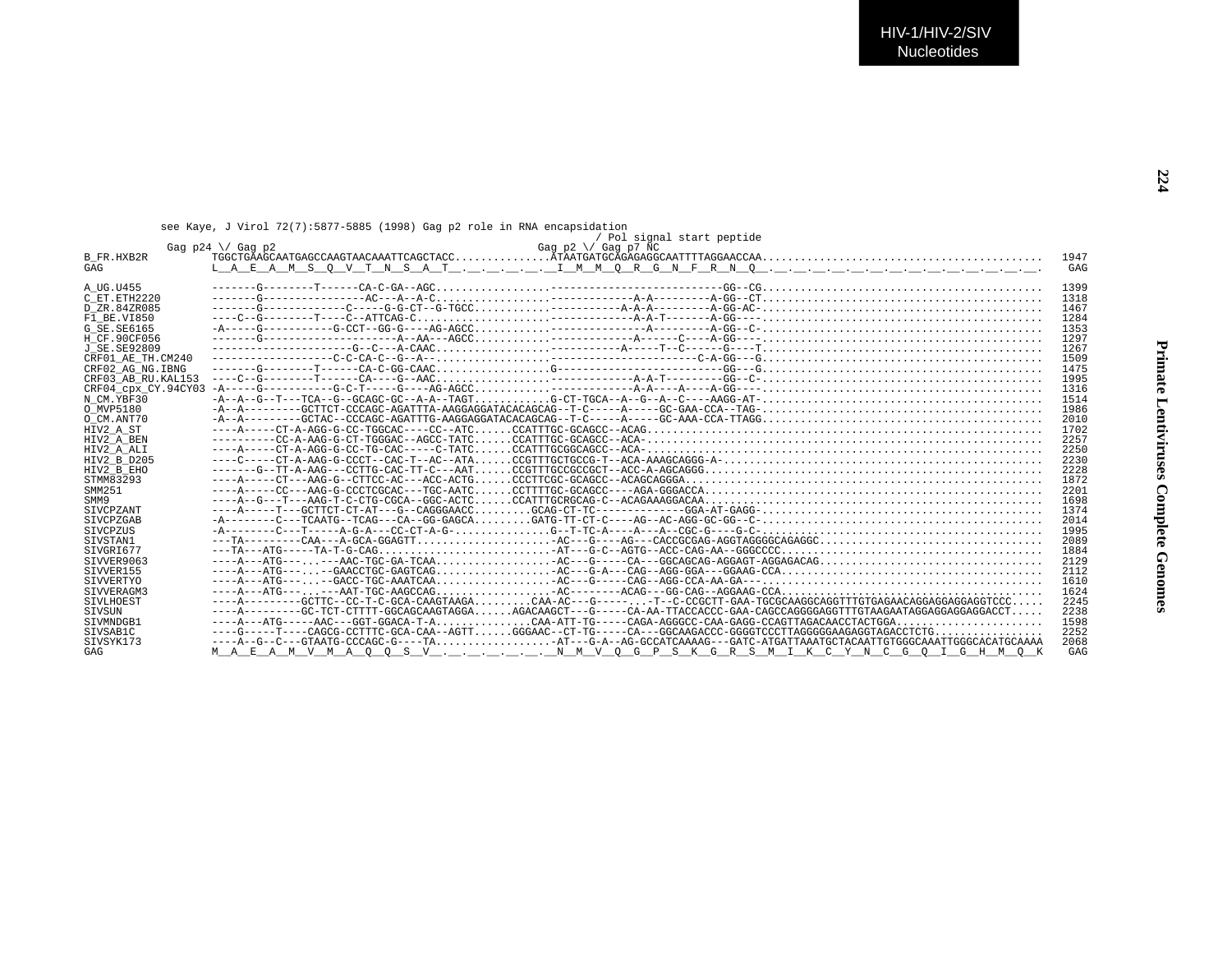```
           see Kaye, J Virol 72(7):5877-5885 (1998) Gag p2 role in RNA encapsidation
                                                                                      / Pol signal start peptide
         Gag p24 \/ Gag p2                                        Gag p2 \/ Gag p7 NC
B_FR.HXB2R        TGGCTGAAGCAATGAGCCAAGTAACAAATTCAGCTACC...............ATAATGATGCAGAGAGGCAATTTTAGGAACCAA...........................................  1947
GAG               L__A__E__A__M__S__Q__V__T__N__S__A__T__.__.__.__.__.__I__M__M__Q__R__G__N__F__R__N__Q__.__.__.__.__.__.__.__.__.__.__.__.__.__.__.   GAG

A_UG.U455         -------G--------T------CA-C-GA--AGC...................--------------------------GG--CG...........................................  1399
C_ET.ETH2220      -------G----------------AC---A--A-C...................-------------------A-A---------A-GG--CT...................................  1318
D_ZR.84ZR085      -------G------------C-----G-G-CT--G-TGCC..............-------------------A-A-A---------A-GG-AC-................................  1467
F1_BE.VI850       ----C--G--------T----C--ATTCAG-C......................-------------------A-A-T-------A-GG----..................................  1284
G_SE.SE6165       -A-----G----------G-CCT--GG-G----AG-AGCC..............-------------------A---------A-GG--C-...................................  1353
H_CF.90CF056      -------G--------------------A--AA---AGCC..............-------------------A------C----A-GG----..................................  1297
J_SE.SE92809      ---------------------G--C---A-CAAC....................-------------------A-----T--C------G----T.................................  1267
CRF01_AE_TH.CM240 ------------------C-C-CA-C--G--A--....................---------------------------C-A-GG---G...................................  1509
CRF02_AG_NG.IBNG  -------G--------T------CA-C-GG-CAAC..................G-------------------------GG---G..........................................  1475
CRF03_AB_RU.KAL153 ----C--G--------T------CA----G--AAC...................-------------------A-A-T---------GG--C-.................................  1995
CRF04_cpx_CY.94CY03 -A-----G----------G-C-T-----G----AG-AGCC..............-------------------A-A----A----A-GG----.................................  1316
N_CM.YBF30        -A--A--G--T---TCA--G--GCAGC-GC--A-A--TAGT............G-CT-TGCA--A--G--A--C----AAGG-AT-...........................................  1514
O_MVP5180         -A--A---------GCTTCT-CCCAGC-AGATTTA-AAGGAGGATACACAGCAG--T-C-----A-----GC-GAA-CCA--TAG-..........................................  1986
O_CM.ANT70        -A--A---------GCTAC--CCCAGC-AGATTTG-AAGGAGGATACACAGCAG--T-C-----A-----GC-AAA-CCA-TTAGG.........................................  2010
HIV2_A_ST         ----A-----CT-A-AGG-G-CC-TGGCAC----CC--ATC......CCATTTGC-GCAGCC--ACAG.............................................................  1702
HIV2_A_BEN        ----------CC-A-AAG-G-CT-TGGGAC--AGCC-TATC......CCATTTGC-GCAGCC--ACA-............................................................  2257
HIV2_A_ALI        ----A-----CT-A-AGG-G-CC-TG-CAC-----C-TATC......CCATTTGCGGCAGCC--ACA-............................................................  2250
HIV2_B_D205       ----C-----CT-A-AAG-G-CCCT--CAC-T--AC--ATA......CCGTTTGCTGCCG-T--ACA-AAAGCAGGG-A-.................................................  2230
HIV2_B_EHO        -------G--TT-A-AAG---CCTTG-CAC-TT-C---AAT......CCGTTTGCCGCCGCT--ACC-A-AGCAGGG...................................................  2228
STMM83293         ----A-----CT---AAG-G--CTTCC-AC---ACC-ACTG......CCCTTCGC-GCAGCC--ACAGCAGGGA.......................................................  1872
SMM251            ----A-----CC---AAG-G-CCCTCGCAC---TGC-AATC......CCTTTTGC-GCAGCC----AGA-GGGACCA....................................................  2201
SMM9              ----A--G---T---AAG-T-C-CTG-CGCA--GGC-ACTC......CCATTTGCRGCAG-C--ACAGAAAGGACAA....................................................  1698
SIVCPZANT         ----A-----T---GCTTCT-CT-AT---G--CAGGGAACC.........GCAG-CT-TC-------------GGA-AT-GAGG-............................................  1374
SIVCPZGAB         -A--------C---TCAATG--TCAG---CA--GG-GAGCA.........GATG-TT-CT-C----AG--AC-AGG-GC-GG--C-...........................................  2014
SIVCPZUS          -A--------C---T-----A-G-A---CC-CT-A-G-...............G--T-TC-A----A---A--CGC-G----G-C-...........................................  1995
SIVSTAN1          ---TA---------CAA---A-GCA-GGAGTT.....................-AC---G----AG---CACCGCGAG-AGGTAGGGGCAGAGGC..................................  2089
SIVGRI677         ---TA---ATG-----TA-T-G-CAG..........................-AT---G-C--AGTG--ACC-CAG-AA--GGGCCCC........................................  1884
SIVVER9063        ----A---ATG---...---AAC-TGC-GA-TCAA..................-AC---G-----CA---GGCAGCAG-AGGAGT-AGGAGACAG.................................  2129
SIVVER155         ----A---ATG---...-GAACCTGC-GAGTCAG..................-AC---G-A---CAG--AGG-GGA---GGAAG-CCA........................................  2112
SIVVERTYO         ----A---ATG---...-GACC-TGC-AAATCAA..................-AC---G-----CAG--AGG-CCA-AA-GA---...........................................  1610
SIVVERAGM3        ----A---ATG---...---AAT-TGC-AAGCCAG..................-AC--------ACAG---GG-CAG--AGGAAG-CCA........................................  1624
SIVLHOEST         ----A---------GCTTC--CC-T-C-GCA-CAAGTAAGA.........CAA-AC---G-----...-T--C-CCGCTT-GAA-TGCGCAAGGCAGGTTTGTGAGAACAGGAGGAGGAGGTCCC.....  2245
SIVSUN            ----A---------GC-TCT-CTTTT-GGCAGCAAGTAGGA.....AGACAAGCT---G-----CA-AA-TTACCACCC-GAA-CAGCCAGGGGAGGTTTGTAAGAATAGGAGGAGGAGGACCT.....  2238
SIVMNDGB1         ----A---ATG-----AAC---GGT-GGACA-T-A...............CAA-ATT-TG-----CAGA-AGGGCC-CAA-GAGG-CCAGTTAGACAACCTACTGGA.......................  1598
SIVSAB1C          ----G-----T----CAGCG-CCTTTC-GCA-CAA--AGTT.....GGGAAC--CT-TG-----CA---GGCAAGACCC-GGGGTCCCTTAGGGGGAAGAGGTAGACCTCTG..................  2252
SIVSYK173         ----A--G--C---GTAATG-CCCAGC-G----TA..................-AT---G-A--AG-GCCATCAAAAG---GATC-ATGATTAAATGCTACAATTGTGGGCAAATTGGGCACATGCAAAA  2068
GAG               M__A__E__A__M__V__M__A__Q__Q__S__V__.__.__.__.__.__.__N__M__V__Q__G__P__S__K__G__R__S__M__I__K__C__Y__N__C__G__Q__I__G__H__M__Q__K   GAG
```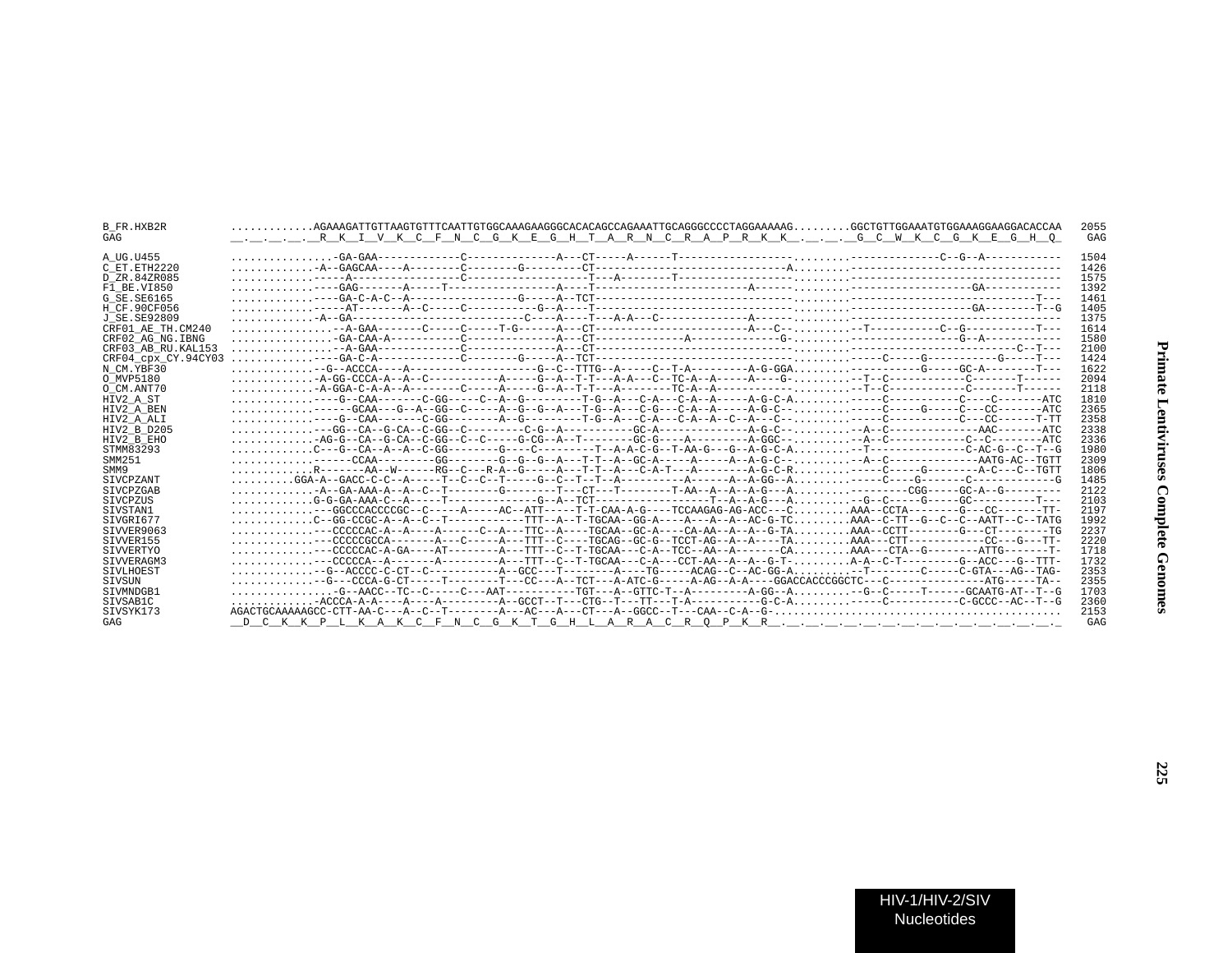```
B_FR.HXB2R          ............AGAAAGATTGTTAAGTGTTTCAATTGTGGCAAAGAAGGGCACACAGCCAGAAATTGCAGGGCCCCTAGGAAAAAG.........GGCTGTTGGAAATGTGGAAAGGAAGGACACCAA  2055
GAG                 __.__.__.__._R__K__I__V__K__C__F__N__C__G__K__E__G__H__T__A__R__N__C__R__A__P__R__K__K__.__.__.__G__C__W__K__C__G__K__E__G__H__Q_  GAG

A_UG.U455           ................-GA-GAA-------------C--------------A---CT-----A------T-----------------------.........-----------C--G--A-----------  1504
C_ET.ETH2220        .............-A--GAGCAA----A--------C--------G---------CT-------------------------------A.........-------------------------------  1426
D_ZR.84ZR085        ............-----A-----------------C------------------T---A-------T---------------------------.........----------------------------  1575
F1_BE.VI850         ............---GAG-------A-----T-----------------A----T---------------------A-----------------.........------------GA------------  1392
G_SE.SE6165         ............---GA-C-A-C--A----------------G-----A--TCT-------------------------------------------.........--------------------------T---  1461
H_CF.90CF056        ............-----AT-------A--C-----C-----------G--A----T------------------------------------------.........------------GA--------T--G  1405
J_SE.SE92809        .............-A--GA--------------------------C----A----T---A-A---C--------------A-----------.........----------------------------  1375
CRF01_AE_TH.CM240   ................-A-GAA------C-----C-----T-G------A--CT-----------------------A---C-.........-T-----------C--G----------T---  1614
CRF02_AG_NG.IBNG    ................-GA-CAA-A-----------C--------------A---CT--------------A--------------G-.........-----------------G--A-----------  1580
CRF03_AB_RU.KAL153  ................-A-GAA-------------C--------------A---CT------------------------------------.........-------------------------C--T---  2100
CRF04_cpx_CY.94CY03 ............----GA-C-A------------C--------G-----A--TCT------------------------------------.........C-----G-----------G-----T---  1424
N_CM.YBF30          .............--G--ACCCA----A-----------------------G--C--TTTG--A-----C--T-A---------A-G-GGA.........---------G-----GC-A---------T---  1622
O_MVP5180           .............A-GG-CCCA-A--A--C----------A-----G--A--T-T---A-A---C--TC-A--A-----A----G-.........T--C-----------------C-------T-----  2094
O_CM.ANT70          .............A-GGA-C-A-A--A--------C-----A-----G--A--T-T---A--------TC-A--A-----------.........T--C-------------C-------T-------  2118
HIV2_A_ST           ............----G--CAA-------C-GG-----C--A--G---------T-G--A---C-A---C-A--A-----A-G-C-A.........----C-----------C----C-------ATC  1810
HIV2_A_BEN          ............------GCAA---G--A--GG--C-----A--G--G--A---T-G--A---C-G---C-A--A-----A-G-C--.........----C-----G-----C---CC-------ATC  2365
HIV2_A_ALI          ............----G--CAA-------C-GG-------A--G---------T-G--A---C-A---C-A--A--C--A---C--.........----C-----------C---CC------T-TT  2358
HIV2_B_D205         ............---GG--CA--G-CA--C-GG--C---------C-G--A-----------GC-A--------------A-G-C-.........A--C--------------AAC-------ATC  2338
HIV2_B_EHO          .............-AG-G--CA--G-CA--C-GG--C--C-----G-CG--A--T--------GC-G-----A---------A-GGC-.........A--C-------------C--C--------ATC  2336
STMM83293           ............C---G--CA--A--A--C-GG--------G----C---------T--A-A-C-G--T-AA-G---G--A-G-C-A.........-T-------------C-AC-G--C--T--G  1980
SMM251              ............------CCAA----------GG--------G--G--G--A---T-T--A--GC-A------A------A--A-G-C--.........-A--C-------------AATG-AC--TGTT  2309
SMM9                ............R-------AA--W------RG--C---R-A--G------A---T-T--A---C-A-T---A---------A-G-C-R.........----C----G--------A-C---C--TGTT  1806
SIVCPZANT           .........GGA-A--GACC-C-C--A-----T--C--C--T-----G--C--T--T--A----------A------A--A-GG--A.........----C----G-------C-------------G  1485
SIVCPZGAB           .............-A--GA-AAA-A--A--C--T--------G--------T---CT---T--------T-AA--A--A--A-G---A.........---------CGG-----GC-A--G---------  2122
SIVCPZUS            ............G-G-GA-AAA-C--A-----T-------------G--A--TCT------------------T--A--A-G---A.........-G--C-----G-----GC----------T---  2103
SIVSTAN1            .............---GGCCCACCCCGC--C-----A-----AC--ATT-----T-T-CAA-A-G----TCCAAGAG-AG-ACC---C.........AAA--CCTA--------G---CC-------TT-  2197
SIVGRI677           ............C--GG-CCGC-A--A--C--T------------TTT--A--T-TGCAA--GG-A----A---A--A--AC-G-TC.........AAA--C-TT--G--C--C--AATT--C--TATG  1992
SIVVER9063          .............---CCCCCAC-A--A----A------C--A---TTC--A----TGCAA--GC-A----CA-AA--A--A--G-TA.........AAA--CCTT--------G---CT--------TG  2237
SIVVER155           .............---CCCCCGCCA-------A---C------A---TTT--C----TGCAG--GC-G--TCCT-AG--A--A----TA.........AAA---CTT-----------CC---G---TT-  2220
SIVVERTYO           .............---CCCCCAC-A-GA----AT-------A---TTT--C--T-TGCAA---C-A--TCC--AA--A-------CA.........AAA---CTA--G---------ATTG-------T-  1718
SIVVERAGM3          .............---CCCCCA--A-------A---------A---TTT--C--T-TGCAA---C-A---CCT-AA--A--A--G-T-.........A-A--C-T---------G--ACC---G--TTT-  1732
SIVLHOEST           .............--G--ACCCC-C-CT--C-----------A--GCC---T--------A----TG-----ACAG--C--AC-GG-A.........-T--------C-----C-GTA---AG--TAG-  2353
SIVSUN              .............--G---CCCA-G-CT-----T--------T---CC---A--TCT---A-ATC-G-----A-AG--A-A----GGACCACCCGGCTC---C---------------ATG-----TA--  2355
SIVMNDGB1           ................-G--AACC--TC--C-----C---AAT-----------TGT---A--GTTC-T--A---------A-GG--A.........-G--C-----T------GCAATG-AT--T--G  1703
SIVSAB1C            .............ACCCA-A-A----A----A---------A--GCCT--T---CTG--T---TT---T-A-----------G-C-A.........----C-----------C-GCCC--AC--T--G  2360
SIVSYK173           AGACTGCAAAAAGCC-CTT-AA-C---A--C--T--------A---AC---A---CT---A--GGCC--T---CAA--C-A--G-.............................................  2153
GAG                 __D__C__K__K__P__L__K__A__K__C__F__N__C__G__K__T__G__H__L__A__R__A__C__R__Q__P__K__R__.__.__.__.__.__.__.__.__.__.__.__.__.__.__.__.__.  GAG
```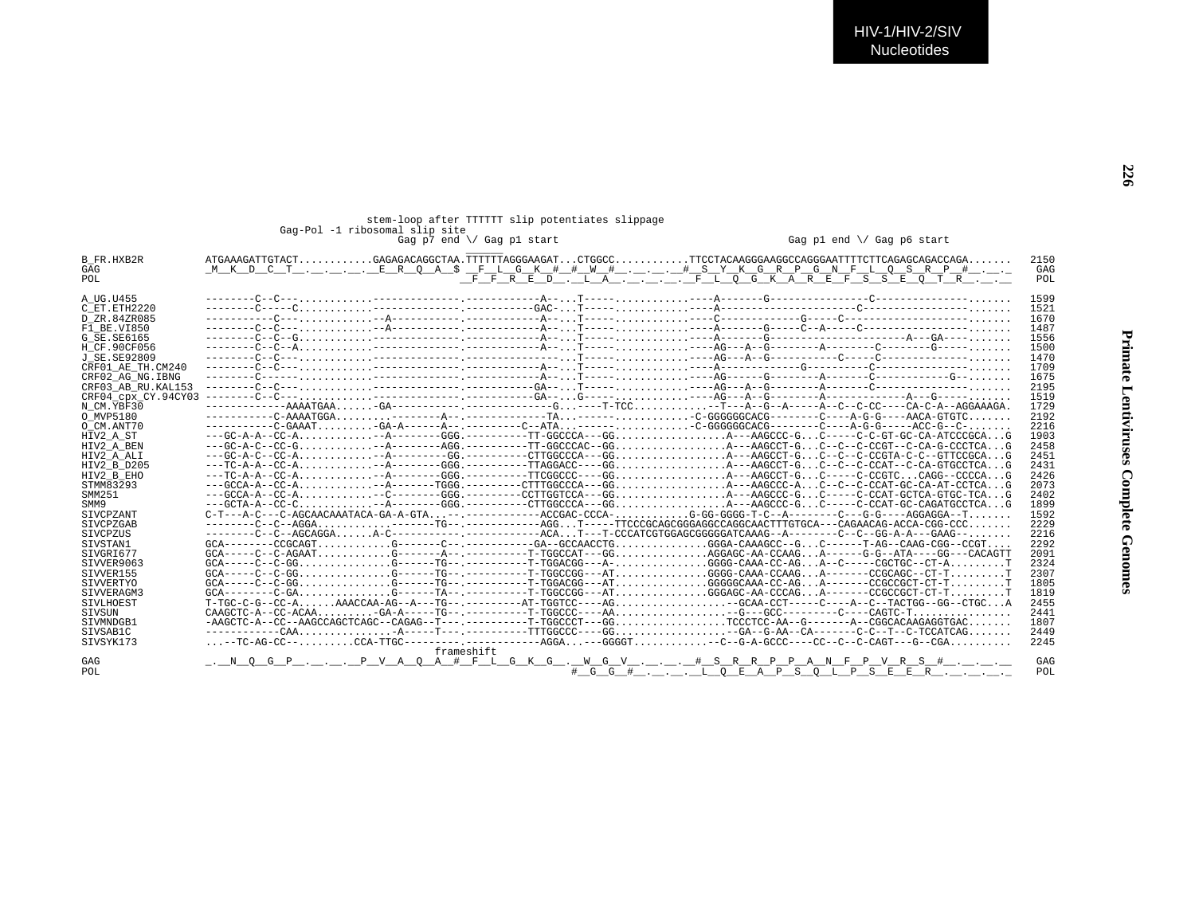```
                                    stem-loop after TTTTTT slip potentiates slippage
                         Gag-Pol -1 ribosomal slip site
                                                      Gag p7 end \/ Gag p1 start                                     Gag p1 end \/ Gag p6 start
                                                              ______
B_FR.HXB2R          ATGAAAGATTGTACT...........GAGAGACAGGCTAA.TTTTTTAGGGAAGAT...CTGGCC...........TTCCTACAAGGGAAGGCCAGGGAATTTTCTTCAGAGCAGACCAGA.......  2150
GAG                 _M__K__D__C__T__.__.__.__.__E__R__Q__A__$ __F__L__G__K__#__#__W__#__.__.__.__#__S__Y__K__G__R__P__G__N__F__L__Q__S__R__P__#__.__._   GAG
POL                                                          __F__F__R__E__D__.__L__A__.__.__.__.__F__L__Q__G__K__A__R__E__F__S__S__E__Q__T__R__.__.__   POL

A_UG.U455           --------C--C--............-------------.-----------A--...T---------------.----A-------G---------------C------------------......  1599
C_ET.ETH2220        --------C-----C...........-------------.-----------GAC-..T---------------.----A----------------------C------------------......  1521
D_ZR.84ZR085        -----------C--............--A-----------.-----------A--...T---------------.----C-------------G-----C----------------------......  1670
F1_BE.VI850         --------C--C--............--A-----------.-----------A--...T---------------.----A-------G-----C--A-----C-------------------......  1487
G_SE.SE6165         --------C--C--G...........-------------.-----------A--...T---------------.----A-------G--------------------A---GA---------......  1556
H_CF.90CF056        --------C--C--A...........-------------.-----------A--...T---------------.----AG---A--G--------A-------C--------G---------......  1500
J_SE.SE92809        --------C--C--............-------------.-----------A--...T---------------.----AG---A--G----------C-----C-----------------......  1470
CRF01_AE_TH.CM240   --------C--C--............-------------.-----------A--...T---------------.----A------------G----------C------------------......  1709
CRF02_AG_NG.IBNG    --------C-----............-------------.-----------A--...T---------------.----AG------G--------A-------C-----------G------......  1675
CRF03_AB_RU.KAL153  --------C--C--............-------------.-----------GA--..T---------------.----AG---A--G--------A-------C----------------......  2195
CRF04_cpx_CY.94CY03 --------C--C--............-------------.-----------GA--...G---------------.----AG---A--G--------A------------A---G---------......  1519
N_CM.YBF30          ------------AAAATGAA......-GA-----------.-----------G...----T-TCC...........--T---A--G--A-----A--C--C-CC----CA-C-A--AGGAAAGA.  1729
O_MVP5180           -----------C-AAAATGGA.......-------A--.-----------TA...-----------------.-C-GGGGGGCACG--------C----A-G-G----AACA-GTGTC.......  2192
O_CM.ANT70          -----------C-GAAAT.........-GA-A------A--.---------C--ATA...----------------.-C-GGGGGGCACG--------C----A-G-G-----ACC-G--C-......  2216
HIV2_A_ST           ---GC-A-A--CC-A............--A--------GGG.----------TT-GGCCCA---GG..................A---AAGCCC-G...C-----C-C-GT-GC-CA-ATCCCGCA...G  1903
HIV2_A_BEN          ---GC-A-C--CC-G............--A--------AGG.----------TT-GGCCCAC--GG..................A---AAGCCT-G...C--C--C-CCGT--C-CA-G-CCCTCA...G  2458
HIV2_A_ALI          ---GC-A-C--CC-A............--A---------GG.----------CTTGGCCCA---GG..................A---AAGCCT-G...C--C--C-CCGTA-C-C--GTTCCGCA...G  2451
HIV2_B_D205         ---TC-A-A--CC-A............--A--------GGG.----------TTAGGACC----GG..................A---AAGCCT-G...C--C--C-CCAT--C-CA-GTGCCTCA...G  2431
HIV2_B_EHO          ---TC-A-A--CC-A............--A--------GGG.----------TTCGGCCC----GG..................A---AAGCCT-G...C-----C-CCGTC...CAGG--CCCCA...G  2426
STMM83293           ---GCCA-A--CC-A............--A-------TGGG.---------CTTTGGCCCA---GG..................A---AAGCCC-A...C--C--C-CCAT-GC-CA-AT-CCTCA...G  2073
SMM251              ---GCCA-A--CC-A............--C--------GGG.---------CCTTGGTCCA---GG..................A---AAGCCC-G...C-----C-CCAT-GCTCA-GTGC-TCA...G  2402
SMM9                ---GCTA-A--CC-C............--A--------GGG.----------CTTGGCCCA---GG..................A---AAGCCC-G...C-----C-CCAT-GC-CAGATGCCTCA...G  1899
SIVCPZANT           C-T---A-C---C-AGCAACAAATACA-GA-A-GTA...--.-----------ACCGAC-CCCA-...........G-GG-GGGG-T-C--A--------C---G-G----AGGAGGA--T.......  1592
SIVCPZGAB           --------C--C--AGGA.......-------TG--.------------AGG...T-----TTCCCGCAGCGGGAGGCCAGGCAACTTTGTGCA---CAGAACAG-ACCA-CGG-CCC.......  2229
SIVCPZUS            --------C--C--AGCAGGA......A-C-----------.-----------ACA...T---T-CCCATCGTGGAGCGGGGGATCAAAG--A--------C--C--GG-A-A---GAAG--.......  2216
SIVSTAN1            GCA--------CCGCAGT............G-------C--.-----------GA--GCCAACCTG..............GGGA-CAAAGCC--G...C------T-AG--CAAG-CGG--CCGT....  2292
SIVGRI677           GCA-----C--C-AGAAT............G-------A--.----------T-TGGCCAT---GG..............AGGAGC-AA-CCAAG...A------G-G--ATA----GG---CACAGTT  2091
SIVVER9063          GCA-----C--C-GG...............G------TG--.----------T-TGGACGG---A-..............GGGG-CAAA-CC-AG...A--C-----CGCTGC--CT-A.........T  2324
SIVVER155           GCA-----C--C-GG...............G------TG--.----------T-TGGCCGG---AT..............GGGG-CAAA-CCAAG...A-------CCGCAGC--CT-T.........T  2307
SIVVERTYO           GCA-----C--C-GG...............G------TG--.----------T-TGGACGG---AT..............GGGGGCAAA-CC-AG...A-------CCGCCGCT-CT-T.........T  1805
SIVVERAGM3          GCA--------C-GA...............G------TA--.----------T-TGGCCGG---AT..............GGGAGC-AA-CCCAG...A-------CCGCCGCT-CT-T.........T  1819
SIVLHOEST           T-TGC-C-G--CC-A......AAACCAA-AG--A---TG--.---------AT-TGGTCC----AG..................--GCAA-CCT-----C----A--C--TACTGG--GG--CTGC...A  2455
SIVSUN              CAAGCTC-A--CC-ACAA.........-GA-A-----TG--.----------T-TGGCCC----AA..................--G---GCC---------C----CAGTC-T...............  2441
SIVMNDGB1           -AAGCTC-A--CC--AAGCCAGCTCAGC--CAGAG--T---.----------T-TGGCCCT---GG..................TCCCTCC-AA--G-------A--CGGCACAAGAGGTGAC.......  1807
SIVSAB1C            ------------CAA...............-A-----T---.----------TTTGGCCC----GG..................--GA--G-AA--CA-------C-C--T--C-TCCATCAG.......  2449
SIVSYK173           ....--TC-AG-CC--.........CCA-TTGC---------.-----------AGGA...---GGGGT............--C--G-A-GCCC----CC--C--C-CAGT---G--CGA..........  2245
                                                  frameshift
GAG                 _.__N__Q__G__P__.__.__.__.__P__V__A__Q__A__#__F__L__G__K__G__.__W__G__V__.__.__.__#__S__R__R__P__P__A__N__F__P__V__R__S__#__.__.__.__.__   GAG
POL                                                                     #__G__G__#__.__.__.__L__Q__E__A__P__S__Q__L__P__S__E__E__R__.__.__.__._   POL
```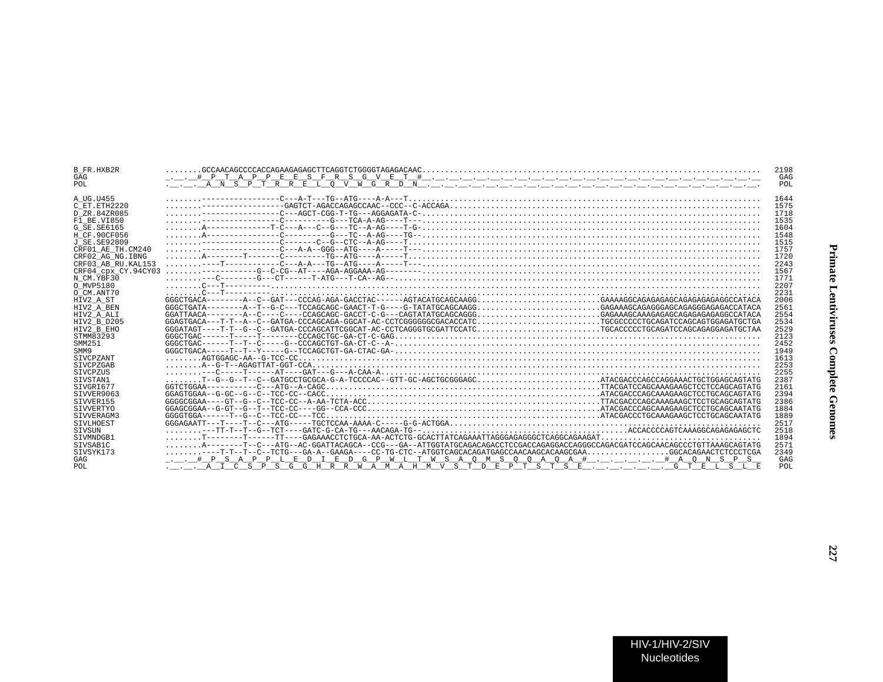```
B_FR.HXB2R         ........GCCAACAGCCCCACCAGAAGAGAGCTTCAGGTCTGGGGTAGAGACAAC.......................................................................... 2198
GAG                _.__.__#__P__T__A__P__P__E__E__S__F__R__S__G__V__E__T__#__.__.__.__.__.__.__.__.__.__.__.__.__.__.__.__.__.__.__.__.__.__.__.__.__.__ GAG
POL                .__.__.__A__N__S__P__T__R__R__E__L__Q__V__W__G__R__D__N__.__.__.__.__.__.__.__.__.__.__.__.__.__.__.__.__.__.__.__.__.__.__.__.__.__. POL

A_UG.U455          ........----------------C---A-T---TG--ATG----A-A---T.............................................................................. 1644
C_ET.ETH2220       ........-----------------GAGTCT-AGACCAGAGCCAAC--CCC--C-ACCAGA..................................................................... 1575
D_ZR.84ZR085       ........-----------------C---AGCT-CGG-T-TG---AGGAGATA-C-.......................................................................... 1718
F1_BE.VI850        ........-----------------C----------G---TCA-A-AG----T---.......................................................................... 1535
G_SE.SE6165        ........A-------------T-C---A---C--G---TC--A-AG----T-G-............................................................................ 1604
H_CF.90CF056       ........A----------------C----------G---TC--A-AG----TG--........................................................................... 1548
J_SE.SE92809       ........-----------------C-------C--G--CTC--A-AG----T.............................................................................. 1515
CRF01_AE_TH.CM240  ........-----------------C---A-A--GGG--ATG----A-----T---.......................................................................... 1757
CRF02_AG_NG.IBNG   ........A--------T-------C---------TG--ATG----A-----T.............................................................................. 1720
CRF03_AB_RU.KAL153 ........----T------------C---A-A---TG--ATG----A-----T---.......................................................................... 2243
CRF04_cpx_CY.94CY03 ........-----------G--C-CG--AT----AGA-AGGAAA-AG-------.......................................................................... 1567
N_CM.YBF30         ........---C--------G---CT------T-ATG---T-CA--AG--................................................................................ 1771
O_MVP5180          ........C---T---------............................................................................................................ 2207
O_CM.ANT70         ........C---T---------............................................................................................................ 2231
HIV2_A_ST          GGGCTGACA--------A--C--GAT---CCCAG-AGA-GACCTAC------AGTACATGCAGCAAGG..........................GAAAAGGCAGAGAGAGCAGAGAGAGAGGCCATACA 2006
HIV2_A_BEN         GGGCTGATA--------A--T--G-C---TCCAGCAGC-GAACT-T-G----G-TATATGCAGCAAGG..........................GAGAAAGCAGAGGGAGCAGAGGGAGAGACCATACA 2561
HIV2_A_ALI         GGATTAACA--------A--C----C----CCAGCAGC-GACCT-C-G---CAGTATATGCAGCAGGG..........................GAGAAAGCAAAGAGAGCAGAGAGAGAGGCCATACA 2554
HIV2_B_D205        GGAGTGACA---T-T--A--C--GATGA-CCCAGCAGA-GGCAT-AC-CCTCGGGGGGCGACACCATC..........................TGCGCCCCCTGCAGATCCAGCAGTGGAGATGCTGA 2534
HIV2_B_EHO         GGGATAGT----T-T--G--C--GATGA-CCCAGCATTCGGCAT-AC-CCTCAGGGTGCGATTCCATC..........................TGCACCCCCTGCAGATCCAGCAGAGGAGATGCTAA 2529
STMM83293          GGGCTGAC------T-----T--------CCCAGCTGC-GA-CT-C-GAG................................................................................ 2123
SMM251             GGGCTGAC------T--T--C-----G--CCCAGCTGT-GA-CT-C--A-................................................................................ 2452
SMM9               GGGCTGACA-----T--T--Y-----G--TCCAGCTGT-GA-CTAC-GA-................................................................................ 1949
SIVCPZANT          ........AGTGGAGC-AA--G-TCC-CC..................................................................................................... 1613
SIVCPZGAB          ........A--G-T--AGAGTTAT-GGT-CCA.................................................................................................. 2253
SIVCPZUS           ........---C-----T------AT----GAT---G---A-CAA-A................................................................................... 2255
SIVSTAN1           ........T--G--G--T--C--GATGCCTGCGCA-G-A-TCCCCAC--GTT-GC-AGCTGCGGGAGC..........................ATACGACCCAGCCAGGAAACTGCTGGAGCAGTATG 2387
SIVGRI677          GGTCTGGAA-----------C---ATG--A-CAGC...................................................................TTACGATCCAGCAAAGAAGCTCCTCCAGCAGTATG 2161
SIVVER9063         GGAGTGGAA--G-GC--G--C--TCC-CC--CACC...................................................................ATACGACCCAGCAAAGAAGCTCCTGCAGCAGTATG 2394
SIVVER155          GGGGCGGAA----GT--G--C--TCC-CC--A-AA-TCTA-ACC..........................................................TTACGACCCAGCAAAGAAGCTCCTGCAGCAGTATG 2386
SIVVERTYO          GGAGCGGAA--G-GT--G--T--TCC-CC----GG--CCA-CCC..........................................................ATACGACCCAGCAAAGAAGCTCCTGCAGCAATATG 1884
SIVVERAGM3         GGGGTGGA------T--G--C--TCC-CC---TCC...................................................................ATACGACCCTGCAAAGAAGCTCCTGCAGCAATATG 1889
SIVLHOEST          GGGAGAATT---T----T--C---ATG-----TGCTCCAA-AAAA-C-----G-G-ACTGGA.................................................................... 2517
SIVSUN             ........---TT-T--T--G--TCT----GATC-G-CA-TG---AACAGA-TG--..............................................ACCACCCCAGTCAAAGGCAGAGAGAGCTC 2518
SIVMNDGB1          ........T--------T------TT----GAGAAACCTCTGCA-AA-ACTCTG-GCACTTATCAGAAATTAGGGAGAGGGCTCAGGCAGAAGAT.................................. 1894
SIVSAB1C           ........A--------T--C---ATG--AC-GGATTACAGCA--CCG---GA--ATTGGTATGCAGACAGACCTCCGACCAGAGGACCAGGGCCAGACGATCCAGCAACAGCCCTGTTAAAGCAGTATG 2571
SIVSYK173          ........----T-T--T--C--TCTG---GA-A--GAAGA----CC-TG-CTC--ATGGTCAGCACAGATGAGCCAACAAGCACAAGCGAA.................GGCACAGAACTCTCCCTCGA 2349
GAG                _.__.__#__P__S__A__P__P__L__E__D__I__E__D__G__P__W__L__T__W__S__A__Q__M__S__Q__Q__A__Q__A__#__.__.__.__.__.__.__#__A__Q__N__S__P__S__ GAG
POL                .__.__.__A__I__C__S__P__S__G__G__H__R__R__W__A__M__A__H__M__V__S__T__D__E__P__T__S__T__S__E__.__.__.__.__.__.__.__G__T__E__L__S__L__E POL
```

Primate Lentiviruses Complete Genomes

HIV-1/HIV-2/SIV Nucleotides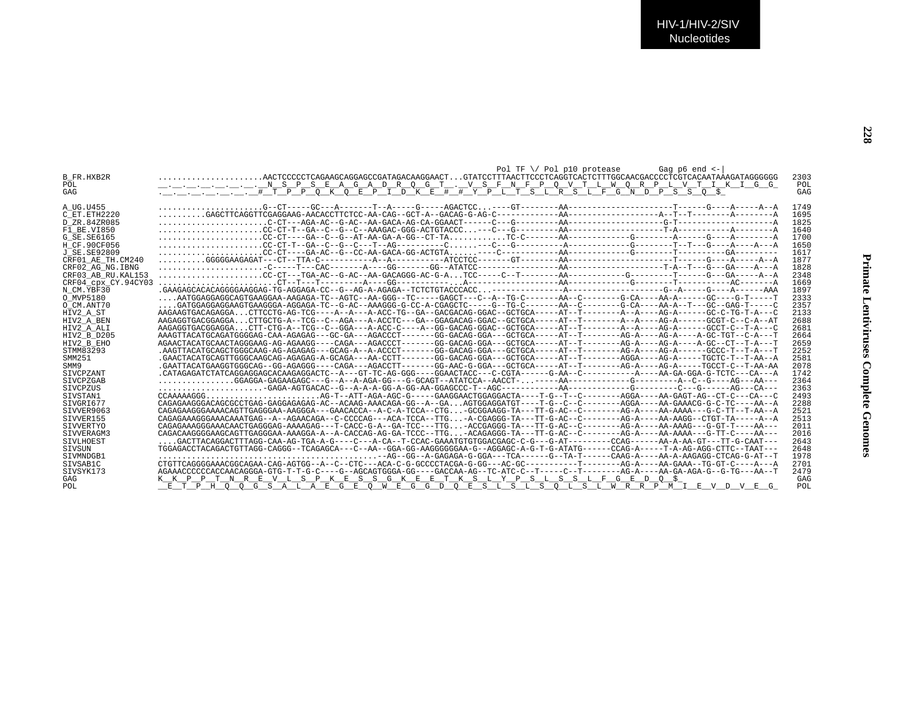HIV-1/HIV-2/SIV Nucleotides

```
                                                                          Pol TF \/ Pol p10 protease        Gag p6 end <-|
B_FR.HXB2R         ......................AACTCCCCCTCAGAAGCAGGAGCCGATAGACAAGGAACT...GTATCCTTTAACTTCCCTCAGGTCACTCTTTGGCAACGACCCCTCGTCACAATAAAGATAGGGGGG  2303
POL                __.__.__.__.__.__.__.__N__S__P__S__E__A__G__A__D__R__Q__G__T__.__V__S__F__N__F__P__Q__V__T__L__W__Q__R__P__L__V__T__I__K__I__G__G_   POL
GAG                .__.__.__.__.__.__.__#__T__P__P__Q__K__Q__E__P__I__D__K__E__#__#__Y__P__L__T__S__L__R__S__L__F__G__N__D__P__S__S__Q__$_           GAG

A_UG.U455          ......................G--CT-----GC---A-------T--A-----G-----AGACTCC...----GT--------AA---------------------T------G----A-----A--A  1749
C_ET.ETH2220       .........GAGCTTCAGGTTCGAGGAAG-AACACCTTCTCC-AA-CAG--GCT-A--GACAG-G-AG-C--------------AA-------------------A--T--T--------A--------A  1695
D_ZR.84ZR085       ......................C-CT---AGA-AC--G-AC--AA-GACA-AG-CA-GGAACT------C---G---------AA--------------------G-T--------------------A  1825
F1_BE.VI850        ......................CC-CT-T--GA--C--G--C--AAAGAC-GGG-ACTGTACCC...---C---G---------AA---------------------T-A-----------A--------A  1640
G_SE.SE6165        ......................CC-CT----GA--C--G--AT-AA-GA-A-GG--CT-TA............TC-C-------AA------------G--------A------G----A--------A  1700
H_CF.90CF056       ......................CC-CT-T--GA--C--G--C---T--AG----------C......---C---G---------A-------------G--------T--T---G----A----A---A  1650
J_SE.SE92809       ......................CC-CT----GA-AC--G--CC-AA-GACA-GG-ACTGTA......----C------------AA------------G--------T----------GA---------  1617
CRF01_AE_TH.CM240  .........GGGGGAAGAGAT---CT--TTA-C-----------A--A-----------ATCCTCC-------GT--------AA---------------------T------G----A-----A--A  1877
CRF02_AG_NG.IBNG   ......................-C-----T---CAC-------A----GG-------GG--ATATCC-----------------AA--------------------T-A--T---G---GA----A---A  1828
CRF03_AB_RU.KAL153 ......................CC-CT---TGA-AC--G-AC--AA-GACAGGG-AC-G-A...TCC-----C--T---------AA------------G---------T------G---GA-----A--A  2348
CRF04_cpx_CY.94CY03 ......................CT--T---T---------A----GG------------...A------------------AA-------------G---------T----------AC-------A  1669
N_CM.YBF30         .GAAGAGCACACAGGGGAAGGAG-TG-AGGAGA-CC--G--AG-A-AGAGA--TCTCTGTACCCACC...--------------A-------------------G--A-----G----A------AAA  1897
O_MVP5180          ....AATGGAGGAGGCAGTGAAGGAA-AAGAGA-TC--AGTC--AA-GGG--TC-----GAGCT---C--A--TG-C-------AA--C--------G-CA----AA-A------GC----G-T-----T  2333
O_CM.ANT70         ....GATGGAGGAGGAAGTGAAGGGA-AGGAGA-TC--G-AC--AAAGGG-G-CC-A-CGAGCTC-----G--TG-C-------AA--C--------G-CA----AA-A--T---GC--GAG-T-----C  2357
HIV2_A_ST          AAGAAGTGACAGAGGA...CTTCCTG-AG-TCG----A--A---A-ACC-TG--GA--GACGACAG-GGAC--GCTGCA-----AT--T--------A--A----AG-A------GC-C-TG-T-A---C  2133
HIV2_A_BEN         AAGAGGTGACGGAGGA...CTTGCTG-A--TCG--C--AGA---A-ACCTC---GA--GGAGACAG-GGAC--GCTGCA-----AT--T--------A--A----AG-A------GCGT-C--C-A--AT  2688
HIV2_A_ALI         AAGAGGTGACGGAGGA...CTT-CTG-A--TCG--C--GGA---A-ACC-C----A--GG-GACAG-GGAC--GCTGCA-----AT--T--------A--A----AG-A------GCCT-C--T-A---C  2681
HIV2_B_D205        AAAGTTACATGCAGATGGGGAG-CAA-AGAGAG---GC-GA---AGACCCT-------GG-GACAG-GGA---GCTGCA-----AT--T--------AG-A----AG-A----A-GC-TGT--C-A---T  2664
HIV2_B_EHO         AGAACTACATGCAACTAGGGAAG-AG-AGAAGG----CAGA---AGACCCT-------GG-GACAG-GGA---GCTGCA-----AT--T--------AG-A----AG-A----A-GC--CT--T-A---T  2659
STMM83293          .AAGTTACATGCAGCTGGGCAAG-AG-AGAGAG---GCAG-A--A-ACCCT-------GG-GACAG-GGA---GCTGCA-----AT--T--------AG-A----AG-A------GCCC-T--T-A---T  2252
SMM251             .GAACTACATGCAGTTGGGCAAGCAG-AGAGAG-A-GCAGA---AA-CCTT-------GG-GACAG-GGA---GCTGCA-----AT--T--------AGGA----AG-A-----TGCTC-T--T-AA--A  2581
SMM9               .GAATTACATGAAGGTGGGCAG--GG-AGAGGG----CAGA---AGACCTT-------GG-AAC-G-GGA---GCTGCA-----AT--T--------AG-A----AG-A-----TGCCT-C--T-AA-AA  2078
SIVCPZANT          .CATAGAGATCTATCAGGAGGAGCACAAGAGGACTC--A---GT-TC-AG-GGG----GGAACTACC---C-CGTA------G-AA--C-----------A----AA-GA-GGA-G-TCTC---CA---A  1742
SIVCPZGAB          ................GGAGGA-GAGAAGAGC---G--A--A-AGA-GG---G-GCAGT--ATATCCA--AACCT-...-----AA-------------G---------A--C--G----AG---AA---  2364
SIVCPZUS           ......................-GAGA-AGTGACAC--G--A-A-A-GG-A-GG-AA-GGAGCCC-T--AGC------------AA-------------G---------C---G------AG---CA---  2363
SIVSTAN1           CCAAAAAGGG...........................AG-T--ATT-AGA-AGC-G-----GAAGGAACTGGAGGACTA----T-G--T--C--------AGGA----AA-GAGT-AG--CT-C---CA---C  2493
SIVGRI677          CAGAGAAGGGACAGCGCCTGAG-GAGGAGAGAG-AC--ACAAG-AAACAGA-GG--A--GA...AGTGGAGGATGT----T-G--C--C--------AGGA----AA-GAAACG-G-C-TC-----AA--A  2288
SIVVER9063         CAGAGAAGGGAAAACAGTTGAGGGAA-AAGGGA---GAACACCA--A-C-A-TCCA--CTG...-GCGGAAGG-TA---TT-G-AC--C--------AG-A----AA-AAAA---G-C-TT--T-AA--A  2521
SIVVER155          CAGAGAAAGGGAAACAAATGAG--A--AGAACAGA--C-CCCCAG---ACA-TCCA--TTG...-A-CGAGGG-TA---TT-G-AC--C--------AG-A----AA-AAGG--CTGT-TA-----A--A  2513
SIVVERTYO          CAGAGAAAGGGAAACAACTGAGGGAG-AAAAGAG---T-CACC-G-A--GA-TCC---TTG...-ACCGAGGG-TA---TT-G-AC--C--------AG-A----AA-AAAG---G-GT-T----AA---  2011
SIVVERAGM3         CAGACAAGGGGAAGCAGTTGAGGGAA-AAAGGA-A--A-CACCAG-AG-GA-TCCC--TTG...-ACAGAGGG-TA---TT-G-AC--C--------AG-A----AA-AAAA---G-TT-C----AA---  2016
SIVLHOEST          ....GACTTACAGGACTTTAGG-CAA-AG-TGA-A-G----C---A-CA--T-CCAC-GAAATGTGTGGACGAGC-C-G---G-AT---------CCAG------AA-A-AA-GT---TT-G-CAAT---  2643
SIVSUN             TGGAGACCTACAGACTGTTAGG-CAGGG--TCAGAGCA---C--AA--GGA-GG-AAGGGGGGAA-G--AGGAGC-A-G-T-G-ATATG------CCAG-A-----T-A-AG-AGG-CTTC--TAAT---  2648
SIVMNDGB1          ...............................................-AG--GG--A-GAGAGA-G-GGA---TCA------G--TA-T------CAAG-A----AA-A-AAGAGG-CTCAG-G-AT--T  1978
SIVSAB1C           CTGTTCAGGGGAAACGGCAGAA-CAG-AGTGG--A--C--CTC---ACA-C-G-GCCCCTACGA-G-GG---AC-GC----------T--------AG-A----AA-GAAA--TG-GT-C----A---A  2701
SIVSYK173          AGAAACCCCCCACCAACAGGGA-GTG-T-T-G-C----G--AGCAGTGGGA-GG----GACCAA-AG--TC-ATC-C--T------C--T--------AG-A----AA-GA-AGA-G--G-TG---AA--T  2479
GAG                K__K__P__P__T__N__R__E__V__L__S__P__K__E__S__S__G__K__E__E__T__K__S__L__Y__P__S__L__S__S__L__F__G__E__D__Q__$_                      GAG
POL                __E__T__P__H__Q__Q__G__S__A__L__A__E__G__E__Q__W__E__G__G__D__Q__E__S__L__S__L__S__Q__L__S__L__W__R__R__P__M__I__E__V__D__V__E__G_   POL
```

Primate Lentiviruses Complete Genomes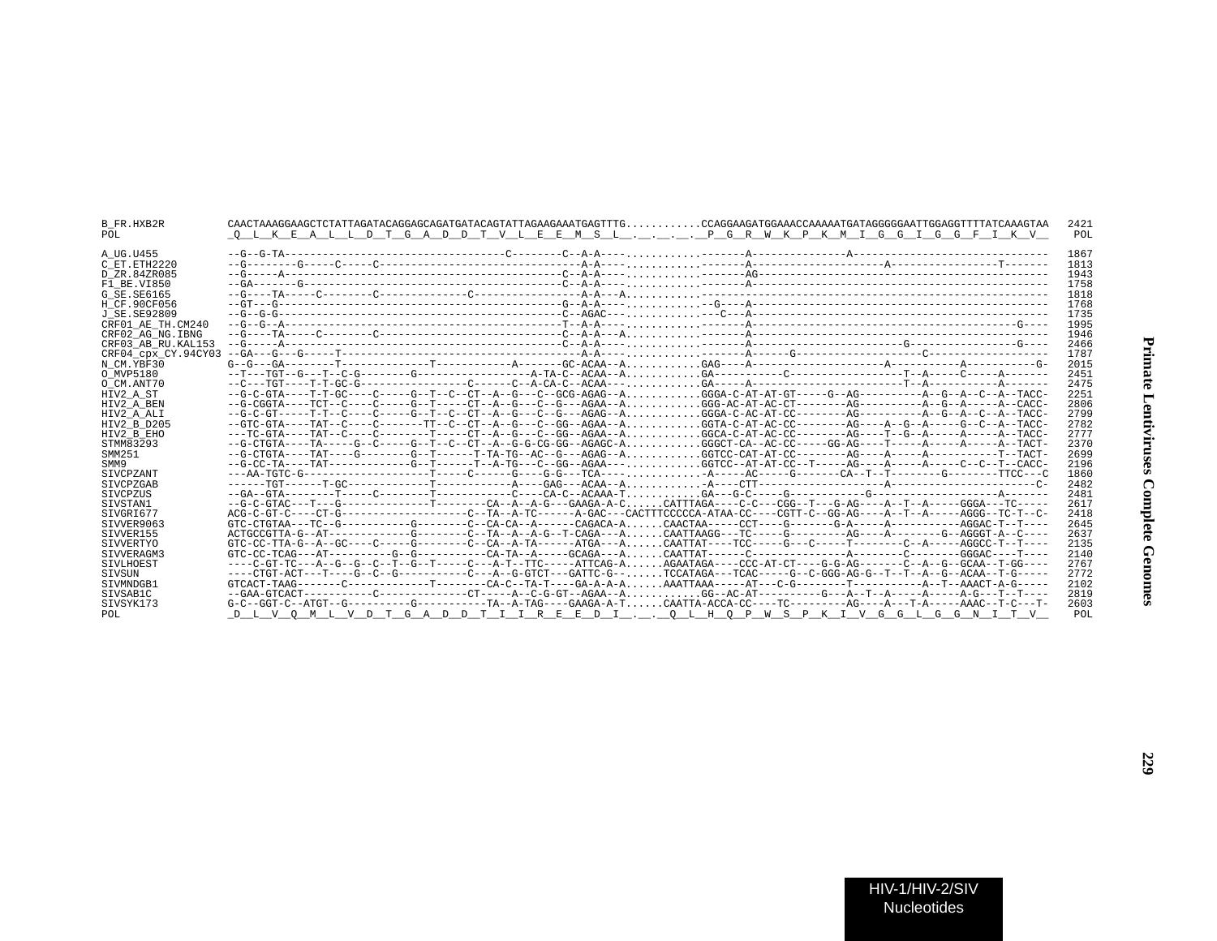```
B_FR.HXB2R          CAACTAAAGGAAGCTCTATTAGATACAGGAGCAGATGATACAGTATTAGAAGAAATGAGTTTG...........CCAGGAAGATGGAAACCAAAAATGATAGGGGGAATTGGAGGTTTTATCAAAGTAA  2421
POL                 _Q__L__K__E__A__L__L__D__T__G__A__D__D__T__V__L__E__E__M__S__L__.__.__.__.__P__G__R__W__K__P__K__M__I__G__G__I__G__G__F__I__K__V__  POL

A_UG.U455           --G--G-TA---------------------------------C--------C--A-A---...........-------A---------------A--------------------------------  1867
C_ET.ETH2220        --G--------G-----C-----C---------------------------A-A---...........-------A---------------------A-----------------T-------  1813
D_ZR.84ZR085        --G-----A-----------------------------------------C--A-A---...........-------AG-----------------------------------------------  1943
F1_BE.VI850         --GA-------G--------------------------------------C--A-A---...........-------A------------------------------------------------  1758
G_SE.SE6165         --G----TA-----C--------C--------------C-----------------A-A---A...........-------------------------------------------------------  1818
H_CF.90CF056        --GT---G------------------------------------------G--A-A-----...........--G----A-----------------------------------------------  1768
J_SE.SE92809        --G--G-G------------------------------------------C--AGAC---...........---C---A-----------------------------------------------  1735
CRF01_AE_TH.CM240   --G--G--A-----------------------------------------T--A-A---...........-------A--------------------------------------------G----  1995
CRF02_AG_NG.IBNG    --G----TA-----C--------C--------------------------C--A-A---A...........-------A-----------------------------------------------  1946
CRF03_AB_RU.KAL153  --G-----A-----------------------------------------C--A-A---...........-------A-----------------------G-----------------G----  2466
CRF04_cpx_CY.94CY03 --GA---G---G-----T---------------------------------A-A---...........-------A------G--------------------C------------------  1787
N_CM.YBF30          G--G---GA--------T--------------T------------A--------GC-ACAA--A...........GAG----A------------------------A----------A-----------G-  2015
O_MVP5180           --T---TGT--G---T--C-G--------G--------------------A-TA-C--ACAA--A...........GA-----------C---------------------T--A-----C-----A-------  2451
O_CM.ANT70          --C---TGT----T-T-GC-G------------------C------C--A-CA-C--ACAA---...........GA-----A-----------------------T--A-----------A-------  2475
HIV2_A_ST           --G-C-GTA----T-T-GC----C-----G--T--C--CT--A--G---C--GCG-AGAG--A...........GGGA-C-AT-AT-GT-----G--AG----------A--G--A--C--A--TACC-  2251
HIV2_A_BEN          --G-CGGTA----TCT--C----C-----G--T-----CT--A--G---C--G---AGAA--A...........GGG-AC-AT-AC-CT--------AG----------A--G--A-----A--CACC-  2806
HIV2_A_ALI          --G-C-GT-----T-T--C----C-----G--T--C--CT--A--G---C--G---AGAG--A...........GGGA-C-AC-AT-CC--------AG----------A--G--A--C--A--TACC-  2799
HIV2_B_D205         --GTC-GTA----TAT--C----C-------TT--C--CT--A--G---C--GG--AGAA--A...........GGTA-C-AT-AC-CC--------AG----A--G--A-----G--C--A--TACC-  2782
HIV2_B_EHO          ---TC-GTA----TAT--C----C--------T-----CT--A--G---C--GG--AGAA--A...........GGCA-C-AT-AC-CC--------AG----T--G--A-----A-----A--TACC-  2777
STMM83293           --G-CTGTA----TA-----G--C-----G--T--C--CT--A--G-G-CG-GG--AGAGC-A...........GGGCT-CA--AC-CC-----GG-AG----T-----A-----A-----A--TACT-  2370
SMM251              --G-CTGTA----TAT----G--------G--T------T-TA-TG--AC--G---AGAG--A...........GGTCC-CAT-AT-CC--------AG----A-----A----------T--TACT-  2699
SMM9                --G-CC-TA----TAT-------------G--T------T--A-TG---C--GG--AGAA-----------.GGTCC--AT-AT-CC--T-----AG----A-----A-----C--C--T--CACC-  2196
SIVCPZANT           ---AA-TGTC-G--------------------T-----C------G----G-G---TCA-----------.....-A-----AC-----G-------CA--T--T--------G--------TTCC---C  1860
SIVCPZGAB           ------TGT------T-GC-------------T------------A----GAG---ACAA--A...........-A----CTT--------------------A-----------------------C-  2482
SIVCPZUS            --GA--GTA--------T-----C--------T------------C----CA-C--ACAAA-T...........GA---G-C-----G------------G-------------------A-------  2481
SIVSTAN1            --G-C-GTAC---T---G--------------T--------CA--A--A-G---GAAGA-A-C......CATTTAGA----C-C---CGG--T---G-AG----A--T--A-----GGGA---TC-----  2617
SIVGRI677           ACG-C-GT-C-----CT-G-------------------C--TA--A-TC------A-GAC---CACTTTCCCCCA-ATAA-CC----CGTT-C--GG-AG----A--T--A-----AGGG--TC-T--C-  2418
SIVVER9063          GTC-CTGTAA---TC--G-----------G--------C--CA-CA--A------CAGACA-A......CAACTAA-----CCT----G-------G-A-----A----------AGGAC-T--T----  2645
SIVVER155           ACTGCCGTTA-G--AT-------------G--------C--TA--A--A-G--T-CAGA---A......CAATTAAGG---TC-----G---------AG-----A---------G--AGGGT-A--C----  2637
SIVVERTYO           GTC-CC-TTA-G--A--GC----C-----G--------C--CA--A-TA------ATGA---A......CAATTAT----TCC-----G---C-----T--------C--A-----AGGCC-T--T----  2135
SIVVERAGM3          GTC-CC-TCAG---AT---------G--G----------CA-TA--A-----GCAGA---A......CAATTAT------C---------------A--------C--------GGGAC----T----  2140
SIVLHOEST           ----C-GT-TC---A--G--G--C--T--G--T-----C---A-T--TTC-----ATTCAG-A......AGAATAGA----CCC-AT-CT----G-G-AG-------C--A--G--GCAA--T-GG----  2767
SIVSUN              ----CTGT-ACT---T----G--C--G----------C---A--G-GTCT---GATTC-G-......TCCATAGA---TCAC-----G--C-GGG-AG-G--T--T--A--G--ACAA--T-G-----  2772
SIVMNDGB1           GTCACT-TAAG-------C-------------T--------CA-C--TA-T----GA-A-A-A......AAATTAAA-----AT---C-G---------T-----------A--T--AAACT-A-G-----  2102
SIVSAB1C            --GAA-GTCACT-----------C--------------CT-----A--C-G-GT--AGAA--A...........GG--AC-AT-----------G---A--T--A-----A-----A-G---T--T----  2819
SIVSYK173           G-C--GGT-C--ATGT--G----------G-----------TA--A-TAG----GAAGA-A-T......CAATTA-ACCA-CC----TC---------AG----A---T-A-----AAAC--T-C---T-  2603
POL                 _D__L__V__Q__M__L__V__D__T__G__A__D__D__T__I__I__R__E__E__D__I__.__.__Q__L__H__Q__P__W__S__P__K__I__V__G__G__L__G__G__N__I__T__V__  POL
```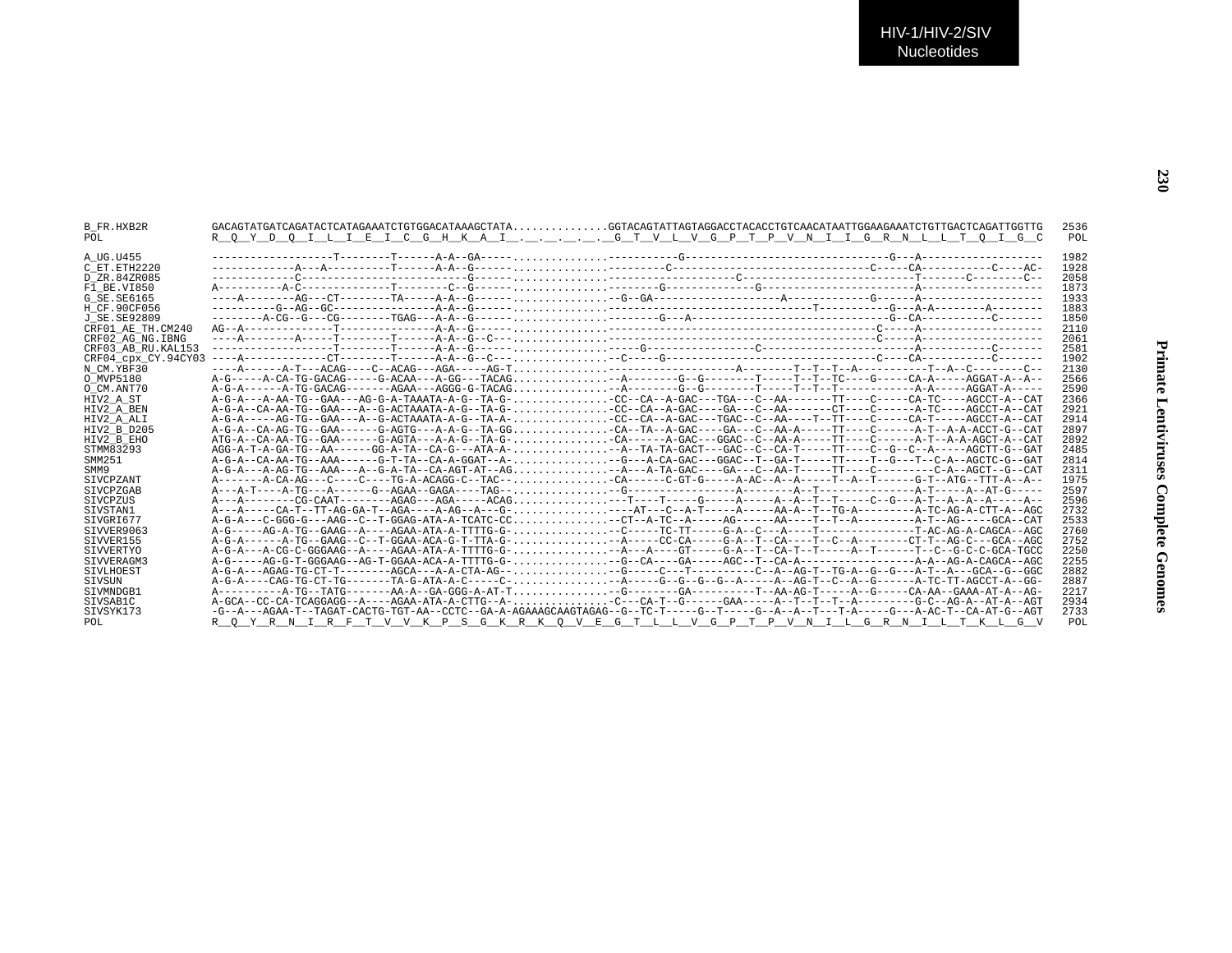```
B_FR.HXB2R          GACAGTATGATCAGATACTCATAGAAATCTGTGGACATAAAGCTATA..............GGTACAGTATTAGTAGGACCTACACCTGTCAACATAATTGGAAGAAATCTGTTGACTCAGATTGGTTG  2536
POL                 R__Q__Y__D__Q__I__L__I__E__I__C__G__H__K__A__I__.__.__.__.__.__G__T__V__L__V__G__P__T__P__V__N__I__I__G__R__N__L__L__T__Q__I__G__C   POL

A_UG.U455           -------------------T--------T------A-A--GA-----..............-----------G-------------------------------G---A------------------  1982
C_ET.ETH2220        -------------A---A----------T------A-A--G------..............---------C-------------------------------C-----CA-----------C----AC-  1928
D_ZR.84ZR085        -------------C------------------------G------..............-------------------------C------------------------T-------C--------C--  2058
F1_BE.VI850         A----------A-C-------------T--------C--G------..............-------G-------------G------------------------A-------------------  1873
G_SE.SE6165         ----A--------AG---CT--------TA-----A-A--G------..............--G--GA-------------------A------------G------A------------------  1933
H_CF.90CF056        ----------G--AG--GC---------------A-A--G------..............--------------------------------T-----------G---A-A--------A--------  1883
J_SE.SE92809        --------A-CG--G---CG--------TGAG---A-A--G------..............--------G---A-------------------------------G--CA-----------C-------  1850
CRF01_AE_TH.CM240   AG--A--------------T---------------A-A--G------..............--------------------------------------------C-----A------------------  2110
CRF02_AG_NG.IBNG    ----A--------A-----T--------T------A-A--G--C---..............--------------------------------------------C-----A------------------  2061
CRF03_AB_RU.KAL153  -------------------T--------T------A-A--G------..............---G----------------C------------------------A-----------C-------  2581
CRF04_cpx_CY.94CY03 ----A--------------CT-------T------A-A--G--C---..............--C-----G---------------------------------C----CA-----------C-------  1902
N_CM.YBF30          ----A------A-T---ACAG----C--ACAG---AGA-----AG-T..............------------------------A--------T--T--T--A-----------T--A--C--------C--  2130
O_MVP5180           A-G-----A-CA-TG-GACAG-----G-ACAA---A-GG---TACAG..............--A--------G--G--------T-----T--T--TC----G-----CA-A-----AGGAT-A--A--  2566
O_CM.ANT70          A-G-A------A-TG-GACAG-------AGAA---AGGG-G-TACAG..............--A--------G--G--------T-----T--T--T------------A-A-----AGGAT-A-----  2590
HIV2_A_ST           A-G-A---A-AA-TG--GAA---AG-G-A-TAAATA-A-G--TA-G-..............-CC--CA--A-GAC---TGA---C--AA-------TT----C-----CA-TC----AGCCT-A--CAT  2366
HIV2_A_BEN          A-G-A--CA-AA-TG--GAA---A--G-ACTAAATA-A-G--TA-G-..............-CC--CA--A-GAC----GA---C--AA-------CT----C------A-TC----AGCCT-A--CAT  2921
HIV2_A_ALI          A-G-A-----AG-TG--GAA---A--G-ACTAAATA-A-G--TA-A-..............-CC--CA--A-GAC---TGAC--C--AA----T--TT----C-----CA-T-----AGCCT-A--CAT  2914
HIV2_B_D205         A-G-A--CA-AG-TG--GAA------G-AGTG---A-A-G--TA-GG..............-CA--TA--A-GAC----GA---C--AA-A-----TT----C------A-T--A-A-ACCT-G--CAT  2897
HIV2_B_EHO          ATG-A--CA-AA-TG--GAA------G-AGTA---A-A-G--TA-G-..............-CA------A-GAC---GGAC--C--AA-A-----TT----C------A-T--A-A-AGCT-A--CAT  2892
STMM83293           AGG-A-T-A-GA-TG--AA------GG-A-TA--CA-G---ATA-A-..............--A--TA-TA-GACT---GAC--C--CA-T-----TT----C--G--C--A-----AGCTT-G--GAT  2485
SMM251              A-G-A--CA-AA-TG--AAA------G-T-TA--CA-A-GGAT--A-..............--G---A-CA-GAC---GGAC--T--GA-T-----TT----T--G---T--C-A--AGCTC-G--GAT  2814
SMM9                A-G-A---A-AG-TG--AAA---A--G-A-TA--CA-AGT-AT--AG..............--A---A-TA-GAC----GA---C--AA-T-----TT----C---------C-A--AGCT--G--CAT  2311
SIVCPZANT           A-------A-CA-AG---C----C----TG-A-ACAGG-C--TAC--..............-CA------C-GT-G-----A-AC--A--A-----T--A--T------G-T--ATG--TTT-A--A--  1975
SIVCPZGAB           A---A-T----A-TG---A------G--AGAA--GAGA----TAG--..............--G------------------A--------A--T---------------A-T-----A--AT-G-----  2597
SIVCPZUS            A---A--------CG-CAAT--------AGAG---AGA-----ACAG..............----T----T-----G-----A-----A--A--T--T-----C--G---A-T--A--A--A-----A--  2596
SIVSTAN1            A---A-----CA-T--TT-AG-GA-T--AGA----A-AG--A---G-..............----AT---C--A-T-----A-----AA-A--T--TG-A---------A-TC-AG-A-CTT-A--AGC  2732
SIVGRI677           A-G-A---C-GGG-G---AAG--C--T-GGAG-ATA-A-TCATC-CC..............--CT--A-TC--A-----AG------AA----T--T--A---------A-T--AG-----GCA--CAT  2533
SIVVER9063          A-G-----AG-A-TG--GAAG--A----AGAA-ATA-A-TTTTG-G-..............--C-----TC-TT-----G-A--C---A----T---------------T-AC-AG-A-CAGCA--AGC  2760
SIVVER155           A-G-A------A-TG--GAAG--C--T-GGAA-ACA-G-T-TTA-G-..............--A-----CC-CA-----G-A--T--CA----T--C--A--------CT-T--AG-C---GCA--AGC  2752
SIVVERTYO           A-G-A---A-CG-C-GGGAAG--A----AGAA-ATA-A-TTTTG-G-..............--A---A----GT-----G-A--T--CA-T--T-----A--T------T--C--G-C-C-GCA-TGCC  2250
SIVVERAGM3          A-G-----AG-G-T-GGGAAG--AG-T-GGAA-ACA-A-TTTTG-G-..............--G--CA----GA-----AGC--T--CA-A---------------A-A--AG-A-CAGCA--AGC  2255
SIVLHOEST           A-G-A---AGAG-TG-CT-T--------AGCA---A-A-CTA-AG--..............--G-----C---T---------C--A--AG-T--TG-A--G--G---A-T--A---GCA--G--GGC  2882
SIVSUN              A-G-A----CAG-TG-CT-TG-------TA-G-ATA-A-C-----C-..............--A-----G--G--G--G--A-----A--AG-T--C--A--G------A-TC-TT-AGCCT-A--GG-  2887
SIVMNDGB1           A----------A-TG--TATG-------AA-A--GA-GGG-A-AT-T..............--G--------GA----------T--AA-AG-T-----A--G-----CA-AA--GAAA-AT-A--AG-  2217
SIVSAB1C            A-GCA--CC-CA-TCAGGAGG--A----AGAA-ATA-A-CTTG--A-..............-C---CA-T--G------GAA-----A--T--T--T--A---------G-C--AG-A--AT-A--AGT  2934
SIVSYK173           -G--A---AGAA-T--TAGAT-CACTG-TGT-AA--CCTC--GA-A-AGAAAGCAAGTAGAG--G--TC-T-----G--T-----G--A--A--T---T-A-----G---A-AC-T--CA-AT-G--AGT  2733
POL                 R__Q__Y__R__N__I__R__F__T__V__V__K__P__S__G__K__R__K__Q__V__E__G__T__L__L__V__G__P__T__P__V__N__I__L__G__R__N__I__L__T__K__L__G__V   POL
```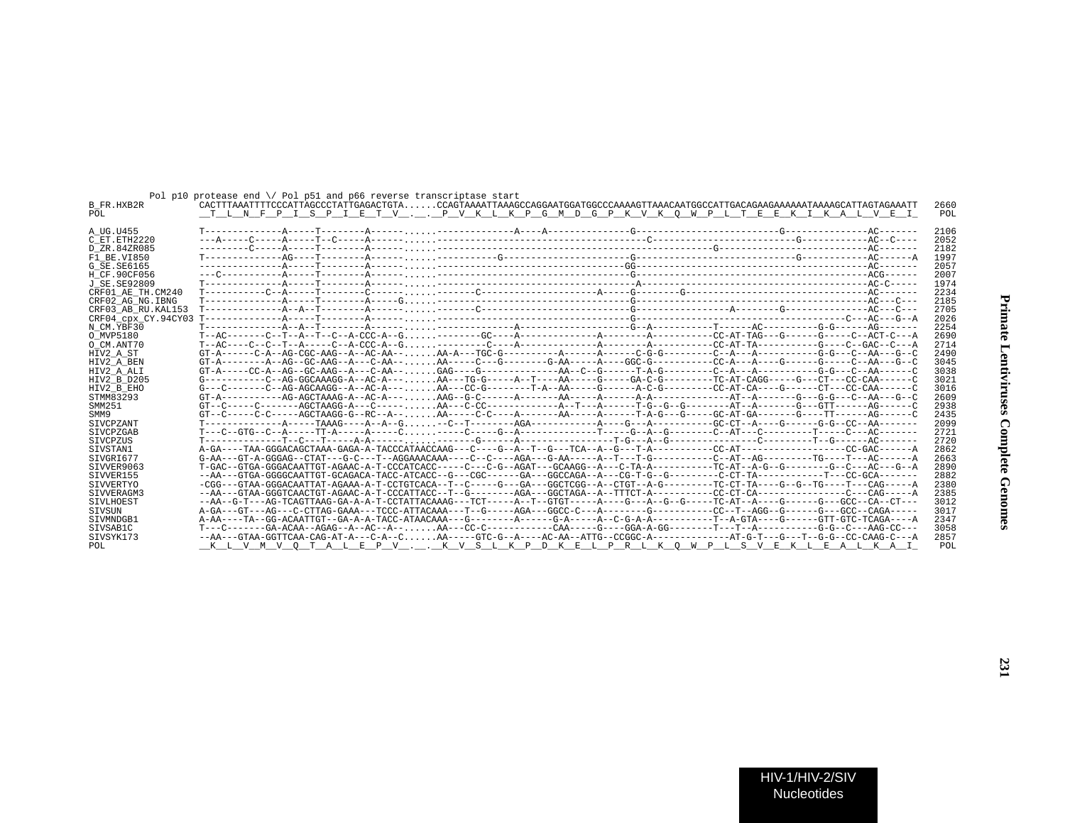```
          Pol p10 protease end \/ Pol p51 and p66 reverse transcriptase start
B_FR.HXB2R          CACTTTAAATTTTCCCATTAGCCCTATTGAGACTGTA......CCAGTAAAATTAAAGCCAGGAATGGATGGCCCAAAAGTTAAACAATGGCCATTGACAGAAGAAAAAATAAAAGCATTAGTAGAAATT  2660
POL                 __T__L__N__F__P__I__S__P__I__E__T__V__.__.__P__V__K__L__K__P__G__M__D__G__P__K__V__K__Q__W__P__L__T__E__E__K__I__K__A__L__V__E__I_   POL

A_UG.U455           T--------------A-----T--------A------......--------------A----A---------------G--------------------------G---------------AC-------  2106
C_ET.ETH2220        ---A-----C-----A-----T--C-----A------......-------------------------------------C--------------------------G------------AC--C----  2052
D_ZR.84ZR085        ---------C-----A-----T--------A------......-------------------------------------------------G------------------------------AC------  2182
F1_BE.VI850         T-------------AG-----T--------A------......-------------G-------------------------G--------------------------G-------------AC------A  1997
G_SE.SE6165         ---------------A-----T--------A------......-----------------------------------GG---------------------------------------------AC------  2057
H_CF.90CF056        ---C-----------A-----T--------A------......-------------------------------------G------------------------------------------------ACG------  2007
J_SE.SE92809        T--------------A-----T--------A------......-------------------------------------A--------------------------------------------AC-C-----  1974
CRF01_AE_TH.CM240   T-----------C--A-----T--------C------......--------C---------------------A-----G--------G-----------------------------------AC-------  2234
CRF02_AG_NG.IBNG    T--------------A-----T--------A-----G......-------------------------------------G------------------------------------------------AC---C---  2185
CRF03_AB_RU.KAL153  T--------------A--A--T--------A------......--------C--------------------------G----------------A---------G----------------AC---C---  2705
CRF04_cpx_CY.94CY03 T--------------A-----T--------A------......-------------------------------------G--------------------------------------C---AC---G--A  2026
N_CM.YBF30          T--------------A--A--T--------A------......-------------------A------------------G--A-----------T-----AC---------G-G------AG-------  2254
O_MVP5180           T--AC-------C--T--A--T--C--A-CCC-A--G......--------GC----A-------------A--------A-----------CC-AT-TAG---G------G-----C--ACT-C---A  2690
O_CM.ANT70          T--AC----C--C--T--A-----C--A-CCC-A--G......----------C----A-------------A--------A-----------CC-AT-TA-----------G----C--GAC--C---A  2714
HIV2_A_ST           GT-A------C-A--AG-CGC-AAG--A--AC-AA--......AA-A---TGC-G----------A------A------C-G-G---------C--A---A-----------G-G---C--AA---G--C  2490
HIV2_A_BEN          GT-A--------A--AG--GC-AAG--A---C-AA--......AA-----C---G--------G-AA-----A----GGC-G-----------CC-A---A----G------G-----C--AA---G--C  3045
HIV2_A_ALI          GT-A-----CC-A--AG--GC-AAG--A---C-AA--......GAG----G--------------AA--C--G------T-A-G---------C--A---A-----------G-G---C--AA------C  3038
HIV2_B_D205         G-----------C--AG-GGCAAAGG-A--AC-A---......AA---TG-G-----A--T----AA-----G-----GA-C-G---------TC-AT-CAGG-----G---CT---CC-CAA------C  3021
HIV2_B_EHO          G---C-------C--AG-AGCAAGG--A--AC-A---......AA---CC-G--------T-A--AA-----G------A-C-G---------CC-AT-CA----G-----CT---CC-CAA------C  3016
STMM83293           GT-A-----------AG-AGCTAAAG-A--AC-A---......AAG--G-C-------A-------AA-----A------A-A--------------AT--A-------G---G-G---C--AA---G--C  2609
SMM251              GT--C-----C--------AGCTAAGG-A---C----......AA---C-CC-------------A--T----A------T-G--G--G--------AT--A-------G---GTT------AG------C  2938
SMM9                GT--C-----C-C------AGCTAAGG-G--RC--A-......AA-----C-C----A--------AA-----A------T-A-G---G-----GC-AT-GA-------G----TT------AG------C  2435
SIVCPZANT           T--------------A-----TAAAG----A--A--G......--C--T--------AGA------------A----G---A-----------GC-CT--A----G------G-G--CC--AA-------  2099
SIVCPZGAB           T---C--GTG--C--A-----TT-A-----A-----C......-----C------G--A--------------T-----G--A--G--------C--AT---C---------T-----C---AC-------  2721
SIVCPZUS            T-------------T--C---T-----A-A------......---------G-------A-----------------T-G---A--G---------------C---------T--G------AC-------  2720
SIVSTAN1            A-GA----TAA-GGGACAGCTAAA-GAGA-A-TACCCATAACCAAG---C----G--A--T--G---TCA--A--G---T-A-----------CC-AT------------------CC-GAC------A  2862
SIVGRI677           G-AA---GT-A-GGGAG--CTAT---G-C---T--AGGAAACAAA----C--C----AGA---G-AA-----A--T---T-G-----------C--AT--AG---------TG----T---AC------A  2663
SIVVER9063          T-GAC--GTGA-GGGACAATTGT-AGAAC-A-T-CCCATCACC-----C---C-G--AGAT---GCAAGG--A---C-TA-A-----------TC-AT--A-G--G--------G--C---AC---G--A  2890
SIVVER155           --AA---GTGA-GGGGCAATTGT-GCAGACA-TACC-ATCACC--G---CGC------GA---GGCCAGA--A---CG-T-G--G---------C-CT-TA------------T---CC-GCA-------  2882
SIVVERTYO           -CGG---GTAA-GGGACAATTAT-AGAAA-A-T-CCTGTCACA--T--C-----G---GA---GGCTCGG--A--CTGT--A-G---------TC-CT-TA----G--G--TG----T---CAG-----A  2380
SIVVERAGM3          --AA---GTAA-GGGTCAACTGT-AGAAC-A-T-CCCATTACC--T--G--------AGA---GGCTAGA--A--TTTCT-A-----------CC-CT-CA----------------C---CAG-----A  2385
SIVLHOEST           --AA--G-T---AG-TCAGTTAAG-GA-A-A-T-CCTATTACAAAG---TCT-----A--T--GTGT-----A----G---A--G--G-----TC-AT--A----G------G---GCC--CA--CT---  3012
SIVSUN              A-GA---GT---AG---C-CTTAG-GAAA---TCCC-ATTACAAA---T--G-----AGA---GGCC-C---A--------G-----------CC--T--AGG--G------G---GCC--CAGA-----  3017
SIVMNDGB1           A-AA----TA--GG-ACAATTGT--GA-A-A-TACC-ATAACAAA---G--------A------G-A-----A--C-G-A-A-----------T--A-GTA----G------GTT-GTC-TCAGA----A  2347
SIVSAB1C            T---C-------GA-ACAA--AGAG--A--AC--A--......AA---CC-C-----------CAA-----G----GGA-A-GG---------T---T--A-----------G-G--C---AAG-CC---  3058
SIVSYK173           --AA---GTAA-GGTTCAA-CAG-AT-A---C-A--C......AA-----GTC-G--A----AC-AA--ATTG--CCGGC-A-------------AT-G-T---G---T--G-G--CC-CAAG-C---A  2857
POL                 __K__L__V__M__V__Q__T__A__L__E__P__V__.__.__K__V__S__L__K__P__D__K__E__L__P__R__L__K__Q__W__P__L__S__V__E__K__L__E__A__L__K__A__I_   POL
```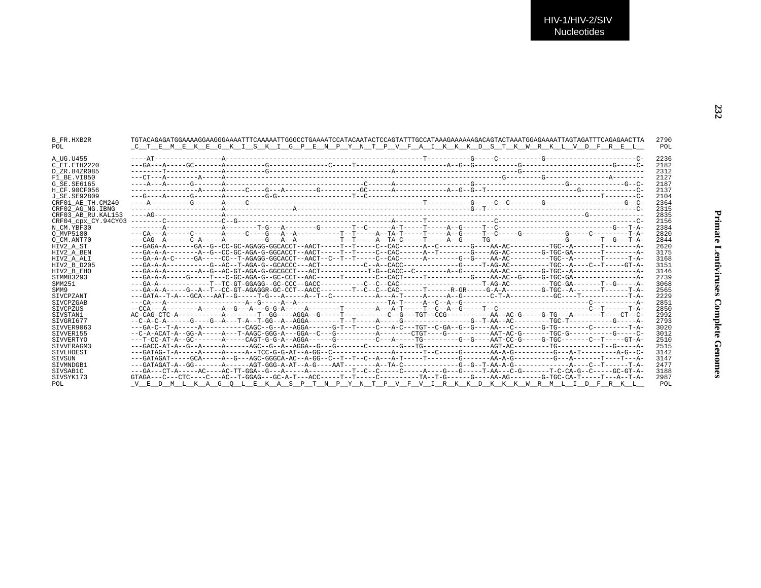```
B_FR.HXB2R          TGTACAGAGATGGAAAAGGAAGGGAAAATTTCAAAAATTGGGCCTGAAAATCCATACAATACTCCAGTATTTGCCATAAAGAAAAAAGACAGTACTAAATGGAGAAAATTAGTAGATTTCAGAGAACTTA  2790
POL                 _C__T__E__M__E__K__E__G__K__I__S__K__I__G__P__E__N__P__Y__N__T__P__V__F__A__I__K__K__K__D__S__T__K__W__R__K__L__V__D__F__R__E__L__   POL

A_UG.U455           ----AT-----------------A----------------------------------------------------T-----------G-----C-----------G----------------------C-  2236
C_ET.ETH2220        ---GA---A-----GC-------A----------G--------------C-----T----------------------A--G--G-----------G-----------------------G-----C-  2182
D_ZR.84ZR085        --------T--------------A----------G--------------------------------A----------------------------G---------------------------------  2312
F1_BE.VI850         ---CT---A--------A-----A-----------------------------------------------------------------G---------G-----------------A---------  2127
G_SE.SE6165         ----A---A------G-------A----------------------------C-----A-----------------G-----------------------G--------------G--C-  2187
H_CF.90CF056        ----------------A-----A-----C----G---A--------G---------GC------A-----------A--G--G--T-----------------------G-------------C-  2137
J_SE.SE92809        ---G----A------G-------A----------G-G------------------T--C-----------------------------------------------------------T--------C-  2104
CRF01_AE_TH.CM240   ----A----------G-------A-----C----------------------------------------T-----------G-----C--C--------G--------------------G--C-  2364
CRF02_AG_NG.IBNG    -----------------------A-----------------A-----------------------------------------G--T----------------------------------------C-  2315
CRF03_AB_RU.KAL153  ----AG-----------------A------------------------------------------------------------------------------------------G-------------  2835
CRF04_cpx_CY.94CY03 --------C--------------C--G--------------------------------------A------T-----------------C----------------------------------C-  2156
N_CM.YBF30          --------A--------------A--------T-G---A--------G--------T--C------A-T-----T-----A--G-----T--C-----------------------------G---T-A-  2384
O_MVP5180           ---CA---A------C-------A-----C----G---A--A-----------T--T-----A--TA-T-----T-----A--G-----T--C-----G-----------G-----C---------T-A-  2820
O_CM.ANT70          ---CAG--A------C-A-----A----------G---A--A-----------T--T-----A--TA-C-----T-----A--G-----TG-------------------G--------T--G---T-A-  2844
HIV2_A_ST           ---GAGA-A-------GA--G--CC-GC-AGAGG-GGCACCT--AACT-----T--T-----C--CAC------A--C--------G----AA-AC---------TGC--A-------T--------A-  2620
HIV2_A_BEN          ---GA-A-A--------A--G--CC-GC-AGA-G-GGCACCT--AACT-----T--T-----C--CAC------A--T--------G----AG-AC--------G-TGC-GA-------T--------A-  3175
HIV2_A_ALI          ---GA-A-A-C-----GA-----CC--T-AGAGG-GGCACCT--AACT--C--T--T-----C--CAC------A--------G--G----AA-AC----------TGC--A-------T------T-A-  3168
HIV2_B_D205         ---GA-A-A----------G--AC--T-AGA-G--GCACCC---ACT-----------C--A--CACC--------------G-----T-AG-AC----------TGC--A----C--T-----GT-A-  3151
HIV2_B_EHO          ---GA-A-A--------A--G--AC-GT-AGA-G-GGCGCCT---ACT------------T-G--CACC--C--------A--G-------AA-AC--------G-TGC--A----------------A-  3146
STMM83293           ---GA-A-A-----G-----T---C-GC-AGA-G--GC-CCT--AAC------T--------C--CACT-----T-----------G----AA-AC---G-----G-TGC-GA----------------A-  2739
SMM251              ---GA-A-------------T--TC-GT-GGAGG--GC-CCC--GACC-----------C--C--CAC---------------------T-AG-AC----------TGC-GA-------T--G-----A-  3068
SMM9                ---GA-A-A-----G--A--T--CC-GT-AGAGGR-GC-CCT--AACC--------T--C--C--CAC------T------R-GR-----G-A-A---------G-TGC--A-------T------T-A-  2565
SIVCPZANT           ---GATA--T-A---GCA---AAT--G------T-G---A-----A--T--C-----------A---A-T-----A-----A--G-------C-T-A-----------GC----T------------T-A-  2229
SIVCPZGAB           ---CA---A---------------------A--G-----A--A-----------------------TA-T-----A--C--A--G---------------------------------C-----------A-  2851
SIVCPZUS            --CCA---A--------A-----A--G---A---G-G-A-----A--------T--------A---A-T-----T--C--A--G-----T--C------------------------C--T------T-A-  2850
SIVSTAN1            AC-CAG-CTC-A----------A--------T--GG----AGGA--G-----T-----------C--G---TGT--CCG----------AA--AC-G-----G-TG---A-------T----CT--C-  2992
SIVGRI677           --C-A-C-A------G----G--A---T-A--T-GG--A--AGGA--------T--T-----A-----G----------------G--T-AA--AC---------TGC-T-----------G-----A-  2793
SIVVER9063          ---GA-C--T-A-----A------------CAGC--G--A--AGGA------G-T--T-----C---A-C---TGT--C-GA--G--G----AA---C-------G-TG---------C---------T-A-  3020
SIVVER155           --C-A-ACAT-A--GG-A-----A---T-AAGC-GGG-A---GGA--C---G----------A--------CTGT-----G------------AAT-AC-G-------TGC-G------------G-----C-  3012
SIVVERTYO           ---T-CC-AT-A--GC-------A-----CAGT-G-G-A--AGGA------G----------C---A-----TG---------G--G----AAT-CC-G-----G-TGC-------C--T-----GT-A-  2510
SIVVERAGM3          ---GACC-AT-A--G--A-----A------AGC--G--A--AGGA--G---G-------C--------G---TG-----------------AGT-AC---------TG-----------T--G-----A-  2515
SIVLHOEST           ---GATAG-T-A-----A-----A-----A--TCC-G-G-AT--A-GG--C-----------------A-------T--C-----G-------AA-A-G----------G---A-T---------A-G--C-  3142
SIVSUN              ---GATAGAT-----GCA-----A--G---AGC-GGGCA-AC--A-GG--C--T--T--C--A---A-T-----T--------G-------AA-A-G----------G---A-------T----T---A-  3147
SIVMNDGB1           ---GATAGAT-A--GG-------A------AGT-GGG-A-AT--A-G----AAT--------A--TA-C--------------G--G--T-AA-A-G--------------A-----C--T------T-A-  2477
SIVSAB1C            ---GA---CT-A-----AC----AC-TT-GGA--G---A-----A-----------T--C--C-----C-----A----G---G-----T-AA---C-G-------T-C-CA-G--C-----GC-GT-A-  3188
SIVSYK173           GTAGA---C---CTC----C---AC--T-GGAG---GC-A-T---ACC-----T--T-----C----------TA--T-G------G----AA-AG--------G-TGC-CA-T-----T---A--T-A-  2987
POL                 _V__E__D__M__L__K__A__G__Q__L__E__K__A__S__P__T__N__P__Y__N__T__P__V__F__V__I__R__K__K__D__K__K__K__W__R__M__L__I__D__F__R__K__L__   POL
```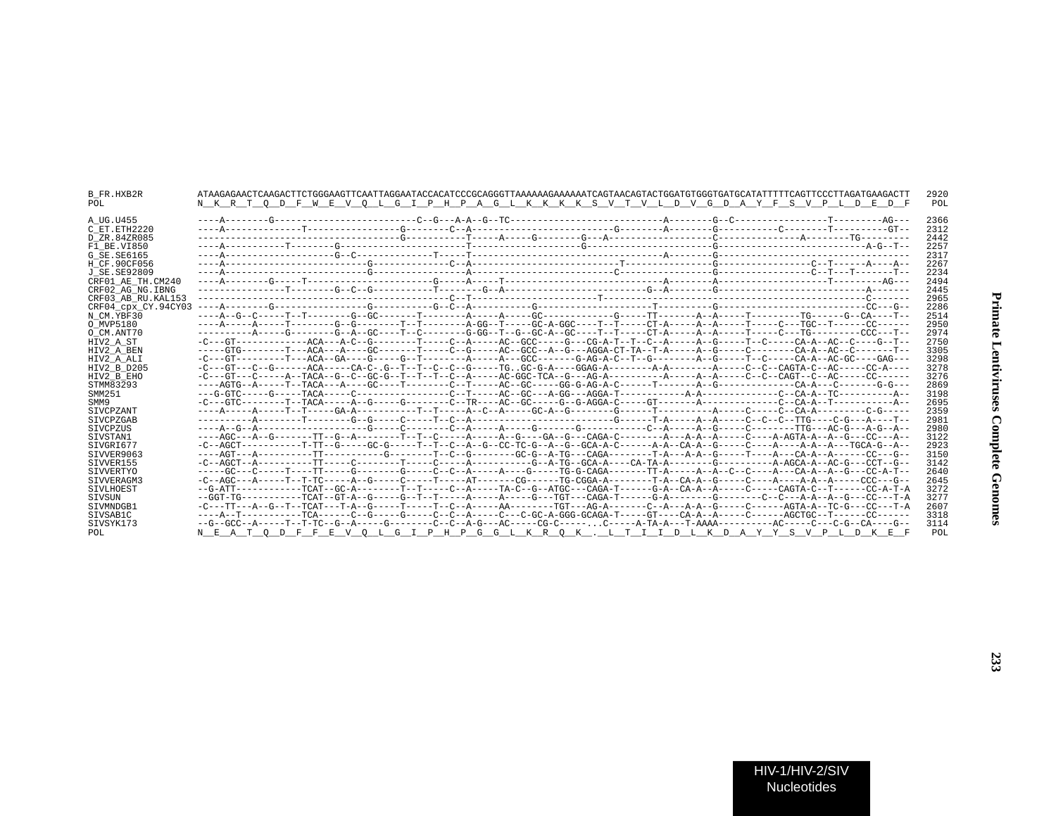```
B_FR.HXB2R          ATAAGAGAACTCAAGACTTCTGGGAAGTTCAATTAGGAATACCACATCCCGCAGGGTTAAAAAAGAAAAAATCAGTAACAGTACTGGATGTGGGTGATGCATATTTTTCAGTTCCCTTAGATGAAGACTT  2920
POL                 N__K__R__T__Q__D__F__W__E__V__Q__L__G__I__P__H__P__A__G__L__K__K__K__K__S__V__T__V__L__D__V__G__D__A__Y__F__S__V__P__L__D__E__D__F   POL

A_UG.U455           ----A--------G--------------------------C--G---A-A--G--TC----------------------------A--------G--C-----------------T---------AG---  2366
C_ET.ETH2220        ----A-------------T-----------------G-------C--A-------------------------G-------A--------G-----------C--------T----------GT--  2312
D_ZR.84ZR085        ----------------------------------G-----------T-----A-----G--------G---A------------------C---------------A--------TG---------  2442
F1_BE.VI850         ----A-----------T--------G-----------------------T----------------------G-------------------G--------------------------A-G--T--  2257
G_SE.SE6165         ----A---------------------G--C-------------T----T-----------------------------------A-------G-------------------------------------  2317
H_CF.90CF056        ----A-------------------------G------------C--A------------------------T-----------------G------------------C--T------A----A--  2267
J_SE.SE92809        ----A--------------------------G-----------------A-------------------------C------------------G-----------------C--T---T-------T--  2234
CRF01_AE_TH.CM240   ----A--------G-----T-----------------------G-----A-----T-------------------------A--------A-------------------T---------AG---  2494
CRF02_AG_NG.IBNG    ----------------T--------G--C--G-----------T---------G--A--------------------------G--A---------G---------------------------A-------  2445
CRF03_AB_RU.KAL153  -------------------------------------------C--T-------------------------T------------------------------------------------C-------  2965
CRF04_cpx_CY.94CY03 ----A--------G-----------------G-----------G--C--A-----------G---------------------T-----------G---------------------------CC---G--  2286
N_CM.YBF30          ----A--G--C-----T--T---------G--GC-------T--------A-----A-----GC------------G-----TT-------A--A-----T---------TG------G--CA----T--  2514
O_MVP5180           ----A-----A-----T---------G--G--------T--T--------A-GG--T-----GC-A-GGC----T--T-----CT-A-----A--A-----T-----C---TGC--T------CC-----  2950
O_CM.ANT70          ----------A-----G--------G--A--GC----T--C--------G-GG--T--G--GC-A--GC----T--T-----CT-A-----A--A-----T-----C---TG---------CCC---T--  2974
HIV2_A_ST           -C---GT-------------ACA---A-C--G--------T-----C--A-----AC--GCC-----G---CG-A-T--T--C--A-----A--G-----T--C-----CA-A--AC--C----G--T--  2750
HIV2_A_BEN          -----GTG--------T---ACA---A----GC-------T-----C--G-----AC--GCC--A--G---AGGA-CT-TA--T-A-----A--G-----C--------CA-A--AC--C-------T--  3305
HIV2_A_ALI          -C---GT---------T---ACA--GA----G-----G--T--------A-----A---GCC-------G-AG-A-C--T--G--------A--G-----T--C-----CA-A--AC-GC----GAG---  3298
HIV2_B_D205         -C---GT---C--G------ACA-----CA-C-.G--T--T--C--C--G-----TG..GC-G-A----GGAG-A--------A-A--------A-----C--C--CAGTA-C--AC-----CC-A----  3278
HIV2_B_EHO          -C---GT---C-----A--TACA--G--C--GC-G--T--T--C--A-----AC-GGC-TCA--G---AG-A---------A-----A--A-----C--C--CAGT--C--AC-----CC-------  3276
STMM83293           ----AGTG--A-----T--TACA---A----GC----T--------C--T-----AC--GC-----GG-G-AG-A-C------T-------A--G---------------CA-A---C-------G-G---  2869
SMM251              ---G-GTC-----G-----TACA-----C----------------C--T-----AC--GC---A-GG---AGGA-T------------A-A-------------C--CA-A--TC-----------A--  3198
SMM9                -C---GTC--------T--TACA-----A--G-----G--------C--TR----AC--GC-----G--G-AGGA-C-----GT--------A-------------C--CA-A--T-----------A--  2695
SIVCPZANT           ----A-----A-----T--T-----GA-A-----------T--T-----A--C--A-----GC-A--G--------G------T----------A-----C-----C--CA-A---------C-G-----  2359
SIVCPZGAB           ----------A--------T--------G--G-----C-----T--C--A--------------------------G------T-A-----A--A-----C--C--C--TTG----C-G---A----T--  2981
SIVCPZUS            ----A--G--A-------------------G-----C--------C--A-----A-----G-------G-----------C--A-----A--G-----C--------TTG---AC-G---A-G--A--  2980
SIVSTAN1            ----AGC---A--G-------TT--G--A--------T--T--C-----A-----A--G----GA--G---CAGA-C--------A---A-A--A-----C----A-AGTA-A--A--G---CC---A--  3122
SIVGRI677           -C--AGCT-----------T-TT--G-----GC-G-----T--T--C--A--G--CC-TC-G--A--G--GCA-A-C------A-A--CA-A--G-----C----A----A-A--A---TGCA-G--A--  2923
SIVVER9063          ----AGT---A----------TT-----------G--------T--C--G---------GC-G--A-TG---CAGA--------T-A---A-A--G-----T----A---CA-A--A------CC---G--  3150
SIVVER155           -C--AGCT--A----------TT-----T-----C-----T-----C--A--------------G--A-TG--GCA-A----CA-TA-A----------G-----------A-AGCA-A--AC-G---CCT--G--  3142
SIVVERTYO           -----GC---C-----T----TT-----G-------G-----C--C--A-----A----G-----TG-G-CAGA-------TT-A-----A--A--C--C----A---CA-A--A--G---CC-A-T--  2640
SIVVERAGM3          -C--AGC---A-----T--T-TC-----A--G-----C-----T-----AT-------CG------TG-CGGA-A--------T-A--CA-A--G-----C----A----A-A--A-----CCC---G--  2645
SIVLHOEST           --G-ATT------------TCAT--GC-A--------T--T-----C--A-----TA-C--G--ATGC---CAGA-T------G-A--CA-A--A-----C-----CAGTA-C--T------CC-A-T-A  3272
SIVSUN              --GGT-TG-----------TCAT--GT-A--G-----G--T--T-----A-----A-----G---TGT---CAGA-T------G-A--------G--------C--C---A-A--A--G---CC---T-A  3277
SIVMNDGB1           -C---TT---A--G--T--TCAT---T-A--G-----T-----T--C--A-----AA--------TGT---AG-A-------C--A---A-A--G-----C------AGTA-A--TC-G---CC---T-A  2607
SIVSAB1C            ----A--T-----------TCA------C--G-----G-----C--C--A-----C---C-GC-A-GGG-GCAGA-T-----GT----CA-A--A-----C------AGCTGC--T------CC------  3318
SIVSYK173           --G--GCC--A-----T--T-TC--G--A-----G---------C--C--A-G---AC-----CG-C-----..C-----A-TA-A---T-AAAA----------AC-----C---C-G--CA----G--  3114
POL                 N__E__A__T__Q__D__F__F__E__V__Q__L__G__I__P__H__P__G__G__L__K__R__Q__K__.__L__T__I__I__D__L__K__D__A__Y__Y__S__V__P__L__D__K__E__F   POL
```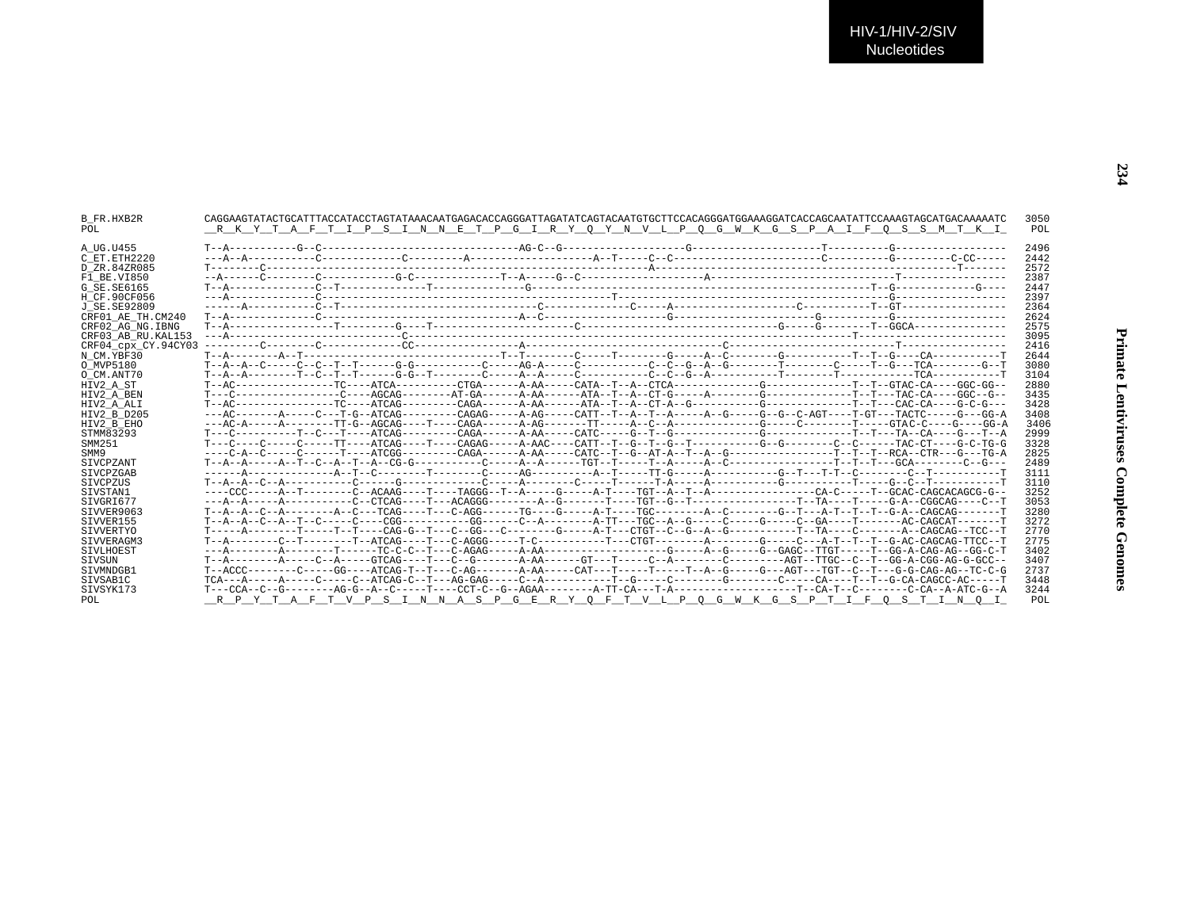HIV-1/HIV-2/SIV Nucleotides

```
B_FR.HXB2R         CAGGAAGTATACTGCATTTACCATACCTAGTATAAACAATGAGACACCAGGGATTAGATATCAGTACAATGTGCTTCCACAGGGATGGAAAGGATCACCAGCAATATTCCAAAGTAGCATGACAAAAATC  3050
POL                __R__K__Y__T__A__F__T__I__P__S__I__N__N__E__T__P__G__I__R__Y__Q__Y__N__V__L__P__Q__G__W__K__G__S__P__A__I__F__Q__S__S__M__T__K__I_   POL

A_UG.U455          T--A-----------G--C--------------------------------AG-C--G--------------------G----------------------T----------G------------------  2496
C_ET.ETH2220       ---A--A-----------C-------------C---------A-------------------A--T-----C--C----------------------C----------G---------C-CC-----  2442
D_ZR.84ZR085       T--------C----------------------------------------------------A------------------------------------------------T-------  2572
F1_BE.VI850        --A------C--------C-----------G-C-------------T--A-----G--C-------------------A----------------------------T------------------  2387
G_SE.SE6165        T--A--------------C--T--------------T--------------------G--------------------------------------------------------T--G-------------G----  2447
H_CF.90CF056       ---A--------------C-----------------------------------------T------------------------------------------------G------------------  2397
J_SE.SE92809       ------A-----------C--T----------------------------------C--------------C-----A--------------------C-----------T--GT-----------------  2364
CRF01_AE_TH.CM240  T--A--------------C-------------------------------A--C--------------------G----------------------G----------G------------------  2624
CRF02_AG_NG.IBNG   T--A-----------------T---------G----T-----------------------C---------------------------------G-----G--------T--GGCA---------------  2575
CRF03_AB_RU.KAL153 ---A--------------------------C----------------------------------------------------------------------------T------------------------  3095
CRF04_cpx_CY.94CY03 ---------C--------C-------------CC----------------A------------------------------C--------------------------T----------------  2416
N_CM.YBF30         T--A--------A--T----------------------------------T--T--------C-----T--------G-----A--C--------G-----------T--T--G----CA-----------T  2644
O_MVP5180          T--A--A--C-----C--C--T--T------G-G-----------C-----AG-A-----C-----------C--C--G--A--G---------T-------C-----T--G---TCA----------G--T  3080
O_CM.ANT70         T--A--A--------T--C--T--T------G-G--T--------C-----A--A-----C-----------C--C--G--A-----------T--------T------------TCA-----------T  3104
HIV2_A_ST          T--AC----------------TC----ATCA----------CTGA------A-AA-----CATA--T--A--CTCA-------------G--------------T--T--GTAC-CA----GGC-GG--  2880
HIV2_A_BEN         T---C-----------------C----AGCAG--------AT-GA------A-AA------ATA--T--A--CT-G-----A--------G--------------T--T---TAC-CA----GGC--G--  3435
HIV2_A_ALI         T--AC----------------TC----ATCAG---------CAGA------A-AA------ATA--T--A--CT-A--G-----------G--------------T--T---CAC-CA----G-C-G---  3428
HIV2_B_D205        ---AC-------A-----C---T-G--ATCAG---------CAGAG-----A-AG-----CATT--T--A--T--A-----A--G-----G--G--C-AGT----T-GT---TACTC-----G---GG-A  3408
HIV2_B_EHO         ---AC-A-----A-------TT-G--AGCAG----T----CAGA------A-AG-------TT-----A--C--A--------------G-----C--------T-----GTAC-C----G----GG-A  3406
STMM83293          T---C----------T--C---T----ATCAG---------CAGA------A-AA-----CATC-----G--T--G-------------G--------------T--T---TA--CA----G---T--A  2999
SMM251             T---C----C-----C-----TT----ATCAG----T----CAGAG-----A-AAC----CATT--T--G--T--G--T-----------G--G--------C--C------TAC-CT----G-C-TG-G  3328
SMM9               ----C-A--C-----C------T----ATCGG---------CAGA------A-AA-----CATC--T--G--AT-A--T--A--G-----------------T--T--T--RCA--CTR---G---TG-A  2825
SIVCPZANT          T--A--A-----A--T--C--A--T--A--CG-G-----------C-----A--A------TGT--T-----T--A-----A--C-----------------T--T--T---GCA--------C--G---  2489
SIVCPZGAB          ------A--------------A--T--C--------T--------C-----AG----------A--T-----TT-G-----A-----------G--T---T-T--C---------C--T-----------T  3111
SIVCPZUS           T--A--A--C--A-----------C------G-------------C-----A---------C-----T------T-A-----A-----------G-----------T-----G--C--T-----------T  3110
SIVSTAN1           ----CCC-----A--T---------C--ACAAG----T----TAGGG--T--A-----G-----A-T----TGT--A--T--A-----------------CA-C-----T--GCAC-CAGCACAGCG-G--  3252
SIVGRI677          ---A--A-----A-----------C--CTCAG----T---ACAGGG--------A--G-------T----TGT--G--T-----------------T--TA----T-----G-A--CGGCAG----C--T  3053
SIVVER9063         T--A--A--C--A--------A--C---TCAG----T---C-AGG------TG---G-----A-T----TGC--------A--C---------G--T---A-T--T--T--G-A--CAGCAG-------T  3280
SIVVER155          T--A--A--C--A--T--C-----C----CGG-----------GG------C--A--------A-TT---TGC--A--G-----C-----G-----C--GA----T-------AC-CAGCAT-------T  3272
SIVVERTYO          T-----A--------T-----T--T----CAG-G--T---C--GG---C---------G-----A-T---CTGT--C--G--A--G-----------T--TA----C-------A--CAGCAG--TCC--T  2770
SIVVERAGM3         T--A--------C--T--------T--ATCAG----T---C-AGGG-----T-C-----------T---CTGT--------A--------G-----C---A-T--T--T--G-AC-CAGCAG-TTCC--T  2775
SIVLHOEST          ---A--------A--------T------TC-C-C--T---C-AGAG-----A-AA--------------------G-----A--G-----G--GAGC--TTGT-----T--GG-A-CAG-AG--GG-C-T  3402
SIVSUN             T--A--------A-----C--A-----GTCAG----T---C--G-------A-AA------GT---T-----C--A--------C---------AGT--TTGC--C--T--GG-A-CGG-AG-G-GCC--  3407
SIVMNDGB1          T--ACCC--------C-----GG----ATCAG-T--T---C-AG-------A-AA-----CAT---T-----T-----T--A--G-----G---AGT---TGT--C--T---G-G-CAG-AG--TC-C-G  2737
SIVSAB1C           TCA---A-----A-----C-----C--ATCAG-C--T---AG-GAG-----C--A-----------T--G-----C--------G--------C-----CA----T--T--G-CA-CAGCC-AC-----T  3448
SIVSYK173          T---CCA--C--G--------AG-G--A--C-----T----CCT-C--G--AGAA--------A-TT-CA---T-A-------------------T--CA-T--C--------C-CA--A-ATC-G--A  3244
POL                __R__P__Y__T__A__F__T__V__P__S__I__N__N__A__S__P__G__E__R__Y__Q__F__T__V__L__P__Q__G__W__K__G__S__P__T__I__F__Q__S__T__I__N__Q__I_   POL
```

Primate Lentiviruses Complete Genomes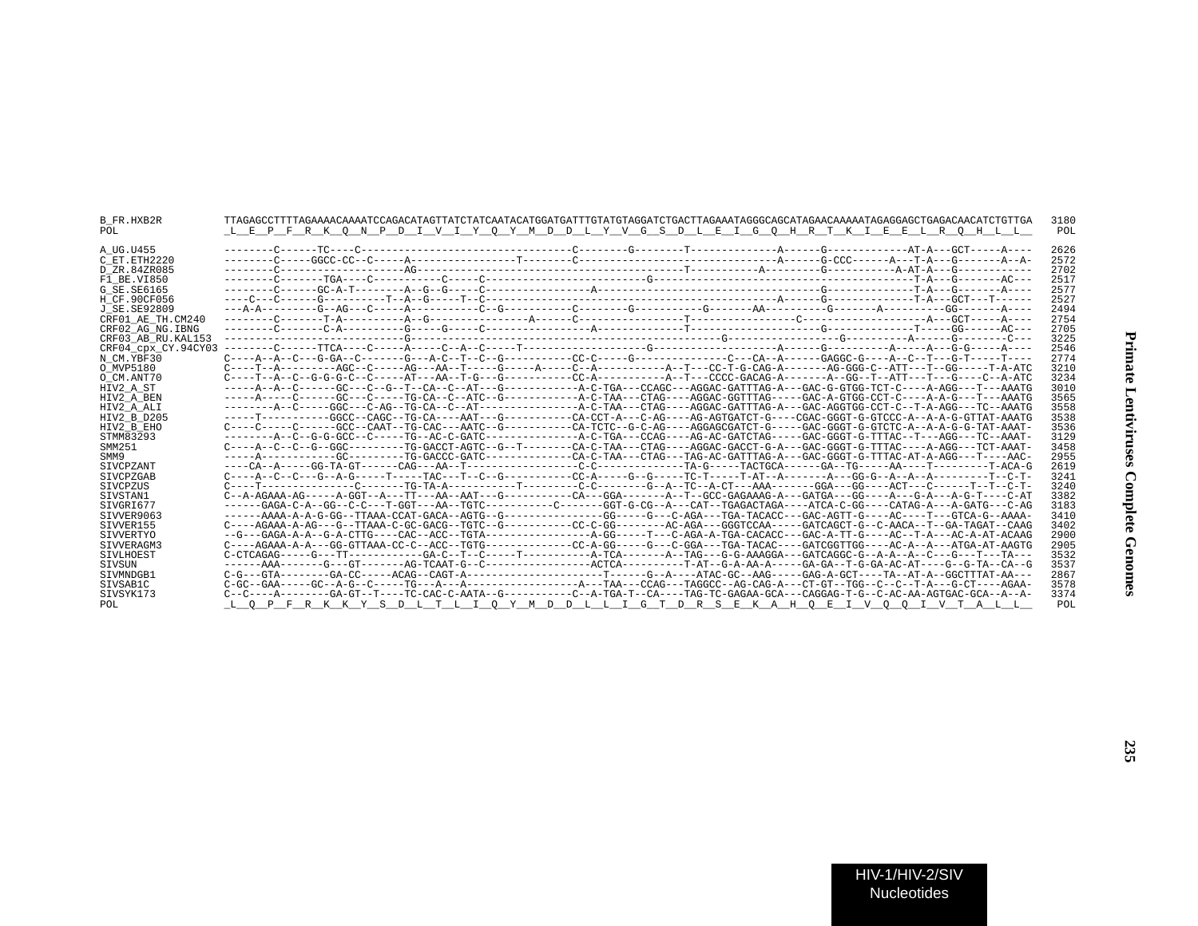```
B_FR.HXB2R          TTAGAGCCTTTTAGAAAACAAAATCCAGACATAGTTATCTATCAATACATGGATGATTTGTATGTAGGATCTGACTTAGAAATAGGGCAGCATAGAACAAAAATAGAGGAGCTGAGACAACATCTGTTGA  3180
POL                 _L__E__P__F__R__K__Q__N__P__D__I__V__I__Y__Q__Y__M__D__D__L__Y__V__G__S__D__L__E__I__G__Q__H__R__T__K__I__E__E__L__R__Q__H__L__L__   POL

A_UG.U455           --------C------TC----C----------------------------------C--------G--------T-------------A------G------------AT-A---GCT-----A----  2626
C_ET.ETH2220        --------C-----GGCC-CC--C-----A----------------T--------C--------------------------------A------G-CCC------A---T-A---G-------A--A-  2572
D_ZR.84ZR085        --------C------------------AG-----------------------------------------T----------A---------G----------A-AT-A---G------------  2702
F1_BE.VI850         --------C------TGA----C----------C-----C-----------------G--------------------------------------------T-A---G-------AC---  2517
G_SE.SE6165         --------C------GC-A-T--------A--G--G-----C-----------------A--------------------------------G------------T-A---G-------A----  2577
H_CF.90CF056        ----C---C------G---------T--A--G-----T--C-------------------------------------------A------G------------T-A---GCT---T------  2527
J_SE.SE92809        ---A-A---------G--AG---C-----A-----------C--G-----------C--------G----------G-------AA----------G-------A----------GG-------A----  2494
CRF01_AE_TH.CM240   --------C-------T-A----------A--G---------------A------C----------------T-----------------C--------------------A---GCT-----A----  2754
CRF02_AG_NG.IBNG    --------C-------C-A----------G-----G-----C----------------A------------------T-------------------G-------------T-----GG------AC---  2705
CRF03_AB_RU.KAL153  ----------------------------G--------------------------------------------------G-----------------G----------A------G--------C---  3225
CRF04_cpx_CY.94CY03 --------C------TTCA----C-----A-----C--A--C-----T-------------------G--------------------A------G----------A-----A---G-G-----A----  2546
N_CM.YBF30          C----A--A--C---G-GA--C-------G---A-C--T--C--G----------CC-C-----G---------------C---CA--A------GAGGC-G----A--C--T---G-T-----T----  2774
O_MVP5180           C----T--A---------AGC--C-----AG---AA--T-----G-----A-----C--A-----------A--T---CC-T-G-CAG-A------AG-GGG-C--ATT---T--GG-----T-A-ATC  3210
O_CM.ANT70          C----T--A--C--G-G-G-C--C-----AT---AA--T-G---G----------CC-A-----------A--T---CCCC-GACAG-A-------A--GG--T--ATT---T---G-----C--A-ATC  3234
HIV2_A_ST           -----A--A--C------GC---C--G--T--CA--C--AT---G-----------A-C-TGA---CCAGC---AGGAC-GATTTAG-A---GAC-G-GTGG-TCT-C----A-AGG---T---AAATG  3010
HIV2_A_BEN          -----A-----C------GC---C-----TG-CA--C--ATC--G-----------A-C-TAA---CTAG----AGGAC-GGTTTAG-----GAC-A-GTGG-CCT-C----A-A-G---T---AAATG  3565
HIV2_A_ALI          --------A--C-----GGC---C-AG--TG-CA--C--AT---------------A-C-TAA---CTAG----AGGAC-GATTTAG-A---GAC-AGGTGG-CCT-C--T-A-AGG---TC--AAATG  3558
HIV2_B_D205         -----T------------GGCC--CAGC--TG-CA----AAT---G----------CA-CCT-A---C-AG----AG-AGTGATCT-G----CGAC-GGGT-G-GTCCC-A--A-A-G-GTTAT-AAATG  3538
HIV2_B_EHO          C----C-----C------GCC--CAAT--TG-CAC---AATC--G-----------CA-TCTC--G-C-AG----AGGAGCGATCT-G-----GAC-GGGT-G-GTCTC-A--A-A-G-G-TAT-AAAT-  3536
STMM83293           --------A--C--G-G-GCC--C-----TG--AC-C-GATC---------------A-C-TGA---CCAG----AG-AC-GATCTAG-----GAC-GGGT-G-TTTAC--T---AGG---TC--AAAT-  3129
SMM251              C----A--C--C--G--GGC----------TG-GACCT-AGTC--G--T--------CA-C-TAA---CTAG----AGGAC-GACCT-G-A---GAC-GGGT-G-TTTAC----A-AGG---TCT-AAAT-  3458
SMM9                -----A------------GC----------TG-GACCC-GATC-------------CA-C-TAA---CTAG---TAG-AC-GATTTAG-A---GAC-GGGT-G-TTTAC-AT-A-AGG---T----AAC-  2955
SIVCPZANT           ----CA--A-----GG-TA-GT------CAG---AA--T-----------------C-C-------------TA-G-----TACTGCA------GA--TG-----AA----T---------T-ACA-G  2619
SIVCPZGAB           C----A--C--C---G--A-G-----T-----TAC---T--C--G-----------CC-A-----G--G-----TC-T-----T-AT--A-------A---GG-G--A--A--A---------T--C-T-  3241
SIVCPZUS            C----T---------------C-------TG-TA-A-----------T---------C-C--------G--A--TC--A-CT---AAA-------GGA---GG----ACT---C------T--T--C-T-  3240
SIVSTAN1            C--A-AGAAA-AG-----A-GGT--A---TT---AA--AAT---G-----------CA---GGA-------A--T--GCC-GAGAAAG-A---GATGA---GG----A---G-A---A-G-T----C-AT  3382
SIVGRI677           ------GAGA-C-A--GG--C-C---T-GGT---AA--TGTC-----------C-------GGT-G-CG--A---CAT--TGAGACTAGA----ATCA-C-GG----CATAG-A---A-GATG---C-AG  3183
SIVVER9063          ------AAAA-A-A-G-GG--TTAAA-CCAT-GACA--AGTG--G---------------GG-----G---C-AGA---TGA-TACACC---GAC-AGTT-G----AC----T---GTCA-G--AAAA-  3410
SIVVER155           C----AGAAA-A-AG---G--TTAAA-C-GC-GACG--TGTC--G-----------CC-C-GG--------AC-AGA---GGGTCCAA-----GATCAGCT-G--C-AACA--T--GA-TAGAT--CAAG  3402
SIVVERTYO           --G---GAGA-A-A--G-A-CTTG----CAC---ACC--TGTA--------------A-GG-----T---C-AGA-A-TGA-CACACC---GAC-A-TT-G----AC--T-A---AC-A-AT-ACAAG  2900
SIVVERAGM3          C----AGAAA-A-A---GG-GTTAAA-CC-C--ACC--TGTG--------------CC-A-GG-----G---C-GGA---TGA-TACAC----GATCGGTTGG----AC-A--A---ATGA-AT-AAGTG  2905
SIVLHOEST           C-CTCAGAG-----G---TT-----------GA-C--T--C-----T----------A-TCA-------A--TAG---G-G-AAAGGA---GATCAGGC-G--A-A--A--C---G---T---TA---  3532
SIVSUN              ------AAA-------G---GT-------AG-TCAAT-G--C-----------------ACTCA----------T-AT--G-A-AA-A-----GA-GA--T-G-GA-AC-AT----G--G-TA--CA--G  3537
SIVMNDGB1           C-G---GTA--------GA-CC-----ACAG--CAGT-A---------------------T------G--A----ATAC-GC--AAG-----GAG-A-GCT----TA--AT-A--GGCTTTAT-AA---  2867
SIVSAB1C            C-GC--GAA-----GC--A-G--C-----TG---A---A-----------------A---TAA---CCAG---TAGGC--AG-CAG-A---CT-GT--TGG--C--C--T-A---G-CT----AGAA-  3578
SIVSYK173           C--C----A--------GA-GT--T----TC-CAC-C-AATA--G-----------C--A-TGA-T--CA----TAG-TC-GAGAA-GCA---CAGGAG-T-G--C-AC-AA-AGTGAC-GCA--A--A-  3374
POL                 _L__Q__P__F__R__K__K__Y__S__D__L__T__L__I__Q__Y__M__D__D__L__L__I__G__T__D__R__S__E__K__A__H__Q__E__I__V__Q__Q__I__V__T__A__L__L__   POL
```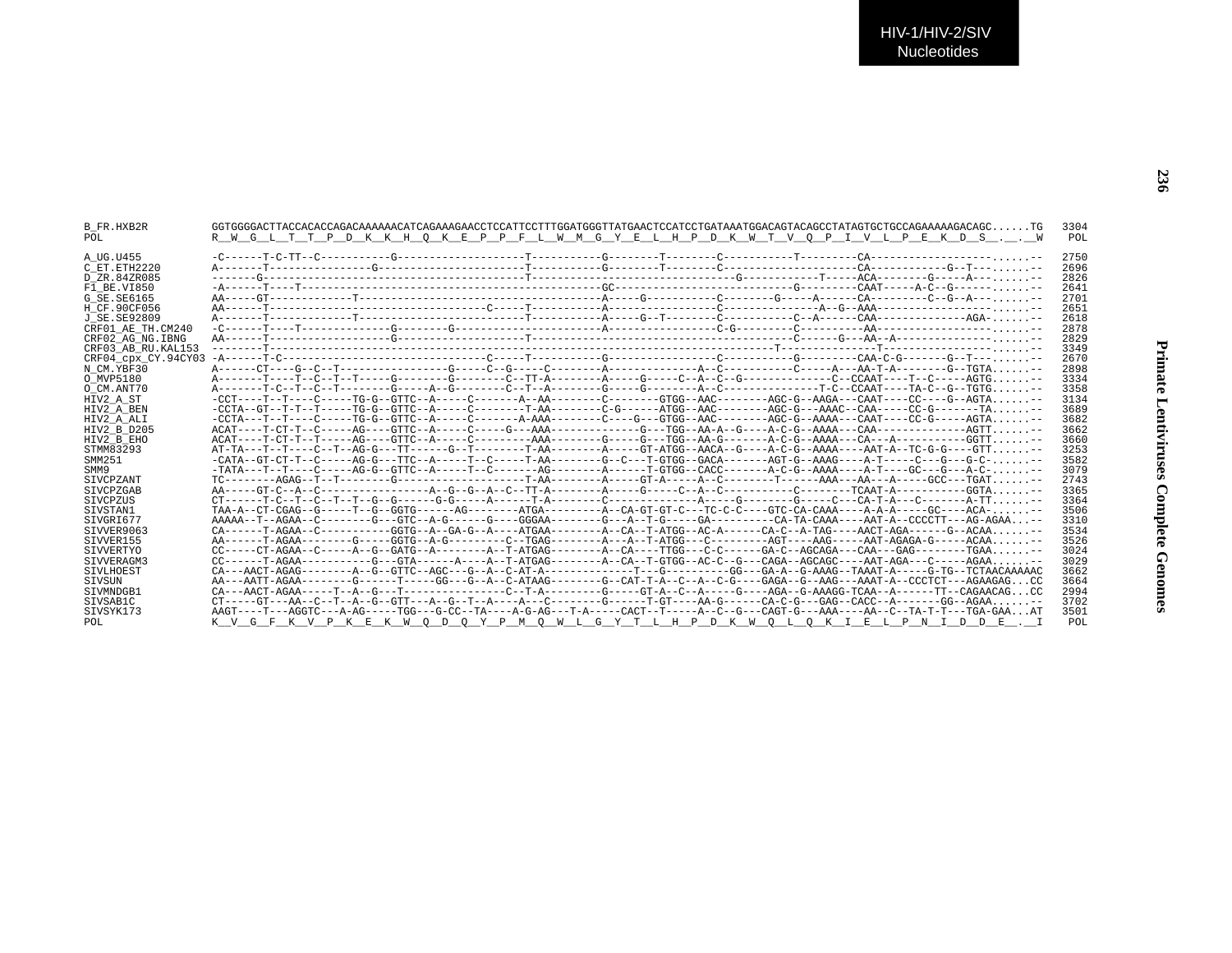```
B_FR.HXB2R     GGTGGGGACTTACCACACCAGACAAAAAACATCAGAAAGAACCTCCATTCCTTTGGATGGGTTATGAACTCCATCCTGATAAATGGACAGTACAGCCTATAGTGCTGCCAGAAAAAGACAGC......TG  3304
POL            R__W__G__L__T__T__P__D__K__K__H__Q__K__E__P__P__F__L__W__M__G__Y__E__L__H__P__D__K__W__T__V__Q__P__I__V__L__P__E__K__D__S__.__.__W   POL

A_UG.U455      -C------T-C-TT--C-----------G--------------------T-----------G--------T--------C-----------T---------CA-------------------......--  2750
C_ET.ETH2220   A-------T----------------G--------------------T-----------G--------T--------C--------------------CA------------G--T---......--  2696
D_ZR.84ZR085   -------G--------------------------------------T------------------------------G------------T-----ACA--------G-----A---......--  2826
F1_BE.VI850    -A------T----T-------------------------------------GC----------------------------------G---------CAAT-----A-C--G------......--  2641
G_SE.SE6165    AA-----GT------------T--------------------------------A-----G-----------C--------G-----A------CA---------C--G--A---......--  2701
H_CF.90CF056   AA------T----------------------------------C-----T-----------A-----------------C---------------A--G--AAA----------------......--  2651
J_SE.SE92809   A-------T-------------T---------------------------T-----------A-----G--T--------C-----------C--A------CAA--------------AGA-......--  2618
CRF01_AE_TH.CM240 -C------T----T--------------G--------G------------------------A-----------------C-G---------C----------AA-------------------......--  2878
CRF02_AG_NG.IBNG  AA------T-------------------G--------------------T-------------------------------------------------C------G---AA--A----------------......--  2829
CRF03_AB_RU.KAL153 --------T------------------------------------------------------------------------------T---------------T-------------------......--  3349
CRF04_cpx_CY.94CY03 -A------T-C---------------------------------C-----T-----------G----------------C-----------G---------CAA-C-G-------G--T---......--  2670
N_CM.YBF30     A------CT----G--C--T-----------------G-----C--G-----C--------A-------------A--C-----------C-----A---AA-T-A--------G--TGTA......--  2898
O_MVP5180      A-------T----T--C--T--T-----G--------G--------C--TT-A--------A-----G-----C--A--C--G----------------C--CCAAT----T--C------AGTG......--  3334
O_CM.ANT70     A-------T-C--T--C--T--------G-----A--G--------C--T--A--------G-----G--------A--C---------------T-C--CCAAT----TA-C--G--TGTG......--  3358
HIV2_A_ST      -CCT----T--T----C-----TG-G--GTTC--A-----C-------A--AA--------C--------GTGG--AAC--------AGC-G--AAGA---CAAT----CC----G--AGTA......--  3134
HIV2_A_BEN     -CCTA--GT--T-T--T-----TG-G--GTTC--A-----C--------T-AA--------C-G------ATGG--AAC--------AGC-G---AAAC--CAA-----CC-G--------TA......--  3689
HIV2_A_ALI     -CCTA---T--T----C-----TG-G--GTTC--A-----C-------A-AAA--------C----G---GTGG--AAC--------AGC-G--AAAA---CAAT----CC-G-----AGTA......--  3682
HIV2_B_D205    ACAT----T-CT-T--C-----AG----GTTC--A-----C-----G---AAA--------------G---TGG--AA-A--G-----A-C-G--AAAA---CAA--------------AGTT......--  3662
HIV2_B_EHO     ACAT----T-CT-T--T-----AG----GTTC--A-----C---------AAA--------G-----G---TGG--AA-G-------A-C-G--AAAA---CA---A----------GGTT......--  3660
STMM83293      AT-TA---T--T----C--T--AG-G---TT------G--T--------T-AA--------A-----GT-ATGG--AACA--G-----A-C-G--AAAA----AAT-A--TC-G-G----GTT......--  3253
SMM251         -CATA--GT-CT-T--C-----AG-G---TTC--A-----T--C-----T-AA--------G--C---T-GTGG--GACA-------AGT-G--AAAG----A-T-----C---G---G-C-......--  3582
SMM9           -TATA---T--T----C-----AG-G--GTTC--A-----T--C-------AG--------A------T-GTGG--CACC-------A-C-G--AAAA----A-T----GC---G---A-C-......--  3079
SIVCPZANT      TC--------AGAG--T--T--------G--------------------T-AA--------A-----GT-A-----A--C---------T------AAA---AA---A-----GCC---TGAT......--  2743
SIVCPZGAB      AA-----GT-C--A--C-----------------A--G--G--A--C--TT-A--------A-----G-----C--A--C------------C--------TCAAT-A-----------GGTA......--  3365
SIVCPZUS       CT------T-C--T--C--T--T--G--G------G-G-----A------T-A--------C-------------A-----G--------G-----C---CA-T-A---C-------A-TT......--  3364
SIVSTAN1       TAA-A--CT-CGAG--G-----T--G--GGTG------AG--------ATGA---------A--CA-GT-GT-C---TC-C-C----GTC-CA-CAAA----A-A-A-----GC----ACA-......--  3506
SIVGRI677      AAAAA--T--AGAA--C--------G---GTC--A-G------G----GGGAA--------G---A--T-G-----GA---------CA-TA-CAAA----AAT-A--CCCCTT---AG-AGAA...--  3310
SIVVER9063     CA------T-AGAA--C-----------GGTG--A--GA-G--A---ATGAA--------A--CA--T-ATGG--AC-A------CA-C--A-TAG----AACT-AGA------G--ACAA......--  3534
SIVVER155      AA------T-AGAA---------G-----GGTG--A-G-----------C--TGAG--------A---A--T-ATGG---C---------AGT----AAG-----AAT-AGAGA-G-----ACAA......--  3526
SIVVERTYO      CC-----CT-AGAA--C-----A--G--GATG--A--------A--T-ATGAG--------A--CA----TTGG---C-C-------GA-C--AGCAGA---CAA---GAG--------TGAA......--  3024
SIVVERAGM3     CC------T-AGAA-----------G---GTA------A----A--T-ATGAG--------A--CA--T-GTGG--AC-C--G---CAGA--AGCAGC----AAT-AGA---C-----AGAA......--  3029
SIVLHOEST      CA---AACT-AGAG--------A--G--GTTC--AGC---G--A--C-AT-A--------------T---G----------GG---GA-A--G-AAAG--TAAAT-A-----G-TG--TCTAACAAAAAC  3662
SIVSUN         AA---AATT-AGAA--------G------T-----GG---G--A--C-ATAAG--------G--CAT-T-A--C--A--C-G----GAGA--G--AAG---AAAT-A--CCCTCT---AGAAGAG...CC  3664
SIVMNDGB1      CA---AACT-AGAA-----T--A--G---T----------------C--T-A---------G-----GT-A--C--A-----G----AGA--G-AAAGG-TCAA--A------TT--CAGAACAG...CC  2994
SIVSAB1C       CT-----GT---AA--C--T--A--G--GTT---A--G--T--A----A---C--------G------T-GT----AA-G------CA-C-G---GAG--CACC--A-------GG--AGAA......--  3702
SIVSYK173      AAGT----T---AGGTC---A-AG-----TGG---G-CC--TA----A-G-AG---T-A-----CACT--T-----A--C--G---CAGT-G---AAA----AA--C--TA-T-T---TGA-GAA...AT  3501
POL            K__V__G__F__K__V__P__K__E__K__W__Q__D__Q__Y__P__M__Q__W__L__G__Y__T__L__H__P__D__K__W__Q__L__Q__K__I__E__L__P__N__I__D__D__E__.__I   POL
```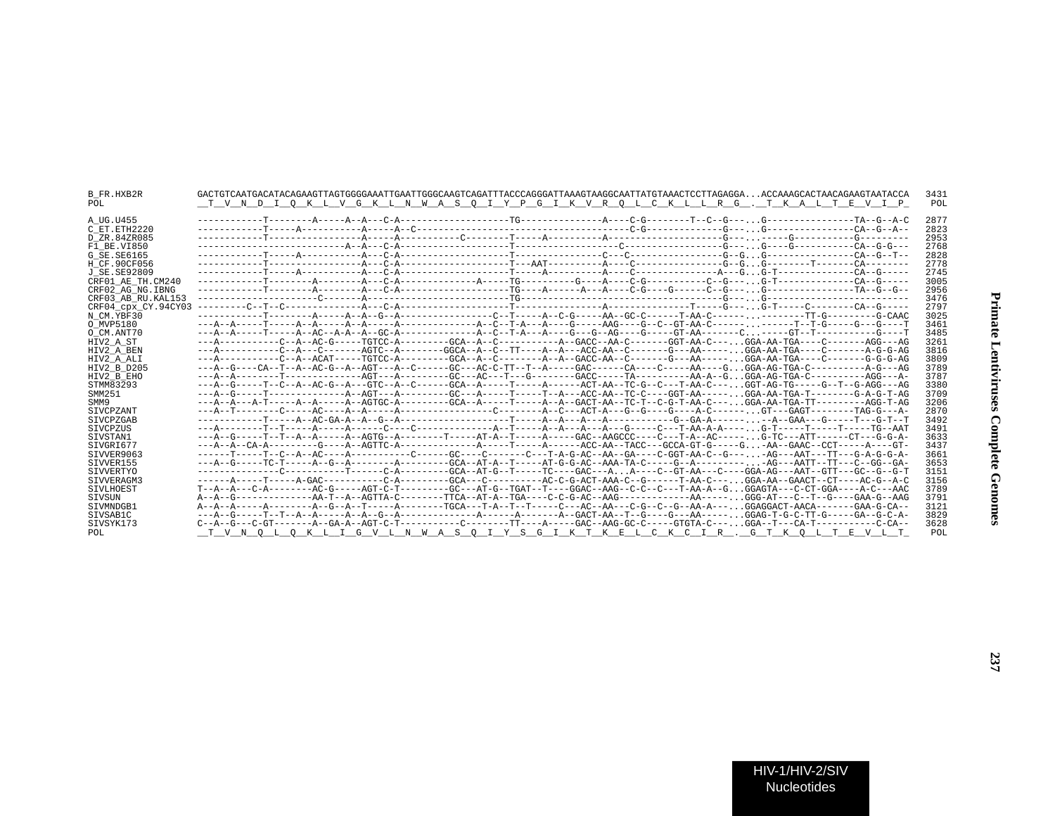```
B_FR.HXB2R          GACTGTCAATGACATACAGAAGTTAGTGGGGAAATTGAATTGGGCAAGTCAGATTTACCCAGGGATTAAAGTAAGGCAATTATGTAAACTCCTTAGAGGA...ACCAAAGCACTAACAGAAGTAATACCA  3431
POL                 __T__V__N__D__I__Q__K__L__V__G__K__L__N__W__A__S__Q__I__Y__P__G__I__K__V__R__Q__L__C__K__L__L__R__G__.__T__K__A__L__T__E__V__I__P_   POL

A_UG.U455           ------------T--------A-----A--A---C-A--------------------TG---------------A----C-G--------T--C--G---...G----------------TA--G--A-C  2877
C_ET.ETH2220        ------------T-----A----------A-----A--C-------------------------------------C-G--------------G---...G----------------CA--G--A--  2823
D_ZR.84ZR085        ------------T----------------A-----A-----------C--------T-----A----------A--------------------G---...-----G-----------G---------  2953
F1_BE.VI850         -------------------------A--A---C-A--------------------T------------------C-----------------G---...G----G-----------CA--G-G---  2768
G_SE.SE6165         ------------T-----A----------A---C-A--------------------T---------------C---C---------------G--G...G----------------CA--G--T--  2828
H_CF.90CF056        ------------T----------------A---C-A--------------------T---AAT----------A----C---------------G--G...G--------T-------CA--------  2778
J_SE.SE92809        ------------T-----A----------A---C-A--------------------T-----A----------A----C---------------A---G...G-T--------------CA--G-----  2745
CRF01_AE_TH.CM240   ------------T--------A--------A---C-A--------------A-----TG----------G----A----C-G-----------C--G---...G-T--------------CA--G-----  3005
CRF02_AG_NG.IBNG    ------------T--------A--------A---C-A--------------------TG----A------A---A----C-G----G------C--G---...G----------------TA--G--G--  2956
CRF03_AB_RU.KAL153  ---------------------C-------A--------------------------TG------------------------------------G---...G-----------------------  3476
CRF04_cpx_CY.94CY03 ---------C--T--C-------------A---C-A--------------------T----------------A--------------T-----G---...G-T-----C--------CA--G-----  2797
N_CM.YBF30          ------------T--------A-----A--A--G--A--------------------C--T-----A--C-G-----AA--GC-C------T-AA-C-------...--------TT-G---------G-CAAC  3025
O_MVP5180           ---A--A-----T-----A--A-----A--A-----A-------------A--C--T-A---A----G-----AAG----G--C--GT-AA-C------...-----T--T-G-----G---G----T  3461
O_CM.ANT70          ---A--A-----T-----A--AC--A-A--A--GC-A--------------A--C--T-A---A----G---G--AG----G-----GT-AA-------C...-----GT--T-----------G----T  3485
HIV2_A_ST           ---A-----------C--A--AC-G-----TGTCC-A---------GCA--A--C-----------A--GACC--AA-C-------GGT-AA-C----...GGA-AA-TGA----C-------AGG---AG  3261
HIV2_A_BEN          ---A-----------C--A---C-------AGTC--A---------GGCA--A--C--TT----A--A---ACC-AA--C-------G---AA------...GGA-AA-TGA----C-------A-G-G-AG  3816
HIV2_A_ALI          ---A-----------C--A--ACAT-----TGTCC-A---------GCA--A--C--------A--A--GACC-AA--C-------G---AA------...GGA-AA-TGA----C-------G-G-G-AG  3809
HIV2_B_D205         ---A--G----CA--T--A--AC-G--A--AGT---A--C------GC---AC-C-TT--T--A-----GAC------CA----C-----AA----G...GGA-AG-TGA-C----------A-G---AG  3789
HIV2_B_EHO          ---A--A--------T--------------AGT---A---------GC---AC---T---G--------GACC-----TA----------AA-A--G...GGA-AG-TGA-C-----------AGG---A-  3787
STMM83293           ---A--G-----T--C--A--AC-G--A--GTC--A--C------GCA--A-----T-----A-------ACT-AA--TC-G--C---T-AA-C----...GGT-AG-TG-----G--T--G-AGG---AG  3380
SMM251              ---A--G-----T--------------A--AGT---A---------GC---A-----T-----T--A---ACC-AA--TC-C-----GGT-AA------...GGA-AA-TGA-T--------G-A-G-T-AG  3709
SMM9                ---A--A---A-T-----A--A-----A--AGTGC-A---------GCA--A-----T-----A--A--GACT-AA--TC-T--C-G-T-AA-C----...GGA-AA-TGA-TT---------AGG-T-AG  3206
SIVCPZANT           ---A--T--------C-----AC----A--A-----A----------------C--------A--C---ACT-A---G--G----G-----A-C-------...GT---GAGT--------TAG-G---A-  2870
SIVCPZGAB           ------------T-----A--AC-GA-A--A--G--A--------------------T-----A--A---A---A------------G--GA-A-------...--A--GAA---G-----T---G-T--T  3492
SIVCPZUS            ---A--------T--T-----A-----A------C----C------------A--T-----A--A---A---A---G-----C---T-AA-A-A----...G-T-----T-----T-----TG--AAT  3491
SIVSTAN1            ---A--G-----T--T--A--A-----A--AGTG--A--------T-----AT-A--T-----A-----GAC--AAGCCC----C---T-A--AC-----...G-TC---ATT------CT---G-G-A-  3633
SIVGRI677           ---A--A--CA-A---------G----A--AGTTC-A--------------A-----T-----A------ACC-AA--TACC---GCCA-GT-G-----G...-AA--GAAC--CCT-----A----GT-  3437
SIVVER9063          ------T-----T--C--A--AC----A----------C------GC----C-------C---T-A-G-AC--AA--GA----C-GGT-AA-C--G---...-AG---AAT---TT---G-A-G-G-A-  3661
SIVVER155           ---A--G-----TC-T-----A--G--A---------A---------GCA--AT-A--T-----AT-G-G-AC--AAA-TA-C-----G--A----------...-AG---AATT--TT---C--GG--GA-  3653
SIVVERTYO           ---------------C-----------T------C-A---------GCA--AT-G--T-----TC----GAC---A...A----C--GT-AA---C----GGA-AG---AAT--GTT---GC--G--G-T  3151
SIVVERAGM3          ------A-----T-----A-GAC----------C-A---------GCA---C----------AC-C-G-ACT-AAA-C--G------T-AA-C----...GGA-AA--GAACT--CT----AC-G--A-C  3156
SIVLHOEST           T--A--A---C-A---------AC-G-----AGT-C-T---------GC---AT-G--TGAT--T----GGAC--AAG--C-C--C---T-AA-A--G...GGAGTA---C-CT-GGA----A-C---AAC  3789
SIVSUN              A--A--G--------------AA-T--A--AGTTA-C--------TTCA--AT-A--TGA----C-C-G-AC--AAG-------------AA------...GGG-AT---C--T--G----GAA-G--AAG  3791
SIVMNDGB1           A--A--A-----A---------A--G--A--T-----A---------TGCA---T-A--T--T-----C---AC--AA---C-G--C--G--AA-A----...GGAGGACT-AACA-------GAA-G-CA--  3121
SIVSAB1C            ---A--G-----T--T--A--A-----A--A--G--A--------------A------A-------A--GACT-AA--T--G----G---AA------...GGAG-T-G-C-TT-G-----GA--G-C-A-  3829
SIVSYK173           C--A--G---C-GT-------A--GA-A--AGT-C-T-----------C--------TT----A-----GAC--AAG-GC-C-----GTGTA-C----...GGA--T---CA-T-----------C-CA--  3628
POL                 __T__V__N__Q__L__Q__K__L__I__G__V__L__N__W__A__S__Q__I__Y__S__G__I__K__T__K__E__L__C__K__C__I__R__.__G__T__K__Q__L__T__E__V__L__T_   POL
```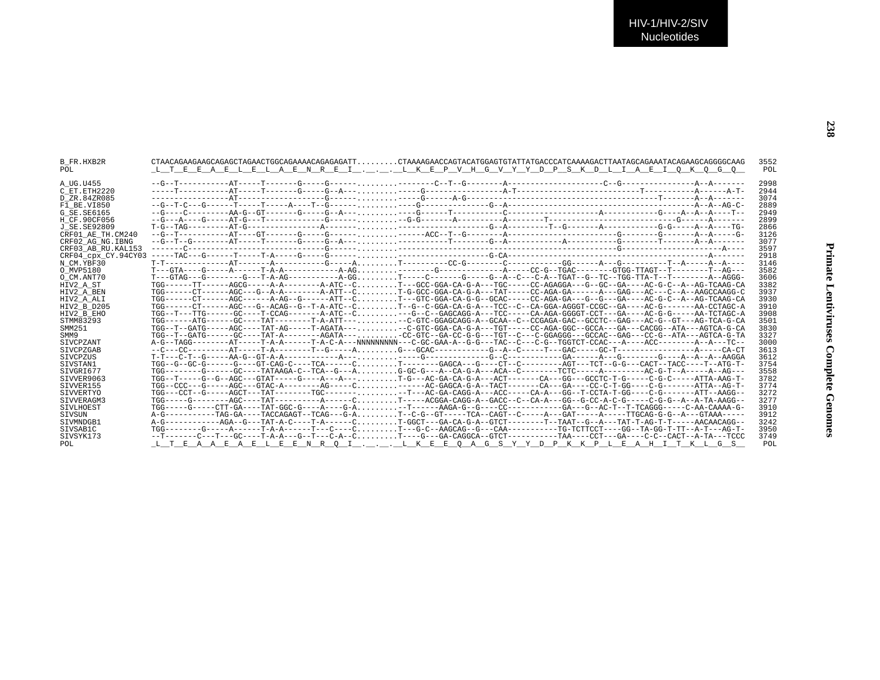```
B_FR.HXB2R          CTAACAGAAGAAGCAGAGCTAGAACTGGCAGAAAACAGAGAGATT.........CTAAAAGAACCAGTACATGGAGTGTATTATGACCCATCAAAAGACTTAATAGCAGAAATACAGAAGCAGGGGCAAG  3552
POL                 _L__T__E__E__A__E__L__E__L__A__E__N__R__E__I__.__.__.__L__K__E__P__V__H__G__V__Y__Y__D__P__S__K__D__L__I__A__E__I__Q__K__Q__G__Q__   POL

A_UG.U455           --G--T-----------AT-----T-------G-----G------.........--------C--T--G--------A--------------------C--G----------------A--A-------  2998
C_ET.ETH2220        -----T-----------AT-----T-------G-----G--A---.........-----G----------------A-T---------------------------T-----------A------A-T-  2944
D_ZR.84ZR085        -----------------AT-------------------G------.........------G------A-G----------------------------------------T-------A--A-------  3074
F1_BE.VI850         --G--T-C---G-----T-----T-----A-----T--G------.........----G---------------G--A------------------------------------------A--A--AG-C-  2889
G_SE.SE6165         --G----C---------AA-G--GT-------G-----G--A---.........----G------T----------C--------------------A------------G----A--A--A----T--  2949
H_CF.90CF056        --G---A----G-----AT-G---T-------------G------.........--G-G-------A---------A--------T---------------------------G------A-------  2899
J_SE.SE92809        T-G--TAG---------AT-G----------------A-------.........--------------------G--A---------T--G-------A------------G-G-----A--A----TG-  2866
CRF01_AE_TH.CM240   --G--T-----------AT----GT-------G-----G------.........------ACC--T--G--------A----------------------G--------G-------A--A-----G-  3126
CRF02_AG_NG.IBNG    --G--T--G--------AT-----T-------G-----G--A---.........-----------T--------G--A------------A----------G--------T-------A--A-------  3077
CRF03_AB_RU.KAL153  -------C------------------------------G------.........------------------------------------------------G---------------------A----  3597
CRF04_cpx_CY.94CY03 -----TAC---G------T-----T-A-----G-----G------.........-------------------G-CA-----------------------------------------A--------  2918
N_CM.YBF30          T-T--------------AT-------A-----------G-----A.........T---------CC-G--------C------------GG------A---G----------T--A-----A--A----  3146
O_MVP5180           T---GTA----G-----A------T-A-A-----------A-AG..........-------G---------------A-----CC-G--TGAC--------GTGG-TTAGT--T--------T--AG---  3582
O_CM.ANT70          T---GTAG---G---------G---T-A-AG-----------A-GG.........T-----C-------G-----G--A--C---C-A--TGAT--G--TC--TGG-TTA-T--T--------A--AGGG-  3606
HIV2_A_ST           TGG------TT------AGCG-----A-A--------A-ATC--C.........T---GCC-GGA-CA-G-A---TGC-----CC-AGAGGA---G--GC--GA----AC-G-C--A--AG-TCAAG-CA  3382
HIV2_A_BEN          TGG------CT------AGC---G--A-A--------A-ATT--C.........T-G-GCC-GGA-CA-G-A---TAT-----CC-AGA-GA------A---GAG---AC---C--A--AAGCCAAGG-C  3937
HIV2_A_ALI          TGG------CT------AGC------A-AG--G------ATT--C.........T---GTC-GGA-CA-G-G--GCAC-----CC-AGA-GA---G--G---GA----AC-G-C--A--AG-TCAAG-CA  3930
HIV2_B_D205         TGG------CT------AGC---G--ACAG--G--T-A-ATC--C.........T--G--C-GGA-CA-G-A---TCC--C--CA-GGA-AGGGT-CCGC--GA----AC-G-------AA-CCTAGC-A  3910
HIV2_B_EHO          TGG--T---TTG-----GC----T-CCAG-------A-ATC--C.........---G--C--GAGCAGG-A---TCC-----CA-AGA-GGGGT-CCT---GA----AC-G-G-----AA-TCTAGC-A  3908
STMM83293           TGG------ATG-----GC----TAT--------T-A-ATT---.........--C-GTC-GGAGCAGG-A--GCAA--C--CCGAGA-GAC--GCCTC--GAG---AC-G--GT---AG-TCA-G-CA  3501
SMM251              TGG--T--GATG-----AGC----TAT-AG-----T-AGATA---.........--C-GTC-GGA-CA-G-A---TGT-----CC-AGA-GGC--GCCA---GA---CACGG--ATA---AGTCA-G-CA  3830
SMM9                TGG--T--GATG------GC----TAT-A--------AGATA---..........-CC-GTC--GA-CC-G-G---TGT--C---C-GGAGGG---GCCAC--GAG---CC-G--ATA---AGTCA-G-TA  3327
SIVCPZANT           A-G--TAGG--------AT-----T-A-A------T-A-C-A---NNNNNNNNN---C-GC-GAA-A--G-G---TAC--C---C-G--TGGTCT-CCAC---A----ACC--------A--A---TC--  3000
SIVCPZGAB           --C---CC---------AT-----T-A--------T--G-----A.........G---GCAC-----------G--A--C-----T---GAC-----GC-T----------------A-----CA-CT  3613
SIVCPZUS            T-T---C-T--G-----AA-G--GT-A-A-----------A---.........-----G-------------G--C-----------GA------A---G--------G----A--A--A--AAGGA  3612
SIVSTAN1            TGG--G--GC-G------G----GT-CAG-C----TCA------C.........T--------GAGCA---G----CT--C--------AGT---TCT--G-G---CACT--TACC----T--ATG-T-  3754
SIVGRI677           TGG--------G------GC----TATAAGA-C--TCA--G---A.........G-GC-G---A--CA-G-A---ACA--C--------TCTC-----A---------AC-G-T--A-----A--AG---  3558
SIVVER9063          TGG--T-----G--G--AGC---GTAT-----G----A---A---.........T-G---AC-GA-CA-G-A---ACT-------CA---GG---GCCTC-T-G-----C-G-C-----ATTA-AAG-T-  3782
SIVVER155           TGG--CCC---G-----AGC---GTAC-A--------AG------C.........------AC-GAGCA-G-A--TACT-------CA---GA----CC-C-T-GG----C-G-------ATTA--AG-T-  3774
SIVVERTYO           TGG---CCT--G-----AGCT---TAT--------TGC-------.........--T---AC-GA-CAGG-A---ACC-----CA-A---GG--T-CCTA-T-GG----C-G-------ATT--AAGG--  3272
SIVVERAGM3          TGG-----G--------AGC----TAT----------A------C.........T-----ACGGA-CAGG-A--GACC--C--CA-A---GG--G-CC-A-C-G-----C-G-G--A--A-TA-AAGG--  3277
SIVLHOEST           TGG-----G-----CTT-GA----TAT-GGC-G----A----G-A.........--T------AAGA-G--G----CC-----------GA---G--AC-T--T-TCAGGG-----C-AA-CAAAA-G-  3910
SIVSUN              A-G-----------TAG-GA----TACCAGAGT--TCAG---G-A.........T--C-G--GT-----TCA--CAGT--C-----A---GAT-----A-----TTGCAG-G-G--A---GTAAA-----  3912
SIVMNDGB1           A-G------------AGA--G---TAT-A-C----T-A------C.........T-GGCT---GA-CA-G-A--GTCT--------T--TAAT--G--A---TAT-T-AG-T-T-----AACAACAGG--  3242
SIVSAB1C            TGG--------G-----A------T-A-A------T---C----C.........T---G-C--AAGCAG--G---CAA----------TG-TCTTCCT----GG--TA-GG-T-TT--A-T---AG-T-  3950
SIVSYK173           --T-------C---T---GC----T-A-A---G--T---C-A--C.........T----G---GA-CAGGCA--GTCT----------TAA----CCT---GA----C-C--CACT--A-TA---TCCC  3749
POL                 _L__T__E__A__A__E__A__E__L__E__E__N__R__Q__I__.__.__.__L__K__E__E__Q__A__G__S__Y__Y__D__P__K__K__P__L__E__A__H__I__T__K__L__G__S__   POL
```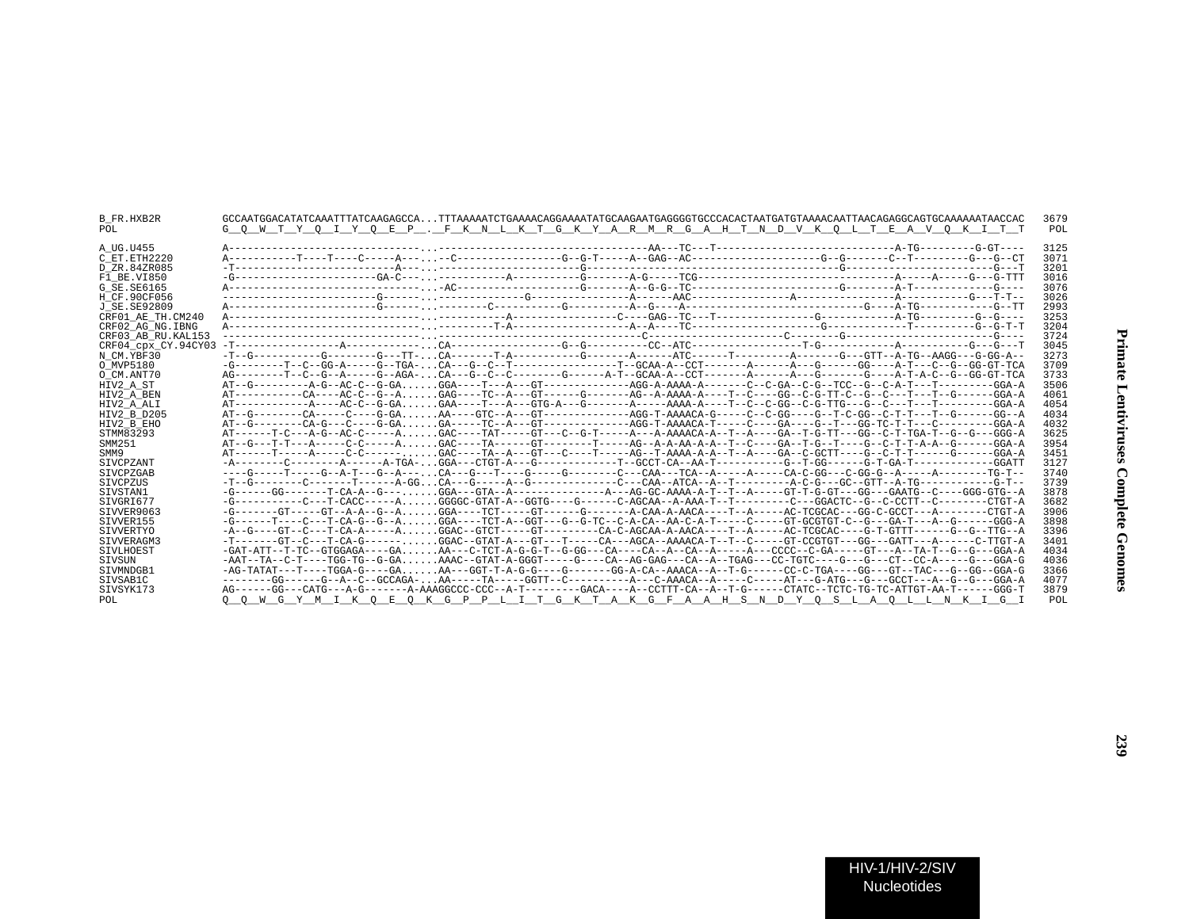```
B_FR.HXB2R          GCCAATGGACATATCAAATTTATCAAGAGCCA...TTTAAAAATCTGAAAACAGGAAAATATGCAAGAATGAGGGGTGCCCACACTAATGATGTAAAACAATTAACAGAGGCAGTGCAAAAAATAACCAC  3679
POL                 G__Q__W__T__Y__Q__I__Y__Q__E__P__.__F__K__N__L__K__T__G__K__Y__A__R__M__R__G__A__H__T__N__D__V__K__Q__L__T__E__A__V__Q__K__I__T__T   POL

A_UG.U455           A--------------------------------...---------------------------------AA---TC---T-----------------------------A-TG---------G-GT----  3125
C_ET.ETH2220        A-----------T----T----C-----A---...--C-----------------G--G-T-----A--GAG--AC--------------------G--G-------C--T---------G---G--CT  3071
D_ZR.84ZR085        -T-------------------------A---...------------------------G----------------------------------------------G-----------------------G---T  3201
F1_BE.VI850         -G----------------------GA-C---...-----------A-----------G-------A-G-----TCG---------------------------------A-----A-----G---G-TTT  3016
G_SE.SE6165         A--------------------------------...-AC-------------------G-------A--G-G--TC-----------------------G--------A-T-------------G----  3076
H_CF.90CF056        ------------------------G-------...-------------G---------------A------AAC---------------A----------------A-----------G---T-T--  3026
J_SE.SE92809        A------------------------G------...--------C-----------G----------A--G----A-----------------------------G----A-TG------------G--TT  2993
CRF01_AE_TH.CM240   A--------------------------------...-----------A-------------------C----GAG--TC---T---------------G-------------A-TG---------G--G----  3253
CRF02_AG_NG.IBNG    A--------------------------------...---------T-A-----------------A--A----TC------------------G-------------T----------G--G-T-T  3204
CRF03_AB_RU.KAL153  ---------------------------------...---------------------------------C---------------------C-------G---------------------------G----  3724
CRF04_cpx_CY.94CY03 -T-----------------A-------------...CA-----------------G--G---------CC--ATC------------------T-G-----------A-----------G---G---T  3045
N_CM.YBF30          -T--G----------G--------G---TT-...CA-------T-A-----------G-------A------ATC------T----------A-----G---GTT--A-TG--AAGG---G-GG-A--  3273
O_MVP5180           -G--------T--C--GG-A-----G--TGA-...CA---G--C--T---------------T--GCAA-A--CCT-------A------A---G------GG----A-T---C--G--GG-GT-TCA  3709
O_CM.ANT70          AG--------T--C--G--A-----G--AGA-...CA---G--C--C--------G------A-T--GCAA-A--CCT-------A------A---G-------G----A-T-A-C--G--GG-GT-TCA  3733
HIV2_A_ST           AT--G---------A-G--AC-C--G-GA......GGA----T---A---GT-------------AGG-A-AAAA-A-------C--C-GA--C-G--TCC--G--C-A-T---T---------GGA-A  3506
HIV2_A_BEN          AT-----------CA----AC-C--G--A......GAG----TC--A---GT------G-------AG--A-AAAA-A----T--C----GG--C-G-TT-C--G--C---T---T--G------GGA-A  4061
HIV2_A_ALI          AT------------A----AC-C--G-GA......GAA----T---A---GTG-A---G-------A-----AAAA-A----T--C--C-GG--C-G-TTG---G--C---T---T---------GGA-A  4054
HIV2_B_D205         AT--G--------CA-----C----G-GA......AA----GTC--A---GT-------------AGG-T-AAAACA-G-----C--C-GG----G--T-C-GG--C-T-T---T--G------GG--A  4034
HIV2_B_EHO          AT--G--------CA-G---C----G-GA......GA----TC--A---GT-------------AGG-T-AAAACA-T-----C----GA----G--T---GG-TC-T-T---C---------GGA-A  4032
STMM83293           AT------T-C---A-G--AC-C-----A......GAC----TAT-----GT---C--G-T-----A---A-AAAACA-A--T--A----GA--T-G-TT---GG--C-T-TGA-T--G--G---GGG-A  3625
SMM251              AT--G---T-T---A-----C-C-----A......GAC----TA------GT--------T-----AG--A-A-AA-A-A--T--C----GA--T-G--T----G--C-T-T-A-A--G------GGA-A  3954
SMM9                AT-----T-----A-----C-C-----.......GAC----TA--A---GT---C----T-----AG--T-AAAA-A-A--T--A----GA--C-GCTT----G--C-T-T-------G-----GGA-A  3451
SIVCPZANT           -A--------C--------A------A-TGA-...GGA---CTGT-A---G------------T--GCCT-CA--AA-T-----------G--T-GG------G-T-GA-T-------------GGATT  3127
SIVCPZGAB           ----G-----T-----G--A-T---G--A----...CA---G---T----G-----G--------C---CAA---TCA--A-----A-----CA-C-GG---C-GG-G--A-----A--------TG-T--  3740
SIVCPZUS            -T--G--------C-------T------A-GG...CA---G-----A--G-------------C---CAA--ATCA--A--T---------A-C-G---GC--GTT--A-TG------------G-T--  3739
SIVSTAN1            -G------GG-------T-CA-A--G----.....GGA---GTA--A---------------A---AG-GC-AAAA-A-T--T--A-----GT-T-G-GT---GG---GAATG--C-----GGG-GTG--A  3878
SIVGRI677           -G-----------C---T-CACC-----A......GGGGC-GTAT-A--GGTG----G------C-AGCAA--A-AAA-T--T---------C---GGACTC--G--C-CCTT--C--------CTGT-A  3682
SIVVER9063          -G-------GT-----GT--A-A--G--A......GGA----TCT-----GT------G-------A-CAA-A-AACA----T--A-----AC-TCGCAC---GG-C-GCCT---A---------CTGT-A  3906
SIVVER155           -G------T----C---T-CA-G--G--A......GGA----TCT-A--GGT---G--G-TC--C-A-CA--AA-C-A-T-----C------GT-GCGTGT-C--G---GA-T---A--G-------GGG-A  3898
SIVVERTYO           -A--G----GT--C---T-CA-A-----A......GGAC--GTCT-----GT----------CA-C-AGCAA-A-AACA----T--A-----AC-TCGCAC----G-T-GTTT------G--G--TTG--A  3396
SIVVERAGM3          -T-------GT--C---T-CA-G---------.......GGAC--GTAT-A---GT---T-----CA---AGCA--AAAACA-T--T--C-----GT-CCGTGT---GG---GATT---A------C-TTGT-A  3401
SIVLHOEST           -GAT-ATT--T-TC--GTGGAGA----GA......AA---C-TCT-A-G-G-T--G-GG---CA----CA--A--CA--A-----A---CCCC--C-GA-----GT---A--TA-T--G--G---GGA-A  4034
SIVSUN              -AAT--TA--C-T----TGG-TG--G-GA......AAAC--GTAT-A-GGGT-----G-----CA--AG-GAG---CA--A--TGAG---CC-TGTC----G---G---CT--CC-A-----G---GGA-G  4036
SIVMNDGB1           -AG-TATAT---T----TGGA-G----GA......AA---GGT-T-A-G-G----G-------GG-A-CA--AAACA--A--T-G------CC-C-TGA----GG---GT--TAC---G--GG--GGA-G  3366
SIVSAB1C            --------GG------G--A--C--GCCAGA-...AA-----TA-----GGTT--C----------A---C-AAACA--A-----C-----AT---G-ATG---G---GCCT---A--G--G---GGA-A  4077
SIVSYK173           AG------GG---CATG---A-G-------A-AAAGGCCC-CCC--A-T---------GACA----A--CCTTT-CA--A--T-G------CTATC--TCTC-TG-TC-ATTGT-AA-T------GGG-T  3879
POL                 Q__Q__W__G__Y__M__I__K__Q__E__Q__K__G__P__P__L__I__T__G__K__T__A__K__G__F__A__A__H__S__N__D__Y__Q__S__L__A__Q__L__L__N__K__I__G__I   POL
```

**Primate Lentiviruses Complete Genomes**

HIV-1/HIV-2/SIV Nucleotides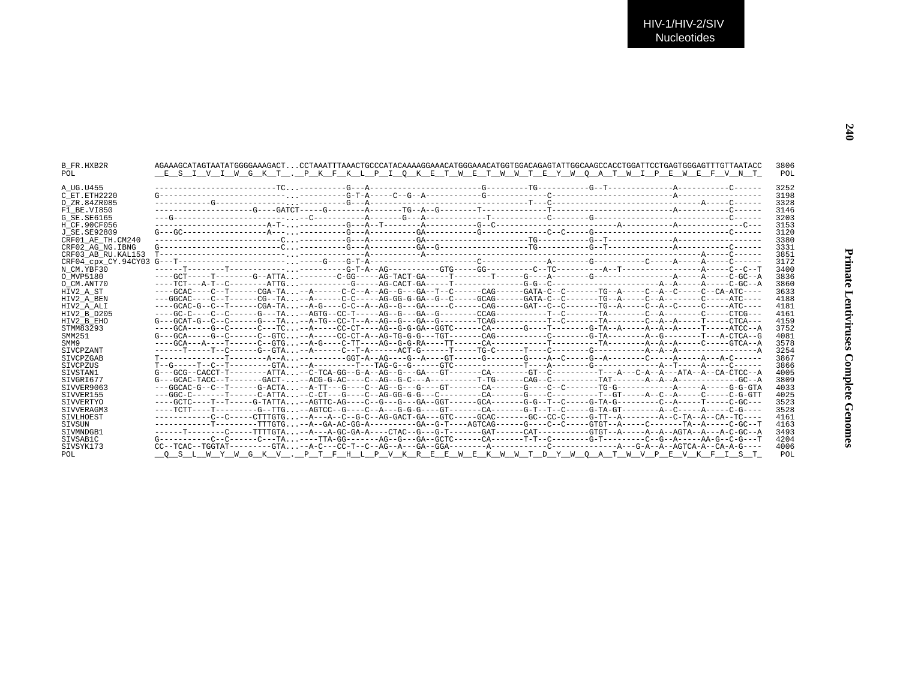HIV-1/HIV-2/SIV Nucleotides

```
B_FR.HXB2R          AGAAAGCATAGTAATATGGGGAAAGACT...CCTAAATTTAAACTGCCCATACAAAAGGAAACATGGGAAACATGGTGGACAGAGTATTGGCAAGCCACCTGGATTCCTGAGTGGGAGTTTGTTAATACC  3806
POL                 __E__S__I__V__I__W__G__K__T__.__P__K__F__K__L__P__I__Q__K__E__T__W__E__T__W__W__T__E__Y__W__Q__A__T__W__I__P__E__W__E__F__V__N__T_   POL

A_UG.U455           --------------------------TC...----------G---A-----------------------G---------TG----------G--T-------------A-----------C------  3252
C_ET.ETH2220        G---------------------------...----------G-T-A-----C--G--A-----------G-----------C--------------------------A-----------------  3198
D_ZR.84ZR085        ------------G---------------...----------G---A-------------------------------T---C----------------------------------A-----C------  3328
F1_BE.VI850         --------------------G----GATCT-----G--------A-------TG--A--G--------T-------------T--------------------------A-----------C------  3146
G_SE.SE6165         ---G------------------------...--C----------A-------G---A-------------T-----------C--------G--------------------------------C------  3203
H_CF.90CF056        -----------------------A-T-...----------G---A--T--------A----------G--C--------------------------A-----------A--------------C---  3153
J_SE.SE92809        G---GC------------------A---...----------G---A---------GA----------G-------------C--C-----G------------------------------C------  3120
CRF01_AE_TH.CM240   ---------------------------C...----------G---A---------GA---------------------TG----------G--T-------------A-----------------  3380
CRF02_AG_NG.IBNG    G--------------------------C...----------G---A---------GA--G-----------------TG----------G--T-------------A-----------C------  3331
CRF03_AB_RU.KAL153  T---------------------------...------------A-----------A-------------------------------------------------------A-----C------  3851
CRF04_cpx_CY.94CY03 G---T-----------------------...-----G----G-T-A---------------------C-------------A--------G-----------C-----A-----A-----C------  3172
N_CM.YBF30          ------T---------T-----------...----------G-T-A--AG----------GTG-----GG---------C--TC---------A--T---------------A-----C--C--T  3400
O_MVP5180           ----GCT-----T--------G--ATTA...-------C-GG-----AG-TACT-GA-----T--------T------G----A--------G------------------A-----A-----C-GC--A  3836
O_CM.ANT70          ----TCT---A-T--C--------ATTG...-----------G-----AG-CACT-GA-----T-------------G-G--C----------------------A--A-----A-----C-GC--A  3860
HIV2_A_ST           ----GCAC----C--T------CGA-TA...--A------C-C--A--AG--G---GA--T--C------CAG------GATA-C--C-------TG--A-----C--A--C-----C--CA-ATC----  3633
HIV2_A_BEN          ---GGCAC----C--T------CG--TA...--A------C-C-----AG-GG-G-GA--G--C-----GCAG------GATA-C--C-------TG--A-----C--A--------C-----ATC----  4188
HIV2_A_ALI          ----GCAC-G--C--T------CGA-TA...--A-G----C-C--A--AG--G---GA-----C------CAG------GAT--C--C-------TG--A-----C--A--C-----C-----ATC----  4181
HIV2_B_D205         ----GC-C----C--C------G---TA...--AGTG--CC-T-----AG--G---GA--G--------CCAG----------T--C-------TA--------C--A--------C-----CTCG---  4161
HIV2_B_EHO          G---GCAT-G--C--C------G---TA...--A-TG--CC-T--A--AG--G---GA--G--------TCAG----------T--C-------TA--------C--A--A-----T-----CTCA---  4159
STMM83293           ----GCA-----G--C------C---TC...--A------CC-CT----AG--G-G-GA--GGTC------CA-------G----T--------G-TA--A-----A--A--A-----T-----ATCC--A  3752
SMM251              G---GCA-----G--C------C--GTC...--A-----CC-CT-A--AG-TG-G-G---TGT-------CAG-----------C--------G-TA--------A--G--------T---A-CTCA--G  4081
SMM9                ----GCA---A----T------C--GTG...--A-G----C-TT----AG--G-G-RA----TT------CA-----------T----------TA--------A--A--A-----C-----GTCA--A  3578
SIVCPZANT           ------T-----T--C------G--GTA...--A------C--T-A------ACT-G------T-----TG-C------T----C--------G----------A--A--A-----------------A  3254
SIVCPZGAB           T--------------T--------A--A...----------GGT-A--AG----G--A----GT------G--------G-----A--C-----G--A--------C-----A-----A---A-C------  3867
SIVCPZUS            T--G-----T--C--T---------GTA...--A---------T---TAG-G--G------GTC---------------T----A--------G--------------A--T-----A-----C------  3866
SIVSTAN1            G---GCG--CACCT-T--------ATTA...--C-TCA-GG--G-A--AG--G---GA---GT-------CA--------GT--C----------T---A---C-A--A---ATA--A--CA-CTCC--A  4005
SIVGRI677           G---GCAC-TACC--T-------GACT-...--ACG-G-AC----C--AG--G-C---A----------T-TG------CAG--C----------TAT-------A--A--A------------GC--A  3809
SIVVER9063          ---GGCAC-G--C--T------G-ACTA...--A-TT---G----C--AG--G---G----GT-------CA-------G----C--C--------TG-G-----------A-----A-----G-G-GTA  4033
SIVVER155           ---GGC-C-------T------C-ATTA...--C-CT---G----C--AG-GG-G-G---C---------CA-------G----C----------T--GT-----A--C--A-----C-----C-G-GTT  4025
SIVVERTYO           ----GCTC----T--T-----G-TATTA...--AGTTC-AG----C--G---G---GA--GGT------GCA-------G-G--T--C-----G-TA-G---------C--A-----T-----C-GC---  3523
SIVVERAGM3          ----TCTT----T---------G--TTG...--AGTCC--G----C--A---G-G-G----GT-------CA-------G-T--T--C-----G-TA-GT--------A--C-----A-----C-G----  3528
SIVLHOEST           ------------C--C-----CTTTGTG...--A---A--C--G-C--AG-GACT-GA---GTC-----GCAC-------GC--CC-C-----G-TT--A--------A--C-TA--A--CA--TC----  4161
SIVSUN              ------------T---------TTTGTG...--A--GA-AC-GG-A---------GA--G-T----AGTCAG------G----C--C-----GTGT--A-----C-------TA--A-----C-GC--T  4163
SIVMNDGB1           ------T--------C-----TTTTGTA...--A---A-GC-GA-A----CTAC--G---G-T-------GAT------CAT----------GTGT--A-----A--A--AGTA--A---A-C-GC--A  3493
SIVSAB1C            G-----------C--C------C---TA...----TTA-GG-------AG--G---GA--GCTC------CA-------T-T--C---------G-T---------C--G--A-----AA-G--C-G---T  4204
SIVSYK173           CC--TCAC--TGGTAT---------GTA...--A-C---CC-T--C--AG--A---GA--GGA--------A-----------C--------------A---G-A--A--AGTCA-A--CA-A-G----  4006
POL                 __Q__S__L__W__Y__W__G__K__V__.__P__T__F__H__L__P__V__K__R__E__E__W__E__K__W__W__T__D__Y__W__Q__A__T__W__V__P__E__V__K__F__I__S__T_   POL
```

Primate Lentiviruses Complete Genomes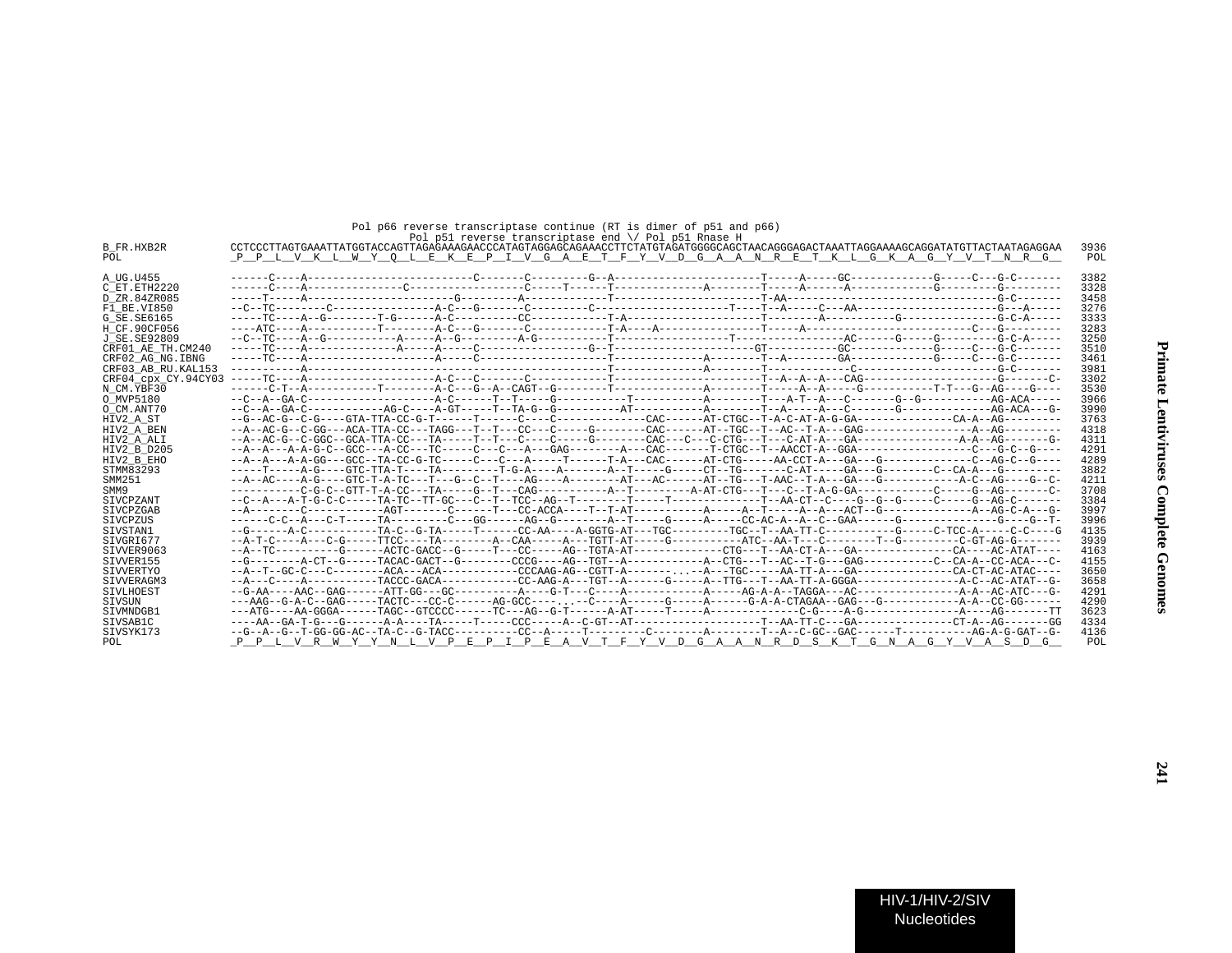Pol p66 reverse transcriptase continue (RT is dimer of p51 and p66)
Pol p51 reverse transcriptase end \/ Pol p51 Rnase H

```
B_FR.HXB2R          CCTCCCTTAGTGAAATTATGGTACCAGTTAGAGAAAGAACCCATAGTAGGAGCAGAAACCTTCTATGTAGATGGGGCAGCTAACAGGGAGACTAAATTAGGAAAAGCAGGATATGTTACTAATAGAGGAA  3936
POL                 _P__P__L__V__K__L__W__Y__Q__L__E__K__E__P__I__V__G__A__E__T__F__Y__V__D__G__A__A__N__R__E__T__K__L__G__K__A__G__Y__V__T__N__R__G__  POL

A_UG.U455           ------C----A--------------------------C-------C---------G--A-----------------------T-----A-----GC------------G-----C---G-C-------  3382
C_ET.ETH2220        ------C----A-----------------C-----------------C-----T------T--------------A--------T-----A-----A------------G--------G---------  3328
D_ZR.84ZR085        -----T-----A-----------------------G----------A-------------T-----------------------T-AA-------------------------------G-C-------  3458
F1_BE.VI850         --C--TC--------C----------------A-C---G-------C---------C--------------------T----T--A-----C---AA---------------------G---A-----  3276
G_SE.SE6165         -----TC----A--G--------T-G------A-C----------CC------------T-A---------------------T--------A-----------G---------------G-C-A-----  3333
H_CF.90CF056        ----ATC----A-----------T--------A-C---G-------C------------T-A----A--------------T-----A--------------------------C---G---------  3283
J_SE.SE92809        --C--TC----A--G-----------A-----A--G---------A-G-----------T-----------------T----------------AC------G-----G---------G-C-A-----  3250
CRF01_AE_TH.CM240   -----TC----A-------------A-----A-----C----------------G--T--------------------GT-----------GC------------G-----C---G-C-------  3510
CRF02_AG_NG.IBNG    -----TC----A--------------------A-----C--------------------T-------------A--------T--A--------GA------------G-----C---G-C-------  3461
CRF03_AB_RU.KAL153  -----------A-----------------------------------------------T-------------A--------T----------------C--------------------G-C-------  3981
CRF04_cpx_CY.94CY03 -----TC----A--------------------A-C---C-------C------------T-----------------------T--A--A--A---CAG-----------------------G-------C-  3302
N_CM.YBF30          ------C-T--A-----------T--------A-C---G--A--CAGT--G--------T-------------A--------T-----A--A-----G-----------T-T---G--AG----G----  3530
O_MVP5180           --C--A--GA-C--------------------A-C------T--T-----G-----------T-----------A--------T---A-T--A---C-------G--G-----------AG-ACA-----  3966
O_CM.ANT70          --C--A--GA-C------------AG-C-----A-GT-----T--TA-G--G----------AT----------A--------T--A-----A---C-------G--------------AG-ACA---G-  3990
HIV2_A_ST           --G--AC-G--C-G----GTA-TTA-CC-G-T------T------C----C-------------CAC------AT-CTGC--T-A-C-AT-A-G-GA--------------CA-A--AG---------  3763
HIV2_A_BEN          --A--AC-G--C-GG---ACA-TTA-CC---TAGG---T--T---CC---C-----G--------CAC------AT--TGC--T--AC--T-A---GAG------------------A--AG---------  4318
HIV2_A_ALI          --A--AC-G--C-GGC--GCA-TTA-CC---TA-----T--T---C----C-----G--------CAC--C---C-CTG---T---C-AT-A---GA---------------A-A--AG-------G-  4311
HIV2_B_D205         --A--A---A-A-G-C--GCC---A-CC---TC-----C---C---A---GAG--------A---CAC-------T-CTGC--T--AACCT-A--GGA--------------C---G-C--G----  4291
HIV2_B_EHO          --A--A---A-A-GG---GCC--TA-CC-G-TC-----C---C---A-----T------T-A---CAC------AT-CTG-----AA-CCT-A---GA---G--------------C--AG-C--G----  4289
STMM83293           -----T-----A-G----GTC-TTA-T----TA---------T-G-A----A--------A--T-----G----CT--TG-------C-AT-----GA---G----------C--CA-A---G---------  3882
SMM251              --A--AC----A-G----GTC-T-A-TC---T---G--C--T----AG----A--------AT---AC------AT--TG---T-AAC--T-A---GA---G-----------A-C--AG----G--C-  4211
SMM9                -----------C-G-C--GTT-T-A-CC---TA-----G--T---CAG-----------A--T---------A-AT-CTG---T---C--T-A-G-GA-----------C-----G--AG-------C-  3708
SIVCPZANT           --C--A---A-T-G-C-C-----TA-TC--TT-GC---C--T--TCC--AG--T--------T-----T-------------T--AA-CT--C----G--G--G-----C-----G--AG-C-------  3384
SIVCPZGAB           --A--------C-----------AGT-------C------T----CC-ACCA----T--T-AT-----------A-----A--T-----A--A---ACT--G---------------A--AG-C-A---G-  3997
SIVCPZUS            ------C-C--A---C-T-----TA---------C---GG------AG--G--------A--T-----G-----A-----CC-AC-A--A--C--GAA------G---------------G-----G--T-  3996
SIVSTAN1            --G------A-C-----------TA-C--G-TA-----T------CC-AA----A-GGTG-AT---TGC---------TGC--T--AA-TT-C-----------G-----C-TCC-A-----C-C----G  4135
SIVGRI677           --A-T-C----A----C-G-----TTCC----TA--------A--CAA-----A---TGTT-AT-----G----------ATC--AA-T---C---------T--G---------C-GT-AG-G--------  3939
SIVVER9063          --A--TC-----------G------ACTC-GACC--G-----T---CC-----AG--TGTA-AT--------------CTG---T--AA-CT-A---GA----------------CA----AC-ATAT----  4163
SIVVER155           --G--------A-CT--G-----TACAC-GACT--G--------CCCG----AG--TGT--A------------A--CTG---T--AC--T-G---GAG-----------C--CA-A--CC-ACA---C-  4155
SIVVERTYO           --A--T--GC-C---C--------ACA---ACA------------CCCAAG-AG--CGTT-A-------...-A---TGC-----AA-TT-A---GA---------------CA-CT-AC-ATAC----  3650
SIVVERAGM3          --A---C----A-----------TACCC-GACA------------CC-AAG-A---TGT--A------G-----A--TTG---T--AA-TT-A-GGGA--------------A-C--AC-ATAT--G-  3658
SIVLHOEST           --G-AA----AAC--GAG------ATT-GG---GC----------A----G-T---C----A-----------A-----AG-A-A--TAGGA---AC----------------A-A--AC-ATC---G-  4291
SIVSUN              ---AAG--G-A-C--GAG-----TACTC---CC-C-------AG-GCC----..-C----A------G-----A------G-A-A-CTAGAA--GAG---G-----------A-A--CC-GG------  4290
SIVMNDGB1           ---ATG----AA-GGGA------TAGC--GTCCCC-------TC---AG--G-T------A-AT-----T-----A--------------C-G-----A-G---------------A----AG-------TT  3623
SIVSAB1C            ----AA--GA-T-G---G------A-A----TA-----T------CCC-----A--C-GT--AT-------------------T--AA-TT-C---GA---------------CT-A--AG-------GG  4334
SIVSYK173           --G--A--G--T-GG-GG-AC--TA-C--G-TACC----------CC--A------T---------C--------A--------T--A--C-GC--GAC------T-----------AG-A-G-GAT--G-  4136
POL                 _P__P__L__V__R__W__Y__Y__N__L__V__P__E__P__I__P__E__A__V__T__F__Y__V__D__G__A__A__N__R__D__S__K__T__G__N__A__G__Y__V__A__S__D__G__  POL
```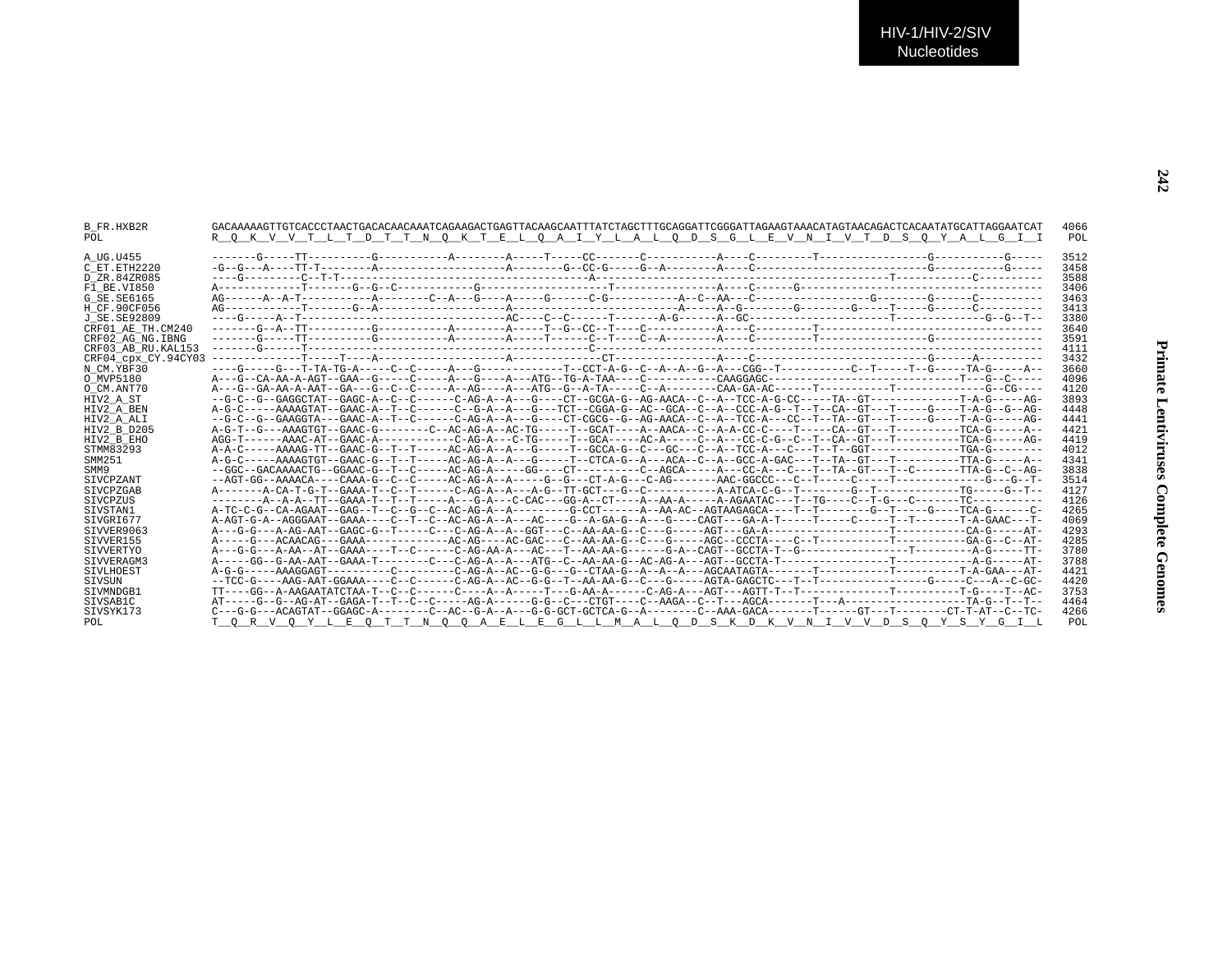```
B_FR.HXB2R          GACAAAAAGTTGTCACCCTAACTGACACAACAAATCAGAAGACTGAGTTACAAGCAATTTATCTAGCTTTGCAGGATTCGGGATTAGAAGTAAACATAGTAACAGACTCACAATATGCATTAGGAATCAT   4066
POL                 R__Q__K__V__V__T__L__T__D__T__T__N__Q__K__T__E__L__Q__A__I__Y__L__A__L__Q__D__S__G__L__E__V__N__I__V__T__D__S__Q__Y__A__L__G__I__I    POL

A_UG.U455           -------G-----TT----------G-----------A--------A-----T-----CC-------C-----------A----C---------T-----------------G-----------G-----   3512
C_ET.ETH2220        -G--G---A----TT-T--------A-------------------A--------G--CC-G-----G--A--------A----C----------------------------G-----------G-----   3458
D_ZR.84ZR085        ----G---------C--T-T--------------------------------------A-------------------------------------------------T-----------C----------   3588
F1_BE.VI850         A-------------T-------G--G--C------------G------------------T----------------A----C------G----------------------------------------   3406
G_SE.SE6165         AG------A--A-T-----------A--------C--A---G----A-----G------C-G-----------A--C--AA---C------------------G--------G------C----------   3463
H_CF.90CF056        AG------------T-------G--A-------------------A--------------------------A-----A--G-------G-------G----T-----G------C----------   3413
J_SE.SE92809        ----G------A--T--------------------------------AC----C--C------T-------A-G------A--GC----------------------T--------------G--G--T--   3380
CRF01_AE_TH.CM240   -------G--A--TT----------G-----------A--------A-----T--G--CC--T----C-----------A----C---------T-----------------------------------   3640
CRF02_AG_NG.IBNG    -------G-----TT----------G-----------A--------A-----T------C--T----C--A--------A----C---------T-----------------G-----------------   3591
CRF03_AB_RU.KAL153  -------G------T--------------------------------C-----------------------------------------------------------------------------------   4111
CRF04_cpx_CY.94CY03 --------------T-----T----A-------------------A-------------CT---------------A----C---------------------------G------A----------   3432
N_CM.YBF30          ----G-----G---T-TA-TG-A-----C--C-----A---G-------------T--CCT-A-G--C--A--A--G--A---CGG--T-----------C--T-----T--G-----TA-G-----A--   3660
O_MVP5180           A---G--CA-AA-A-AGT--GAA--G-----C-----A---G-----A---ATG--TG-A-TAA----C-----------CAAGGAGC------------------------------T---G--C------   4096
O_CM.ANT70          A---G--GA-AA-A-AAT--GA---G--C--C-----A--AG----A---ATG--G--A-TA-----C--A--------CAA-GA-AC------T-----------T-------------G--CG----   4120
HIV2_A_ST           --G-C--G--GAGGCTAT--GAGC-A--C--C------C-AG-A--A---G----CT--GCGA-G--AG-AACA--C--A--TCC-A-G-CC-----TA--GT-------------T-A-G-----AG-   3893
HIV2_A_BEN          A-G-C-----AAAAGTAT--GAAC-A--T--C------C--G-A--A---G---TCT--CGGA-G--AC--GCA--C--A--CCC-A-G--T--T--CA--GT---T-----G----T-A-G--G--AG-   4448
HIV2_A_ALI          --G-C--G--GAAGGTA---GAAC-A--T--C------C-AG-A--A---G----CT-CGCG--G--AG-AACA--C--A--TCC-A---CC--T--TA--GT---T-----G----T-A-G-----AG-   4441
HIV2_B_D205         A-G-T--G---AAAGTGT--GAAC-G--------C--AC-AG-A--AC-TG-----T--GCAT----A--AACA--C--A-A-CC-C----T-----CA--GT---T---------TCA-G-----A--   4421
HIV2_B_EHO          AGG-T------AAAC-AT--GAAC-A------------C-AG-A---C-TG-----T--GCA-----AC-A-----C--A---CC-C-G--C--T--CA--GT---T---------TCA-G-----AG-   4419
STMM83293           A-A-C-----AAAAG-TT--GAAC-G--T--T-----AC-AG-A--A---G-----T--GCCA-G--C---GC---C--A--TCC-A---C---T--T--GGT-------------TGA-G---------   4012
SMM251              A-G-C-----AAAAGTGT--GAAC-G--T--T-----AC-AG-A--A---G-----T--CTCA-G--A---ACA--C--A--GCC-A-GAC---T--TA--GT---T---------TTA-G-----A--   4341
SMM9                --GGC--GACAAAACTG--GGAAC-G--T--C-----AC-AG-A-----GG----CT-----------C--AGCA-----A---CC-A---C---T--TA--GT---T--C-------TTA-G--C--AG-   3838
SIVCPZANT           --AGT-GG--AAAACA----CAAA-G--C--C-----AC-AG-A--A-----G--G---CT-A-G---C-AG-------AAC-GGCCC---C--T-----C-----T-------------G---G--T-   3514
SIVCPZGAB           A-------A-CA-T-G-T--GAAA-T--C--T------C-AG-A--A---A-G--TT-GCT---G--C-----------A-ATCA-C-G--T--------G--T------------TG-----G--T--   4127
SIVCPZUS            --------A--A-A--TT--GAAA-T--T--T-----A---G-A---C-CAC---GG-A--CT----A--AA-A-----A-AGAATAC---T--TG----C--T-G---C-------TC-----------   4126
SIVSTAN1            A-TC-C-G--CA-AGAAT--GAG--T--C--G--C--AC-AG-A--A---------G-CCT------A--AA-AC--AGTAAGAGCA----T--T--------G--T-----G----TCA-G-----C-   4265
SIVGRI677           A-AGT-G-A--AGGGAAT--GAAA----C--T--C--AC-AG-A--A---AC----G--A-GA-G--A---G----CAGT---GA-A-T-----T-----C-----T--T-------T-A-GAAC---T-   4069
SIVVER9063          A---G-G---A-AG-AAT--GAGC-G--T------C---C-AG-A--A--GGT---C--AA-AA-G--C---G-----AGT---GA-A-----------------T----------CA-G-----AT-   4293
SIVVER155           A-----G---ACAACAG---GAAA-------------AC-AG----AC-GAC---C--AA-AA-G--C---G-----AGC---CCCTA----C--T------------T-----------GA-G--C--AT-   4285
SIVVERTYO           A---G-G---A-AA--AT--GAAA----T--C-------C-AG-AA-A---AC---T--AA-AA-G------G-A--CAGT--GCCTA-T--G-----------------T---------A-G-----TT-   3780
SIVVERAGM3          A-----GG--G-AA-AAT--GAAA-T--------C---C-AG-A--A---ATG--C--AA-AA-G--AC-AG-A---AGT--GCCTA-T-----------------T-----------A-G-----AT-   3788
SIVLHOEST           A-G-G-----AAAGGAGT----------C---------C-AG-A--AC--G-G---G--CTAA-G--A--A--A---AGCAATAGTA-------T-----------T----------T-A-GAA---AT-   4421
SIVSUN              --TCC-G----AAG-AAT-GGAAA----C--C------C-AG-A--AC--G-G--T--AA-AA-G--C---G-----AGTA-GAGCTC---T--T---------------G-----C---A--C-GC-   4420
SIVMNDGB1           TT----GG--A-AAGAATATCTAA-T--C--C------C----A--A-----T---G-AA-A------C-AG-A---AGT---AGTT-T--T--------------T----------T-G----T--AC-   3753
SIVSAB1C            AT-----G--G--AG-AT--GAGA-T--T--C--C-----AG-A------G-G--C---CTGT----C--AAGA--C--T---AGCA-------T---A-------------------TA-G--T--T--   4464
SIVSYK173           C---G-G---ACAGTAT--GGAGC-A--------C--AC--G-A--A---G-G-GCT-GCTCA-G--A--------C--AAA-GACA-------T------GT---T--------CT-T-AT--C--TC-   4266
POL                 T__Q__R__V__Q__Y__L__E__Q__T__T__N__Q__Q__A__E__L__E__G__L__L__M__A__L__Q__D__S__K__D__K__V__N__I__V__V__D__S__Q__Y__S__Y__G__I__L    POL
```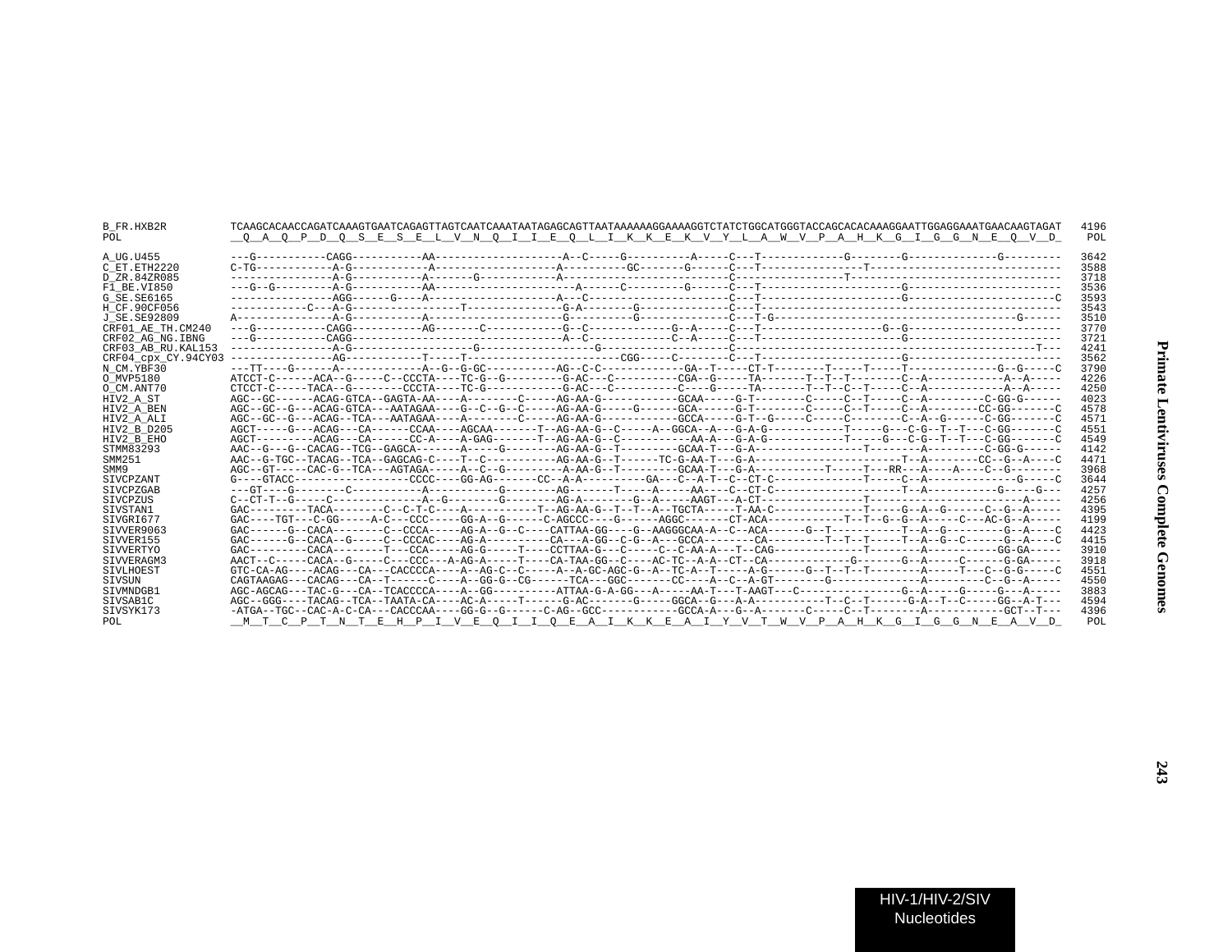```
B_FR.HXB2R          TCAAGCACAACCAGATCAAAGTGAATCAGAGTTAGTCAATCAAATAATAGAGCAGTTAATAAAAAAGGAAAAGGTCTATCTGGCATGGGTACCAGCACACAAAGGAATTGGAGGAAATGAACAAGTAGAT   4196
POL                 __Q__A__Q__P__D__Q__S__E__S__E__L__V__N__Q__I__I__E__Q__L__I__K__K__E__K__V__Y__L__A__W__V__P__A__H__K__G__I__G__G__N__E__Q__V__D_    POL

A_UG.U455           ---G-----------CAGG-----------AA--------------------A--C-----G----------A-----C---T-------------G-------G-------------G---------   3642
C_ET.ETH2220        C-TG------------A-G------------A------------------A---------GC------G------C---T--------------T------------------------------   3588
D_ZR.84ZR085        ----------------A-G------------A-------G-----------A-------------------------C--------------T--------------------------------   3718
F1_BE.VI850         ---G--G---------A-G-----------AA----------------------A--------C---------G------C---T----------------------G------------------------   3536
G_SE.SE6165         ---------------AGG------G-----A-------------------A--C------------------C---T--------------------G-----------------------C   3593
H_CF.90CF056        ------------C---A-G-----------------T--------------G-A-------G------------C---T-------------------------------------------------   3543
J_SE.SE92809        A---------------A-G-----------A--------------------G----------G-------------C---T-G------------------------------------G------   3510
CRF01_AE_TH.CM240   ---G-----------CAGG-----------AG-------C-----------G--C------------G--A-----C---T-----------------G--G-----------------------   3770
CRF02_AG_NG.IBNG    ---G-----------CAGG------------------------------A--C-------------C--A-----C---T-----------------------G------------------------   3721
CRF03_AB_RU.KAL153  ----------------A-G----------------G-----------------G--------------C---------------------------------------------------T---   4241
CRF04_cpx_CY.94CY03 ----------------AG------------T------T----------------------CGG-----C--------C---T-----------------------G-----------------------   3562
N_CM.YBF30          ---TT----G-------A-------------A--G--G-GC----------AG--C-C------------GA--T-----CT-T--------T-----T-----T------------G--G----C   3790
O_MVP5180           ATCCT-C------ACA--G-----C--CCCTA----TC-G--G---------G-AC---C----------CGA--G-----TA-------T--T--T-------C--A------------A--A-----   4226
O_CM.ANT70          CTCCT-C------TACA--G--------CCCTA----TC-G------------G-AC---C----------C----G-----TA-------T--T--C--T-----C--A------------A--A-----   4250
HIV2_A_ST           AGC--GC------ACAG-GTCA--GAGTA-AA----A--------C------AG-AA-G------------GCAA-----G-T--------C-----C--T-----C--A---------C-GG-G------   4023
HIV2_A_BEN          AGC--GC--G---ACAG-GTCA---AATAGAA----G--C--G--C------AG-AA-G------G------GCA------G-T--------C-----C--T-----C--A--------CC-GG-------C   4578
HIV2_A_ALI          AGC--GC--G---ACAG--TCA---AATAGAA----A--------C------AG-AA-G------------GCCA------G-T--G-----C-----C-------C--A--G------C-GG-------C   4571
HIV2_B_D205         AGCT-----G---ACAG---CA------CCAA----AGCAA-------T--AG-AA-G--C-----A--GGCA--A---G-A-G-----------T-----G---C-G--T--T---C-GG-------C   4551
HIV2_B_EHO          AGCT---------ACAG---CA------CC-A----A-GAG-------T--AG-AA-G--C----------AA-A---G-A-G-----------T-----G---C-G--T--T---C-GG-------C   4549
STMM83293           AAC--G---G--CACAG--TCG--GAGCA-------A-----G--------AG-AA-G--T---------GCAA-T---G-A------------------T---------A----------C-GG-G------   4142
SMM251              AAC--G-TGC--TACAG--TCA--GAGCAG-C----T--C-----------AG-AA-G--T------TC-G-AA-T---G-A------------------------T--A---------CC--G--A----C   4471
SMM9                AGC--GT-----CAC-G--TCA---AGTAGA-----A--C--G---------A-AA-G--T---------GCAA-T---G-A-----------T-----T----RR---A-----A-----C--G---------   3968
SIVCPZANT           G----GTACC------------------CCCC----GG-AG-------CC--A-A----------GA---C--A-T--C--CT-C--------------T-----C--A-------------G-----C   3644
SIVCPZGAB           ---GT----G--------C-----------A-----------G--------AG--------T-----A-----AA---C--CT-C-------------------T--A-----------G-----G---   4257
SIVCPZUS            C--CT-T--G-----C--------------A--G--------G--------AG-A--------G--A------AAGT---A-CT-----------------T--------------------------A-----   4256
SIVSTAN1            GAC---------TACA--------C--C-T-C----A-----------T--AG-AA-G--T--A--TGCTA------T-AA-C------------T-----G--A--G------C--G--A-----   4395
SIVGRI677           GAC----TGT---C-GG------A-C---CCC-----GG-A--G------C-AGCCC----G------AGGC-------CT-ACA------------T--T--G--G--A------C---AC-G--A-----   4199
SIVVER9063          GAC------G--CACA---------C--CCCA-----AG-A--G--C-----CATTAA-GG---G--AAGGGCAA-A--C--ACA------G--T-----------T--A--G---------G--A----C   4423
SIVVER155           GAC------G--CACA--G------C--CCCAC----AG-A-----------CA---A-GG--C-G--A---GCCA--------CA----------T--T--T------T--A--G--C-------G--A----C   4415
SIVVERTYO           GAC---------CACA--------T---CCA------AG-G------T-----CCTTAA-G---C------C--C-AA-A---T--CAG-----------------T-----------A-----------GG-GA-----   3910
SIVVERAGM3          AACT--C------CACA--G-----C---CCC---A-AG-A------T-----CA-TAA-GG--C-----AC-TC--A-A--CT--CA------------G-------G--A-----C-------G-GA-----   3918
SIVLHOEST           GTC-CA-AG----ACAG---CA---CACCCCA----A--AG-C--C------A--A-GC-AGC-G--A--TC-A--T------A-G------G--T--T--T---------A------T---C--G-G-----C   4551
SIVSUN              CAGTAAGAG---CACAG---CA--T-------C----A--GG-G--CG-------TCA---GGC--------CC----A--C--A-GT--------G--------------A----------C--G--A-----   4550
SIVMNDGB1           AGC-AGCAG---TAC-G---CA--TCACCCCA----A--GG-----------ATTAA-G-A-GG---A------AA-T---T-AAGT---C-----------------G--A------G------G---A-----   3883
SIVSAB1C            AGC--GGG----TACAG--TCA--TAATA-CA----AC-A------T-------G-AC-------G------GGCA--G---A-A-----------T--C--T------G-A--T--C------GG--A-T---   4594
SIVSYK173           -ATGA--TGC--CAC-A-C-CA---CACCCAA----GG-G--G------C-AG--GCC------------GCCA-A---G--A-------C-----C--T---------A------------GCT--T---   4396
POL                 __M__T__C__P__T__N__T__E__H__P__I__V__E__Q__I__I__Q__E__A__I__K__K__E__A__I__Y__V__T__W__V__P__A__H__K__G__I__G__G__N__E__A__V__D_    POL
```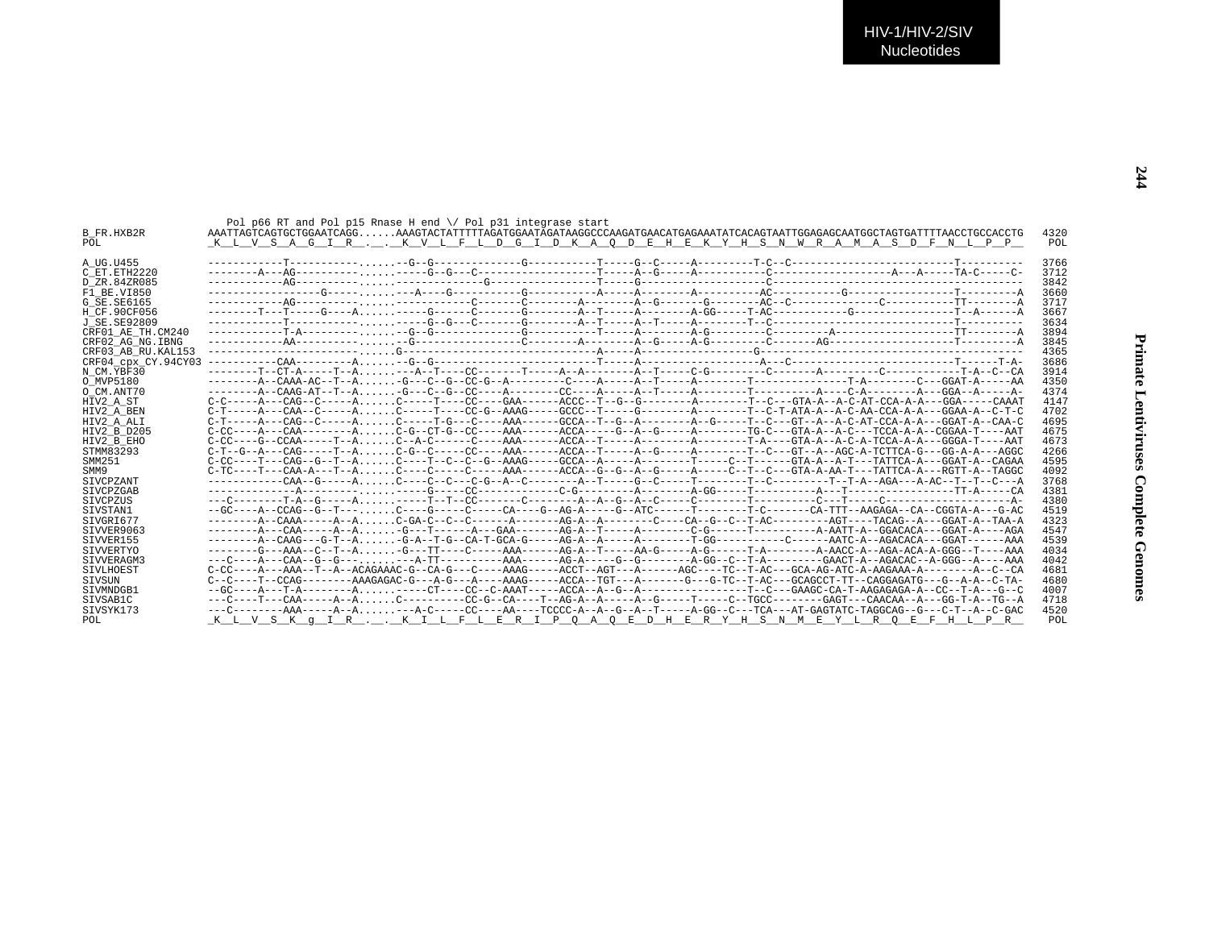HIV-1/HIV-2/SIV Nucleotides

```
                    Pol p66 RT and Pol p15 Rnase H end \/ Pol p31 integrase start
B_FR.HXB2R          AAATTAGTCAGTGCTGGAATCAGG......AAAGTACTATTTTTAGATGGAATAGATAAGGCCCAAGATGAACATGAGAAATATCACAGTAATTGGAGAGCAATGGCTAGTGATTTTAACCTGCCACCTG  4320
POL                 _K__L__V__S__A__G__I__R__.__.__K__V__L__F__L__D__G__I__D__K__A__Q__D__E__H__E__K__Y__H__S__N__W__R__A__M__A__S__D__F__N__L__P__P__   POL

A_UG.U455           ------------T-----------......--G--G-------------G-----------T-----G--C-----A---------T-C--C--------------------------T----------  3766
C_ET.ETH2220        --------A---AG----------......-----G--G---C------------------T-----A--G-----A-----------C-------------------A---A-----TA-C-----C-  3712
D_ZR.84ZR085        ------------AG----------......-----------------G-------------T-----G--------------------C-----------------------------------------  3842
F1_BE.VI850         -----------------G------......----A-----G-----------G--------A-----A--------A----------AC----------G------------------T---------A  3660
G_SE.SE6165         ------------AG----------......------------C-------C--------A--------A--G-------G--------AC--C---------------C----------TT--------A  3717
H_CF.90CF056        --------T---T-----G----A......------G------C-------G--------A--T-----A--------A-GG-----T-AC------------G----------------T--A------A  3667
J_SE.SE92809        ------------T-----------......-----G--G---C-------G--------A--T-----A--T-----A--------T--C------------------------------T----------  3634
CRF01_AE_TH.CM240   ------------T-A---------......--G--G-------------G-----------T-----A--G-----A-G---------C---------A------------------TT--------A  3894
CRF02_AG_NG.IBNG    ------------AA----------......-G-----------------C--------A--------A--G-----A-G---------C-------AG-------------------T---------A  3845
CRF03_AB_RU.KAL153  -------------------------......G-----------------------------A-----A-----------------G-----------------------------------------  4365
CRF04_cpx_CY.94CY03 ------------CAA---------A......--G--G-----------------------T-----A-------------------A---C------------------------T-----T-A-  3686
N_CM.YBF30          --------T--CT-A-----T--A......---A--T----CC-------T-----A--A-------A--T-----C-G---------C-------A-------C-----------T-A--C--CA  3914
O_MVP5180           --------A--CAAA-AC--T--A......-G---C--G--CC-G--A---------C----A-----A--T-----A---------T---------------T-A-------C---GGAT-A-----AA  4350
O_CM.ANT70          --------A--CAAG-AT--T--A......-G---C--G--CC----A--------CC----A-----A--T-----A---------T---------A----C-A--------A---GGA--A----A-  4374
HIV2_A_ST           C-C-----A---CAG--C-----A......C-----T----CC----GAA------ACCC--T--G--G--------A--------T--C---GTA-A--A-C-AT-CCA-A-A---GGA-----CAAAT  4147
HIV2_A_BEN          C-T-----A---CAA--C-----A......C-----T----CC-G--AAAG-----GCCC--T-----G--------A--------T--C-T-ATA-A--A-C-AA-CCA-A-A---GGAA-A--C-T-C  4702
HIV2_A_ALI          C-T-----A---CAG--C-----A......C-----T-G---C----AAA------GCCA--T--G--A--------A--G-----T--C---GT--A--A-C-AT-CCA-A-A---GGAT-A--CAA-C  4695
HIV2_B_D205         C-CC----A---CAA--------A......C-G--CT-G--CC----AAA------ACCA-----G--A--G-----A--------TG-C---GTA-A--A-C---TCCA-A-A--CGGAA-T----AAT  4675
HIV2_B_EHO          C-CC----G--CCAA-----T--A......C--A-C------C----AAA------ACCA--T-----A--------A--------T-A----GTA-A--A-C-A-TCCA-A-A---GGGA-T----AAT  4673
STMM83293           C-T--G--A---CAG-----T--A......C-G--C------CC----AAA------ACCA--T-----A--G-----A--------T--C---GT--A--AGC-A-TCTTCA-G---GG-A-A---AGGC  4266
SMM251              C-CC----T---CAG--G--T--A......C-----T--C--C--G--AAAG-----GCCA--A-----A--------T-----C--T------GTA-A--A-T---TATTCA-A---GGAT-A--CAGAA  4595
SMM9                C-TC----T---CAA-A---T--A......C-----C-----C-----AAA------ACCA--G--G--A--G-----A-----C--T--C---GTA-A-AA-T---TATTCA-A---RGTT-A--TAGGC  4092
SIVCPZANT           ------------CAA--G-----A......C----C--C---C-G--A--C--------A--T-----G--C-----T--------T--C---------T--T-A--AGA---A-AC--T--T--C---A  3768
SIVCPZGAB           --------------A---------......-----G-----CC------------C-G---------A--------A-GG-----T----------A---T------------------TT-A-----CA  4381
SIVCPZUS            ---C--------T-A--G-----A......-----T--T--CC-------C--------A--A--G--A--C-----C--------T----------C---T-----C---------------------A-  4380
SIVSTAN1            --GC----A--CCAG--G--T---......C----G-----C-----CA----G--AG-A-----G--ATC------T--------T-C-------CA-TTT--AAGAGA--CA--CGGTA-A---G-AC  4519
SIVGRI677           --------A--CAAA-----A--A......C-GA-C--C--C------A-------AG-A--A--------C----CA--G--C--T-AC---------AGT----TACAG--A---GGAT-A--TAA-A  4323
SIVVER9063          --------A---CAA-----A--A......-G---T------A---GAA-------AG-A--T-----A--------C-G------T----------A-AATT-A--GGACACA---GGAT-A----AGA  4547
SIVVER155           --------A--CAAG---G-T--A......-G-A--T-G--CA-T-GCA-G-----AG-A--A-----A--------T-GG----------C------AATC-A--AGACACA---GGAT------AAA  4539
SIVVERTYO           --------G---AAA--C--T--A......-G---TT----C-----AAA------AG-A--T-----AA-G-----A-G------T-A--------A-AACC-A--AGA-ACA-A-GGG--T----AAA  4034
SIVVERAGM3          ---C----A---CAA--G--G---......---A-TT---------AAA------AG-A-----G--G--------A-GG--C--T-A---------GAACT-A--AGACAC--A-GGG--A----AAA  4042
SIVLHOEST           C-CC----A---AAA--T--A--ACAGAAAC-G--CA-G---C----AAAG-----ACCT--AGT---A------AGC----TC--T-AC---GCA-AG-ATC-A-AAGAAA-A--------A--C--CA  4681
SIVSUN              C--C----T--CCAG--------AAAGAGAC-G---A-G---A----AAAG-----ACCA--TGT---A-------G---G-TC--T-AC---GCAGCCT-TT--CAGGAGATG---G--A-A--C-TA-  4680
SIVMNDGB1           --GC----A---T-A--------A......-----CT----CC--C-AAAT-----ACCA--A--G--A-----------------T--C---GAAGC-CA-T-AAGAGAGA-A--CC--T-A---G--C  4007
SIVSAB1C            ---C----T---CAA-----A--A......C----------CC-G--CA----T--AG-A--A-----A--G-----T-----C--TGCC--------GAGT---CAACAA--A---GG-T-A--TG--A  4718
SIVSYK173           ---C--------AAA-----A--A......---A-C-----CC----AA----TCCCC-A--A--G--A--T-----A-GG--C---TCA---AT-GAGTATC-TAGGCAG--G---C-T--A--C-GAC  4520
POL                 _K__L__V__S__K__g__I__R__.__.__K__I__L__F__L__E__R__I__P__Q__A__Q__E__D__H__E__R__Y__H__S__N__M__E__Y__L__R__Q__E__F__H__L__P__R__   POL
```

Primate Lentiviruses Complete Genomes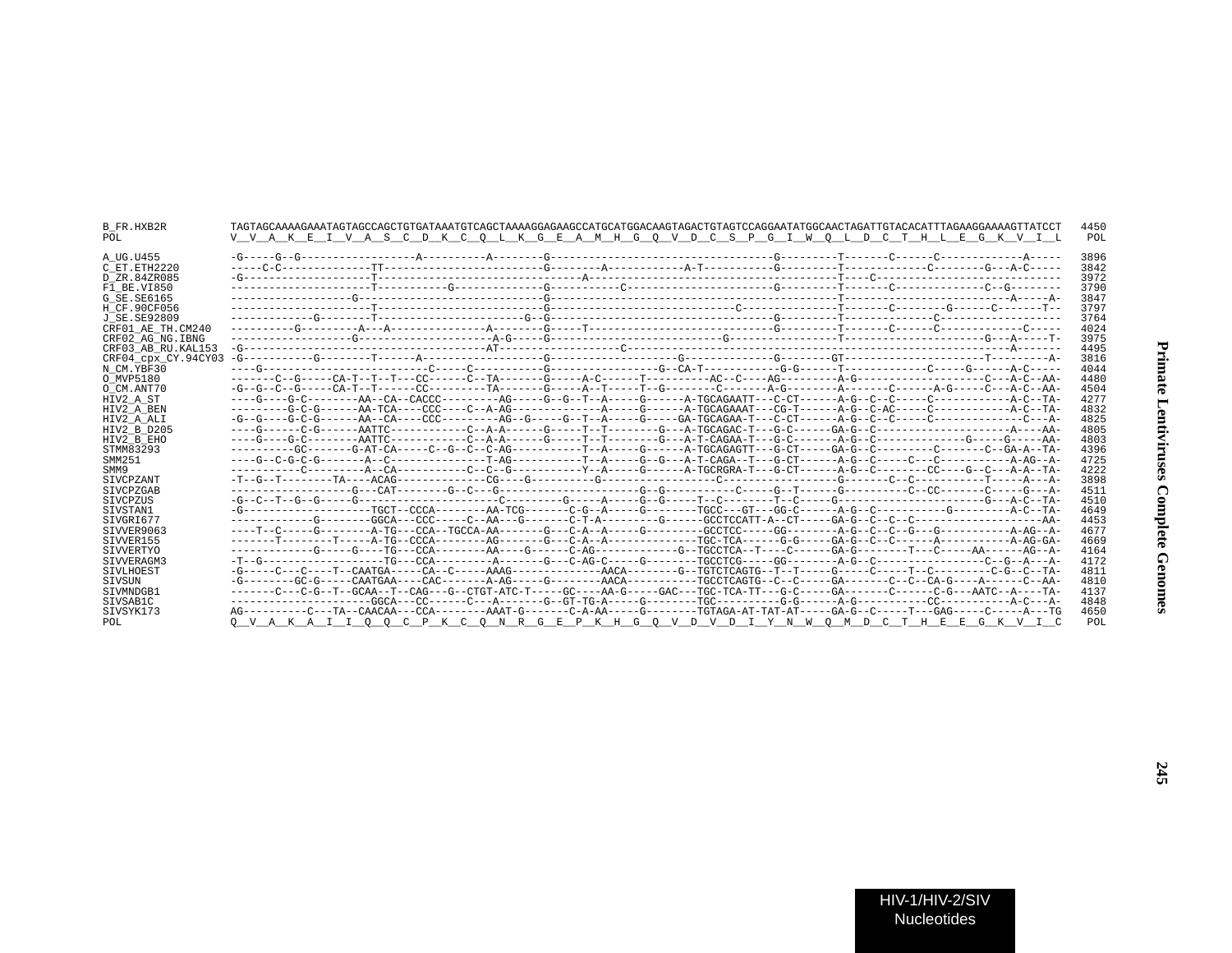```
B_FR.HXB2R          TAGTAGCAAAAGAAATAGTAGCCAGCTGTGATAAATGTCAGCTAAAAGGAGAAGCCATGCATGGACAAGTAGACTGTAGTCCAGGAATATGGCAACTAGATTGTACACATTTAGAAGGAAAAGTTATCCT   4450
POL                 V__V__A__K__E__I__V__A__S__C__D__K__C__Q__L__K__G__E__A__M__H__G__Q__V__D__C__S__P__G__I__W__Q__L__D__C__T__H__L__E__G__K__V__I__L    POL

A_UG.U455           -G-----G--G------------------A----------A--------G-----------------------------------G---------T-------C------C------------A-----   3896
C_ET.ETH2220        -----C-C--------------TT-------------------------G--------A-----------A-T-----------G---------T-------------C--------G---A-C-----   3842
D_ZR.84ZR085        -G--------------------T-------------------------------A------------------------------------T----C----------------------------   3972
F1_BE.VI850         ----------------------T-----------G--------------G----------C------------------------G---------T-------C--------------C--G-------   3790
G_SE.SE6165         ------------------G------------------------------G---------------------------------------------T--------------------------A-----A-   3847
H_CF.90CF056        ----------------------T--------------------------G----------------------------C--------------T-------C--------G------C-------T--   3797
J_SE.SE92809        -------------G--------T-----------------------G--G-----------------------------------G---------T--------------C-------------------   3764
CRF01_AE_TH.CM240   ----------G---------A---A--------------A--------G-----T-----------------------------G---------T-------C------C------------C-----   4024
CRF02_AG_NG.IBNG    ------------------G----------------------A-G-----G-------------------------G-----------------T---------------------G---A-----T-   3975
CRF03_AB_RU.KAL153  -G-------------------------------------AT-------------------C-------------------------------------------------------------A-------   4495
CRF04_cpx_CY.94CY03 -G-----------G--------T------A-------------------G------------------G--------------G--------GT---------------------T---------A-   3816
N_CM.YBF30          ----G---------------------------C-----C----------G-----------------G--CA-T-----------G-G------T-------------C------G------A-C-----   4044
O_MVP5180           -------C--G----CA-T--T--T---CC------C--TA-------G-----A-C------T----------AC--C----AG--------A-G---------------------C--A-C--AA-   4480
O_CM.ANT70          -G--G--C--G-----CA-T--T------CC---------TA-------G-----A--T-----T--G--------C-------A-G--------A-------C------A-G-----C--A-C--AA-   4504
HIV2_A_ST           ----G----G-C--------AA--CA--CACCC---------AG-----G--G--T--A-----G------A-TGCAGAATT---C-CT------A-G--C--C-----C------------A-C--TA-   4277
HIV2_A_BEN          ---------G-C-G------AA-TCA----CCC----C--A-AG-------------A-----G------A-TGCAGAAAT---CG-T------A-G--C-AC-----C------------A-C--TA-   4832
HIV2_A_ALI          -G--G----G-C-G------AA--CA----CCC---------AG--G-----G--T--A-----G-----GA-TGCAGAA-T---C-CT------A-G--C--C-----C--------------C---A-   4825
HIV2_B_D205         ----G------C-G------AATTC------------C--A-A------G-----T--T--------G---A-TGCAGAC-T---G-C------GA-G--C------------------------A----AA-   4805
HIV2_B_EHO          ----G----G-C--------AATTC------------C--A-A------G-----T--T--------G---A-T-CAGAA-T---G-C-------A-G--C-------------G-----G-----AA-   4803
STMM83293           ----------GC-------G-AT-CA-----C--G--C--C-AG----------T--A-----G------A-TGCAGAGTT---G-CT-----GA-G--C---------C-------C--GA-A--TA-   4396
SMM251              ----G--C-G-C-G-------A--C---------------T-AG-----------T--A-----G--G---A-T-CAGA--T---G-CT------A-G--C------C---C------------A-AG--A-   4725
SMM9                -----------C--------A--CA-----------C--C--G----------Y--A-----G------A-TGCRGRA-T---G-CT------A-G--C---------CC----G--C---A-A--TA-   4222
SIVCPZANT           -T--G--T--------TA----ACAG---------------CG----G----------G-----------------C------------------G-------C--C-----------T-----A---A-   3898
SIVCPZGAB           -------------------G---CAT--------G--C---G------------------------G--G-----------C-----G--T------G----------C--CC-------C-----G---A-   4511
SIVCPZUS            -G--C--T--G--G-----G----------------------C---------G-----A-----G--G-----T--C---------T--C-----G-----------------------G---A-C--TA-   4510
SIVSTAN1            -G---------------------TGCT--CCCA--------AA-TCG-------C-G--A-----G---------TGCC---GT---GG-C------A-G--C----------G----------A-C--TA-   4649
SIVGRI677           -------------G--------GGCA---CCC-----C--AA---G-------C-T-A---------G------GCCTCCATT-A--CT-----GA-G--C--C--C---------------------AA-   4453
SIVVER9063          ----T--C-----G--------A-TG---CCA--TGCCA-AA-------G---C-A--A-----G---------GCCTCC------GG--------A-G--C--C--G---G-----------A-AG--A-   4677
SIVVER155           -------T--------T-----A-TG--CCCA--------AG-------G---C-A--A----------------TGC-TCA-------G-G------GA-G--C--C------A-----------A-AG-GA-   4669
SIVVERTYO           -------------G-----G----TG---CCA--------AA-----G------C-AG-------------G--TGCCTCA--T----C------GA-G---------T---C------AA------AG--A-   4164
SIVVERAGM3          -T--G-------------------TG---CCA---------A-------G---C-AG-C-----G---------TGCCTCG-----GG--------A-G--C------------------C--G--A---A-   4172
SIVLHOEST           -G-----C---C----T--CAATGA-----CA--C-----AAAG---------------AACA--------G--TGTCTCAGTG--T--T-----G-----C-----T--C---------C-G--C--TA-   4811
SIVSUN              -G---------GC-G-----CAATGAA----CAC--------A-AG-----G--------AACA-----------TGCCTCAGTG--C--C-----GA-------C--C--CA-G----A------C--AA-   4810
SIVMNDGB1           -------C---C-G--T--GCAA--T--CAG---G--CTGT-ATC-T-----GC----AA-G-----GAC---TGC-TCA-TT---G-C-----GA-------C------C-G---AATC--A----TA-   4137
SIVSAB1C            ----------------------GGCA---CC------C---A-------G--GT-TG-A-----G--------TGC----------G-G------A-G----------CC-----------A-C---A-   4848
SIVSYK173           AG----------C---TA--CAACAA---CCA--------AAAT-G-------C-A-AA-----G---------TGTAGA-AT-TAT-AT-----GA-G--C-----T---GAG-----C-----A---TG   4650
POL                 Q__V__A__K__A__I__I__Q__Q__C__P__K__C__Q__N__R__G__E__P__K__H__G__Q__V__D__V__D__I__Y__N__W__Q__M__D__C__T__H__E__E__G__K__V__I__C    POL
```

HIV-1/HIV-2/SIV Nucleotides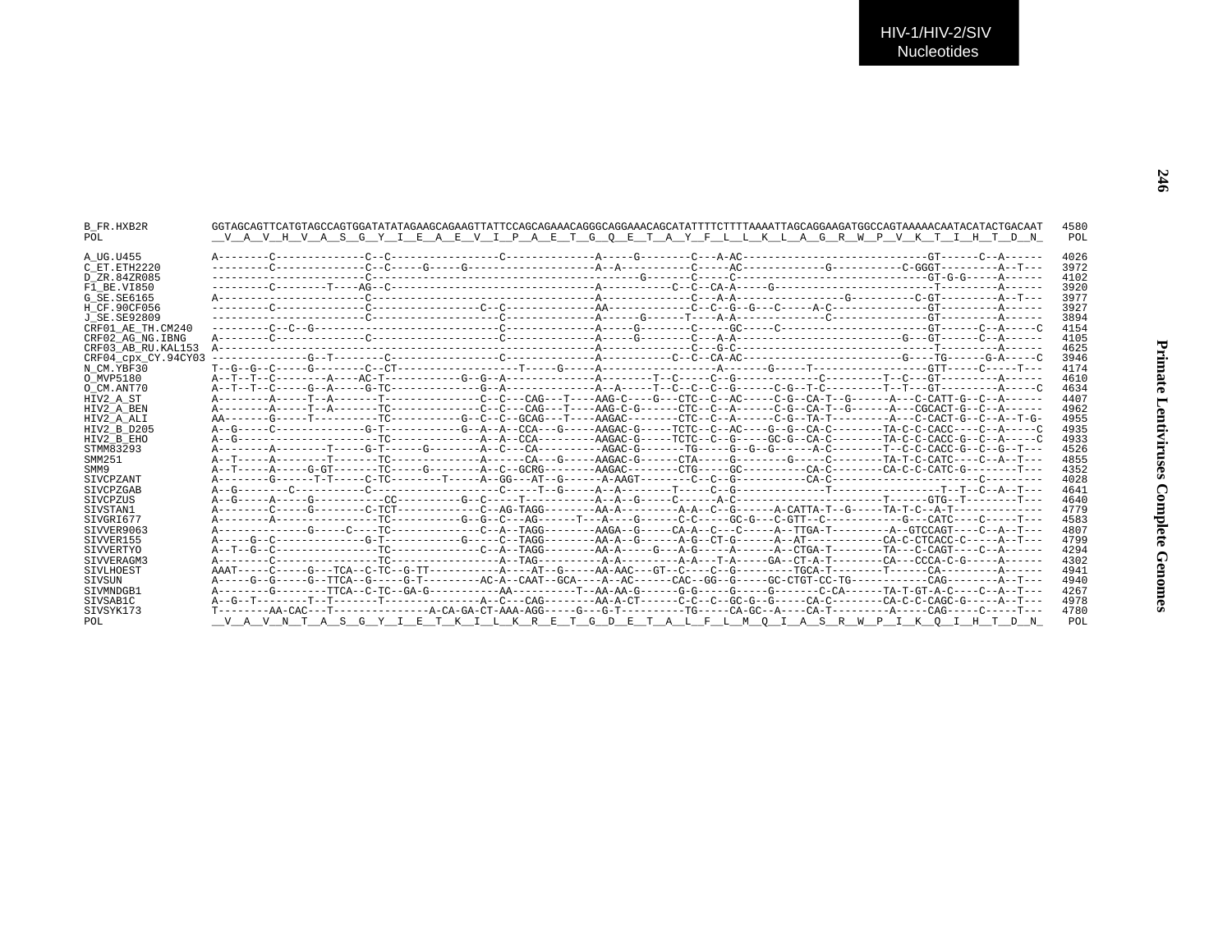HIV-1/HIV-2/SIV Nucleotides

```
B_FR.HXB2R          GGTAGCAGTTCATGTAGCCAGTGGATATATAGAAGCAGAAGTTATTCCAGCAGAAACAGGGCAGGAAACAGCATATTTTCTTTTAAAATTAGCAGGAAGATGGCCAGTAAAAACAATACATACTGACAAT  4580
POL                 __V__A__V__H__V__A__S__G__Y__I__E__A__E__V__I__P__A__E__T__G__Q__E__T__A__Y__F__L__L__K__L__A__G__R__W__P__V__K__T__I__H__T__D__N_   POL

A_UG.U455           A--------C--------------C--C------------------C--------------A-----G--------C---A-AC----------------------------GT------C--A------  4026
C_ET.ETH2220        ---------C--------------C--C-----G-----G--------------------A--A-----------C-----AC-------------G-----------C-GGGT---------A--T---  3972
D_ZR.84ZR085        -----------------------C------------------------------------------G-------C-----C------------------------------GT-G-G-----A------  4102
F1_BE.VI850         ---------C--------T----AG--C-------------------------------A-----------C--C--CA-A-----G-------------------------T---------A------  3920
G_SE.SE6165         A-----------------------C-------------------------------A--------------C---A-A------------------G-----------C-GT---------A--T---  3977
H_CF.90CF056        ---------C--------------C----------------C--C--------------AA------------C--C--G--G---C-----A-C---------------GT---------A------  3927
J_SE.SE92809        ------------------------C--------------------C--------------A------G------T----A-A--------------C----------------GT---------A------  3894
CRF01_AE_TH.CM240   ---------C--C--G-----------------------------C--------------A-----G--------C-----GC-----C------------------------GT------C--A-----C  4154
CRF02_AG_NG.IBNG    A--------C--------------C--------------------C--------------A-----G--------C---A-A--------------------------G---GT------C--A------  4105
CRF03_AB_RU.KAL153  A-----------------------------------------------------------A-------------C---G-C---------------------------------T---------A------  4625
CRF04_cpx_CY.94CY03 ---------------G--T--------C-----------------C--------------A-----------C--C--CA-AC-------------------------G----TG------G-A-----C  3946
N_CM.YBF30          T--G--G--C-----G--------C--CT-------------------T-----G-----A-----------------A------G-----T------------------GTT-----C-----T---  4174
O_MVP5180           A--T--T--C--------A----AC-T-------------G--G--A---------------A--------T--C-----C--G-----------C----------T--C---GT---------A------  4610
O_CM.ANT70          A--T--T--C-----G--A-----G-TC--------------G--A--------------A--A-----T--C--C--C--G------C-G--T-C---------T--T---GT---------A-----C  4634
HIV2_A_ST           A--------A-----T--A-------T---------------C--C---CAG---T----AAG-C----G---CTC--C--AC-----C-G--CA-T--G------A---C-CATT-G--C--A------  4407
HIV2_A_BEN          A--------A-----T--A-------TC--------------C--C---CAG---T----AAG-C-G------CTC--C--A------C-G--CA-T--G------A---CGCACT-G--C--A------  4962
HIV2_A_ALI          AA-------G-----T----------TC-----------G--C--C--GCAG---T----AAGAC--------CTC--C--A------C-G--TA-T---------A---C-CACT-G--C--A--T-G-  4955
HIV2_B_D205         A--G-----C--------------G-T------------G--A--A--CCA---G-----AAGAC-G------TCTC--C--AC----G--G--CA-C---------TA-C-C-CACC----C--A-----C  4935
HIV2_B_EHO          A--G----------------------TC-------------A--A--CCA---------AAGAC-G------TCTC--C--G-----GC-G--CA-C---------TA-C-C-CACC-G--C--A-----C  4933
STMM83293           A--------A--------T-----G-T------G---------A--C---CA-----------AGAC-G-------TG-----G--G--G------A-C---------T--C-C-CACC-G--C--G--T---  4526
SMM251              A--T-----A--------T-------TC---------------A------CA---G-----AAGAC-G------CTA------G--------G-----C----------TA-T-C-CATC----C--A--T---  4855
SMM9                A--T-----A-----G-GT-------TC-----G--------A--C--GCRG--------AAGAC--------CTG-----GC-----------CA-C---------CA-C-C-CATC-G--------T---  4352
SIVCPZANT           A--------G------T-T-----C-TC--------T-----A--GG---AT--G------A-AAGT--------C--C--G-----------CA-C--------------------------C---------  4028
SIVCPZGAB           A--G--------C-----------C---------------------C-----T--G-----A--A--------T-----C--G--------------T------------------T--T--C--A--T---  4641
SIVCPZUS            A--G-----A-----G-----------CC----------G--C------T-----------A--A--G-----C------A-C-----------------------T------GTG--T--------T---  4640
SIVSTAN1            A--------C-----G--------C-TCT-------------C--AG-TAGG--------AA-A---------A-A--C--G------A-CATTA-T--G-----TA-T-C--A-T-------------  4779
SIVGRI677           A--------A----------------TC-----------G--G--C---AG------T---A----G-------C-C-----GC-G---C-GTT--C------------G---CATC----C-----T---  4583
SIVVER9063          A--------------G-----C----TC--------------C--A--TAGG--------AAGA--G-----CA-A--C---C-----A--TTGA-T---------A--GTCCAGT----C--A--T---  4807
SIVVER155           A-----G--C--------------G-T------------G------C--TAGG--------AA-A--G------A-G--CT-G------A--AT------------CA-C-CTCACC-C-----A--T---  4799
SIVVERTYO           A--T--G--C----------------TC---------------C--A--TAGG--------AA-A-----G---A-G-----A------A--CTGA-T--------TA---C-CAGT----C--A------  4294
SIVVERAGM3          A--------C----------------TC-----------------A--TAG----------A-A---------A-A---T-A-----GA--CT-A-T--------CA---CCCA-C-G-----A------  4302
SIVLHOEST           AAAT-----C-----G---TCA--C-TC--G-TT-----------A----AT--G-----AA-AAC---GT--C----C--G---------TGCA-T--------T------CA---------A------  4941
SIVSUN              A-----G--G-----G--TTCA--G-----G-T---------AC-A--CAAT--GCA----A--AC------CAC--GG--G-----GC-CTGT-CC-TG------------CAG--------A--T---  4940
SIVMNDGB1           A--------G--------TTCA--C-TC--GA-G-----------AA-----------T--AA-AA-G------G-G-----G-----G-------C-CA------TA-T-GT-A-C----C--A--T---  4267
SIVSAB1C            A--G--T--------T--T-------T---------------A--C---CAG--------AA-A-CT------C-C--C--GC-G--G-----CA-C--------CA-C-C-CAGC-G-----A--T---  4978
SIVSYK173           T--------AA-CAC---T---------------A-CA-GA-CT-AAA-AGG-----G---G-T----------TG-----CA-GC--A----CA-T---------A-----CAG-----C-----T---  4780
POL                 __V__A__V__N__T__A__S__G__Y__I__E__T__K__I__L__K__R__E__T__G__D__E__T__A__L__F__L__M__Q__I__A__S__R__W__P__I__K__Q__I__H__T__D__N_   POL
```

Primate Lentiviruses Complete Genomes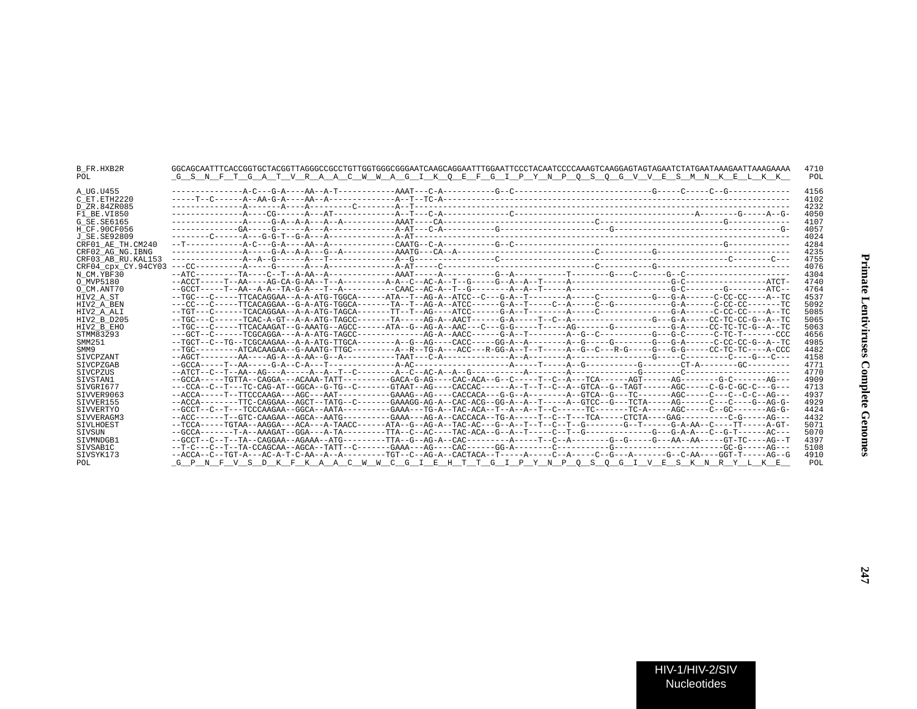```
B_FR.HXB2R          GGCAGCAATTTCACCGGTGCTACGGTTAGGGCCGCCTGTTGGTGGGCGGGAATCAAGCAGGAATTTGGAATTCCCTACAATCCCCAAAGTCAAGGAGTAGTAGAATCTATGAATAAAGAATTAAAGAAAA  4710
POL                 _G__S__N__F__T__G__A__T__V__R__A__A__C__W__W__A__G__I__K__Q__E__F__G__I__P__Y__N__P__Q__S__Q__G__V__V__E__S__M__N__K__E__L__K__K__   POL

A_UG.U455           ---------------A-C---G-A----AA--A-T------------AAAT---C-A-----------G--C-----------------------------G-----C-----C--G-------------  4156
C_ET.ETH2220        -----T--C------A--AA-G-A----AA--A--------------A--T--TC-A--------------------------------------------------------------------------  4102
D_ZR.84ZR085        ---------------A-------A----A---------C--------A--T--------------------------------------------------------------------------------  4232
F1_BE.VI850         ---------------A----CG------A---AT-------------A--T---C-A--------------C---------------------------------------A--------G-----A--G-  4050
G_SE.SE6165         ---------------A-----G-A--A-A---A--A-----------AAAT----CA--------------------------------C---------------------------G------------  4107
H_CF.90CF056        --------------GA-----G------A---A--------------A-AT---C-A-----------G---------------------G------------------------------------G-  4057
J_SE.SE92809        --------C------A---G-G-T--G-A---A--------------A-AT--------------------------------------------------------------------------------  4024
CRF01_AE_TH.CM240   --T------------A-C---G-A----AA--A--------------CAATG--C-A-----------G--C---------------------------------------------G-------------  4284
CRF02_AG_NG.IBNG    ---------------A-----G-A--A-A---G--A-----------AAATG---CA--A----------------------------C-----------G-----------------------------  4235
CRF03_AB_RU.KAL153  ---------------A--A--G------A---T--------------A--G-----------------C--------------------------------------------------C--------C---  4755
CRF04_cpx_CY.94CY03 ---CC-----------A-----G------A---A--------------A-AT-----C-----------------------------------C-----------G----------------------------  4076
N_CM.YBF30          --ATC---------TA----C--T--A-AA--A--------------AAAT-----A-----------G--A-----------T--------G----C------G--C----------------------  4304
O_MVP5180           --ACCT-----T--AA----AG-CA-G-AA--T--A----------A-A--C--AC-A--T--G-----G--A--A--T-----A---------------------G-C-----------------ATCT-  4740
O_CM.ANT70          --GCCT-----T--AA--A-A--TA-G-A---T--A-----------CAAC--AC-A--T--G--------A--A--T-----A----------------------G-C--------G--------ATC--  4764
HIV2_A_ST           --TGC---C-----TTCACAGGAA--A-A-ATG-TGGCA------ATA--T--AG-A--ATCC--C---G-A--T--------A-----C-----------G---G-A------C-CC-CC----A--TC  4537
HIV2_A_BEN          ---CC---C-----TTCACAGGAA--G-A-ATG-TGGCA-------TA--T--AG-A--ATCC------G-A--T-----C--A-----C--G-----------G-A------C-CC-CC-------TC  5092
HIV2_A_ALI          --TGT---C-----TCACAGGAA--A-A-ATG-TAGCA-------TT--T--AG----ATCC------G-A--T--------A-----C----------------G-A------C-CC-CC----A--TC  5085
HIV2_B_D205         --TGC---C------TCAC-A-GT--A-A-ATG-TAGCC-------TA-----AG-A--AACT------G-A-----T--C--A------------------G---G-A-----CC-TC-CC-G--A--TC  5065
HIV2_B_EHO          --TGC---C-----TTCACAAGAT--G-AAATG--AGCC------ATA--G--AG-A--AAC---C---G-G-----T-----AG-------G-----------G-A-----CC-TC-TC-G--A--TC  5063
STMM83293           ---GCT--C------TCGCAGGA---A-A-ATG-TAGCC--------------AG-A--AACC------G-A--T--------A--G--C-----------G---G-C------C-TC-T-------CCC  4656
SMM251              --TGCT--C--TG--TCGCAAGAA--A-A-ATG-TTGCA--------A--G--AG----CACC-----GG-A--A--------A--G-----G---------G---G-A------C-CC-CC-G--A--TC  4985
SMM9                --TGC---------ATCACAAGAA--G-AAATG-TTGC----------A--R--TG-A---ACC---R-GG-A--T--T-----A--G--C---R-G-----G---G-G-----CC-TC-TC----A-CCC  4482
SIVCPZANT           --AGCT---------AA----AG-A--A-AA--G--A-----------TAAT---C-A--------------A--A--------A----------------G-----C---------C----G---C---  4158
SIVCPZGAB           --GCCA-----T--AA-----G-A--C-A---T--------------A-AC--------------------A-----T-----A--G-----------G--------CT-A--------GC---------  4771
SIVCPZUS            --ATCT--C--T--AA--AG---A------A--A--T--C--------A--C--AC-A--A--G-----------A--------A--------------G--------C----------------------  4770
SIVSTAN1            --GCCA-----TGTTA--CAGGA---ACAAA-TATT----------GACA-G-AG----CAC-ACA--G--C-----T--C--A---TCA------AGT------AG--------G-C--------AG---  4909
SIVGRI677           ---CCA--C--T---TC-CAG-AT--GGCA--G-TG--C-------GTAAT--AG----CACCAC------A--T--T--C--A--GTCA--G--TAGT------AGC-----C-G-C-GC-C---G---  4713
SIVVER9063          --ACCA-----T--TTCCCAAGA---AGC---AAT-----------GAAAG--AG----CACCACA---G-G--A--------A--GTCA--G---TC-------AGC-----C---C--C-C--AG---  4937
SIVVER155           --ACCA--------TTC-CAGGAA--AGCT--TATG--C-------GAAAGG-AG-A--CAC-ACG--GG-A--A--T-----A--GTCC--G---TCTA-----AG------C---C-----G--AG-G-  4929
SIVVERTYO           --GCCT--C--T---TCCCAAGAA--GGCA--AATA----------GAAA---TG-A--TAC-ACA--T--A--A--T--C------TC-------TC-A-----AGC-----C--GC--------AG-G-  4424
SIVVERAGM3          --ACC------T--GTC-CAAGAA--AGCA--AATG----------GAAA---AG-A--CACCACA--TG-A-----T--C--T---TCA-----CTCTA----GAG----------C-G-----AG---  4432
SIVLHOEST           --TCCA-----TGTAA--AAGGA---ACA---A-TAACC------ATA--G--AG-A--TAC-AC---G--A--T--T--C--T--G--------G--T------G-A-AA--C-----TT-----A-GT-  5071
SIVSUN              --GCCA-------T-A--AAAGAT--GGA---A-TA----------TTA--C--AC---TAC-ACA--G--A--T-----C--T--G--------------G---G-A-A---C--G-T------AC---  5070
SIVMNDGB1           --GCCT--C--T--TA--CAGGAA--AGAAA--ATG----------TTA--G--AG-A--CAC---------A-----T--C--A--------G--G-----G---AA--AA-----GT-TC----AG--T  4397
SIVSAB1C            --T-C---C--T--TA-CCAGCAA--AGCA--TATT--C-------GAAA---AG----CAC------GG-A--------C-----------G-----------------------GC-G-----AG---  5108
SIVSYK173           --ACCA--C--TGT-A---AC-A-T-C-AA--A--A----------TGT--C--AG-A--CACTACA--T-----A-----C--A-----C--G---A-------G--C-AA----GGT-T-----AG--G  4910
POL                 _G__P__N__F__V__S__D__K__F__K__A__A__C__W__W__C__G__I__E__H__T__T__G__I__P__Y__N__P__Q__S__Q__G__I__V__E__S__K__N__R__Y__L__K__E__   POL
```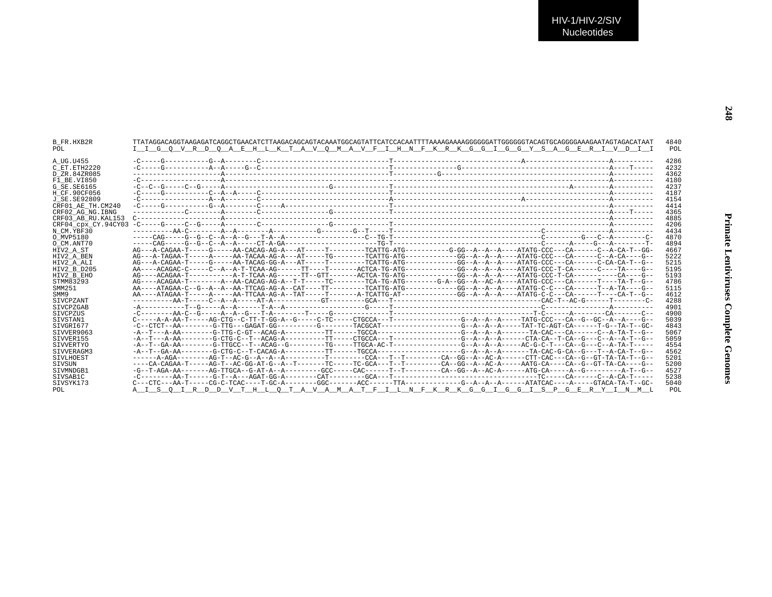```
B_FR.HXB2R          TTATAGGACAGGTAAGAGATCAGGCTGAACATCTTAAGACAGCAGTACAAATGGCAGTATTCATCCACAATTTTAAAAGAAAAGGGGGGATTGGGGGGTACAGTGCAGGGGAAAGAATAGTAGACATAAT   4840
POL                 I__I__G__Q__V__R__D__Q__A__E__H__L__K__T__A__V__Q__M__A__V__F__I__H__N__F__K__R__K__G__G__I__G__G__Y__S__A__G__E__R__I__V__D__I__I    POL

A_UG.U455           -C-----G-----------G--A--------C--------------------------------T--------------------------------A---------------------A----------   4286
C_ET.ETH2220        -C-----G-----------A--A-----G--C--------------------------------T----------------G---------------------------------------A----T-----   4232
D_ZR.84ZR085        ----------------------A-----------------------------------------T----------G---------------------------------------------A----------   4362
F1_BE.VI850         -C--------------------A------------------------------------------------------------------------------------------------A----------   4180
G_SE.SE6165         -C--C--G-----C--G-----A--------------------------G--------------T------------------------------------------A-------------A----------   4237
H_CF.90CF056        -C-----G-----------C--A--A-----C--------------------------------T--------------------------------------------------------A----------   4187
J_SE.SE92809        -C-----------------A--A--------C--------------------------------A--------------------------------A---------------------A----------   4154
CRF01_AE_TH.CM240   -C-----G-----------G--A--------C-----A--------------------------T--------------------------------------------------------A----------   4414
CRF02_AG_NG.IBNG    -------------C--------A--------C-----------------G--------------T--------------------------------------------------------A----T-----   4365
CRF03_AB_RU.KAL153  C---------------------A----------------------------------------T--------------------------------------------------------A----------   4885
CRF04_cpx_CY.94CY03 -C-----G-----C--G-----A--------C-----------------G--------------T--------------------------------------------------------A----------   4206
N_CM.YBF30          ----------AA-C--------A--A--------A-----------G--------G--T-----T--------------------------------------C----------------A----------   4434
O_MVP5180           -----CAG-----G--G--C--A--A--G---T-A--A---------------------C--TG-T-------------------------------------C--------G---C--A--------C-   4870
O_CM.ANT70          -----CAG-----G--G--C--A--A-----CT-A-GA---------------------------TG-T-------------------------------------C------A-----G---A--------T-   4894
HIV2_A_ST           AG---A-CAGAA-T-----G-----AA-CACAG-AG-A---AT-----T---------TCATTG-ATG-----------G-GG--A--A--A----ATATG-CCC---CA------C--A-CA-T--GG-   4667
HIV2_A_BEN          AG---A-TAGAA-T-----A-----AA-TACAA-AG-A---AT-----TG--------TCATTG-ATG------------GG--A--A--A----ATATG-CCC---CA------C--A-CA----G--   5222
HIV2_A_ALI          AG---A-CAGAA-T-----G-----AA-TACAG-GG-A---AT-----T---------TCATTG-ATG------------GG--A--A--A----ATATG-CCC---CA------C-CA-CA-T--G--   5215
HIV2_B_D205         AA----ACAGAC-C-----C--A--A-T-TCAA-AG------TT----T-------ACTCA-TG-ATG------------GG--A--A--A----ATATG-CCC-T-CA------C----TA----G--   5195
HIV2_B_EHO          AG----ACAGAA-T-----------A-T-TCAA-AG------TT--GTT-------ACTCA-TG-ATG------------GG--A--A--A----ATATG-CCC-T-CA-----------CA----G--   5193
STMM83293           AG----ACAGAA-T--------A--AA-CACAG-AG-A--T-T-----TC--------TCA-TG-ATG--------G-A--GG--A--AC-A----ATATG-CCC---CA------T----TA-T--G--   4786
SMM251              AA----ATAGAA-C--G--A--A--AA-TTCAG-AG-A--CAT----TT---------TCATTG-ATG------------GG--A--A--A----ATATG-C-C---CA------T--A-TA----G--   5115
SMM9                AA----ATAGAA-T-----A-----AA-TTCAG-AG-A--TAT-----T-------A-TCATTG-AT-------------GG--A--A--A----ATATG-C-C---CA------T----CA-T--G--   4612
SIVCPZANT           ----------AA-T-----C--A--A-----AT-A------------GT---------GCA---T-------------------------------------CAC-T--AC-G------T--------C-   4288
SIVCPZGAB           -A-----------T--G-----A--A------T-A--A-------------------G-----T--------------------------------------C----------------A----------   4901
SIVCPZUS            -C---------AA-C--G-----A--A--G---T-A--------T-----G-------------T-----------------------------------T-C------A--------CA-------C--   4900
SIVSTAN1            C-----A-A-AA-T-----AG-CTG--C-TT-T-GG-A--G-----C-TC-----CTGCCA---T-----------------G--A--A--A-----TATG-CCC---CA--G--GC--A--A----G--   5039
SIVGRI677           -C--CTCT--AA--------G-TTG---GAGAT-GG----------G--------TACGCAT-------------------G--A--A--A-----TAT-TC-AGT-CA------T-G--TA-T--GC-   4843
SIVVER9063          -A--T---A-AA--------G-TTG-C-GT--ACAG-A----------TT------TGCCA---------------------G--A--A--A-------TA-CAC---CA------C--A-TA-T--G--   5067
SIVVER155           -A--T---A-AA--------G-CTG-C--T--ACAG-A----------TT-----CTGCCA---T-----------------G--A--A--A------CTA-CA--T-CA--G---C--A--A-T--G--   5059
SIVVERTYO           -A--T--GA-AA--------G-TTGCC--T--ACAG--G---------TG-----TTGCA-AC-T-----------------G--A--A--A-----AC-G-C-T---CA--G---C--A-TA-T-----   4554
SIVVERAGM3          -A--T--GA-AA--------G-CTG-C--T-CACAG-A----------TT------TGCCA---------------------G--A--A--A-------TA-CAC-G-CA--G---T--A-CA-T--G--   4562
SIVLHOEST           ------A-AGA--------AG-T--AC-G--A--A--A----------T---------CCA---T--T---------CA--GG--A--AC-A------CTT-CAC---CA--G--GT-TA-TA-T--G--   5201
SIVSUN              ----CA-CAGAA-T-----AG-T--AC-GG-AT-G--A--T-------TC-----TC-GCA---T--T---------CA--GG--A--AC-A-----AATG-CA----CA--G--GT-TA-CA----G--   5200
SIVMNDGB1           -G--T-AGA-AA-------AG-TTGCA--G-AT-A--A---------GCC-----CAC------T--T---------CA--GG--A--AC-A------ATG-CA-----A--G---------A-T--G--   4527
SIVSAB1C            -C---------AA-T-----G-T--A---AGAT-GG-A--------CAT---------GCA---T-------------------------------------TC-----CA------C--A-CA-T-----   5238
SIVSYK173           C---CTC---AA-T-----CG-C-TCAC----T-GC-A--------GGC-------ACC------TTA--------------G--A--A--A------ATATCAC----A-----GTACA-TA-T--GC-   5040
POL                 A__I__S__Q__I__R__D__D__V__T__H__L__Q__T__A__V__A__M__A__T__F__I__L__N__F__K__R__K__G__G__I__G__G__I__S__P__G__E__R__Y__I__N__M__L    POL
```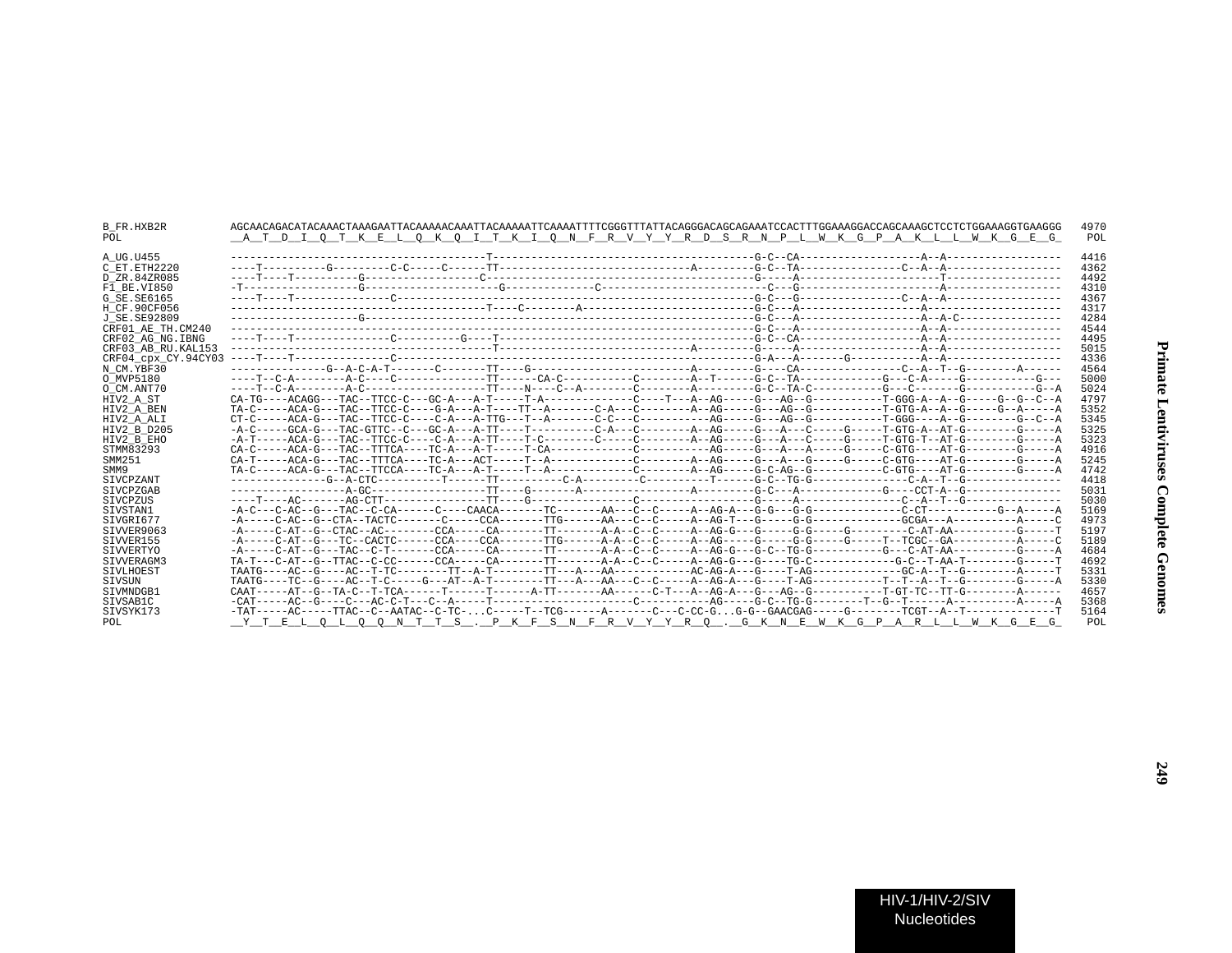```
B_FR.HXB2R          AGCAACAGACATACAAACTAAAGAATTACAAAAACAAATTACAAAAATTCAAAATTTTCGGGTTTATTACAGGGACAGCAGAAATCCACTTTGGAAAGGACCAGCAAAGCTCCTCTGGAAAGGTGAAGGG  4970
POL                 __A__T__D__I__Q__T__K__E__L__Q__K__Q__I__T__K__I__Q__N__F__R__V__Y__Y__R__D__S__R__N__P__L__W__K__G__P__A__K__L__L__W__K__G__E__G_  POL

A_UG.U455           ----------------------------------------T-----------------------------------------G-C--CA-------------------A--A------------------  4416
C_ET.ETH2220        ----T----------G---------C-C-----C------TT--------------------------------A---------G-C--TA----------------C--A--A------------------  4362
D_ZR.84ZR085        ----T----T----------G------------------C-----------------------------------------G-----A----------------------T------------------  4492
F1_BE.VI850         -T------------------G-------------------G--------------C--------------------------C---G----------------------A------------------  4310
G_SE.SE6165         ----T----T---------------C-------------------------------------------------------G-C---G----------------C--A--A------------------  4367
H_CF.90CF056        ----------------------------------------T----C--------A--------------------------G-C---A-------------------A------------------  4317
J_SE.SE92809        --------------------G------------------------------------------------------------G-C---A-------------------A--A-C----------------  4284
CRF01_AE_TH.CM240   ---------------------------------------------------------------------------------G-C---A-------------------A--A------------------  4544
CRF02_AG_NG.IBNG    ----T----T---------------C----------G----T---------------------------------------G-C--CA-------------------A--A------------------  4495
CRF03_AB_RU.KAL153  ----------------------------------------T-------------------------------A--------G-----A-------------------A--A------------------  5015
CRF04_cpx_CY.94CY03 ----T----T---------------C------------------------------------------------------G-A---A-------G-----------A--A------------------  4336
N_CM.YBF30          ---------------G--A-C-A-T-------C-------TT----G-------------------------A--------G----CA---------------C--A--T--G---------A------  4564
O_MVP5180           ----T--C-A--------A-C----C--------------TT------CA-C---------C-------A--T--------G-C--TA------------G---C-A-----G-----------G---  5000
O_CM.ANT70          ----T--C-A--------A-C-------------------TT----N----C--A--------C--------A--------G-C--TA-C-----------G---C--------G-----------G--A  5024
HIV2_A_ST           CA-TG----ACAGG---TAC--TTCC-C---GC-A---A-T-----T-A--------------C----T---A--AG-----G---AG--G-----------T-GGG-A--A--G-----G--G--C--A  4797
HIV2_A_BEN          TA-C-----ACA-G---TAC--TTCC-C----G-A---A-T----TT--A-------C-A---C---------A--AG-----G---AG--G-----------T-GTG-A--A--G-----G--A-----A  5352
HIV2_A_ALI          CT-C-----ACA-G---TAC--TTCC-C----C-A---A-TTG---T--A-------C-C---C-----------AG-----G---AG--G-----------T-GGG----A--G--------G--C--A  5345
HIV2_B_D205         -A-C-----GCA-G---TAC-GTTC--C----GC-A---A-TT----T----------C-A---C---------A--AG-----G---A---C-----G-----T-GTG-A--AT-G--------G-----A  5325
HIV2_B_EHO          -A-T-----ACA-G---TAC--TTCC-C----C-A---A-TT----T-C--------C-----C---------A--AG-----G---A---C-----G-----T-GTG-T--AT-G--------G-----A  5323
STMM83293           CA-C-----ACA-G---TAC--TTTCA----TC-A---A-T-----T-CA------------C------------AG-----G---A---A-----G-----C-GTG----AT-G--------G-----A  4916
SMM251              CA-T-----ACA-G---TAC--TTTCA----TC-A---ACT-----T--A------------C---------A--AG-----G---A---G-----G-----C-GTG----AT-G--------G-----A  5245
SMM9                TA-C-----ACA-G---TAC--TTCCA----TC-A---A-T-----T--A------------C---------A--AG-----G-C-AG--G-----------C-GTG----AT-G--------G-----A  4742
SIVCPZANT           ---------------G--A-CTC----------T------TT----------C-A---------C----------T------G-C--TG-G--------------C-A--T--G---------------  4418
SIVCPZGAB           ------------------A-GC------------------TT----G-------A-----------------A---------G-C---A-------------G----CCT-A--G---------------  5031
SIVCPZUS            ----T----AC-------AG-CTT----------------TT----G----------------C------------------G-----A----------------C--A--T--G---------------  5030
SIVSTAN1            -A-C---C-AC--G---TAC--C-CA------C----CAACA-------TC-------AA---C--C-----A--AG-A---G-G---G-G-------------C-CT----------G--A-----A  5169
SIVGRI677           -A-----C-AC--G--CTA--TACTC-------C-----CCA-------TTG------AA---C--C-----A--AG-T---G-----G-G-------------GCGA---A----------A-----C  4973
SIVVER9063          -A-----C-AT--G--CTAC--AC--------CCA-----CA-------TT-------A-A--C--C-----A--AG-G---G-----G-G-----G---------C-AT-AA----------G-----T  5197
SIVVER155           -A-----C-AT--G---TC--CACTC------CCA----CCA-------TTG------A-A--C--C-----A--AG-----G-----G-G-----G-----T--TCGC--GA----------A-----C  5189
SIVVERTYO           -A-----C-AT--G---TAC--C-T-------CCA-----CA-------TT-------A-A--C--C-----A--AG-G---G-C--TG-G-----------G---C-AT-AA----------G-----A  4684
SIVVERAGM3          TA-T---C-AT--G--TTAC--C-CC------CCA-----CA-------TT-------A-A--C--C-----A--AG-G---G----TG-C-------------G-C--T-AA-T--------G-----T  4692
SIVLHOEST           TAATG----AC--G----AC--T-TC--------TT--A-T--------TT---A---AA-----------AC-AG-A---G----T-AG-----------GC-A--T--G--------A-----T  5331
SIVSUN              TAATG----TC--G----AC--T-C-----G---AT--A-T--------TT---A---AA---C--C-----A--AG-A---G----T-AG-----------T--T--A--T--G--------G-----A  5330
SIVMNDGB1           CAAT-----AT--G--TA-C--T-TCA------T------T------A-TT-------AA------C-T---A--AG-A---G---AG--G-----------T-GT-TC--TT-G--------A------  4657
SIVSAB1C            -CAT-----AC--G----C---AC-C-T---C--A-----T--------------------C------------AG-----G-C--TG-G--------T--G--T------A----------A-----A  5368
SIVSYK173           -TAT-----AC-----TTAC--C--AATAC--C-TC-...C-----T--TCG------A-------C---C-CC-G...G-G--GAACGAG-----G--------TCGT--A--T--------------T  5164
POL                 __Y__T__E__L__Q__L__Q__Q__N__T__T__S__.__P__K__F__S__N__F__R__V__Y__Y__R__Q__.__G__K__N__E__W__K__G__P__A__R__L__L__W__K__G__E__G_  POL
```

Primate Lentiviruses Complete Genomes

HIV-1/HIV-2/SIV Nucleotides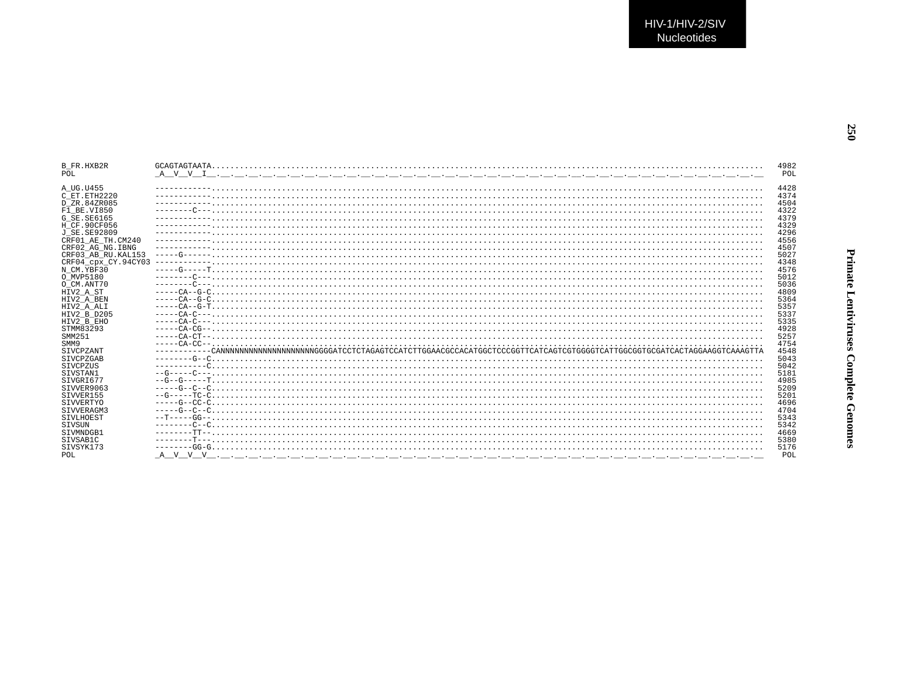```
B_FR.HXB2R          GCAGTAGTAATA.......................................................................................................................  4982
POL                 _A__V__V__I__.__.__.__.__.__.__.__.__.__.__.__.__.__.__.__.__.__.__.__.__.__.__.__.__.__.__.__.__.__.__.__.__.__.__.__.__.__.__.__    POL

A_UG.U455           ------------.......................................................................................................................  4428
C_ET.ETH2220        ------------.......................................................................................................................  4374
D_ZR.84ZR085        ------------.......................................................................................................................  4504
F1_BE.VI850         --------C---.......................................................................................................................  4322
G_SE.SE6165         ------------.......................................................................................................................  4379
H_CF.90CF056        ------------.......................................................................................................................  4329
J_SE.SE92809        ------------.......................................................................................................................  4296
CRF01_AE_TH.CM240   ------------.......................................................................................................................  4556
CRF02_AG_NG.IBNG    ------------.......................................................................................................................  4507
CRF03_AB_RU.KAL153  -----G------.......................................................................................................................  5027
CRF04_cpx_CY.94CY03 ------------.......................................................................................................................  4348
N_CM.YBF30          -----G-----T.......................................................................................................................  4576
O_MVP5180           --------C---.......................................................................................................................  5012
O_CM.ANT70          --------C---.......................................................................................................................  5036
HIV2_A_ST           -----CA--G-C.......................................................................................................................  4809
HIV2_A_BEN          -----CA--G-C.......................................................................................................................  5364
HIV2_A_ALI          -----CA--G-T.......................................................................................................................  5357
HIV2_B_D205         -----CA-C---.......................................................................................................................  5337
HIV2_B_EHO          -----CA-C---.......................................................................................................................  5335
STMM83293           -----CA-CG--.......................................................................................................................  4928
SMM251              -----CA-CT--.......................................................................................................................  5257
SMM9                -----CA-CC--.......................................................................................................................  4754
SIVCPZANT           ------------CANNNNNNNNNNNNNNNNNNNNGGGGATCCTCTAGAGTCCATCTTGGAACGCCACATGGCTCCCGGTTCATCAGTCGTGGGGTCATTGGCGGTGCGATCACTAGGAAGGTCAAAGTTA  4548
SIVCPZGAB           --------G--C.......................................................................................................................  5043
SIVCPZUS            -----------C.......................................................................................................................  5042
SIVSTAN1            --G-----C---.......................................................................................................................  5181
SIVGRI677           --G--G-----T.......................................................................................................................  4985
SIVVER9063          -----G--C--C.......................................................................................................................  5209
SIVVER155           --G-----TC-C.......................................................................................................................  5201
SIVVERTYO           -----G--CC-C.......................................................................................................................  4696
SIVVERAGM3          -----G--C--C.......................................................................................................................  4704
SIVLHOEST           --T-----GG--.......................................................................................................................  5343
SIVSUN              --------C--C.......................................................................................................................  5342
SIVMNDGB1           --------TT--.......................................................................................................................  4669
SIVSAB1C            --------T---.......................................................................................................................  5380
SIVSYK173           --------GG-G.......................................................................................................................  5176
POL                 _A__V__V__V__.__.__.__.__.__.__.__.__.__.__.__.__.__.__.__.__.__.__.__.__.__.__.__.__.__.__.__.__.__.__.__.__.__.__.__.__.__.__.__    POL
```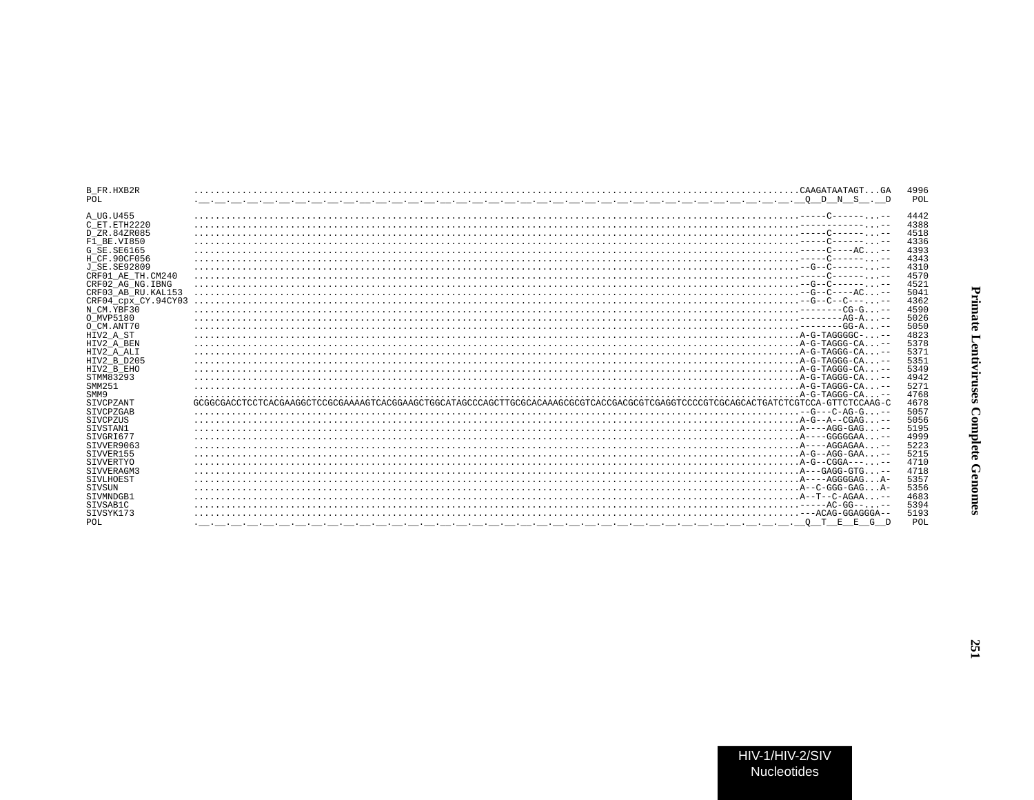```
B_FR.HXB2R          ..........................................................................................................CAAGATAATAGT...GA   4996
POL                 .__.__.__.__.__.__.__.__.__.__.__.__.__.__.__.__.__.__.__.__.__.__.__.__.__.__.__.__.__.__.__.__.__.__.__.__.__.__.__Q__D__N__S__.__D    POL

A_UG.U455           ..........................................................................................................-----C------...--   4442
C_ET.ETH2220        ..........................................................................................................------------...--   4388
D_ZR.84ZR085        ..........................................................................................................-----C------...--   4518
F1_BE.VI850         ..........................................................................................................-----C------...--   4336
G_SE.SE6165         ..........................................................................................................-----C----AC...--   4393
H_CF.90CF056        ..........................................................................................................-----C------...--   4343
J_SE.SE92809        ..........................................................................................................--G--C------...--   4310
CRF01_AE_TH.CM240   ..........................................................................................................-----C------...--   4570
CRF02_AG_NG.IBNG    ..........................................................................................................--G--C------...--   4521
CRF03_AB_RU.KAL153  ..........................................................................................................--G--C----AC...--   5041
CRF04_cpx_CY.94CY03 ..........................................................................................................--G--C--C---...--   4362
N_CM.YBF30          ..........................................................................................................--------CG-G...--   4590
O_MVP5180           ..........................................................................................................--------AG-A...--   5026
O_CM.ANT70          ..........................................................................................................--------GG-A...--   5050
HIV2_A_ST           ..........................................................................................................A-G-TAGGGGC-...--   4823
HIV2_A_BEN          ..........................................................................................................A-G-TAGGG-CA...--   5378
HIV2_A_ALI          ..........................................................................................................A-G-TAGGG-CA...--   5371
HIV2_B_D205         ..........................................................................................................A-G-TAGGG-CA...--   5351
HIV2_B_EHO          ..........................................................................................................A-G-TAGGG-CA...--   5349
STMM83293           ..........................................................................................................A-G-TAGGG-CA...--   4942
SMM251              ..........................................................................................................A-G-TAGGG-CA...--   5271
SMM9                ..........................................................................................................A-G-TAGGG-CA...--   4768
SIVCPZANT           GCGGCGACCTCCTCACGAAGGCTCCGCGAAAAGTCACGGAAGCTGGCATAGCCCAGCTTGCGCACAAAGCGCGTCACCGACGCGTCGAGGTCCCCGTCGCAGCACTGATCTCGTCCA-GTTCTCCAAG-C   4678
SIVCPZGAB           ..........................................................................................................--G---C-AG-G...--   5057
SIVCPZUS            ..........................................................................................................A-G--A--CGAG...--   5056
SIVSTAN1            ..........................................................................................................A----AGG-GAG...--   5195
SIVGRI677           ..........................................................................................................A----GGGGGAA...--   4999
SIVVER9063          ..........................................................................................................A----AGGAGAA...--   5223
SIVVER155           ..........................................................................................................A-G--AGG-GAA...--   5215
SIVVERTYO           ..........................................................................................................A-G--CGGA---...--   4710
SIVVERAGM3          ..........................................................................................................A---GAGG-GTG...--   4718
SIVLHOEST           ..........................................................................................................A----AGGGGAG...A-   5357
SIVSUN              ..........................................................................................................A--C-GGG-GAG...A-   5356
SIVMNDGB1           ..........................................................................................................A--T--C-AGAA...--   4683
SIVSAB1C            ..........................................................................................................-----AC-GG--...--   5394
SIVSYK173           ..........................................................................................................---ACAG-GGAGGGA--   5193
POL                 .__.__.__.__.__.__.__.__.__.__.__.__.__.__.__.__.__.__.__.__.__.__.__.__.__.__.__.__.__.__.__.__.__.__.__.__.__.__.__Q__T__E__E__G__D    POL
```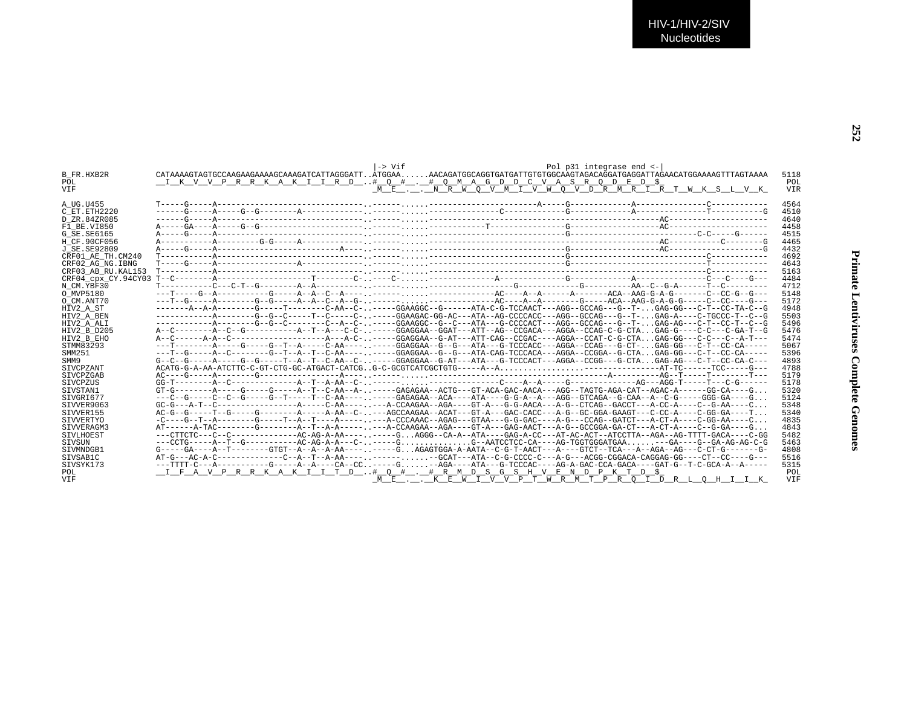HIV-1/HIV-2/SIV Nucleotides

```
                                                                        |-> Vif                          Pol p31 integrase end <-|
B_FR.HXB2R          CATAAAAGTAGTGCCAAGAAGAAAAGCAAAGATCATTAGGGATT..ATGGAA......AACAGATGGCAGGTGATGATTGTGTGGCAAGTAGACAGGATGAGGATTAGAACATGGAAAAGTTTAGTAAAA  5118
POL                 __I__K__V__V__P__R__R__K__A__K__I__I__R__D__..#__Q__#__.__#__Q__M__A__G__D__D__C__V__A__S__R__Q__D__E__D__$_                        POL
VIF                                                             _M__E__.__.__N__R__W__Q__V__M__I__V__W__Q__V__D__R__M__R__I__R__T__W__K__S__L__V__K_  VIR

A_UG.U455           T-----G-----A-------------------------------..------......----------------------A-----G-------------A--------------C-----------  4564
C_ET.ETH2220        ------G-----A-----G--G--------A-------------..------......-----------------C-------------G-------------A--------------T-----------G  4510
D_ZR.84ZR085        ------G-----A-------------------------------..------......------------------------------------------------AC--------------------  4640
F1_BE.VI850         A-----GA----A-----G--G----------------------..------......-----------T-------------------------------------AC--------------------  4458
G_SE.SE6165         A-----G-----A-------------------------------..------......------------------------------G---------------------------C-C-----G------  4515
H_CF.90CF056        A-----------A---------G-G-----A-------------..------......------------------------------------------------AC-----------C--------G  4465
J_SE.SE92809        A-----G-----A-------------------------A-----..------......------------------------------G-----------------AC---------------------G  4432
CRF01_AE_TH.CM240   T-----------A-------------------------------..------......------------------------------G------------------------------C-----------  4692
CRF02_AG_NG.IBNG    T-----G-----A-----------------A-------------..------......------------------------------G------------------------------T-----------  4643
CRF03_AB_RU.KAL153  T-----------A-------------------------------..------......-------------------------------------------------------------C-----------  5163
CRF04_cpx_CY.94CY03 T--C--------A-------------------T--------C-..------C-.....------------------A---------------G-------------A--------------C---C----G--  4484
N_CM.YBF30          T-----------C---C-T--G--------A--A----------..------......------------------G-------------G----------AA--C--G-A------T--C---------  4712
O_MVP5180           ---T-----G--A-----------G-----A--A--C--A----..------......--------------AC----A--A------A------ACA--AAG-G-A-G-------C--CC-G--G---  5148
O_CM.ANT70          ---T--G-----A--------G--G-----A--A--C--A--G-..------......--------------AC----A--A--------G-----ACA--AAG-G-A-G-G-----C--CC----G---  5172
HIV2_A_ST           -------A--A-A--------G-----T--------C-AA--C-..-----GGAAGGC--G------ATA-C-G-TCCAACT---AGG--GCCAG---G--T-...GAG-GG---C-T--CC-TA-C--G  4948
HIV2_A_BEN          ------------A--------G--G--C-----T--C-----C-..-----GGAAGAC-GG-AC---ATA--AG-CCCCACC---AGG--GCCAG---G--T-...GAG-A----C-TGCCC-T--C--G  5503
HIV2_A_ALI          ------------A--------G--G--C--------C--A--C-..-----GGAAGGC--G--C---ATA---G-CCCCACT---AGG--GCCAG---G--T-...GAG-AG---C-T--CC-T--C--G  5496
HIV2_B_D205         A--C--------A--C--G-----------A--T--A---C-C-..-----GGAGGAA--GGAT---ATT--AG--CCGACA---AGGA--CCAG-C-G-CTA...GAG-G----C-C---C-GA-T--G  5476
HIV2_B_EHO          A--C------A-A--C-------------------A---A-C-..-----GGAGGAA--G-AT---ATT-CAG--CCGAC----AGGA--CCAT-C-G-CTA...GAG-GG---C-C---C--A-T---  5474
STMM83293           ---T--------A-----G-----G--T--A-----C-AA----..-----GGAGGAA--G--G---ATA---G-TCCCACC---AGGA--CCAG---G-CT-...GAG-GG---C-T--CC-CA-----  5067
SMM251              ---T--G-----A--C--------G--T--A--T--C-AA----..-----GGAGGAA--G--G---ATA-CAG-TCCCACA---AGGA--CCGGA--G-CTA...GAG-GG---C-T--CC-CA-----  5396
SMM9                G--C--G-----A-----G--G-----T--A--T--C-AA--C-..-----GGAGGAA--G-AT---ATA---G-TCCCACT---AGGA--CCGG---G-CTA...GAG-AG---C-T--CC-CA-C---  4893
SIVCPZANT           ACATG-G-A-AA-ATCTTC-C-GT-CTG-GC-ATGACT-CATCG..G-C-GCGTCATCGCTGTG-----A--A....................----------------AT-TC------TCC-----G---  4788
SIVCPZGAB           AC----G-----A--------G----------------A-----..------......-------------------------------------A----------AG--T-----T--------T---  5179
SIVCPZUS            GG-T--------A--C--------------A--T--A-AA--C-..------......---------------C----A--A-----G--------------AG---AGG-T-----T---C-G------  5178
SIVSTAN1            GT-G--------A-----G-----G-----A--T--C-AA--A-..-----GAGAGAA--ACTG---GT-ACA-GAC-AACA---AGG--TAGTG-AGA-CAT--AGAC-A------GG-CA----G...  5320
SIVGRI677           ---C--G-----C--C--G-----G--T-----T--C-AA----..-----GAGAGAA--ACA----ATA----G-G-A--A---AGG--GTCAGA--G-CAA--A--C-G-----GGG-GA----G...  5124
SIVVER9063          GC-G---A-T--C-----------------A-----C-AA----..---A-CCAAGAA--AGA----GT-A---G-G-AACA---A-G--CTCAG--GACCT---A-CC-A----C--G-AA----C...  5348
SIVVER155           AC-G--G-----T--G-----G--------A-----A-AA--C-..---AGCCAAGAA--ACAT---GT-A---GAC-CACC---A-G--GC-GGA-GAAGT---C-CC-A----C-GG-GA----T...  5340
SIVVERTYO           -C----G--T--A--------G-----T--A--T----A-----..---A-CCCAAAC--AGAG---GTAA---G-G-GAC----A-G---CCAG--GATCT---A-CT-A----C-GG-AA----C...  4835
SIVVERAGM3          AT------A-TAC--------G--------A--T--A-A-----..---A-CCAAGAA--AGA----GT-A---GAG-AACT---A-G--GCCGGA-GA-CT---A-CT-A----C--G-GA----G...  4843
SIVLHOEST           ---CTTCTC---C--C--------------AC-AG-A-AA----..-----G...AGGG--CA-A--ATA----GAG-A-CC---AT-AC-ACT--ATCCTTA--AGA--AG-TTTT-GACA----C-GG  5482
SIVSUN              ---CCTG-----A--T--G-----------AC-AG-A-A---C-..-----G..............G--AATCCTCC-CA----AG-TGGTGGGATGAA.....---GA----G--GA-AG-AG-C-G  5463
SIVMNDGB1           G-----GA----A--T--------GTGT--A--A--A-AA----..-----G...AGAGTGGA-A-AATA--C-G-T-AACT---A----GTCT--TCA---A--AGA--AG---C-CT-G-------G-  4808
SIVSAB1C            AT-G---AC-A-C--------------C--A--T--A-AA----..------......--GCAT---ATA--C-G-CCCC-C---A-G---ACGG-CGGACA-CAGGAG-GG---CT--CC----G---  5516
SIVSYK173           ---TTTT-C---A-----------G-----A--A----CA--CC..-----G.....--AGA----ATA---G-TCCCAC----AG-A-GAC-CCA-GACA----GAT-G--T-C-GCA-A--A-----  5315
POL                 __I__F__A__V__P__R__R__K__A__K__I__I__T__D__..#__Q__#__.__#__R__M__D__S__G__S__H__V__E__N__D__P__K__T__D__$_                       POL
VIF                                                             _M__E__.__.__K__E__W__I__V__V__P__T__W__R__M__T__P__R__Q__I__D__R__L__Q__H__I__I__K_  VIF
```

**Primate Lentiviruses Complete Genomes**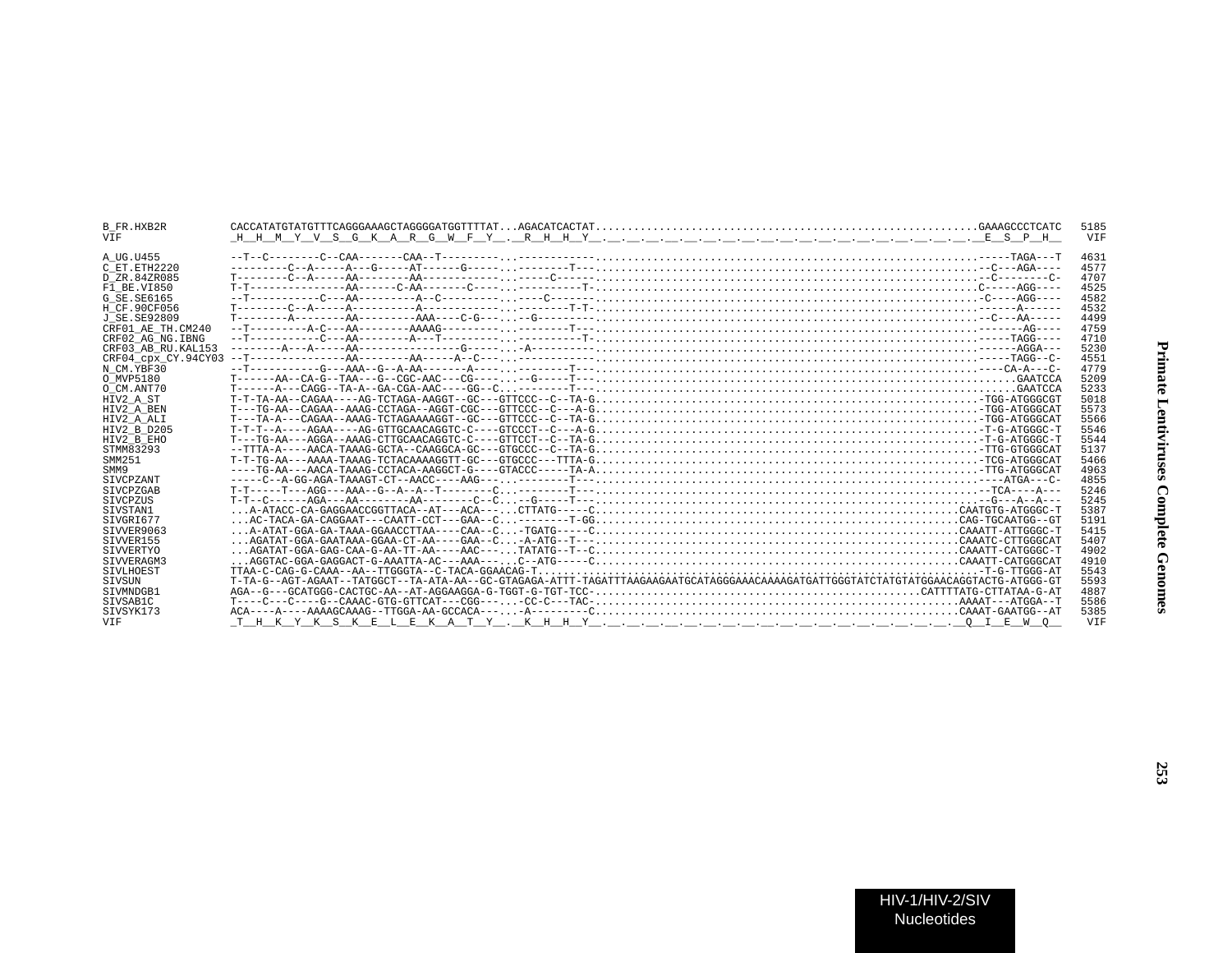```
B_FR.HXB2R          CACCATATGTATGTTTCAGGGAAAGCTAGGGGATGGTTTTAT...AGACATCACTAT............................................................GAAAGCCCTCATC  5185
VIF                 _H__H__M__Y__V__S__G__K__A__R__G__W__F__Y__._R__H__H__Y__.__.__.__.__.__.__.__.__.__.__.__.__.__.__.__.__.__.__.__.__.__E__S__P__H__   VIF

A_UG.U455           --T--C--------C--CAA-------CAA--T---------..-----------...........................................................-----TAGA---T  4631
C_ET.ETH2220        ---------C--A-----A---G-----AT------G-----..---------T---.........................................................-C---AGA----  4577
D_ZR.84ZR085        T--------C--A-----AA--------AA------------..------C-----..........................................................--C--------C-  4707
F1_BE.VI850         T-T---------------AA------C-AA-------C----..-----------T-.........................................................C-----AGG----  4525
G_SE.SE6165         --T-----------C---AA---------A--C---------..------C------.........................................................-C----AGG----  4582
H_CF.90CF056        T--------C--A-----A----------A------------..---------T-T-.........................................................---------A------  4532
J_SE.SE92809        T--------A--------AA---------AAA----C-G---..--G---------..........................................................-C---AA-----  4499
CRF01_AE_TH.CM240   --T---------A-C---AA--------AAAAG---------..---------T---.........................................................-------AG----  4759
CRF02_AG_NG.IBNG    --T-----------C---AA--------A---T---------..-----------T-.........................................................-----TAGG----  4710
CRF03_AB_RU.KAL153  --------A---A-----AA----------------G-----..-A----------..........................................................------AGGA---  5230
CRF04_cpx_CY.94CY03 --T---------------AA--------AA-----A--C---..-----------...........................................................-----TAGG--C-  4551
N_CM.YBF30          --T-----------G---AAA--G--A-AA-------A----..---------T---.........................................................----CA-A---C-  4779
O_MVP5180           T------AA--CA-G--TAA---G--CGC-AAC---CG----..---G-----T---.........................................................GAATCCA  5209
O_CM.ANT70          T------A---CAGG--TA-A--GA-CGA-AAC----GG--C..---------T---.........................................................GAATCCA  5233
HIV2_A_ST           T-T-TA-AA--CAGAA----AG-TCTAGA-AAGGT--GC---GTTCCC--C--TA-G.........................................................-TGG-ATGGGCGT  5018
HIV2_A_BEN          T---TG-AA--CAGAA--AAAG-CCTAGA--AGGT-CGC---GTTCCC--C---A-G.........................................................-TGG-ATGGGCAT  5573
HIV2_A_ALI          T---TA-A---CAGAA--AAAG-TCTAGAAAAGGT--GC---GTTCCC--C--TA-G.........................................................-TGG-ATGGGCAT  5566
HIV2_B_D205         T-T-T--A----AGAA----AG-GTTGCAACAGGTC-C----GTCCCT--C---A-G.........................................................-T-G-ATGGGC-T  5546
HIV2_B_EHO          T---TG-AA---AGGA--AAAG-CTTGCAACAGGTC-C----GTTCCT--C--TA-G.........................................................-T-G-ATGGGC-T  5544
STMM83293           --TTTA-A----AACA-TAAAG-GCTA--CAAGGCA-GC---GTGCCC--C--TA-G.........................................................-TTG-GTGGGCAT  5137
SMM251              T-T-TG-AA---AAAA-TAAAG-TCTACAAAAGGTT-GC---GTGCCC---TTTA-G.........................................................-TCG-ATGGGCAT  5466
SMM9                ----TG-AA---AACA-TAAAG-CCTACA-AAGGCT-G----GTACCC-----TA-A.........................................................-TTG-ATGGGCAT  4963
SIVCPZANT           -----C--A-GG-AGA-TAAAGT-CT--AACC----AAG---..---------T---.........................................................-----ATGA---C-  4855
SIVCPZGAB           T-T-----T---AGG---AAA--G--A--A--T--------C..---------T---.........................................................--TCA----A---  5246
SIVCPZUS            T-T--C------AGA---AA--------AA--------C--C..---G-----T---.........................................................--G---A--A---  5245
SIVSTAN1            ...A-ATACC-CA-GAGGAACCGGTTACA--AT---ACA---...CTTATG-----C.........................................................CAATGTG-ATGGGC-T  5387
SIVGRI677           ...AC-TACA-GA-CAGGAAT---CAATT-CCT---GAA--C..---------T-GG.........................................................CAG-TGCAATGG--GT  5191
SIVVER9063          ...A-ATAT-GGA-GA-TAAA-GGAACCTTAA----CAA--C...-TGATG-----C.........................................................CAAATT-ATTGGGC-T  5415
SIVVER155           ...AGATAT-GGA-GAATAAA-GGAA-CT-AA----GAA--C...-A-ATG--T---.........................................................CAAATC-CTTGGGCAT  5407
SIVVERTYO           ...AGATAT-GGA-GAG-CAA-G-AA-TT-AA----AAC---...TATATG--T--C.........................................................CAAATT-CATGGGC-T  4902
SIVVERAGM3          ...AGGTAC-GGA-GAGGACT-G-AAATTA-AC---AAA---...C--ATG-----C.........................................................CAAATT-CATGGGCAT  4910
SIVLHOEST           TTAA-C-CAG-G-CAAA--AA--TTGGGTA--C-TACA-GGAACAG-T..................................................................-T-G-TTGGG-AT  5543
SIVSUN              T-TA-G--AGT-AGAAT--TATGGCT--TA-ATA-AA--GC-GTAGAGA-ATTT-TAGATTTAAGAAGAATGCATAGGGAAACAAAAGATGATTGGGTATCTATGTATGGAACAGGTACTG-ATGGG-GT  5593
SIVMNDGB1           AGA--G---GCATGGG-CACTGC-AA--AT-AGGAAGGA-G-TGGT-G-TGT-TCC-.................................................CATTTTATG-CTTATAA-G-AT  4887
SIVSAB1C            T----C---C----G--CAAAC-GTG-GTTCAT---CGG---...-CC-C---TAC-.........................................................AAAAT---ATGGA--T  5586
SIVSYK173           ACA----A----AAAAGCAAAG--TTGGA-AA-GCCACA---...-A---------C.........................................................CAAAT-GAATGG--AT  5385
VIF                 _T__H__K__Y__K__S__K__E__L__E__K__A__T__Y__._K__H__H__Y__.__.__.__.__.__.__.__.__.__.__.__.__.__.__.__.__.__.__.__.__.__Q__I__E__W__Q__   VIF
```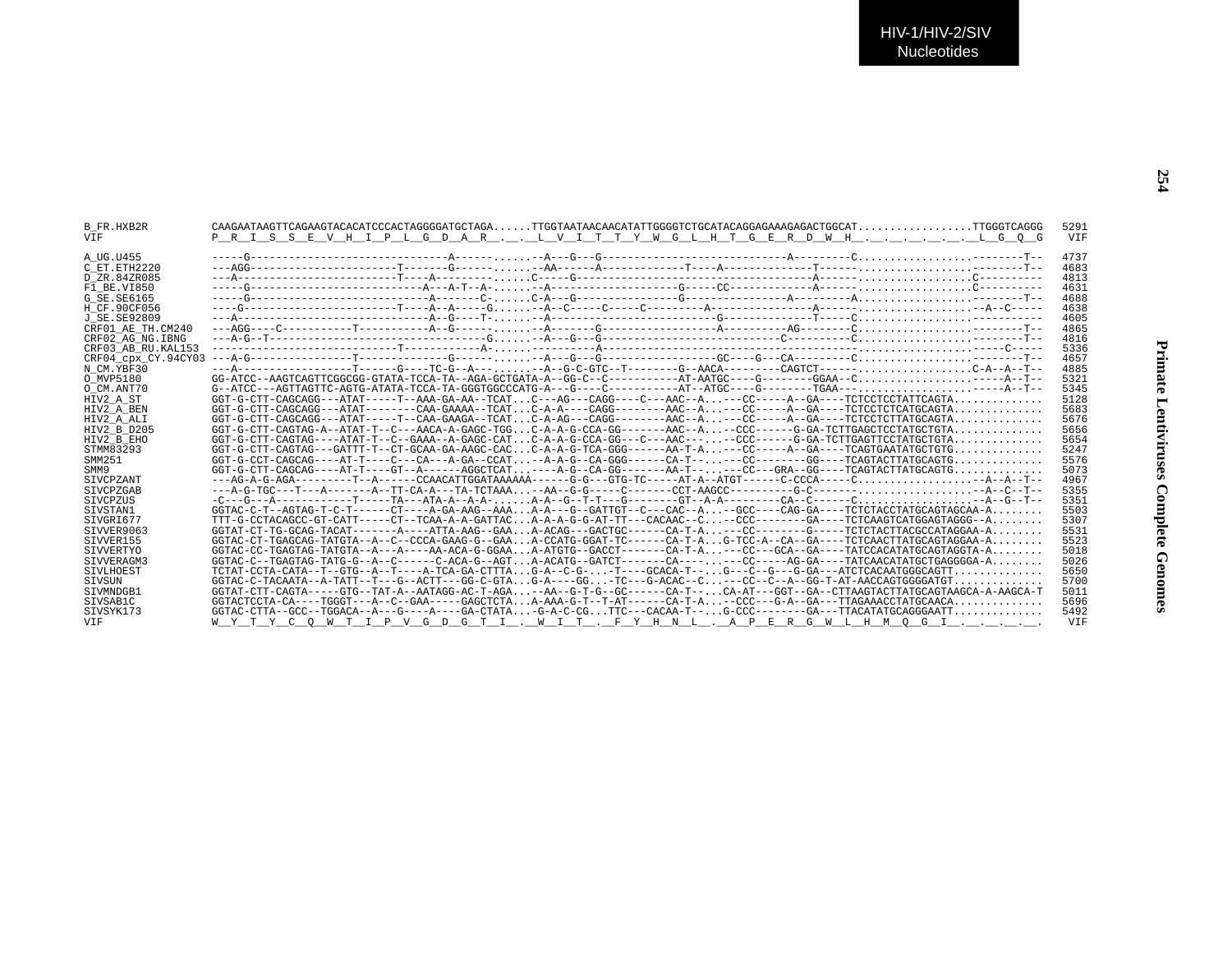```
B_FR.HXB2R          CAAGAATAAGTTCAGAAGTACACATCCCACTAGGGGATGCTAGA......TTGGTAATAACAACATATTGGGGTCTGCATACAGGAGAAAGAGACTGGCAT.................TTGGGTCAGGG  5291
VIF                 P__R__I__S__S__E__V__H__I__P__L__G__D__A__R__.__.__L__V__I__T__T__Y__W__G__L__H__T__G__E__R__D__W__H__.__.__.__.__.__.__L__G__Q__G   VIF

A_UG.U455           -----G------------------------------A------......-A---G---G-----------------------------A---------C.................--------T--  4737
C_ET.ETH2220        ---AGG----------------------T-------G------......-AA------A------------T----A-------------T------.................--------T--  4683
D_ZR.84ZR085        ---A------------------------T----A-----------......C-----G-------------------------------------A------.................C----------  4813
F1_BE.VI850         -----G--------------------------A---A-T--A-......-A---------------------G-----CC------------A------.................C----------  4631
G_SE.SE6165         -----G--------------------------A-------C-......C-A---G-----------------G-----------------A---------A.................--------T--  4688
H_CF.90CF056        ----G-----------------------T----A--A-----G......-A--C-----C-----C---------A---------------A------.................--A--C-----  4638
J_SE.SE92809        ---A------------------------------A--G----T-......-A-------------------------G--------------T-----C.................-----------  4605
CRF01_AE_TH.CM240   ---AGG----C-----------T-----------A--G------......-A-------G-----------------A---------AG--------C.................--------T--  4865
CRF02_AG_NG.IBNG    ---A-G--T------------------------------G......-A---G---G---------------------------C----------C.................--------T--  4816
CRF03_AB_RU.KAL153  ----------------------------T-----------A-......----------A---------------------------------------.................-----C-----  5336
CRF04_cpx_CY.94CY03 ---A-G----------------T-------------G------......-A---G---G-----------------GC----G---CA---------C.................--------T--  4657
N_CM.YBF30          ---A------------------T------G----TC-G--A--......-A--G-C-GTC--T--------G--AACA---------CAGTCT------.................C-A--A--T--  4885
O_MVP5180           GG-ATCC--AAGTCAGTTCGGCGG-GTATA-TCCA-TA--AGA-GCTGATA-A--GG-C--C----------AT-AATGC-----G--------GGAA--C.................-----A--T--  5321
O_CM.ANT70          G--ATCC---AGTTAGTTC-AGTG-ATATA-TCCA-TA-GGGTGGCCCATG-A---G----C-----------AT--ATGC----G--------TGAA---.................-----A--T--  5345
HIV2_A_ST           GGT-G-CTT-CAGCAGG---ATAT-----T--AAA-GA-AA--TCAT...C---AG---CAGG----C---AAC--A...---CC-----A--GA----TCTCCTCCTATTCAGTA..............  5128
HIV2_A_BEN          GGT-G-CTT-CAGCAGG---ATAT--------CAA-GAAAA--TCAT...C-A-A----CAGG--------AAC--A...---CC-----A--GA----TCTCCTCTCATGCAGTA..............  5683
HIV2_A_ALI          GGT-G-CTT-CAGCAGG---ATAT-----T--CAA-GAAGA--TCAT...C-A-AG---CAGG--------AAC--A...---CC-----A--GA----TCTCCTCTTATGCAGTA..............  5676
HIV2_B_D205         GGT-G-CTT-CAGTAG-A--ATAT-T--C---AACA-A-GAGC-TGG...C-A-A-G-CCA-GG-------AAC--A...--CCC------G-GA-TCTTGAGCTCCTATGCTGTA..............  5656
HIV2_B_EHO          GGT-G-CTT-CAGTAG----ATAT-T--C--GAAA--A-GAGC-CAT...C-A-A-G-CCA-GG---C---AAC---...--CCC------G-GA-TCTTGAGTTCCTATGCTGTA..............  5654
STMM83293           GGT-G-CTT-CAGTAG---GATTT-T--CT-GCAA-GA-AAGC-CAC...C-A-A-G-TCA-GGG------AA-T-A...---CC-----A--GA----TCAGTGAATATGCTGTG..............  5247
SMM251              GGT-G-CCT-CAGCAG----AT-T----C---CA---A-GA--CCAT...--A-A-G--CA-GGG------CA-T--...---CC--------GG----TCAGTACTTATGCAGTG..............  5576
SMM9                GGT-G-CTT-CAGCAG----AT-T----GT--A------AGGCTCAT...----A-G--CA-GG-------AA-T--...---CC---GRA--GG----TCAGTACTTATGCAGTG..............  5073
SIVCPZANT           ---AG-A-G-AGA---------T--A------CCAACATTGGATAAAAAA------G-G---GTG-TC-----AT-A--ATGT------C-CCCA-----C...................--A--A--T--  4967
SIVCPZGAB           ---A-G-TGC---T---A-------A--TT-CA-A---TA-TCTAAA...--AA--G-G-----C-------CCT-AAGCC----------G-C-------.................--A--C--T--  5355
SIVCPZUS            -C---G---A-----------T-----TA---ATA-A--A-A-......A-A--G--T-T---G--------GT--A-A---------CA--C------C.................--A--G--T--  5351
SIVSTAN1            GGTAC-C-T--AGTAG-T-C-T------CT----A-GA-AAG--AAA...A-A---G--GATTGT--C---CAC--A...--GCC----CAG-GA----TCTCTACCTATGCAGTAGCAA-A........  5503
SIVGRI677           TTT-G-CCTACAGCC-GT-CATT-----CT--TCAA-A-A-GATTAC...A-A-A-G-G-AT-TT---CACAAC--C...--CCC--------GA----TCTCAAGTCATGGAGTAGGG--A........  5307
SIVVER9063          GGTAT-CT-TG-GCAG-TACAT-------A----ATTA-AAG--GAA...A-ACAG---GACTGC------CA-T-A...---CC--------G-----TCTCTACTTACGCCATAGGAA-A........  5531
SIVVER155           GGTAC-CT-TGAGCAG-TATGTA--A--C--CCCA-GAAG-G--GAA...A-CCATG-GGAT-TC------CA-T-A...G-TCC-A--CA--GA----TCTCAACTTATGCAGTAGGAA-A........  5523
SIVVERTYO           GGTAC-CC-TGAGTAG-TATGTA--A---A----AA-ACA-G-GGAA...A-ATGTG--GACCT-------CA-T-A...---CC---GCA--GA----TATCCACATATGCAGTAGGTA-A........  5018
SIVVERAGM3          GGTAC-C--TGAGTAG-TATG-G--A--C------C-ACA-G--AGT...A-ACATG--GATCT-------CA----...---CC-----AG-GA----TATCAACATATGCTGAGGGGA-A........  5026
SIVLHOEST           TCTAT-CCTA-CATA--T--GTG--A--T----A-TCA-GA-CTTTA...G-A--C-G-...-T----GCACA-T--...G---C--G---G-GA---ATCTCACAATGGGCAGTT..............  5650
SIVSUN              GGTAC-C-TACAATA--A-TATT--T---G--ACTT---GG-C-GTA...G-A----GG...-TC---G-ACAC--C...---CC--C--A--GG-T-AT-AACCAGTGGGGATGT..............  5700
SIVMNDGB1           GGTAT-CTT-CAGTA-----GTG--TAT-A--AATAGG-AC-T-AGA...--AA--G-T-G--GC------CA-T--...CA-AT---GGT--GA--CTTAAGTACTTATGCAGTAAGCA-A-AAGCA-T  5011
SIVSAB1C            GGTACTCCTA-CA----TGGGT---A--C--GAA-----GAGCTCTA...A-AAA-G-T--T-AT------CA-T-A...--CCC---G-A--GA---TTAGAAACCTATGCAACA..............  5696
SIVSYK173           GGTAC-CTTA--GCC--TGGACA--A---G----A----GA-CTATA...-G-A-C-CG...TTC---CACAA-T--...G-CCC--------GA---TTACATATGCAGGGAATT..............  5492
VIF                 W__Y__T__Y__C__Q__W__T__I__P__V__G__D__G__T__I__.__W__I__T__.__F__Y__H__N__L__.__A__P__E__R__G__W__L__H__M__Q__G__I__.__.__.__.__.   VIF
```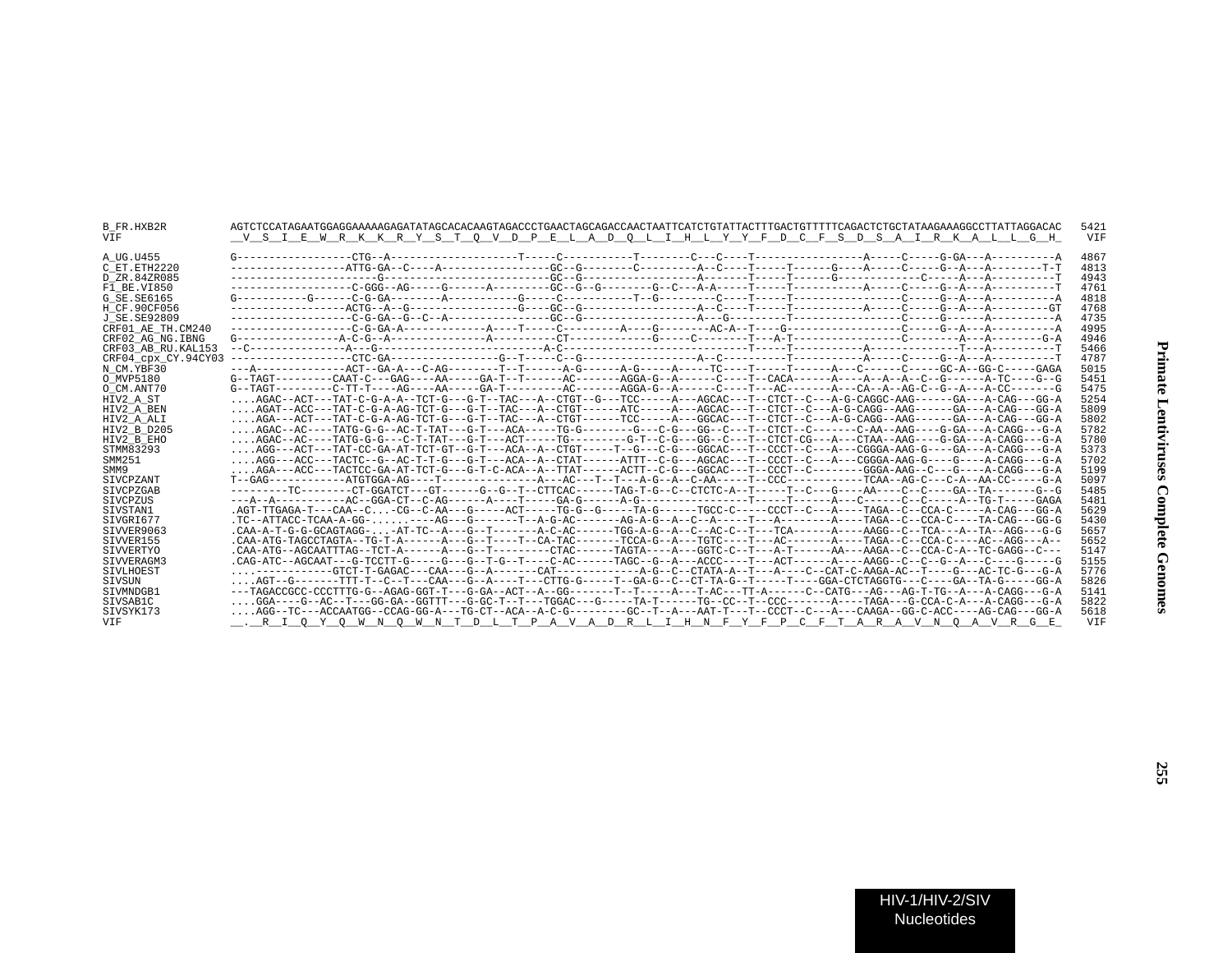```
B_FR.HXB2R          AGTCTCCATAGAATGGAGGAAAAAGAGATATAGCACACAAGTAGACCCTGAACTAGCAGACCAACTAATTCATCTGTATTACTTTGACTGTTTTTCAGACTCTGCTATAAGAAAGGCCTTATTAGGACAC  5421
VIF                 __V__S__I__E__W__R__K__K__R__Y__S__T__Q__V__D__P__E__L__A__D__Q__L__I__H__L__Y__Y__F__D__C__F__S__D__S__A__I__R__K__A__L__L__G__H_   VIF

A_UG.U455           G------------------CTG--A--------------------T-----C----------T--------C---C----T-----------------A-----C-----G-GA---A----------A  4867
C_ET.ETH2220        ------------------ATTG-GA--C-----A-----------------GC--G--------C---------A--C----T-----T------G----A-----C-----G--A---A--------T-T  4813
D_ZR.84ZR085        ---------------------G-------------------------GC--G---------------A-------T-----T-----G-------------C-----A---A----------T  4943
F1_BE.VI850         ------------------C-GGG--AG-----G------A---------GC--G--G---------G--C---A-A-----T-----T----------A-----C-----G--A---A----------T  4761
G_SE.SE6165         G-----------G------C-G-GA---------A-----------G-----C-----------T--G---------C----T-----T-----------------C-----G--A---A----------A  4818
H_CF.90CF056        ------------------ACTG--A--G-----------------G----GC--G-----------------A--C----T-----T----------A-----C-----G--A---A---------GT  4768
J_SE.SE92809        -------------------C-G-GA--G--C--A-----------------GC--G------------------A---G---------T-----------------C-----G------A----------A  4735
CRF01_AE_TH.CM240   -------------------C-G-GA-A-------------A----T-----C---------A----G--------AC-A--T----G-----------------C-----G--A---A----------A  4995
CRF02_AG_NG.IBNG    G----------------A-C-G--A----------------A-----------CT-------------G-----C--------T---A-T------------------C--------A---A--------G-A  4946
CRF03_AB_RU.KAL153  --C----------------A---G--------------------------A-C--------------------------------T-----T-----------A--------------T---A----------T  5466
CRF04_cpx_CY.94CY03 -------------------CTC-GA----------------G--T-----C--G------------------A--C----------T----------A-----C-----G--A---A----------T  4787
N_CM.YBF30          ---A-------------ACT--GA-A---C-AG--------T--T------A-G------A-G----A-----TC----T-----T-----A---C-----C-----GC-A--GG-C-----GAGA  5015
O_MVP5180           G--TAGT---------CAAT-C---GAG----AA-----GA-T--T------AC-------AGGA-G--A-------C----T--CACA------A----A--A--A--C--G------A-TC----G--G  5451
O_CM.ANT70          G--TAGT---------C-TT-T----AG----AA-----GA-T---------AC-------AGGA-G--A-------C----T---AC-------A---CA--A--AG-C--G--A---A-CC-------G  5475
HIV2_A_ST           ....AGAC--ACT---TAT-C-G-A-A--TCT-G---G-T--TAC---A--CTGT--G---TCC-----A---AGCAC---T--CTCT--C---A-G-CAGGC-AAG------GA---A-CAG---GG-A  5254
HIV2_A_BEN          ....AGAT--ACC---TAT-C-G-A-AG-TCT-G---G-T--TAC---A--CTGT------ATC-----A---AGCAC---T--CTCT--C---A-G-CAGG--AAG------GA---A-CAG---GG-A  5809
HIV2_A_ALI          ....AGA---ACT---TAT-C-G-A-AG-TCT-G---G-T--TAC---A--CTGT------TCC-----A---GGCAC---T--CTCT--C---A-G-CAGG--AAG------GA---A-CAG---GG-A  5802
HIV2_B_D205         ....AGAC--AC----TATG-G-G--AC-T-TAT---G-T---ACA-----TG-G--------G---C-G---GG--C---T--CTCT--C-------C-AA--AAG----G-GA---A-CAGG--G-A  5782
HIV2_B_EHO          ....AGAC--AC----TATG-G-G---C-T-TAT---G-T---ACT-----TG---------G-T--C-G---GG--C---T--CTCT-CG---A---CTAA--AAG----G-GA---A-CAGG--G-A  5780
STMM83293           ....AGG---ACT---TAT-CC-GA-AT-TCT-GT--G-T---ACA--A--CTGT-----T--G---C-G---GGCAC---T--CCCT--C---A---CGGGA-AAG-G----GA---A-CAGG--G-A  5373
SMM251              ....AGG---ACC---TACTC--G--AC-T-T-G---G-T---ACA--A--CTAT------ATTT--C-G---AGCAC---T--CCCT--C---A---CGGGA-AAG-G----G----A-CAGG---G-A  5702
SMM9                ....AGA---ACC---TACTCC-GA-AT-TCT-G---G-T-C-ACA--A--TTAT------ACTT--C-G---GGCAC---T--CCCT--C---------GGGA-AAG--C---G----A-CAGG---G-A  5199
SIVCPZANT           T--GAG------------ATGTGGA-AG----T---------------A---AC---T--T---A-G--A--C-AA-----T--CCC------------TCAA--AG-C---C-A--AA-CC-----G-A  5097
SIVCPZGAB           ---------TC--------CT-GGATCT---GT------G--G--T--CTTCAC------TAG-T-G--C--CTCTC-A--T-----T--C---G----AA----C--C----GA--TA-------G--G  5485
SIVCPZUS            ---A--A-----------AC--GGA-CT--C-AG------A----T-----GA-G------A-G-----------------T-----T------A---C------C--C-----A--TG-T-----GAGA  5481
SIVSTAN1            .AGT-TTGAGA-T---CAA--C...-CG--C-AA---G-----ACT-----TG-G--G-----TA-G------TGCC-C-----CCCT--C---A----TAGA--C--CCA-C-----A-CAG---GG-A  5629
SIVGRI677           .TC--ATTACC-TCAA-A-GG-.......----AG---G-------T--A-G-AC-------AG-A-G--A--C--A-----T---A--------A----TAGA--C--CCA-C-----TA-CAG---GG-G  5430
SIVVER9063          .CAA-A-T-G-G-GCAGTAGG-...-AT-TC--A---G--T-------A-C-AC------TGG-A-G--A--C--AC-C--T---TCA------A----AAGG--C--TCA---A--TA--AGG---G-G  5657
SIVVER155           .CAA-ATG-TAGCCTAGTA--TG-T-A------A---G--T-----T--CA-TAC-------TCCA-G--A---TGTC----T---AC-------A----TAGA--C--CCA-C-----AC--AGG---A--  5652
SIVVERTYO           .CAA-ATG--AGCAATTTAG--TCT-A------A---G--T---------CTAC------TAGTA----A---GGTC-C--T---A-T------AA---AAGA--C--CCA-C-A---TC-GAGG--C---  5147
SIVVERAGM3          .CAG-ATC--AGCAAT---G-TCCTT-G-----G---G--T-G--T----C-AC------TAGC--G--A---ACCC---T---ACT------A----AAGG--C--C--G--A---C----G-----G  5155
SIVLHOEST           ....-----------GTCT-T-GAGAC---CAA---G--A-------CAT-------------A-G--C--CTATA-A--T---A----C--CAT-C-AAGA-AC--T----G---AC-TC-G---G-A  5776
SIVSUN              ....AGT--G-------TTT-T--C--T---CAA---G--A----T---CTTG-G-----T--GA-G--C--CT-TA-G--T-----T----GGA-CTCTAGGTG---C----GA--TA-G-----GG-A  5826
SIVMNDGB1           ---TAGACCGCC-CCCTTTG-G--AGAG-GGT-T---G-GA--ACT--A--GG-------T--T-----A---T-AC---TT-A------C--CATG---AG---AG-T-TG--A---A-CAGG---G-A  5141
SIVSAB1C            ....GGA----G--AC--T---GG-GA--GGTTT---G-GC-T--T---TGGAC---G-----TA-T------TG--CC--T--CCC-------A----TAGA---G-CCA-C-A---A-CAGG---G-A  5822
SIVSYK173           ....AGG--TC---ACCAATGG--CCAG-GG-A---TG-CT--ACA--A-C-G---------GC--T--A---AAT-T---T--CCCT--C---A---CAAGA--GG-C-ACC----AG-CAG---GG-A  5618
VIF                 __.__R__I__Q__Y__Q__W__N__Q__W__N__T__D__L__T__P__A__V__A__D__R__L__I__H__N__F__Y__F__P__C__F__T__A__R__A__V__N__Q__A__V__R__G__E_   VIF
```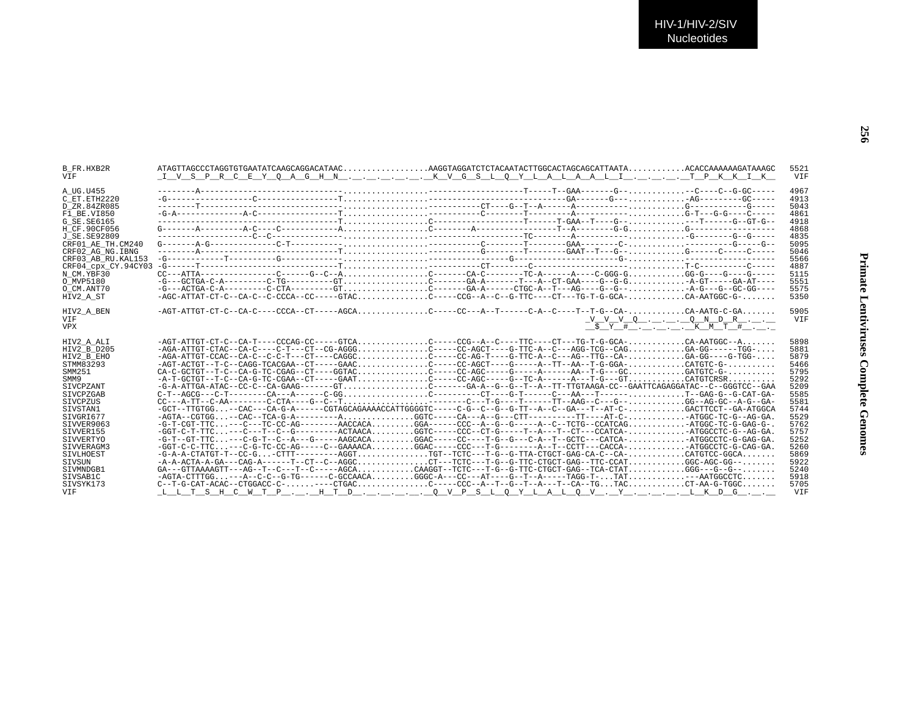```
B_FR.HXB2R          ATAGTTAGCCCTAGGTGTGAATATCAAGCAGGACATAAC.................AAGGTAGGATCTCTACAATACTTGGCACTAGCAGCATTAATA...........ACACCAAAAAAGATAAAGC  5521
VIF                 _I__V__S__P__R__C__E__Y__Q__A__G__H__N__.__.__.__.__.__.__K__V__G__S__L__Q__Y__L__A__L__A__A__L__I__.__.__.__.__T__P__K__K__I__K__   VIF

A_UG.U455           --------A-----------------------------.................-------------------------T-----T--GAA-------G--.............-C-----C--G-GC-----  4967
C_ET.ETH2220        -G------------------C----------------T.................--------------------------GA-------G---...........-AG---------GC-----  4913
D_ZR.84ZR085        --------T----------------------------.................-----------CT----G--T--A------A-----------............G-----------G-----  5043
F1_BE.VI850         -G-A-------------A-C-----------------T.................-----------C--------T--------A-----------............G-T---G-G----C-----  4861
G_SE.SE6165         -------------------------------------T.................C-----------------T------T-GAA--T----G--...........---T------G--GT-G--  4918
H_CF.90CF056        G-------A---------A-C----C-----------A.................C--------A----------------T--A--------G-G............G-----------------  4868
J_SE.SE92809        --------------------C--C--------------.................-------------------TC--------A-----------............-G--------G--G-----  4835
CRF01_AE_TH.CM240   G-------A-G-------------C-T----------.................-----------C--------T--------GAA-------G-...........----------G-----G--  5095
CRF02_AG_NG.IBNG    --------A----------------------------T.................-----------G--------T--------GAAT--T---G--............G------C-----C-----  5046
CRF03_AB_RU.KAL153  -G------------T----------G----------.................-------------------G---------------------G-................................  5566
CRF04_cpx_CY.94CY03 -G------T----------------------------T.................----------CT--------C-----------------------............T-C----------C-----  4887
N_CM.YBF30          CC---ATTA--------------C------G--C--A.................C-------CA-C--------TC-A------A----C-GGG-G............GG-G----G---G-----  5115
O_MVP5180           -G---GCTGA-C-A---------C-TG----------GT.................C-------GA-A-------T---A--CT-GAA----G--G-G............-A-GT-----GA-AT----  5551
O_CM.ANT70          -G---ACTGA-C-A---------C-CTA---------GT.................C-------GA-A------CTGC-A--T---AG----G--G--............-A-G---G--GC-GG----  5575
HIV2_A_ST           -AGC-ATTAT-CT-C--CA-C--C-CCCA--CC-----GTAC...............C-----CCG--A--C--G-TTC----CT---TG-T-G-GCA-............CA-AATGGC-G-.......  5350

HIV2_A_BEN          -AGT-ATTGT-CT-C--CA-C----CCCA--CT-----AGCA...............C-----CC---A--T------C-A--C----T--T-G--CA-............CA-AATG-C-GA.......  5905
VIF                                                                                                        _V__V__V__Q__.__.__.__Q__N__D__R__.__.__   VIF
VPX                                                                                                        __$__Y__#__.__.__.__.__K__M__T__#__.__._

HIV2_A_ALI          -AGT-ATTGT-CT-C--CA-T----CCCAG-CC-----GTCA...............C-----CCG--A--C----TTC----CT---TG-T-G-GCA-............CA-AATGGC--A.......  5898
HIV2_B_D205         -AGA-ATTGT-CTAC--CA-C----C-T---CT--CG-AGGG...............C-----CC-AGCT----G-TTC-A--C---AGG-TCG--CAG............GA-GG------TGG-....  5881
HIV2_B_EHO          -AGA-ATTGT-CCAC--CA-C--C-C-T---CT----CAGGC...............C-----CC-AG-T----G-TTC-A--C---AG--TTG--CA-............GA-GG----G-TGG-....  5879
STMM83293           -AGT-ACTGT--T-C--CAGG-TCACGAA--CT-----GAAC...............C-----CC-AGCT----G-----A--TT--AA--T-G-GGA-............CATGTC-G-..........  5466
SMM251              CA-C-GCTGT--T-C--CA-G-TC-CGAG--CT----GGTAC...............C-----CC-AGC-----G-----A------AA--T-G---GC............GATGTC-G-..........  5795
SMM9                -A-T-GCTGT--T-C--CA-G-TC-CGAA--CT-----GAAT...............C-----CC-AGC-----G--TC-A------A---T-G---GT............CATGTCRSR..........  5292
SIVCPZANT           -G-A-ATTGA-ATAC--CC-C--CA-GAAG-------GT.................C-------GA-A--G--G--T--A--TT-TTGTAAGA-CC--GAATTCAGAGGATAC--C--GGGTCC--GAA  5209
SIVCPZGAB           C-T--AGCG---C-T--------CA---A------C-GG.................C----------CT----G-T------C---AA---T------............T--GAG-G--G-CAT-GA-  5585
SIVCPZUS            CC---A-TT--C-AA--------C-CTA----G---C--T.................-------C---T-G----T------TT--AAG--C---G--............GG--AG-GC--A-G--GA-  5581
SIVSTAN1            -GCT--TTGTGG...--CAC---CA-G-A------CGTAGCAGAAAACCATTGGGGTC-----C-G--C--G--G-TT--A--C--GA---T--AT-C-............GACTTCCT--GA-ATGGCA  5744
SIVGRI677           -AGTA--CGTGG...--CAC--TCA-G-A---------A...............GGTC-----CA---A--G---CTT---------TT----AT-C-............-ATGGC-TC-G--AG-GA.  5529
SIVVER9063          -G-T-CGT-TTC...---C---TC-CC-AG--------AACCACA.........GGA------CCC--A--G--G-----A--C--TCTG--CCATCAG............-ATGGC-TC-G-GAG-G-.  5762
SIVVER155           -GGT-C-T-TTC...---C---T--C--G---------ACTAACA.........GGTC-----CCC--CT-G-----T--A---T--CT---CCATCA-............-ATGGCCTC-G--AG-GA.  5757
SIVVERTYO           -G-T--GT-TTC...---C-G-T--C--A---G-----AAGCACA.........GGAC-----CC----T-G--G---C-A--T--GCTC---CATCA-............-ATGGCCTC-G-GAG-GA.  5252
SIVVERAGM3          -GGT-C-C-TTC...---C-G-TC-CC-AG-----C--GAAAACA.........GGAC-----CCC---T-G--------A--T--CCTT---CACCA-............-ATGGCCTC-G-CAG-GA.  5260
SIVLHOEST           -G-A-A-CTATGT-T--CC-G...-CTTT---------AGGT...............TGT--TCTC---T-G--G-TTA-CTGCT-GAG-CA-C--CA-............CATGTCC-GGCA.......  5869
SIVSUN              -A-A-ACTA-A-GA---CAG-A------T--CT--C--AGGC...............CT---TCTC---T-G--G-TTC-CTGCT-GAG--TTC-CCAT............GGC-AGC-GG--.......  5922
SIVMNDGB1           GA---GTTAAAAGTT---AG--T--C---T--C------AGCA...........CAAGGT--TCTC---T-G--G-TTC-CTGCT-GAG--TCA-CTAT............GGG---G--G--.......  5240
SIVSAB1C            -AGTA-CTTTGG...---A--C-C--G-TG------C-GCCAACA.........GGGC-A---CC---AT----G--T--A-----TAGG-T-...TAT............---AATGGCCTC.......  5918
SIVSYK173           C--T-G-CAT-ACAC--CTGGACC-C-......----CTGAC...............C-----CCC--A--T--G--T--A---T--CA--TG...TAC............CT-AA-G-TGGC.......  5705
VIF                 _L__L__T__S__H__C__W__T__P__.__.__H__T__D__.__.__.__.__.__.__Q__V__P__S__L__Q__Y__L__A__L__Q__V__.__Y__.__.__.__.__L__K__D__G__.__.__   VIF
```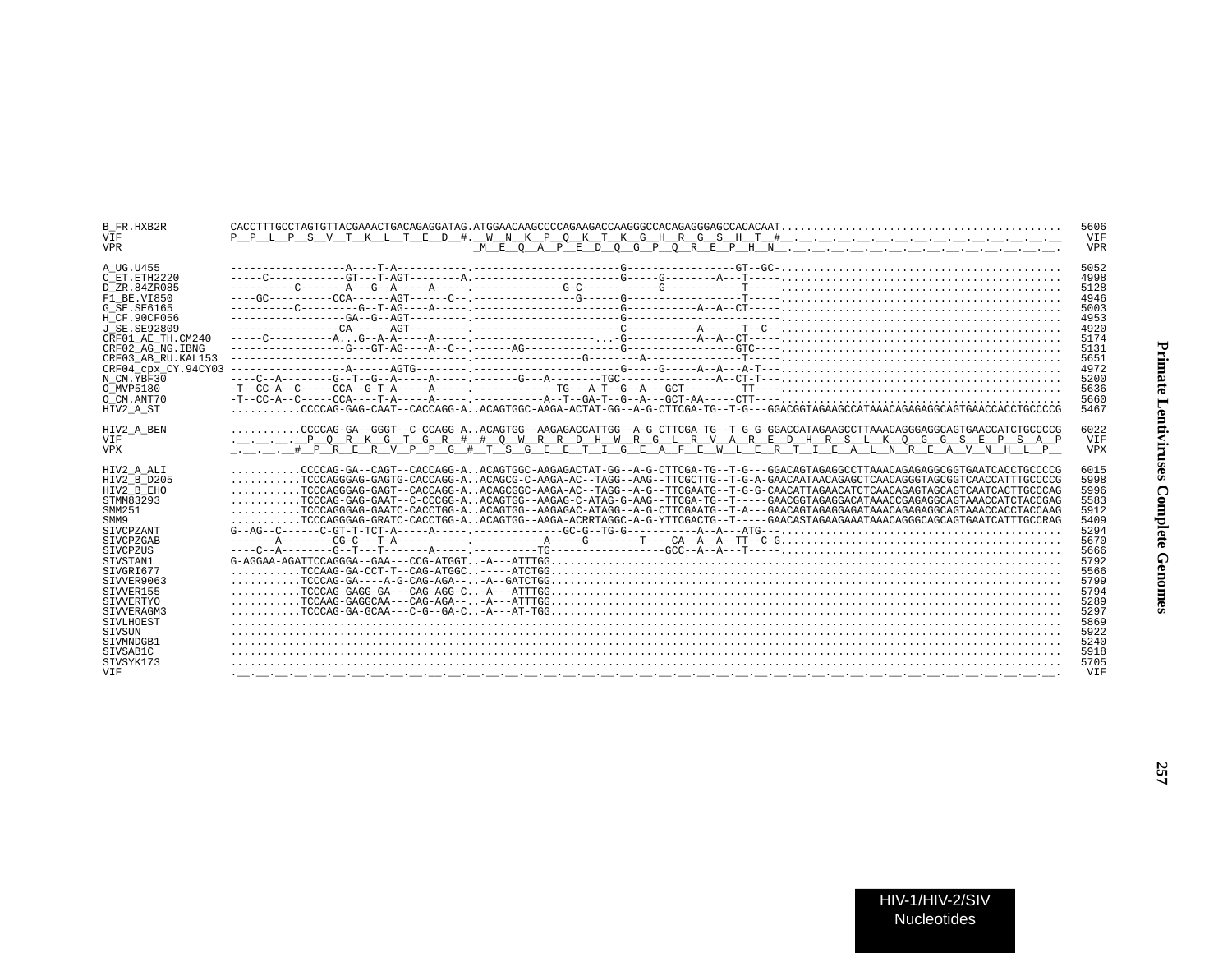```
B_FR.HXB2R          CACCTTTGCCTAGTGTTACGAAACTGACAGAGGATAG.ATGGAACAAGCCCCAGAAGACCAAGGGCCACAGAGGGAGCCACACAAT...........................................  5606
VIF                 P__P__L__P__S__V__T__K__L__T__E__D__#.__W__N__K__P__Q__K__T__K__G__H__R__G__S__H__T__#__.__.__.__.__.__.__.__.__.__.__.__.__.__.__.__  VIF
VPR                                                      _M__E__Q__A__P__E__D__Q__G__P__Q__R__E__P__H__N__.__.__.__.__.__.__.__.__.__.__.__.__.__.__.  VPR

A_UG.U455           ------------------A----T-A-----------.----------------------G----------------GT--GC-.........................................  5052
C_ET.ETH2220        -----C------------GT---T-AGT--------A.----------------------G-----G--------A---T----.........................................  4998
D_ZR.84ZR085        ----------C-------A---G--A-----A-----.-------------G-C-----------G-----------T----..........................................  5128
F1_BE.VI850         ----GC-----------CCA------AGT------C--.---------------G-------G---------------T----.........................................  4946
G_SE.SE6165         ----------C---------G--T-AG----A-----.----------------------G-----------A--A--CT----.........................................  5003
H_CF.90CF056        ------------------GA--G--AGT---------.----------------------G-----------------------.........................................  4953
J_SE.SE92809        -----------------CA------AGT---------.----------------------C-----------A------T--C-.........................................  4920
CRF01_AE_TH.CM240   -----C----------A...G--A-A-----A-----.-------------------...-G-----------A--A--CT-----.......................................  5174
CRF02_AG_NG.IBNG    ------------------G---GT-AG----A--C--.------AG---------------G----------------GTC----.........................................  5131
CRF03_AB_RU.KAL153  -------------------------------------.--------------G---------A---------------T----..........................................  5651
CRF04_cpx_CY.94CY03 ----------------A------AGTG---------.----------------------G-----G-----A--A---A-T--.........................................  4972
N_CM.YBF30          ----C--A--------G--T--G--A-----A-----.------G---A--------TGC----------------A--CT-T--.........................................  5200
O_MVP5180           -T--CC-A--C-----CCA--G-T-A-----A-----.-------------TG---A-T--G--A---GCT----------TT--.........................................  5636
O_CM.ANT70          -T--CC-A--C-----CCA----T-A-----A-----.-----------A--T--GA-T--G--A---GCT-AA-----CTT--..........................................  5660
HIV2_A_ST           ..........CCCCAG-GAG-CAAT--CACCAGG-A..ACAGTGGC-AAGA-ACTAT-GG--A-G-CTTCGA-TG--T-G---GGACGGTAGAAGCCATAAACAGAGAGGCAGTGAACCACCTGCCCCG  5467

HIV2_A_BEN          ..........CCCCAG-GA--GGGT--C-CCAGG-A..ACAGTGG--AAGAGACCATTGG--A-G-CTTCGA-TG--T-G-G-GGACCATAGAAGCCTTAAACAGGGAGGCAGTGAACCATCTGCCCCG  6022
VIF                 .__.__.__.__P__Q__R__K__G__T__G__R__#__#__Q__W__R__R__D__H__W__R__G__L__R__V__A__R__E__D__H__R__S__L__K__Q__G__G__S__E__P__S__A__P  VIF
VPX                 _.__.__.__#__P__R__E__R__V__P__P__G__#__T__S__G__E__E__T__I__G__E__A__F__E__W__L__E__R__T__I__E__A__L__N__R__E__A__V__N__H__L__P__  VPX

HIV2_A_ALI          ..........CCCCAG-GA--CAGT--CACCAGG-A..ACAGTGGC-AAGAGACTAT-GG--A-G-CTTCGA-TG--T-G---GGACAGTAGAGGCCTTAAACAGAGAGGCGGTGAATCACCTGCCCCG  6015
HIV2_B_D205         ..........TCCCAGGGAG-GAGTG-CACCAGG-A..ACAGCG-C-AAGA-AC--TAGG--AAG--TTCGCTTG--T-G-A-GAACAATAACAGAGCTCAACAGGGTAGCGGTCAACCATTTGCCCCG  5998
HIV2_B_EHO          ..........TCCCAGGGAG-GAGT--CACCAGG-A..ACAGCGGC-AAGA-AC--TAGG--A-G--TTCGAATG--T-G-G-CAACATTAGAACATCTCAACAGAGTAGCAGTCAATCACTTGCCCAG  5996
STMM83293           ..........TCCCAG-GAG-GAAT--C-CCCGG-A..ACAGTGG--AAGAG-C-ATAG-G-AAG--TTCGA-TG--T-----GAACGGTAGAGGACATAAACCGAGAGGCAGTAAACCATCTACCGAG  5583
SMM251              ..........TCCCAGGGAG-GAATC-CACCTGG-A..ACAGTGG--AAGAGAC-ATAGG--A-G-CTTCGAATG--T-A---GAACAGTAGAGGAGATAAACAGAGAGGCAGTAAACCACCTACCAAG  5912
SMM9                ..........TCCCAGGGAG-GRATC-CACCTGG-A..ACAGTGG--AAGA-ACRRTAGGC-A-G-YTTCGACTG--T-----GAACASTAGAAGAAATAAACAGGGCAGCAGTGAATCATTTGCCRAG  5409
SIVCPZANT           G--AG--C------C-GT-T-TCT-A-----A-----.-------------GC-G--TG-G-----------A--A---ATG--.........................................  5294
SIVCPZGAB           -------A--------CG-C---T-A-----------.-----------A-----G--------T----CA--A--A--TT--C-G.........................................  5670
SIVCPZUS            ----C--A--------G--T---T-------A-----.----------TG-----------------GCC--A--A---T-----.........................................  5666
SIVSTAN1            G-AGGAA-AGATTCCAGGGA--GAA---CCG-ATGGT..-A---ATTTGG.........................................................................  5792
SIVGRI677           ..........TCCAAG-GA-CCT-T--CAG-ATGGC..-----ATCTGG.........................................................................  5566
SIVVER9063          ..........TCCCAG-GA----A-G-CAG-AGA--..-A--GATCTGG..........................................................................  5799
SIVVER155           ..........TCCCAG-GAGG-GA---CAG-AGG-C..-A---ATTTGG..........................................................................  5794
SIVVERTYO           ..........TCCAAG-GAGGCAA---CAG-AGA--..-A---ATTTGG..........................................................................  5289
SIVVERAGM3          ..........TCCCAG-GA-GCAA---C-G--GA-C..-A---AT-TGG..........................................................................  5297
SIVLHOEST           ..........................................................................................................................  5869
SIVSUN              ..........................................................................................................................  5922
SIVMNDGB1           ..........................................................................................................................  5240
SIVSAB1C            ..........................................................................................................................  5918
SIVSYK173           ..........................................................................................................................  5705
VIF                 .__.__.__.__.__.__.__.__.__.__.__.__.__.__.__.__.__.__.__.__.__.__.__.__.__.__.__.__.__.__.__.__.__.__.__.__.__.__.__.__.__.__.__.  VIF
```

HIV-1/HIV-2/SIV Nucleotides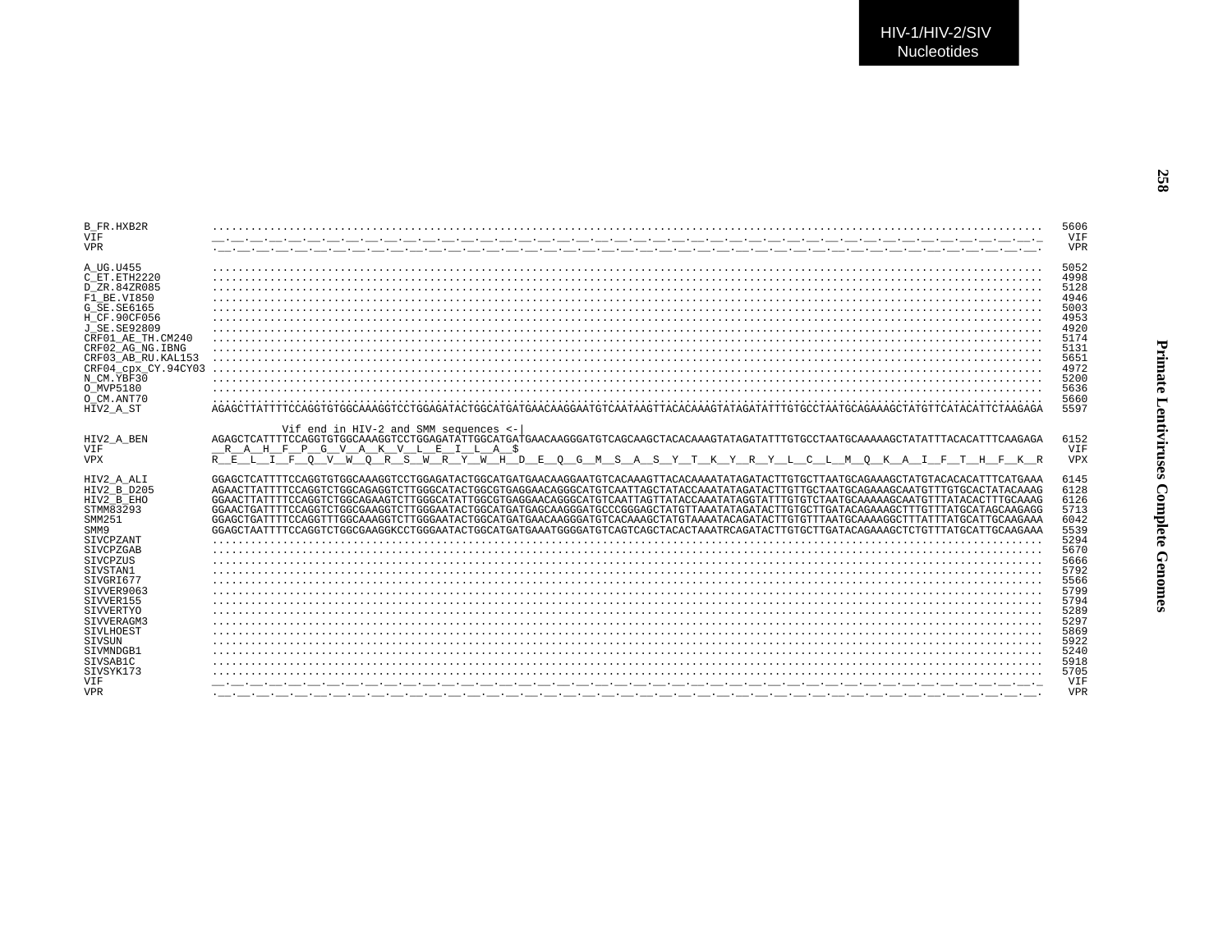```
B_FR.HXB2R          ........................................................................................................................  5606
VIF                 _._._._._._._._._._._._._._._._._._._._._._._._._._._._._._._._._._._._._._._._._._._._._._._._._._._._._._._._._._._._._.  VIF
VPR                 ._._._._._._._._._._._._._._._._._._._._._._._._._._._._._._._._._._._._._._._._._._._._._._._._._._._._._._._._._._._._._  VPR

A_UG.U455           ........................................................................................................................  5052
C_ET.ETH2220        ........................................................................................................................  4998
D_ZR.84ZR085        ........................................................................................................................  5128
F1_BE.VI850         ........................................................................................................................  4946
G_SE.SE6165         ........................................................................................................................  5003
H_CF.90CF056        ........................................................................................................................  4953
J_SE.SE92809        ........................................................................................................................  4920
CRF01_AE_TH.CM240   ........................................................................................................................  5174
CRF02_AG_NG.IBNG    ........................................................................................................................  5131
CRF03_AB_RU.KAL153  ........................................................................................................................  5651
CRF04_cpx_CY.94CY03 ........................................................................................................................  4972
N_CM.YBF30          ........................................................................................................................  5200
O_MVP5180           ........................................................................................................................  5636
O_CM.ANT70          ........................................................................................................................  5660
HIV2_A_ST           AGAGCTTATTTTCCAGGTGTGGCAAAGGTCCTGGAGATACTGGCATGATGAACAAGGAATGTCAATAAGTTACACAAAGTATAGATATTTGTGCCTAATGCAGAAAGCTATGTTCATACATTCTAAGAGA  5597

                               Vif end in HIV-2 and SMM sequences <-|
HIV2_A_BEN          AGAGCTCATTTTCCAGGTGTGGCAAAGGTCCTGGAGATATTGGCATGATGAACAAGGGATGTCAGCAAGCTACACAAAGTATAGATATTTGTGCCTAATGCAAAAAGCTATATTTACACATTTCAAGAGA  6152
VIF                 __R__A__H__F__P__G__V__A__K__V__L__E__I__L__A__$                                                                         VIF
VPX                 R__E__L__I__F__Q__V__W__Q__R__S__W__R__Y__W__H__D__E__Q__G__M__S__A__S__Y__T__K__Y__R__Y__L__C__L__M__Q__K__A__I__F__T__H__F__K__R  VPX

HIV2_A_ALI          GGAGCTCATTTTCCAGGTGTGGCAAAGGTCCTGGAGATACTGGCATGATGAACAAGGAATGTCACAAAGTTACACAAAATATAGATACTTGTGCTTAATGCAGAAAGCTATGTACACACATTTCATGAAA  6145
HIV2_B_D205         AGAACTTATTTTCCAGGTCTGGCAGAGGTCTTGGGCATACTGGCGTGAGGAACAGGGCATGTCAATTAGCTATACCAAATATAGATACTTGTTGCTAATGCAGAAAGCAATGTTTGTGCACTATACAAAG  6128
HIV2_B_EHO          GGAACTTATTTTCCAGGTCTGGCAGAAGTCTTGGGCATATTGGCGTGAGGAACAGGGCATGTCAATTAGTTATACCAAATATAGGTATTTGTGTCTAATGCAAAAGCAATGTTTATACACTTTGCAAAG  6126
STMM83293           GGAACTGATTTTCCAGGTCTGGCGAAGGTCTTGGGAATACTGGCATGATGAGCAAGGGATGCCCGGGAGCTATGTTAAATATAGATACTTGTGCTTGATACAGAAAGCTTTGTTTATGCATAGCAAGAGG  5713
SMM251              GGAGCTGATTTTCCAGGTTTGGCAAAGGTCTTGGGAATACTGGCATGATGAACAAGGGATGTCACAAAGCTATGTAAAATACAGATACTTGTGTTTAATGCAAAAGGCTTTATTTATGCATTGCAAGAAA  6042
SMM9                GGAGCTAATTTTCCAGGTCTGGCGAAGGKCCTGGGAATACTGGCATGATGAAATGGGGATGTCAGTCAGCTACACTAAATRCAGATACTTGTGCTTGATACAGAAAGCTCTGTTTATGCATTGCAAGAAA  5539
SIVCPZANT           ........................................................................................................................  5294
SIVCPZGAB           ........................................................................................................................  5670
SIVCPZUS            ........................................................................................................................  5666
SIVSTAN1            ........................................................................................................................  5792
SIVGRI677           ........................................................................................................................  5566
SIVVER9063          ........................................................................................................................  5799
SIVVER155           ........................................................................................................................  5794
SIVVERTYO           ........................................................................................................................  5289
SIVVERAGM3          ........................................................................................................................  5297
SIVLHOEST           ........................................................................................................................  5869
SIVSUN              ........................................................................................................................  5922
SIVMNDGB1           ........................................................................................................................  5240
SIVSAB1C            ........................................................................................................................  5918
SIVSYK173           ........................................................................................................................  5705
VIF                 _._._._._._._._._._._._._._._._._._._._._._._._._._._._._._._._._._._._._._._._._._._._._._._._._._._._._._._._._._._._.  VIF
VPR                 ._._._._._._._._._._._._._._._._._._._._._._._._._._._._._._._._._._._._._._._._._._._._._._._._._._._._._._._._._._._._._  VPR
```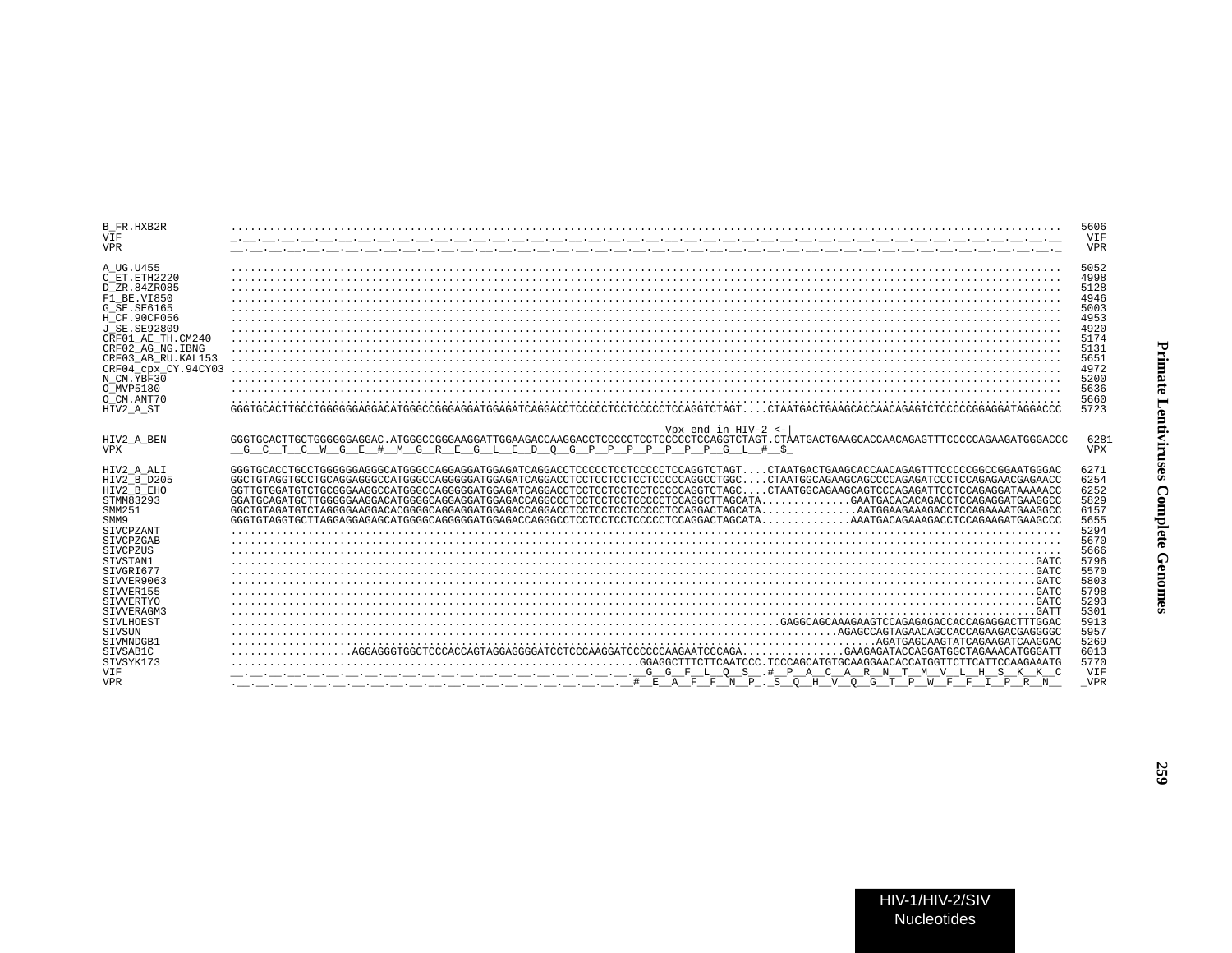```
B_FR.HXB2R          ..........................................................................................................................  5606
VIF                 _._.__.__.__.__.__.__.__.__.__.__.__.__.__.__.__.__.__.__.__.__.__.__.__.__.__.__.__.__.__.__.__.__.__.__.__.__.__.__.__.__.__  VIF
VPR                 __.__.__.__.__.__.__.__.__.__.__.__.__.__.__.__.__.__.__.__.__.__.__.__.__.__.__.__.__.__.__.__.__.__.__.__.__.__.__.__.__.__._  VPR

A_UG.U455           ..........................................................................................................................  5052
C_ET.ETH2220        ..........................................................................................................................  4998
D_ZR.84ZR085        ..........................................................................................................................  5128
F1_BE.VI850         ..........................................................................................................................  4946
G_SE.SE6165         ..........................................................................................................................  5003
H_CF.90CF056        ..........................................................................................................................  4953
J_SE.SE92809        ..........................................................................................................................  4920
CRF01_AE_TH.CM240   ..........................................................................................................................  5174
CRF02_AG_NG.IBNG    ..........................................................................................................................  5131
CRF03_AB_RU.KAL153  ..........................................................................................................................  5651
CRF04_cpx_CY.94CY03 ..........................................................................................................................  4972
N_CM.YBF30          ..........................................................................................................................  5200
O_MVP5180           ..........................................................................................................................  5636
O_CM.ANT70          ..........................................................................................................................  5660
HIV2_A_ST           GGGTGCACTTGCCTGGGGGGAGGACATGGGCCGGGAGGATGGAGATCAGGACCTCCCCCTCCTCCCCCTCCAGGTCTAGT....CTAATGACTGAAGCACCAACAGAGTCTCCCCCGGAGGATAGGACCC  5723

                                                                   Vpx end in HIV-2 <-|
HIV2_A_BEN          GGGTGCACTTGCTGGGGGGAGGAC.ATGGGCCGGGAAGGATTGGAAGACCAAGGACCTCCCCCTCCTCCCCCTCCAGGTCTAGT.CTAATGACTGAAGCACCAACAGAGTTTCCCCCAGAAGATGGGACCC  6281
VPX                 __G__C__T__C__W__G__E__#__M__G__R__E__G__L__E__D__Q__G__P__P__P__P__P__P__P__G__L__#__$_                                        VPX

HIV2_A_ALI          GGGTGCACCTGCCTGGGGGGAGGGCATGGGCCAGGAGGATGGAGATCAGGACCTCCCCCTCCTCCCCCTCCAGGTCTAGT....CTAATGACTGAAGCACCAACAGAGTTTCCCCCGGCCGGAATGGGAC  6271
HIV2_B_D205         GGCTGTAGGTGCCTGCAGGAGGGCCATGGGCCAGGGGGATGGAGATCAGGACCTCCTCCTCCTCCTCCCCCAGGCCTGGC....CTAATGGCAGAAGCAGCCCCAGAGATCCCTCCAGAGAACGAGAACC  6254
HIV2_B_EHO          GGTTGTGGATGTCTGCGGGAAGGCCATGGGCCAGGGGGATGGAGATCAGGACCTCCTCCTCCTCCTCCCCCAGGTCTAGC....CTAATGGCAGAAGCAGTCCCAGAGATTCCTCCAGAGGATAAAAACC  6252
STMM83293           GGATGCAGATGCTTGGGGGAAGGACATGGGGCAGGAGGATGGAGACCAGGCCCTCCTCCTCCTCCCCCTCCAGGCTTAGCATA.............GAATGACACACAGACCTCCAGAGGATGAAGGCC  5829
SMM251              GGCTGTAGATGTCTAGGGGAAGGACACGGGGCAGGAGGATGGAGACCAGGACCTCCTCCTCCTCCCCCTCCAGGACTAGCATA..............AATGGAAGAAAGACCTCCAGAAAATGAAGGCC  6157
SMM9                GGGTGTAGGTGCTTAGGAGGAGAGCATGGGGCAGGGGGATGGAGACCAGGGCCTCCTCCTCCTCCCCCTCCAGGACTAGCATA.............AAATGACAGAAAGACCTCCAGAAGATGAAGCCC  5655
SIVCPZANT           ..........................................................................................................................  5294
SIVCPZGAB           ..........................................................................................................................  5670
SIVCPZUS            ..........................................................................................................................  5666
SIVSTAN1            ......................................................................................................................GATC  5796
SIVGRI677           ......................................................................................................................GATC  5570
SIVVER9063          ......................................................................................................................GATC  5803
SIVVER155           ......................................................................................................................GATC  5798
SIVVERTYO           ......................................................................................................................GATC  5293
SIVVERAGM3          ......................................................................................................................GATT  5301
SIVLHOEST           ............................................................................GAGGCAGCAAAGAAGTCCAGAGAGACCACCAGAGGACTTTGGAC  5913
SIVSUN              .....................................................................................AGAGCCAGTAGAACAGCCACCAGAAGACGAGGGGC  5957
SIVMNDGB1           ..........................................................................................AGATGAGCAAGTATCAGAAGATCAAGGAC  5269
SIVSAB1C            ..................AGGAGGGTGGCTCCCACCAGTAGGAGGGGATCCTCCCAAGGATCCCCCCAAGAATCCCAGA...............GAAGAGATACCAGGATGGCTAGAAACATGGGATT  6013
SIVSYK173           ..........................................................GGAGGCTTTCTTCAATCCC.TCCCAGCATGTGCAAGGAACACCATGGTTCTTCATTCCAAGAAATG  5770
VIF                 __.__.__.__.__.__.__.__.__.__.__.__.__.__.__.__.__.__.__.__.__.__.__.__G__G__F__L__Q__S__.#__P__A__C__A__R__N__T__M__V__L__H__S__K__K__C  VIF
VPR                 .__.__.__.__.__.__.__.__.__.__.__.__.__.__.__.__.__.__.__.__.__.__.__.__#__E__A__F__F__N__P_._S__Q__H__V__Q__G__T__P__W__F__F__I__P__R__N__  _VPR
```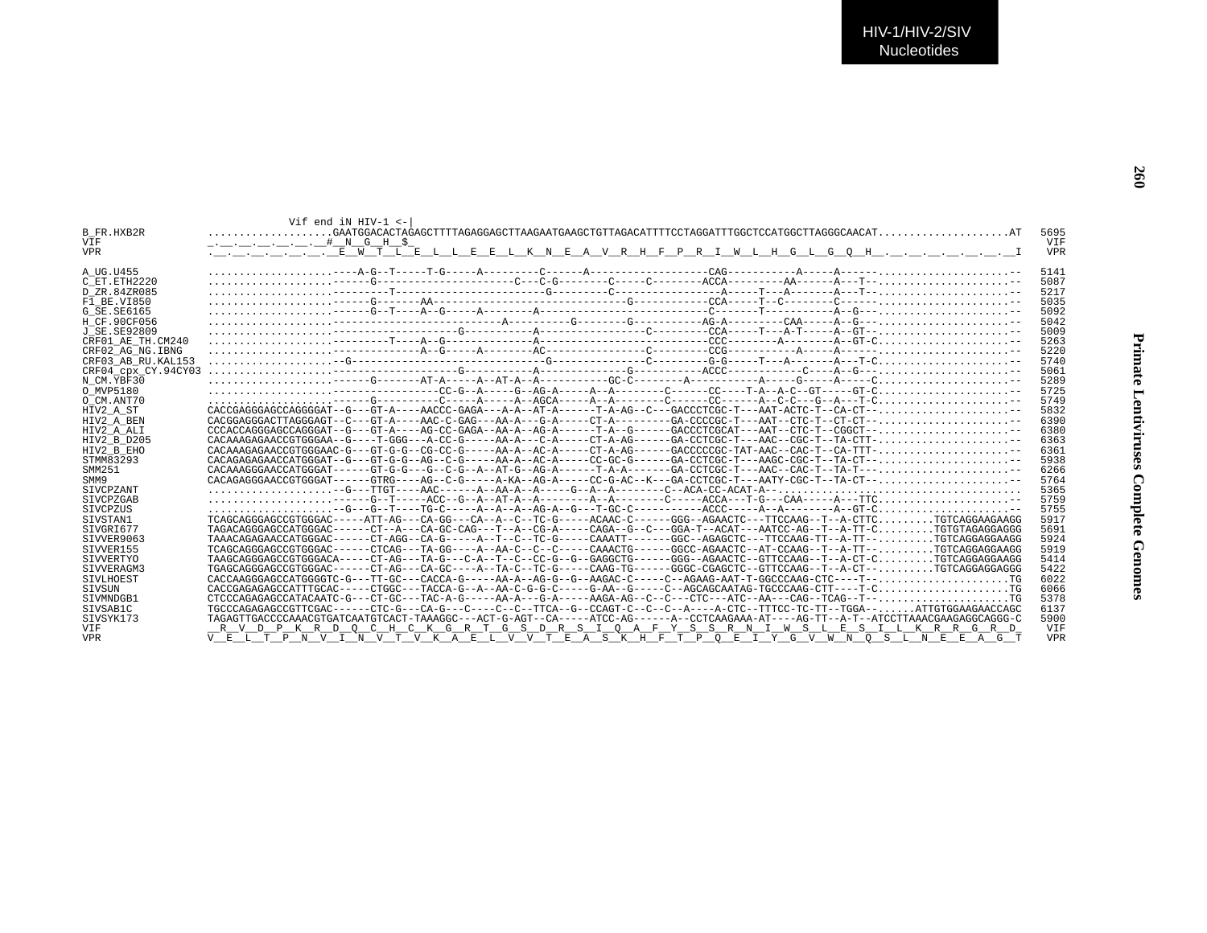```
                       Vif end iN HIV-1 <-|
B_FR.HXB2R          ....................GAATGGACACTAGAGCTTTTAGAGGAGCTTAAGAATGAAGCTGTTAGACATTTTCCTAGGATTTGGCTCCATGGCTTAGGGCAACAT.....................AT  5695
VIF                 _.__.__.__.__.__.__#__N__G__H__$_                                                                                         VIF
VPR                 .__.__.__.__.__.__.__E__W__T__L__E__L__L__E__E__L__K__N__E__A__V__R__H__F__P__R__I__W__L__H__G__L__G__Q__H__.__.__.__.__.__.__.__I  VPR

A_UG.U455           ....................----A-G--T-----T-G-----A---------C------A------------------CAG----------A-----A-----.....................--  5141
C_ET.ETH2220        ....................------G----------------------C---C-G--------C-----C--------ACCA---------AA------A---T-.....................--  5087
D_ZR.84ZR085        ....................---------T---------------------------G---------C----------------A-----T---A-------A---T-.....................--  5217
F1_BE.VI850         ....................------G-------AA-----------------------------G----------CCA-----T--C-------C-----.....................--  5035
G_SE.SE6165         ....................------G--T----A--G-----A--------A-----------------------------C-------T-----------A--G--.....................--  5092
H_CF.90CF056        ....................--------------------------A---------G--------G----------AG-A---------CAA-----A--G--.....................--  5042
J_SE.SE92809        ....................--------------------G-----------A------------------C---------CCA-----T---A-T-----A--GT--.....................--  5009
CRF01_AE_TH.CM240   ....................---------T----A--G-------------A--------------------------CCC---------A--------A--GT-C.....................--  5263
CRF02_AG_NG.IBNG    ....................--------------A--G-----A--------AC---------------C---------CCG----------A-----A---------.....................--  5220
CRF03_AB_RU.KAL153  ....................--G---------------------------------G-------------C---------G-G-----T---A-------A---T-C.....................--  5740
CRF04_cpx_CY.94CY03 ....................----------------------G-----------A-------------G----------ACCC--------------C-----A--G---.....................--  5061
N_CM.YBF30          ....................------G-------AT-A-----A--AT-A--A-----------GC-C--------A-----------A-----G-----A-----C.....................--  5289
O_MVP5180           ....................-----------------CC-G--A-----G--AG-A-----A--A--------C------CC-----T-A--A-C--GT-----GT-C.....................--  5725
O_CM.ANT70          ....................------G----------C-----A-----A--AGCA-----A--A--------C------CC------A--C-C---G--A---T-C.....................--  5749
HIV2_A_ST           CACCGAGGGAGCCAGGGGAT--G---GT-A----AACCC-GAGA--A-A--AT-A------T-A-AG--C---GACCCTCGC-T---AAT-ACTC-T--CA-CT--.....................--  5832
HIV2_A_BEN          CACGGAGGGACTTAGGGAGT--C---GT-A----AAC-C-GAG---AA-A---G-A-----CT-A---------GA-CCCCGC-T---AAT--CTC-T--CT-CT--.....................--  6390
HIV2_A_ALI          CCCACCAGGGAGCCAGGGAT--G---GT-A----AG-CC-GAGA--AA-A--AG-A------T-A--G------GACCCTCGCAT---AAT--CTC-T--CGGCT--.....................--  6380
HIV2_B_D205         CACAAAGAGAACCGTGGGAA--G----T-GGG---A-CC-G-----AA-A---C-A-----CT-A-AG------GA-CCTCGC-T---AAC--CGC-T--TA-CTT-.....................--  6363
HIV2_B_EHO          CACAAAGAGAACCGTGGGAAC-G---GT-G-G--CG-CC-G-----AA-A--AC-A-----CT-A-AG------GACCCCCGC-TAT-AAC--CAC-T--CA-TTT-.....................--  6361
STMM83293           CACAGAGAGAACCATGGGAT--G---GT-G-G--AG--C-G-----AA-A--AC-A-----CC-GC-G------GA-CCTCGC-T---AAGC-CGC-T--TA-CT--.....................--  5938
SMM251              CACAAAGGGAACCATGGGAT------GT-G-G---G--C-G--A--AT-G--AG-A------T-A-A-------GA-CCTCGC-T---AAC--CAC-T--TA-T--.....................--  6266
SMM9                CACAGAGGGAACCGTGGGAT------GTRG----AG--C-G-----A-KA--AG-A-----CC-G-AC--K---GA-CCTCGC-T---AATY-CGC-T--TA-CT--.....................--  5764
SIVCPZANT           ....................--G---TTGT----AAC------A--AA-A--A-----G--A--A--------C--ACA-CC-ACAT-A--.......................................  5365
SIVCPZGAB           ....................------G--T-----ACC--G--A--AT-A--A--------A--A--------C-----ACCA---T-G---CAA-----A---TTC.....................--  5759
SIVCPZUS            ....................--G---G--T----TG-C-----A--A--A--AG-A--G---T-GC-C----------ACCC-----A--A--------A--GT-C.....................--  5755
SIVSTAN1            TCAGCAGGGAGCCGTGGGAC-----ATT-AG---CA-GG---CA--A--C--TC-G-----ACAAC-C------GGG--AGAACTC---TTCCAAG--T--A-CTTC.........TGTCAGGAAGAAGG  5917
SIVGRI677           TAGACAGGGAGCCATGGGAC------CT--A---CA-GC-CAG---T--A--CG-A-----CAGA--G--C---GGA-T--ACAT---AATCC-AG--T--A-TT-C.........TGTGTAGAGGAGGG  5691
SIVVER9063          TAAACAGAGAACCATGGGAC------CT-AGG--CA-G-----A--T--C--TC-G-----CAAATT-------GGC--AGAGCTC---TTCCAAG-TT--A-TT--.........TGTCAGGAGGAAGG  5924
SIVVER155           TCAGCAGGGAGCCGTGGGAC------CTCAG---TA-GG----A--AA-C--C--C-----CAAACTG------GGCC-AGAACTC---AT-CCAAG--T--A-TT--.........TGTCAGGAGGAAGG  5919
SIVVERTYO           TAAGCAGGGAGCCGTGGGACA-----CT-AG---TA-G---C-A--T--C--CC-G--G--GAGGCTG------GGG--AGAACTC--GTTCCAAG--T--A-CT-C.........TGTCAGGAGGAAGG  5414
SIVVERAGM3          TGAGCAGGGAGCCGTGGGAC------CT-AG---CA-GC----A--TA-C--TC-G-----CAAG-TG------GGGC-CGAGCTC--GTTCCAAG--T--A-CT--.........TGTCAGGAGGAGGG  5422
SIVLHOEST           CACCAAGGGAGCCATGGGGTC-G---TT-GC---CACCA-G-----AA-A--AG-G--G--AAGAC-C-----C--AGAAG-AAT-T-GGCCCAAG-CTC----T--.....................TG  6022
SIVSUN              CACCGAGAGAGCCATTTGCAC-----CTGGC---TACCA-G--A--AA-C-G-G-C-----G-AA--G-----C--AGCAGCAATAG-TGCCCAAG-CTT----T-C.....................TG  6066
SIVMNDGB1           CTCCCAGAGAGCCATACAATC-G---CT-GC---TAC-A-G-----AA-A---G-A-----AAGA-AG--C--C---CTC---ATC--AA---CAG--TCAG--T--.....................TG  5378
SIVSAB1C            TGCCCAGAGAGCCGTTCGAC------CTC-G---CA-G---C----C--C--TTCA--G--CCAGT-C--C--C--A----A-CTC--TTTCC-TC-TT--TGGA--......ATTGTGGAAGAACCAGC  6137
SIVSYK173           TAGAGTTGACCCCAAACGTGATCAATGTCACT-TAAAGGC---ACT-G-AGT--CA-----ATCC-AG------A--CCTCAAGAAA-AT----AG-TT--A-T--ATCCTTAAACGAAGAGGCAGGG-C  5900
VIF                 __R__V__D__P__K__R__D__Q__C__H__C__K__G__R__T__G__S__D__R__S__I__Q__A__F__Y__S__S__R__N__I__W__S__L__E__S__I__L__K__R__R__G__R__D_  VIF
VPR                 V__E__L__T__P__N__V__I__N__V__T__V__K__A__E__L__V__V__T__E__A__S__K__H__F__T__P__Q__E__I__Y__G__V__W__N__Q__S__L__N__E__E__A__G__T  VPR
```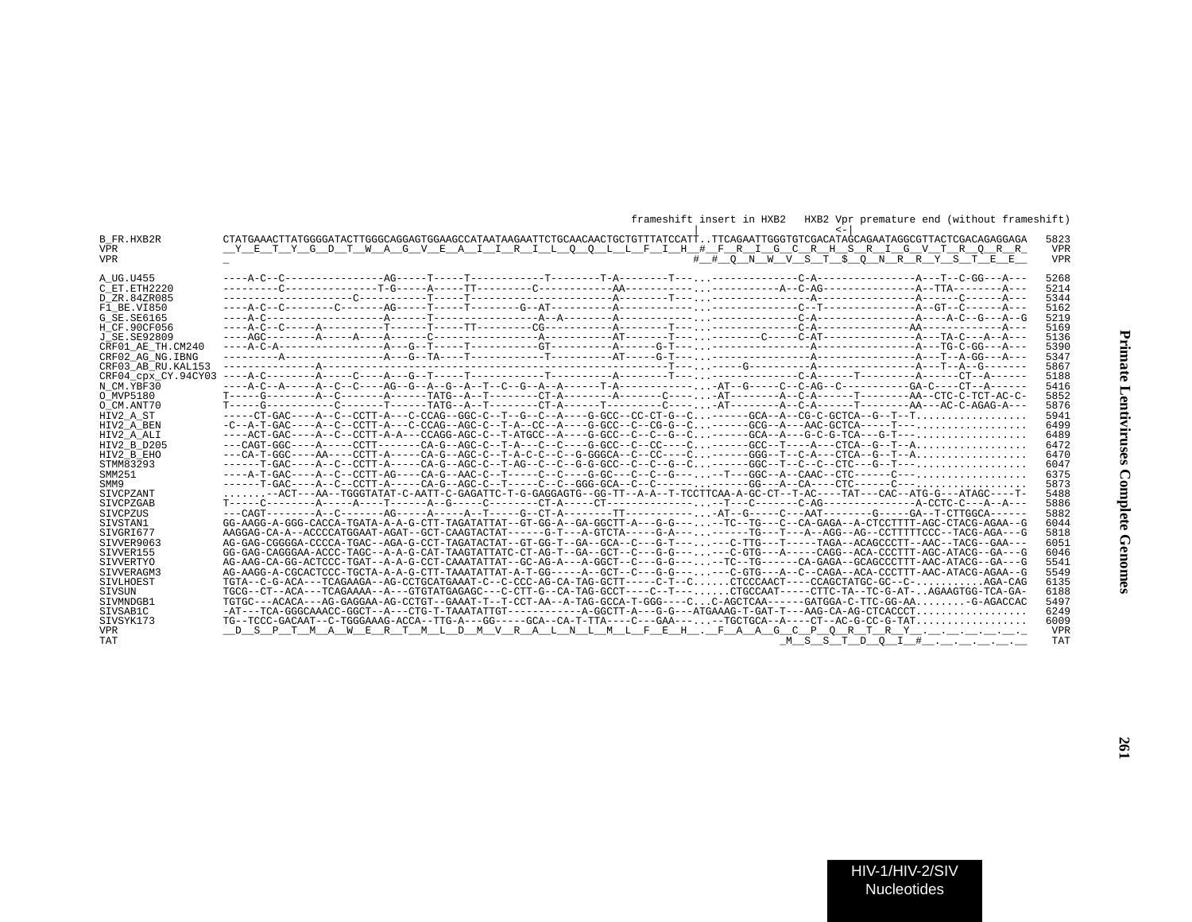```
                                                                                 frameshift insert in HXB2   HXB2 Vpr premature end (without frameshift)
                                                                                          |                              <-|
B_FR.HXB2R          CTATGAAACTTATGGGGATACTTGGGCAGGAGTGGAAGCCATAATAAGAATTCTGCAACAACTGCTGTTTATCCATT..TTCAGAATTGGGTGTCGACATAGCAGAATAGGCGTTACTCGACAGAGGAGA  5823
VPR                 __Y__E__T__Y__G__D__T__W__A__G__V__E__A__I__I__R__I__L__Q__Q__L__L__F__I__H__#__F__R__I__G__C__R__H__S__R__I__G__V__T__R__Q__R__R_   VPR
VPR                 _                                                                            #__#__Q__N__W__V__S__T__$__Q__N__R__R__Y__S__T__E__E__   VPR

A_UG.U455           ----A-C--C----------------AG-----T-----T-----------T--------T-A--------T---..-------------C-A----------------A---T--C-GG---A---  5268
C_ET.ETH2220        ---------C---------------T-G-----A-----TT---------C------------AA-----------..-----------A--C-AG---------------A--TTA--------A---  5214
D_ZR.84ZR085        ---------------------C-----------T-----T-------------------A--------T---..----------------A----------------A------C------A---  5344
F1_BE.VI850         ----A-C--C--------C-------AG-----T-----T--------G--AT----------A------------..--------------C--T---------------A--GT--C------A---  5162
G_SE.SE6165         ----A-C-------------------A------T-----------------A--A--------A------------..--------------C-A----------------A----A-C--G---A--G  5219
H_CF.90CF056        ----A-C--C-----A----------T------T-----TT---------CG-----------A--------T---..--------------C-A---------------AA-------------A---  5169
J_SE.SE92809        ----AGC--------A-----A----A------C-----------------A-----------AT-------T---..--------C-----C-AT---------------A---TA-C---A--A---  5136
CRF01_AE_TH.CM240   ----A-C-A-----------------A---G--T-----T-----------GT----------A------G-T---..----------------A----------------A---TG-C-GG---A---  5390
CRF02_AG_NG.IBNG    ---------A----------------A---G--TA----T-----------T-----------AT-----G-T---..----------------A----------------A---T--A-GG---A---  5347
CRF03_AB_RU.KAL153  ---------------A------------------------------------------------------T---..-----------G-------A----------------A---T--A--G------  5867
CRF04_cpx_CY.94CY03 ----A-C--------A-----C----A---G--T-----T-----------T-----------A--------T---..--------------C-A-------T---------A------CT--A------  5188
N_CM.YBF30          ----A-C--A-----A--C--C----AG--G--A--G--A--T--C--G--A--A------T-A------------...AT--G-----C--C-AG--C-----------GA-C----CT--A------  5416
O_MVP5180           T-----G--------A--C-------A------TATG--A--T--------CT-A--------A-------C-----..-AT--------A--C-A------T--------AA--CTC-C-TCT-AC-C-  5852
O_CM.ANT70          T-----G----------C-------T------TATG--A--T--------CT-A------T---------C-----..-AT--------A--C-A------T--------AA---AC-C-AGAG-A---  5876
HIV2_A_ST           -----CT-GAC----A--C--CCTT-A---C-CCAG--GGC-C--T--G--C--A-----G-GCC--CC-CT-G--C..-------GCA--A--CG-C-GCTCA--G--T--T.................  5941
HIV2_A_BEN          -C--A-T-GAC----A--C--CCTT-A---C-CCAG--AGC-C--T-A--CC--A-----G-GCC--C--CG-G--C..-------GCG--A---AAC-GCTCA-----T---.................  6499
HIV2_A_ALI          ----ACT-GAC----A--C--CCTT-A-A---CCAGG-AGC-C--T-ATGCC--A-----G-GCC--C--C--G--C..-------GCA--A---G-C-G-TCA---G-T---.................  6489
HIV2_B_D205         ---CAGT-GGC----A-----CCTT-------CA-G--AGC-C--T-A---C--C-----G-GCC--C--CC----C..-------GCC--T----A---CTCA--G--T--A.................  6472
HIV2_B_EHO          ---CA-T-GGC----AA----CCTT-A-----CA-G--AGC-C--T-A-C-C--C--G-GGGCA--C--CC----C..-------GGG--T--C-A---CTCA--G--T--A.................  6470
STMM83293           ------T-GAC----A--C--CCTT-A-----CA-G--AGC-C--T-AG--C--C--G-G-GCC--C--C--G--C..-------GGC--T--C--C--CTC---G--T---.................  6047
SMM251              ----A-T-GAC----A--C--CCTT-AG----CA-G--AAC-C--T-----C--C-----G-GC---C--C--G---..--T---GGC--A--CAAC--CTC------C---.................  6375
SMM9                ------T-GAC----A--C--CCTT-A-----CA-G--AGC-C--T-----C--C--GGG-GCA--C--C------..-------GG---A--CA----CTC------C---.................  5873
SIVCPZANT           .......--ACT---AA--TGGGTATAT-C-AATT-C-GAGATTC-T-G-GAGGAGTG--GG-TT--A-A--T-TCCTTCAA-A-GC-CT--T-AC----TAT---CAC--ATG-G---ATAGC----T-  5488
SIVCPZGAB           T-----C--------A-----A----T------A--G-----C--------CT-A-----CT------------..--T---C-------C-AG---------------A-CCTC-C---A--A---  5886
SIVCPZUS            ---CAGT--------A--C-------AG-----A-----A--T-----G--CT-A---------TT-----------..-AT--G-----C---AAT-------G-----GA--T-CTTGGCA------  5882
SIVSTAN1            GG-AAGG-A-GGG-CACCA-TGATA-A-A-G-CTT-TAGATATTAT--GT-GG-A--GA-GGCTT-A---G-G---..--TC--TG---C--CA-GAGA--A-CTCCTTTT-AGC-CTACG-AGAA--G  6044
SIVGRI677           AAGGAG-CA-A--ACCCCATGGAAT-AGAT--GCT-CAAGTACTAT------G-T---A-GTCTA-----G-A---..------TG---T---A--AGG--AG--CCTTTTTCCC--TACG-AGA---G  5818
SIVVER9063          AG-GAG-CGGGGA-CCCCA-TGAC--AGA-G-CCT-TAGATACTAT--GT-GG-T--GA--GCA--C---G-T---..---C-TTG---T-----TAGA--ACAGCCCTT--AAC--TACG--GAA---  6051
SIVVER155           GG-GAG-CAGGGAA-ACCC-TAGC--A-A-G-CAT-TAAGTATTATC-CT-AG-T--GA--GCT--C---G-G---..---C-GTG---A-----CAGG--ACA-CCCTTT-AGC-ATACG--GA---G  6046
SIVVERTYO           AG-AAG-CA-GG-ACTCCC-TGAT--A-A-G-CCT-CAAATATTAT--GC-AG-A---A-GGCT--C---G-G---..--TC--TG------CA-GAGA--GCAGCCCTTT-AAC-ATACG--GA---G  5541
SIVVERAGM3          AG-AAGG-A-CGCACTCCC-TGCTA-A-A-G-CTT-TAAATATTAT-A-T-GG-----A--GCT--C---G-G---..---C-GTG---A--C--CAGA--ACA-CCCTTT-AAC-ATACG-AGAA--G  5549
SIVLHOEST           TGTA--C-G-ACA---TCAGAAGA--AG-CCTGCATGAAAT-C--C-CCC-AG-CA-TAG-GCTT-----C-T--C......CTCCCAACT----CCAGCTATGC-GC--C-..........AGA-CAG  6135
SIVSUN              TGCG--CT--ACA---TCAGAAAA--A---GTGTATGAGAGC---C-CTT-G--CA-TAG-GCCT----C--T---......CTGCCAAT-----CTTC-TA--TC-G-AT-..AGAAGTGG-TCA-GA-  6188
SIVMNDGB1           TGTGC---ACACA---AG-GAGGAA-AG-CCTGT--GAAAT-T--T-CCT-AA--A-TAG-GCCA-T-GGG----C...C-AGCTCAA------GATGGA-C-TTC-GG-AA........-G-AGACCAC  5497
SIVSAB1C            -AT---TCA-GGGCAAACC-GGCT--A---CTG-T-TAAATATTGT------------A-GGCTT-A---G-G---ATGAAAG-T-GAT-T---AAG-CA-AG-CTCACCCT.................  6249
SIVSYK173           TG--TCCC-GACAAT--C-TGGGAAAG-ACCA--TTG-A---GG-----GCA--CA-T-TTA----C---GAA---..--TGCTGCA--A----CT--AC-G-CC-G-TAT.................  6009
VPR                 __D__S__P__T__M__A__W__E__R__T__M__L__D__M__V__R__A__L__N__L__M__L__F__E__H__.__F__A__A__G__C__P__Q__R__T__R__Y__.__.__.__.__.__.__._   VPR
TAT                                                                                           _M__S__S__T__D__Q__I__#__.__.__.__.__.__.__   TAT
```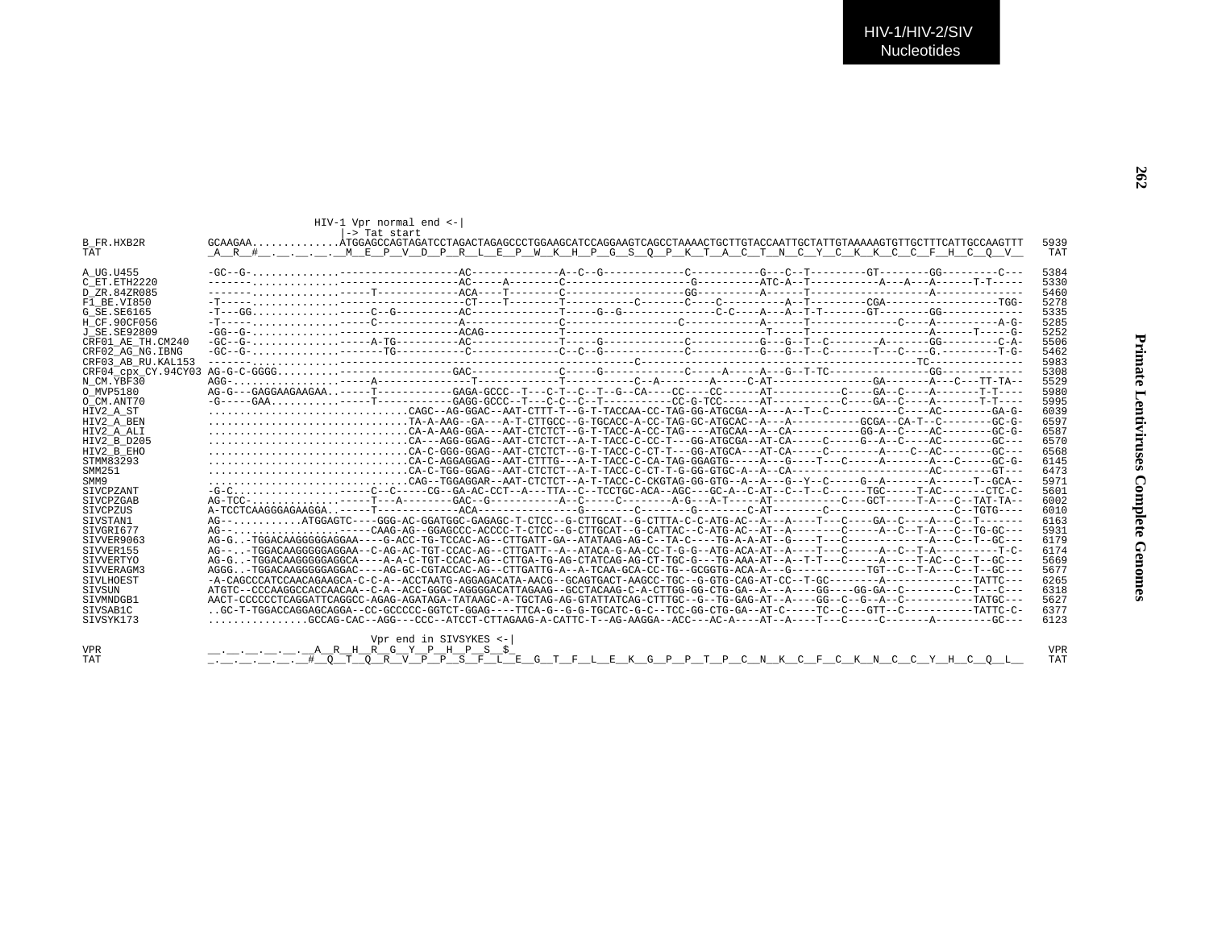```
                    HIV-1 Vpr normal end <-|
                                           |-> Tat start
B_FR.HXB2R        GCAAGAA..............ATGGAGCCAGTAGATCCTAGACTAGAGCCCTGGAAGCATCCAGGAAGTCAGCCTAAAACTGCTTGTACCAATTGCTATTGTAAAAAGTGTTGCTTTCATTGCCAAGTTT  5939
TAT               _A__R__#__.__.__.__.__M__E__P__V__D__P__R__L__E__P__W__K__H__P__G__S__Q__P__K__T__A__C__T__N__C__Y__C__K__K__C__C__F__H__C__Q__V__   TAT

A_UG.U455         -GC--G-.............-------------------AC--------------A--C--G------------C----------G---C--T---------GT--------GG---------C---  5384
C_ET.ETH2220      -------.............-------------------AC-----A--------C------------------G----------ATC-A--T-----------A---A--A------T-T-----  5330
D_ZR.84ZR085      -------.............-----T-------------ACA----T--------C------------------GG---------A-----T--------------------A--------------  5460
F1_BE.VI850       -T-----.............---------------------CT----T-------T----------C-----C----C----------A--T---------CGA------------------TGG-  5278
G_SE.SE6165       -T---GG.............-----C--G----------AC--------------T-----G--G---------------C-C----A---A--T-T-------GT--------GG------------  5335
H_CF.90CF056      -T-----.............-----C-------------A---------------C-----------------C-----------A-----T-------------C----A----------A-G-  5285
J_SE.SE92809      -GG--G-.............-------------------ACAG------------T------------------------------T-----T-------------------A------T-----G-  5252
CRF01_AE_TH.CM240 -GC--G-.............-----A-TG----------AC--------------T-----G------------C-----------G---G--T--C--------A-------GG---------C-A-  5506
CRF02_AG_NG.IBNG  -GC--G-.............-------TG----------C---------------C--C--G------------C-----------G---G--T--C-------T---C----G.---------T-G-  5462
CRF03_AB_RU.KAL153 -------.............---------------------------------------------C-----------------------------------------------TC---------------  5983
CRF04_cpx_CY.94CY03 AG-G-C-GGGG..........--------------------GAC--------------C-----G------------C-----A-----A---G--T-TC-----------------GG------------  5308
N_CM.YBF30        AGG-................-----A---------------T-------------T-----------C--A--------A------C-AT---------------GA-------A---C---TT-TA--  5529
O_MVP5180         AG-G---GAGGAAGAAGAA.------T------------GAGA-GCCC--T---C-T--C--T--G--CA----CC----CC------AT-----------C----GA--C----A-------T-T----  5980
O_CM.ANT70        -G-----GAA.............-----T------------GAGG-GCCC--T---C-C--C--T-----------CC-G-TCC------AT-----------C----GA--C----A-------T-T----  5995
HIV2_A_ST         ...............................CAGC--AG-GGAC--AAT-CTTT-T--G-T-TACCAA-CC-TAG-GG-ATGCGA--A---A--T--C-----------C----AC--------GA-G-  6039
HIV2_A_BEN        ...............................TA-A-AAG--GA---A-T-CTTGCC--G-TGCACC-A-CC-TAG-GC-ATGCAC--A---A-----------GCGA--CA-T--C---------GC-G-  6597
HIV2_A_ALI        ...............................CA-A-AAG-GGA---AAT-CTCTCT--G-T-TACC-A-CC-TAG----ATGCAA--A--CA-----------GG-A--C----AC--------GC-G-  6587
HIV2_B_D205       ...............................CA---AGG-GGAG--AAT-CTCTCT--A-T-TACC-C-CC-T---GG-ATGCGA--AT-CA------C-----G--A--C----AC---------GC---  6570
HIV2_B_EHO        ...............................CA-C-GGG-GGAG--AAT-CTCTCT--G-T-TACC-C-CT-T---GG-ATGCA---AT-CA------C---------A----C--AC---------GC---  6568
STMM83293         ...............................CA-C-AGGAGGAG--AAT-CTTTG---A-T-TACC-C-CA-TAG-GGAGTG-----A---G----T---C------A-------A---C------GC-G-  6145
SMM251            ...............................CA-C-TGG-GGAG--AAT-CTCTCT--A-T-TACC-C-CT-T-G-GG-GTGC-A--A--CA----------------------AC---------GT---  6473
SMM9              ...............................CAG--TGGAGGAR--AAT-CTCTCT--A-T-TACC-C-CKGTAG-GG-GTG--A--A---G--Y--C------G--A--------A------T--GCA--  5971
SIVCPZANT         -G-C....................------C--C-----CG--GA-AC-CCT--A---TTA--C--TCCTGC-ACA--AGC---GC-A--C-AT--C--T--C-------TGC-----T-AC-------CTC-C-  5601
SIVCPZGAB         AG-TCC-.............-----T---A--------GAC--G-----------A--C-----C--------A-G---A-T-----AT-----------C---GCT-----T-A---C--TAT-TA--  6002
SIVCPZUS          A-TCCTCAAGGGAGAAGGA.------T-------------ACA----------------G--------C--------G--------C-AT--------C--------------------C--TGTG----  6010
SIVSTAN1          AG--...........ATGGAGTC----GGG-AC-GGATGGC-GAGAGC-T-CTCC--G-CTTGCAT--G-CTTTA-C-C-ATG-AC--A---A----T---C----GA--C----A---C--T-------  6163
SIVGRI677         AG--.................------CAAG-AG--GGAGCCC-ACCCC-T-CTCC--G-CTTGCAT--G-CATTAC--C-ATG-AC--AT--A---------C-----A--C--T-A---C--TG-GC---  5931
SIVVER9063        AG-G..-TGGACAAGGGGGAGGAA----G-ACC-TG-TCCAC-AG--CTTGATT-GA--ATATAAG-AG-C--TA-C----TG-A-A-AT--G----T---C-----------------A---C--T--GC---  6179
SIVVER155         AG--..-TGGACAAGGGGGAGGAA--C-AG-AC-TGT-CCAC-AG--CTTGATT--A--ATACA-G-AA-CC-T-G-G--ATG-ACA-AT--A----T---C-----A--C--T-A-----------T-C-  6174
SIVVERTYO         AG-G..-TGGACAAGGGGGAGGCA----A-A-C-TGT-CCAC-AG--CTTGA-TG-AG-CTATCAG-AG-CT-TGC-G---TG-AAA-AT--A--T-T---C-----A-----T-AC--C--T--GC---  5669
SIVVERAGM3        AGGG..-TGGACAAGGGGGAGGAC----AG-GC-CGTACCAC-AG--CTTGATTG-A--A-TCAA-GCA-CC-TG--GCGGTG-ACA-A---G------------TGT--C--T-A---C--T--GC---  5677
SIVLHOEST         -A-CAGCCCATCCAACAGAAGCA-C-C-A--ACCTAATG-AGGAGACATA-AACG--GCAGTGACT-AAGCC-TGC--G-GTG-CAG-AT-CC--T-GC--------A--------------TATTC---  6265
SIVSUN            ATGTC--CCCAAGGCCACCAACAA--C-A--ACC-GGGC-AGGGGACATTAGAAG--GCCTACAAG-C-A-CTTGG-GG-CTG-GA--A---A----GG----GG-GA--C--------C--T---C---  6318
SIVMNDGB1         AACT-CCCCCCTCAGGATTCAGGCC-AGAG-AGATAGA-TATAAGC-A-TGCTAG-AG-GTATTATCAG-CTTTGC--G--TG-GAG-AT--A----GG--C--G--A--C-----------TATGC---  5627
SIVSAB1C          ..GC-T-TGGACCAGGAGCAGGA--CC-GCCCCC-GGTCT-GGAG----TTCA-G--G-G-TGCATC-G-C--TCC-GG-CTG-GA--AT-C-----TC--C---GTT--C-----------TATTC-C-  6377
SIVSYK173         ................GCCAG-CAC--AGG---CCC--ATCCT-CTTAGAAG-A-CATTC-T--AG-AAGGA--ACC---AC-A----AT--A----T---C-----C-------A---------GC---  6123

                            Vpr end in SIVSYKES <-|
VPR               __.__.__.__.__.__A__R__H__R__G__Y__P__H__P__S__$_                                                                                  VPR
TAT               _.__.__.__.__.__#__Q__T__Q__R__V__P__P__S__F__L__E__G__T__F__L__E__K__G__P__P__T__P__C__N__K__C__F__C__K__N__C__C__Y__H__C__Q__L__   TAT
```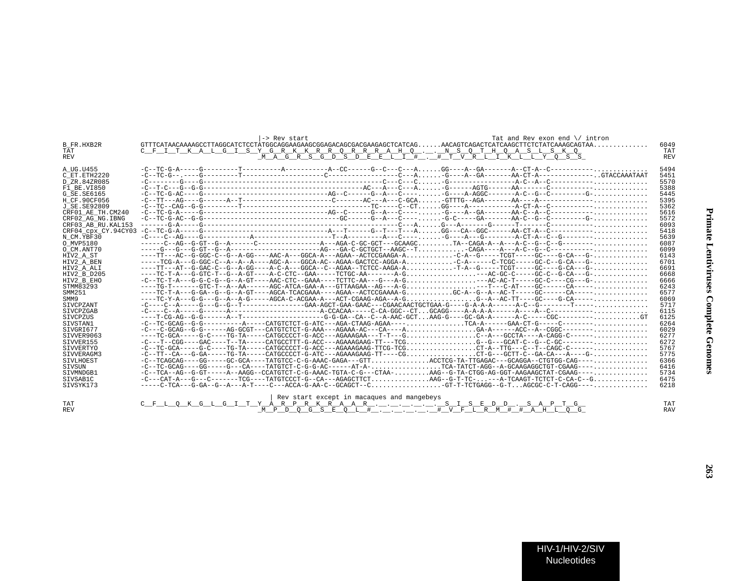```
                     |-> Rev start                                                          Tat and Rev exon end \/ intron
B_FR.HXB2R          GTTTCATAACAAAAGCCTTAGGCATCTCCTATGGCAGGAAGAAGCGGAGACAGCGACGAAGAGCTCATCAG......AACAGTCAGACTCATCAAGCTTCTCTATCAAAGCAGTAA.............  6049
TAT                 C__F__I__T__K__A__L__G__I__S__Y__G__R__K__K__R__R__Q__R__R__R__A__H__Q__.__.__N__S__Q__T__H__Q__A__S__L__S__K__Q_                     TAT
REV                                             _M__A__G__R__S__G__D__S__D__E__E__L__I__#__.__#__T__V__R__L__I__K__L__L__Y__Q__S__S_                     REV

A_UG.U455           -C--TC-G-A-----G---------T----------A-----------A--CC------G--C---C---A......GG----A--GA-------A--CT-A--C----------.............  5494
C_ET.ETH2220        -C--TC-G--.----G---------T---------------------C-----------------C---A......-G----A--GA-------AA-CT-A-------------..GTACCAAATAAT  5451
D_ZR.84ZR085        -C--------G----G-------------------------------------------C-----C---C......-G-----------------A-C--A--C----------.............  5570
F1_BE.VI850         -C--T-C---G--G-G-----------------------------------AC---A---C---A......-G------AGTG------AA------C----------.............  5388
G_SE.SE6165         -C--TC-G-AC----G----------------------------AG--C------G--A---C----......-G----A-AGGC-------A-C--G--C---------G-.............  5445
H_CF.90CF056        -C--TT---AG----G------A--T---------------------C-------AC---A---C-GCA......-GTTTG--AGA-------AA----A-------------.............  5395
J_SE.SE92809        -C--TC--CAG--G-G---------T-------------------------------TC-----C--CT......GG----A-----------A-CT-A--C----------.............  5362
CRF01_AE_TH.CM240   -C--TC-G-A-----G----------------------------AG--C------G--A---C----......-G----A--GA-------AA-C--A--C----------.............  5616
CRF02_AG_NG.IBNG    -C--TC-G-AC--G-G----------------------------GC------G--A---C----......-G-C-----GA-------AA-C--G--C---------G-.............  5572
CRF03_AB_RU.KAL153  ------G-A------G-----------------------------------------C---A......G---A-------G------T------C----------.............  6093
CRF04_cpx_CY.94CY03 -C--TC-G-A-----G-----------------------A---T------G--T---T---A......GG---CA--GGC-------AA-CT-A--C----------.............  5418
N_CM.YBF30          -C----C--AG----G------------A--------------------T--A---------A---C----......-G----A---G---------A-CT-A--C--G--------.............  5639
O_MVP5180           ------C--AG--G-GT--G--A------C----------------A---AGA-C-GC-GCT---GCAAGC.........TA--CAGA-A--A---A-C--G--C--G--------.............  6087
O_CM.ANT70          -----G---G---G-GT--G--A---------------------AG---GA-C-GCTGCT--AAGC--T.............-CAGA----A---A-C--G--C-----------.............  6099
HIV2_A_ST           ----TT---AC--G-GGC-C--G--A-GG----AAC-A---GGCA-A---AGA--ACTCCGAAGA-A............-C-A--G-----TCGT------GC----G-CA---G-.............  6143
HIV2_A_BEN          -----TCG-A---G-GGC-C--A--A--A----AGC-A---GGCA-AC--AGAA-GACTCC-AGGA-A............-C-A------C-TCGC-----GC-C--G-CA---G-.............  6701
HIV2_A_ALI          ----TT---AT--G-GAC-C--G--A-GG----A-C-A---GGCA--C--AGAA--TCTCC-AAGA-A............-T-A--G-----TCGT------GC----G-CA---G-.............  6691
HIV2_B_D205         ----TC-T-A---G-GTC-T--G--A-GT----A-C-CTC--GAA-----TCTGC-AA-------A-G..................----AC-GC-C-----GC-C--G-CA---G-.............  6668
HIV2_B_EHO          -C--TC-T-A---G-G-C-G--G--A-GT----AAC-CTC--GAAA----TCTTC-AA---G---A-G..................----AC-AC-T-----GC-C----CG---G-.............  6666
STMM83293           ----TG-T-------GTC-T--A--AA------AGC-ATCA-GAA-A---GTTAAGAA--AG---A-G..................----T---C-AT----GC------CA----.............  6243
SMM251              ----TC-T-A---G-GA--G--G--A-GT----AGCA-TCACGAAA----AGAA--ACTCCGAAAA-G............GC-A--G--A--AC-T-----GC------CA----.............  6577
SMM9                ----TC-Y-A---G-G---G--A--A-G-----AGCA-C-ACGAA-A---ACT-CGAAG-AGA--A-G..................G--A--AC-TT----GC----G-CA----.............  6069
SIVCPZANT           -C----C--A-----G---G--G--T----------------GAA-AGCT-GAA-GAAC---CGAACAACTGCTGAA-G----G-A-A-A------A-C--G--------T-----.............  5717
SIVCPZGAB           -C----C--A-----G------A-----------------------A-CCACAA-----C-CA-GGC--CT...GCAGG----A-A-A-A------A---A--C----------.............  6115
SIVCPZUS            ----T-CG-AG--G-G------A--T--------------------G-G-GA--CA--C--A-AAC-GCT...AAG-G----GC-GA-A------A-C-----CGC------------..........GT  6125
SIVSTAN1            -C--TC-GCAG--G-G---------A-----CATGTCTCT-G-ATC---AGA-CTAAG-AGAA-----...............TCA-A------GAA-CT-G-----C--------.............  6264
SIVGRI677           -C---C-GCAG--G-G------AG-GCGT----CATGTCTCT-G-AAA---AGAAA-AC---CA----A.................GA-A------ACC--A--CGGC--------.............  6029
SIVVER9063          ----TC-GCA-----G-C----TG-TA-----CATGCCCCT-G-ACC---AGAAAGAA---T-T---G..................C--A---GCCTA----A-CAGG-C-------.............  6277
SIVVER155           -C---T--CGG----GAC----T--TA-----CATGCCTTT-G-ACC---AGAAAGAAG-TT---TCG..................G--G---GCAT-C--G--C-GC--------.............  6272
SIVVERTYO           -C--TC-GCA-----G-C----TG-TA-----CATGCCCCT-G-ACC---AGAAAGAAG-TTCG-TCG..................CT-A--TTG---C--T--CAGC-C------.............  5767
SIVVERAGM3          -C--TT--CA---G-GA-----TG-TA-----CATGCCCCT-G-ATC---AGAAAGAAG-TT----CG..................CT-G---GCTT-C--GA-CA---A----G-.............  5775
SIVLHOEST           -C--TCAGCAG----GG-----GC-GCA----TATGTCC-C-G-AAAC-GAGA---GTT..............ACCTCG-TA-TTGAGAC---GCAGGA--CTGTGG-CAG----.............  6366
SIVSUN              -C--TC-GCAG----GG-----G---CA----TATGTCT-C-G-G-AC------AT-A-..................TCA-TATCT-AGG--A-GCAAGAGGCTGT-CGAAG----.............  6416
SIVMNDGB1           -C--TCA--AG--G-GT-----A---AAGG--CCATGTCT-C-G-AAAC-TGTA-C-G---CTAA-.........AAG--G-TA-CTGG-AG-GGT-AAGAAGCTAT-CGAAG----.............  5734
SIVSAB1C            -C---CAT-A---G---C-------TCG----TATGTCCCT-G--CA---AGAGCTTCT..............AAG--G-T-TC-...---A-TCAAGT-TCTCT-C-CA-C--G.............  6475
SIVSYK173           -----C-TCA---G-GA--G--A---A-T----C---ACCA-G-AA-C--GCAGCT--C...................-GT-T-TCTGAGG--G-T...AGCGC-C-T-CAGG----.............  6218

                                             | Rev start except in macaques and mangebeys
TAT                 C__F__L__Q__K__G__L__G__I__T__Y__A__R__P__R__K__R__A__A__R__.__.__.__.__.__.__S__I__S__E__D__D__.__S__A__P__T__G__                   TAT
REV                                             _M__P__D__Q__G__S__E__Q__L__#__.__.__.__.__.__#__V__F__L__R__M__#__#__A__H__L__Q__G_                   RAV
```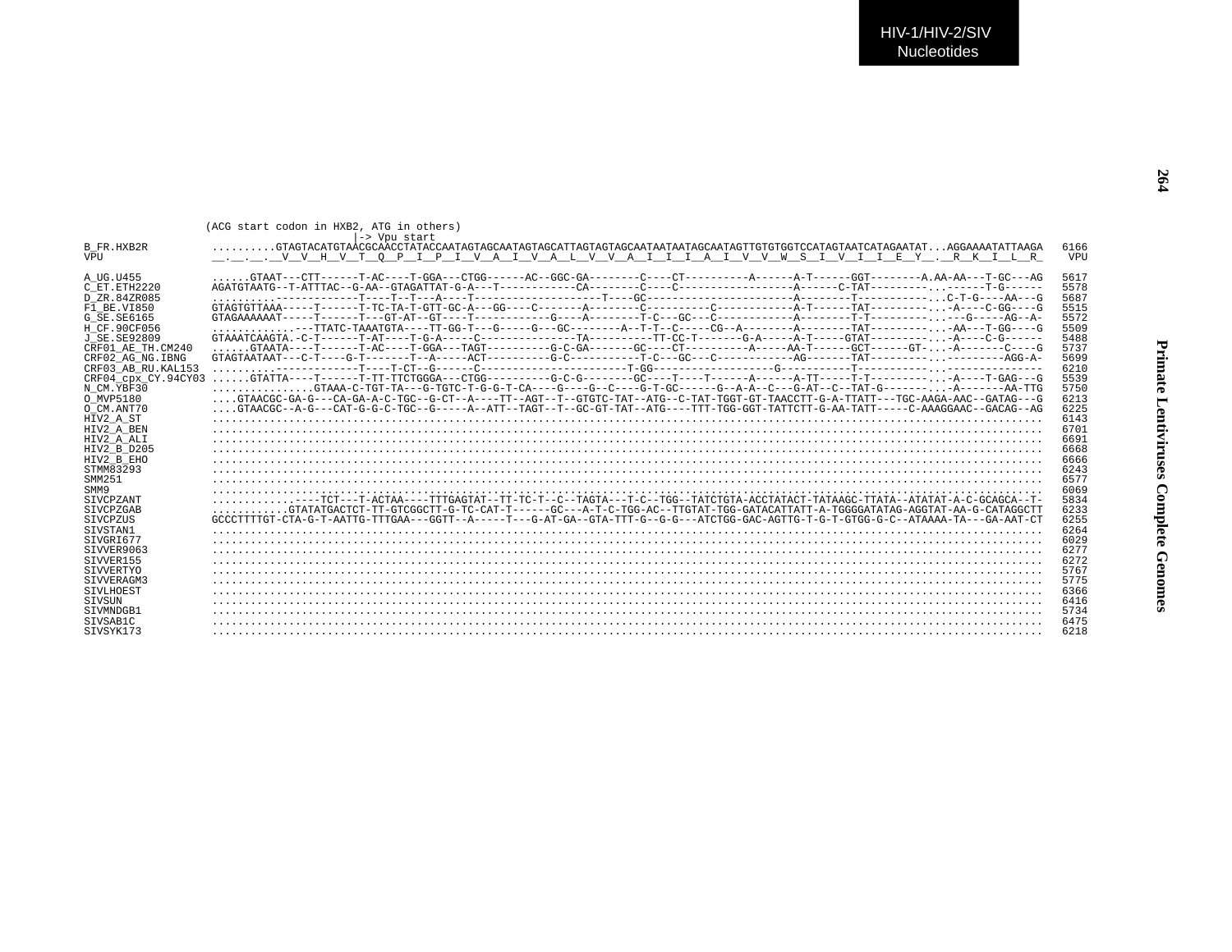```
                 (ACG start codon in HXB2, ATG in others)
                                         |-> Vpu start
B_FR.HXB2R       ..........GTAGTACATGTAACGCAACCTATACCAATAGTAGCAATAGTAGCATTAGTAGTAGCAATAATAATAGCAATAGTTGTGTGGTCCATAGTAATCATAGAATAT...AGGAAAATATTAAGA  6166
VPU              __.__.__.__V__V__H__V__T__Q__P__I__P__I__V__A__I__V__A__L__V__V__A__I__I__I__A__I__V__V__W__S__I__V__I__I__E__Y__.__R__K__I__L__R_   VPU

A_UG.U455        ......GTAAT---CTT------T-AC----T-GGA---CTGG------AC--GGC-GA--------C----CT----------A------A-T------GGT--------A.AA-AA---T-GC---AG  5617
C_ET.ETH2220     AGATGTAATG--T-ATTTAC--G-AA--GTAGATTAT-G-A---T------------CA--------C----C------------------A------C-TAT---------...------T-G-----  5578
D_ZR.84ZR085     .........-----------T----T--T---A----T-------------------T----GC-----------------------A--------T-----------...C-T-G----AA---G  5687
F1_BE.VI850      GTAGTGTTAAA-----T------T-TC-TA-T-GTT-GC-A---GG----C-------A--------C----------C-----------A-T------TAT---------...-A----C-GG----G  5515
G_SE.SE6165      GTAGAAAAAAT-----T------T---GT-AT--GT----T------------G----A--------T-C---GC---C------------A--------T-T---------...---G-----AG--A-  5572
H_CF.90CF056     ............---TTATC-TAAATGTA----TT-GG-T---G-----G---GC--------A--T-T--C-----CG--A--------A--------TAT---------...-AA---T-GG----G  5509
J_SE.SE92809     GTAAATCAAGTA.-C-T------T-AT----T-G-A-----C---------------TA----------TT-CC-T-------G-A-----A-T-----GTAT---------...-A----C-G------  5488
CRF01_AE_TH.CM240 ......GTAATA----T------T-AC----T-GGA---TAGT----------G-C-GA-------GC----CT----------A-----AA-T------GCT------GT-...-A-------C----G  5737
CRF02_AG_NG.IBNG GTAGTAATAAT---C-T----G-T-------T--A-----ACT----------G-C----------T-C---GC---C------------AG-------TAT---------...---------AGG-A-  5699
CRF03_AB_RU.KAL153 .........-----------T----T-CT--G------C-----------------------T-GG-------------------G-----------T------------...--------------  6210
CRF04_cpx_CY.94CY03 ......GTATTA---T------T-TT-TTCTGGGA---CTGG----------G-C-G--------GC----T----T------A------A-TT-----T-T---------...-A----T-GAG---G  5539
N_CM.YBF30       ...............GTAAA-C-TGT-TA---G-TGTC-T-G-G-T-CA----G----G--C----G-T-GC------G--A-A--C---G-AT--C--TAT-G--------...-A-------AA-TTG  5750
O_MVP5180        ....GTAACGC-GA-G---CA-GA-A-C-TGC--G-CT--A----TT--AGT--T--GTGTC-TAT--ATG--C-TAT-TGGT-GT-TAACCTT-G-A-TTATT---TGC-AAGA-AAC--GATAG---G  6213
O_CM.ANT70       ....GTAACGC--A-G---CAT-G-G-C-TGC--G-----A--ATT--TAGT--T--GC-GT-TAT--ATG----TTT-TGG-GGT-TATTCTT-G-AA-TATT-----C-AAAGGAAC--GACAG--AG  6225
HIV2_A_ST        ..........................................................................................................................  6143
HIV2_A_BEN       ..........................................................................................................................  6701
HIV2_A_ALI       ..........................................................................................................................  6691
HIV2_B_D205      ..........................................................................................................................  6668
HIV2_B_EHO       ..........................................................................................................................  6666
STMM83293        ..........................................................................................................................  6243
SMM251           ..........................................................................................................................  6577
SMM9             ..........................................................................................................................  6069
SIVCPZANT        .............----TCT---T-ACTAA----TTTGAGTAT--TT-TC-T--C--TAGTA---T-C--TGG--TATCTGTA-ACCTATACT-TATAAGC-TTATA--ATATAT-A-C-GCAGCA--T-  5834
SIVCPZGAB        ............GTATATGACTCT-TT-GTCGGCTT-G-TC-CAT-T------GC---A-T-C-TGG-AC--TTGTAT-TGG-GATACATTATT-A-TGGGGATATAG-AGGTAT-AA-G-CATAGGCTT  6233
SIVCPZUS         GCCCTTTTGT-CTA-G-T-AATTG-TTTGAA---GGTT--A-----T---G-AT-GA--GTA-TTT-G--G-G---ATCTGG-GAC-AGTTG-T-G-T-GTGG-G-C--ATAAAA-TA---GA-AAT-CT  6255
SIVSTAN1         ..........................................................................................................................  6264
SIVGRI677        ..........................................................................................................................  6029
SIVVER9063       ..........................................................................................................................  6277
SIVVER155        ..........................................................................................................................  6272
SIVVERTYO        ..........................................................................................................................  5767
SIVVERAGM3       ..........................................................................................................................  5775
SIVLHOEST        ..........................................................................................................................  6366
SIVSUN           ..........................................................................................................................  6416
SIVMNDGB1        ..........................................................................................................................  5734
SIVSAB1C         ..........................................................................................................................  6475
SIVSYK173        ..........................................................................................................................  6218
```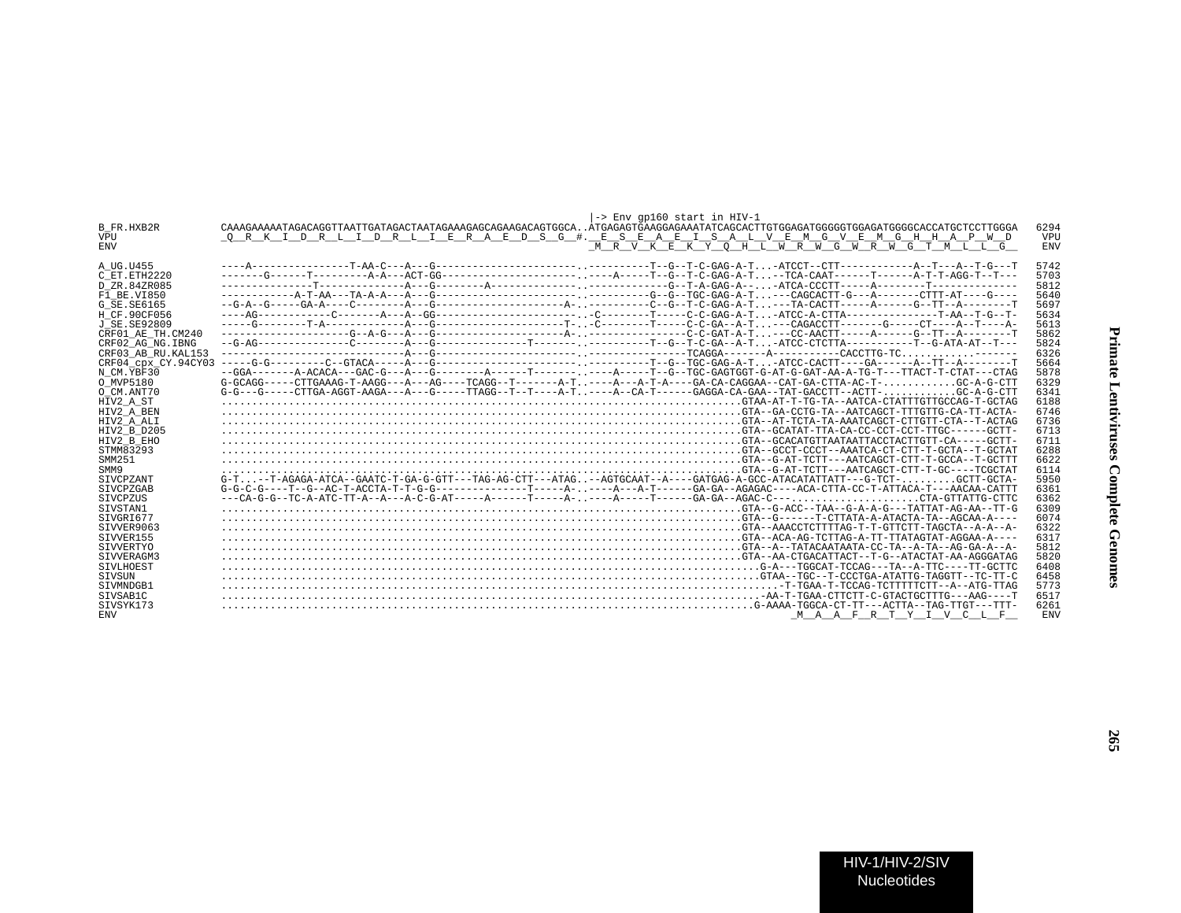```
                                                                      |-> Env gp160 start in HIV-1
B_FR.HXB2R         CAAAGAAAAATAGACAGGTTAATTGATAGACTAATAGAAAGAGCAGAAGACAGTGGCA..ATGAGAGTGAAGGAGAAATATCAGCACTTGTGGAGATGGGGGTGGAGATGGGGCACCATGCTCCTTGGGA  6294
VPU                _Q__R__K__I__D__R__L__I__D__R__L__I__E__R__A__E__D__S__G__#.__E__S__E__A__E__I__S__A__L__V__E__M__G__V__E__M__G__H__H__A__P__W__D    VPU
ENV                                                                      _M__R__V__K__E__K__Y__Q__H__L__W__R__W__G__W__R__W__G__T__M__L__L__G__   ENV

A_UG.U455          ----A----------------T-AA-C---A---G----------------------.----------T--G--T-C-GAG-A-T...-ATCCT--CTT------------A--T---A--T-G---T  5742
C_ET.ETH2220       -------G------T---------A-A---ACT-GG---------------------.----A-----T--G--T-C-GAG-A-T...--TCA-CAAT------T------A-T-AGG-T--T---  5703
D_ZR.84ZR085       ---------------T--------------A---G--------A-------------.-------------G--T-A-GAG-A--...-ATCA-CCCTT-----A---------T-------------  5812
F1_BE.VI850        -----------A-T-AA---TA-A-A---A---G----------------------.----------G--G--TGC-GAG-A-T...---CAGCACTT-G---A-------CTTT-AT----G----  5640
G_SE.SE6165        --G-A--G-----GA-A----C--------A---G---------------------A-.----------C--G--T-C-GAG-A-T...---TA-CACTT-----A------G--TT--A--------T  5697
H_CF.90CF056       ----AG------------C-------A---A--GG---------------------.-C--------T-----C-C-GAG-A-T...-ATCC-A-CTTA---------------T-AA--T-G--T-  5634
J_SE.SE92809       -----G--------T-A------------A---G---------------------T-.-C--------T-----C-C-GA--A-T...---CAGACCTT-------G-----CT----A--T----A-  5613
CRF01_AE_TH.CM240  ---------------------G--A-G---A---G---------------------A-.----------------C-C-GAT-A-T...---CC-AACTT-----A------G--TT--A--------T  5862
CRF02_AG_NG.IBNG   --G-AG---------------C--------A---G---------------T-------.----------T--G--T-C-GA--A-T...-ATCC-CTCTTA-----------T--G-ATA-AT--T---  5824
CRF03_AB_RU.KAL153 ------------------------------A---G---------------------.-----------------TCAGGA-------A-----------CACCTTG-TC............-------  6326
CRF04_cpx_CY.94CY03 -----G-G---------C--GTACA-----A---G--------------------.-----------T--G--TGC-GAG-A-T...-ATCC-CACTT----GA------A--TT--A--------T  5664
N_CM.YBF30         --GGA-------A-ACACA---GAC-G---A---G--------A------T-------.----A-----T--G--TGC-GAGTGGT-G-AT-G-GAT-AA-A-TG-T---TTACT-T-CTAT---CTAG  5878
O_MVP5180          G-GCAGG-----CTTGAAAG-T-AAGG---A---AG----TCAGG--T-------A-T..----A---A-T-A----GA-CA-CAGGAA--CAT-GA-CTTA-AC-T-............GC-A-G-CTT  6329
O_CM.ANT70         G-G---G-----CTTGA-AGGT-AAGA---A---G-----TTAGG--T--T----A-T..----A--CA-T------GAGGA-CA-GAA--TAT-GACCTT--ACTT-............GC-A-G-CTT  6341
HIV2_A_ST          .......................................................................................GTAA-AT-T-TG-TA--AATCA-CTATTTGTTGCCAG-T-GCTAG  6188
HIV2_A_BEN         .......................................................................................GTA--GA-CCTG-TA--AATCAGCT-TTTGTTG-CA-TT-ACTA-  6746
HIV2_A_ALI         .......................................................................................GTA--AT-TCTA-TA-AAATCAGCT-CTTGTT-CTA--T-ACTAG  6736
HIV2_B_D205        .......................................................................................GTA--GCATAT-TTA-CA-CC-CCT-CCT-TTGC------GCTT-  6713
HIV2_B_EHO         .......................................................................................GTA--GCACATGTTAATAATTACCTACTTGTT-CA-----GCTT-  6711
STMM83293          .......................................................................................GTA--GCCT-CCCT--AAATCA-CT-CTT-T-GCTA--T-GCTAT  6288
SMM251             .......................................................................................GTA--G-AT-TCTT---AATCAGCT-CTT-T-GCCA--T-GCTTT  6622
SMM9               .......................................................................................GTA--G-AT-TCTT---AATCAGCT-CTT-T-GC----TCGCTAT  6114
SIVCPZANT          G-T...--T-AGAGA-ATCA--GAATC-T-GA-G-GTT---TAG-AG-CTT---ATAG..--AGTGCAAT--A----GATGAG-A-GCC-ATACATATTATT---G-TCT-.........GCTT-GCTA-  5950
SIVCPZGAB          G-G-C-G----T--G--AC-T-ACCTA-T-T-G-G---------------T-----A-..----A---A-T------GA-GA--AGAGAC----ACA-CTTA-CC-T-ATTACA-T---AACAA-CATTT  6361
SIVCPZUS           ---CA-G-G--TC-A-ATC-TT-A--A---A-C-G-AT-----A------T-----A-..----A-----T------GA-GA--AGAC-C--......................CTA-GTTATTG-CTTC  6362
SIVSTAN1           .......................................................................................GTA--G-ACC--TAA--G-A-A-G---TATTAT-AG-AA--TT-G  6309
SIVGRI677          .......................................................................................GTA--G------T-CTTATA-A-ATACTA-TA--AGCAA-A----  6074
SIVVER9063         .......................................................................................GTA--AAACCTCTTTTAG-T-T-GTTCTT-TAGCTA--A-A--A-  6322
SIVVER155          .......................................................................................GTA--ACA-AG-TCTTAG-A-TT-TTATAGTAT-AGGAA-A----  6317
SIVVERTYO          .......................................................................................GTA--A--TATACAATAATA-CC-TA--A-TA--AG-GA-A--A-  5812
SIVVERAGM3         .......................................................................................GTA--AA-CTGACATTACT--T-G--ATACTAT-AA-AGGGATAG  5820
SIVLHOEST          ...........................................................................................G-A---TGGCAT-TCCAG---TA--A-TTC----TT-GCTTC  6408
SIVSUN             .......................................................................................GTAA--TGC--T-CCCTGA-ATATTG-TAGGTT--TC-TT-C  6458
SIVMNDGB1          ................................................................................................-T-TGAA-T-TCCAG-TCTTTTTCTT--A--ATG-TTAG  5773
SIVSAB1C           ..............................................................................................-AA-T-TGAA-CTTCTT-C-GTACTGCTTTG---AAG----T  6517
SIVSYK173          ...........................................................................................G-AAAA-TGGCA-CT-TT---ACTTA--TAG-TTGT---TTT-  6261
ENV                                                                                                        _M__A__A__F__R__T__Y__I__V__C__L__F__   ENV
```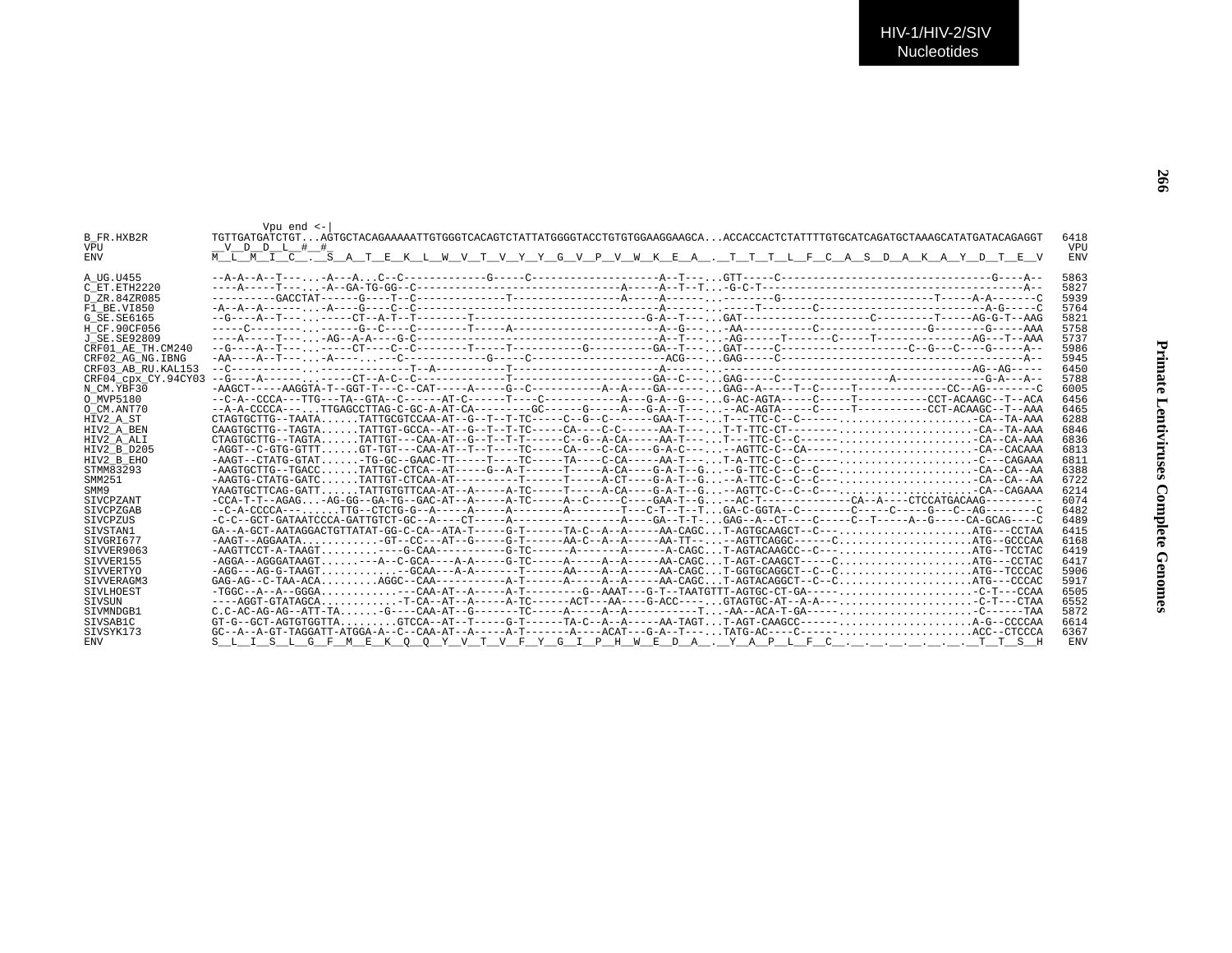```
                    Vpu end <-|
B_FR.HXB2R          TGTTGATGATCTGT...AGTGCTACAGAAAAATTGTGGGTCACAGTCTATTATGGGGTACCTGTGTGGAAGGAAGCA...ACCACCACTCTATTTTGTGCATCAGATGCTAAAGCATATGATACAGAGGT  6418
VPU                 __V__D__D__L__#__#_                                                                                                            VPU
ENV                 M__L__M__I__C__.__S__A__T__E__K__L__W__V__T__V__Y__Y__G__V__P__V__W__K__E__A__.__T__T__L__F__C__A__S__D__A__K__A__Y__D__T__E__V  ENV

A_UG.U455           --A-A--A--T----...-A---A...C--C------------G-----C-------------------A--T---...GTT-----C-------------------------------G----A--  5863
C_ET.ETH2220        ----A-----T-----...-A--GA-TG-GG--C--------------------------------A-----A--T--T...-G-C-T-------------------------------------A--  5827
D_ZR.84ZR085        ---------GACCTAT------G----T--C--------------T---------------A-----A------...--------G-----------------------T-----A-A------C  5939
F1_BE.VI850         -A--A--A------...-A----G-----C--C---------------------------------A------...-----T-------C-----------------------A-G-----C  5764
G_SE.SE6165         --G----A--T----...-----CT--A-T--T--------T--------------------------G-A--T----...GAT-------------------C---------T-----AG-G-T--AAG  5821
H_CF.90CF056        -----C--------...-------G--C----C--------T-----A--------------------A--G---...-AA-----------C----------------G--------G-----AAA  5758
J_SE.SE92809        ----A-----T----...-AG--A-A----G-C----------------------------------A--T---...-AG------T-------C-----T--------------AG---T--AAA  5737
CRF01_AE_TH.CM240   --G----A--T----...-----CT----C--C--------T-----T----------G---------GA--T---...GAT-----C-----------------C--G---C----G-----A--  5986
CRF02_AG_NG.IBNG    -AA----A--T----...-A----...---C------------G-----C--------------------ACG---...GAG-----C-------------------------------------A--  5945
CRF03_AB_RU.KAL153  --C-----------...---------------T--A----------T----------------------A-----...------------------------------------------AG--AG-----  6450
CRF04_cpx_CY.94CY03 --G----A------...-----CT--A-C--C------------T---------------------GA--C---...GAG------C-----------------------A------------G-A---A--  5788
N_CM.YBF30          -AAGCT-----AAGGTA-T--GGT-T---C--CAT-----A-----G--C----------A--A----GA-------...GAG--A-----T--C-----T-------------CC--AG--------C  6005
O_MVP5180           --C-A--CCCA---TTG---TA--GTA--C------AT-C------T----C-----------A---G-A--G----...G-AC-AGTA-----C-----T----------CCT-ACAAGC--T--ACA  6456
O_CM.ANT70          --A-A-CCCCA----...TTGAGCCTTAG-C-GC-A-AT-CA---------GC------G-----A---G-A--T----...-AC-AGTA-----C-----T----------CCT-ACAAGC--T--AAA  6465
HIV2_A_ST           CTAGTGCTTG--TAATA......TATTGCGTCCAA-AT--G--T--T-TC-----C--G--C-------GAA-T----...T---TTC-C--C------......................-CA--TA-AAA  6288
HIV2_A_BEN          CAAGTGCTTG--TAGTA......TATTGT-GCCA--AT--G--T--T-TC-----CA----C-C------AA-T----...T-T-TTC-CT--------......................-CA--TA-AAA  6846
HIV2_A_ALI          CTAGTGCTTG--TAGTA......TATTGT---CAA-AT--G--T--T-TC------C--G--A-CA-----AA-T----...T---TTC-C--C------......................-CA--CA-AAA  6836
HIV2_B_D205         -AGGT--C-GTG-GTTT......GT-TGT---CAA-AT--T--T----TC-----CA----C-CA-----G-A-C---...--AGTTC-C--CA-----.......................-CA--CACAAA  6813
HIV2_B_EHO          -AAGT--CTATG-GTAT......-TG-GC--GAAC-TT-----T----TC-----TA----C-CA-----AA-T----...T-A-TTC-C--C------......................-C---CAGAAA  6811
STMM83293           -AAGTGCTTG--TGACC......TATTGC-CTCA--AT-----G--A-T------T-----A-CA-----G-A-T--G...--G-TTC-C--C--C-----....................-CA--CA--AA  6388
SMM251              -AAGTG-CTATG-GATC......TATTGT-CTCAA-AT----------T------T-----A-CT-----G-A-T--G...--A-TTC-C--C--C-----....................-CA--CA--AA  6722
SMM9                YAAGTGCTTCAG-GATT......TATTGTGTTCAA-AT--A-----A-TC-----T-----A-CA-----G-A-T--G...--AGTTC-C--C--C-----....................-CA--CAGAAA  6214
SIVCPZANT           -CCA-T-T--AGAG...-AG-GG--GA-TG--GAC-AT--A-----A-TC-----A--C-----C----GAA-T--G...--AC-T-------------CA--A----CTCCATGACAAG---------  6074
SIVCPZGAB           --C-A-CCCCA--------......TTG--CTCTG-G--A-----A-----A--------A--------T---C-T--T--T...GA-C-GGTA--C--------C-----C-----G---C--AG--------C  6482
SIVCPZUS            -C-C--GCT-GATAATCCCA-GATTGTCT-GC--A----CT-----A----------------A----GA--T-T-...GAG--A--CT----C-----C--T-----A--G-----CA-GCAG----C  6489
SIVSTAN1            GA--A-GCT-AATAGGACTGTTATAT-GG-C-CA--ATA-T-----G-T------TA-C--A--A-----AA-CAGC...T-AGTGCAAGCT--C--..........................ATG---CCTAA  6415
SIVGRI677           -AAGT--AGGAATA............-GT--CC---AT--G-----G-T------AA-C--A--A-----AA-TT--...--AGTTCAGGC------C.......................ATG--GCCCAA  6168
SIVVER9063          -AAGTTCCT-A-TAAGT.........----G-CAA----------G-TC------A-------A------A-CAGC...T-AGTACAAGCC--C--..........................ATG--TCCTAC  6419
SIVVER155           -AGGA--AGGGATAAGT.......---A--C-GCA----A-A-----G-TC-----A-----A--A-----AA-CAGC...T-AGT-CAAGCT-----C.......................ATG---CCTAC  6417
SIVVERTYO           -AGG---AG-G-TAAGT............--GCAA---A-A-------T------AA----A--A-----AA-CAGC...T-GGTGCAGGCT--C--C.......................ATG--TCCCAC  5906
SIVVERAGM3          GAG-AG--C-TAA-ACA.........AGGC--CAA-----------A-T------A-----A--A-----AA-CAGC...T-AGTACAGGCT--C--C.......................ATG---CCCAC  5917
SIVLHOEST           -TGGC--A--A--GGGA............---CAA-AT--A-----A-T---------G--AAAT---G-T--TAATGTTT-AGTGC-CT-GA-----......................-C-T---CCAA  6505
SIVSUN              ----AGGT-GTATAGCA............-T-CA--AT--A-----A-TC------ACT---AA----G-ACC----...GTAGTGC-AT--A-A---.......................-C-T---CTAA  6552
SIVMNDGB1           C.C-AC-AG-AG--ATT-TA.......-G----CAA-AT--G--------TC-----A-----A--A-----------T...-AA--ACA-T-GA------......................-C------TAA  5872
SIVSAB1C            GT-G--GCT-AGTGTGGTTA.........GTCCA--AT--T-----G-T------TA-C--A--A-----AA-TAGT...T-AGT-CAAGCC------......................A-G--CCCCAA  6614
SIVSYK173           GC--A--A-GT-TAGGATT-ATGGA-A--C--CAA-AT--A-----A-T--------A----ACAT---G-A--T----...TATG-AC----C------......................ACC--CTCCCA  6367
ENV                 S__L__I__S__L__G__F__M__E__K__Q__Q__Y__V__T__V__F__Y__G__I__P__H__W__E__D__A__.__Y__A__P__L__F__C__.__.__.__.__.__.__.__T__T__S__H  ENV
```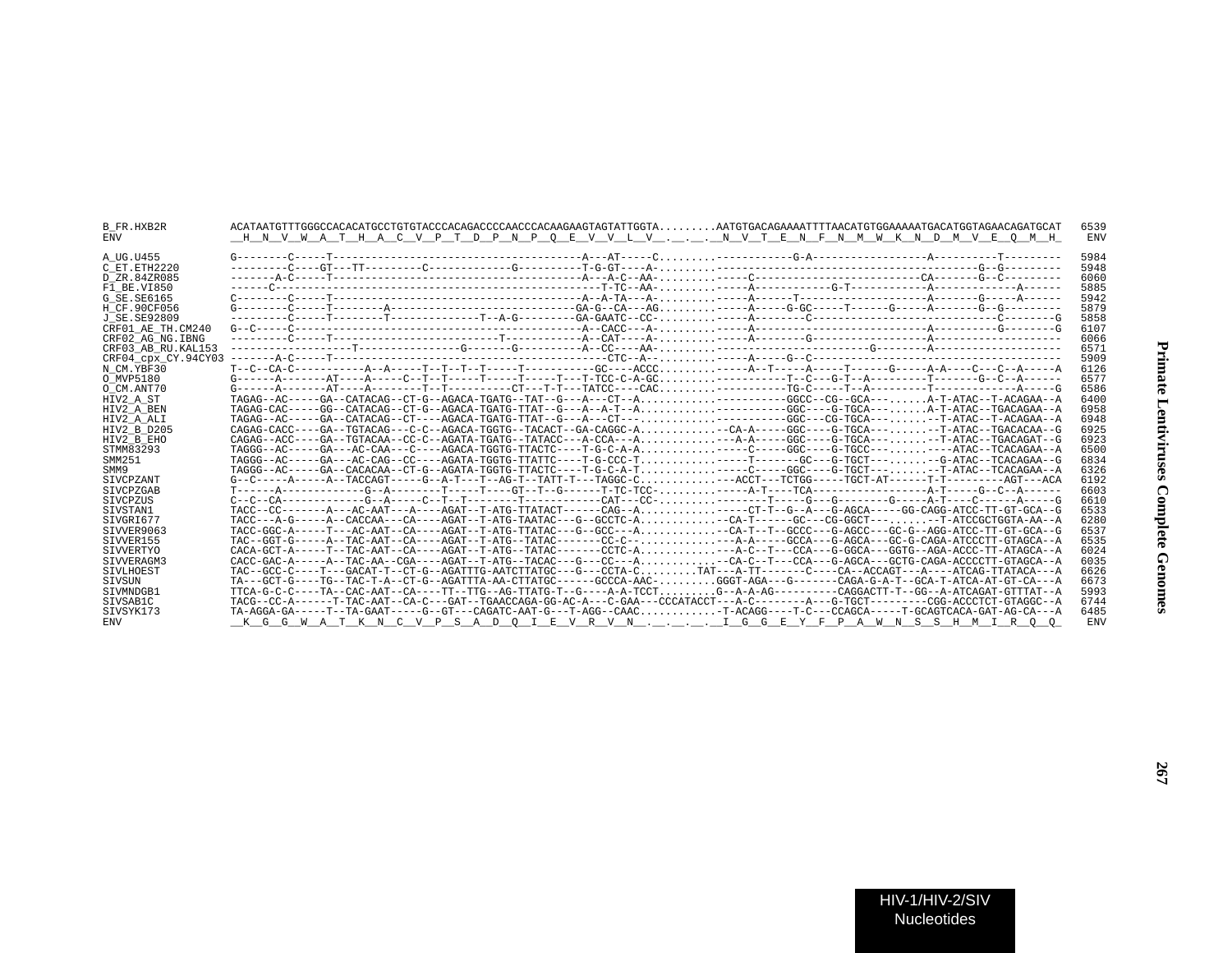```
B_FR.HXB2R          ACATAATGTTTGGGCCACACATGCCTGTGTACCCACAGACCCCAACCCACAAGAAGTAGTATTGGTA.........AATGTGACAGAAAATTTTAACATGTGGAAAAATGACATGGTAGAACAGATGCAT  6539
ENV                 __H__N__V__W__A__T__H__A__C__V__P__T__D__P__N__P__Q__E__V__V__L__V__.__.__.__N__V__T__E__N__F__N__M__W__K__N__D__M__V__E__Q__M__H_   ENV

A_UG.U455           G--------C-----T--------------------------------------A---AT-----C.........------------G-A------------------A----------T---------  5984
C_ET.ETH2220        ---------C----GT---TT---------C------------G----------T-G-GT----A-.........-----------------------------------------G--G---------  5948
D_ZR.84ZR085        -------A-C-----T--------------------------------------A---A-C--AA-.........-----C-------------------------CA-------G--C---------  6060
F1_BE.VI850         ------C-------------------------------------------T-TC--AA-.........-----A-----------G-T------------A------------A-----  5885
G_SE.SE6165         C--------C-----T--------------------------------------A--A-TA---A-.........-----A------T-------------------A-------G-----A------  5942
H_CF.90CF056        G--------C-----T--------A---------------------------GA-G--CA---AG.........-----A-----G-GC-----T------G-----A-------G--G---------  5879
J_SE.SE92809        ---------C-----T--------T-------------T--A-G---------GA-GAATC--CC-.........-----A--------C-----------------------------C--------G  5858
CRF01_AE_TH.CM240   G--C-----C--------------------------------------------A--CACC---A-.........-----A--------------------------A----------G--------G  6107
CRF02_AG_NG.IBNG    ---------C-----T-------------------------T------------A--CAT----A-.........-----A--------G-------------------A-------------------  6066
CRF03_AB_RU.KAL153  ------------------T----------------G-------G----------A--CC----AA-.........-----------------------G--------A-------------------  6571
CRF04_cpx_CY.94CY03 -------A-C-----T--------------------------------------------CTC--A--.........-----A-----G--C---------------------------------------  5909
N_CM.YBF30          T--C--CA-C-----------A--A-----T--T--T--T-----T-----------GC----ACCC.........-----A--T-----A-----T------G-----A-A----C---C--A-----A  6126
O_MVP5180           G------A-------AT----A-----C--T--T-----T-----T-----T---T-TCC-C-A-GC.........-----------T--C---G-T--A--------T-------G--C--A------  6577
O_CM.ANT70          G------A-------AT----A--------T--T----------CT---T-T---TATCC----CAC.........------------TG-C-----T--A---------T--------------A-----G  6586
HIV2_A_ST           TAGAG--AC-----GA--CATACAG--CT-G--AGACA-TGATG--TAT--G---A---CT--A...........---------GGCC--CG--GCA---.....A-T-ATAC--T-ACAGAA--A  6400
HIV2_A_BEN          TAGAG-CAC-----GG--CATACAG--CT-G--AGACA-TGATG-TTAT--G---A--A-T--A...........---------GGC----G-TGCA---.....A-T-ATAC--TGACAGAA--A  6958
HIV2_A_ALI          TAGAG--AC-----GA--CATACAG--CT----AGACA-TGATG-TTAT--G---A---CT--...........-----------GGC---CG-TGCA---.....--T-ATAC--T-ACAGAA--A  6948
HIV2_B_D205         CAGAG-CACC----GA--TGTACAG---C-C--AGACA-TGGTG--TACACT--GA-CAGGC-A............--CA-A-----GGC----G-TGCA---.....--T-ATAC--TGACACAA--G  6925
HIV2_B_EHO          CAGAG--ACC----GA--TGTACAA--CC-C--AGATA-TGATG--TATACC---A-CCA---A............---A-A-----GGC----G-TGCA---.....--T-ATAC--TGACAGAT--G  6923
STMM83293           TAGGG--AC-----GA---AC-CAA---C----AGACA-TGGTG-TTACTC----T-G-C-A-A............-----C-----GGC----G-TGCC---.....----ATAC--TCACAGAA--A  6500
SMM251              TAGGG--AC-----GA---AC-CAG--CC----AGATA-TGGTG-TTATTC----T-G-CCC-T............-----T-------GC----G-TGCT---.....--G-ATAC--TCACAGAA--G  6834
SMM9                TAGGG--AC-----GA--CACACAA--CT-G--AGATA-TGGTG-TTACTC----T-G-C-A-T............-----C-----GGC----G-TGCT---.....--T-ATAC--TCACAGAA--A  6326
SIVCPZANT           G--C-----A-----A--TACCAGT-----G--A-T---T--AG-T--TATT-T---TAGGC-C............---ACCT---TCTGG-----TGCT-AT------T-T---------AGT---ACA  6192
SIVCPZGAB           T------A-------------G--A--------T-----T----GT--T--G------T-TC-TCC-.........-----A-T----TCA------------------A-T-----G--C--A------  6603
SIVCPZUS            C--C--CA-------------G--A-----C--T--T--------T------------CAT---CC-.........--------T-----G---G---------G-----A-T----C------A-----G  6610
SIVSTAN1            TACC--CC-------A---AC-AAT---A----AGAT--T-ATG-TTATACT------CAG--A............-----CT-T--G--A---G-AGCA-----GG-CAGG-ATCC-TT-GT-GCA--G  6533
SIVGRI677           TACC---A-G-----A--CACCAA---CA----AGAT--T-ATG-TAATAC---G--GCCTC-A............--CA-T------GC---CG-GGCT---.....--T-ATCCGCTGGTA-AA--A  6280
SIVVER9063          TACC-GGC-A-----T---AC-AAT--CA----AGAT--T-ATG-TTATAC---G--GCC---A............--CA-T--T--GCCC---G-AGCC---GC-G--AGG-ATCC-TT-GT-GCA--G  6537
SIVVER155           TAC--GGT-G-----A--TAC-AAT--CA----AGAT--T-ATG--TATAC-------CC-C--............---A-A-----GCCA---G-AGCA---GC-G-CAGA-ATCCCTT-GTAGCA--A  6535
SIVVERTYO           CACA-GCT-A-----T--TAC-AAT--CA----AGAT--T-ATG--TATAC-------CCTC-A............---A-C--T---CCA---G-GGCA---GGTG--AGA-ACCC-TT-ATAGCA--A  6024
SIVVERAGM3          CACC-GAC-A-----A--TAC-AA--CGA----AGAT--T-ATG--TACAC---G---CC---A............--CA-C--T---CCA---G-AGCA---GCTG-CAGA-ACCCCTT-GTAGCA--A  6035
SIVLHOEST           TAC--GCC-C-----T---GACAT-T--CT-G--AGATTTG-AATCTTATGC---G---CCTA-C.........TAT---A-TT-------C-----CA--ACCAGT---A----ATCAG-TTATACA---A  6626
SIVSUN              TA---GCT-G-----TG--TAC-T-A--CT-G--AGATTTA-AA-CTTATGC------GCCCA-AAC-.........GGGT-AGA---G-------CAGA-G-A-T--GCA-T-ATCA-AT-GT-CA---A  6673
SIVMNDGB1           TTCA-G-C-C-----TA--CAC-AAT--CA----TT--TTG--AG-TTATG-T--G-----A-A-TCCT.........G--A-A-AG----------CAGGACTT-T--GG--A-ATCAGAT-GTTTAT--A  5993
SIVSAB1C            TACG--CC-A------T-TAC-AAT--CA-C---GAT--TGAACCAGA-GG-AC-A---C-GAA---CCCATACCT---A-C---------A---G-TGCT---------CGG-ACCCTCT-GTAGGC--A  6744
SIVSYK173           TA-AGGA-GA-----T--TA-GAAT-----G--GT---CAGATC-AAT-G---T-AGG--CAAC............-T-ACAGG----T-C---CCAGCA-----T-GCAGTCACA-GAT-AG-CA---A  6485
ENV                 __K__G__G__W__A__T__K__N__C__V__P__S__A__D__Q__I__E__V__R__V__N__.__.__.__.__I__G__G__E__Y__F__P__A__W__N__S__S__H__M__I__R__Q__Q_   ENV
```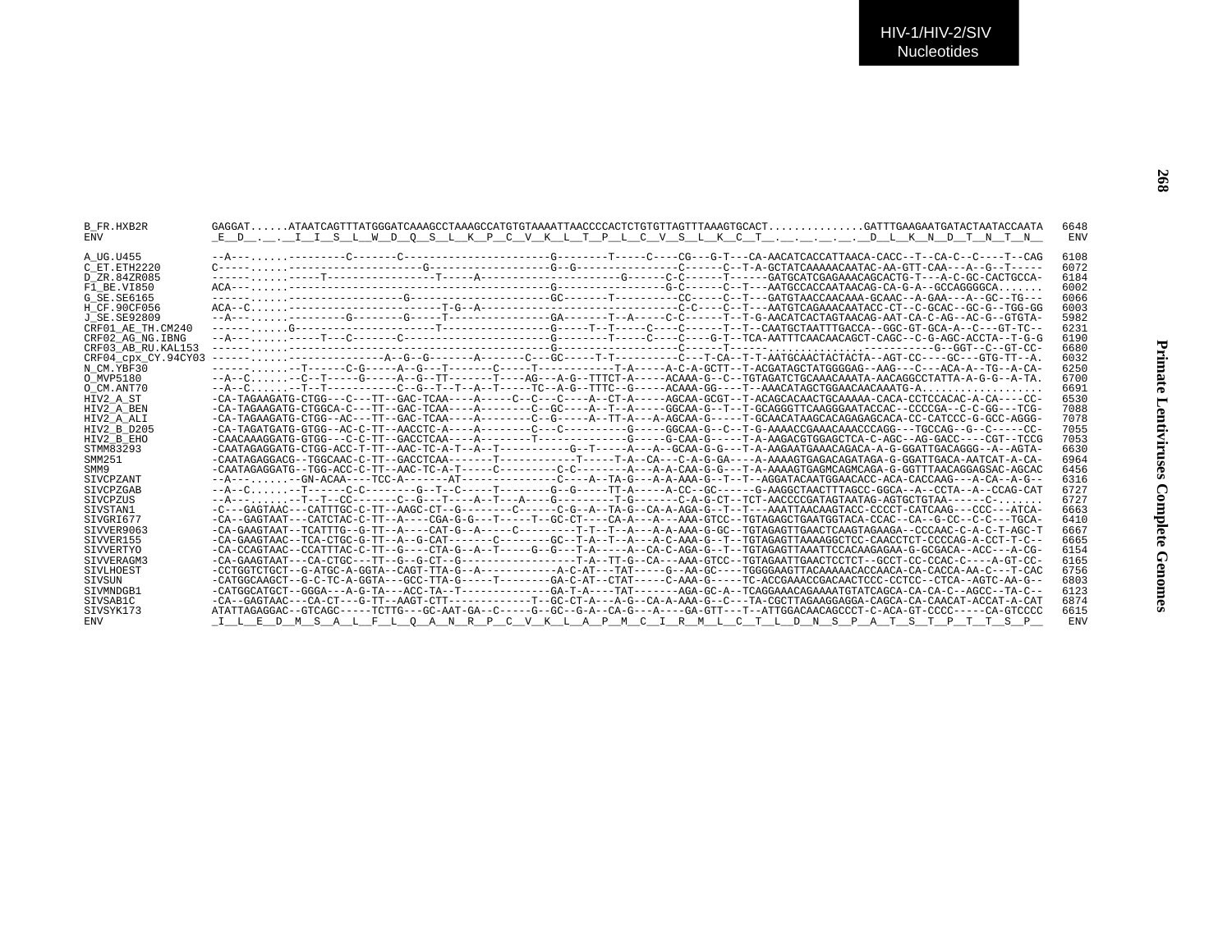HIV-1/HIV-2/SIV
Nucleotides

Primate Lentiviruses Complete Genomes

```
B_FR.HXB2R          GAGGAT......ATAATCAGTTTATGGGATCAAAGCCTAAAGCCATGTGTAAAATTAACCCCACTCTGTGTTAGTTTAAAGTGCACT...............GATTTGAAGAATGATACTAATACCAATA  6648
ENV                 _E__D__.__.__I__I__S__L__W__D__Q__S__L__K__P__C__V__K__L__T__P__L__C__V__S__L__K__C__T__.__.__.__.__.__D__L__K__N__D__T__N__T__N__  ENV

A_UG.U455           --A---.....---------C-------C---------------------G--------T-----C----CG---G-T---CA-AACATCACCATTAACA-CACC--T--CA-C--C----T--CAG  6108
C_ET.ETH2220        C-----.....-------------------G-------------------G--G---------------C------C--T-A-GCTATCAAAAACAATAC-AA-GTT-CAA---A--G--T-----  6072
D_ZR.84ZR085        ------.....-----T-----------------T-----A--------------------G------C------T------GATGCATCGAGAAACAGCACTG-T---A-C-GC-CACTGCCA-  6184
F1_BE.VI850         ACA---.....---------------------------------------G----------------G-C------C--T---AATGCCACCAATAACAG-CA-G-A--GCCAGGGGCA.......  6002
G_SE.SE6165         ------.....-------------------G-------------------GC-------T---------CC-----C--T---GATGTAACCAACAAA-GCAAC--A-GAA---A--GC--TG---  6066
H_CF.90CF056        ACA--C.....-------------------------T-G--A---------------------------C-C----C--T---AATGTCAGAAACAATACC-CT--C-GCAC--GC-G--TGG-GG  6003
J_SE.SE92809        --A---.....---------G--------G-----T--------------GA-------T--A-----C-C------T--T-G-AACATCACTAGTAACAG-AAT-CA-C-AG--AC-G--GTGTA-  5982
CRF01_AE_TH.CM240   ------.....G----------------------T---------------G-----T--T-----C----C------T--T--CAATGCTAATTTGACCA--GGC-GT-GCA-A--C---GT-TC--  6231
CRF02_AG_NG.IBNG    --A---.....-----T---C-------C---------------------G--------T-----C----C----G-T--TCA-AATTTCAACAACAGCT-CAGC--C-G-AGC-ACCTA--T-G-G  6190
CRF03_AB_RU.KAL153  ------.....---------------------------------------G------------------C------T------.............................G--GGT--C--GT-CC-  6680
CRF04_cpx_CY.94CY03 ------.....---------------A--G--G-------A-------C---GC-----T-T---------C---T-CA--T-T-AATGCAACTACTACTA--AGT-CC----GC---GTG-TT--A.  6032
N_CM.YBF30          ----------.--T------C-G-----A--G---T-------C-----T-------------T-A-----A-C-A-GCTT--T-ACGATAGCTATGGGGAG--AAG---C---ACA-A--TG--A-CA-  6250
O_MVP5180           --A--C........C--T-----G-----A--G--TT-------T----AG---A-G--TTTCT-A-----ACAAA-G--C--TGTAGATCTGCAAACAAATA-AACAGGCCTATTA-A-G-G--A-TA.  6700
O_CM.ANT70          --A--C........--T--T----------C--G--T--T--A--T-----TC--A-G--TTTC--G-----ACAAA-GG----T--AAACATAGCTGGAACAACAAATG-A..................  6691
HIV2_A_ST           -CA-TAGAAGATG-CTGG---C---TT--GAC-TCAA----A-----C--C---C----A--CT-A-----AGCAA-GCGT--T-ACAGCACAACTGCAAAAA-CACA-CCTCCACAC-A-CA----CC-  6530
HIV2_A_BEN          -CA-TAGAAGATG-CTGGCA-C---TT--GAC-TCAA----A--------C--GC----A--T--A-----GGCAA-G--T--T-GCAGGGTTCAAGGGAATACCAC--CCCCGA--C-C-GG---TCG-  7088
HIV2_A_ALI          -CA-TAGAAGATG-CTGG--AC---TT--GAC-TCAA----A--------C--G-----A--TT-A---A-AGCAA-G-----T-GCAACATAAGCACAGAGAGCACA-CC-CATCCC-G-GCC-AGGG-  7078
HIV2_B_D205         -CA-TAGATGATG-GTGG--AC-C-TT--AACCTC-A----A--------C---C----------G-----GGCAA-G--C--T-G-AAAACCGAAACAAACCCAGG---TGCCAG--G--C-----CC-  7055
HIV2_B_EHO          -CAACAAAGGATG-GTGG---C-C-TT--GACCTCAA----A--------T-------------G-----G-CAA-G-----T-A-AAGACGTGGAGCTCA-C-AGC--AG-GACC----CGT--TCCG  7053
STMM83293           -CAATAGAGGATG-CTGG-ACC-T-TT--AAC-TC-A-T--A--T-----------G--T-----A---A--GCAA-G-G---T-A-AAGAATGAAACAGACA-A-G-GGATTGACAGGG--A--AGTA-  6630
SMM251              -CAATAGAGGACG--TGGCAAC-C-TT--GACCTCAA-------T------------T-----T-A--CA---C-A-G-GA----A-AAAAGTGAGACAGATAGA-G-GGATTGACA-AATCAT-A-CA-  6964
SMM9                -CAATAGAGGATG--TGG-ACC-C-TT--AAC-TC-A-T-----C---------C-C--------A---A-A-CAA-G-G---T-A-AAAAGTGAGMCAGMCAGA-G-GGTTTAACAGGAGSAC-AGCAC  6456
SIVCPZANT           --A---.....---GN-ACAA----TCC-A-------AT--------------C----A--TA-G---A-A-AAA-G--T--T--AGGATACAATGGAACACC-ACA-CACCAAG---A-CA--A-G--  6316
SIVCPZGAB           --A--C.......--T------C-C--------G--T--C-----T--------G--G-----TT-A-----A-CC--GC------G-AAGGCTAACTTTAGCC-GGCA--A--CCTA--A--CCAG-CAT  6727
SIVCPZUS            --A---........--T--T--CC-------C--G---T----A--T---A----G---------T-G-------C-A-G-CT--TCT-AACCCCGATAGTAATAG-AGTGCTGTAA------C.......  6727
SIVSTAN1            -C---GAGTAAC---CATTTGC-C-TT--AAGC-CT--G-------C------C-G--A--TA-G--CA-A-AGA-G--T--T---AAATTAACAGTACC-CCCCT-CATCAAG---CCC---ATCA-  6663
SIVGRI677           -CA--GAGTAAT---CATCTAC-C-TT--A----CGA-G-G---T-----T--GC-CT----CA-A---A---AAA-GTCC--TGTAGAGCTGAATGGTACA-CCAC--CA--G-CC--C-C---TGCA-  6410
SIVVER9063          -CA-GAAGTAAT--TCATTTG--G-TT--A----CAT-G--A-----C---------T-T--T--A---A-A-AAA-G-GC--TGTAGAGTTGAACTCAAGTAGAAGA--CCCAAC-C-A-C-T-AGC-T  6667
SIVVER155           -CA-GAAGTAAC--TCA-CTGC-G-TT--A--G-CAT-------C--------GC--T-A--T--A---A-C-AAA-G--T--TGTAGAGTTAAAAGGCTCC-CAACCTCT-CCCCAG-A-CCT-T-C--  6665
SIVVERTYO           -CA-CCAGTAAC--CCATTTAC-C-TT--G----CTA-G--A--T-----G--G---T-A-----A--CA-C-AGA-G--T--TGTAGAGTTAAATTCCACAAGAGAA-G-GCGACA--ACC---A-CG-  6154
SIVVERAGM3          -CA-GAAGTAAT---CA-CTGC---TT--G--G-CT--G-----------------T-A--TT-G--CA---AAA-GTCC--TGTAGAATTGAACTCCTCT--GCCT-CC-CCAC-C----A-GT-CC-  6165
SIVLHOEST           -CCTGGTCTGCT--G-ATGC-A-GGTA--CAGT-TTA-G--A-----------A-C-AT---TAT-----G--AA-GC----TGGGGAAGTTACAAAAACACCAACA-CA-CACCA-AA-C---T-CAC  6756
SIVSUN              -CATGGCAAGCT--G-C-TC-A-GGTA---GCC-TTA-G-----T--------GA-C-AT--CTAT-----C-AAA-G-----TC-ACCGAAACCGACAACTCCC-CCTCC--CTCA--AGTC-AA-G--  6803
SIVMNDGB1           -CATGGCATGCT--GGGA---A-G-TA---ACC-TA--T-------------GA-T-A----TAT-------AGA-GC-A--TCAGGAAACAGAAAATGTATCAGCA-CA-CA-C--AGCC--TA-C--  6123
SIVSAB1C            -CA--GAGTAAC---CA-CT---G-TT--AAGT-CTT------------T--GC-CT-A---A-G--CA-A-AAA-G--C---TA-CGCTTAGAAGGAGGA-CAGCA-CA-CAACAT-ACCAT-A-CAT  6874
SIVSYK173           ATATTAGAGGAC--GTCAGC-----TCTTG---GC-AAT-GA--C-----G--GC--G-A--CA-G---A----GA-GTT---T--ATTGGACAACAGCCCT-C-ACA-GT-CCCC-----CA-GTCCCC  6615
ENV                 _I__L__E__D__M__S__A__L__F__L__Q__A__N__R__P__C__V__K__L__A__P__M__C__I__R__M__L__C__T__L__D__N__S__P__A__T__S__T__P__T__T__S__P__  ENV
```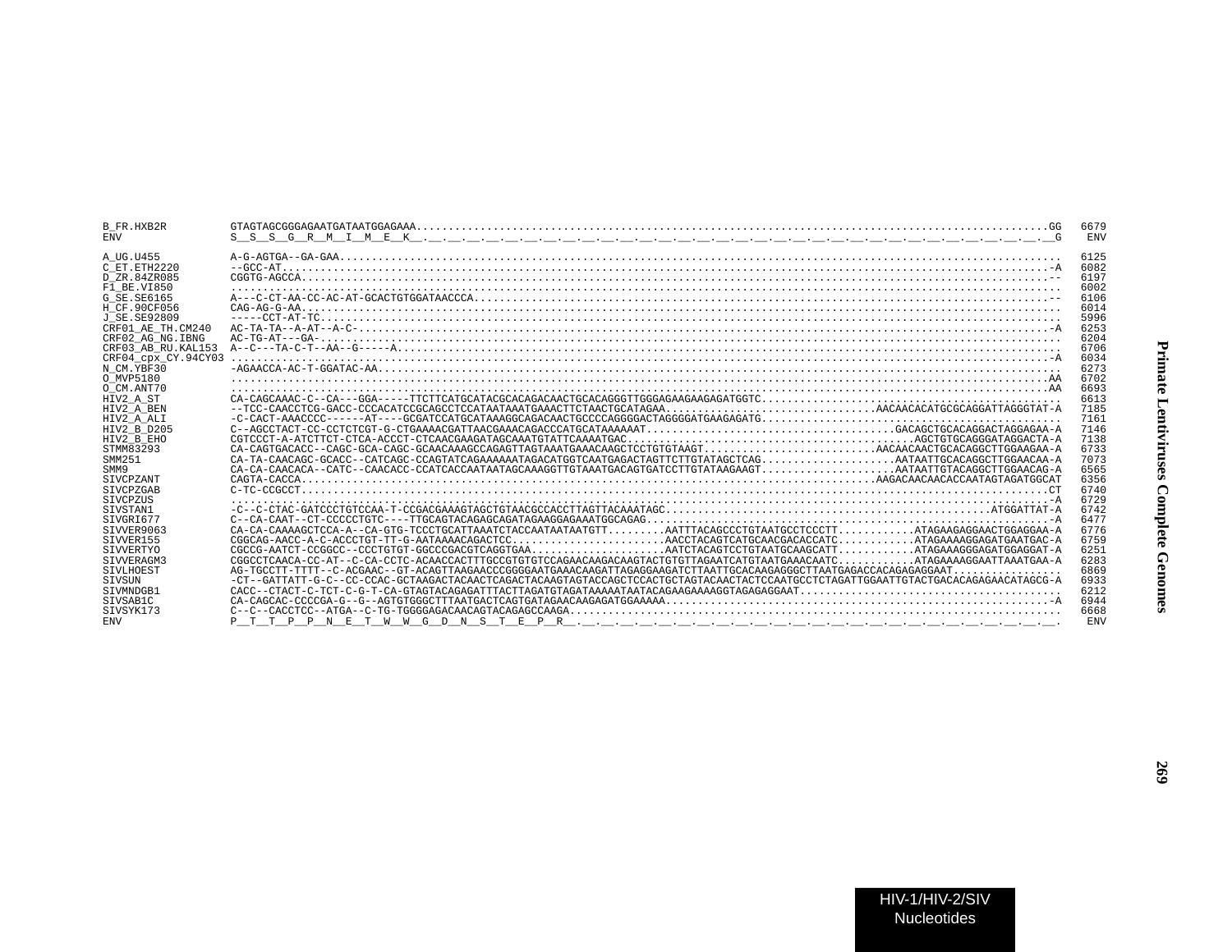```
B_FR.HXB2R          GTAGTAGCGGGAGAATGATAATGGAGAAA...........................................................................................GG  6679
ENV                 S__S__S__G__R__M__I__M__E__K__.__.__.__.__.__.__.__.__.__.__.__.__.__.__.__.__.__.__.__.__.__.__.__.__.__.__.__.__.__.__.__G   ENV

A_UG.U455           A-G-AGTGA--GA-GAA.......................................................................................................  6125
C_ET.ETH2220        --GCC-AT..............................................................................................................-A  6082
D_ZR.84ZR085        CGGTG-AGCCA...........................................................................................................--  6197
F1_BE.VI850         ........................................................................................................................  6002
G_SE.SE6165         A---C-CT-AA-CC-AC-AT-GCACTGTGGATAACCCA................................................................................--  6106
H_CF.90CF056        CAG-AG-G-AA.............................................................................................................  6014
J_SE.SE92809        -----CCT-AT-TC..........................................................................................................  5996
CRF01_AE_TH.CM240   AC-TA-TA--A-AT--A-C-..................................................................................................-A  6253
CRF02_AG_NG.IBNG    AC-TG-AT---GA-..........................................................................................................  6204
CRF03_AB_RU.KAL153  A--C---TA-C-T--AA--G-----A..............................................................................................  6706
CRF04_cpx_CY.94CY03 ......................................................................................................................-A  6034
N_CM.YBF30          -AGAACCA-AC-T-GGATAC-AA.................................................................................................  6273
O_MVP5180           ......................................................................................................................AA  6702
O_CM.ANT70          ......................................................................................................................AA  6693
HIV2_A_ST           CA-CAGCAAAC-C--CA---GGA-----TTCTTCATGCATACGCACAGACAACTGCACAGGGTTGGGAGAAGAAGAGATGGTC.....................................  6613
HIV2_A_BEN          --TCC-CAACCTCG-GACC-CCCACATCCGCAGCCTCCATAATAAATGAAACTTCTAACTGCATAGAA................................AACAACACATGCGCAGGATTAGGGTAT-A  7185
HIV2_A_ALI          -C-CACT-AAACCCC------AT----GCGATCCATGCATAAAGGCAGACAACTGCCCCAGGGGACTAGGGGATGAAGAGATG.....................................  7161
HIV2_B_D205         C--AGCCTACT-CC-CCTCTCGT-G-CTGAAAACGATTAACGAAACAGACCCATGCATAAAAAAT......................................GACAGCTGCACAGGACTAGGAGAA-A  7146
HIV2_B_EHO          CGTCCCT-A-ATCTTCT-CTCA-ACCCT-CTCAACGAAGATAGCAAATGTATTCAAAATGAC............................................AGCTGTGCAGGGATAGGACTA-A  7138
STMM83293           CA-CAGTGACACC--CAGC-GCA-CAGC-GCAACAAAGCCAGAGTTAGTAAATGAAACAAGCTCCTGTGTAAGT...........................AACAACAACTGCACAGGCTTGGAAGAA-A  6733
SMM251              CA-TA-CAACAGC-GCACC--CATCAGC-CCAGTATCAGAAAAAATAGACATGGTCAATGAGACTAGTTCTTGTATAGCTCAG.....................AATAATTGCACAGGCTTGGAACAA-A  7073
SMM9                CA-CA-CAACACA--CATC--CAACACC-CCATCACCAATAATAGCAAAGGTTGTAAATGACAGTGATCCTTGTATAAGAAGT.....................AATAATTGTACAGGCTTGGAACAG-A  6565
SIVCPZANT           CAGTA-CACCA.........................................................................................AAGACAACAACACCAATAGTAGATGGCAT  6356
SIVCPZGAB           C-TC-CCGCCT...........................................................................................................CT  6740
SIVCPZUS            ......................................................................................................................-A  6729
SIVSTAN1            -C--C-CTAC-GATCCCTGTCCAA-T-CCGACGAAAGTAGCTGTAACGCCACCTTAGTTACAAATAGC...................................................ATGGATTAT-A  6742
SIVGRI677           C--CA-CAAT--CT-CCCCCTGTC----TTGCAGTACAGAGCAGATAGAAGGAGAAATGGCAGAG.....................................................-A  6477
SIVVER9063          CA-CA-CAAAAGCTCCA-A--CA-GTG-TCCCTGCATTAAATCTACCAATAATAATGTT.........AATTTACAGCCCTGTAATGCCTCCCTT...........ATAGAAGAGGAACTGGAGGAA-A  6776
SIVVER155           CGGCAG-AACC-A-C-ACCCTGT-TT-G-AATAAAACAGACTCC.......................AACCTACAGTCATGCAACGACACCATC...........ATAGAAAAGGAGATGAATGAC-A  6759
SIVVERTYO           CGCCG-AATCT-CCGGCC--CCCTGTGT-GGCCCGACGTCAGGTGAA.....................AATCTACAGTCCTGTAATGCAAGCATT...........ATAGAAAGGGAGATGGAGGAT-A  6251
SIVVERAGM3          CGGCCTCAACA-CC-AT--C-CA-CCTC-ACAACCACTTTGCCGTGTGTCCAGAACAAGACAAGTACTGTGTTAGAATCATGTAATGAAACAATC............ATAGAAAAGGAATTAAATGAA-A  6283
SIVLHOEST           AG-TGCCTT-TTTT--C-ACGAAC--GT-ACAGTTAAGAACCCGGGGAATGAAACAAGATTAGAGGAAGATCTTAATTGCACAAGAGGGCTTAATGAGACCACAGAGAGGAAT.................  6869
SIVSUN              -CT--GATTATT-G-C--CC-CCAC-GCTAAGACTACAACTCAGACTACAAGTAGTACCAGCTCCACTGCTAGTACAACTACTCCAATGCCTCTAGATTGGAATTGTACTGACACAGAGAACATAGCG-A  6933
SIVMNDGB1           CACC--CTACT-C-TCT-C-G-T-CA-GTAGTACAGAGATTTACTTAGATGTAGATAAAAATAATACAGAAGAAAAGGTAGAGAGGAAT.......................................  6212
SIVSAB1C            CA-CAGCAC-CCCCGA-G--G--AGTGTGGGCTTTAATGACTCAGTGATAGAACAAGAGATGGAAAAA..................................................-A  6944
SIVSYK173           C--C--CACCTCC--ATGA--C-TG-TGGGGAGACAACAGTACAGAGCCAAGA...................................................................  6668
ENV                 P__T__T__P__P__N__E__T__W__W__G__D__N__S__T__E__P__R__.__.__.__.__.__.__.__.__.__.__.__.__.__.__.__.__.__.__.__.__.__.__.__.   ENV
```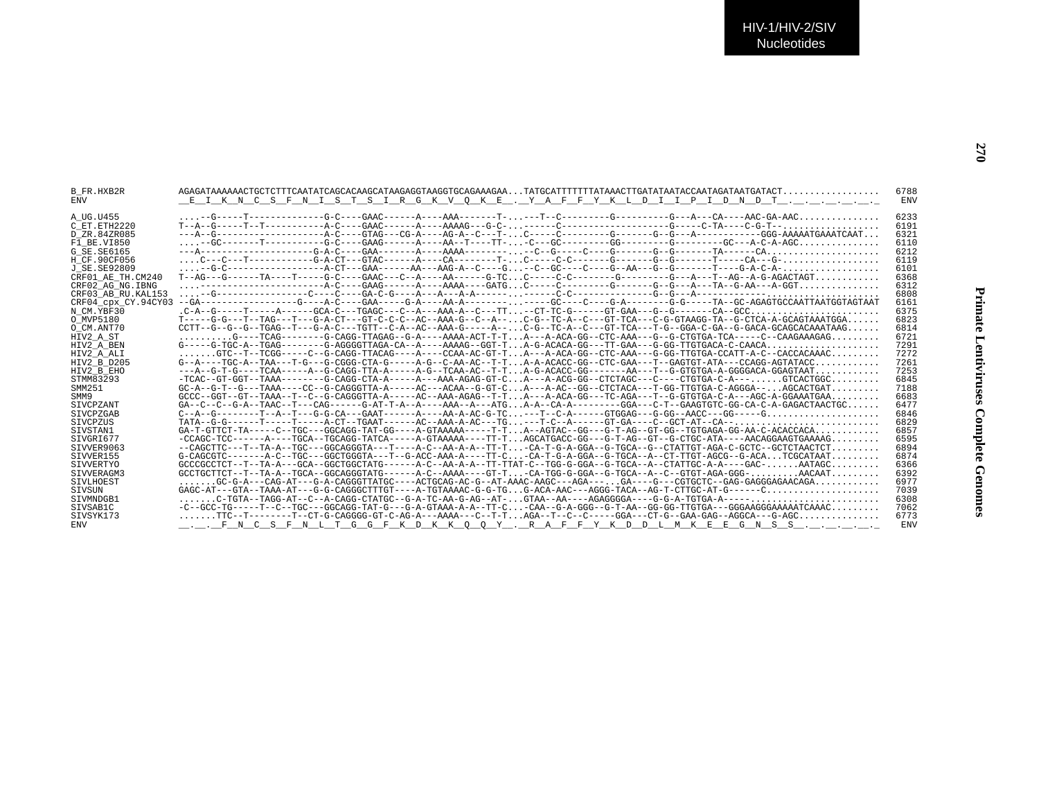```
B_FR.HXB2R          AGAGATAAAAAACTGCTCTTTCAATATCAGCACAAGCATAAGAGGTAAGGTGCAGAAAGAA...TATGCATTTTTTATAAACTTGATATAATACCAATAGATAATGATACT..................  6788
ENV                 __E__I__K__N__C__S__F__N__I__S__T__S__I__R__G__K__V__Q__K__E__.__Y__A__F__F__Y__K__L__D__I__I__P__I__D__N__D__T__.__.__.__.__.__.__.__.  ENV

A_UG.U455           ....--G-----T--------------G-C----GAAC------A----AAA-------T-...--T--C---------G----------G---A---CA----AAC-GA-AAC...............  6233
C_ET.ETH2220        T--A--G-----T--T-----------A-C----GAAC------A----AAAAG---G-C-...-------C-------------------G-----C-TA----C-G-T--..................  6191
D_ZR.84ZR085        ---A--G--------------------A-C----GTAG---CG-A----AG-A--C---T-...C-----C---------G-------G--G---A-----------GGG-AAAAATGAAATCAAT...  6321
F1_BE.VI850         ....--GC-------T-----------G-C----GAAG------A----AA--T----TT-...-C---GC---------GG---------G----------GC---A-C-A-AGC..............  6110
G_SE.SE6165         ---A-------------------G-A-C----GAA-------A----AAAA--------...--C--G-----C----G-------G--G-------TA------CA.....................  6212
H_CF.90CF056        ....C---C---T-----------G-A-CT---GTAC------A----CA--------T-...C-----C-C-------G-------G--G-------T-----CA---G-..................  6119
J_SE.SE92809        ....--G-C------------------A-CT---GAA------AA---AAG-A--C----G...--C--GC----C----G--AA---G--G-------T----G-A-C-A-..................  6101
CRF01_AE_TH.CM240   T--AG---G------TA----T-----G-C----GAAC---C--A----AA------G-TC...C-----C-C--------G---------G---A---T--AG--A-G-AGACTAGT............  6368
CRF02_AG_NG.IBNG    ....-----------------------A-C----GAAG------A----AAAA----GATG...C-----C---------G-------G--G---A---TA--G-AA---A-GGT...............  6312
CRF03_AB_RU.KAL153  ....--G-----------------C----C----GA-C-G----A---A---A-A------...------C-C--------------G--G---A------------------.................  6808
CRF04_cpx_CY.94CY03 --GA-----------------G----A-C----GAA-----G-A----AA-A--------...------GC----C----G-A--------G-G-----TA--GC-AGAGTGCCAATTAATGGTAGTAAT  6161
N_CM.YBF30          .C-A--G-----T-----A------GCA-C---TGAGC---C--A----AAA-A--C---TT...--CT-TC-G------GT-GAA---G--G-------CA--GCC.......................  6375
O_MVP5180           T-----G-G---T--TAG---T---G-A-CT---GT-C-C-C--AC--AAA-G--C--A--...C-G--TC-A--C---GT-TCA---C-G-GTAAGG-TA--G-CTCA-A-GCAGTAAATGGA......  6823
O_CM.ANT70          CCTT--G--G--G--TGAG--T---G-A-C---TGTT--C-A--AC--AAA-G-----A--...C-G--TC-A--C---GT-TCA---T-G--GGA-C-GA--G-GACA-GCAGCACAAATAAG......  6814
HIV2_A_ST           ..........G----TCAG--------G-CAGG-TTAGAG--G-A----AAAA-ACT-T-T...A---A-ACA-GG--CTC-AAA---G--G-CTGTGA-TCA-----C--CAAGAAAGAG.........  6721
HIV2_A_BEN          G-----G-TGC-A--TGAG--------G-AGGGGTTAGA-CA--A----AAAAG--GGT-T...A-G-ACACA-GG---TT-GAA---G-GG-TTGTGACA-C-CAACA....................  7291
HIV2_A_ALI          .......GTC--T--TCGG-----C--G-CAGG-TTACAG----A----CCAA-AC-GT-T...A---A-ACA-GG--CTC-AAA---G-GG-TTGTGA-CCATT-A-C--CACCACAAAC.........  7272
HIV2_B_D205         G--A----TGC-A--TAA---T-G---G-CGGG-CTA-G-----A-G--C-AA-AC--T-T...A-A-ACACC-GG--CTC-GAA---T--GAGTGT-ATA---CCAGG-AGTATACC............  7261
HIV2_B_EHO          ---A--G-T-G----TCAA-----A--G-CAGG-TTA-A-----A-G--TCAA-AC--T-T...A-G-ACACC-GG-------AA---T--G-GTGTGA-A-GGGGACA-GGAGTAAT............  7253
STMM83293           -TCAC--GT-GGT--TAAA--------G-CAGG-CTA-A-----A---AAA-AGAG-GT-C...A---A-ACG-GG--CTCTAGC---C----CTGTGA-C-A---......GTCACTGGC.........  6845
SMM251              GC-A--G-T--G---TAAA----CC--G-CAGGGTTA-A-----AC---ACAA--G-GT-C...A---A-AC--GG--CTCTACA---T-GG-TTGTGA-C-AGGGA-----AGCACTGAT.........  7188
SMM9                GCCC--GGT--GT--TAAA--T--C--G-CAGGGTTA-A-----AC--AAA-AGAG--T-T...A---A-ACA-GG---TC-AGA---T--G-GTGTGA-C-A---AGC-A-GGAAATGAA.........  6683
SIVCPZANT           GA--C--C--G-A--TAAC--T---CAG------G-AT-T-A--A-----AAA--A---ATG...A-A--CA-A---------GGA---C-T--GAAGTGTC-GG-CA-C-A-GAGACTAACTGC......  6477
SIVCPZGAB           C--A--G--------T--A--T---G-G-CA---GAAT------A----AA-A-AC-G-TC...---T--C-A------GTGGAG---G-GG--AACC---GG-----G.....................  6846
SIVCPZUS            TATA--G-G------T-----T-----A-CT--TGAAT------AC--AAA-A-AC---TG...---T-C--A------GT-GA----C--GCT-AT--CA--...........................  6829
SISTAN1             GA-T-GTTCT-TA-----C--TGC---GGCAGG-TAT-GG----A-GTAAAAA-----T-T...A--AGTAC--GG---G-T-AG--GT-GG--TGTGAGA-GG-AA-C-ACACCACA............  6857
SIVGRI677           -CCAGC-TCC------A----TGCA--TGCAGG-TATCA-----A-GTAAAAA----TT-T...AGCATGACC-GG---G-T-AG--GT--G-CTGC-ATA----AACAGGAAGTGAAAAG.........  6595
SIVVER9063          --CAGCTTC---T--TA-A--TGC---GGCAGGGTA---T----A-C--AA-A-A--TT-T...-CA-T-G-A-GGA--G-TGCA--G--CTATTGT-AGA-C-GCTC--GCTCTAACTCT.........  6894
SIVVER155           G-CAGCGTC-------A-C--TGC---GGCTGGGTA---T--G-ACC-AA-A-A----TT-C...-CA-T-G-A-GGA--G-TGCA--A--CT-TTGT-AGCG--G-ACA...TCGCATAAT.........  6874
SIVVERTYO           GCCCGCCTCT--T--TA-A---GCA--GGCTGGCTATG------A-C--AA-A-A--TT-TTAT-C--TGG-G-GGA--G-TGCA--A--CTATTGC-A-A----GAC-......AATAGC.........  6366
SIVVERAGM3          GCCTGCTTCT--T--TA-A--TGCA--GGCAGGGTATG------A-C--AAAA----GT-T...-CA-TGG-G-GGA--G-TGCA--A--C--GTGT-AGA-GGG-.........AACAAT.........  6392
SIVLHOEST           .......GC-G-A---CAG-AT---G-A-CAGGGTTATGC----ACTGCAG-AC-G--AT-AAAC-AAGC---AGA---...GA----G---CGTGCTC--GAG-GAGGGAGAACAGA............  6977
SIVSUN              GAGC-AT---GTA--TAAA-AT---G-G-CAGGGCTTTGT----A-TGTAAAAC-G-G-TG...G-ACA-AAC---AGGG-TACA--AG-T-CTTGC-AT-G------C.....................  7039
SIVMNDGB1           .......C-TGTA--TAGG-AT--C--A-CAGG-CTATGC--G-A-TC-AA-G-AG--AT-...GTAA--AA----AGAGGGGA----G-G-A-TGTGA-A-----.......................  6308
SIVSAB1C            -C--GCC-TG-----T--C--TGC---GGCAGG-TAT-G---G-A-GTAAA-A-A--TT-C...-CAA--G-A-GGG--G-T-AA--GG-GG-TTGTGA---GGGAAGGGAAAAATCAAAC.........  7062
SIVSYK173           .......TTC--T--------T--CT-G-CAGGGG-GT-C-AG-A---AAAA---C--T-T...AGA--T--C--C-----GGA---CT-G--GAA-GAG--AGGCA---G-AGC..............  6773
ENV                 __.__.__F__N__C__S__F__N__L__T__G__G__F__K__D__K__K__Q__Q__Y__.__R__A__F__F__Y__K__D__D__L__M__K__E__E__G__N__S__S__.__.__.__.__.__.__.  ENV
```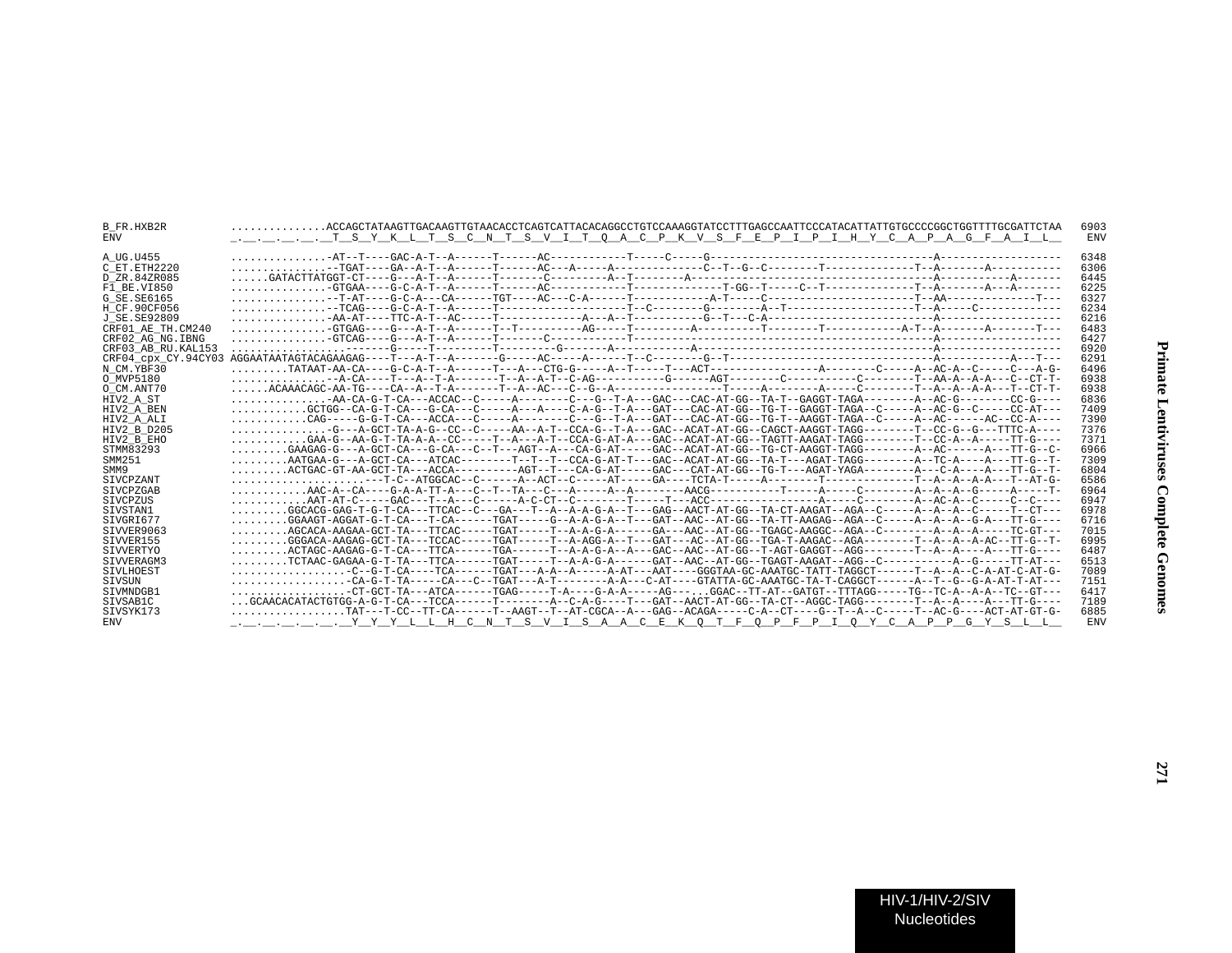```
B_FR.HXB2R          ...............ACCAGCTATAAGTTGACAAGTTGTAACACCTCAGTCATTACACAGGCCTGTCCAAAGGTATCCTTTGAGCCAATTCCCATACATTATTGTGCCCCGGCTGGTTTTGCGATTCTAA   6903
ENV                 _.__.__.__.__.__T__S__Y__K__L__T__S__C__N__T__S__V__I__T__Q__A__C__P__K__V__S__F__E__P__I__P__I__H__Y__C__A__P__A__G__F__A__I__L__   ENV

A_UG.U455           ...............-AT--T----GAC-A-T--A------T------AC------------T-----C-----G-----------------------------------A-------------------   6348
C_ET.ETH2220        ...............--TGAT----GA--A-T--A------T------AC---A-----A--------------C--T--G--C--------T-------------T--A-------A-----------   6306
D_ZR.84ZR085        ......GATACTTATGGT-CT----G---A-T--A------T-------C---------A--T--------A--------------------------------------A-----------A-------   6445
F1_BE.VI850         ...............-GTGAA----G-C-A-T--A------T------AC------------T-------------T-GG--T-----C--T-------------T--A-------A---A-------   6225
G_SE.SE6165         ...............--T-AT----G-C-A---CA------TGT----AC---C-A------T-------------A-T-----C------------------------T--AA---------------T---   6327
H_CF.90CF056        ...............--TCAG----G-C-A-T--A------T--------------------T--C--------G--------A--T-------------------T--A-----C-----------   6234
J_SE.SE92809        ...............-AA-AT----TTC-A-T--AC-----T------------A---A--T-----------G--T---C-A-----------------------------A-------------------   6216
CRF01_AE_TH.CM240   ...............-GTGAG----G---A-T--A------T--T----------AG-----T---------A----------T--------T-----------A-T--A-------A-------T---   6483
CRF02_AG_NG.IBNG    ...............-GTCAG----G---A-T--A------T-------C-----------T------------------------------------------------A-------------------   6427
CRF03_AB_RU.KAL153  ...........................-G-----T---------T---------G-------A------------A------------------------------------A-------------------   6920
CRF04_cpx_CY.94CY03 AGGAATAATAGTACAGAAGAG----T---A-T--A-------G-----AC-----A------T--C--------G--T--------------------------------A-----------A---T---   6291
N_CM.YBF30          .........TATAAT-AA-CA----G-C-A-T--A------T---A---CTG-G-----A--T-----T---ACT----------------A---------C-----A--AC-A--C-----C---A-G-   6496
O_MVP5180           ...............--A-CA----T---A--T-A------T--A--A-T--C-AG-----------G------AGT---------C------------C---------T--AA-A--A-A---C--CT-T-   6938
O_CM.ANT70          ......ACAAACAGC-AA-TG----CA--A--T-A-------T--A--AC---C--G--A-----------------T-----A--------A-----C--------T--A--A--A-A---T--CT-T-   6938
HIV2_A_ST           ...............-AA-CA-G-T-CA---ACCAC--C-----A--------C---G--T-A---GAC---CAC-AT-GG--TA-T--GAGGT-TAGA--------A--AC-G--------CC-G----   6836
HIV2_A_BEN          ............GCTGG--CA-G-T-CA---G-CA---C-----A---A----C-A-G--T-A---GAT---CAC-AT-GG--TG-T--GAGGT-TAGA--C-----A--AC-G--C-----CC-AT---   7409
HIV2_A_ALI          ............CAG-----G-G-T-CA---ACCA---C-----A--------C---G--T-A---GAT---CAC-AT-GG--TG-T--AAGGT-TAGA--C-----A--AC------AC--CC-A----   7390
HIV2_B_D205         ...............-G---A-GCT-TA-A-G--CC--C-----AA--A-T--CCA-G--T-A---GAC--ACAT-AT-GG--CAGCT-AAGGT-TAGG--------T--CC-G--G---TTTC-A----   7376
HIV2_B_EHO          ............GAA-G--AA-G-T-TA-A-A--CC-----T--A---A-T--CCA-G-AT-A---GAC--ACAT-AT-GG--TAGTT-AAGAT-TAGG--------T--CC-A--A-----TT-G----   7371
STMM83293           .........GAAGAG-G---A-GCT-CA---G-CA---C--T---AGT--A---CA-G-AT-----GAC--ACAT-AT-GG--TG-CT-AAGGT-TAGG--------A--AC------A---TT-G--C-   6966
SMM251              .........AATGAA-G---A-GCT-CA---ATCAC---------T--T--T--CCA-G-AT-T---GAC--ACAT-AT-GG--TA-T---AGAT-TAGG--------A--TC-A----A---TT-G--T-   7309
SMM9                .........ACTGAC-GT-AA-GCT-TA---ACCA----------AGT--T---CA-G-AT-----GAC---CAT-AT-GG--TG-T---AGAT-YAGA--------A---C-A----A---TT-G--T-   6804
SIVCPZANT           .....................---T-C--ATGGCAC--C------A--ACT--C-----AT-----GA----TCTA-T-----A--------T--------------T--A--A--A-A---T--AT-G-   6586
SIVCPZGAB           ............AAC-A--CA----G-A-A-TT-A---C--T--TA---C---A-----A--A--------AACG-----------T-----A-----C---------A--A--A--G-----A-----T-   6964
SIVCPZUS            ............AAT-AT-C-----GAC---T--A---C------A-C-CT--C--------T-----T---ACC------------------A-----C---------A--AC-A--C-----C--C----   6947
SIVSTAN1            .........GGCACG-GAG-T-G-T-CA---TTCAC--C---GA---T--A--A-G-A--T---GAG--AACT-AT-GG--TA-CT-AAGAT--AGA--C-----A--A--A--C-----T--CT---   6978
SIVGRI677           .........GGAAGT-AGGAT-G-T-CA---T-CA------TGAT-----G--A-A-G-A--T---GAT--AAC--AT-GG--TA-TT-AAGAG--AGA--C-----A--A--A--G-A---TT-G----   6716
SIVVER9063          .........AGCACA-AAGAA-GCT-TA---TTCAC-----TGAT-----T--A-A-G-A------GA---AAC--AT-GG--TGAGC-AAGGC--AGA--C---------A--A--A-----TC-GT---   7015
SIVVER155           .........GGGACA-AAGAG-GCT-TA---TCCAC-----TGAT-----T--A-AGG-A--T---GAT---AC--AT-GG--TGA-T-AAGAC--AGA---------T--A--A--A-AC--TT-G--T-   6995
SIVVERTYO           .........ACTAGC-AAGAG-G-T-CA---TTCA------TGA------T--A-A-G-A--A---GAC--AAC--AT-GG--T-AGT-GAGGT--AGG---------T--A--A-----A---TT-G----   6487
SIVVERAGM3          .........TCTAAC-GAGAA-G-T-TA---TTCA------TGAT-----T--A-A-G-A------GAT--AAC--AT-GG--TGAGT-AAGAT--AGG--C------------A--G-----TT-AT---   6513
SIVLHOEST           ...................-C--G-T-CA----TCA------TGAT---A-A--A-----A-AT---AAT----GGGTAA-GC-AAATGC-TATT-TAGGCT------T--A--A--C-A-AT-C-AT-G-   7089
SIVSUN              ...................-CA-G-T-TA-----CA---C--TGAT---A-T--------A-A---C-AT----GTATTA-GC-AAATGC-TA-T-CAGGCT------A--T--G--G-A-AT-T-AT---   7151
SIVMNDGB1           ...................-CT-GCT-TA---ATCA------TGAG-----T-A----G-A-A-----AG-----GGAC--TT-AT--GATGT--TTTAGG-----TG--TC-A--A-A--TC--GT---   6417
SIVSAB1C            ...GCAACACATACTGTGG-A-G-T-CA---TCCA------T--------A--C-A-G----T---GAT--AACT-AT-GG--TA-CT--AGGC-TAGG--------T--A--A-----A---TT-G----   7189
SIVSYK173           ..................TAT---T-CC--TT-CA------T--AAGT--T--AT-CGCA--A---GAG--ACAGA-----C-A--CT----G--T--A--C-----T--AC-G-----ACT-AT-GT-G-   6885
ENV                 _.__.__.__.__.__.__Y__Y__Y__L__L__H__C__N__T__S__V__I__S__A__A__C__E__K__Q__T__F__Q__P__F__P__I__Q__Y__C__A__P__P__G__Y__S__L__L__   ENV
```

HIV-1/HIV-2/SIV Nucleotides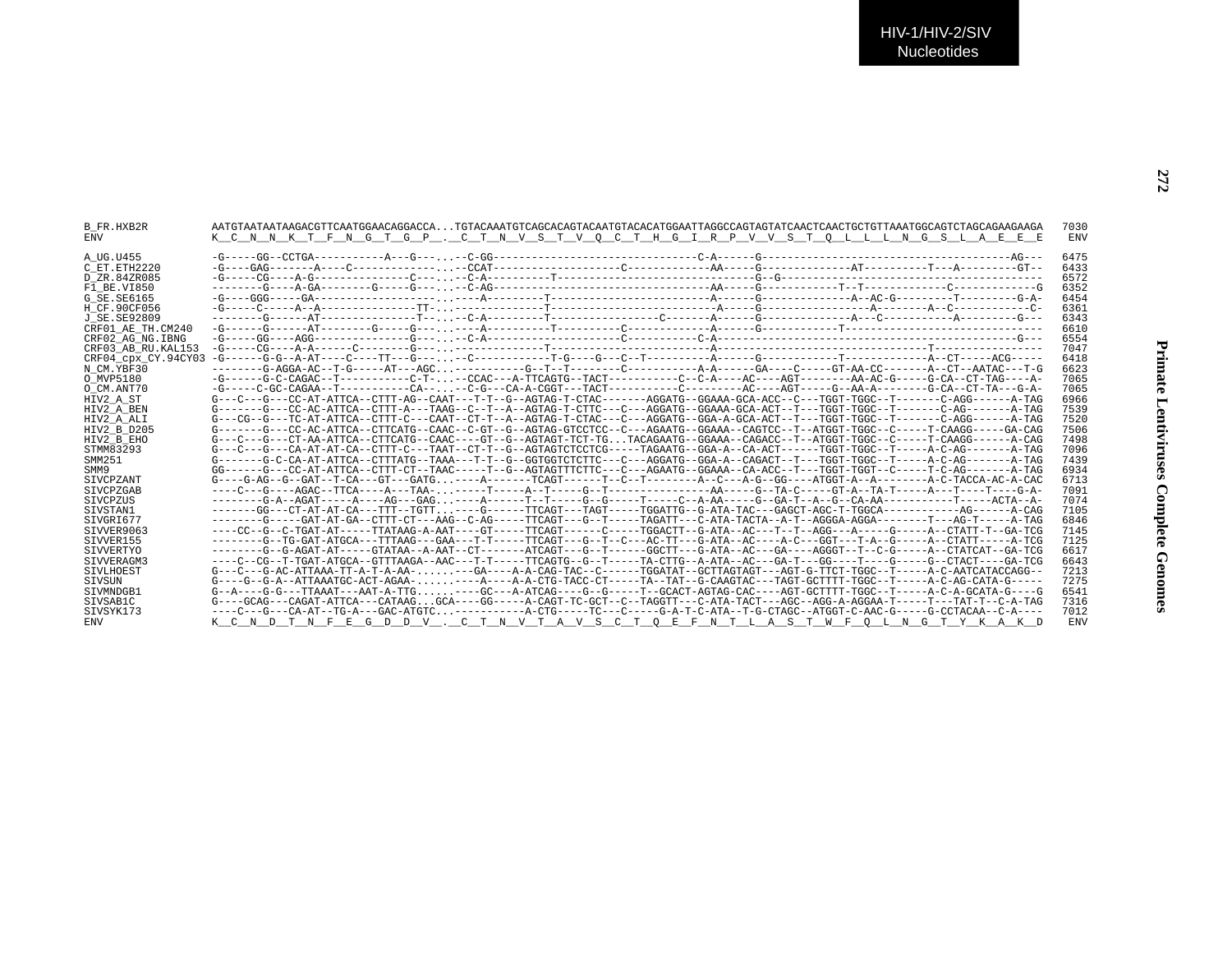```
B_FR.HXB2R          AATGTAATAATAAGACGTTCAATGGAACAGGACCA...TGTACAAATGTCAGCACAGTACAATGTACACATGGAATTAGGCCAGTAGTATCAACTCAACTGCTGTTAAATGGCAGTCTAGCAGAAGAAGA  7030
ENV                 K__C__N__N__K__T__F__N__G__T__G__P__.__C__T__N__V__S__T__V__Q__C__T__H__G__I__R__P__V__V__S__T__Q__L__L__L__N__G__S__L__A__E__E__E   ENV

A_UG.U455           -G-----GG--CCTGA-----------A---G---...--C-GG-------------------------------C-A------G--------------------------------------AG---  6475
C_ET.ETH2220        -G----GAG-------A----C-------------...--CCAT--------------------C-------------AA-----G--------------AT----------T---A---------GT--  6433
D_ZR.84ZR085        -G-----CG----A-G---------------C---...--C-A----------T-------------------------------G--G---------------------------------------  6572
F1_BE.VI850         --------G----A-GA--------G-----G---...--C-AG----------------------------------AA-----G-----------T--T--------------C-------------G  6352
G_SE.SE6165         -G----GGG-----GA-------------------...----A---------T--------------------------A------G---------------A--AC-G---------T---------G-A-  6454
H_CF.90CF056        -G-----C-----A--A--------------TT--...----------------T--------------------------A-----G-----------------A--------A--C------------C-  6361
J_SE.SE92809        --------G------AT---------------T---...--C-A---------T-----------------C-------A------G--------------A---C-----------A---------G---  6343
CRF01_AE_TH.CM240   -G------G------AT--------G-----G---...----A----------T----------C-------------A------G------------T--------------------------------  6610
CRF02_AG_NG.IBNG    -G-----GG----AGG---------------G---...--C-A--------------------C-----------C-A------------------------------------------------G---  6554
CRF03_AB_RU.KAL153  -G-----CG----A-A------C--------G---...-------------T-----------------------A-----------------------------------T-----------------  7047
CRF04_cpx_CY.94CY03 -G------G-G--A-AT----C----TT---G---...--C------------T-G----G---C--T----------A------G------------T-------------A--CT-----ACG-----  6418
N_CM.YBF30          --------G-AGGA-AC--T-G-----AT---AGC...----------G--T--T---------C-----------A-A------GA----C-----GT-AA-CC-------A--CT--AATAC---T-G  6623
O_MVP5180           -G------G-C-CAGAC--T-----------C-T-...--CCAC---A-TTCAGTG--TACT----------C--C-A----AC----AGT---------AA-AC-G-----G-CA--CT-TAG----A-  7065
O_CM.ANT70          -G-----C-GC-CAGAA--T-----------CA--...--C-G---CA-A-CGGT---TACT----------C---------AC----AGT-----G--AA-A--------G-CA--CT-TA---G-A-  7065
HIV2_A_ST           G---C---G---CC-AT-ATTCA--CTTT-AG--CAAT---T-T--G--AGTAG-T-CTAC-------AGGATG--GGAAA-GCA-ACC--C---TGGT-TGGC--T-------C-AGG------A-TAG  6966
HIV2_A_BEN          G-------G---CC-AC-ATTCA--CTTT-A---TAAG--C--T--A--AGTAG-T-CTTC---C---AGGATG--GGAAA-GCA-ACT--T---TGGT-TGGC--T-------C-AG-------A-TAG  7539
HIV2_A_ALI          G---CG--G---TC-AT-ATTCA--CTTT-C---CAAT--CT-T--A--AGTAG-T-CTAC---C---AGGATG--GGA-A-GCA-ACT--T---TGGT-TGGC--T-------C-AGG------A-TAG  7520
HIV2_B_D205         G-------G---CC-AC-ATTCA--CTTCATG--CAAC--C-GT--G--AGTAG-GTCCTCC--C---AGAATG--GGAAA--CAGTCC--T--ATGGT-TGGC--C-----T-CAAGG-----GA-CAG  7506
HIV2_B_EHO          G---C---G---CT-AA-ATTCA--CTTCATG--CAAC----GT--G--AGTAGT-TCT-TG...TACAGAATG--GGAAA--CAGACC--T--ATGGT-TGGC--C-----T-CAAGG------A-CAG  7498
STMM83293           G---C---G---CA-AT-AT-CA--CTTT-C---TAAT--CT-T--G--AGTAGTCTCCTCG-----TAGAATG--GGA-A--CA-ACT------TGGT-TGGC--T-----A-C-AG-------A-TAG  7096
SMM251              G-------G-C-CA-AT-ATTCA--CTTTATG--TAAA---T-T--G--GGTGGTCTCTTC---C---AGGATG--GGA-A--CAGACT--T---TGGT-TGGC--T-----A-C-AG-------A-TAG  7439
SMM9                GG------G---CC-AT-ATTCA--CTTT-CT--TAAC-----T--G--AGTAGTTTCTTC---C---AGAATG--GGAAA--CA-ACC--T---TGGT-TGGT--C-----T-C-AG-------A-TAG  6934
SIVCPZANT           G----G-AG--G--GAT--T-CA---GT---GATG...----A-------TCAGT------T--C--T--------A--C---A-G--GG----ATGGT-A--A--------A-C-TACCA-AC-A-CAC  6713
SIVCPZGAB           ----C---G-----AGAC--TTCA----A---TAA-...-----T-----A--T-----G--T----------------AA-----G--TA-C-----GT-A--TA-T-----A---T-----T----G-A-  7091
SIVCPZUS            --------G-A--AGAT-----A-----AG---GAG...----A------T--T-----G--G-----T-----C--A-AA-----G--GA-T--A--G--CA-AA-----------T-----ACTA--A-  7074
SIVSTAN1            -------GG---CT-AT-AT-CA---TTT--TGTT...----G-------TTCAGT---TAGT-----TGGATTG--G-ATA-TAC---GAGCT-AGC-T-TGGCA------------AG------A-CAG  7105
SIVGRI677           --------G-----GAT-AT-GA--CTTT-CT---AAG--C-AG-----TTCAGT---G--T-----TAGATT---C-ATA-TACTA--A-T--AGGGA-AGGA--------T---AG-T-----A-TAG  6846
SIVVER9063          ----CC--G--C-TGAT-AT-----TTATAAG-A-AAT----GT-----TTCAGT------C-----TGGACTT--G-ATA--AC---T--T--AGG---A-----G-----A--CTATT-T--GA-TCG  7145
SIVVER155           --------G--TG-GAT-ATGCA---TTTAAG---GAA---T------TTCAGT---G--T--C---AC-TT---G-ATA--AC----A-C---GGT---T-A--G-----A--CTATT------A-TCG  7125
SIVVERTYO           --------G--G-AGAT-AT-----GTATAA--A-AAT--CT-------ATCAGT---G--T------GGCTT---G-ATA--AC---GA----AGGGT--T--C-G-----A--CTATCAT--GA-TCG  6617
SIVVERAGM3          ----C--CG--T-TGAT-ATGCA--GTTTAAGA--AAC---T-T-----TTCAGTG--G--T-----TA-CTTG--A-ATA--AC---GA-T---GG----T-----G-----G--CTACT----GA-TCG  6643
SIVLHOEST           G---C---G-AC-ATTAAA-TT-A-T-A-AA-.......---GA----A-A-CAG-TAC--C------TGGATAT--GCTTAGTAGT---AGT-G-TTCT-TGGC--T-----A-C-AATCATACCAGG--  7213
SIVSUN              G----G--G-A--ATTAAATGC-ACT-AGAA-.......----A----A-A-CTG-TACC-CT-----TA--TAT--G-CAAGTAC---TAGT-GCTTTT-TGGC--T-----A-C-AG-CATA-G-----  7275
SIVMNDGB1           G--A----G-G---TTAAAT---AAT-A-TTG.......----GC---A-ATCAG----G--G-----T--GCACT-AGTAG-CAC----AGT-GCTTTT-TGGC--T-----A-C-A-GCATA-G----G  6541
SIVSAB1C            G----GCAG---CAGAT-ATTCA---CATAAG...GCA----GG-----A-CAGT-TC-GCT--C--TAGGTT---C-ATA-TACT---AGC--AGG-A-AGGAA-T-----T---TAT-T--C-A-TAG  7316
SIVSYK173           ----C---G---CA-AT--TG-A---GAC-ATGTC...------------A-CTG-----TC---C-----G-A-T-C-ATA--T-G-CTAGC--ATGGT-C-AAC-G-----G-CCTACAA--C-A----  7012
ENV                 K__C__N__D__T__N__F__E__G__D__D__V__.__C__T__N__V__T__A__V__S__C__T__Q__E__F__N__T__L__A__S__T__W__F__Q__L__N__G__T__Y__K__A__K__D   ENV
```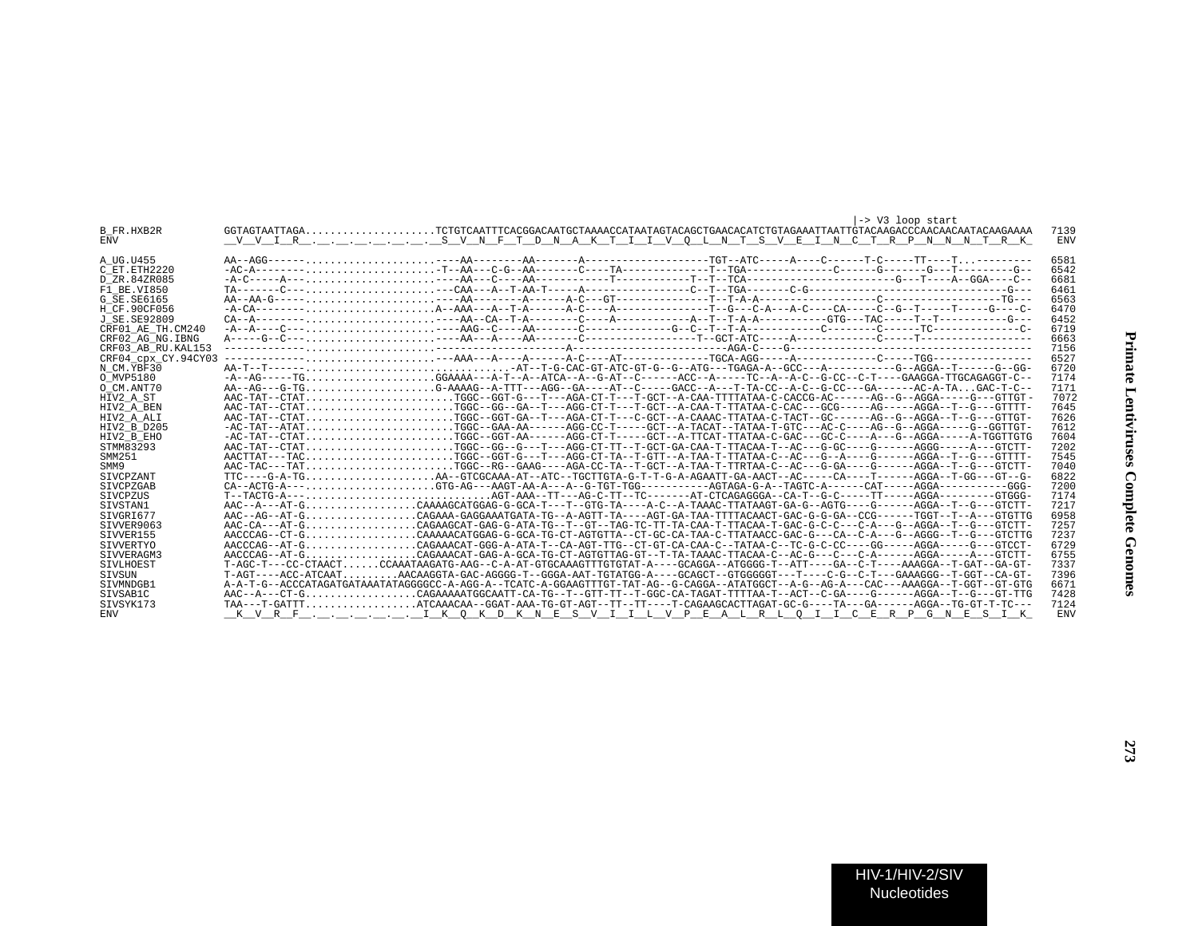```
                                                                                                                   |-> V3 loop start
B_FR.HXB2R          GGTAGTAATTAGA.....................TCTGTCAATTTCACGGACAATGCTAAAACCATAATAGTACAGCTGAACACATCTGTAGAAATTAATTGTACAAGACCCAACAACAATACAAGAAAA  7139
ENV                 __V__V__I__R__.__.__.__.__.__.__.__S__V__N__F__T__D__N__A__K__T__I__I__V__Q__L__N__T__S__V__E__I__N__C__T__R__P__N__N__N__T__R__K_   ENV

A_UG.U455           AA--AGG------.....................----AA--------AA-------A--------------------TGT--ATC-----A----C------T-C-----TT----T...---------  6581
C_ET.ETH2220        -AC-A--------.....................T--AA---C-G--AA-------C----TA--------------T--TGA-------------C------G-------G---T---------G--  6542
D_ZR.84ZR085        -A-C-----A---.....................----AA---C----AA-----------T------------T--T--TCA------------------------G---T----A--GGA----C--  6681
F1_BE.VI850         TA-------C---.....................----CAA---A--T-AA-T------A----------------C--T--TGA-------C-G-------------------------------G---  6461
G_SE.SE6165         AA--AA-G-----.....................----AA--------A------A-C---GT--------------T--T-A-A------------------C------------------TG---  6563
H_CF.90CF056        -A-CA--------.....................A--AAA---A--T-A------A-C----A---------------T--G---C-A---A-C----CA-----C--G--T-----T-----G----C-  6470
J_SE.SE92809        CA--A--------.....................----AA--CA--T-A--------C----A-----------A--T--T-A-A----------GTG---TAC-----T--T----------G---  6452
CRF01_AE_TH.CM240   -A--A----C---.....................----AAG--C----AA-------C-------------G--C--T--T-A-----------C--------C------TC--------------C-  6719
CRF02_AG_NG.IBNG    A-----G--C---.....................----AA---A----AA-------C------------------T--GCT-ATC-----A-----------C-----T----------------  6663
CRF03_AB_RU.KAL153  -------------.....................-------------------A----------------------AGA-C----G-----------------------------------------  7156
CRF04_cpx_CY.94CY03 -------------.....................----AAA---A----A------A-C----AT--------------TGCA-AGG-----A-----------C-----TGG----------------  6527
N_CM.YBF30          AA-T--T------.....................-AT--T-G-CAC-GT-ATC-GT-G--G--ATG---TGAGA-A--GCC---A------------G--AGGA--T------G--GG-  6720
O_MVP5180           -A--AG-----TG.....................GGAAAA---A-T--A--ATCA--A--G-AT--C------ACC--A-----TC--A--A-C--G-CC--C-T----GAAGGA-TTGCAGAGGT-C--  7174
O_CM.ANT70          AA--AG---G-TG.....................G-AAAAG--A-TTT---AGG--GA----AT--C-----GACC--A---T-TA-CC--A-C--G-CC---GA------AC-A-TA...GAC-T-C--  7171
HIV2_A_ST           AAC-TAT--CTAT.....................TGGC--GGT-G---T---AGA-CT-T---T-GCT--A-CAA-TTTTATAA-C-CACCG-AC------AG--G--AGGA-----G---GTTGT-  7072
HIV2_A_BEN          AAC-TAT--CTAT.....................TGGC--GG--GA--T---AGG-CT-T---T-GCT--A-CAA-T-TTATAA-C-CAC---GCG-----AG-----AGGA--T--G---GTTTT-  7645
HIV2_A_ALI          AAC-TAT--CTAT.....................TGGC--GGT-GA--T---AGA-CT-T---C-GCT--A-CAAAC-TTATAA-C-TACT--GC------AG--G--AGGA--T--G---GTTGT-  7626
HIV2_B_D205         -AC-TAT--ATAT.....................TGGC--GAA-AA------AGG-CC-T-----GCT--A-TACAT--TATAA-T-GTC---AC-C----AG--G--AGGA-----G--GGTTGT-  7612
HIV2_B_EHO          -AC-TAT--CTAT.....................TGGC--GGT-AA------AGG-CT-T-----GCT--A-TTCAT-TTATAA-C-GAC---GC-C----A---G--AGGA-----A-TGGTTGTG  7604
STMM83293           AAC-TAT--CTAT.....................TGGC--GG--G---T---AGG-CT-TT--T-GCT-GA-CAA-T-TTACAA-T--AC---G-GC----G------AGGG-----A---GTCTT-  7202
SMM251              AACTTAT---TAC.....................TGGC--GGT-G---T---AGG-CT-TA--T-GTT--A-TAA-T-TTATAA-C--AC---G--A----G------AGGA--T--G---GTTTT-  7545
SMM9                AAC-TAC---TAT.....................TGGC--RG--GAAG----AGA-CC-TA--T-GCT--A-TAA-T-TTRTAA-C--AC---G-GA----G------AGGA--T--G---GTCTT-  7040
SIVCPZANT           TTC----G-A-TG.....................AA--GTCGCAAA-AT--ATC--TGCTTGTA-G-T-T-G-A-AGAATT-GA-AACT--AC-----CA----T------AGGA--T-GG---GT--G-  6822
SIVCPZGAB           CA--ACTG-A---.....................GTG-AG---AAGT-AA-A---A--G-TGT-TGG-----------AGTAGA-G-A--TAGTC-A------CAT-----AGGA----------GGG-  7200
SIVCPZUS            T--TACTG-A---.....................AGT-AAA--TT---AG-C-TT--TC-------AT-CTCAGAGGGA--CA-T--G-C-----TT-----AGGA---------GTGGG-  7174
SIVSTAN1            AAC--A---AT-G.....................CAAAAGCATGGAG-G-GCA-T---T--GTG-TA----A-C--A-TAAAC-TTATAAGT-GA-G--AGTG----G------AGGA--T--G---GTCTT-  7217
SIVGRI677           AAC--AG--AT-G.....................CAGAAA-GAGGAAATGATA-TG--A-AGTT-TA----AGT-GA-TAA-TTTTACAACT-GAC-G-G-GA--CCG------TGGT--T--A---GTGTTG  6958
SIVVER9063          AAC-CA---AT-G.....................CAGAAGCAT-GAG-G-ATA-TG--T--GT--TAG-TC-TT-TA-CAA-T-TTACAA-T-GAC-G-C-C---C-A---G--AGGA--T--G---GTCTT-  7257
SIVVER155           AACCCAG--CT-G.....................CAAAAACATGGAG-G-GCA-TG-CT-AGTGTTA--CT-GC-CA-TAA-C-TTATAACC-GAC-G---CA--C-A---G--AGGG--T--G---GTCTTG  7237
SIVVERTYO           AACCCAG--AT-G.....................CAGAAACAT-GGG-A-ATA-T--CA-AGT-TTG--CT-GT-CA-CAA-C--TATAA-C--TC-G-C-CC----GG-----AGGA-----G---GTCCT-  6729
SIVVERAGM3          AACCCAG--AT-G.....................CAGAAACAT-GAG-A-GCA-TG-CT-AGTGTTAG-GT--T-TA-TAAAC-TTACAA-C--AC-G---C---C-A------AGGA-----A---GTCTT-  6755
SIVLHOEST           T-AGC-T---CC-CTAACT...............CCAAATAAGATG-AAG--C-A-AT-GTGCAAAGTTTGTGTAT-A----GCAGGA--ATGGGG-T--ATT----GA--C-T----AAAGGA--T-GAT--GA-GT-  7337
SIVSUN              T-AGT----ACC-ATCAAT...............AACAAGGTA-GAC-AGGGG-T--GGGA-AAT-TGTATGG-A----GCAGCT--GTGGGGGT---T----C-G--C-T---GAAAGGG--T-GGT--CA-GT-  7396
SIVMNDGB1           A-A-T-G--ACCCATAGATGATAAATATAGGGGCC-A-AGG-A--TCATC-A-GGAAGTTTGT-TAT-AG--G-CAGGA--ATATGGCT--A-G--AG-A---CAC---AAAGGA--T-GGT--GT-GTG  6671
SIVSAB1C            AAC--A---CT-G.....................CAGAAAAATGGCAATT-CA-TG--T--GTT-TT--T-GGC-CA-TAGAT-TTTTAA-T--ACT--C-GA----G------AGGA--T--G---GT-TTG  7428
SIVSYK173           TAA---T-GATTT.....................ATCAAACAA--GGAT-AAA-TG-GT-AGT--TT--TT----T-CAGAAGCACTTAGAT-GC-G----TA---GA------AGGA--TG-GT-T-TC---  7124
ENV                 __K__V__R__F__.__.__.__.__.__.__.__I__K__Q__K__D__K__N__E__S__V__I__I__L__V__P__E__A__L__R__L__Q__I__I__C__E__R__P__G__N__E__S__I__K_   ENV
```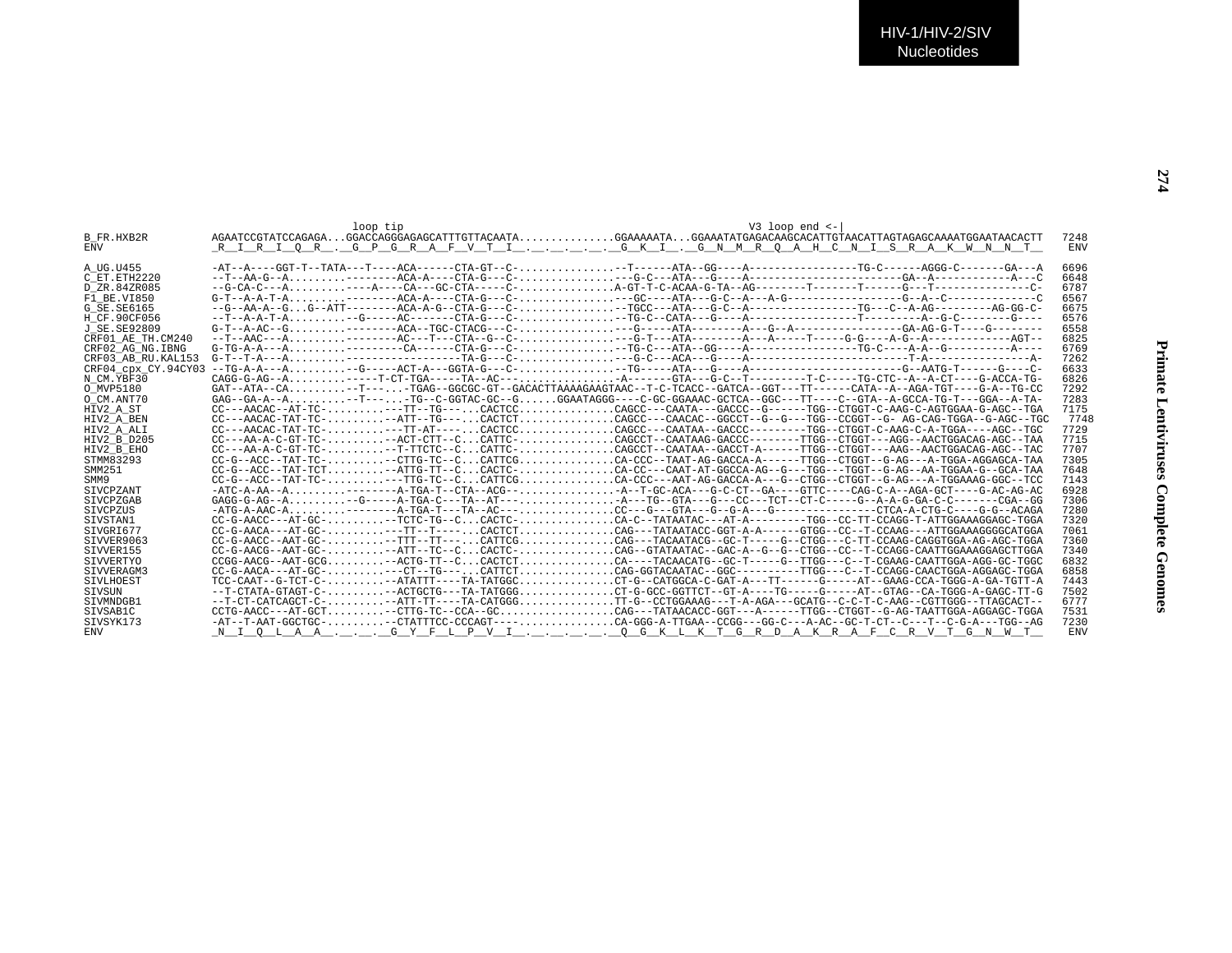```
                       loop tip                                                                    V3 loop end <-|
B_FR.HXB2R          AGAATCCGTATCCAGAGA...GGACCAGGGAGAGCATTTGTTACAATA...............GGAAAAATA...GGAAATATGAGACAAGCACATTGTAACATTAGTAGAGCAAAATGGAATAACACTT  7248
ENV                 _R__I__R__I__Q__R__.__G__P__G__R__A__F__V__T__I__.__.__.__.__.__G__K__I__.__G__N__M__R__Q__A__H__C__N__I__S__R__A__K__W__N__N__T__  ENV

A_UG.U455           -AT--A----GGT-T--TATA---T----ACA------CTA-GT--C-...............--T------ATA--GG----A-----------------TG-C------AGGG-C-------GA---A  6696
C_ET.ETH2220        --T--AA-G--A.......-----------ACA-A----CTA-G---C-...............---G-C---ATA---G----A-----------------------GA--A-----------A---C  6648
D_ZR.84ZR085        --G-CA-C---A..........-----A----CA---GC-CTA-----C-...............A-GT-T-C-ACAA-G-TA--AG--------T-------T------G---T--------------C-  6787
F1_BE.VI850         G-T--A-A-T-A..........--------ACA-A----CTA-G---C-...............---GC----ATA---G-C--A---A-G------------------G--A--C--------------C  6567
G_SE.SE6165         --G--AA-A--G...G--ATT--------ACA-A-G--CTA-G---C-...............--TGCC---ATA---G-C--A-----------------TG---C--A-AG---------AG-GG-C-  6675
H_CF.90CF056        --T--A-A-T-A..........--G-----AC-------CTA-G---C-...............--TG-C--CATA---G----A-----------------T---------A--G-C--------G----  6576
J_SE.SE92809        G-T--A-AC--G..........--------ACA--TGC-CTACG---C-...............---G-----ATA--------A---G--A-----------------GA-AG-G-T----G--------  6558
CRF01_AE_TH.CM240   --T--AAC---A..........--------AC---T---CTA--G--C-...............---G-T---ATA--------A---A-----T-----G-G----A-G--A-------------AGT--  6825
CRF02_AG_NG.IBNG    G-TG-A-A---A..........--------CA------CTA-G---C-...............--TG-C---ATA--GG----A-----------------TG-C----A-A--G----------A----  6769
CRF03_AB_RU.KAL153  G-T--T-A---A..........----------------------TA-G---C-...............---G-C---ACA---G----A-------------------------T-A----------------A-  7262
CRF04_cpx_CY.94CY03 --TG-A-A---A..........--G-----ACT-A---GGTA-G---C-...............--TG-----ATA---G----A-------------------------G--AATG-T-----G----C-  6633
N_CM.YBF30          CAGG-G-AG--A..........----T-CT-TGA-----TA--AC--...............-A-------GTA---G-C--T---------T-C-----TG-CTC--A--A-CT----G-ACCA-TG-  6826
O_MVP5180           GAT--ATA--CA..........--T---...-TGAG--GGCGC-GT--GACACTTAAAAGAAGTAAC--T-C-TCACC--GATCA--GGT---TT------CATA--A--AGA-TGT----G-A--TG-CC  7292
O_CM.ANT70          GAG--GA-A--A..........--T---...-TG--C-GGTAC-GC--G......GGAATAGGG----C-GC-GGAAAC-GCTCA--GGC---TT----C--GTA--A-GCCA-TG-T---GGA--A-TA-  7283
HIV2_A_ST           CC---AACAC--AT-TC-.........---TT--TG-----.CACTCC...............CAGCC---CAATA---GACCC--G------TGG--CTGGT-C-AAG-C-AGTGGAA-G-AGC--TGA  7175
HIV2_A_BEN          CC---AACAC-TAT-TC-.........--ATT--TG-----.CACTCT...............CAGCC---CAACAC--GGCCT--G--G---TGG--CCGGT--G- AG-CAG-TGGA--G-AGC--TGC  7748
HIV2_A_ALI          CC---AACAC-TAT-TC-.........---TT-AT------.CACTCC...............CAGCC---CAATAA--GACCC---------TGG--CTGGT-C-AAG-C-A-TGGA----AGC--TGC  7729
HIV2_B_D205         CC---AA-A-C-GT-TC-.........--ACT-CTT--C...CATTC-...............CAGCCT--CAATAAG-GACCC--------TTGG--CTGGT---AGG--AACTGGACAG-AGC--TAA  7715
HIV2_B_EHO          CC---AA-A-C-GT-TC-.........--T-TTCTC--C...CATTC-...............CAGCCT--CAATAA--GACCT-A------TTGG--CTGGT---AAG--AACTGGACAG-AGC--TAC  7707
STMM83293           CC-G--ACC--TAT-TC-.........--CTTG-TC--C...CATTCG...............CA-CCC--TAAT-AG-GACCA-A------TTGG--CTGGT--G-AG---A-TGGA-AGGAGCA-TAA  7305
SMM251              CC-G--ACC--TAT-TCT.........--ATTG-TT--C...CACTC-...............CA-CC---CAAT-AT-GGCCA-AG--G---TGG---TGGT--G-AG--AA-TGGAA-G--GCA-TAA  7648
SMM9                CC-G--ACC--TAT-TC-.........---TTG-TC--C...CATTCG...............CA-CCC---AAT-AG-GACCA-A---G--CTGG--CTGGT--G-AG---A-TGGAAAG-GGC--TCC  7143
SIVCPZANT           -ATC-A-AA--A..........--------A-TGA-T--CTA--ACG--...............-A--T-GC-ACA---G-C-CT--GA----GTTC----CAG-C-A--AGA-GCT----G-AC-AG-AC  6928
SIVCPZGAB           GAGG-G-AG--A..........--G-----A-TGA-C---TA--AT--...............-A---TG--GTA---G---CC---TCT--CT-C-----G--A-A-G-GA-C-C-------CGA--GG  7306
SIVCPZUS            -ATG-A-AAC-A..........--------A-TGA-T---TA--AC--...............CC---G---GTA---G--G-A---G----------------CTCA-A-CTG-C----G-G--ACAGA  7280
SIVSTAN1            CC-G-AACC---AT-GC-.........--TCTC-TG--C...CACTC-...............CA-C--TATAATAC---AT-A---------TGG--CC-TT-CCAGG-T-ATTGGAAAGGAGC-TGGA  7320
SIVGRI677           CC-G-AACA---AT-GC-.........---TT--T------.CACTCT...............CAG---TATAATACC-GGT-A-A------GTGG--CC--T-CCAAG---ATTGGAAAGGGGCATGGA  7061
SIVVER9063          CC-G-AACC--AAT-GC-.........--TTT--TT-----.CATTCG...............CAG---TACAATACG--GC-T-----G--CTGG---C-TT-CCAAG-CAGGTGGA-AG-AGC-TGGA  7360
SIVVER155           CC-G-AACG--AAT-GC-.........--ATT--TC--C...CACTC-...............CAG--GTATAATAC--GAC-A--G--G--CTGG--CC--T-CCAGG-CAATTGGAAAGGAGCTTGGA  7340
SIVVERTYO           CCGG-AACG--AAT-GCG.........--ACTG-TT--C...CACTCT...............CA----TACAACATG--GC-T-----G--TTGG---C--T-CGAAG-CAATTGGA-AGG-GC-TGGC  6832
SIVVERAGM3          CC-G-AACA---AT-GC-.........---CT--TG-----.CATTCT...............CAG-GGTACAATAC--GGC---------TTGG---C--T-CCAGG-CAACTGGA-AGGAGC-TGGA  6858
SIVLHOEST           TCC-CAAT--G-TCT-C-.........--ATATT----TA-TATGGC...............CT-G--CATGGCA-C-GAT-A---TT------G-----AT--GAAG-CCA-TGGG-A-GA-TGTT-A  7443
SIVSUN              --T-CTATA-GTAGT-C-.........--ACTGCTG---TA-TATGGG...............CT-G-GCC-GGTTCT--GT-A----TG-----G-----AT--GTAG--CA-TGGG-A-GAGC-TT-G  7502
SIVMNDGB1           --T-CT-CATCAGCT-C-.........--ATT-TT----TA-CATGGG...............TT-G--CCTGGAAAG---T-A-AGA---GCATG--C-C-T-C-AAG--CGTTGGG--TTAGCACT--  6777
SIVSAB1C            CCTG-AACC---AT-GCT.........--CTTG-TC--CCA--GC..................CAG---TATAACACC-GGT---A-----TTGG--CTGGT--G-AG-TAATTGGA-AGGAGC-TGGA  7531
SIVSYK173           -AT--T-AAT-GGCTGC-.........--CTATTTCC-CCCAGT-..................CA-GGG-A-TTGAA--CCGG---GG-C---A-AC--GC-T-CT--C---T--C-G-A---TGG--AG  7230
ENV                 _N__I__Q__L__A__A__.__.__.__G__Y__F__L__P__V__I__.__.__.__.__.__Q__G__K__L__K__T__G__R__D__A__K__R__A__F__C__R__V__T__G__N__W__T__  ENV
```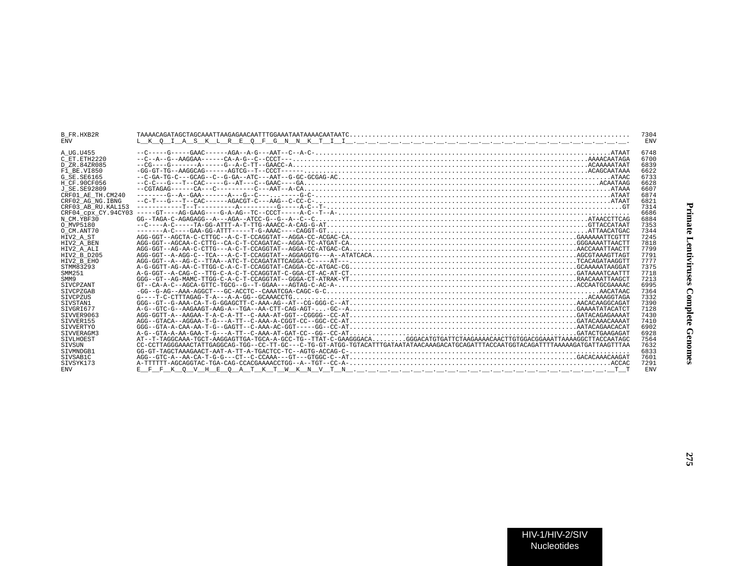```
B_FR.HXB2R          TAAAACAGATAGCTAGCAAATTAAGAGAACAATTTGGAAATAATAAAACAATAATC.........................................................................  7304
ENV                 L__K__Q__I__A__S__K__L__R__E__Q__F__G__N__N__K__T__I__I__.__.__.__.__.__.__.__.__.__.__.__.__.__.__.__.__.__.__.__.__.__.__.__.__.__.__  ENV

A_UG.U455           --C-----G-----GAAC------AGA--A-G---AAT--C--A-C-.....................................................................ATAAT  6748
C_ET.ETH2220        --C--A--G--AAGGAA------CA-A-G--C--CCCT---........................................................................AAAACAATAGA  6700
D_ZR.84ZR085        --CG----G-------A------G--A-C-TT--GAACC-A.........................................................................ACAAAAATAAT  6839
F1_BE.VI850         -GG-GT-TG--AAGGCAG------AGTCG--T--CCCT-----.....................................................................ACAGCAATAAA  6622
G_SE.SE6165         --C-GA-TG-C---GCAG--C--G-GA--ATC---AAT--G-GC-GCGAG-AC...............................................................ATAAC  6733
H_CF.90CF056        --C-C---G---T--CAC-----G--AT---C--GAAC----GA....................................................................ACAATAAG  6628
J_SE.SE92809        --CGTAGAG------CA---C----------C---AAT--A-CA.........................................................................ATAAA  6607
CRF01_AE_TH.CM240   --------G--A--GAA-------A---G--C---..------G-C-.....................................................................ATAAT  6874
CRF02_AG_NG.IBNG    --C-T---G---T--CAC------AGACGT-C---AAG--C-CC-C-.....................................................................ATAAT  6821
CRF03_AB_RU.KAL153  ------------T--T-----------A-----------G-----A-C--T-.....................................................................GT  7314
CRF04_cpx_CY.94CY03 -----GT----AG-GAAG----G-A-AG--TC--CCCT-----A-C--T--A-..........................................................................  6686
N_CM.YBF30          GG--TAGA-C-AGAGAGG--A---AGA--ATCC-G--G--A--C--C-.................................................................ATAACCTTCAG  6884
O_MVP5180           --C----A-C-----TA-GG-ATTT-A-T-TTG-AAACC-A-CAG-G-AT...............................................................GTTACCATAAT  7353
O_CM.ANT70          -------A-C----GAA-GG-ATTT-----T-G-AAAC----CAGGT-GT...............................................................ATTAACATGAC  7344
HIV2_A_ST           AGG-GGT--AGCTA-C-CTTGC--A-C-T-CCAGGTAT--AGGA-CC-ACGAC-CA.....................................................GAAAAAATTCGTTT  7245
HIV2_A_BEN          AGG-GGT--AGCAA-C-CTTG--CA-C-T-CCAGATAC--AGGA-TC-ATGAT-CA.....................................................GGGAAAATTAACTT  7818
HIV2_A_ALI          AGG-GGT--AG-AA-C-CTTG---A-C-T-CCAGGTAT--AGGA-CC-ATGAC-CA.....................................................AACCAAATTAACTT  7799
HIV2_B_D205         AGG-GGT--A-AGG-C--TCA---A-C-T-CCAGGTAT--AGGAGGTG---A--ATATCACA...............................................AGCGTAAAGTTAGT  7791
HIV2_B_EHO          AGG-GGT--A--AG-C--TTAA--ATC-T-CCAGATATTCAGGA-C-----AT---.....................................................TCACAGATAAGGTT  7777
STMM83293           A-G-GGTT-AG-AA-C-TTGG-C-A-C-T-CCAGGTAT-CAGGA-CC-ATGAC-CG.....................................................GCAAAAATAAGGAT  7375
SMM251              A-G-GGT--A-CAG-C--TTG-C-A-C-T-CCAGGTAT-C-GGA-CT-AC-AT-CT.....................................................GATAAAATCAATTT  7718
SMM9                GGG--GT--AG-MAMC-TTGG-C-A-C-T-CCAGGTAT--GGGA-CT-ATRAK-YT.....................................................RAACAAATTAAGCT  7213
SIVCPZANT           GT--CA-A-C--AGCA-GTTC-TGCG--G--T-GGAA---AGTAG-C-AC-A-.........................................................ACCAATGCGAAAAC  6995
SIVCPZGAB           -GG--G-AG--AAA-AGGCT---GC-ACCTC--CAAATCGA-CAGC-G-C.........................................................................AACATAAC  7364
SIVCPZUS            G----T-C-CTTTAGAG-T-A---A-A-GG--GCAAACCTG.......................................................................ACAAAGGTAGA  7332
SIVSTAN1            GGG--GT--G-AAA-CA-T-G-GGAGCTT-C-AAA-AG--AT--CG-GGG-C--AT.....................................................AACACAAGGCAGAT  7390
SIVGRI677           A-G--GTC-G--AAGAAGT-AAG-A--TGA--AA-CTT-CAG-AGT-...-GC--A.....................................................GAAAATATACATCT  7128
SIVVER9063          AGG-GGTT-A--AAGAA-T-A-C-A-TT--C-AAA-AT-GGT--CGGGG--CC-AT.....................................................GATACAGAGAAAAT  7430
SIVVER155           AGG--GTACA--AGGAA-T-G---A-TT--C-AAA-A-CGGT-CC--GGC-CC-AT.....................................................GATACAAACAAAAT  7410
SIVVERTYO           GGG--GTA-A-CAA-AA-T-G--GAGTT--C-AAA-AC-GGT-----GG--CC-AT.....................................................AATACAGAACACAT  6902
SIVVERAGM3          A-G--GTA-A-AA-GAA-T-G---A-TT--C-AAA-AT-GAT-CC--GG--CC-AT.....................................................GATACTGAAGAGAT  6928
SIVLHOEST           AT--T-TAGGCAAA-TGCT-AAGGAGTTGA-TGCA-A-GCC-TG--TTAT-C-GAAGGGACA.........GGGACATGTGATTCTAAGAAAACAACTTGTGGACGGAAATTAAAAGGCTTACCAATAGC  7564
SIVSUN              CC-CCTTAGGGAAACTATTGAGGCAG-TGG--CC-TT-GC---C-TG-GT-ATGG-TGTACATTTGATAATATAACAAAGACATGCAGATTTACCAATGGTACAGATTTTAAAAAGATGATTAAGTTTAA  7632
SIVMNDGB1           GG-GT-TAGCTAAAGAACT-AAT-A-TT-A-TGACTCC-TC--AGTG-ACCAG-C-........................................................................  6833
SIVSAB1C            AGG--GTC-A--AA-CA-T-G-G---CT--C-CCAAA---GT---GTGGC-C--AT.....................................................GACACAAACAAGAT  7601
SIVSYK173           A-TTTTTT-AGCAGGTAC-TGA-CAG-CCACGAAAACCTGG--A--TGT--CC-A-.........................................................ACCAC  7291
ENV                 E__F__F__K__Q__V__H__E__Q__A__T__K__T__W__K__N__V__T__N__.__.__.__.__.__.__.__.__.__.__.__.__.__.__.__.__.__.__.__.__.__.__.__.__.__.__T__T  ENV
```

HIV-1/HIV-2/SIV Nucleotides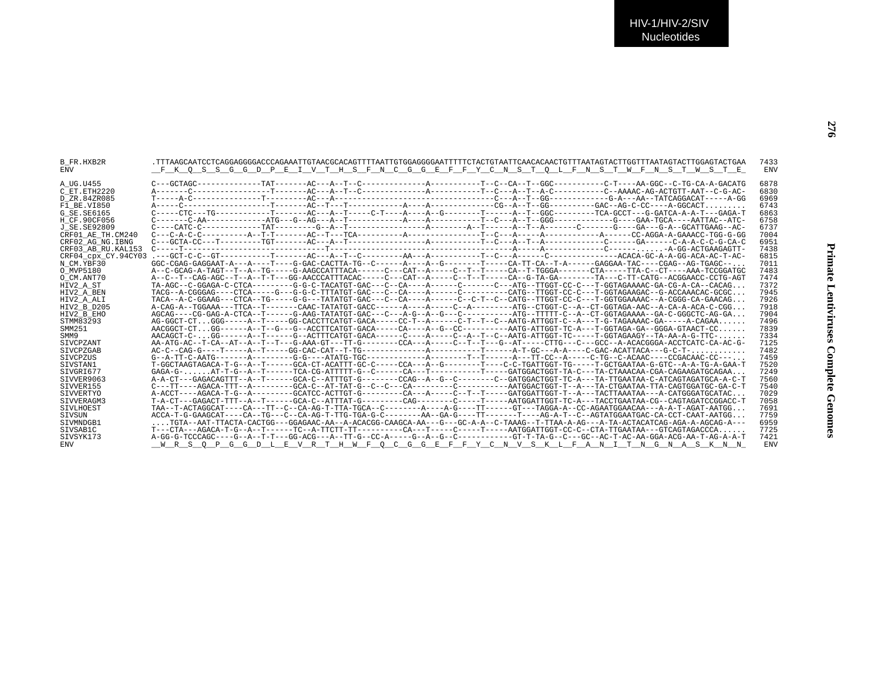```
B_FR.HXB2R          .TTTAAGCAATCCTCAGGAGGGGACCCAGAAATTGTAACGCACAGTTTTAATTGTGGAGGGGAATTTTTCTACTGTAATTCAACACAACTGTTTAATAGTACTTGGTTTAATAGTACTTGGAGTACTGAA   7433
ENV                 __F__K__Q__S__S__G__G__D__P__E__I__V__T__H__S__F__N__C__G__G__E__F__F__Y__C__N__S__T__Q__L__F__N__S__T__W__F__N__S__T__W__S__T__E_   ENV

A_UG.U455           C---GCTAGC--------------TAT-------AC---A--T--C--------------T--C--CA--T--GGC----------C-T----AA-GGC--C-TG-CA-A-GACATG   6878
C_ET.ETH2220        A-------C-----------------T-------AC---A--T--C--------------A-----------T--C---A--T--A-C-----------C--AAAAC-AG-ACTGTT-AAT--C-G-AC-   6830
D_ZR.84ZR085        T-----A-C---------------T---------AC---A-----------------------------------C---A--T--GG------------G-A---AA--TATCAGGACAT-----A-GG   6969
F1_BE.VI850         A-----C-------------------T-------AC--T---T------------------A-----------CG--A--T--GG----------GAC--AG-C-CC----A-GGCACT.........   6743
G_SE.SE6165         C-----CTC---TG------------T-------AC---A--T-----C-T----A-----A--G---------T-----A--T--GGC---------TCA-GCCT---G-GATCA-A-A-T---GAGA-T   6863
H_CF.90CF056        C-------C-AA------------ATG---G--AG---A--T------------A----A-----------T--C---A--T--GGG------------G----GAA-TGCA----AATTAC--ATC-   6758
J_SE.SE92809        C----CATC-C-------------TAT---------G--A--T------------------A--------A--T------A--T--A-------C-------G----GA---G-A--GCATTGAAG--AC-   6737
CRF01_AE_TH.CM240   C---C-A-C-C----------A--T-T-------AC--T---TCA----------A--------------T--C---A-----A------------A------CC-AGGA-A-GAAACC-TGG-G-GG   7004
CRF02_AG_NG.IBNG    C---GCTA-CC---T---------TGT-------AC---A--T------------------A-----------T--C---A--T--A------------C------GA------C-A-A-C-C-G-CA-C   6951
CRF03_AB_RU.KAL153  C-----T-----------------------------T--------------------------------------A-----A------------C-----......-A-GG-ACTGAAGAGTT-   7438
CRF04_cpx_CY.94CY03 .---GCT-C-C--GT-----------T-------AC---A--T--C---------AA---A-----------T--C---A------C---------------ACACA-GC-A-A-GG-ACA-AC-T-AC-   6815
N_CM.YBF30          GGC-CGAG-GAGGAAT-A---A----T----G-GAC-CACTTA-TG--C-----A----A--G--------T-----CA-TT-CA--T-A------GAGGAA-TAC----CGAG--AG-TGAGC--...   7011
O_MVP5180           A--C-GCAG-A-TAGT--T--A--TG-----G-AAGCCATTTACA------C---CAT--A-----C--T--T-----CA--T-TGGGA-------CTA-----TTA-C--CT----AAA-TCCGGATGC   7483
O_CM.ANT70          A--C--T--CAG-AGC--T--A--T-T---GG-AACCCATTTACAC-----C---CAT--A-----C--T--T-----CA--G-TA-GA--------TA---C-TT-CATG--ACGGAACC-CCTG-AGT   7474
HIV2_A_ST           TA-AGC--C-GGAGA-C-CTCA---------G-G-C-TACATGT-GAC---C--CA----A------C-------C---ATG--TTGGT-CC-C---T-GGTAGAAAAC-GA-CG-A-CA--CACAG...   7372
HIV2_A_BEN          TACG--A-CGGGAG----CTCA-----G---G-G-C-TTTATGT-GAC---C--CA----A------C---------CATG--TTGGT-CC-C---T-GGTAGAAGAC--G-ACCAAACAC-GCGC...   7945
HIV2_A_ALI          TACA--A-C-GGAAG---CTCA--TG-----G-G---TATATGT-GAC---C--CA----A------C--C-T--C--CATG--TTGGT-CC-C---T-GGTGGAAAAC--A-CGGG-CA-GAACAG...   7926
HIV2_B_D205         A-CAG-A--TGGAAA---TTCA--T-------CAAC-TATATGT-GACC------A----A-----C--A---------ATG--CTGGT-C--A--CT-GGTAGA-AAC--A-CA-A-ACA-C-CGG...   7918
HIV2_B_EHO          AGCAG----CG-GAG-A-CTCA--T------G-AAG-TATATGT-GAC---C---A-G--A--G---C-----------ATG--TTTTT-C--A--CT-GGTAGAAAA--GA-C-GGGCTC-AG-GA...   7904
STMM83293           AG-GGCT-CT...GGG-----A--T-----GG-CACCTTCATGT-GACA-----CC-T--A------C-T--T--C--AATG-ATTGGT-C--A---T-G-TAGAAAAC-GA-----A-CAGAA......   7496
SMM251              AACGGCT-CT...GG------A--T--G---G--ACCTTCATGT-GACA-----CA----A--G--CC-----------AATG-ATTGGT-TC-A---T-GGTAGA-GA--GGGA-GTAACT-CC......   7839
SMM9                AACAGCT-C-...GG------A--T------G--ACTTTCATGT-GACA------C----A-----C--A--T--C--AATG-ATTGGT-TC-----T-GGTAGAAGY--TA-AA-A-G-TTC-.......   7334
SIVCPZANT           AA-ATG-AC--T-CA--AT--A--T--T---G-AAA-GT---TT-G--------CCA---A-----C--T--T---G--AT-----CTTG---C---GCC--A-ACACGGGA-ACCTCATC-CA-AC-G-   7125
SIVCPZGAB           AC-C--CAG-G----T-----A--T-----GG-CAC-CAT--T-TG--------------A-----------T------A-T-GC---A-A----C-GAC-ACATTACA---G-C-T-............   7482
SIVCPZUS            G--A-TT-C-AATG-------A---------G-G----ATATG-TGC------------A--------T--T------A---TT-CC--A-----C-TG--C-ACAAC----CCGACAAC-CC-----.   7459
SIVSTAN1            T-GGCTAAGTAGACA-T-G--A--T------GCA-CT-ACATTT-GC-C-----CCA---A--G--------T----C-C-TGATTGGT-TG-----T-GCTGAATAA-G-GTC--A-A-TG-A-GAA-T   7520
SIVGRI677           GAGA-G-......AT-T-G--A--T------TCA-CG-ATTTTT-G--C------CA---T-----------T-----GATGGACTGGT-TA-C---TA-CTAAACAA-CGA-CAGAAGATGCAGAA...   7249
SIVVER9063          A-A-CT---GAGACAGTTT--A--T------GCA-C--ATTTGT-G--------CCAG--A--G--C--------C--GATGGACTGGT-TC-A---TA-TTGAATAA-C-ATCAGTAGATGCA-A-C-T   7560
SIVVER155           C---TT----AGACA-TTT--A---------GCA-C--AT-TAT-G--C--C---CA---------C-----------AATGGACTGGT-T--A---TA-CTGAATAA-TTA-CAGTGGATGC-GA-C-T   7540
SIVVERTYO           A-ACCT----AGACA-T-G--A---------GCATCC-ACTTGT-G---------CA---A-----C--T--T-----GATGGATTGGT-T--A---TACTTAAATAA---A-CATGGGATGCATAC...   7029
SIVVERAGM3          T-A-CT---GAGACT-TTT--A--T------GCA-C--ATTTAT-G---------CAG--------C-----T-----AATGGATTGGT-TC-A---TACCTGAATAA-CG--CAGTAGATCCGGACC-T   7058
SIVLHOEST           TAA--T-ACTAGGCAT----CA---TT--C--CA-AG-T-TTA-TGCA--C--------A----A-G----TT------GT---TAGGA-A--CC-AGAATGGAACAA---A-A-T-AGAT-AATGG...   7691
SIVSUN              ACCA-T-G-GAAGCAT----CA--TG---C--CA-AG-T-TTG-TGA-G-C--------AA--GA-G----TT-------T----AG-A-T--C--AGTATGGAATGAC-CA-CCT-CAAT-AATGG...   7759
SIVMNDGB1           ....TGTA--AAT-TTACTA-CACTGG---GGAGAAC-AA--A-ACACGG-CAAGCA-AA---G---GC-A-A--C-TAAAG--T-TTAA-A-AG---A-TA-ACTACATCAG-AGA-A-AGCAG-A---   6959
SIVSAB1C            T---CTA---AGACA-T-G--A--T------TC--A-TTCTT-TT----------CA---T-----C-----T-----AATGGATTGGT-CC-C--CTA-TTGAATAA---GTCAGTAGACCCA......   7725
SIVSYK173           A-GG-G-TCCCAGC----G--A--T-T---GG-ACG---A--TT-G--CC-A-----G--A--G--C------------GT-T-TA-G--C---GC--AC-T-AC-AA-GGA-ACG-AA-T-AG-A-A-T   7421
ENV                 __W__R__S__Q__P__G__G__D__L__E__V__R__T__H__W__F__Q__C__G__G__E__F__F__Y__C__N__V__S__K__L__F__A__N__I__T__N__G__N__A__S__K__N__N_   ENV
```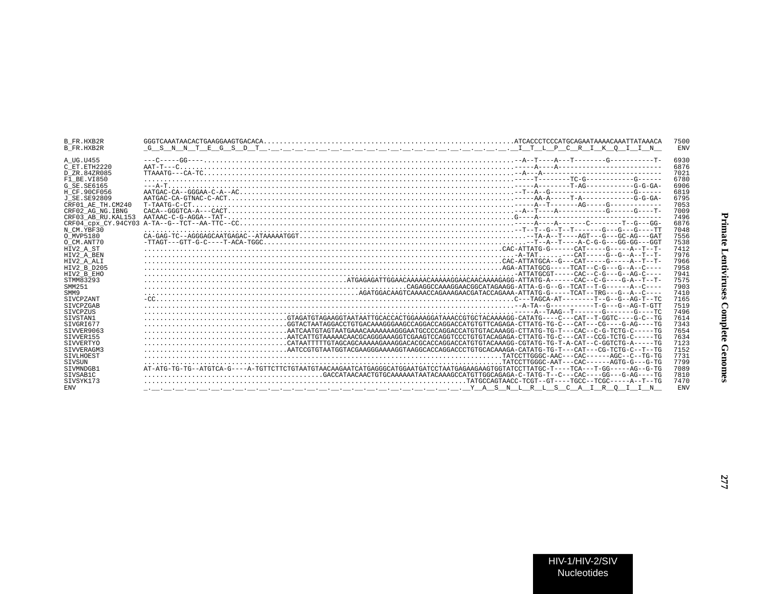```
B_FR.HXB2R         GGGTCAAATAACACTGAAGGAAGTGACACA.............................................................ATCACCCTCCCATGCAGAATAAAACAAATTATAAACA  7500
B_FR.HXB2R         _G__S__N__N__T__E__G__S__D__T__.__.__.__.__.__.__.__.__.__.__.__.__.__.__.__.__.__.__.__.__.__.__.__.__I__T__L__P__C__R__I__K__Q__I__I__N__   ENV

A_UG.U455          ---C-----GG----..........................................................................--A--T----A---T--------G-----------T-  6930
C_ET.ETH2220       AAT-T---C................................................................................-----A----A------------------------  6876
D_ZR.84ZR085       TTAAATG---CA-TC..........................................................................--A---A---------------------------  7021
F1_BE.VI850        .........................................................................................-----T--------TC-G-----------G------  6780
G_SE.SE6165        ---A-T...................................................................................-----A--------T-AG-----------G-G-GA-  6906
H_CF.90CF056       AATGAC-CA--GGGAA-C-A--AC.................................................................--T--A--G--------------------G------  6819
J_SE.SE92809       AATGAC-CA-GTNAC-C-ACT....................................................................-----AA-A-----T-A-------------G-G-GA-  6795
CRF01_AE_TH.CM240  T-TAATG-C-CT.............................................................................-----A--T-------AG-----G------------  7053
CRF02_AG_NG.IBNG   CACA--GGGTCA-A---CACT....................................................................--A--T----A-----------G------G----T-  7009
CRF03_AB_RU.KAL153 AATAAC-C-G-AGGA--TAT-....................................................................G----A------------------------------  7496
CRF04_cpx_CY.94CY03 A-TA--G--TCT--AA-TTC--CC.................................................................-----A----A-------C--------T--G---GG-  6876
N_CM.YBF30         .........................................................................................--T--T--G--T--T-------G---G---G----TT  7048
O_MVP5180          CA-GAG-TC--AGGGAGCAATGAGAC--ATAAAAATGGT..................................................--TA-A--T----AGT---G---GC-AG---GAT  7556
O_CM.ANT70         -TTAGT---GTT-G-C----T-ACA-TGGC...........................................................--T--A--T----A-C-G-G---GG-GG---GGT  7538
HIV2_A_ST          ......................................................................................CAC-ATTATG-G------CAT-----G-----A--T--T-  7412
HIV2_A_BEN         ...........................................................................................-A-TAT......---CAT-----G--G--A--T--T-  7976
HIV2_A_ALI         ......................................................................................CAC-ATTATGCA--G---CAT-----G-----A--T--T-  7966
HIV2_B_D205        ......................................................................................AGA-ATTATGCG-----TCAT--C-G---G--A--C----  7958
HIV2_B_EHO         .........................................................................................-ATTATGCGT-----CAC--C-G---G--AG-C----  7941
STMM83293          .....................................................ATGAGAGATTGGAACAAAAACAAAAAGGAACAACAAAAGAGG-ATTATG-A------CAC--C-G----G-A--T--T-  7575
SMM251             ..................................................................CAGAGGCCAAAGGAACGGCATAGAAGG-ATTA-G-G--G--TCAT--T-G------A--C----  7903
SMM9               ..........................................................AGATGGACAAGTCAAAACCAGAAAGAACGATACCAGAAA-ATTATG-G-----TCAT--TRG---G--A--C----  7410
SIVCPZANT          -CC......................................................................................C---TAGCA-AT--------T--G--G--AG-T--TC  7165
SIVCPZGAB          .........................................................................................--A-TA--G-----------T-G---G--AG-T-GTT  7519
SIVCPZUS           .........................................................................................-----A--TAAG--T-------G-------G----TC  7496
SIVSTAN1           ..................................GTAGATGTAGAAGGTAATAATTGCACCACTGGAAAGGATAAACCGTGCTACAAAAGG-CATATG----C---CAT--T-GGTC----G-C--TG  7614
SIVGRI677          ..................................GGTACTAATAGGACCTGTGACAAAGGGAAGCCAGGACCAGGACCATGTGTTCAGAGA-CTTATG-TG-C---CAT---CG----G-AG----TG  7343
SIVVER9063         ..................................AATCAATGTAGTAATGAAACAAAAAAAGGGAATGCCCCAGGACCATGTGTACAAAGG-CTTATG-TG-T---CAC--C-G-TCTG-C-----TG  7654
SIVVER155          ..................................AATCATTGTAAAAACAACGCAGGGAAAGGTCGAAGTCCAGGTCCCTGTGTACAGAGA-CTTATG-TG-C---CAT--CCG-TCTG-C-----TG  7634
SIVVERTYO          ..................................CATAATTTTTGTAGCAGCAAAAAGAAAGGACACGCACCAGGACCATGTGTACAAAGG-CGTATG-TG-T-A-CAT--C-GGTCTG-A-----TG  7123
SIVVERAGM3         ..................................AATCCGTGTAATGGTACGAAGGGAAAAGGTAAGGCACCAGGACCCTGTGCACAAAGA-CATATG-TG-T---CAT---CG-TCTG-C--T--TG  7152
SIVLHOEST          .....................................................................................TATCCTTGGGC-AAC---CAC------AGC--C--TG-TG  7731
SIVSUN             .....................................................................................TATCCTTGGGC-AAT---CAC------AGTG-G---G-TG  7799
SIVMNDGB1          AT-ATG-TG-TG--ATGTCA-G----A-TGTTCTTCTGTAATGTAACAAGAATCATGAGGGCATGGAATGATCCTAATGAGAAGAAGTGGTATCCTTATGC-T----TCA---T-GG-----AG--G-TG  7089
SIVSAB1C           ..........................................GACCATAACAACTGTGCAAAAAATAATACAAAGCCATGTTGGCAGAGA-C-TATG-T--C---CAC----GG---G-AG----TG  7810
SIVSYK173          ....................................................................................TATGCCAGTAACC-TCGT--GT----TGCC--TCGC-----A--T--TG  7470
ENV                _.__.__.__.__.__.__.__.__.__.__.__.__.__.__.__.__.__.__.__.__.__.__.__.__.__.__.__.__.__.__.__.__Y__A__S__N__L__R__L__S__C__A__I__R__Q__I__I__N__   ENV
```

HIV-1/HIV-2/SIV Nucleotides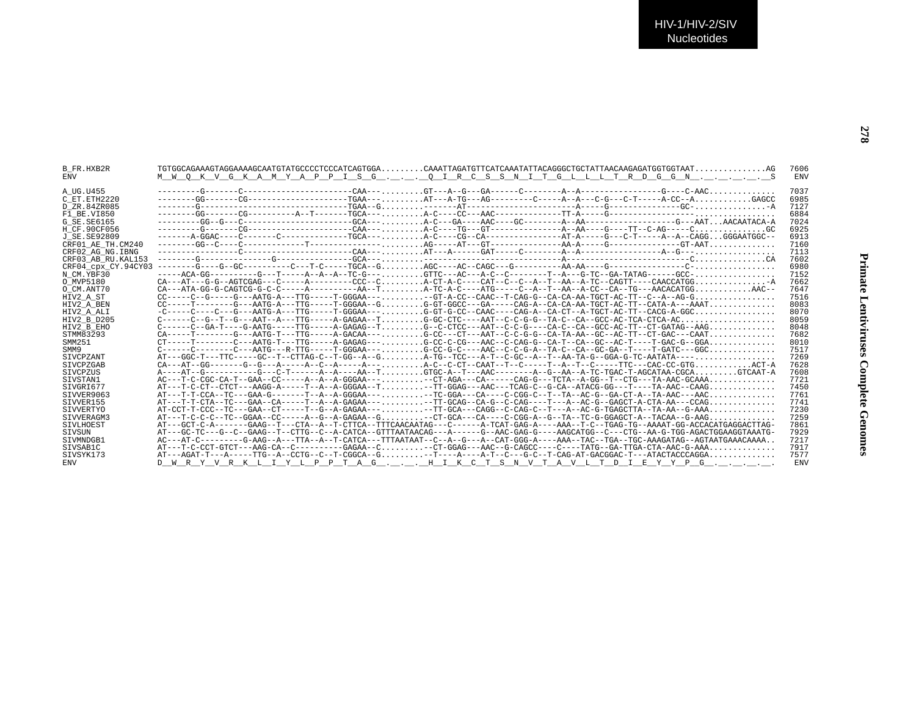```
B_FR.HXB2R          TGTGGCAGAAAGTAGGAAAAGCAATGTATGCCCCTCCCATCAGTGGA.........CAAATTAGATGTTCATCAAATATTACAGGGCTGCTATTAACAAGAGATGGTGGTAAT...............AG  7606
ENV                 M__W__Q__K__V__G__K__A__M__Y__A__P__P__I__S__G__.__.__.__Q__I__R__C__S__S__N__I__T__G__L__L__L__T__R__D__G__G__N__.__.__.__.__.__S   ENV

A_UG.U455           ---------G-------C-----------------------CAA---.........GT---A--G---GA------C--------A--A----------------G----C-AAC..............  7037
C_ET.ETH2220        --------GG-------CG--------------------TGAA---.........AT---A-TG---AG---------C-----A--A---C-G---C-T-----A-CC--A............GAGCC  6985
D_ZR.84ZR085        --------G------------------------------TGAA--G.........-------AT---------------------A-----G--------------GC-...............-A  7127
F1_BE.VI850         --------GG-------CG----------A--T-------TGCA---.........A-C----CC---AAC------------TT-A-----G---------------------..............  6884
G_SE.SE6165         ---------GG--G---C----------------------GCA---.........A-C---GA----AAC----GC--------A--AA------------------G---AAT...AACAATACA-A  7024
H_CF.90CF056        ---------G-------CG---------------------CAA---.........A-C----TG---GT--------------A--AA----G----TT--C-AG-----C..............GC  6925
J_SE.SE92809        -------A-GGAC----C-------C-------------TGCA---.........A-C----CG--CA---------------AT-A-----G---C-T-----A--A--CAGG...GGGAATGGC--  6913
CRF01_AE_TH.CM240   --------GG--C----C------------T-----------------.........AG-----AT---GT--------------AA-A-----G--------------GT-AAT.............  7160
CRF02_AG_NG.IBNG    ----------------C-----------------------CAA---.........AT---A-----GAT-----C--------A--A-----------------A--G---.................  7113
CRF03_AB_RU.KAL153  --------G--------------G---------------GCA---.........---------------------------A-------------------------C...............CA  7602
CRF04_cpx_CY.94CY03 --------G----G--GC----------C---T-C-----TGCA--G.........AGC----AC--CAGC---G----------AA-AA----G----------------C-.................  6980
N_CM.YBF30          -----ACA-GG----------G---T-----A--A--A--TC-G---.........GTTC---AC---A-C--C--------T--A---G-TC--GA-TATAG------GCC-................  7152
O_MVP5180           CA---AT---G-G--AGTCGAG---C-----A---------CCC--C.........A-CT-A-C----CAT--C--C--A--T--AA--A-TC--CAGTT----CAACCATGG..............A  7662
O_CM.ANT70          CA---ATA-GG-G-CAGTCG-G-C-C-----A----------AA--T.........A-TC-A-C----ATG-----C--A--T--AA--A-CC--CA--TG---AACACATGG............AAC--  7647
HIV2_A_ST           CC-----C--G-----G---AATG-A---TTG-----T-GGGAA---.........--GT-A-CC--CAAC--T-CAG-G--CA-CA-AA-TGCT-AC-TT--C--A--AG-G................  7516
HIV2_A_BEN          CC-----T--------G---AATG-A---TTG-----T-GGGAA--G.........G-GT-GGCC---GA-----CAG-A--CA-CA-AA-TGCT-AC-TT--CATA-A---AAAT.............  8083
HIV2_A_ALI          -C-----C----C---G---AATG-A---TTG-----T-GGGAA---.........G-GT-G-CC--CAAC----CAG-A--CA-CT--A-TGCT-AC-TT--CACG-A-GGC................  8070
HIV2_B_D205         C------C--G--T--G---AAT--A---TTG-----A-GAGAA--T.........G-GC-CTC----AAT--C-C-G-G--TA-C--CA--GCC-AC-TCA-CTCA-AC....................  8059
HIV2_B_EHO          C------C--GA-T----G-AATG-----TTG-----A-GAGAG--T.........G--C-CTCC---AAT--C-C-G----CA-C--CA--GCC-AC-TT--CT-GATAG--AAG.............  8048
STMM83293           CA-----T--------G---AATG-T---TTG-----A-GACAA---.........G-CC---CT---AAT--C-C-G-G--CA-TA-AA--GC--AC-TT--CT-GAC---CAAT.............  7682
SMM251              CT-----T--------C---AATG-T---TTG-----A-GAGAG---.........G-CC-C-CG---AAC--C-CAG-G--CA-T--CA--GC--AC-T----T-GAC-G--GGA.............  8010
SMM9                C------C--------C---AATG---R-TTG-----T-GGGAA---.........G-CC-G-C----AAC--C-C-G-A--TA-C--CA--GC-GA--T----T-GATC---GGC.............  7517
SIVCPZANT           AT---GGC-T---TTC-----GC--T--CTTAG-C--T-GG--A--G.........A-TG--TCC---A-T--C-GC--A--T--AA-TA-G--GGA-G-TC-AATATA----..................  7269
SIVCPZGAB           CA---AT--GG-------G--G---A-----A--C--A-----A---.........A-C--C-CT--CAAT--T--C-----T--A--T--C-----TTC---CAC-CC-GTG............ACT-A  7628
SIVCPZUS            A----AT--G-----------G---C-T------A--A-----AA--T.........GTGC-A--T---AAC--------A--G--AA--A-TC-TGAC-T-AGCATAA-CGCA.........GTCAAT-A  7608
SIVSTAN1            AC---T-C-CGC-CA-T--GAA--CC-----A--A--A-GGGAA---.........--CT-AGA---CA------CAG-G---TCTA--A-GG--T--CTG---TA-AAC-GCAAA.............  7721
SIVGRI677           AT---T-C-CT--CTCT---AAGG-A-----T--A--A-GGGAA--T.........--TT-GGAG---AAC---TCAG-C--G-CA--ATACG-GG---T----TA-AAC--CAAG.............  7450
SIVVER9063          AT---T-T-CCA--TC---GAA-G-------T--A--A-GGGAA---.........--TC-GGA---CA----C-CGG-C--T--TA--AC-G--GA-CT-A--TA-AAC---AAC.............  7761
SIVVER155           AT---T-T-CTA--TC---GAA--CA-----T--A--A-GAGAA---.........--TT-GCAG--CA-G--C-CAG----T---A--AC-G--GAGCT-A-CTA-AA---CCAG.............  7741
SIVVERTYO           AT-CCT-T-CCC--TC---GAA--CT-----T--G--A-GAGAA---.........--TT-GCA---CAGG--C-CAG-C--T---A--AC-G-TGAGCTTA--TA-AA--G-AAA.............  7230
SIVVERAGM3          AT---T-C-C-C--TC--GGAA--CC-----A--G--A-GAGAA--G.........--CT-GCA---CA----C-CGG-A--G--TA--TC-G-GGAGCT-A--TACAA--G-AAG.............  7259
SIVLHOEST           AT---GCT-C-A-------GAAG--T---CTA--A--T-CTTCA--TTTCAACAATAG---C------A-TCAT-GAG-A----AAA--T-C--TGAG-TG--AAAAT-GG-ACCACATGAGGACTTAG-  7861
SIVSUN              AT---GC-TC---G--C--GAAG--T--CTTG--C--A-CATCA--GTTTAATAACAG---A------G--AAC-GAG-G----AAGCATGG--C---CTG--AA-G-TGG-AGACTGGAAGGTAAATG-  7929
SIVMNDGB1           AC---AT-C---------G-AAG--A---TTA--A--T-CATCA---TTTAATAAT--C--A--G---A--CAT-GGG-A----AAA--TAC--TGA--TGC-AAAGATAG--AGTAATGAAACAAAA..  7217
SIVSAB1C            AT---T-C-CCT-GTCT---AAG-CA--C----------GAGAA--C.........--CT-GGAG---AAC--G-CAGCC----C----TATG--GA-TTGA-CTA-AAC-G-AAA.............  7917
SIVSYK173           AT---AGAT-T---A-----TTG--A--CCTG--C--T-CGGCA--G.........--T----A----A-T--C---G-C--T-CAG-AT-GACGGAC-T---ATACTACCCAGGA..............  7577
ENV                 D__W__R__Y__V__R__K__L__I__Y__L__P__P__T__A__G__.__.__.__H__I__K__C__T__S__N__V__T__A__V__L__T__D__I__E__Y__Y__P__G__.__.__.__.__.  ENV
```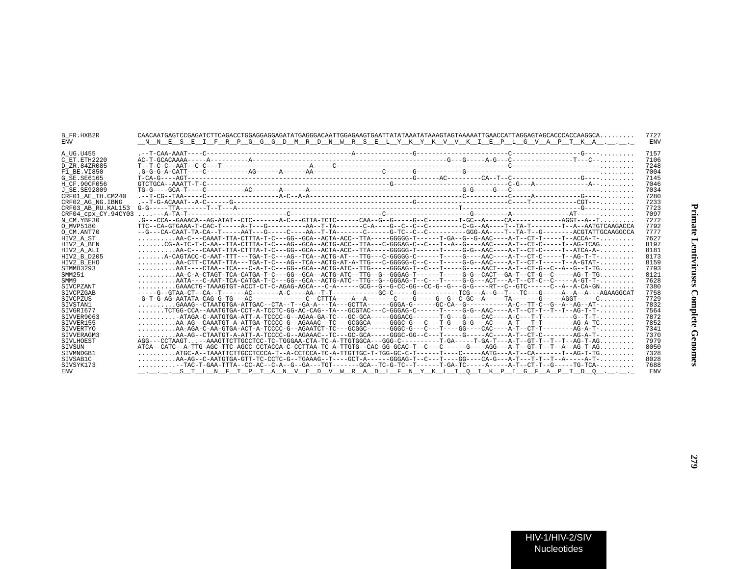```
B_FR.HXB2R          CAACAATGAGTCCGAGATCTTCAGACCTGGAGGAGGAGATATGAGGGACAATTGGAGAAGTGAATTATATAAATATAAAGTAGTAAAAATTGAACCATTAGGAGTAGCACCCACCAAGGCA.........  7727
ENV                 __N__N__E__S__E__I__F__R__P__G__G__G__D__M__R__D__N__W__R__S__E__L__Y__K__Y__K__V__V__K__I__E__P__L__G__V__A__P__T__K__A__.__.__.  ENV

A_UG.U455           .--T-CAA-AAAT----C-----------------------------------A---------------G------------------------C------------------G----.........  7157
C_ET.ETH2220        AC-T-GCACAAAA-----A----------A-----------------------------------------------------G---G-----A-G---C----------------T---C--.........  7106
D_ZR.84ZR085        T--T-C-C--AAT--C-C---T----------------------A-----C-------------------------------------------------C------------------------.........  7248
F1_BE.VI850         .G-G-G-A-CATT----C-----------AG------A-----AA------------------C-------G--------------G--------------------------------------.........  7004
G_SE.SE6165         T-CA-G----AGT--------------------------------------------------------G------AC---------CA--T--C-----------------G----.........  7145
H_CF.90CF056        GTCTGCA--AAATT-T-C-----------------------------------------G--------------------------------C-G---A-------------A--.........  7046
J_SE.SE92809        TG-G----GCA-T----C----------AC-------A------A------------------------------------------G-G-----G---C------------------------.........  7034
CRF01_AE_TH.CM240   .--T-CG--TAA-----C------------------A-C--A-A--------------------------------------------C----------C-----A-----------G----.........  7280
CRF02_AG_NG.IBNG    .--T-G-ACAAAT--A-C------G------------------------------------------------G-------------------------C----T------------CGT---.........  7233
CRF03_AB_RU.KAL153  G-G-----TTA-------T--T---A-----------------------------------------------------------T-------------------------------G----.........  7723
CRF04_cpx_CY.94CY03 ...---A-TA-T--------------------------C-----------------------C----------------------G---------A--------------AT-----.........  7097
N_CM.YBF30          .G---CCA--GAAACA--AG-ATAT--CTC-------A-C---GTTA-TCTC------CAA--G--G-----G--C--------T-GC--A----CA------------AGGT--A--T.........  7272
O_MVP5180           TTC--CA-GTGAAA-T-CAC-T-----A-T---G---------AA--T-TA-------C-A-----G--C--C--C---------C-G--AA----T--TA-T--------T--A--AATGTCAAGACCA  7792
O_CM.ANT70          --G---CA-CAAT-TA-CA--T-----AAT---G-----C----AA--T-TA-------C------G-TC--C--C----------GGG-AA----T--TA-T--G--------ACGTATTGCAAGGCCA  7777
HIV2_A_ST           .........AA-C---CAAAT-TTA-CTTTA-T-C---GG--GCA--ACTA-ACC--TTA-----GGGGG-T------T-GA--G--G-AAC----A-T--CT-T-----T--ACCA-T-.........  7627
HIV2_A_BEN          .......CG-A-TC-T-C-AA--TTA-CTTTA-T-C---AG--GCA--ACTG-ACC--TTA---C-GGGAG-C--C---T--A--G----AAC----A-T--CT-C-----T--AG-TCAG.........  8197
HIV2_A_ALI          .........AA-C---CAAAT-TTA-CTTTA-T-C---GG--GCA--ACTA-ACC--TTA-----GGGGG-T------T-----G-G--AAC----A-T--CT-C-----T--ATCA-A-.........  8181
HIV2_B_D205         .......A-CAGTACC-C-AAT-TTT---TGA-T-C---AG--TCA--ACTG-AT---TTG---C-GGGGG-C------T-----G----AAC----A-T--CT-C-----T--AG-T-T-.........  8173
HIV2_B_EHO          .........AA-CTT-CTAAT-TTA---TGA-T-C---AG--TCA--ACTG-AT-A-TTG---C-GGGGG-C--C---T-----G-G--AAC----A-T--CT-T-----T--A-GTAT-.........  8159
STMM83293           .........AAT----CTAA--TCA---C-A-T-C---GG--GCA--ACTG-ATC--TTG-----GGGAG-T--C---T-----G----AACT---A-T--CT-G--C--A--G--T-TG.........  7793
SMM251              .........AA-C-A-CTAGT-TCA-CATGA-T-C---GG--GCA--ACTG-ATC--TTG--G--GGGAG-T------T-----G-G--CACT--GA-T--CT-G--C-----AG-T-TG.........  8121
SMM9                .........AATA---C-AAT-TCA-CATGA-T-C---GG--GCA--ACTG-ATC--TTG--G--GGGAG-T--C---T-----G-G---ACT---A-T--CT-C--C-----A-GT-T-.........  7628
SIVCPZANT           .........GAAACTG-TAAAGTGT-ACCT-CT-C-AGAG-AGCA---C-A------GCG--G--G-CC-GG--CC-G--G---G-G----RT--C--GTC------C--A--A-CA-GN.........  7380
SIVCPZGAB           -----G--GTAA-CT--CA--T------AC-------A-C----AA--T-T-----------GC-C-----G-----------TCG---A--G--T---TC---G-----A--A--A---AGAAGGCAT  7758
SIVCPZUS            -G-T-G-AG-AATATA-CAG-G-TG---AC-------------C--CTTTA----A--A-------C----G-----G--G--C-GC--A-----TA-------G-----AGGT-----C.........  7729
SIVSTAN1            .........GAAAG--CTAATGTGA-ATTGAC--CTA--T--GA-A---TA---GCTTA------GGGA-G------GC-CA--G----------A-C--TT-C--G--A--AG--AT-.........  7832
SIVGRI677           .......TCTGG-CCA--AAATGTGA-CCT-A-TCCTC-GG-AC-CAG--TA---GCGTAC---C-GGGAG-C------T-----G-G--AAC----A-T--CT-T--T--T--AG-T-T-.........  7564
SIVVER9063          .........-ATAGA-C-AATGTGA-ATT-A-TCCCC-G--AGAA-GA-TC---GC-GCA-----GGGACG-------T-G---G----CAC----A-C---T-T-------G--T-T-.........  7872
SIVVER155           .........AA-AG--CAAATGT-A-ATTGA-TCCCC-G--AGAAAC--TC---GCGGCA-----GGGC-G---C---T-G---G-G---AC----A-T---T-T--------AG-A-TC.........  7852
SIVVERTYO           .........AA-AGA-C-AA-GTGA-ACT-A-TCCCC-G--AGAATCT-TC---GCGGC------GGGC-G---C---T----GG----CAC----A-T--CT-T--------AG-A-T-.........  7341
SIVVERAGM3          .........AA-AG--CTAATGT-A-ATT-A-TCCCC-G--AGAAAC--TC---GC-GCA-----GGGC-GG--C---T-----G-----AC----A-T--CT-C--------AG-A-T-.........  7370
SIVLHOEST           AGG---CCTAAGT...--AAAGTTCTTGCCTCC-TC-TGGGAA-CTA-TC-A-TTGTGGCA---GGG-C----------T-GA-----T-GA-T---A-T--GT-T--T--T--AG-T-AG.........  7979
SIVSUN              ATCA--CATC--A-TTG-AGC-TTC-AGCC-CCTACCA-C-CCTTAA-TC-A-TTGTG--CAC-GG-GCAC-T--C---C------G----AGG---A-T--GT-T--T--A--AG-T-AG.........  8050
SIVMNDGB1           .........ATGC-A--TAAATTCTTGCCTCCCA-T--A-CCTCCA-TC-A-TTGTTGC-T-TGG-GC-C-T------T----C-----AATG---A-T--CA-------T--AG-T-TG.........  7328
SIVSAB1C            .........AA-AG--C-AATGTGA-GTT-TC-CCTC-G--TGAAAG--T-----GCT-A------GGGAG-T--C---T----GG----CA-G---A-T---T-T--T--A-----A-T-.........  8028
SIVSYK173           .........--TAC-T-GAA-TTTA--CC-AC--C-A--G--GA---TGT-------GCA--TC-G-TC--T------T-GA-TC-----A-----A-T--CT-T--G-----TG-TCA-.........  7688
ENV                 __.__.__.__S__T__L__N__F__T__P__T__A__N__V__E__D__V__W__R__A__D__L__F__N__Y__K__L__I__Q__I__K__P__I__G__F__A__P__T__D__Q__.__.__.  ENV
```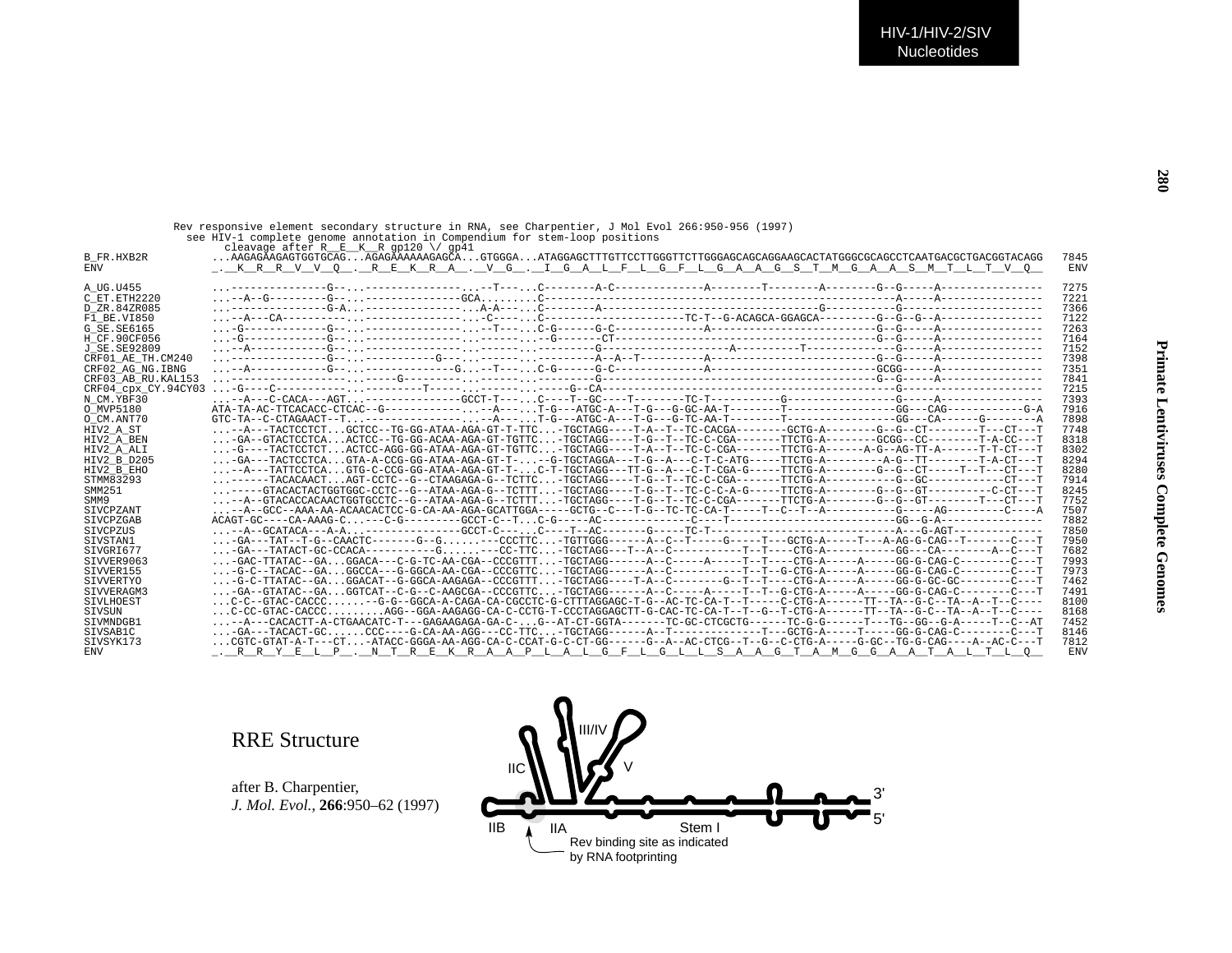```
              Rev responsive element secondary structure in RNA, see Charpentier, J Mol Evol 266:950-956 (1997)
                see HIV-1 complete genome annotation in Compendium for stem-loop positions
                   cleavage after R__E__K__R gp120 \/ gp41
B_FR.HXB2R          ...AAGAGAAGAGTGGTGCAG...AGAGAAAAAAGAGCA...GTGGGA...ATAGGAGCTTTGTTCCTTGGGTTCTTGGGAGCAGCAGGAAGCACTATGGGCGCAGCCTCAATGACGCTGACGGTACAGG  7845
ENV                 _.__K__R__R__V__V__Q__.__R__E__K__R__A__.__V__G__.__I__G__A__L__F__L__G__F__L__G__A__A__G__S__T__M__G__A__A__S__M__T__L__T__V__Q__  ENV

A_UG.U455           ...---------------G--...---------------...--T---...C--------A-C-------------A--------T--------A--------G--G-----A---------------  7275
C_ET.ETH2220        ...--A--G---------G--...---------------GCA......C--------------------------------------------------------A-----A---------------  7221
D_ZR.84ZR085        ...---------------G-A...---------------...A-A---...C--------A----------------------------------G----------G---------------------  7366
F1_BE.VI850         ...--A---CA-----------...----------------...-C-----.C---------------------TC-T--G-ACAGCA-GGAGCA---------G--G--G--A---------------  7122
G_SE.SE6165         ...-G-------------G--...---------------...--T---...C-G------G-C-------------A-------------------------G--G-----A---------------  7263
H_CF.90CF056        ...-G-------------G--...---------------...--------..--G-------CT-------------------------------------G--G-----A---------------  7164
J_SE.SE92809        ...--A------------G--...---------------...--------...---------G-------------------A----------T-------------G-----A---------------  7152
CRF01_AE_TH.CM240   ...---------------G--...-----------G---...--------...---------A--A-T----------A--------------------------G--G-----A---------------  7398
CRF02_AG_NG.IBNG    ...--A------------G--...---------------G...--T---...C-G------G-C-------------A-------------------------GCGG-----A---------------  7351
CRF03_AB_RU.KAL153  ...---------------G--...-------G-------...--------...---------G-------------------------------------------G--G-----A---------------  7841
CRF04_cpx_CY.94CY03 ...-G----C------------...---------T-----...--------...-----G--CA-------------------------------------------------G---------------------  7215
N_CM.YBF30          ...--A---C-CACA---AGT...---------------GCCT-T-----.C----T--GC----T--------TC-T----------G----------------G-----A---------------  7393
O_MVP5180           ATA-TA-AC-TTCACACC-CTCAC--G-------------...--A-----.T-G---ATGC-A---T-G---G-GC-AA-T--------T----------------GG---CAG-----------G-A  7916
O_CM.ANT70          GTC-TA--C-CTAGAACT--T...---------------...--A-----.T-G---ATGC-A---T-G---G-TC-AA-T--------T----------------GG---CA------G-------A  7898
HIV2_A_ST           ...--A---TACTCCTCT...GCTCC--TG-GG-ATAA-AGA-GT-T-TTC...-TGCTAGG----T-A--T--TC-CACGA-------GCTG-A--------G--G--CT--------T---CT---T  7748
HIV2_A_BEN          ...-GA--GTACTCCTCA...ACTCC--TG-GG-ACAA-AGA-GT-TGTTC...-TGCTAGG----T-G--T--TC-C-CGA------TTCTG-A--------GCGG--CC--------T-A-CC---T  8318
HIV2_A_ALI          ...-G----TACTCCTCT...ACTCC-AGG-GG-ATAA-AGA-GT-TGTTC...-TGCTAGG----T-A--T--TC-C-CGA-------TTCTG-A------A-G--AG-TT-A------T-T-CT---T  8302
HIV2_B_D205         ...-GA---TACTCCTCA...GTA-A-CCG-GG-ATAA-AGA-GT-T-...--G-TGCTAGGA---T-G--A---C-T-C-ATG-----TTCTG-A---------A-G--TT--------T-A-CT---T  8294
HIV2_B_EHO          ...--A---TATTCCTCA...GTG-C-CCG-GG-ATAA-AGA-GT-T-...C-T-TGCTAGG---TT-G--A---C-T-CGA-G-----TTCTG-A--------G--G--CT-----T--T---CT---T  8280
STMM83293           ...-------TACACAACT...AGT-CCTC--G--CTAAGAGA-G--TCTTC...-TGCTAGG----T-G--T--TC-C-CGA-------TTCTG-A-----------G--GC-----------CT---T  7914
SMM251              ...-----GTACACTACTGGTGGC-CCTC--G--ATAA-AGA-G--TCTTT...-TGCTAGG----T-G--T--TC-C-C-A-G-----TTCTG-A--------G--G--GT----------C-CT---T  8245
SMM9                ...--A--GTACACCACAACTGGTGCCTC--G--ATAA-AGA-G--TCTTT...-TGCTAGG----T-G--T--TC-C-CGA-------TTCTG-A--------G--G--GT--------T---CT---T  7752
SIVCPZANT           ...--A--GCC--AAA-AA-ACAACACTCC-G-CA-AA-AGA-GCATTGGA-----GCTG--C---T-G--TC-TC-CA-T-----T--C--T--A-----------G-----AG---------C----A  7507
SIVCPZGAB           ACAGT-GC----CA-AAAG-C...---C-G---------GCCT-C--T...C-G-----AC-------------C----T--------------------------GG--G-A---------------  7882
SIVCPZUS            ...--A--GCATACA---A-A...---------------GCCT-C-----.C----T--AC-------G-----TC-T---------------------------A---G-AGT-------------  7850
SIVSTAN1            ...-GA---TAT--T-G--CAACTC-------G--G......---CCCTTC...-TGTTGGG------A--C--T-----G-----T---GCTG-A-----T---A-AG-G-CAG--T-------C---T  7950
SIVGRI677           ...-GA---TATACT-GC-CCACA------------G......---CC-TTC...-TGCTAGG---T--A--C-----------T--T----CTG-A-----------GG---CA--------A--C---T  7682
SIVVER9063          ...-GAC-TTATAC--GA...GGACA---C-G-TC-AA-CGA--CCCGTTT...-TGCTAGG------A--C-----A-----T--T----CTG-A-----A-----GG-G-CAG-C--------C---T  7993
SIVVER155           ...-G-C--TACAC--GA...GGCCA---G-GGCA-AA-CGA--CCCGTTC...-TGCTAGG------A--C-----------T--T--G-CTG-A-----A-----GG-G-CAG-C--------C---T  7973
SIVVERTYO           ...-G-C-TTATAC--GA...GGACAT--G-GGCA-AAGAGA--CCCGTTT...-TGCTAGG----T-A--C--------G--T--T----CTG-A-----A-----GG-G-GC-GC--------C---T  7462
SIVVERAGM3          ...-GA--GTATAC--GA...GGTCAT--C-G--C-AAGCGA--CCCGTTC...-TGCTAGG------A--C-----A-----T--T--G-CTG-A-----A-----GG-G-CAG-C--------C---T  7491
SIVLHOEST           ...C-C--GTAC-CACCC......--G-G--GGCA-A-CAGA-CA-CGCCTC-G-CTTTAGGAGC-T-G--AC-TC-CA-T--T-----C-CTG-A------TT--TA--G-C--TA--A--T--C----  8100
SIVSUN              ...C-CC-GTAC-CACCC.........AGG--GGA-AAGAGG-CA-C-CCTG-T-CCCTAGGAGCTT-G-CAC-TC-CA-T--T--G--T-CTG-A------TT--TA--G-C--TA--A--T--C----  8168
SIVMNDGB1           ...--A---CACACTT-A-CTGAACATC-T---GAGAAGAGA-GA-C-...G--AT-CT-GGTA-------TC-GC-CTCGCTG------TC-G-G------T---TG--GG--G-A-----T--C--AT  7452
SIVSAB1C            ...-GA---TACACT-GC...CCC----G-CA-AA-AGG---CC-TTC...-TGCTAGG------A--T---------------T---GCTG-A-----T-----GG-G-CAG-C--------C---T  8146
SIVSYK173           ...CGTC-GTAT-A-T---CT...-ATACC-GGGA-AA-AGG-CA-C-CCAT-G-C-CT-GG------G--A--AC-CTCG--T--G--C-CTG-A-----G-GC--TG-G-CAG----A--AC-C---T  7812
ENV                 _.__R__R__Y__E__L__P__.__N__T__R__E__K__R__A__A__P__L__A__L__G__F__L__G__L__L__S__A__A__G__T__A__M__G__G__A__A__T__A__L__T__L__Q__  ENV
```

## RRE Structure

after B. Charpentier,
*J. Mol. Evol.*, **266**:950–62 (1997)

III/IV

IIC

V

3'

5'

IIB

IIA

Stem I

Rev binding site as indicated by RNA footprinting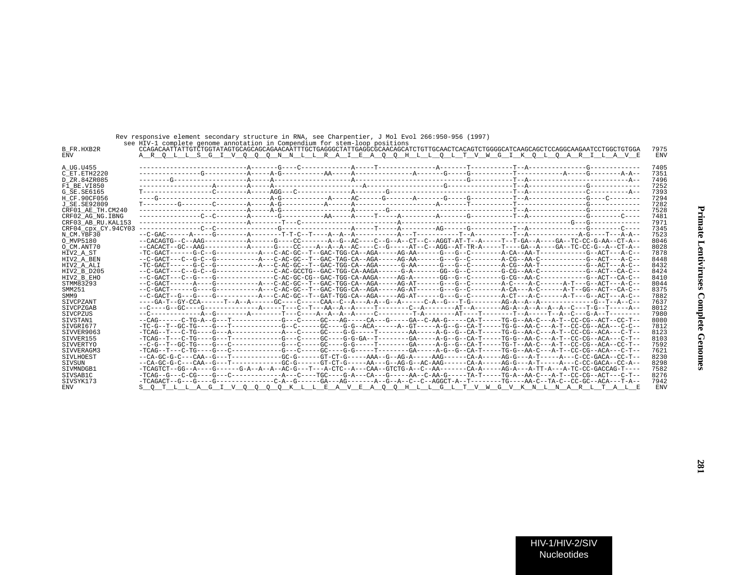Rev responsive element secondary structure in RNA, see Charpentier, J Mol Evol 266:950-956 (1997)
see HIV-1 complete genome annotation in Compendium for stem-loop positions

```
B_FR.HXB2R          CCAGACAATTATTGTCTGGTATAGTGCAGCAGCAGAACAATTTGCTGAGGGCTATTGAGGCGCAACAGCATCTGTTGCAACTCACAGTCTGGGGCATCAAGCAGCTCCAGGCAAGAATCCTGGCTGTGGA  7975
ENV                 A__R__Q__L__L__S__G__I__V__Q__Q__Q__N__N__L__L__R__A__I__E__A__Q__Q__H__L__L__Q__L__T__V__W__G__I__K__Q__L__Q__A__R__I__L__A__V__E   ENV

A_UG.U455           ---------------------------A-------G----C------------A-----T--------------A-------T-----------T--A--------------G-------------  7405
C_ET.ETH2220        ---------------G-----------A-----A-G----------AA-----A--------------A-------G-----G-----------T------------A-----G--------A-A--  7351
D_ZR.84ZR085        --------G------------------A-----A----------------------A--------------------------G-----------T--A--------------------------A--  7496
F1_BE.VI850         -------------------A-------A-----A------------------------A--------------------G----------------T--A--------------G-------------  7252
G_SE.SE6165         T-----------------C--------A-----AGG---C-------------A--------G--------------------------------T--A--------------C----------A--  7393
H_CF.90CF056        ----G----------------------A-G-----------A-----AC------G-------A-------G-----G-----------T--A--------------G----C--------  7294
J_SE.SE92809        T---------G--------C-------A-----A-G----------A------A------------------A-------T-----------T--------------------G-------------  7282
CRF01_AE_TH.CM240   ---------------------------A-----A-G-----------------A--------G---------------------------------T--A--------------G-------------  7528
CRF02_AG_NG.IBNG    ---------------C--C--------A-------G----------AA-----A-----T-----A---------A-------G-----------T--A--------------G--------C----  7481
CRF03_AB_RU.KAL153  ---------------------------A-------T---C------------------------A----------------------------------------------G---G-------------  7971
CRF04_cpx_CY.94CY03 ---------------C--C-----------------G------------------A-----T-----A--------AG-----G-----------T--A--------------G--------C----  7345
N_CM.YBF30          --C-GAC------A-----G-------A--------T-T-C--T----A--A--A-----------A---T-----------T--A----------T--A-------------A-G----T---A-A--  7523
O_MVP5180           --CACAGTG--C--AAG----------A------G----CC-------A--G--AC----C--G--A--CT--C--AGGT-AT-T--A-----T--T-GA--A----GA--TC-CC-G-AA--CT-A--  8046
O_CM.ANT70          --CACACT--GC--AAG----------A------G----CC----A--A--A--AC----C--G-----AT--C--AGG--AT-TR-A-----T----GA--A----GA--TC-CC-G--A--CT-A--  8028
HIV2_A_ST           -TC-GACT------G-C--G----------A---C-AC-GC--T--GAC-TGG-CA--AGA-----AG-AA------G---G--C--------A-CA--AA-T-----------G--ACT---A-C--  7878
HIV2_A_BEN          --C-GACT---C--G-C--G----------A---C-AC-GC--T--GAC-TAG-CA--AGA-----AG-AA------G---G--C--------A-CG--AA-C-----------G--ACT---A-C--  8448
HIV2_A_ALI          -TC-GACT------G-C--G----------A---C-AC-GC--T--GAC-TGG-CA--AGA-----G-AA------G---G--C--------A-CG--AA-T-----------G--ACT---A-C--  8432
HIV2_B_D205         --C-GACT---C--G-C--G--------------C-AC-GCCTG--GAC-TGG-CA-AAGA------G-A-------GG--G--C--------G-CG--AA-C-----------G--ACT--CA-C--  8424
HIV2_B_EHO          --C-GACT---C--G----G--------------C-AC-GC-CG--GAC-TGG-CA-AAGA-----AG-A--------GG--G--C--------G-CG--AA-C-----------G--ACT--CA-C--  8410
STMM83293           --C-GACT------A----G----------A---C-AC-GC--T--GAC-TGG-CA--AGA-----AG-AT------G---G--C--------A-C----A-C------A-T---G--ACT---A-C--  8044
SMM251              --C-GACT------G----G----------A---C-AC-GC--T--GAC-TGG-CA--AGA-----AG-AT------G---G--C--------A-CA---A-C------A-T--GG--ACT--CA-C--  8375
SMM9                --C-GACT--G---G----G----------A---C-AC-GC--T--GAT-TGG-CA--AGA-----AG-AT------G---G--C--------A-CT---A-C------A-T---G--ACT---A-C--  7882
SIVCPZANT           ----GA-T--GY-CCA------T--A--A------GC----C-----CAA--C--A---A-A--G--A------C-A--G---T-G--------AG-A--A--A-------------G--T--A--C--  7637
SIVCPZGAB           --C----G--GC----G-------------A-----T---C--T---AA--A--A-----T--------C--A--------AT--A-------AG-A--A--A--A--A--C---T-G--T-----A--  8012
SIVCPZUS            --C-------------A--G--------A--------T---C-----A--A--A--A-----C---------T-A--------AT----T--------T--A-----T--A--C---G-A--T--------  7980
SIVSTAN1            --CAG------C-TG-A--G---T-------------G---C-----GC---AG-----CA---G-----GA--C-AA-G-----CA-T-----TG-G--AA-C---A-T--CC-CG--ACT--CC-T--  8080
SIVGRI677           -TC-G--T--GC-TG----G---T-------------G--C------GC----G-G--ACA------A--GT-----A-G--G--CA-T-----TG-G--AA-C---A-T--CC-CG--ACA---C-C--  7812
SIVVER9063          -TCAG--T---C-TG----G---A-------------A---C-----GC----G-G-----T--------AA-----A-G--G--CA-T-----TG-G--AA-C---A-T--CC-CG--ACA---C-T--  8123
SIVVER155           -TCAG--T---C-TG----G---T-------------G---C-----GC----G-G-GA--T--------GA-----A-G--G--CA-T-----TG-G--AA-C---A-T--CC-CG--ACA---C-T--  8103
SIVVERTYO           --C-G--T--GC-TG----G---C-------------G---C-----GC----G-G-----T--------GA-----A-G--G--CA-T-----TG-T--AA-C---A-T--CC-CG--ACA--CC-T--  7592
SIVVERAGM3          -TCAG--T---C-TG----G---C-------------G---C-----GC----G-G-----T--------GA-----A-G--G--CA-T-----TG-G--AA-C---A-T--CC-CG--ACA---C-T--  7621
SIVLHOEST           --CA-GC-G-C---CAA--G---T-------------GC-G------GT-CT-G-----AAA--G--AG-A-----AAG------CA-A-----AG-G---A-T-----A---C-CC-GACA--CC-T--  8230
SIVSUN              --CA-GC-G-C---CAA--G---T-------------GC-G------GT-CT-G-----AA---G--AG-G--AC-AAG------CA-A-----AG-G---A-T-----A---C-CC-GACA--CC-A--  8298
SIVMNDGB1           -TCAGTCT--GG--A----G------G-A--A--A--AC-G---T---A-CTC--A---CAA--GTCTG-A--C--AA-------CA-A-----AG-A---A-TT-A---A-TC-CC-GACCAG-T----  7582
SIVSAB1C            -TCAG--G---C-CG----G---C-------------A---C-----TGC----G-A---CA---G-----AA--C-AA-G-----TA-T-----TG-A--AA-C---A-T--CC-CG--ACT---C-T--  8276
SIVSYK173           -TCAGACT--G---G----G--------------C-A--G-------GA---AG--------A--G--A--C--C--AGGCT-A--T--------TG----AA-C--TA-C--CC-GC--ACA---T-A--  7942
ENV                 S__Q__T__L__L__A__G__I__V__Q__Q__Q__Q__K__L__L__E__A__V__E__A__Q__Q__H__L__L__G__L__T__V__W__G__V__K__N__L__N__A__R__L__T__A__L__E   ENV
```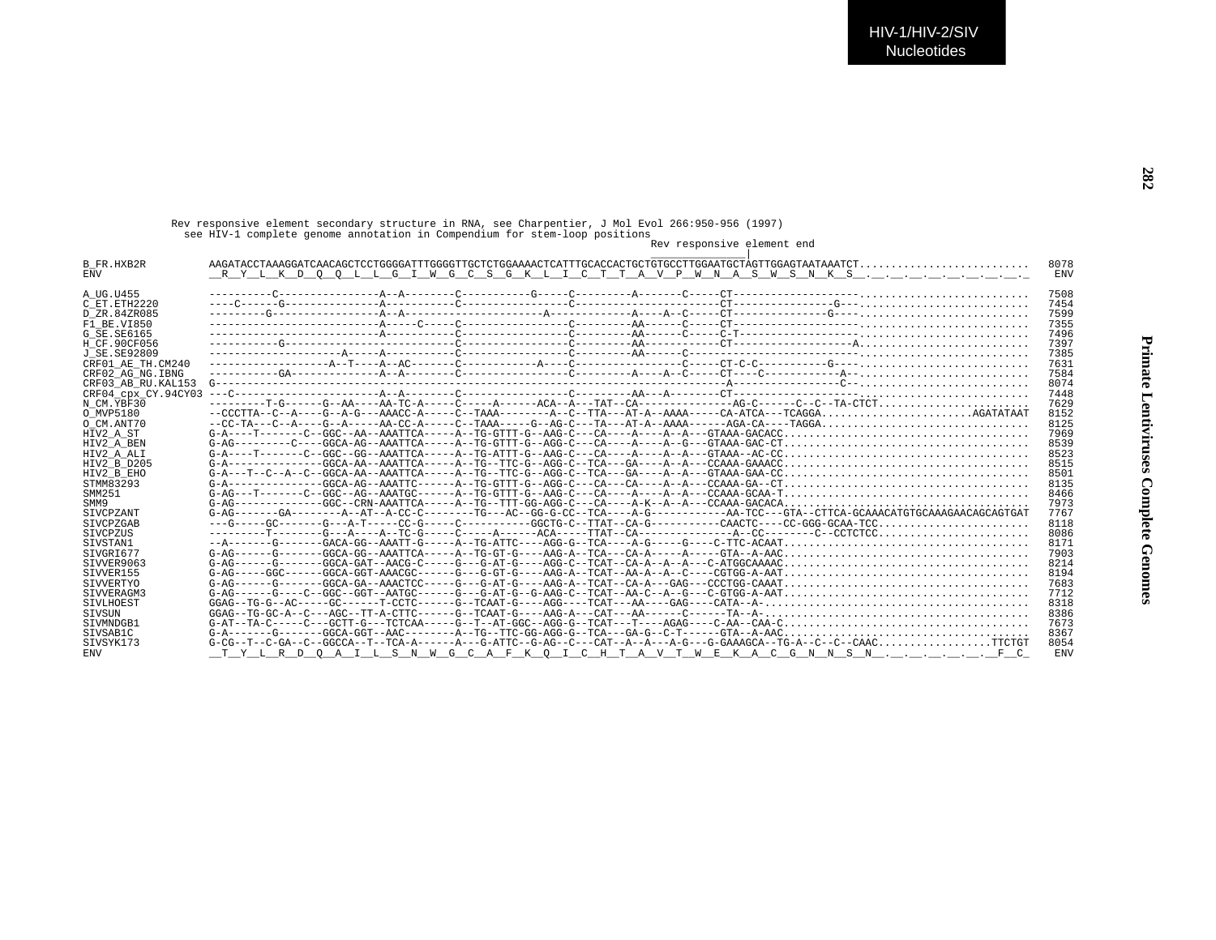```
             Rev responsive element secondary structure in RNA, see Charpentier, J Mol Evol 266:950-956 (1997)
               see HIV-1 complete genome annotation in Compendium for stem-loop positions
                                                                                                  Rev responsive element end
                                                                                                  _______________|
B_FR.HXB2R          AAGATACCTAAAGGATCAACAGCTCCTGGGGATTTGGGGTTGCTCTGGAAAACTCATTTGCACCACTGCTGTGCCTTGGAATGCTAGTTGGAGTAATAAATCT..........................  8078
ENV                 __R__Y__L__K__D__Q__Q__L__L__G__I__W__G__C__S__G__K__L__I__C__T__T__A__V__P__W__N__A__S__W__S__N__K__S__.__.__.__.__.__.__.__.__.__   ENV

A_UG.U455           ----------C----------------A--A--------C-----------G-----C---------A-------C-----CT-------------------..........................  7508
C_ET.ETH2220        ----C------G---------------A-----------C-----------------C-----------------------CT---------------G---..........................  7454
D_ZR.84ZR085        ---------G-----------------A--A---------------------A-------------A----A--C-----CT--------------G----..........................  7599
F1_BE.VI850         ---------------------------A-----C-----C-----------------C---------AA------C-----CT-------------------..........................  7355
G_SE.SE6165         ---------------------------A-----------C-----------------C---------AA------C-----C-T------------------..........................  7496
H_CF.90CF056        -----------G---------------------------C-----------------C---------AA-----------CT-------------------A..........................  7397
J_SE.SE92809        ---------------------A-----A-----------C-----------------C---------AA------C-------------------------..........................  7385
CRF01_AE_TH.CM240   ------------------A--T----A--AC-------C------------A----C-----------------C-----CT-C-C----------G----..........................  7631
CRF02_AG_NG.IBNG    -----------GA--------------A--A--------C-----------------C---------A----A--C-----CT----C------------A--..........................  7584
CRF03_AB_RU.KAL153  G-----------------------------------------------------------------------------A-----------------C--..........................  8074
CRF04_cpx_CY.94CY03 ---C-----------------------A--A--------C-----------------C---------AA--A-------CT-------------------..........................  7448
N_CM.YBF30          ---------T-G------G--AA----AA-TC-A-----C-----A------ACA--A---TAT--CA--------------AG-C------C--C--TA-CTCT......................  7629
O_MVP5180           --CCCTTA--C--A----G--A-G---AAACC-A-----C--TAAA--------A--C--TTA---AT-A--AAAA-----CA-ATCA---TCAGGA......................AGATATAAT  8152
O_CM.ANT70          --CC-TA---C--A----G--A-----AA-CC-A-----C--TAAA-----G--AG-C---TA---AT-A--AAAA------AGA-CA----TAGGA...............................  8125
HIV2_A_ST           G-A----T-------C--GGC--AA--AAATTCA-----A--TG-GTTT-G--AAG-C---CA----A----A--A---GTAAA-GACACC.....................................  7969
HIV2_A_BEN          G-AG---------C----GGCA-AG--AAATTCA-----A--TG-GTTT-G--AGG-C---CA----A----A--G---GTAAA-GAC-CT.....................................  8539
HIV2_A_ALI          G-A----T-------C--GGC--GG--AAATTCA-----A--TG-ATTT-G--AAG-C---CA----A----A--A---GTAAA--AC-CC.....................................  8523
HIV2_B_D205         G-A---------------GGCA-AA--AAATTCA-----A--TG--TTC-G--AGG-C--TCA---GA----A--A---CCAAA-GAAACC.....................................  8515
HIV2_B_EHO          G-A---T--C--A--C--GGCA-AA--AAATTCA-----A--TG--TTC-G--AGG-C--TCA---GA----A--A---GTAAA-GAA-CC.....................................  8501
STMM83293           G-A---------------GGCA-AG--AAATTC------A--TG-GTTT-G--AGG-C---CA----CA----A--A---CCAAA-GA--CT....................................  8135
SMM251              G-AG---T-------C--GGC--AG--AAATGC------A--TG-GTTT-G--AAG-C---CA----A----A--A---CCAAA-GCAA-T.....................................  8466
SMM9                G-AG--------------GGC--CRN-AAATTCA-----A--TG--TTT-GG-AGG-C---CA----A-K--A--A---CCAAA-GACACA.....................................  7973
SIVCPZANT           G-AG-------GA--------A--AT--A-CC-C--------TG---AC--GG-G-CC--TCA----A-G------------AA-TCC---GTA--CTTCA-GCAAACATGTGCAAAGAACAGCAGTGAT  7767
SIVCPZGAB           ---G-----GC-------G---A-T-----CC-G------C-----------GGCTG-C--TTAT--CA-G-----------CAACTC----CC-GGG-GCAA-TCC......................  8118
SIVCPZUS            ---------T--------G---A----A--TC-G-----C-----A------ACA-----TTAT--CA--------------A--CC--------C--CCTCTCC......................  8086
SIVSTAN1            --A-------G-------GACA-GG--AAATT-G-----A--TG-ATTC----AGG-G--TCA----A-G-----G-----C-TTC-ACAAT....................................  8171
SIVGRI677           G-AG------G-------GGCA-GG--AAATTCA-----A--TG-GT-G----AAG-A--TCA---CA-A-----A-----GTA--A-AAC.....................................  7903
SIVVER9063          G-AG------G-------GGCA-GAT--AACG-C-----G---G-AT-G----AGG-C--TCAT--CA-A--A--A---C-ATGGCAAAAC.....................................  8214
SIVVER155           G-AG-----GGC------GGCA-GGT-AAACGC------G---G-GT-G----AAG-A--TCAT--AA-A--A--C----CGTGG-A-AAT.....................................  8194
SIVVERTYO           G-AG------G-------GGCA-GA--AAACTCC-----G---G-AT-G----AAG-A--TCAT--CA-A---GAG---CCCTGG-CAAAT....................................  7683
SIVVERAGM3          G-AG------G----C--GGC--GGT--AATGC------G---G-AT-G--G-AAG-C--TCAT--AA-C--A--G---C-GTGG-A-AAT.....................................  7712
SIVLHOEST           GGAG--TG-G--AC-----GC------T-CCTC------G--TCAAT-G-----AGG----TCAT---AA----GAG----CATA--A-.......................................  8318
SIVSUN              GGAG--TG-GC-A--C---AGC--TT-A-CTTC------G--TCAAT-G-----AAG-A---CAT---AA------C-----TA--A-........................................  8386
SIVMNDGB1           G-AT--TA-C-----C---GCTT-G---TCTCAA-----G--T--AT-GGC--AGG-G--TCAT---T----AGAG----C-AA--CAA-C.....................................  7673
SIVSAB1C            G-A-------G-------GGCA-GGT--AAC--------A--TG--TTC-GG-AGG-G--TCA---GA-G--C-T------GTA--A-AAC.....................................  8367
SIVSYK173           G-CG--T--C-GA--C--GGCCA--T--TCA-A------A---G-ATTC--G-AG--C---CAT--A--A---A-G---G-GAAAGCA--TG-A--C--C--CAAC..................TTCTGT  8054
ENV                 __T__Y__L__R__D__Q__A__I__L__S__N__W__G__C__A__F__K__Q__I__C__H__T__A__V__T__W__E__K__A__C__G__N__N__S__N__.__.__.__.__.__.__F__C_   ENV
```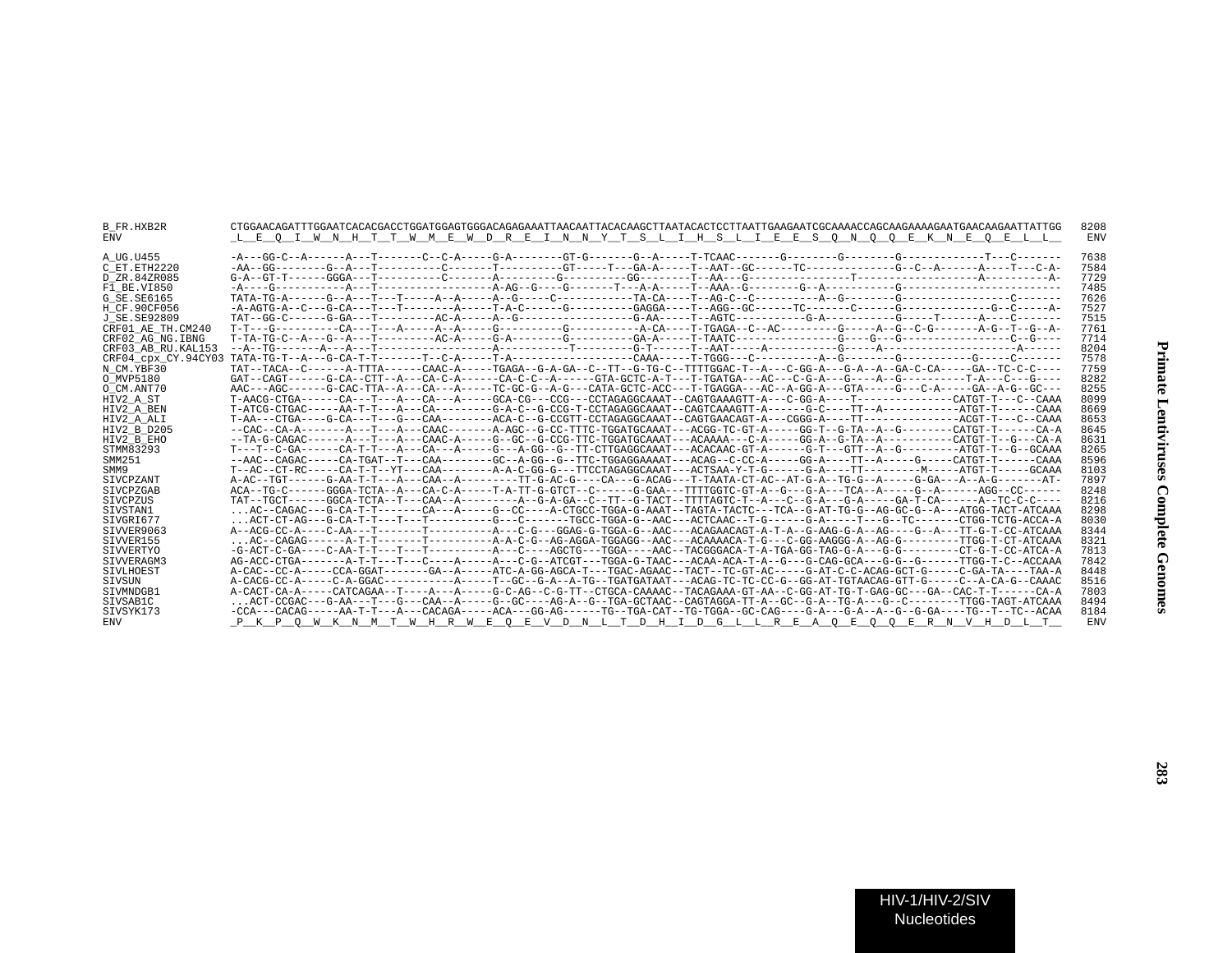```
B_FR.HXB2R         CTGGAACAGATTTGGAATCACACGACCTGGATGGAGTGGGACAGAGAAATTAACAATTACACAAGCTTAATACACTCCTTAATTGAAGAATCGCAAAACCAGCAAGAAAAGAATGAACAAGAATTATTGG  8208
ENV                _L__E__Q__I__W__N__H__T__T__W__M__E__W__D__R__E__I__N__N__Y__T__S__L__I__H__S__L__I__E__E__S__Q__N__Q__Q__E__K__N__E__Q__E__L__L__  ENV

A_UG.U455          -A---GG-C--A------A---T-------C--C-A-----G-A--------GT-G-------G--A-----T-TCAAC-------G--------G--------G------------T---C-------  7638
C_ET.ETH2220       -AA--GG--------G--A---T----------C-------T----------GT-----T---GA-A-----T--AAT--GC------TC--------------G--C--A------A----T---C-A-  7584
D_ZR.84ZR085       G-A--GT-T------GGGA---T----------C-------A---------G---------GG--------T--AA---G----------------T-------------------A----------A-  7729
F1_BE.VI850        -A----G-----------A---T------------------A-AG--G----G-------T---A-A-----T--AAA--G--------G--A----------G------------------------  7485
G_SE.SE6165        TATA-TG-A------G--A---T---T-----A--A-----A--G-----C-----------TA-CA----T--AG-C--C----------A--G--------G-----------------C-------  7626
H_CF.90CF056       -A-AGTG-A--C---G-CA---T---T--------A-----T-A-C------G----------GAGGA----T--AGG--GC------TC-------C------G-------------G--C------A-  7527
J_SE.SE92809       TAT--GG-C------G-GA---T---------AC-A-----A--G-----------------G-AA-----T--AGTC-----------G-A-----------G-----T------A----C-------  7515
CRF01_AE_TH.CM240  T-T---G----------CA---T---A-----A--A-----G----------G-----------A-CA----T-TGAGA--C--AC---------G-----A--G--C-G-------A-G--T--G--A-  7761
CRF02_AG_NG.IBNG   T-TA-TG-C--A---G--A---T---------AC-A-----G-A--------G----------GA-A-----T-TAATC----------------G----G---G-----------------C--G----  7714
CRF03_AB_RU.KAL153 --A--TG-------A---A---T------------------A-----------T---------G-T------T--AAT-----A-----------G-----A--------------------A------  8204
CRF04_cpx_CY.94CY03 TATA-TG-T--A---G-CA-T-T-------T--C-A-----T-A------------------CAAA-----T-TGGG---C----------A--G--------G-----------G-----C-------  7578
N_CM.YBF30         TAT--TACA--C------A-TTTA------CAAC-A-----TGAGA--G-A-GA--C--TT--G-TG-C--TTTTGGAC-T--A---C-GG-A---G-A--A--GA-C-CA-----GA--TC-C-C----  7759
O_MVP5180          GAT--CAGT------G-CA--CTT--A---CA-C-A-----CA-C-C--A------GTA-GCTC-A-T---T-TGATGA---AC---C-G-A---G----A--G----------T-A---C---G----  8282
O_CM.ANT70         AAC---AGC------G-CAC-TTA--A---CA---A-----TC-GC-G--A-G---CATA-GCTC-ACC---T-TGAGGA---AC--A-GG-A---GTA-----G---C-A-----GA--A-G--GC---  8255
HIV2_A_ST          T-AACG-CTGA------CA---T---A---CA---A-----GCA-CG---CCG---CCTAGAGGCAAAT--CAGTGAAAGTT-A---C-GG-A----T--------------CATGT-T---C--CAAA  8099
HIV2_A_BEN         T-ATCG-CTGAC-----AA-T-T---A---CA---------G-A-C--G-CCG-T-CCTAGAGGCAAAT--CAGTCAAAGTT-A------G-C----TT--A-----------ATGT-T------CAAA  8669
HIV2_A_ALI         T-AA---CTGA----G-CA---T---G---CAA--------ACA-C--G-CCGTT-CCTAGAGGCAAAT--CAGTGAACAGT-A---CGGG-A----TT--------------ACGT-T---C--CAAA  8653
HIV2_B_D205        --CAC--CA-A-------A---T---A---CAAC-------A-AGC--G-CC-TTTC-TGGATGCAAAT---ACGG-TC-GT-A-----GG-T--G-TA--A--G--------CATGT-T------CA-A  8645
HIV2_B_EHO         --TA-G-CAGAC------A---T---A---CAAC-A-----G--GC--G-CCG-TTC-TGGATGCAAAT---ACAAAA---C-A-----GG-A--G-TA--A-----------CATGT-T--G---CA-A  8631
STMM83293          T---T--C-GA------CA-T-T---A---CA---A-----G---A-GG--G--TT-CTTGAGGCAAAT---ACACAAC-GT-A------G-T---GTT--A--G---------ATGT-T--G--GCAAA  8265
SMM251             --AAC--CAGAC-----CA-TGAT--T---CAA--------GC--A-GG--G--TTC-TGGAGGAAAAT---ACAG--C-CC-A-----GG-A----TT--A-----G-----CATGT-T------CAAA  8596
SMM9               T--AC--CT-RC-----CA-T-T--YT---CAA--------A-A-C-GG-G---TTCCTAGAGGCAAAT---ACTSAA-Y-T-G------G-A----TT---------M-----ATGT-T------GCAAA  8103
SIVCPZANT          A-AC--TGT------G-AA-T-T---A---CAA--A---------TT-G-AC-G----CA---G-ACAG---T-TAATA-CT-AC--AT-G-A--TG-G--A-----G-GA---A--A-G-------AT-  7897
SIVCPZGAB          ACA--TG-C------GGGA-TCTA--A---CA-C-A-----T-A-TT-G-GTCT--C------G-GAA---TTTTGGTC-GT-A--G---G-A---TCA--A-----G--A------AGG--CC------  8248
SIVCPZUS           TAT--TGCT------GGCA-TCTA--T---CAA--A---------A--G-A-GA--C--TT--G-TACT--TTTTAGTC-T--A---C--G-A---G-A-----GA-T-CA------A--TC-C-C----  8216
SIVSTAN1           ...AC--CAGAC---G-CA-T-T-------CA---A-----G--CC----A-CTGCC-TGGA-G-AAAT--TAGTA-TACTC---TCA--G-AT-TG-G--AG-GC-G--A---ATGG-TACT-ATCAAA  8298
SIVGRI677          ...ACT-CT-AG---G-CA-T-T---T---T----------G---C-------TGCC-TGGA-G--AAC---ACTCAAC--T-G------G-A-----T---G--TC-------CTGG-TCTG-ACCA-A  8030
SIVVER9063         A--ACG-CC-A----C-AA---T-------T----------A---C-G---GGAG-G-TGGA-G--AAC---ACAGAACAGT-A-T-A--G-AAG-G-A--AG----G--A---TT-G-T-CC-ATCAAA  8344
SIVVER155          ...AC--CAGAG------A-T-T-------T----------A-A-C-G--AG-AGGA-TGGAGG--AAC---ACAAAACA-T-G---C-GG-AAGGG-A--AG-G---------TTGG-T-CT-ATCAAA  8321
SIVVERTYO          -G-ACT-C-GA----C-AA-T-T---T---T----------A---C-----AGCTG---TGGA----AAC--TACGGGACA-T-A-TGA-GG-TAG-G-A---G-G---------CT-G-T-CC-ATCA-A  7813
SIVVERAGM3         AG-ACC-CTGA-------A-T-T---T---C----A-----A---C-G--ATCGT---TGGA-G-TAAC---ACAA-ACA-T-A--G---G-CAG-GCA---G-G--G------TTGG-T-C--ACCAAA  7842
SIVLHOEST          A-CAC--CC-A-----CCA-GGAT-------GA--A-----ATC-A-GG-AGCA-T---TGAC-AGAAC--TACT--TC-GT-AC-----G-AT-C-C-ACAG-GCT-G-----C-GA-TA----TAA-A  8448
SIVSUN             A-CACG-CC-A-----C-A-GGAC----------A-----T--GC--G-A--A-TG--TGATGATAAT---ACAG-TC-TC-CC-G--GG-AT-TGTAACAG-GTT-G-----C--A-CA-G--CAAAC  8516
SIVMNDGB1          A-CACT-CA-A-----CATCAGAA--T----A---A-----G-C-AG--C-G-TT--CTGCA-CAAAAC--TACAGAAA-GT-AA--C-GG-AT-TG-T-GAG-GC---GA--CAC-T-T------CA-A  7803
SIVSAB1C           ...ACT-CCGAC---G-AA---T---G---CAA--A-----G--GC----AG-A--G--TGA-GCTAAC--CAGTAGGA-TT-A--GC--G-A--TG-A---G--C--------TTGG-TAGT-ATCAAA  8494
SIVSYK173          -CCA---CACAG-----AA-T-T---A---CACAGA-----ACA---GG-AG------TG--TGA-CAT--TG-TGGA--GC-CAG----G-A---G-A--A--G--G-GA----TG--T--TC--ACAA  8184
ENV                _P__K__P__Q__W__K__N__M__T__W__H__R__W__E__Q__E__V__D__N__L__T__D__H__I__D__G__L__L__R__E__A__Q__E__Q__Q__E__R__N__V__H__D__L__T__  ENV
```

**Primate Lentiviruses Complete Genomes**

HIV-1/HIV-2/SIV Nucleotides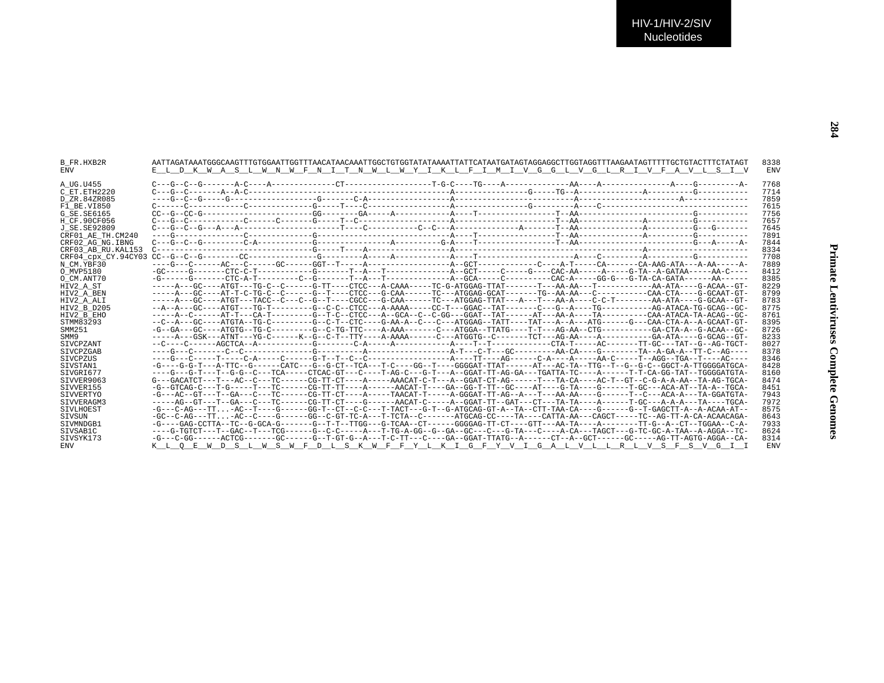```
B_FR.HXB2R          AATTAGATAAATGGGCAAGTTTGTGGAATTGGTTTAACATAACAAATTGGCTGTGGTATATAAAATTATTCATAATGATAGTAGGAGGCTTGGTAGGTTTAAGAATAGTTTTTGCTGTACTTTCTATAGT  8338
ENV                 E__L__D__K__W__A__S__L__W__N__W__F__N__I__T__N__W__L__W__Y__I__K__L__F__I__M__I__V__G__G__L__V__G__L__R__I__V__F__A__V__L__S__I__V   ENV

A_UG.U455           C---G--C--G-------A-C----A-------------CT-------------------T-G-C----TG----A-------------AA---A--------------A----G---------A-  7768
C_ET.ETH2220        C---G--C-------A--A-C-----------------------------------------A----------------G-----TG--A-------------A----------G-----------  7714
D_ZR.84ZR085        ----G--C--G-----G------------------G-------C-A-----------------A------------------------A----------------------A-------------  7859
F1_BE.VI850         C-----C-----------C--------------G-----T----C-----------------A----------------G---------A---C---------------------------------  7615
G_SE.SE6165         CC--G--CC-G-----------------------GG-------GA-----A-----------A----T-----------------T--AA------------------------G-----------  7756
H_CF.90CF056        C---G--C-----------C------C------G-----T--C-------------------A----------------------T--AA-------------A----------G-----------  7657
J_SE.SE92809        C---G--C--G---A--A---------------------T----C----------C--C---A-------------A-------T--AA-------------A----------G---G-------  7645
CRF01_AE_TH.CM240   ----G---------------C-------------G----------------------------A----T----------------T--AA-------------A----------G-----------  7891
CRF02_AG_NG.IBNG    C---G--C--G---------C-A------------G----------------A---------G-A----T---------------T--AA------------------------G---A-----A-  7844
CRF03_AB_RU.KAL153  C---------------------------------G-----T----A-----------------A-------------------------------------------A-------------------  8334
CRF04_cpx_CY.94CY03 CC--G--C--G--------CC--------------G---------A-----A-----------A----T--------------------A----C--------A----------G-----------  7708
N_CM.YBF30          ----G---C------AC---C------GC------GGT--T-----A-----------------A--GCT-------------C----A-T-----CA-------CA-AAG-ATA---A-AA-----A-  7889
O_MVP5180           -GC-----G-------CTC-C-T-----------G-------T--A---T--------------A--GCT-----C------G----CAC-AA-----A-----G-TA--A-GATAA-----AA-C----  8412
O_CM.ANT70          -G------G-------CTC-A-T---------C--G-------T--A---T-------------A--GCA-----C----------CAC-A-----GG-G---G-TA-CA-GATA------AA------  8385
HIV2_A_ST           -----A---GC----ATGT---TG-C--C------G-TT----CTCC---A-CAAA-----TC-G-ATGGAG-TTAT-------T---AA-AA---T-----------AA-ATA----G-ACAA--GT-  8229
HIV2_A_BEN          -----A---GC----AT-T-C-TG-C--C------G--T----CTCC---G-CAA------TC---ATGGAG-GCAT-------TG--AA-AA---C-----------CAA-CTA----G-GCAAT-GT-  8799
HIV2_A_ALI          -----A---GC----ATGT---TACC--C---C--G--T----CGCC---G-CAA------TC---ATGGAG-TTAT---A---T---AA-A----C-C-T--------AA-ATA----G-GCAA--GT-  8783
HIV2_B_D205         --A--A---GC----ATGT---TG-T---------G--C-C--CTCC---A-AAAA-----CC-T---GGAC--TAT-------C---G--A----TG----------AG-ATACA-TG-GCAG--GC-  8775
HIV2_B_EHO          -----A--C------AT-T---CA-T---------G--T-C--CTCC---A--GCA--C--C-GG---GGAT--TAT------AT---AA-A----TA----------CAA-ATACA-TA-ACAG--GC-  8761
STMM83293           --C--A---GC----ATGTA--TG-C---------G--C-T--CTC----G-AA-A--C---C---ATGGAG--TATT----TAT---A--A---ATG-----G---CAA-CTA-A--A-GCAAT-GT-  8395
SMM251              -G--GA---GC----ATGTG--TG-C---------G--C-TG-TTC----A-AAA-------C---ATGGA---TTATG----T-T---AG-AA--CTG----------GA-CTA-A--G-ACAA--GC-  8726
SMM9                -----A---GSK---ATNT---YG-C------K--G--C-T--TTY----A-AAAA------C---ATGGTG--C--------TCT---AG-AA----A-----------GA-ATA----G-GCAG--GT-  8233
SIVCPZANT           --C----C------AGCTCA--A-----------G---------C-A-----A-----------A----T--T-------------CTA-T-----AC-------TT-GC---TAT--G--AG-TGCT-  8027
SIVCPZGAB           ----G---C-------C--C---------------G----------A-----------------A-T---C-T---GC---------AA-CA----G--------TA--A-GA-A--TT-C--AG----  8378
SIVCPZUS            ----G---C-----T-----C-A-----C------G-T--T--C--C-----------------A----TT----AG------C-A----A-----AA-C-----T--AGG--TGA--T----AC----  8346
SIVSTAN1            -G----G-G-T---A-TTC--G------CATC---G--G-CT--TCA---T-C----GG--T----GGGGAT-TTAT------AT---AC-TA--TTG--T--G--G-C--GGCT-A-TTGGGGATGCA-  8428
SIVGRI677           ----G---G-T---T--G-G--C---TCA-----CTCAC-GT---C----T-AG-C---G-T---A--GGAT-TT-AG-GA---TGATTA-TC----A------T-T-CA-GG-TAT--TGGGGATGTA-  8160
SIVVER9063          G---GACATCT---T---AC--C---TC------CG-TT-CT----A-----AAACAT-C-T---A--GGAT-CT-AG------T---TA-CA----AC-T--GT--C-G-A-A-AA--TA-AG-TGCA-  8474
SIVVER155           -G--GTCAG-C---T-G-----T---TC------CG-TT-TT----A------AACAT-T----GA--GG-T-TT--GC----AT----G-TA----G------T-GC---ACA-AT--TA-A--TGCA-  8451
SIVVERTYO           -G---AC--GT---T--GA---C---TC------CG-TT-CT----A-----TAACAT-T-----A-GGGAT-TT-AG--A---T---AA-AA----G------T--C---ACA-A---TA-GGATGTA-  7943
SIVVERAGM3          -----AG--GT---T--GA---C---TC------CG-TT-CT----G------AACAT-C-----A--GGAT-TT--GAT---CT---TA-TA----A------T-GC---A-A-A---TA----TGCA-  7972
SIVLHOEST           -G---C-AG---TT...-AC--T----G------GG-T--CT--C-C---T-TACT---G-T--G-ATGCAG-GT-A--TA--CTT-TAA-CA----G------G--T-GAGCTT-A--A-ACAA-AT--  8575
SIVSUN              -GC--C-AG---TT...-AC--C----G------GG--C-GT-TC-A---T-TCTA--C-------ATGCAG-CC----TA----CATTA-AA---CAGCT-----TC--AG-TT-A-CA-ACAACAGA-  8643
SIVMNDGB1           -G----GAG-CCTTA--TC--G-GCA-G-------G--T-T--TTGG---G-TCAA--CT------GGGGAG-TT-CT----GTT---AA-TA----A--------TT-G--A--CT--TGGAA--C-A-  7933
SIVSAB1C            ----G-TGTCT---T--GAC--T---TCG------G--C-C-----A---T-TG-A-GG--G--GA--GC---C---G-TA---C----A-CA---TAGCT---G-TC-GC-A-TAA--A-AGGA--TC-  8624
SIVSYK173           -G---C-GG------ACTCG-------GC------G--T-GT-G--A---T-C-TT---C----GA--GGAT-TTATG--A------CT--A--GCT------GC-----AG-TT-AGTG-AGGA--CA-  8314
ENV                 K__L__Q__E__W__D__S__L__W__S__W__F__D__L__S__K__W__F__F__Y__L__K__I__G__F__Y__V__I__G__A__L__V__L__L__R__L__V__S__F__S__V__G__I__I   ENV
```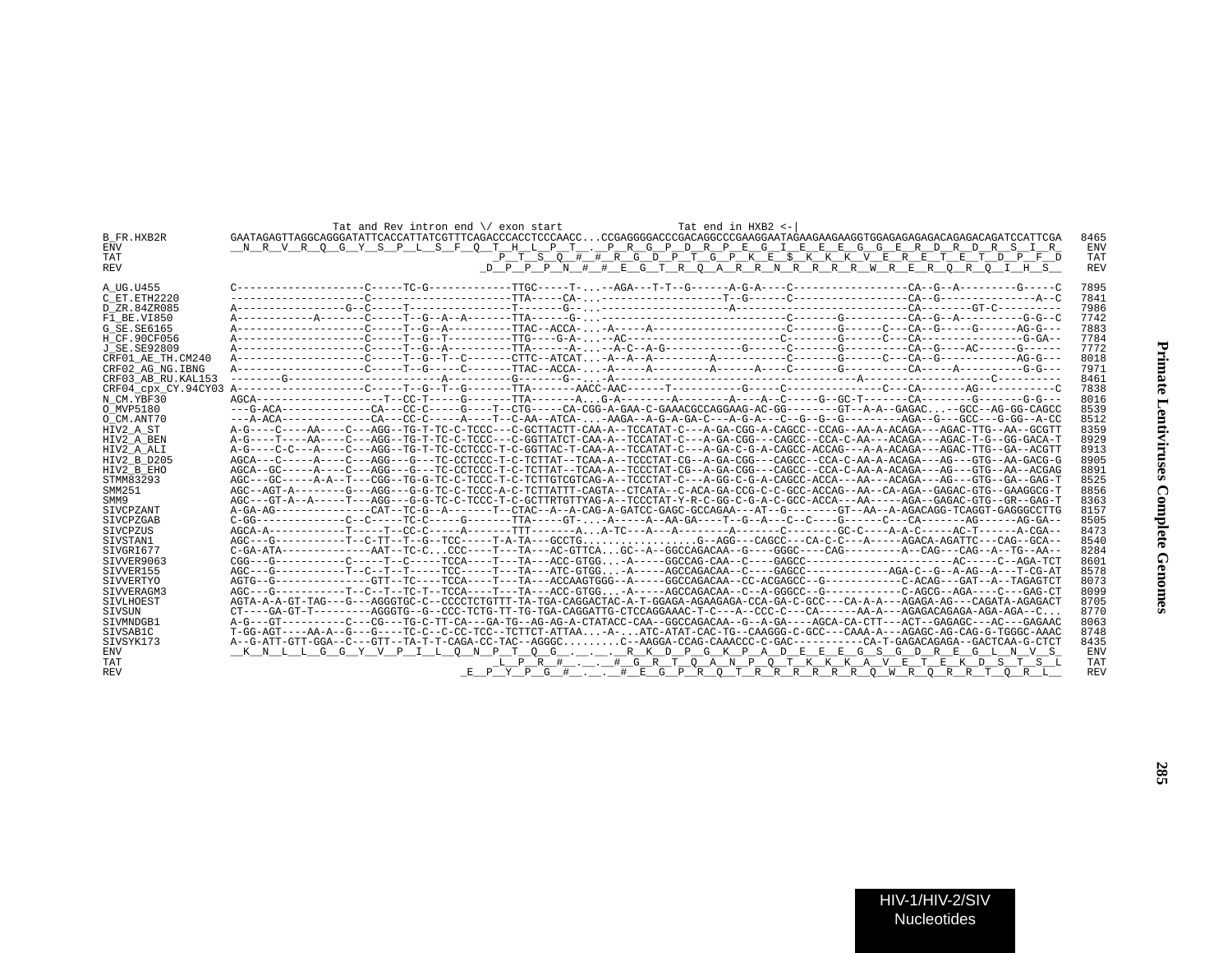```
                         Tat and Rev intron end \/ exon start            Tat end in HXB2 <-|
B_FR.HXB2R          GAATAGAGTTAGGCAGGGATATTCACCATTATCGTTTCAGACCCACCTCCCAACC...CCGAGGGGACCCGACAGGCCCGAAGGAATAGAAGAAGAAGGTGGAGAGAGAGACAGAGACAGATCCATTCGA  8465
ENV                 __N__R__V__R__Q__G__Y__S__P__L__S__F__Q__T__H__L__P__T__.__P__R__G__P__D__R__P__E__G__I__E__E__E__G__G__E__R__D__R__D__R__S__I__R_   ENV
TAT                                                   _P__T__S__Q__#__#__R__G__D__P__T__G__P__K__E__$__K__K__K__V__E__R__E__T__E__T__D__P__F__D   TAT
REV                                                  _D__P__P__P__N__#__#__E__G__T__R__Q__A__R__R__N__R__R__R__R__W__R__E__R__Q__R__Q__I__H__S__   REV

A_UG.U455           C--------------------C-----TC-G------------TTGC-----T-...--AGA---T-T--G------A-G-A----C------------------CA--G--A---------G-----C  7895
C_ET.ETH2220        ---------------------C---------------------TTA-----CA-...------------------T--G------C------------------CA--G--------------A--C  7841
D_ZR.84ZR085        A-----------------G--C-----T---------------T-------G--...---------------------A---------------------------CA--------GT-C---------  7986
F1_BE.VI850         A------------A-------C-----T--G--A--A-------TTA------G-...---------------------------C-------G----------CA--G--A----------G-G--C  7742
G_SE.SE6165         A--------------------C-----T--G--A----------TTAC--ACCA-...-A-----A--------------------C-------G------C---CA--G-----G------AG-G---  7883
H_CF.90CF056        A--------------------C-----T--G--T----------TTG----G-A-...--AC------------------------C-------G------C---CA----------------G-GA--  7784
J_SE.SE92809        A--------------------C-----T--G--A----------TTA------A-...--A-C--A-G-----------G------C-------G----------CA--G----AC------G------  7772
CRF01_AE_TH.CM240   A--------------------C-----T--G--T--C-------CTTC--ATCAT...-A--A--A---------A----------C-------G------C---CA--G-----------AG-G---  8018
CRF02_AG_NG.IBNG    A--------------------C-----T--G-----C-------TTAC--ACCA-...-A-----A---------A-----A----C-------G----------CA-----A----------G-G---  7971
CRF03_AB_RU.KAL153  --------G--------------------------A-----------G-------G-...-A---------------------------------------------A---------------C------  8461
CRF04_cpx_CY.94CY03 A--------------------C-----T--G--T--G-------TTA-------AACC-AAC------T-----------G-----C---------------C---CA-------AG------------C  7838
N_CM.YBF30          AGCA------------------T--CC-T-----G-------TTA-------A...G-A--------A-------A----A--C-----G--GC-T-------CA--------G-------G-G---  8016
O_MVP5180           ---G-ACA--------------CA---CC-C-----G----T--CTG-----CA-CGG-A-GAA-C-GAAACGCCAGGAAG-AC-GG--------GT--A-A--GAGAC...--GCC--AG-GG-CAGCC  8539
O_CM.ANT70          ---A-ACA--------------CA---CC-C-----A----T--C-AA--ATCA-...-AAGA--A-G-A-GA-C---A-G-A---C--G--G--G---------AGA--G---GCC---G-GG--A-CC  8512
HIV2_A_ST           A-G----C----AA----C---AGG--TG-T-TC-C-TCCC---C-GCTTACTT-CAA-A--TCCATAT-C---A-GA-CGG-A-CAGCC--CCAG--AA-A-ACAGA---AGAC-TTG--AA--GCGTT  8359
HIV2_A_BEN          A-G----T----AA----C---AGG--TG-T-TC-C-TCCC---C-GGTTATCT-CAA-A--TCCATAT-C---A-GA-CGG---CAGCC--CCA-C-AA---ACAGA---AGAC-T-G--GG-GACA-T  8929
HIV2_A_ALI          A-G----C-C---A----C---AGG--TG-T-TC-C-CCTCCC-T-C-GGTTAC-T-CAA-A--TCCATAT-C---A-GA-C-G-A-CAGCC-ACCAG---A-A-ACAGA---AGAC-TTG--GA--ACGTT  8913
HIV2_B_D205         AGCA---C-----A----C---AGG---G---TC-CCTCCC-T-C-TCTTAT--TCAA-A--TCCCTAT-CG--A-GA-CGG---CAGCC--CCA-C-AA-A-ACAGA---AG---GTG--AA-GACG-G  8905
HIV2_B_EHO          AGCA--GC-----A----C---AGG---G---TC-CCTCCC-T-C-TCTTAT--TCAA-A--TCCCTAT-CG--A-GA-CGG---CAGCC--CCA-C-AA-A-ACAGA---AG---GTG--AA--ACGAG  8891
STMM83293           AGC---GC-----A-A--T---CGG--TG-G-TC-C-TCCC-T-C-TCTTGTCGTCAG-A--TCCCTAT-C---A-GG-C-G-A-CAGCC-ACCA---AA---ACAGA---AG---GTG--GA--GAG-T  8525
SMM251              AGC--AGT-A--------G---AGG---G-G-TC-C-TCCC-A-C-TCTTATTT-CAGTA--CTCATA--C-ACA-GA-CCG-C-C-GCC-ACCAG--AA--CA-AGA--GAGAC-GTG--GAAGGCG-T  8856
SMM9                AGC---GT-A--A-----T---AGG---G-G-TC-C-TCCC-T-C-GCTTRTGTTYAG-A--TCCCTAT-Y-R-C-GG-C-G-A-C-GCC-ACCA---AA-----AGA--GAGAC-GTG--GR--GAG-T  8363
SIVCPZANT           A-GA-AG---------------CAT--TC-G--A-------T--CTAC--A--A-CAG-A-GATCC-GAGC-GCCAGAA---AT--G--------GT--AA--A-AGACAGG-TCAGGT-GAGGGCCTTG  8157
SIVCPZGAB           C-GG-------------C--C-----TC-C-----G-------TTA-----GT-...-A-----A--AA-GA----T--G--A---C--C----G------C---CA-------AG------AG-GA--  8505
SIVCPZUS            AGCA-A------------T-----T--CC-C-----A-------TTT-------A...A-TC---A---A-------A-------C---------GC-C----A-A-C-----AC-T------A-CGA--  8473
SIVSTAN1            AGC---G-----------T--C-TT--T--G--TCC-----T-A-TA---GCCTG.................G--AGG---CAGCC---CA-C-C---A-----AGACA-AGATTC---CAG--GCA--  8540
SIVGRI677           C-GA-ATA---------------AAT--TC-C...CCC----T---TA---AC-GTTCA...GC--A--GGCCAGACAA--G----GGGC----CAG---------A--CAG---CAG--A--TG--AA--  8284
SIVVER9063          CGG---G-----------C-----T--C-----TCCA----T---TA---ACC-GTGG...-A-----GGCCAG-CAA--C----GAGCC------------------------AC-----C--AGA-TCT  8601
SIVVER155           AGC---G-----------T--C--T--T-----TCC-----T---TA---ATC-GTGG...-A-----AGCCAGACAA--C----GAGCC------------AGA-C--G--A-AG--A---T-CG-AT  8578
SIVVERTYO           AGTG--G---------------GTT--TC----TCCA----T---TA---ACCAAGTGGG--A-----GGCCAGACAA--CC-ACGAGCC--G------------C-ACAG---GAT--A--TAGAGTCT  8073
SIVVERAGM3          AGC---G-----------T--C--T--TC-T--TCCA----T---TA---ACC-GTGG...-A-----AGCCAGACAA--C--A-GGGCC--G------------C-AGCG--AGA----C---GAG-CT  8099
SIVLHOEST           AGTA-A-A-GT-TAG---G---AGGGTGC-C--CCCCTCTGTTT-TA-TGA-CAGGACTAC-A-T-GGAGA-AGAAGAGA-CCA-GA-C-GCC---CA-A-A---AGAGA-AG---CAGATA-AGAGACT  8705
SIVSUN              CT----GA-GT-T---------AGGGTG--G--CCC-TCTG-TT-TG-TGA-CAGGATTG-CTCCAGGAAAC-T-C---A--CCC-C---CA------AA-A---AGAGACAGAGA-AGA-AGA--C...  8770
SIVMNDGB1           A-G---GT-----------C---CG---TG-C-TT-CA---GA-TG--AG-AG-A-CTATACC-CAA--GGCCAGACAA--G--A-GA----AGCA-CA-CTT---ACT--GAGAGC---AC---GAGAAC  8063
SIVSAB1C            T-GG-AGT----AA-A--G---G----TC-C--C-CC-TCC--TCTTCT-ATTAA...-A-...ATC-ATAT-CAC-TG--CAAGGG-C-GCC---CAAA-A---AGAGC-AG-CAG-G-TGGGC-AAAC  8748
SIVSYK173           A--G-ATT-GTT-GGA--C---GTT--TA-T-T-CAGA-CC-TAC--AGGGC.........C--AAGGA-CCAG-CAAACCC-C-GAC-----------CA-T-GAGACAGAGA--GACTCAA-G-CTCT  8435
ENV                 __K__N__L__L__G__G__Y__V__P__I__L__Q__N__P__T__Q__G__.__.__.__R__K__D__P__G__K__P__A__D__E__E__E__G__S__G__D__R__E__G__L__N__V__S_   ENV
TAT                                                    _L__P__R__#__.__.__#__G__R__T__Q__A__N__P__Q__T__K__K__K__A__V__E__T__E__K__D__S__T__S__L   TAT
REV                                               _E__P__Y__P__G__#__.__.__#__E__G__P__R__Q__T__R__R__R__R__R__R__Q__W__R__Q__R__R__T__Q__R__L__   REV
```

Primate Lentiviruses Complete Genomes

HIV-1/HIV-2/SIV Nucleotides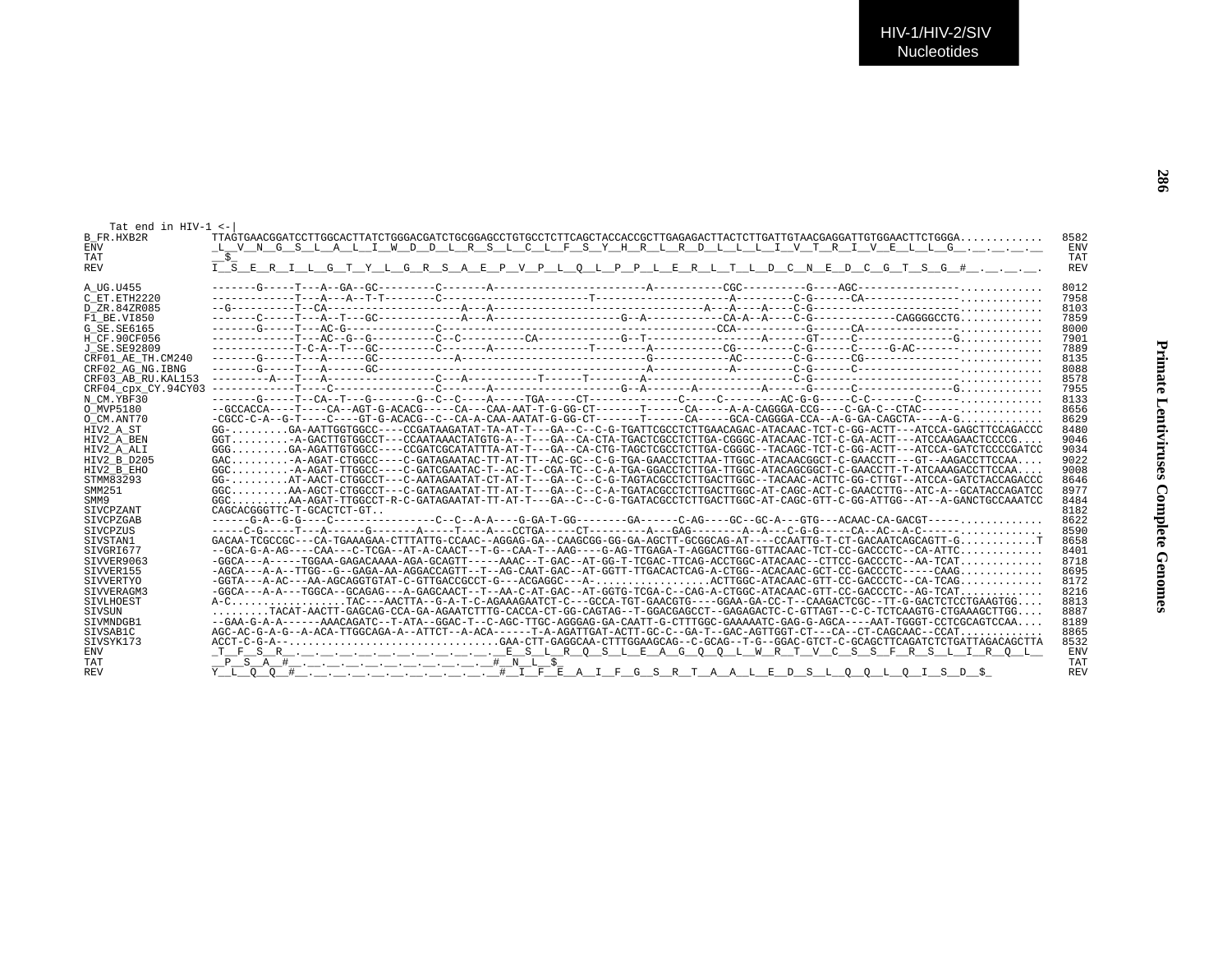```
    Tat end in HIV-1 <-|
B_FR.HXB2R          TTAGTGAACGGATCCTTGGCACTTATCTGGGACGATCTGCGGAGCCTGTGCCTCTTCAGCTACCACCGCTTGAGAGACTTACTCTTGATTGTAACGAGGATTGTGGAACTTCTGGGA.............  8582
ENV                 _L__V__N__G__S__L__A__L__I__W__D__D__L__R__S__L__C__L__F__S__Y__H__R__L__R__D__L__L__L__I__V__T__R__I__V__E__L__L__G__.__.__.__.__   ENV
TAT                 __$_                                                                                                                              TAT
REV                 I__S__E__R__I__L__G__T__Y__L__G__R__S__A__E__P__V__P__L__Q__L__P__P__L__E__R__L__T__L__D__C__N__E__D__C__G__T__S__G__#__.__.__.__.   REV

A_UG.U455           -------G-----T---A--GA--GC---------C-------A-----------------------A----------CGC----------G----AGC---------------............   8012
C_ET.ETH2220        ------------T---A---A--T-T-------C--------------------T-----------------------A--------C-G------CA---------------............   7958
D_ZR.84ZR085        --G---------T--CA-------------------A---A-------------------------------A---A----A----C-G------------------------............   8103
F1_BE.VI850         -------C-----T---A--T---GC-------------A---A--------------------G--A------------CA-A--A----C-G-------------CAGGGGCCTG............   7859
G_SE.SE6165         -------G-----T---AC-G--------------C--------------------------------------------CCA-----------G------CA---------------............   8000
H_CF.90CF056        ------------T---AC--G--G----------C--C----------CA-------------G--T-----------------A------GT-----C---------------G............   7901
J_SE.SE92809        ------------T-C-A--T---GC---------C-------A-------------T--------A----------CG---------C-G------C-----G-AC-------............   7889
CRF01_AE_TH.CM240   -------G-----T---A------GC-----------A---------------------------G-----------AC--------C-G------CG---------------............   8135
CRF02_AG_NG.IBNG    -------G-----T---A------GC---------------------------------------A-----------A---------C-G------C----------------............   8088
CRF03_AB_RU.KAL153  ---------A---T---A---------------C---A----------T-----T--------A-----------------------C-G------------------------............   8578
CRF04_cpx_CY.94CY03 ------------T----C----------------C-------A-------------------G--A-------A----------A-----G------C---------------G............   7955
N_CM.YBF30          -------G-----T--CA--T---G-------G--C--C----A-----TGA-----CT-------------C-----C---------AC-G-G-----C-C-------C-----............   8133
O_MVP5180           --GCCACCA----T----CA--AGT-G-ACACG-----CA---CAA-AAT-T-G-GG-CT-------T------CA-----A-A-CAGGGA-CCG----C-GA-C--CTAC-----............   8656
O_CM.ANT70          -CGCC-C-A--G-T----C----GT-G-ACACG--C--CA-A-CAA-AATAT-G-GG-CT-------T------CA-----GCA-CAGGGA-CCA--A-G-GA-CAGCTA----A-G............   8629
HIV2_A_ST           GG-.........GA-AATTGGTGGCC----CCGATAAGATAT-TA-AT-T---GA--C--C-G-TGATTCGCCTCTTGAACAGAC-ATACAAC-TCT-C-GG-ACTT---ATCCA-GAGCTTCCAGACCC   8480
HIV2_A_BEN          GGT.........-A-GACTTGTGGCCT---CCAATAAACTATGTG-A--T---GA--CA-CTA-TGACTCGCCTCTTGA-CGGGC-ATACAAC-TCT-C-GA-ACTT---ATCCAAGAACTCCCCG....   9046
HIV2_A_ALI          GGG.........GA-AGATTGTGGCC----CCGATCGCATATTTA-AT-T---GA--CA-CTG-TAGCTCGCCTCTTGA-CGGGC--TACAGC-TCT-C-GG-ACTT---ATCCA-GATCTCCCCGATCC   9034
HIV2_B_D205         GAC.........-A-AGAT-CTGGCC----C-GATAGAATAC-TT-AT-TT--AC-GC--C-G-TGA-GAACCTCTTAA-TTGGC-ATACAACGGCT-C-GAACCTT---GT--AAGACCTTCCAA....   9022
HIV2_B_EHO          GGC.........-A-AGAT-TTGGCC----C-GATCGAATAC-T--AC-T--CGA-TC--C-A-TGA-GGACCTCTTGA-TTGGC-ATACAGCGGCT-C-GAACCTT-T-ATCAAAGACCTTCCAA....   9008
STMM83293           GG-.........AT-AACT-CTGGCCT---C-AATAGAATAT-CT-AT-T---GA--C--C-G-TAGTACGCCTCTTGACTTGGC--TACAAC-ACTTC-GG-CTTGT--ATCCA-GATCTACCAGACCC   8646
SMM251              GGC.........AA-AGCT-CTGGCCT---C-GATAGAATAT-TT-AT-T---GA--C--C-A-TGATACGCCTCTTGACTTGGC-AT-CAGC-ACT-C-GAACCTTG--ATC-A--GCATACCAGATCC   8977
SMM9                GGC.........AA-AGAT-TTGGCCT-R-C-GATAGAATAT-TT-AT-T---GA--C--C-G-TGATACGCCTCTTGACTTGGC-AT-CAGC-GTT-C-GG-ATTGG--AT--A-GANCTGCCAAATCC   8484
SIVCPZANT           CAGCACGGGTTC-T-GCACTCT-GT..                                                                                                       8182
SIVCPZGAB           ------G-A--G-G----C----------------C--C--A-A----G-GA-T-GG--------GA------C-AG----GC--GC-A---GTG---ACAAC-CA-GACGT-----............   8622
SIVCPZUS            -----C-G-----T---A------G-------A-----T----A---CCTGA-----CT---------A---GAG--------A--A---C-G-G-----CA--AC--A-C--------............   8590
SIVSTAN1            GACAA-TCGCCGC---CA-TGAAAGAA-CTTTATTG-CCAAC--AGGAG-GA--CAAGCGG-GG-GA-AGCTT-GCGGCAG-AT----CCAATTG-T-CT-GACAATCAGCAGTT-G...........T   8658
SIVGRI677           --GCA-G-A-AG----CAA---C-TCGA--AT-A-CAACT--T-G--CAA-T--AAG----G-AG-TTGAGA-T-AGGACTTGG-GTTACAAC-TCT-CC-GACCCTC--CA-ATTC............   8401
SIVVER9063          -GGCA---A-----TGGAA-GAGACAAAA-AGA-GCAGTT-----AAAC--T-GAC--AT-GG-T-TCGAC-TTCAG-ACCTGGC-ATACAAC--CTTCC-GACCCTC--AA-TCAT............   8718
SIVVER155           -AGCA---A-A--TTGG--G--GAGA-AA-AGGACCAGTT--T--AG-CAAT-GAC--AT-GGTT-TTGACACTCAG-A-CTGG--ACACAAC-GCT-CC-GACCCTC-----CAAG............   8695
SIVVERTYO           -GGTA---A-AC---AA-AGCAGGTGTAT-C-GTTGACCGCCT-G---ACGAGGC---A-..................ACTTGGC-ATACAAC-GTT-CC-GACCCTC--CA-TCAG............   8172
SIVVERAGM3          -GGCA---A-A---TGGCA--GCAGAG---A-GAGCAACT--T--AA-C-AT-GAC--AT-GGTG-TCGA-C--CAG-A-CTGGC-ATACAAC-GTT-CC-GACCCTC--AG-TCAT............   8216
SIVLHOEST           A-C.................TAC---AACTTA--G-A-T-C-AGAAAGAATCT-C---GCCA-TGT-GAACGTG----GGAA-GA-CC-T--CAAGACTCGC--TT-G-GACTCTCCTGAAGTGG....   8813
SIVSUN              .........TACAT-AACTT-GAGCAG-CCA-GA-AGAATCTTTG-CACCA-CT-GG-CAGTAG--T-GGACGAGCCT--GAGAGACTC-C-GTTAGT--C-C-TCTCAAGTG-CTGAAAGCTTGG....   8887
SIVMNDGB1           --GAA-G-A-A------AAACAGATC--T-ATA--GGAC-T--C-AGC-TTGC-AGGGAG-GA-CAATT-G-CTTTGGC-GAAAAATC-GAG-G-AGCA----AAT-TGGGT-CCTCGCAGTCCAA....   8189
SIVSAB1C            AGC-AC-G-A-G--A-ACA-TTGGCAGA-A--ATTCT--A-ACA------T-A-AGATTGAT-ACTT-GC-C--GA-T--GAC-AGTTGGT-CT---CA--CT-CAGCAAC--CCAT............   8865
SIVSYK173           ACCT-C-G-A-........................................GAA-CTT-GAGGCAA-CTTTGGAAGCAG--C-GCAG--T-G--GGAC-GTCT-C-GCAGCTTCAGATCTCTGATTAGACAGCTTA   8532
ENV                 _T__F__S__R__.__.__.__.__.__.__.__.__.__.__.__.__.__E__S__L__R__Q__S__L__E__A__G__Q__Q__L__W__R__T__V__C__S__S__F__R__S__L__I__R__Q__L__   ENV
TAT                 __P__S__A__#__.__.__.__.__.__.__.__.__.__.__.__.__#__N__L__$_                                                                     TAT
REV                 Y__L__Q__Q__#__.__.__.__.__.__.__.__.__.__.__.__.__#__I__F__E__A__I__F__G__S__R__T__A__A__L__E__D__S__L__Q__Q__L__Q__I__S__D__$_    REV
```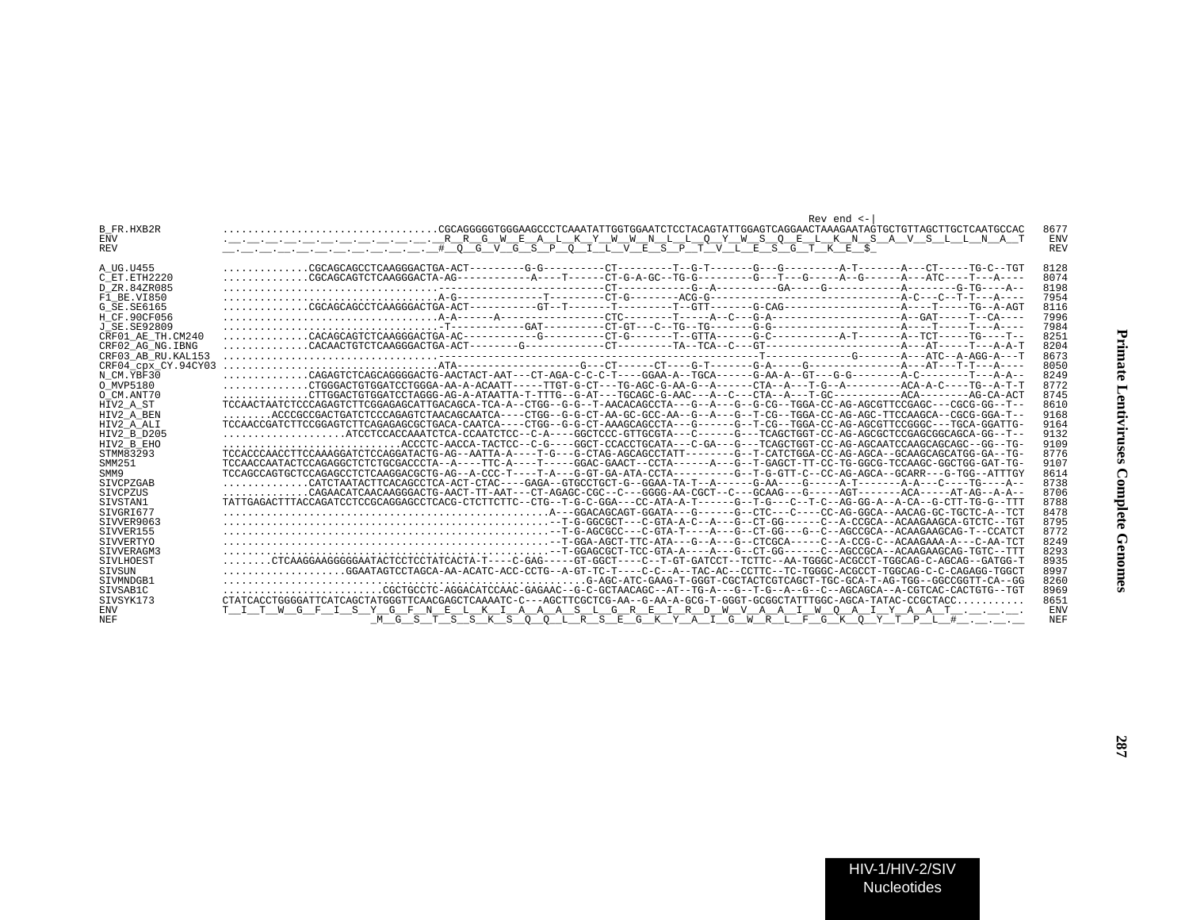```
                                                                                                                  Rev end <-|
B_FR.HXB2R          ..................................CGCAGGGGGTGGGAAGCCCTCAAATATTGGTGGAATCTCCTACAGTATTGGAGTCAGGAACTAAAGAATAGTGCTGTTAGCTTGCTCAATGCCAC  8677
ENV                 .__.__.__.__.__.__.__.__.__.__.__.__R__R__G__W__E__A__L__K__Y__W__W__N__L__L__Q__Y__W__S__Q__E__L__K__N__S__A__V__S__L__L__N__A__T  ENV
REV                 __.__.__.__.__.__.__.__.__.__.__.__#__Q__G__V__G__S__P__Q__I__L__V__E__S__P__T__V__L__E__S__G__T__K__E__$_                           REV

A_UG.U455           .............CGCAGCAGCCTCAAGGGACTGA-ACT---------G-G----------CT---------T--G-T-------G---G---------A-T-------A---CT-----TG-C--TGT  8128
C_ET.ETH2220        .............CGCAGCAGTCTCAAGGGACTA-AG------------A----T------CT-G-A-GC--TG-G--------G---T---G-----A--G------A---ATC----T---A----  8074
D_ZR.84ZR085        ..................................-------------------------CT------------G--A----------GA-----G------------A--------G-TG----A--  8198
F1_BE.VI850         ..................................A-G-------------T---------CT-G--------ACG-G--------------------------------A-C---C--T-T---A---  7954
G_SE.SE6165         .............CGCAGCAGCCTCAAGGGACTGA-ACT-----------GT--T-------T---------T--GTT-------G-CAG-------------------A----T-----TG--A-AGT  8116
H_CF.90CF056        ..................................A-A------A-----------------CTC--------T-----A--C---G-A--------------------A--GAT-----T--CA----  7996
J_SE.SE92809        ..................................-T------------GAT----------CT-GT---C--TG--TG-------G-G---------------------A----T-----T---A----  7984
CRF01_AE_TH.CM240   .............CACAGCAGTCTCAAGGGACTGA-AC------------G----------CT-G-------T--GTTA------G-C-----------A-T-------A--TCT-----TG----T--  8251
CRF02_AG_NG.IBNG    .............CACAACTGTCTCAAGGGACTGA-ACT--------G-------------CT---------TA--TCA--C---GT----------------------A---AT-----T---A-A-T  8204
CRF03_AB_RU.KAL153  ..................................-----------------------------------------------------T---------------G------A---ATC--A-AGG-A---T  8673
CRF04_cpx_CY.94CY03 ..................................ATA-------------------G----CT------CT----G-T-------G-A-----G---------------A---AT---T-T---A----  8050
N_CM.YBF30          .............CAGAGTCTCAGCAGGGGACTG-AACTACT-AAT---CT-AGA-C-C-C-T----GGAA-A--TGCA------G-AA-A--GT---G-G--------A-C--------T---A-A--  8249
O_MVP5180           .............CTGGGACTGTGGATCCTGGGA-AA-A-ACAATT-----TTGT-G-CT---TG-AGC-G-AA-G--A------CTA--A---T-G--A---------ACA-A-C----TG--A-T-T  8772
O_CM.ANT70          .............CTTGGACTGTGGATCCTAGGG-AG-A-ATAATTA-T-TTTG--G-AT---TGCAGC-G-AAC---A--C---CTA--A---T-GC-----------ACA--------AG-CA-ACT  8745
HIV2_A_ST           TCCAACTAATCTCCCAGAGTCTTCGGAGAGCATTGACAGCA-TCA-A--CTGG--G-G--T-AACACAGCCTA---G--A---G--G-CG--TGGA-CC-AG-AGCGTTCCGAGC---CGCG-GG--T--  8610
HIV2_A_BEN          ........ACCCGCCGACTGATCTCCCAGAGTCTAACAGCAATCA----CTGG--G-G-CT-AA-GC-GCC-AA--G--A---G--T-CG--TGGA-CC-AG-AGC-TTCCAAGCA--CGCG-GGA-T--  9168
HIV2_A_ALI          TCCAACCGATCTTCCGGAGTCTTCAGAGAGCGCTGACA-CAATCA----CTGG--G-G-CT-AAAGCAGCCTA---G-----G--T-CG--TGGA-CC-AG-AGCGTTCCGGGC---TGCA-GGATTG-  9164
HIV2_B_D205         ...................ATCCTCCACCAAATCTCA-CCAATCTCC--C-A----GGCTCC-GTTGCGTA---C------G---TCAGCTGGT-CC-AG-AGCGCTCCGAGCGGCAGCA-GG--T--  9132
HIV2_B_EHO          .............................ACCCTC-AACCA-TACTCC--C-G----GGCT-CCACCTGCATA----C-GA---G---TCAGCTGGT-CC-AG-AGCAATCCAAGCAGCAGC--GG--TG-  9109
STMM83293           TCCACCCAACCTTCCAAAGGATCTCCAGGATACTG-AG--AATTA-A----T-G---G-CTAG-AGCAGCCTATT-------G--T-CATCTGGA-CC-AG-AGCA--GCAAGCAGCATGG-GA--TG-  8776
SMM251              TCCAACCAATACTCCAGAGGCTCTCTGCGACCCTA--A----TTC-A----T-----GGAC-GAACT--CCTA------A---G--T-GAGCT-TT-CC-TG-GGCG-TCCAAGC-GGCTGG-GAT-TG-  9107
SMM9                TCCAGCCAGTGCTCCAGAGCCTCTCAAGGACGCTG-AG--A-CCC-T----T-A---G-GT-GA-ATA-CCTA----------G--T-G-GTT-C--CC-AG-AGCA--GCARR---G-TGG--ATTTGY  8614
SIVCPZGAB           .............CATCTAATACTTCACAGCCTCA-ACT-CTAC----GAGA--GTGCCTGCT-G--GGAA-TA-T--A------G-AA----G-----A-T-------A-A---C----TG----A--  8738
SIVCPZUS            ..............CAGAACATCAACAAGGGACTG-AACT-TT-AAT---CT-AGAGC-CGC--C---GGGG-AA-CGCT--C---GCAAG---G-----AGT-------ACA-----AT-AG--A-A--  8706
SIVSTAN1            TATTGAGACTTTACCAGATCCTCCGCAGGAGCCTCACG-CTCTTCTTC--CTG--T-G-C-GGA---CC-ATA-A-T------G--T-G---C--T-C--AG-GG-A--A-CA--G-CTT-TG-G--TTT  8788
SIVGRI677           ..................................................A---GGACAGCAGT-GGATA---G------G--CTC---C----CC-AG-GGCA--AACAG-GC-TGCTC-A--TCT  8478
SIVVER9063          ..................................................--T-G-GGCGCT---C-GTA-A-C--A---G--CT-GG------C--A-CCGCA--ACAAGAAGCA-GTCTC--TGT  8795
SIVVER155           ..................................................--T-G-AGCGCC---C-GTA-T----A---G--CT-GG---G--C--AGCCGCA--ACAAGAAGCAG-T--CCATCT  8772
SIVVERTYO           ..................................................--T-GGA-AGCT-TTC-ATA---G--A---G--CTCGCA-----C--A-CCG-C--ACAAGAAA-A---C-AA-TCT  8249
SIVVERAGM3          ..................................................--T-GGAGCGCT-TCC-GTA-A----A---G--CT-GG------C--AGCCGCA--ACAAGAAGCAG-TGTC--TTT  8293
SIVLHOEST           ........CTCAAGGAAGGGGGAATACTCCTCCTATCACTA-T----C-GAG-----GT-GGCT----C--T-GT-GATCCT--TCTTC--AA-TGGGC-ACGCCT-TGGCAG-C-AGCAG--GATGG-T  8935
SIVSUN              ...................GGAATAGTCCTAGCA-AA-ACATC-ACC-CCTG--A-GT-TC-T----C-C--A--TAC-AC--CCTTC--TC-TGGGC-ACGCCT-TGGCAG-C-C-CAGAGG-TGGCT  8997
SIVMNDGB1           ...........................................................G-AGC-ATC-GAAG-T-GGGT-CGCTACTCGTCAGCT-TGC-GCA-T-AG-TGG--GGCCGGTT-CA--GG  8260
SIVSAB1C            ..........................CGCTGCCTC-AGGACATCCAAC-GAGAAC--G-C-GCTAACAGC--AT--TG-A---G--T-G--A--G--C--AGCAGCA--A-CGTCAC-CACTGTG--TGT  8969
SIVSYK173           CTATCACCTGGGGATTCATCAGCTATGGGTTCAACGAGCTCAAAATC-C---AGCTTCGCTCG-AA--G-AA-A-GCG-T-GGGT-GCGGCTATTTGGC-AGCA-TATAC-CCGCTACC..........  8651
ENV                 T__I__T__W__G__F__I__S__Y__G__F__N__E__L__K__I__A__A__A__S__L__G__R__E__I__R__D__W__V__A__A__I__W__Q__A__I__Y__A__A__T__.__.__.__.  ENV
NEF                                          _M__G__S__T__S__S__K__S__Q__Q__L__R__S__E__G__K__Y__A__I__G__W__R__L__F__G__K__Q__Y__T__P__L__#__.__.__.__  NEF
```

HIV-1/HIV-2/SIV Nucleotides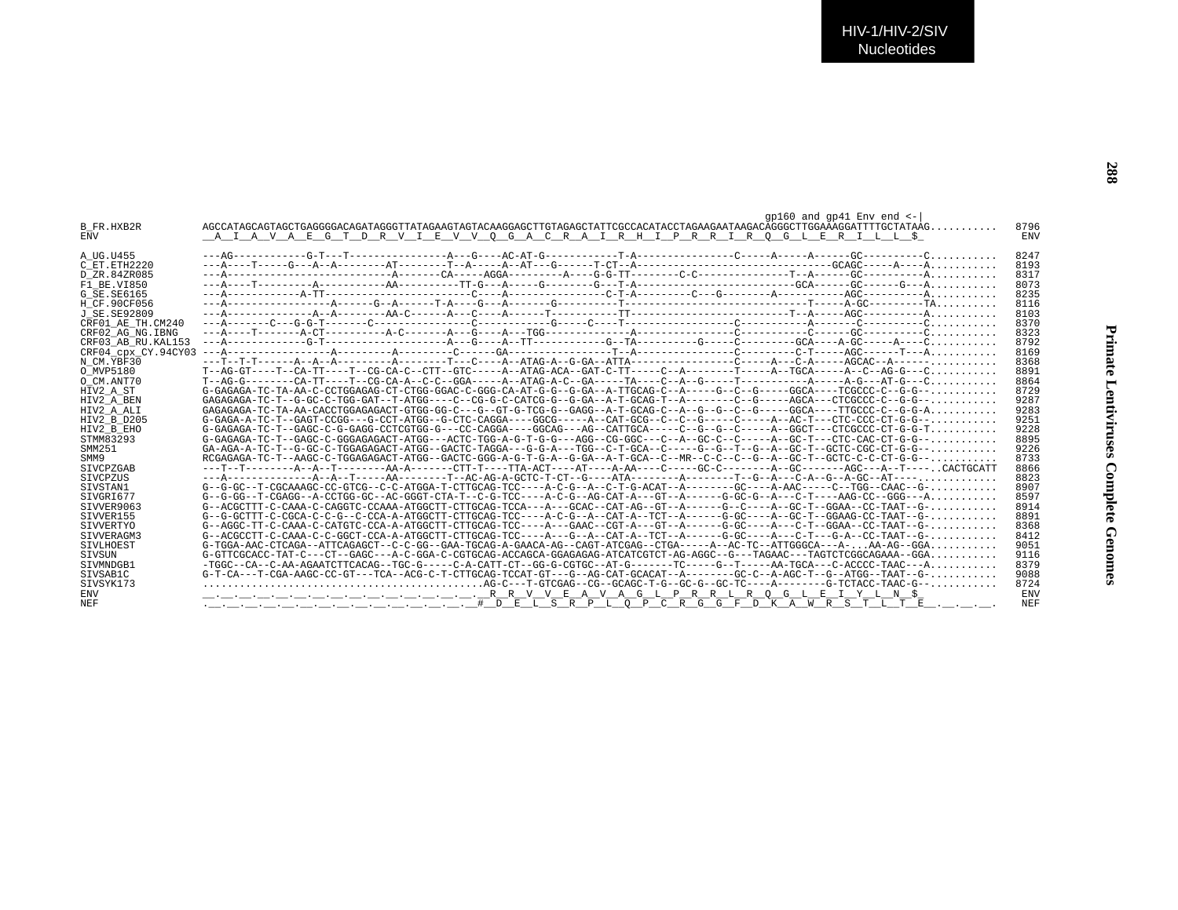```
                                                                                                         gp160 and gp41 Env end <-|
B_FR.HXB2R          AGCCATAGCAGTAGCTGAGGGGACAGATAGGGTTATAGAAGTAGTACAAGGAGCTTGTAGAGCTATTCGCCACATACCTAGAAGAATAAGACAGGGCTTGGAAAGGATTTTGCTATAAG...........  8796
ENV                 __A__I__A__V__A__E__G__T__D__R__V__I__E__V__V__Q__G__A__C__R__A__I__R__H__I__P__R__R__I__R__Q__G__L__E__R__I__L__L__$_             ENV

A_UG.U455           ---AG------------G-T---T---------------A---G----AC-AT-G------------T-A---------------C-----A-----A------GC----------C...........  8247
C_ET.ETH2220        ---A----T-----G---A--A--------AT--------T--A-----A--AT---G-----T-CT--A------------------------------GCAGC-----A----A...........  8193
D_ZR.84ZR085        ---A--------------------------A-------CA-----AGGA---------A----G-G-TT--------C-C---------------T--A------GC----------A...........  8317
F1_BE.VI850         ---A----T---------A-----------AA----------TT-G---A-----G---------G---T-A------------------------GCA------GC------G---A...........  8073
G_SE.SE6165         ---A------------A-TT-----------------------C----A-----------------C-T-A---------C---G--------A-----------AGC----------A...........  8235
H_CF.90CF056        ---A-----------------A------G--A------T-A----G---A-------G----------T------------------------------T-----A-GC---------TA..........  8116
J_SE.SE92809        ---A--------------A--A--------AA-C------A---C----A------T-----------TT-------------------------T--A-----AGC----------A...........  8103
CRF01_AE_TH.CM240   ---A-------C---G-G-T-------C---------------C------------G-----C----T------------------C-----------A-------C----------C...........  8370
CRF02_AG_NG.IBNG    ---A----T-------A-CT----------A-C-------A---G----A---TGG-------------A----------------C-----------C------GC----------C...........  8323
CRF03_AB_RU.KAL153  ---A-------------G-T-------------------A---G----A--TT------------G--TA----------G-----C---------GCA----A-GC-----A----C...........  8792
CRF04_cpx_CY.94CY03 ---A-----------------A---------A---------C------GA-----------------T--A----------------C---------C-T-----AGC------T---A...........  8169
N_CM.YBF30          ---T--T-T------A--A--A---------A--------T---C-----A--ATAG-A--G-GA--ATTA----------------C-------A---C-A-----AGCAC--A------.........  8368
O_MVP5180           T--AG-GT----T--CA-TT----T--CG-CA-C--CTT--GTC-----A--ATAG-ACA--GAT-C-TT-----C--A---------T-----A--TGCA-----A--C--AG-G---C...........  8891
O_CM.ANT70          T--AG-G--------CA-TT----T--CG-CA-A--C-C--GGA-----A--ATAG-A-C--GA-----TA----C--A--G-----T-----------A-----A-G---AT-G---C...........  8864
HIV2_A_ST           G-GAGAGA-TC-TA-AA-C-CCTGGAGAG-CT-CTGG-GGAC-C-GGG-CA-AT-G-G--G-GA--A-TTGCAG-C--A-----G--C--G-----GGCA----TCGCCC-C--G-G--..........  8729
HIV2_A_BEN          GAGAGAGA-TC-T--G-GC-C-TGG-GAT--T-ATGG----C--CG-G-C-CATCG-G--G-GA--A-T-GCAG-T--A--------C--G-----AGCA---CTCGCCC-C--G-G--..........  9287
HIV2_A_ALI          GAGAGAGA-TC-TA-AA-CACCTGGAGAGACT-GTGG-GG-C---G--GT-G-TCG-G--GAGG--A-T-GCAG-C--A--G--G--C--G-----GGCA----TTGCCC-C--G-G-A..........  9283
HIV2_B_D205         G-GAGA-A-TC-T--GAGT-CCGG---G-CCT-ATGG--G-CTC-CAGGA----GGCG-----A--CAT-GCG--C--C--G-----C-----A--AC-T---CTC-CCC-CT-G-G--..........  9251
HIV2_B_EHO          G-GAGAGA-TC-T--GAGC-C-G-GAGG-CCTCGTGG-G---CC-CAGGA----GGCAG---AG--CATTGCA-----C--G--G--C-----A--GGCT---CTCGCCC-CT-G-G-T..........  9228
STMM83293           G-GAGAGA-TC-T--GAGC-C-GGGAGAGACT-ATGG---ACTC-TGG-A-G-T-G-G---AGG--CG-GGC---C--A--GC-C--C-----A--GC-T---CTC-CAC-CT-G-G--..........  8895
SMM251              GA-AGA-A-TC-T--G-GC-C-TGGAGAGACT-ATGG--GACTC-TAGGA---G-G-A---TGG--C-T-GCA--C-----G--G--T--G--A--GC-T--GCTC-CGC-CT-G-G--..........  9226
SMM9                RCGAGAGA-TC-T--AAGC-C-TGGAGAGACT-ATGG--GACTC-GGG-A-G-T-G-A--G-GA--A-T-GCA--C--MR--C-C--C--G--A--GC-T--GCTC-C-C-CT-G-G--..........  8733
SIVCPZGAB           ---T--T--------A--A--T--------AA-A-------CTT-T----TTA-ACT----AT----A-AA----C-----GC-C--------A--GC-------AGC---A--T----..CACTGCATT  8866
SIVCPZUS            ---A--------------A--A--T-----AA--------T--AC-AG-A-GCTC-T-CT--G----ATA--------A---------T--G--A---C-A--G--A-GC--AT----............  8823
SIVSTAN1            G--G-GC--T-CGCAAAGC-CC-GTCG--C-C-ATGGA-T-CTTGCAG-TCC----A-C-G--A--C-T-G-ACAT--A--------GC----A-AAC-----C--TGG--CAAC--G-..........  8907
SIVGRI677           G--G-GG--T-CGAGG--A-CCTGG-GC--AC-GGGT-CTA-T--C-G-TCC----A-C-G--AG-CAT-A---GT--A------G-GC-G--A---C-T----AAG-CC--GGG---A..........  8597
SIVVER9063          G--ACGCTTT-C-CAAA-C-CAGGTC-CCAAA-ATGGCTT-CTTGCAG-TCCA---A---GCAC--CAT-AG--GT--A------G--C----A--GC-T--GGAA--CC-TAAT--G-..........  8914
SIVVER155           G--G-GCTTT-C-CGCA-C-C-G--C-CCA-A-ATGGCTT-CTTGCAG-TCC----A-C-G--A--CAT-A--TCT--A------G-GC----A--GC-T--GGAAG-CC-TAAT--G-..........  8891
SIVVERTYO           G--AGGC-TT-C-CAAA-C-CATGTC-CCA-A-ATGGCTT-CTTGCAG-TCC----A---GAAC--CGT-A---GT--A------G-GC----A---C-T---GGAA--CC-TAAT--G-..........  8368
SIVVERAGM3          G--ACGCCTT-C-CAAA-C-C-GGCT-CCA-A-ATGGCTT-CTTGCAG-TCC----A---G--A--CAT-A--TCT--A------G-GC----A---C-T---G-A--CC-TAAT--G-..........  8412
SIVLHOEST           G-TGGA-AAC-CTCAGA--ATTCAGAGCT--C-C-GG--GAA-TGCAG-A-GAACA-AG--CAGT-ATCGAG--CTGA-----A--AC-TC--ATTGGGCA---A-...AA-AG--GGA..........  9051
SIVSUN              G-GTTCGCACC-TAT-C---CT--GAGC---A-C-GGA-C-CGTGCAG-ACCAGCA-GGAGAGAG-ATCATCGTCT-AG-AGGC--G---TAGAAC---TAGTCTCGGCAGAAA--GGA..........  9116
SIVMNDGB1           -TGGC--CA--C-AA-AGAATCTTCACAG--TGC-G-----C-A-CATT-CT--GG-G-CGTGC--AT-G-------TC-----G--T-----AA-TGCA---C-ACCCC-TAAC---A..........  8379
SIVSAB1C            G-T-CA---T-CGA-AAGC-CC-GT---TCA--ACG-C-T-CTTGCAG-TCCAT-GT---G--AG-CAT-GCACAT--A--------GC-C--A-AGC-T--G--ATGG--TAAT--G-..........  9088
SIVSYK173           ............................................AG-C---T-GTCGAG--CG--GCAGC-T-G--GC-G--GC-TC----A--------G-TCTACC-TAAC-G--..........  8724
ENV                 __.__.__.__.__.__.__.__.__.__.__.__.__.__.__.__._R__R__V__V__E__A__V__A__G__L__P__R__R__L__R__Q__G__L__E__I__Y__L__N__$_          ENV
NEF                 .__.__.__.__.__.__.__.__.__.__.__.__.__.__.__.__#__D__E__L__S__R__P__L__Q__P__C__R__G__G__F__D__K__A__W__R__S__T__L__T__E__.__.__.__.  NEF
```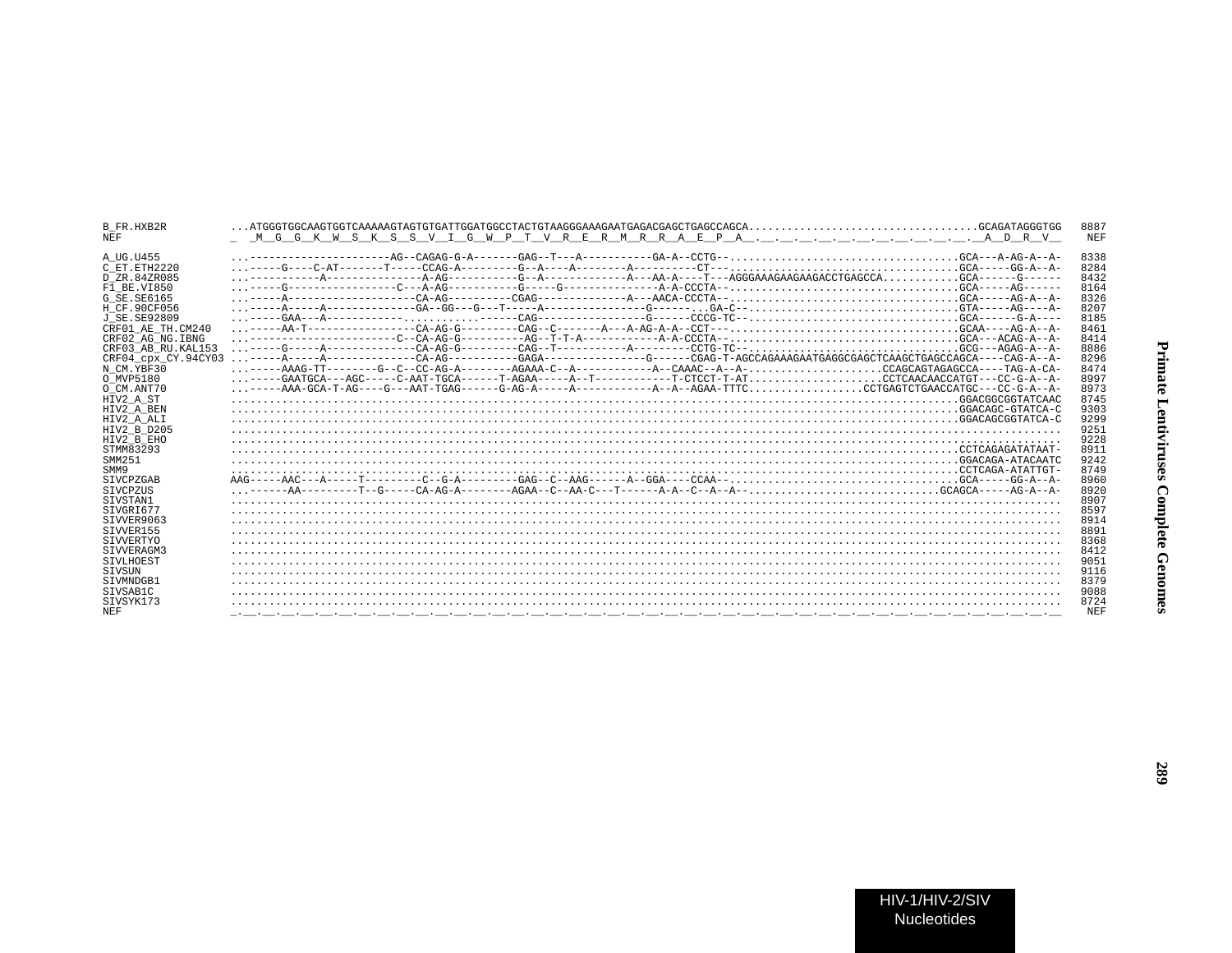```
B_FR.HXB2R          ...ATGGGTGGCAAGTGGTCAAAAAGTAGTGTGATTGGATGGCCTACTGTAAGGGAAAGAATGAGACGAGCTGAGCCAGCA...................................GCAGATAGGGTGG  8887
NEF                 _  _M__G__G__K__W__S__K__S__S__V__I__G__W__P__T__V__R__E__R__M__R__R__A__E__P__A__.__.__.__.__.__.__.__.__.__.__.__.__A__D__R__V__   NEF

A_UG.U455           ...---------------------AG--CAGAG-G-A-------GAG--T---A-----------GA-A--CCTG--...................................GCA---A-AG-A--A-  8338
C_ET.ETH2220        ...-----G----C-AT-------T-----CCAG-A---------G--A----A--------A----------CT---...................................GCA-----GG-A--A-  8284
D_ZR.84ZR085        ...-----------A---------------A-AG-----------G--A------------A---AA-A----T---AGGGAAAGAAGAAGACCTGAGCCA...........GCA------G------  8432
F1_BE.VI850         ...-----G-----------------C---A-AG-----------G-----G---------------A-A-CCCTA--...................................GCA-----AG------  8164
G_SE.SE6165         ...-----A------------------CA-AG----------CGAG--------------A---AACA-CCCTA--...................................GCA-----AG-A--A-  8326
H_CF.90CF056        ...-----A-----A-------------GA--GG---G---T-----A---------------G--------GA-C--...................................GTA-----AG----A-  8207
J_SE.SE92809        ...-----GAA---A------------..........------CAG-----------------G------CCCG-TC--...................................GCA------G-A----  8185
CRF01_AE_TH.CM240   ...-----AA-T-----------------CA-AG-G---------CAG--C-------A---A-AG-A-A--CCT---...................................GCAA----AG-A--A-  8461
CRF02_AG_NG.IBNG    ...----------------------C--CA-AG-G----------AG--T-T-A------------A-A-CCCTA--...................................GCA---ACAG-A--A-  8414
CRF03_AB_RU.KAL153  ...-----G-----A-------------CA-AG-G---------CAG--T-----------A---------CCTG-TC--...................................GCG---AGAG-A--A-  8886
CRF04_cpx_CY.94CY03 ...-----A-----A-------------CA-AG-----------GAGA----------------G------CGAG-T-AGCCAGAAAGAATGAGGCGAGCTCAAGCTGAGCCAGCA----CAG-A--A-  8296
N_CM.YBF30          ...-----AAAG-TT--------G--C--CC-AG-A--------AGAAA-C--A------------A--CAAAC--A--A-...................CCAGCAGTAGAGCCA----TAG-A-CA-  8474
O_MVP5180           ...-----GAATGCA---AGC-----C-AAT-TGCA------T-AGAA-----A--T------------T-CTCCT-T-AT..................CCTCAACAACCATGT---CC-G-A--A-  8997
O_CM.ANT70          ...-----AAA-GCA-T-AG----G---AAT-TGAG------G-AG-A-----A------------A--A--AGAA-TTTC.................CCTGAGTCTGAACCATGC---CC-G-A--A-  8973
HIV2_A_ST           ....................................................................................................................GGACGGCGGTATCAAC  8745
HIV2_A_BEN          ....................................................................................................................GGACAGC-GTATCA-C  9303
HIV2_A_ALI          ....................................................................................................................GGACAGCGGTATCA-C  9299
HIV2_B_D205         ...................................................................................................................................  9251
HIV2_B_EHO          ...................................................................................................................................  9228
STMM83293           ....................................................................................................................CCTCAGAGATATAAT-  8911
SMM251              ....................................................................................................................GGACAGA-ATACAATC  9242
SMM9                ....................................................................................................................CCTCAGA-ATATTGT-  8749
SIVCPZGAB           AAG-----AAC---A-----T---------C--G-A---------GAG--C--AAG------A--GGA----CCAA--...................................GCA-----GG-A--A-  8960
SIVCPZUS            ...------AA---------T--G-----CA-AG-A--------AGAA--C--AA-C---T------A-A--C--A--A--..............................GCAGCA-----AG-A--A-  8920
SIVSTAN1            ...................................................................................................................................  8907
SIVGRI677           ...................................................................................................................................  8597
SIVVER9063          ...................................................................................................................................  8914
SIVVER155           ...................................................................................................................................  8891
SIVVERTYO           ...................................................................................................................................  8368
SIVVERAGM3          ...................................................................................................................................  8412
SIVLHOEST           ...................................................................................................................................  9051
SIVSUN              ...................................................................................................................................  9116
SIVMNDGB1           ...................................................................................................................................  8379
SIVSAB1C            ...................................................................................................................................  9088
SIVSYK173           ...................................................................................................................................  8724
NEF                 _.__.__.__.__.__.__.__.__.__.__.__.__.__.__.__.__.__.__.__.__.__.__.__.__.__.__.__.__.__.__.__.__.__.__.__.__.__.__.__.__.__.__.__   NEF
```

HIV-1/HIV-2/SIV Nucleotides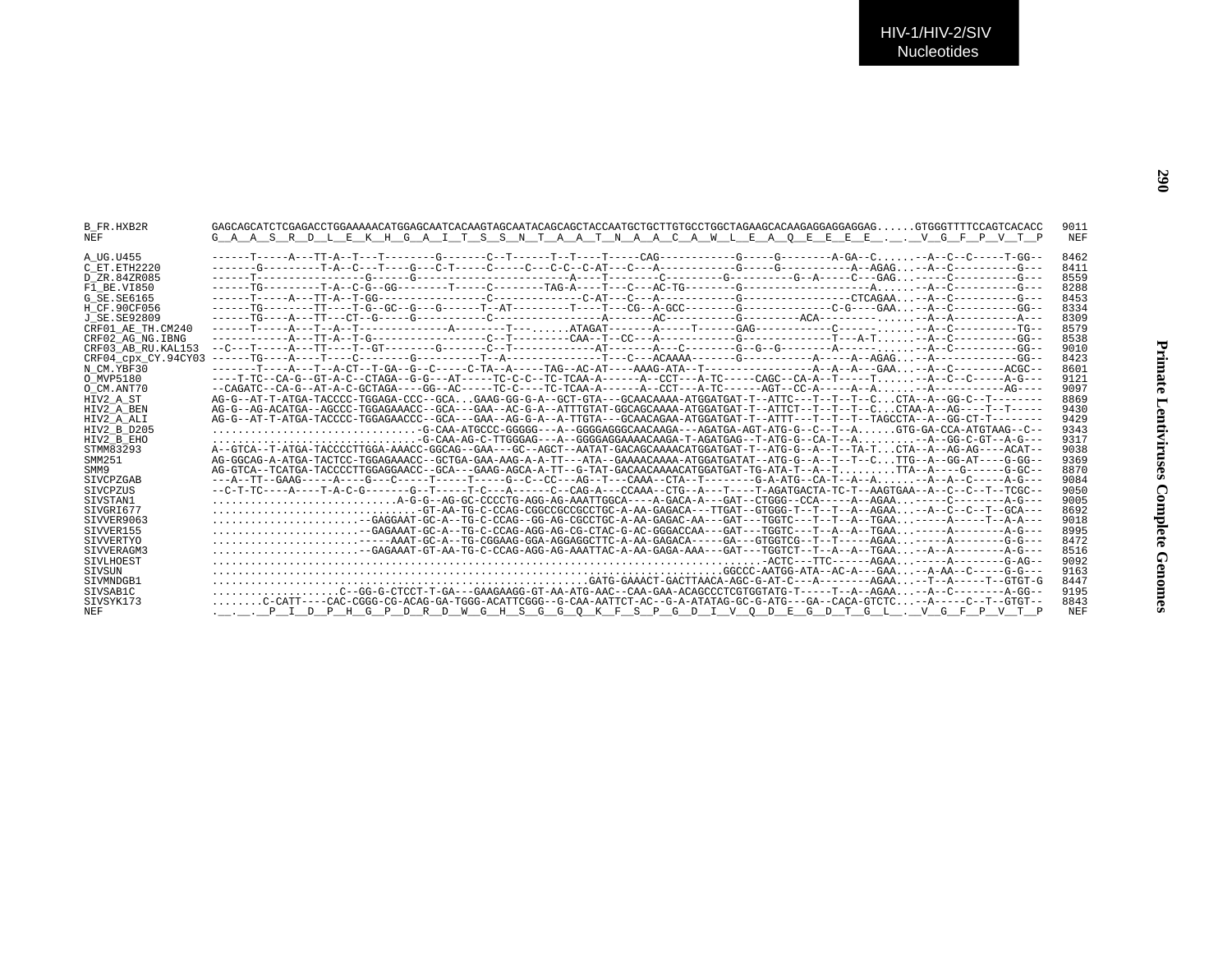```
B_FR.HXB2R          GAGCAGCATCTCGAGACCTGGAAAAACATGGAGCAATCACAAGTAGCAATACAGCAGCTACCAATGCTGCTTGTGCCTGGCTAGAAGCACAAGAGGAGGAGGAG......GTGGGTTTTCCAGTCACACC   9011
NEF                 G__A__A__S__R__D__L__E__K__H__G__A__I__T__S__S__N__T__A__A__T__N__A__A__C__A__W__L__E__A__Q__E__E__E__E__.__.__V__G__F__P__V__T__P    NEF

A_UG.U455           ------T-----A---TT-A--T---T--------G-------C--T------T--T----T-----CAG-----------G-----G--------A-GA--C......--A--C--C-----T-GG--   8462
C_ET.ETH2220        -------G---------T-A--C---T----G---C-T-----C-----C---C-C--C-AT---C---A-----------G-----G----------A--AGAG...--A--C----------G---   8411
D_ZR.84ZR085        ------T----------------G------G----------------------A----T--------C---------G----------G--A-----C---GAG...-----C----------G---   8559
F1_BE.VI850         ------TG---------T-A--C-G--GG--------T-----C--------TAG-A----T---C---AC-TG--------G--------------------A......--A--C----------G---   8288
G_SE.SE6165         ------T-----A---TT-A--T-GG----------------C--------------C-AT---C---A-----------G-----------------CTCAGAA...--A--C----------G---   8453
H_CF.90CF056        ------TG--------TT----T-G--GC--G---G------T--AT---------T----T---CG--A-GCC--------G-------------C-G----GAA...--A--C----------GG--   8334
J_SE.SE92809        ------TG----A---TT---CT--G-----G-----------C-----------------A-------AC-----------G---------ACA---------......--A--A----------A---   8309
CRF01_AE_TH.CM240   ------T-----A---T--A--T-------------A--------T---......ATAGAT-------A-----T------GAG-----------C------......--A--C----------TG--   8579
CRF02_AG_NG.IBNG    ------------A---TT-A--T-G-----------------C--T---------CAA--T--CC---A------------G--------------T---A-T......--A--C----------GG--   8538
CRF03_AB_RU.KAL153  --C---T-----A---TT----T--GT--------G-------C--T------------AT-------A---C--------G--G--G--------A-----......--A--C----------GG--   9010
CRF04_cpx_CY.94CY03 ------TG----A----T----C--------G----------T--A--------------T---C---ACAAAA-------G-----------A-----A--AGAG...--A-------------GG--   8423
N_CM.YBF30          -------T----A---T--A-CT--T-GA--G--C-----C-TA--A-----TAG--AC-AT----AAAG-ATA--T------------------A--A---GAA...--A--C--------ACGC--   8601
O_MVP5180           ----T-TC--CA-G--GT-A-C--CTAGA--G-G---AT-----TC-C-C--TC-TCAA-A------A--CCT---A-TC-----CAGC--CA-A--T-----T......--A--C--C-----A-G---   9121
O_CM.ANT70          --CAGATC--CA-G--AT-A-C-GCTAGA----GG--AC-----TC-C----TC-TCAA-A------A--CCT---A-TC------AGT--CC-A-----A--A......--A------------AG---   9097
HIV2_A_ST           AG-G--AT-T-ATGA-TACCCC-TGGAGA-CCC--GCA...GAAG-GG-G-A--GCT-GTA---GCAACAAAA-ATGGATGAT-T--ATTC---T--T--T--C...CTA--A--GG-C--T--------   8869
HIV2_A_BEN          AG-G--AG-ACATGA--AGCCC-TGGAGAAACC--GCA---GAA--AC-G-A--ATTTGTAT-GGCAGCAAAA-ATGGATGAT-T--ATTCT--T--T--T--C...CTAA-A--AG----T--T-----   9430
HIV2_A_ALI          AG-G--AT-T-ATGA-TACCCC-TGGAGAACCC--GCA---GAA--AG-G-A--A-TTGTA---GCAACAGAA-ATGGATGAT-T--ATTT---T--T--T--TAGCCTA--A--GG-CT-T--------   9429
HIV2_B_D205         ................................-G-CAA-ATGCCC-GGGGG---A--GGGGAGGGCAACAAGA---AGATGA-AGT-ATG-G--C--T--A......GTG-GA-CCA-ATGTAAG--C--   9343
HIV2_B_EHO          ................................-G-CAA-AG-C-TTGGGAG---A--GGGGAGGAAAACAAGA-T-AGATGAG--T-ATG-G--CA-T--A.........--A--GG-C-GT--A-G---   9317
STMM83293           A--GTCA--T-ATGA-TACCCCTTGGA-AAACC-GGCAG--GAA---GC--AGCT--AATAT-GACAGCAAAACATGGATGAT-T--ATG-G--A--T--TA-T...CTA--A--AG-AG----ACAT--   9038
SMM251              AG-GGCAG-A-ATGA-TACTCC-TGGAGAAACC--GCTGA-GAA-AAG-A-A-TT---ATA--GAAAACAAAA-ATGGATGATAT--ATG-G--A--T--T--C...TTG--A--GG-AT----G-GG--   9369
SMM9                AG-GTCA--TCATGA-TACCCCTTGGAGGAACC--GCA---GAAG-AGCA-A-TT--G-TAT-GACAACAAAACATGGATGAT-TG-ATA-T--A--T.........TTA--A----G------G-GC--   8870
SIVCPZGAB           ---A--TT--GAAG-----A----G---C-----T-----T-----G--C--CC---AG--T---CAAA--CTA--T--------G-A-ATG--CA-T--A--A......--A--A--C-----A-G---   9084
SIVCPZUS            --C-T-TC----A----T-A-C-G-------G--T-----T-C---A------C--CAG-A---CCAAA--CTG--A---T----T-AGATGACTA-TC-T--AAGTGAA--A--C--C--T--TCGC--   9050
SIVSTAN1            ............................A-G-G--AG-GC-CCCCTG-AGG-AG-AAATTGGCA----A-GACA-A---GAT--CTGGG--CCA-----A--AGAA...-----C--------A-G---   9005
SIVGRI677           ................................-GT-AA-TG-C-CCAG-CGGCCGCCGCCTGC-A-AA-GAGACA---TTGAT--GTGGG-T--T--T--A--AGAA...--A--C--C--T--GCA---   8692
SIVVER9063          .......................-GAGGAAT-GC-A--TG-C-CCAG--GG-AG-CGCCTGC-A-AA-GAGAC-AA---GAT---TGGTC---T--T--A--TGAA...-----A-----T--A-A---   9018
SIVVER155           .......................--GAGAAAT-GC-A--TG-C-CCAG-AGG-AG-CG-CTAC-G-AC-GGGACCAA---GAT---TGGTC---T--A--A--TGAA...-----A--------A-G---   8995
SIVVERTYO           .......................-----AAAT-GC-A--TG-CGGAAG-GGA-AGGAGGCTTC-A-AA-GAGACA-----GA---GTGGTCG--T--T-----AGAA...-----A--------G-G---   8472
SIVVERAGM3          .......................--GAGAAAT-GT-AA-TG-C-CCAG-AGG-AG-AAATTAC-A-AA-GAGA-AAA---GAT---TGGTCT--T--A--A--TGAA...--A--A--------A-G---   8516
SIVLHOEST           ...........................................................................................-ACTC---TTC------AGAA...-----A--------G-AG--   9092
SIVSUN              ................................................................................GGCCC-AATGG-ATA--AC-A---GAA...--A-AA--C-----G-G---   9163
SIVMNDGB1           .........................................................GATG-GAAACT-GACTTAACA-AGC-G-AT-C---A--------AGAA...--T--A-----T--GTGT-G   8447
SIVSAB1C            ...................C--GG-G-CTCCT-T-GA---GAAGAAGG-GT-AA-ATG-AAC--CAA-GAA-ACAGCCCTCGTGGTATG-T-----T--A--AGAA...--A--C--------A-GG--   9195
SIVSYK173           ........C-CATT----CAC-CGGG-CG-ACAG-GA-TGGG-ACATTCGGG--G-CAA-AATTCT-AC--G-A-ATATAG-GC-G-ATG---GA--CACA-GTCTC...-A-----C--T--GTGT--   8843
NEF                 .__.__.__P__I__D__P__H__G__P__D__R__D__W__G__H__S__G__G__Q__K__F__S__P__G__D__I__V__Q__D__E__G__D__T__G__L__.__V__G__F__P__V__T__P    NEF
```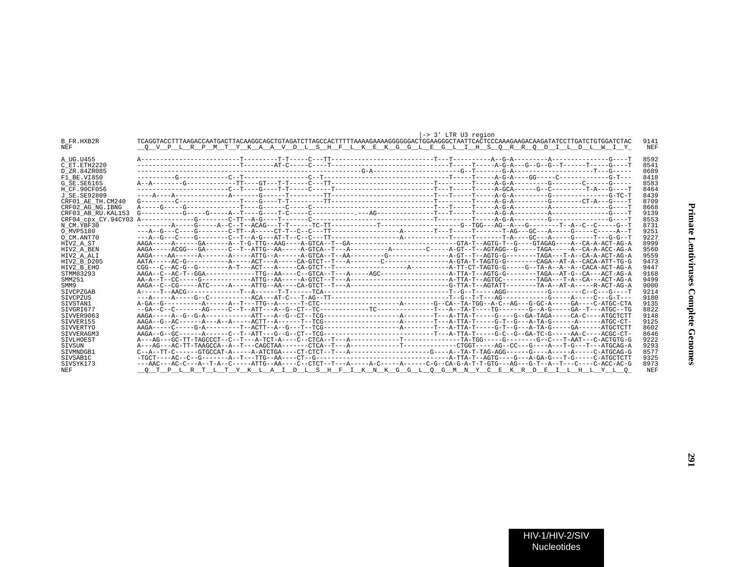```
                                                                                    |-> 3' LTR U3 region
B_FR.HXB2R          TCAGGTACCTTTAAGACCAATGACTTACAAGGCAGCTGTAGATCTTAGCCACTTTTTAAAAGAAAAGGGGGGACTGGAAGGGCTAATTCACTCCCAAAGAAGACAAGATATCCTTGATCTGTGGATCTAC  9141
NEF                 __Q__V__P__L__R__P__M__T__Y__K__A__A__V__D__L__S__H__F__L__K__E__K__G__G__L__E__G__L__I__H__S__Q__R__R__Q__D__I__L__D__L__W__I__Y_   NEF

A_UG.U455           A--------------------------T---------T-T-----C---TT---------------------------T---T----------A--G-A---------A---------------G----T  8592
C_ET.ETH2220        ---------------------------T--------AT-C-----C----T---------------------------T-----T-----A-G-A---G--G--G--T------T-----G----T  8541
D_ZR.84ZR085        -----------------------------------------------------------G-A--------------------G--T-------G-A--------------------T---G----  8689
F1_BE.VI850         ----------G-------------C--T-----------------C--T--------------------------------T-----T-----A-G-A----GG-----C--------------G-T---  8418
G_SE.SE6165         A--A--------G------------TT----GT---T-T-----C---TT---------------------------T---------T-----A-G-A---------G--------C------G-----  8583
H_CF.90CF056        ------------------------C--T----G----T-T-----C-----T--------------------------T---T-----T-----A-GCA------G--C---------T-A---G----T  8464
J_SE.SE92809        ----A----A--------------A-------G------T---------TT---------------------------T---T-----T-----A-G-A---------G---------------G-TC-T  8439
CRF01_AE_TH.CM240   G---------C----------------T----G----T-T---------TT---------------------------T---------T-----A-G-A---------G--------CT-A---G----T  8709
CRF02_AG_NG.IBNG    A-----G-----G--------------T----G------C-----C--------------------------------T---T-----T-----A-G-A---------A---------------G----T  8668
CRF03_AB_RU.KAL153  G-----------G-----G-----A--T----G----T-C-----C-----------.---AG---------------T---T-----T-----A-G-A---------A---------------G----T  9139
CRF04_cpx_CY.94CY03 A--------------G---------C-TT--A-G----T------C--------------------------------T---------T-----A-G-A---------G---------------G----T  8553
N_CM.YBF30          --------A-----G-----A--C--T--ACAG---T-T------TC-TT-----------T-------------------G--TGG--AG--A---G--------T--A--C--C-----G--T  8731
O_MVP5180           ---A--G---C----G--------C-TT--A-----CT-T--C--C---TT------------------A--------T---T-----T-------T-AG---GC---A-----G-----C-----A--T  9251
O_CM.ANT70          ---A--G---C----G--------C--T--A-G---AT-T--C--C---TT------------------A--------T-----T-------T-A----GC---A-----G-----T---G-G--T  9227
HIV2_A_ST           AAGA-----A------GA------A--T-G-TTG--AAG----A-GTCA--T--GA----------------------------GTA-T--AGTG-T--G----GTAGAG----A--CA-A-ACT-AG-A  8999
HIV2_A_BEN          AAGA-----ACGG---GA------C--T--ATTG--AA-----A-GTCA--T---A----------A---------C-----A-GT--T--AGTAGG--G-----TAGA-----A--CA-A-ACC-AG-A  9560
HIV2_A_ALI          AAGA----AA------A-------A-----ATTG--A------A-GTCA--T--AA---------G---------------A-GT--T--AGTG-G--------TAGA---T-A--CA-A-ACT-AG-A  9559
HIV2_B_D205         AATA-----AC-G-----------A-----ACT---A-----CA-GTCT--T---A--------C------------------A-GTA-T-TAGTG-G------CAGA--AT-A--CACA-ATT-TG-G  9473
HIV2_B_EHO          CGG---C--AC-G--G--------A-T---ACT---A-----CA-GTCT--T-------------------A----------A-TT-CT-TAGTG-G-----G--TA-A--A--A--CACA-ACT-AG-A  9447
STMM83293           AAGA--C--AC-T--GGA-------------TTG--AA----C--GTCA--T---A-----AGC-----------------A-TTA-T--AGTG-G--------TAGA--AT-G--CA---ACT-AG-A  9168
SMM251              AA-A--T--CC-----G-------------ATTG--AA-----A-GTCT--T---A--------------------------A-TTA-T--AGTGC---------TAGA---T-A--CA---ACT-AG-A  9499
SMM9                AAGA--C--CG-----ATC-----A-----ATTG--AA----CA-GTCT--T---A--------------------------G-TTA-T--AGTATT--------TA-A--AT-A-----R-ACT-AG-A  9000
SIVCPZGAB           A-----T--AACG--------------T--A------T-T------TCA------------------------------T--G--T-----AGG-----------G---------C--C---G----T  9214
SIVCPZUS            ---A-----A-----G--C-----------ACA---AT-C---T-AG--TT-------------------------------T--G--T-T---AG-----------G-----A-----C---G-T---  9180
SIVSTAN1            A-GA--G----------A------A--T---TTG--A------T-CTC-----------------------A--------G--CA--TA-TGG--A-C--AG--G-GC-A-----GA----C-ATGC-CTA  9135
SIVGRI677           --GA--C--C-------AG-----C--T--ATT---A--G--CT--TC------------TC--------------T---A--TA-T-----TG-------G--A-G-----GA--T---ATGC--TG  8822
SIVVER9063          AAGA-----A--G--G-A-----------ATT---A--G--CT--TCG-------------------A--------T---A-TTA-T-----G----G--GA-TAGA-----CA-C-----ATGCTCTT  9148
SIVVER155           AAGA--G--AC------A---A--A-----ACTT--A------T--TCG-------------------A--------T---A-TTA-T-----G-T--G---A-TA-G-----A------ATGC-CT-  9125
SIVVERTYO           AAGA-----C-----G-A-----------T--ACTT--A--G---T--TCG-------------------A--------T---A-TTA-T-----G-T--G---A-TA-G-----GA------ATGCTCTT  8602
SIVVERAGM3          AAGA--G--GC------A------C--T--ATT---G--G--CT--TCG-----------------------------T---A-TTA-T-----G-C--G--GA-TC-G-----AA-C----ACGC-CT-  8646
SIVLHOEST           A---AG---GC-TT-TAGCCCT--C--T---A-TCT-A----C--CTCA--T---A------------T---------------TA-TGG-----G--------G--C---T-AAT---C-ACTGTG-G  9222
SIVSUN              A---AG---AC-TT-TAAGCCA--A--T---CAGCTAA-------CTCA--T---A------------T--------------CTGGT-----AG--CC---G----A---T-G---T---ATGCAG-A  9293
SIVMNDGB1           C--A--TT-C------GTGCCAT-A-----A-ATCTGA----CT-CTCT--T---A-------------------G-----A--TA-T-TAG-AGG------G----A-----A-----C-ATGCAG-G  8577
SIVSAB1C            -TGCT----AC--C--G-------A--T---TTG--AA----CT--G-------------------------------A-TTA-T--AGTG----G---A-GA-G---T-G-----C-ATGCTCTT  9325
SIVSYK173           ---AAC---AC-C---A--T-A--C-----ATTG--AA----C--CTCT--T---A-----A-C-----A------C-G--CA-G-A-T-T-GTG---AG---G-T--A--T---C----C-ACC-AC-G  8973
NEF                 __Q__T__P__L__R__T__L__T__Y__K__L__A__I__D__L__S__H__F__I__K__N__K__G__G__L__Q__G__M__N__Y__C__E__K__R__D__E__I__L__H__L__Y__L__Q_   NEF
```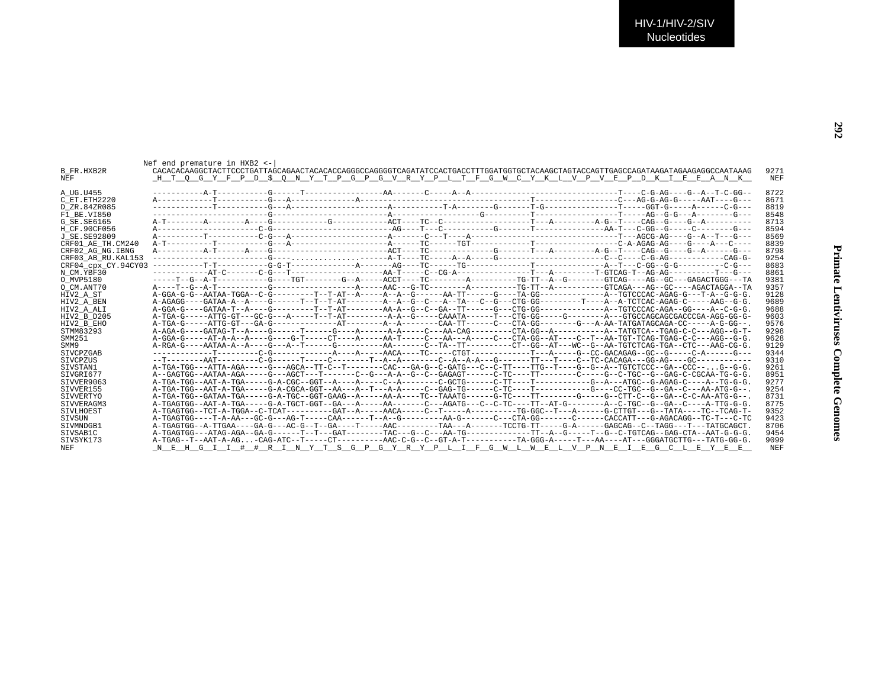HIV-1/HIV-2/SIV Nucleotides

```
                   Nef end premature in HXB2 <-|
B_FR.HXB2R         CACACACAAGGCTACTTCCCTGATTAGCAGAACTACACACCAGGGCCAGGGGTCAGATATCCACTGACCTTTGGATGGTGCTACAAGCTAGTACCAGTTGAGCCAGATAAGATAGAAGAGGCCAATAAAG  9271
NEF                _H__T__Q__G__Y__F__P__D__$__Q__N__Y__T__P__G__P__G__V__R__Y__P__L__T__F__G__W__C__Y__K__L__V__P__V__E__P__D__K__I__E__E__A__N__K__   NEF

A_UG.U455          -----------A-T----------G------T----------------AA-------C-----A--A--------------------------------T----C-G-AG----G--A--T-C-GG--  8722
C_ET.ETH2220       A-----------T----------G---A-------------A-----------------------------------------------------C---AG-G-AG-G-----AAT----G---  8671
D_ZR.84ZR085       ------------T----------G---A------------------A-----------T-A--------G-------T-G----------------T-----GGT-G-----A------C-G---  8819
F1_BE.VI850        ----------------------G-----------------------A-------------------G--------T------------------T-----AG--G-G---A--------G---  8548
G_SE.SE6165        A-T--------A--------A---G-----------G-----------ACT----TC--C-------------------T---A---------A-G--T----CAG--G----G--A----------  8713
H_CF.90CF056       A----------------------C-G-------------------------AG----T---C----------G-------T---------------AA-T---C-GG--G-----C--------G---  8594
J_SE.SE92809       A----------T----------C-G---A--------------------A-------C---T----A--------------------------------T---AGCG-AG----G--A--T---G---  8569
CRF01_AE_TH.CM240  A-T----------T----------G---A--------------------A------TC------TGT------------T------------------C-A-AGAG-AG----G----A---C----  8839
CRF02_AG_NG.IBNG   A----------A-T------A---G------------------------ACT----TC-------------G-------T---A---------A-G--T----CAG--G----G--A------G---  8798
CRF03_AB_RU.KAL153 ------------------------G----..............------A-T----TC-----A--A-----G-----------------------C--C----C-G-AG-----------CAG-G-  9254
CRF04_cpx_CY.94CY03 -----------T-T---------G-G-T-------------A-------AG----TC------TG--------------T-------------A--T---C-GG--G-G---------C-G---  8683
N_CM.YBF30         -----------AT-C-------C-G---T--------------------AA-T-----C--CG-A--------------T---A---------T-GTCAG-T--AG-AG---------T---G---  8861
O_MVP5180          -----T--G--A-T----------G----TGT--------G--A-----ACCT----TC--------A----------TG-TT--A--G--------GTCAG----AG--GC---GAGACTGGG---TA  9381
O_CM.ANT70         A----T--G--A-T----------G------------------A-----AAC---G-TC--------A----------TG-TT--A-----------GTCAGA---AG--GC----AGACTAGGA--TA  9357
HIV2_A_ST          A-GGA-G-G--AATAA-TGGA--C-G---------T--T-AT--A-----A--A--G------AA-TT------G----TA-GG--------------A--TGTCCCAC-AGAG-G---T-A--G-G-G.  9128
HIV2_A_BEN         A-AGAGG----GATAA-A--A----G------T--T--T-AT--------A--A--G--C---A--TA---C--G---CTG-GG---------T----A--A-TCTCAC-AGAG-C-----AAG--G-G.  9689
HIV2_A_ALI         A-GGA-G----GATAA-T--A----G---------T--T-AT--------AA-A--G--C--GA--TT------G---CTG-GG--------------A--TGTCCCAC-AGA--GG----A--C-G-G.  9688
HIV2_B_D205        A-TGA-G-----ATTG-GT---GC-G---A-----T--T-AT---------A-A--G-----CAAATA------T---CTG-GG-----G--------A---GTGCCAGCAGCGACCCGA-AGG-GG-G-  9603
HIV2_B_EHO         A-TGA-G-----ATTG-GT---GA-G--------------AT--------A--A---------CAA-TT------C---CTA-GG--------G---A-AA-TATGATAGCAGA-CC-----A-G-GG--.  9576
STMM83293          A-AGA-G----GATAG-T--A----G------T------G----A------A-A-----C---AA-CAG---------CTA-GG--A-----------A--TATGTCA--TGAG-C-C---AGG--G-T-  9298
SMM251             A-GGA-G-----AT-A-A--A----G----G-T-----CT----A-----AA-T-----C---AA---A-----C---CTA-GG--AT----C--T--AA-TGT-TCAG-TGAG-C-C---AGG--G-G.  9628
SMM9               A-RGA-G----AATAA-A--A----G---A--T------G----------AA-------C--TA--TT----------CT--GG--AT---WC--G--AA-TGTCTCAG-TGA--CTC---AAG-CG-G.  9129
SIVCPZGAB          -------------T---------C-G-------------A----A-----AACA----TC-----CTGT------------T---A-----G--CC-GACAGAG--GC--G-----C-A------G---  9344
SIVCPZUS           --T--------AAT---------C-G------T-----C--------T--A--A--------C--A--A-A--G-------TT---T-----C--TC-CACAGA---GG-AG----GC-----------  9310
SIVSTAN1           A-TGA-TGG---ATTA-AGA-----G---AGCA--TT-C--T--------CAC---GA-G--C-GATG---C--C-TT----TTG--T----G--G--A--TGTCTCCC--GA--CCC--...G--G-G.  9261
SIVGRI677          A--GAGTGG--AATAA-AGA-----G---AGCT---T-------C--G---A-A--G--C--GAGAGT------C-TC----TT--------C-----G--C-TGC--G--GAG-C-CGCAA-TG-G-G.  8951
SIVVER9063         A-TGA-TGG--AAT-A-TGA-----G-A-CGC--GGT--A----A-----C--A---------C-GCTG------C-TT----T-----------G--A---ATGC--G-AGAG-C----A--TG-G-G.  9277
SIVVER155          A-TGA-TGG--AAT-A-TGA-----G-A-CGCA-GGT--AA---A--T---A-A-----C--GAG-TG------C-TC----T-----------G----CC-TGC--G--GA--C---AA-ATG-G--.  9254
SIVVERTYO          A-TGA-TGG--GATAA-TGA-----G-A-TGC--GGT-GAAG--A-----AA-A----TC--TAAATG------G-TC----TT---------G-----G--CTT-C--G--GA--C-C-AA-ATG-G--.  8731
SIVVERAGM3         A-TGAGTGG--AAT-A-TGA-----G-A-TGCT-GGT--GA---A-----AA-------C---AGATG---C--C-TC----TT--AT-G--------A--C-TGC--G--GA--C----A-TTG-G-G.  8775
SIVLHOEST          A-TGAGTGG--TCT-A-TGGA--C-TCAT----------GAT--A-----AACA-----C--T-----A----------TG-GGC--T---A------G-CTTGT---G--TATA----TC--TCAG-T-  9352
SIVSUN             A-TGAGTGG----T-A-AA---GC-G---AG-T-----CAA------T--A--G---------AA-G-------C---CTA-GG-------C------CACCATT---G-AGACAGG--TC-T---C-TC  9423
SIVMNDGB1          A-TGAGTGG--A-TTGAA----GA-G---AC-G--T--GA----T-----AAC---------TAA---A-------TCCTG-TT-----G-A------GAGCAG--C--TAGG---T---TATGCAGCT.  8706
SIVSAB1C           A-TGAGTGG---ATAG-AGA--GA-G------T--T---GAT--------TAC---G--C---AA-TG-------------TT--A--G-----T--G--C-TGTCAG--GAG-CTA--AAT-G-G-G.  9454
SIVSYK173          A-TGAG--T--AAT-A-AG...-CAG-ATC--T-----CT----------AAC-C-G--C--GT-A-T-----------TA-GGG-A-----T---AA----AT---GGGATGCTTG---TATG-GG-G.  9099
NEF                _N__E__H__G__I__I__#__#__R__I__N__Y__T__S__G__P__G__Y__R__Y__P__L__I__F__G__W__L__W__E__L__V__P__N__E__I__E__G__C__L__E__Y__E__E__   NEF
```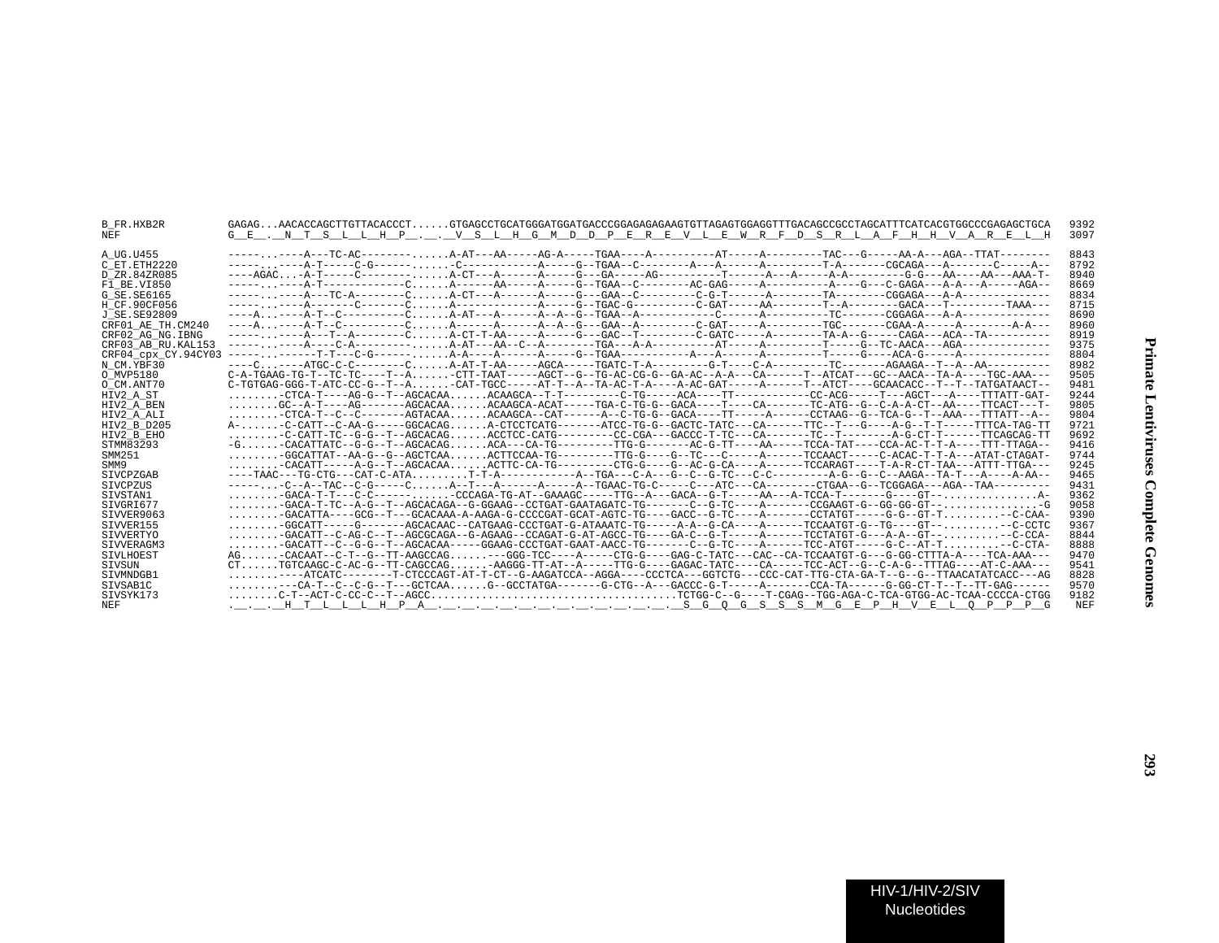```
B_FR.HXB2R         GAGAG...AACACCAGCTTGTTACACCCT......GTGAGCCTGCATGGGATGGATGACCCGGAGAGAGAAGTGTTAGAGTGGAGGTTTGACAGCCGCCTAGCATTTCATCACGTGGCCCGAGAGCTGCA   9392
NEF                G__E__.__N__T__S__L__L__H__P__.__.__V__S__L__H__G__M__D__D__P__E__R__E__V__L__E__W__R__F__D__S__R__L__A__F__H__H__V__A__R__E__L__H   3097

A_UG.U455          -----...----A---TC-AC-----------.....A-AT---AA-----AG-A-----TGAA----A---------AT-----A---------TAC---G-----AA-A---AGA--TTAT--------   8843
C_ET.ETH2220       -----...----A-T-----C-G---------.....-C------------A-----G--TGAA--C--------A---A------A---------T-A-------CGCAGA---A-------C-----A--   8792
D_ZR.84ZR085       ----AGAC...A-T-----C------------.....A-CT---A------A-----G---GA-----AG---------T------A---A-----A-A---------G-G---AA----AA---AAA-T-   8940
F1_BE.VI850        -----...----A-T-----------C.....A------AA-----A-----G--TGAA--C--------AC-GAG-----A---------A----G---C-GAGA---A-A---A-----AGA--   8669
G_SE.SE6165        -----...----A---TC-A--------C.....A-CT---A------A-----G---GAA--C---------C-G-T------A---------TA--------CGGAGA---A-A--------------   8834
H_CF.90CF056       -----...----A-------C-------C.....A------------A-----G--TGAC-G---------C-GAT-----AA--------T--A--------GACA---T----------TAAA---   8715
J_SE.SE92809       ----A...----A-T--C----------C.....A-AT---A------A--A--G--TGAA--A-------------C------A----------TC-------CGGAGA---A-A--------------   8690
CRF01_AE_TH.CM240  ----A...----A-T--C----------C.....A------A------A--A--G---GAA--A---------C-GAT-----A---------TGC-------CGAA-A-----A--------A-A---   8960
CRF02_AG_NG.IBNG   -----...----A---T--A--------C.....A-CT-T-AA-----A-----G---GAC--T---------C-GATC-----A---------TA-A--G-----CAGA---ACA--TA----------   8919
CRF03_AB_RU.KAL153 -----...----A----C-A------------.....A-AT---AA--C--A--------TGA---A-A----------AT-----A---------T-----G--TC-AACA---AGA-------------   9375
CRF04_cpx_CY.94CY03 -------...------T-T---C-G-----------.....A-A----A------A-----G--TGAA----------A---A------A---------T-----G----ACA-G-----A--------------   8804
N_CM.YBF30         ---C.......ATGC-C-C---------C.....A-AT-T-AA-----AGCA-----TGATC-T-A---------G-T----C-A---------TC-------AGAAGA--T--A--AA----------   8982
O_MVP5180          C-A-TGAAG-TG-T--TC-TC----T--A.......-CTT-TAAT-----AGCT--G--TG-AC-CG-G--GA-AC--A-A---CA------T--ATCAT---GC--AACA--TA-A----TGC-AAA---   9505
O_CM.ANT70         C-TGTGAG-GGG-T-ATC-CC-G--T--A.......-CAT-TGCC-----AT-T--A--TA-AC-T-A----A-AC-GAT-----A------T--ATCT----GCAACACC--T--T--TATGATAACT--   9481
HIV2_A_ST          ........-CTCA-T----AG-G--T--AGCACAA......ACAAGCA--T-T---------C-TG-----ACA----TT------------CC-ACG-----T---AGCT---A----TTTATT-GAT-   9244
HIV2_A_BEN         ........GC--A-T----AG-------AGCACAA......ACAAGCA-ACAT-----TGA-C-TG-G--GACA----T----CA-------TC-ATG--G--C-A-A-CT--AA----TTCACT---T-   9805
HIV2_A_ALI         ........-CTCA-T--C--C-------AGTACAA......ACAAGCA--CAT------A--C-TG-G--GACA----TT-----A------CCTAAG--G--TCA-G--T--AAA---TTTATT--A--   9804
HIV2_B_D205        A-.......-C-CATT--C-AA-G-----GGCACAG......A-CTCCTCATG-------ATCC-TG-G--GACTC-TATC---CA------TTC--T---G----A-G--T-T-----TTTCA-TAG-TT   9721
HIV2_B_EHO         ........-C-CATT-TC--G-G--T--AGCACAG......ACCTCC-CATG---------CC-CGA---GACCC-T-TC---CA------TC--T---------A-G-CT-T------TTCAGCAG-TT   9692
STMM83293          -G......-CACATTATC--G-G--T--AGCACAG......ACA---CA-TG---------TTG-G------AC-G-TT----AA-----TCCA-TAT----CCA-AC-T-T-A----TTT-TTAGA--   9416
SMM251             ........-GGCATTAT--AA-G--G--AGCTCAA......ACTTCCAA-TG---------TTG-G----G--TC---C-----A------TCCAACT-----C-ACAC-T-T-A---ATAT-CTAGAT-   9744
SMM9               ........-CACATT-----A-G--T--AGCACAA......ACTTC-CA-TG---------CTG-G----G--AC-G-CA----A------TCCARAGT----T-A-R-CT-TAA---ATTT-TTGA---   9245
SIVCPZGAB          ----TAAC---TG-CTG---CAT-C-ATA.........T-T-A-----------A--TGA---C-A---G--C--G-TC---C-C---------A-G--G--C--AAGA--TA-T---A----A-AA--   9465
SIVCPZUS           -----...-C--A--TAC--C-G-----C......A--T---A------A-----A--TGAAC-TG-C-----C---ATC---CA--------CTGAA--G--TCGGAGA---AGA--TAA---------   9431
SIVSTAN1           ........-GACA-T-T---C-C----------.....-CCCAGA-TG-AT--GAAAGC-----TTG--A---GACA--G-T-----AA---A-TCCA-T-------G----GT--..............A-   9362
SIVGRI677          ........-GACA-T-TC--A-G--T--AGCACAGA--G-GGAAG--CCTGAT-GAATAGATC-TG-------C--G-TC----A-------CCGAAGT-G--GG-GG-GT--..............G   9058
SIVVER9063         ........-GACATTA----GCG--T---GCACAAA-A-AAGA-G-CCCCGAT-GCAT-AGTC-TG----GACC--G-TC----A-------CCTATGT-----G-G--GT-T..........-C-CAA-   9390
SIVVER155          ........-GGCATT-----G-------AGCACAAC--CATGAAG-CCCTGAT-G-ATAAATC-TG-----A-A--G-CA----A------TCCAATGT-G--TG----GT--..........-C-CCTC   9367
SIVVERTYO          ........-GACATT--C-AG-C--T--AGCGCAGA--G-AGAAG--CCAGAT-G-AT-AGCC-TG----GA-C--G-TC----A------TCCTATGT-G---A-A--GT--..........-C-CCA-   8844
SIVVERAGM3         ........-GACATT--C--G-G--T--AGCACAA-----GGAAG-CCCTGAT-GAAT-AACC-TG-------C--G-TC----A------TCC-ATGT-----G-C--AT-T..........-C-CTA-   8888
SIVLHOEST          AG......-CACAAT--C-T--G--TT-AAGCCAG......---GGG-TCC----A-----CTG-G----GAG-C-TATC---CAC--CA-TCCAATGT-G---G-GG-CTTTA-A----TCA-AAA---   9470
SIVSUN             CT......TGTCAAGC-C-AC-G--TT-CAGCCAG......-AAGGG-TT-AT--A-----TTG-G----GAGAC-TATC----CA-----TCC-ACT--G--C-A-G--TTTAG----AT-C-AAA---   9541
SIVMNDGB1          ........----ATCATC--------T-CTCCCAGT-AT-T-CT--G-AAGATCCA--AGGA----CCCTCA---GGTCTG---CCC-CAT-TTG-CTA-GA-T--G--G--TTAACATATCACC---AG   8828
SIVSAB1C           ........---CA-T--C--C-G--T---GCTCAA......G--GCCTATGA-------G-CTG--A---GACCC-G-T-----A-------CCA-TA------G-GG-CT-T--T--TT-GAG------   9570
SIVSYK173          ........C-T--ACT-C-CC-C--T--AGCC.......................................TCTGG-C--G----T-CGAG--TGG-AGA-C-TCA-GTGG-AC-TCAA-CCCCA-CTGG   9182
NEF                .__.__.__H__T__L__L__L__H__P__A__.__.__.__.__.__.__.__.__.__.__.__.__.__.__S__G__Q__G__S__S__S__M__G__E__P__H__V__E__L__Q__P__P__P__G   NEF
```

HIV-1/HIV-2/SIV Nucleotides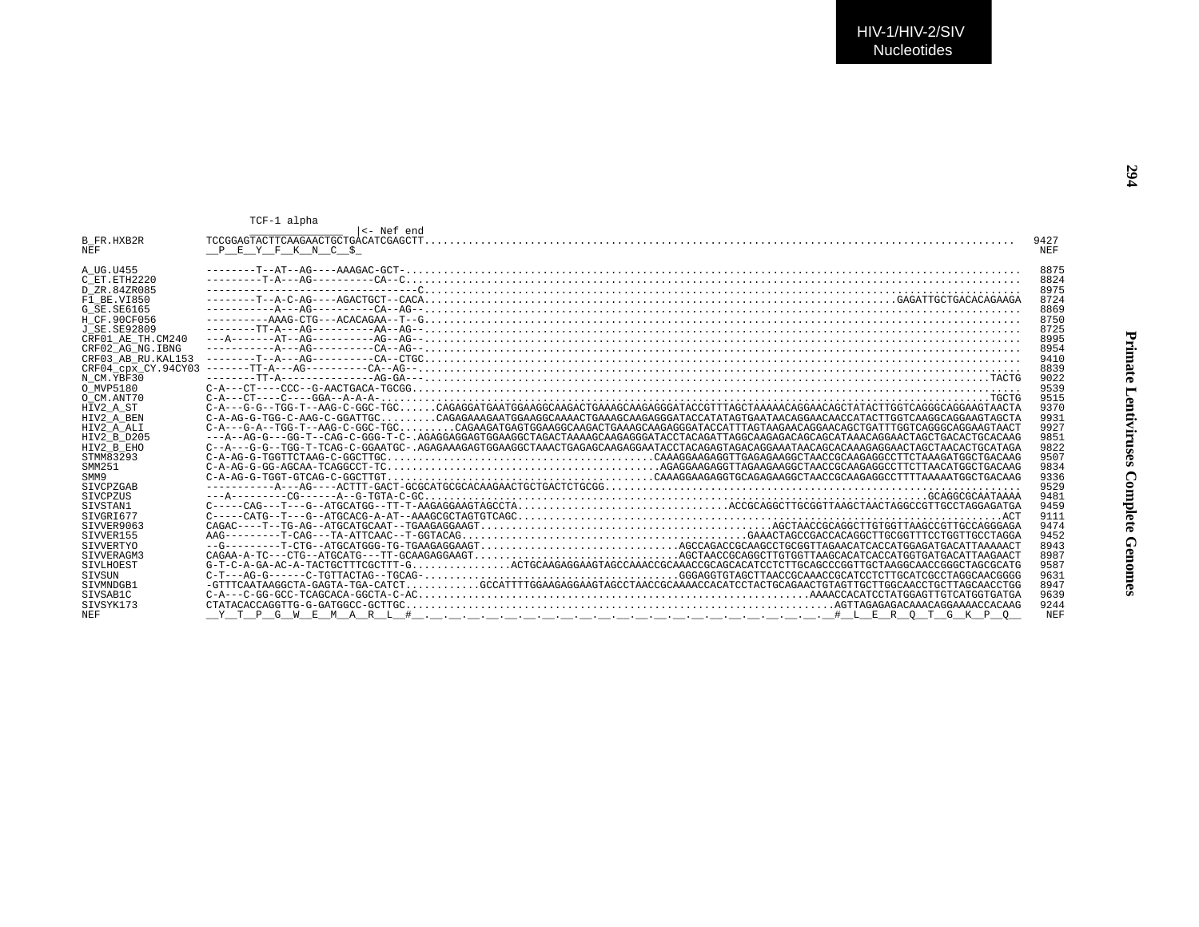HIV-1/HIV-2/SIV Nucleotides

```
                  TCF-1 alpha
                  _____________  |<- Nef end
B_FR.HXB2R         TCCGGAGTACTTCAAGAACTGCTGACATCGAGCTT..............................................................................................  9427
NEF                __P__E__Y__F__K__N__C__$_                                                                                                          NEF

A_UG.U455          --------T--AT--AG----AAAGAC-GCT-.................................................................................................  8875
C_ET.ETH2220       ---------T-A---AG----------CA--C.................................................................................................  8824
D_ZR.84ZR085       ---------------------------------C...............................................................................................  8975
F1_BE.VI850        --------T--A-C-AG----AGACTGCT--CACA..............................................................................GAGATTGCTGACACAGAAGA  8724
G_SE.SE6165        -----------A---AG----------CA--AG--..............................................................................................  8869
H_CF.90CF056       ----------AAAG-CTG---ACACAGAA--T--G..............................................................................................  8750
J_SE.SE92809       --------TT-A---AG----------AA--AG--..............................................................................................  8725
CRF01_AE_TH.CM240  ---A-------AT--AG----------AG--AG--..............................................................................................  8995
CRF02_AG_NG.IBNG   -----------A---AG----------CA--AG--..............................................................................................  8954
CRF03_AB_RU.KAL153 --------T--A---AG----------CA--CTGC..............................................................................................  9410
CRF04_cpx_CY.94CY03 ------TT-A---AG----------CA--AG--...............................................................................................  8839
N_CM.YBF30         --------TT-A--------------AG-GA--...........................................................................................TACTG  9022
O_MVP5180          C-A---CT----CCC--G-AACTGACA-TGCGG...............................................................................................  9539
O_CM.ANT70         C-A---CT----C----GGA--A-A-A-...............................................................................................TGCTG  9515
HIV2_A_ST          C-A---G-G--TGG-T--AAG-C-GGC-TGC......CAGAGGATGAATGGAAGGCAAGACTGAAAGCAAGAGGGATACCGTTTAGCTAAAAACAGGAACAGCTATACTTGGTCAGGGCAGGAAGTAACTA  9370
HIV2_A_BEN         C-A-AG-G-TGG-C-AAG-C-GGATTGC.........CAGAGAAAGAATGGAAGGCAAAACTGAAAGCAAGAGGGATACCATATAGTGAATAACAGGAACAACCATACTTGGTCAAGGCAGGAAGTAGCTA  9931
HIV2_A_ALI         C-A---G-A--TGG-T--AAG-C-GGC-TGC.........CAGAAGATGAGTGGAAGGCAAGACTGAAAGCAAGAGGGATACCATTTAGTAAGAACAGGAACAGCTGATTTGGTCAGGGCAGGAAGTAACT  9927
HIV2_B_D205        ---A--AG-G---GG-T--CAG-C-GGG-T-C-.AGAGGAGGAGTGGAAGGCTAGACTAAAAGCAAGAGGGATACCTACAGATTAGGCAAGAGACAGCAGCATAAACAGGAACTAGCTGACACTGCACAAG  9851
HIV2_B_EHO         C--A---G-G--TGG-T-TCAG-C-GGAATGC-.AGAGAAAGAGTGGAAGGCTAAACTGAGAGCAAGAGGAATACCTACAGAGTAGACAGGAAATAACAGCACAAAGAGGAACTAGCTAACACTGCATAGA  9822
STMM83293          C-A-AG-G-TGGTTCTAAG-C-GGCTTGC..........................................CAAAGGAAGAGGTTGAGAGAAGGCTAACCGCAAGAGGCCTTCTAAAGATGGCTGACAAG  9507
SMM251             C-A-AG-G-GG-AGCAA-TCAGGCCT-TC..........................................AGAGGAAGAGGTTAGAAGAAGGCTAACCGCAAGAGGCCTTCTTAACATGGCTGACAAG  9834
SMM9               C-A-AG-G-TGGT-GTCAG-C-GGCTTGT.........................................CAAAGGAAGAGGTGCAGAGAAGGCTAACCGCAAGAGGCCTTTTAAAAATGGCTGACAAG  9336
SIVCPZGAB          -----------A---AG----ACTTT-GACT-GCGCATGCGCACAAGAACTGCTGACTCTGCGG...............................................................  9529
SIVCPZUS           ---A---------CG------A--G-TGTA-C-GC.........................................................................GCAGGCGCAATAAAA  9481
SIVSTAN1           C-----CAG---T---G--ATGCATGG--TT-T-AAGAGGAAGTAGCCTA.................................ACCGCAGGCTTGCGGTTAAGCTAACTAGGCCGTTGCCTAGGAGATGA  9459
SIVGRI677          C-----CATG--T---G--ATGCACG-A-AT--AAAGCGCTAGTGTCAGC.........................................................................ACT  9111
SIVVER9063         CAGAC----T--TG-AG--ATGCATGCAAT--TGAAGAGGAAGT...........................................AGCTAACCGCAGGCTTGTGGTTAAGCCGTTGCCAGGGAGA  9474
SIVVER155          AAG---------T-CAG---TA-ATTCAAC--T-GGTACAG..............................................GAAACTAGCCGACCACAGGCTTGCGGTTTCCTGGTTGCCTAGGA  9452
SIVVERTYO          --G---------T-CTG--ATGCATGGG-TG-TGAAGAGGAAGT...............................AGCCAGACCGCAAGCCTGCGGTTAGAACATCACCATGGAGATGACATTAAAAACT  8943
SIVVERAGM3         CAGAA-A-TC---CTG--ATGCATG---TT-GCAAGAGGAAGT...............................AGCTAACCGCAGGCTTGTGGTTAAGCACATCACCATGGTGATGACATTAAGAACT  8987
SIVLHOEST          G-T-C-A-GA-AC-A-TACTGCTTTCGCTTT-G...............ACTGCAAGAGGAAGTAGCCAAACCGCAAACCGCAGCACATCCTCTTGCAGCCCGGTTGCTAAGGCAACCGGGCTAGCGCATG  9587
SIVSUN             C-T---AG-G------C-TGTTACTAG--TGCAG-........................................GGGAGGTGTAGCTTAACCGCAAACCGCATCCTCTTGCATCGCCTAGGCAACGGGG  9631
SIVMNDGB1          -GTTTCAATAAGGCTA-GAGTA-TGA-CATCT............GCCATTTTGGAAGAGGAAGTAGCCTAACCGCAAAACCACATCCTACTGCAGAACTGTAGTTGCTTGGCAACCTGCTTAGCAACCTGG  8947
SIVSAB1C           C-A---C-GG-GCC-TCAGCACA-GGCTA-C-AC.......................................................AAAACCACATCCTATGGAGTTGTCATGGTGATGA  9639
SIVSYK173          CTATACACCAGGTTG-G-GATGGCC-GCTTGC...........................................................AGTTAGAGAGACAAACAGGAAAACCACAAG  9244
NEF                __Y__T__P__G__W__E__M__A__R__L__#__.__.__.__.__.__.__.__.__.__.__.__.__.__.__.__.__.__.__.__.__.__#__L__E__R__Q__T__G__K__P__Q__  NEF
```

Primate Lentiviruses Complete Genomes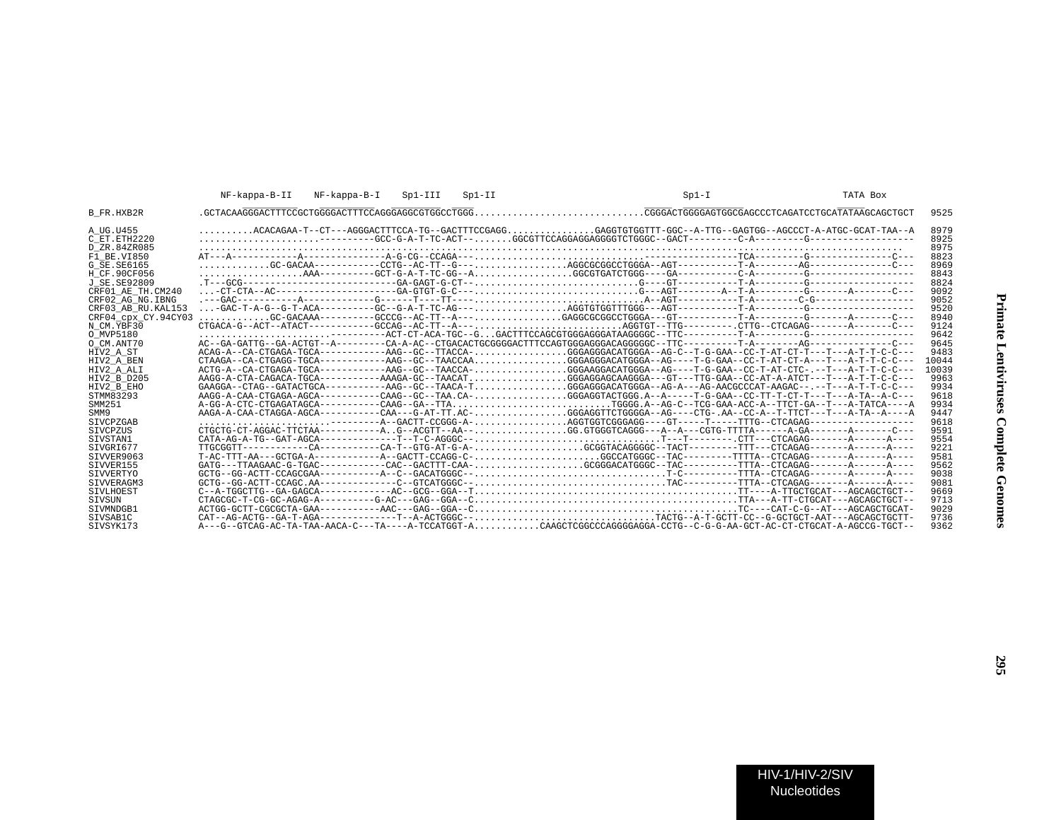```
                     NF-kappa-B-II    NF-kappa-B-I    Sp1-III    Sp1-II                                    Sp1-I                    TATA Box

B_FR.HXB2R          .GCTACAAGGGACTTTCCGCTGGGGACTTTCCAGGGAGGCGTGGCCTGGG.............................CGGGACTGGGGAGTGGCGAGCCCTCAGATCCTGCATATAAGCAGCTGCT   9525

A_UG.U455           ..........ACACAGAA-T--CT---AGGGACTTTCCA-TG--GACTTTCCGAGG................GAGGTGTGGTTT-GGC--A-TTG--GAGTGG--AGCCCT-A-ATGC-GCAT-TAA--A   8979
C_ET.ETH2220        ......................----------GCC-G-A-T-TC-ACT--.......GGCGTTCCAGGAGGAGGGGTCTGGGC--GACT---------C-A---------G------------------   8925
D_ZR.84ZR085        ................................................................................................................................   8975
F1_BE.VI850         AT---A------------A---------------A-G-CG--CCAGA-------.......................................---------TCA---------G---------------C---   8823
G_SE.SE6165         ............GC-GACAA------------CCTG--AC-TT--G-------...................AGGCGCGGCCTGGGA--AGT----------T-A--------AG--------------C---   8969
H_CF.90CF056        ..................AAA----------GCT-G-A-T-TC-GG--A.................GGCGTGATCTGGG----GA-----------C-A---------G------------------   8843
J_SE.SE92809        .T---GCG----------------------------GA-GAGT-G-CT--..............................G----GT----------T-A---------G------------------   8824
CRF01_AE_TH.CM240   ...-CT-CTA--AC---------------------GA-GTGT-G-C---.............................G---AGT--------A--T-A---------G-------A-------C---   9092
CRF02_AG_NG.IBNG    .---GAC-----------A------------G------T----TT----.............................A--AGT----------T-A--------C-G-----------------   9052
CRF03_AB_RU.KAL153  ...-GAC-T-A-G--G-T-ACA----------GC--G-A-T-TC-AG---.................AGGTGTGGTTTGGG---AGT----------T-A---------G------------------   9520
CRF04_cpx_CY.94CY03 .............GC-GACAAA-----------GCCCG--AC-TT--A---.................GAGGCGCGGCCTGGGA---GT----------T-A---------G-------A-------C---   8940
N_CM.YBF30          CTGACA-G--ACT--ATACT-----------GCCAG--AC-TT--A---.............................AGGTGT--TTG----------CTTG--CTCAGAG-------A-------C---   9124
O_MVP5180           .......................----------ACT-CT-ACA-TGC--G...GACTTTCCAGCGTGGGAGGGATAAGGGGC--TTC----------T-A---------G------------------   9642
O_CM.ANT70          AC--GA-GATTG--GA-ACTGT--A---------CA-A-AC--CTGACACTGCGGGGACTTTCCAGTGGGAGGGACAGGGGGC--TTC----------T-A--------AG--------------C---   9645
HIV2_A_ST           ACAG-A--CA-CTGAGA-TGCA------------AAG--GC--TTACCA-.................GGGAGGGACATGGGA--AG-C--T-G-GAA--CC-T-AT-CT-T---T---A-T-T-C-C---   9483
HIV2_A_BEN          CTAAGA--CA-CTGAGG-TGCA------------AAG--GC--TAACCAA.................GGGAGGGACATGGGA--AG----T-G-GAA--CC-T-AT-CT-A---T---A-T-T-C-C---  10044
HIV2_A_ALI          ACTG-A--CA-CTGAGA-TGCA------------AAG--GC--TAACCA-.................GGGAAGGACATGGGA--AG----T-G-GAA--CC-T-AT-CTC-.--T---A-T-T-C-C---  10039
HIV2_B_D205         AAGG-A-CTA-CAGACA-TGCA-----------AAAGA-GC--TAACAT..................GGGAGGGACAAGGGA---GT---TTG-GAA--CC-AT-A-ATCT---T---A-T-T-C-C---   9963
HIV2_B_EHO          GAAGGA--CTAG--GATACTGCA-----------AAG--GC--TAACA-T.................GGGAGGGACATGGGA--AG-A---AG-AACGCCCAT-AAGAC--.--T---A-T-T-C-C---   9934
STMM83293           AAGG-A-CAA-CTGAGA-AGCA-----------CAAG--GC--TAA.CA-.................GGGAGGTACTGGG.A--A-----T-G-GAA--CC-TT-T-CT-T---T---A-TA--A-C---   9618
SMM251              A-GG-A-CTC-CTGAGATAGCA-----------CAAG--GA--TTA.............................TGGGG.A--AG-C--TCG-GAA-ACC-A--TTCT-GA--T---A-TATCA----A   9934
SMM9                AAGA-A-CAA-CTAGGA-AGCA-----------CAA---G-AT-TT.AC-.................GGGAGGTTCTGGGGA--AG----CTG-.AA--CC-A--T-TTCT---T---A-TA--A----A   9447
SIVCPZGAB           ........................---------A--GACTT-CCGGG-A-.................AGGTGGTCGGGAGG----GT-----T-----TTTG--CTCAGAG------------------   9618
SIVCPZUS            CTGCTG-CT-AGGAC-TTCTAA-----------A..G--ACGTT--AA--.................GG.GTGGGTCAGGG---A--A---CGTG-TTTTA------A-GA-------A-------C---   9591
SIVSTAN1            CATA-AG-A-TG--GAT-AGCA-------------T--T-C-AGGGC--..................................T---T---------.CTT---CTCAGAG-------A------A----   9554
SIVGRI677           TTGCGGTT------------CA-----------CA-T--GTG-AT-G-A-...................GCGGTACAGGGGC--TACT---------TTT---CTCAGAG-------A------A----   9221
SIVVER9063          T-AC-TTT-AA---GCTGA-A------------A--GACTT-CCAGG-C-.......................GGCCATGGGC--TAC---------TTTTA--CTCAGAG-------A------A----   9581
SIVVER155           GATG---TTAAGAAC-G-TGAC-----------CAC--GACTTT-CAA-...................GCGGGACATGGGC--TAC----------TTTA--CTCAGAG-------A------A----   9562
SIVVERTYO           GCTG--GG-ACTT-CCAGCGAA-----------A--C--GACATGGGC--..................................T-C----------TTTA--CTCAGAG-------A------A----   9038
SIVVERAGM3          GCTG--GG-ACTT-CCAGC.AA--------------C--GTCATGGGC--.................................TAC----------TTTA--CTCAGAG-------A------A----   9081
SIVLHOEST           C--A-TGGCTTG--GA-GAGCA-------------AC--GCG--GGA--T...............................................TT----A-TTGCTGCAT---AGCAGCTGCT--   9669
SIVSUN              CTAGCGC-T-CG-GC-AGAG-A-----------G-AC---GAG--GGA--C..............................................TTA---A-TT-CTGCAT---AGCAGCTGCT--   9713
SIVMNDGB1           ACTGG-GCTT-CGCGCTA-GAA-----------AAC---GAG--GGA--C...............................................TC----CAT-C-G--AT---AGCAGCTGCAT-   9029
SIVSAB1C            CAT--AG-ACTG--GA-T-AGA-------------T--A-ACTGGGC--.................................TACTG--A-T-GCTT-CC--G-GCTGCT-AAT---AGCAGCTGCTT-   9736
SIVSYK173           A---G--GTCAG-AC-TA-TAA-AACA-C---TA----A-TCCATGGT-A............CAAGCTCGGCCCAGGGGAGGA-CCTG--C-G-G-AA-GCT-AC-CT-CTGCAT-A-AGCCG-TGCT--   9362
```

HIV-1/HIV-2/SIV Nucleotides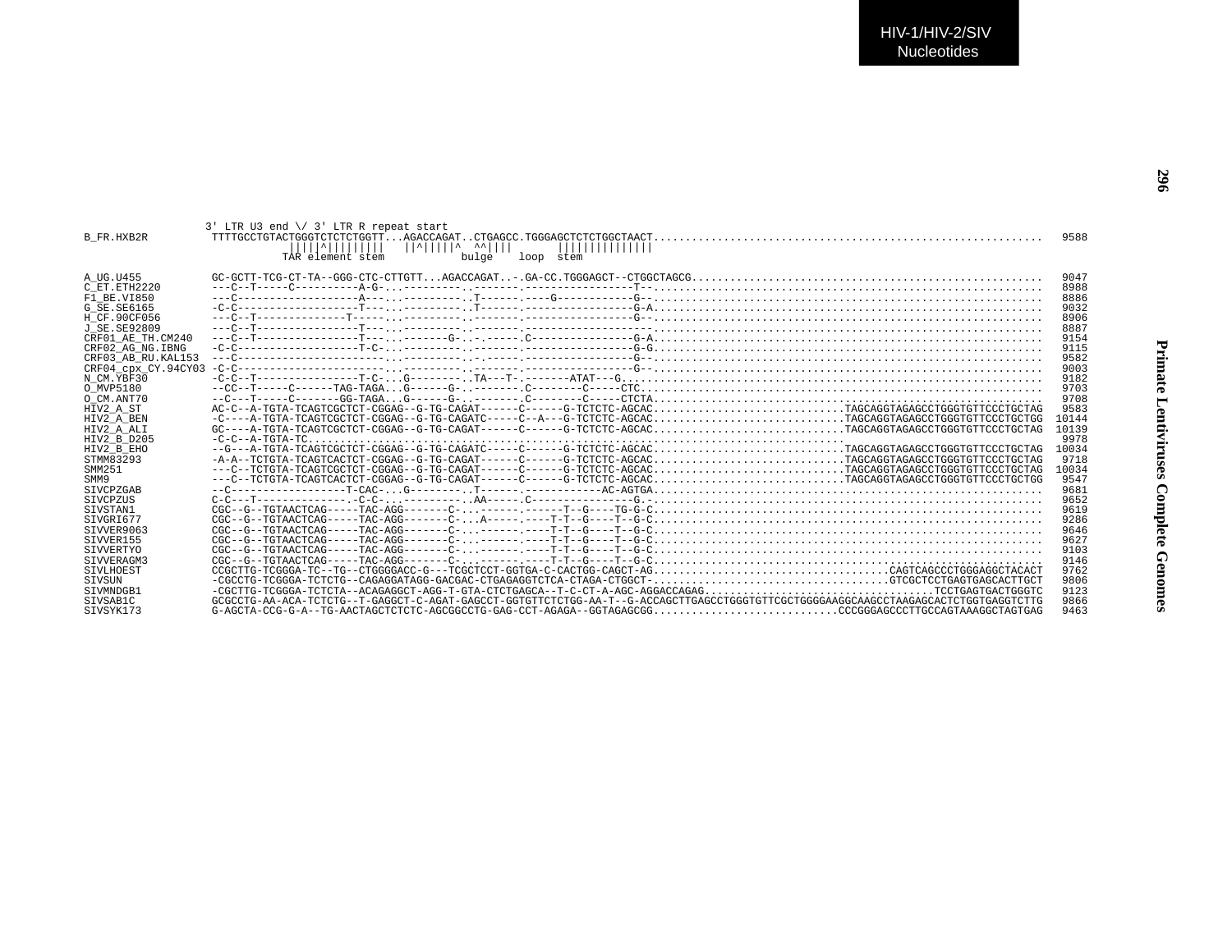HIV-1/HIV-2/SIV Nucleotides

```
                 3' LTR U3 end \/ 3' LTR R repeat start
B_FR.HXB2R          TTTTGCCTGTACTGGGTCTCTCTGGTT...AGACCAGAT..CTGAGCC.TGGGAGCTCTCTGGCTAACT.............................................................  9588
                                |||||^|||||||||    ||^|||||^  ^^||||       ||||||||||||||
                              TAR element stem            bulge    loop  stem

A_UG.U455           GC-GCTT-TCG-CT-TA--GGG-CTC-CTTGTT...AGACCAGAT..-.GA-CC.TGGGAGCT--CTGGCTAGCG.......................................................  9047
C_ET.ETH2220        ---C--T-----C----------A-G-..-----------.-------.----------------T--.............................................................  8988
F1_BE.VI850         ---C-------------------A---..-----------.T------.----G-----------G--.............................................................  8886
G_SE.SE6165         -C-C-------------------T---..-----------.T------.----------------G-A.............................................................  9032
H_CF.90CF056        ---C--T--------------T-----..-----------.-------.----------------G--.............................................................  8906
J_SE.SE92809        ---C--T----------------T---..-----------.-------.-------------------.............................................................  8887
CRF01_AE_TH.CM240   ---C--T----------------T---..-------G-..-.------.C---------------G-A.............................................................  9154
CRF02_AG_NG.IBNG    -C-C-------------------T-C-..-----------.-------.----------------G-G.............................................................  9115
CRF03_AB_RU.KAL153  ---C-----------------------..-----------.-------.----------------G--.............................................................  9582
CRF04_cpx_CY.94CY03 -C-C-----------------------..-----------.-------.----------------G--.............................................................  9003
N_CM.YBF30          -C-C--T----------------T-C-...G---------.TA---T-.--------ATAT---G...............................................................  9182
O_MVP5180           --CC--T-----C------TAG-TAGA...G------G-..---------.C--------C-----CTC.............................................................  9703
O_CM.ANT70          --C---T-----C-------GG-TAGA...G------G-..--------.C--------C-----CTCTA...........................................................  9708
HIV2_A_ST           AC-C--A-TGTA-TCAGTCGCTCT-CGGAG--G-TG-CAGAT------C------G-TCTCTC-AGCAC.............................TAGCAGGTAGAGCCTGGGTGTTCCCTGCTAG   9583
HIV2_A_BEN          -C----A-TGTA-TCAGTCGCTCT-CGGAG--G-TG-CAGATC-----C--A---G-TCTCTC-AGCAC.............................TAGCAGGTAGAGCCTGGGTGTTCCCTGCTGG  10144
HIV2_A_ALI          GC----A-TGTA-TCAGTCGCTCT-CGGAG--G-TG-CAGAT------C------G-TCTCTC-AGCAC.............................TAGCAGGTAGAGCCTGGGTGTTCCCTGCTAG  10139
HIV2_B_D205         -C-C--A-TGTA-TC........................................................................................  9978
HIV2_B_EHO          --G---A-TGTA-TCAGTCGCTCT-CGGAG--G-TG-CAGATC-----C------G-TCTCTC-AGCAC.............................TAGCAGGTAGAGCCTGGGTGTTCCCTGCTAG  10034
STMM83293           -A-A--TCTGTA-TCAGTCACTCT-CGGAG--G-TG-CAGAT------C------G-TCTCTC-AGCAC.............................TAGCAGGTAGAGCCTGGGTGTTCCCTGCTAG   9718
SMM251              ---C--TCTGTA-TCAGTCGCTCT-CGGAG--G-TG-CAGAT------C------G-TCTCTC-AGCAC.............................TAGCAGGTAGAGCCTGGGTGTTCCCTGCTAG  10034
SMM9                ---C--TCTGTA-TCAGTCACTCT-CGGAG--G-TG-CAGAT------C------G-TCTCTC-AGCAC.............................TAGCAGGTAGAGCCTGGGTGTTCCCTGCTGG   9547
SIVCPZGAB           --C------------------T-CAC-...G---------.T------.-----------AC-AGTGA.............................................................  9681
SIVCPZUS            C-C---T--------------.-C-C-...----------.AA-----.C---------------G.-.............................................................  9652
SIVSTAN1            CGC--G--TGTAACTCAG-----TAC-AGG-------C-...------.------T--G----TG-G-C............................................................  9619
SIVGRI677           CGC--G--TGTAACTCAG-----TAC-AGG-------C-...A-----.----T-T--G----T--G-C............................................................  9286
SIVVER9063          CGC--G--TGTAACTCAG-----TAC-AGG-------C-...------.----T-T--G----T--G-C............................................................  9646
SIVVER155           CGC--G--TGTAACTCAG-----TAC-AGG-------C-...------.----T-T--G----T--G-C............................................................  9627
SIVVERTYO           CGC--G--TGTAACTCAG-----TAC-AGG-------C-...------.----T-T--G----T--G-C............................................................  9103
SIVVERAGM3          CGC--G--TGTAACTCAG-----TAC-AGG-------C-...----------T-T--G----T--G-C.............................................................  9146
SIVLHOEST           CCGCTTG-TCGGGA-TC--TG--CTGGGGACC-G---TCGCTCCT-GGTGA-C-CACTGG-CAGCT-AG...................................CAGTCAGCCCTGGGAGGCTACACT  9762
SIVSUN              -CGCCTG-TCGGGA-TCTCTG--CAGAGGATAGG-GACGAC-CTGAGAGGTCTCA-CTAGA-CTGGCT-...................................GTCGCTCCTGAGTGAGCACTTGCT  9806
SIVMNDGB1           -CGCTTG-TCGGGA-TCTCTA--ACAGAGGCT-AGG-T-GTA-CTCTGAGCA--T-C-CT-A-AGC-AGGACCAGAG....................................TCCTGAGTGACTGGGTC  9123
SIVSAB1C            GCGCCTG-AA-ACA-TCTCTG--T-GAGGCT-C-AGAT-GAGCCT-GGTGTTCTCTGG-AA-T--G-ACCAGCTTGAGCCTGGGTGTTCGCTGGGGAAGGCAAGCCTAAGAGCACTCTGGTGAGGTCTTG  9866
SIVSYK173           G-AGCTA-CCG-G-A--TG-AACTAGCTCTCTC-AGCGGCCTG-GAG-CCT-AGAGA--GGTAGAGCGG............................CCCGGGAGCCCTTGCCAGTAAAGGCTAGTGAG  9463
```

Primate Lentiviruses Complete Genomes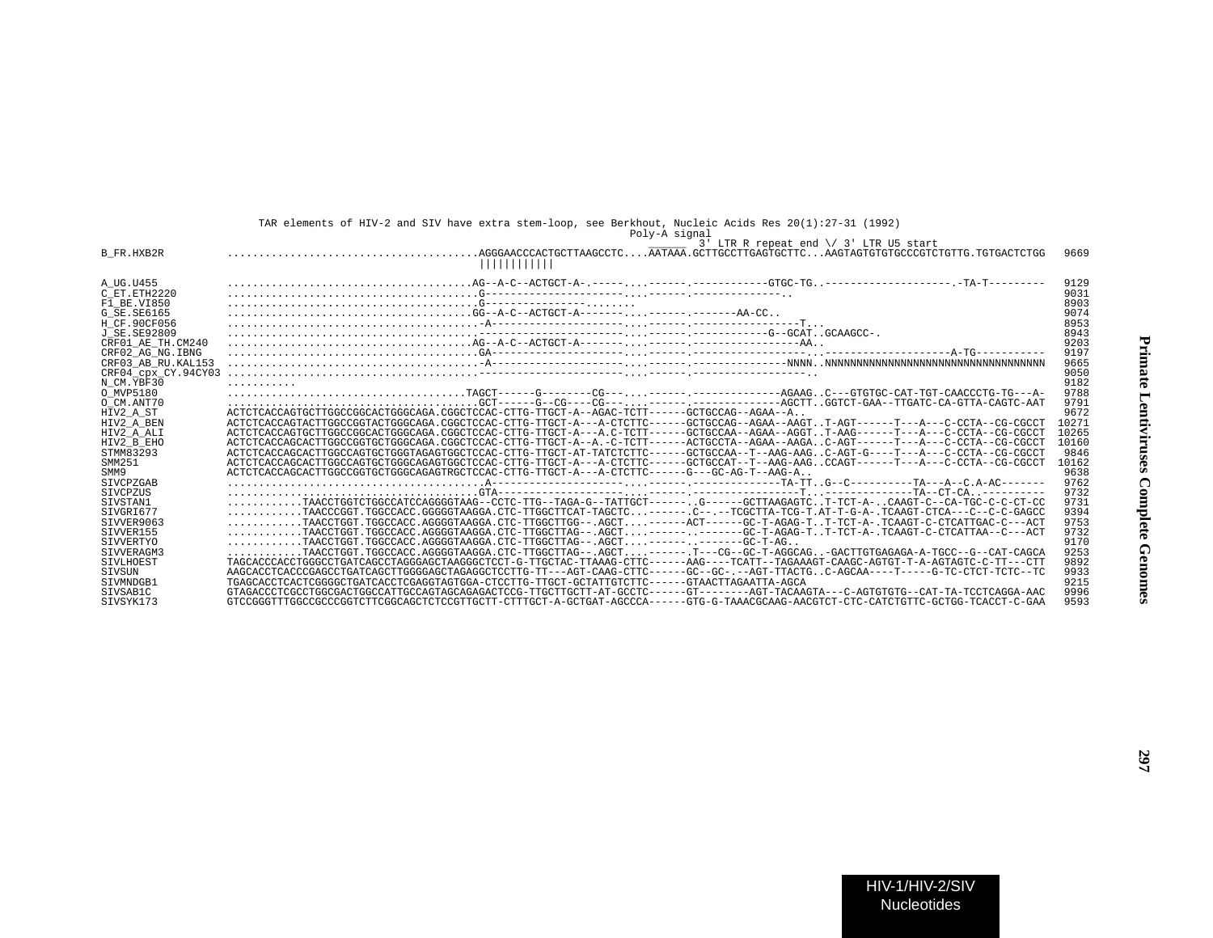```
                    TAR elements of HIV-2 and SIV have extra stem-loop, see Berkhout, Nucleic Acids Res 20(1):27-31 (1992)
                                                                                    Poly-A signal
                                                                                    ______  3' LTR R repeat end \/ 3' LTR U5 start
B_FR.HXB2R          ........................................AGGGAACCCACTGCTTAAGCCTC....AATAAA.GCTTGCCTTGAGTGCTTC...AAGTAGTGTGTGCCCGTCTGTTG.TGTGACTCTGG   9669
                                                             ||||||||||||

A_UG.U455           .......................................AG--A-C--ACTGCT-A-.-----....------.-----------GTGC-TG..--------------------.-TA-T---------   9129
C_ET.ETH2220        ........................................G-----------------------....------.--------------..                                         9031
F1_BE.VI850         ........................................G-----------------.......                                                                  8903
G_SE.SE6165         ......................................GG--A-C--ACTGCT-A---------....------.-------AA-CC..                                         9074
H_CF.90CF056        ........................................-A-----------------------....------.-----------------T...                                 8953
J_SE.SE92809        .......................................-------------------------....------.------------G--GCAT..GCAAGCC-.                        8943
CRF01_AE_TH.CM240   .......................................AG--A-C--ACTGCT-A---------....------.-----------------AA..                                9203
CRF02_AG_NG.IBNG    ........................................GA-----------------------....------.-----------------...-------------------A-TG-----------   9197
CRF03_AB_RU.KAL153  ........................................-A-----------------------....------.--------------NNNN..NNNNNNNNNNNNNNNNNNNNNNNNNNNNNNNNNNN   9665
CRF04_cpx_CY.94CY03 .......................................-------------------------....------.------------------..                                   9050
N_CM.YBF30          ..........                                                                                                                        9182
O_MVP5180           ......................................TAGCT------G--------CG-----....------.-------------AGAAG..C---GTGTGC-CAT-TGT-CAACCCTG-TG---A-   9788
O_CM.ANT70          ........................................GCT------G--CG----CG-----....------.-------------AGCTT..GGTCT-GAA--TTGATC-CA-GTTA-CAGTC-AAT   9791
HIV2_A_ST           ACTCTCACCAGTGCTTGGCCGGCACTGGGCAGA.CGGCTCCAC-CTTG-TTGCT-A--AGAC-TCTT------GCTGCCAG--AGAA--A..                                       9672
HIV2_A_BEN          ACTCTCACCAGTACTTGGCCGGTACTGGGCAGA.CGGCTCCAC-CTTG-TTGCT-A---A-CTCTTC------GCTGCCAG--AGAA--AAGT..T-AGT------T---A---C-CCTA--CG-CGCCT  10271
HIV2_A_ALI          ACTCTCACCAGTGCTTGGCCGGCACTGGGCAGA.CGGCTCCAC-CTTG-TTGCT-A---A.C-TCTT------GCTGCCAA--AGAA--AGGT..T-AAG------T---A---C-CCTA--CG-CGCCT  10265
HIV2_B_EHO          ACTCTCACCAGCACTTGGCCGGTGCTGGGCAGA.CGGCTCCAC-CTTG-TTGCT-A--A.-C-TCTT------ACTGCCTA--AGAA--AAGA..C-AGT------T---A---C-CCTA--CG-CGCCT  10160
STMM83293           ACTCTCACCAGCACTTGGCCAGTGCTGGGTAGAGTGGCTCCAC-CTTG-TTGCT-AT-TATCTCTTC------GCTGCCAA--T--AAG-AAG..C-AGT-G----T---A---C-CCTA--CG-CGCCT   9846
SMM251              ACTCTCACCAGCACTTGGCCAGTGCTGGGCAGAGTGGCTCCAC-CTTG-TTGCT-A---A-CTCTTC------GCTGCCAT--T--AAG-AAG..CCAGT------T---A---C-CCTA--CG-CGCCT  10162
SMM9                ACTCTCACCAGCACTTGGCCGGTGCTGGGCAGAGTRGCTCCAC-CTTG-TTGCT-A---A-CTCTTC------G---GC-AG-T--AAG-A..                                      9638
SIVCPZGAB           ........................................A-----------------------....------.--------------TA-TT..G--C----------TA---A--C.A-AC-------   9762
SIVCPZUS            ........................................GTA---------------------....------.-----------------T...--------------TA--CT-CA..----------   9732
SIVSTAN1            ...........TAACCTGGTCTGGCCATCCAGGGGTAAG--CCTC-TTG--TAGA-G--TATTGCT------..G------GCTTAAGAGTC..T-TCT-A-..CAAGT-C--CA-TGC-C-C-CT-CC   9731
SIVGRI677           ...........TAACCCGGT.TGGCCACC.GGGGGTAAGGA.CTC-TTGGCTTCAT-TAGCTC...-------.C--.--TCGCTTA-TCG-T.AT-T-G-A-.TCAAGT-CTCA---C--C-C-GAGCC   9394
SIVVER9063          ...........TAACCTGGT.TGGCCACC.AGGGGTAAGGA.CTC-TTGGCTTGG--.AGCT....------ACT------GC-T-AGAG-T..T-TCT-A-.TCAAGT-C-CTCATTGAC-C---ACT   9753
SIVVER155           ...........TAACCTGGT.TGGCCACC.AGGGGTAAGGA.CTC-TTGGCTTAG--.AGCT....------..-------GC-T-AGAG-T..T-TCT-A-.TCAAGT-C-CTCATTAA--C---ACT   9732
SIVVERTYO           ...........TAACCTGGT.TGGCCACC.AGGGGTAAGGA.CTC-TTGGCTTAG--.AGCT....------..-------GC-T-AG..                                        9170
SIVVERAGM3          ...........TAACCTGGT.TGGCCACC.AGGGGTAAGGA.CTC-TTGGCTTAG--.AGCT....------.T---CG--GC-T-AGGCAG..-GACTTGTGAGAGA-A-TGCC--G--CAT-CAGCA   9253
SIVLHOEST           TAGCACCCACCTGGGCCTGATCAGCCTAGGGAGCTAAGGGCTCCT-G-TTGCTAC-TTAAAG-CTTC------AAG----TCATT--TAGAAAGT-CAAGC-AGTGT-T-A-AGTAGTC-C-TT---CTT   9892
SIVSUN              AAGCACCTCACCCGAGCCTGATCAGCTTGGGGAGCTAGAGGCTCCTTG-TT---AGT-CAAG-CTTC------GC--GC-.--AGT-TTACTG..C-AGCAA----T-----G-TC-CTCT-TCTC--TC   9933
SIVMNDGB1           TGAGCACCTCACTCGGGGCTGATCACCTCGAGGTAGTGGA-CTCCTTG-TTGCT-GCTATTGTCTTC------GTAACTTAGAATTA-AGCA                                       9215
SIVSAB1C            GTAGACCCTCGCCTGGCGACTGGCCATTGCCAGTAGCAGAGACTCCG-TTGCTTGCTT-AT-GCCTC------GT--------AGT-TACAAGTA---C-AGTGTGTG--CAT-TA-TCCTCAGGA-AAC   9996
SIVSYK173           GTCCGGGTTTGGCCGCCCGGTCTTCGGCAGCTCTCCGTTGCTT-CTTTGCT-A-GCTGAT-AGCCCA------GTG-G-TAAACGCAAG-AACGTCT-CTC-CATCTGTTC-GCTGG-TCACCT-C-GAA   9593
```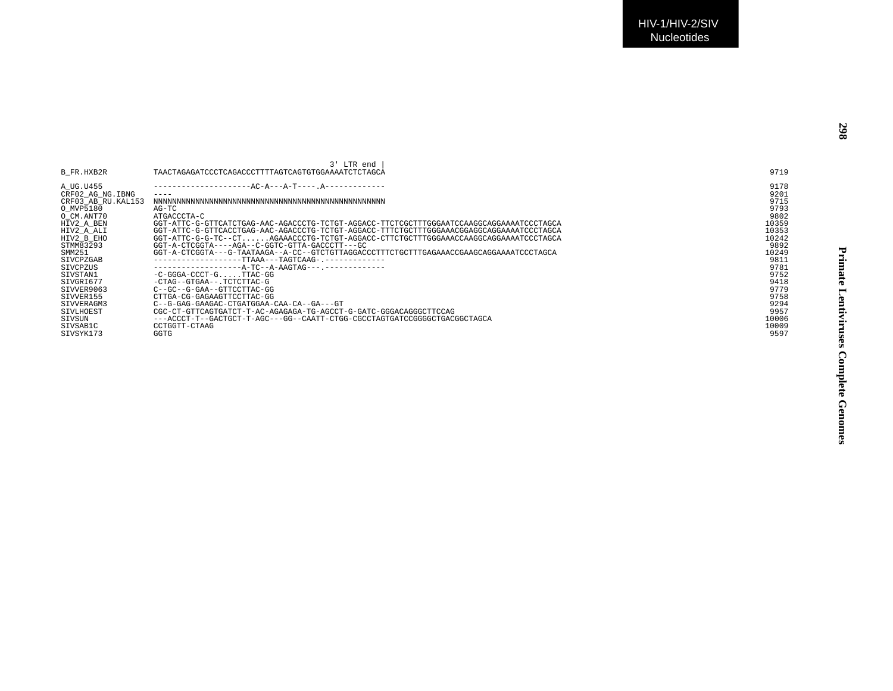```
                                                   3' LTR end |
B_FR.HXB2R          TAACTAGAGATCCCTCAGACCCTTTTAGTCAGTGTGGAAAATCTCTAGCA                                        9719

A_UG.U455           ---------------------AC-A---A-T-----.A-------------                                      9178
CRF02_AG_NG.IBNG    ----                                                                                      9201
CRF03_AB_RU.KAL153  NNNNNNNNNNNNNNNNNNNNNNNNNNNNNNNNNNNNNNNNNNNNNNNNNN                                        9715
O_MVP5180           AG-TC                                                                                     9793
O_CM.ANT70          ATGACCCTA-C                                                                               9802
HIV2_A_BEN          GGT-ATTC-G-GTTCATCTGAG-AAC-AGACCCTG-TCTGT-AGGACC-TTCTCGCTTTGGGAATCCAAGGCAGGAAAATCCCTAGCA  10359
HIV2_A_ALI          GGT-ATTC-G-GTTCACCTGAG-AAC-AGACCCTG-TCTGT-AGGACC-TTTCTGCTTTGGGAAACGGAGGCAGGAAAATCCCTAGCA  10353
HIV2_B_EHO          GGT-ATTC-G-G-TC--CT......AGAAACCCTG-TCTGT-AGGACC-CTTCTGCTTTGGGAAACCAAGGCAGGAAAATCCCTAGCA  10242
STMM83293           GGT-A-CTCGGTA----AGA--C-GGTC-GTTA-GACCCTT---GC                                            9892
SMM251              GGT-A-CTCGGTA---G-TAATAAGA--A-CC--GTCTGTTAGGACCCTTTCTGCTTTGAGAAACCGAAGCAGGAAAATCCCTAGCA  10249
SIVCPZGAB           -------------------TTAAA---TAGTCAAG-.-------------                                        9811
SIVCPZUS            -------------------A-TC--A-AAGTAG---.-------------                                        9781
SIVSTAN1            -C-GGGA-CCCT-G.....TTAC-GG                                                                9752
SIVGRI677           -CTAG--GTGAA--.TCTCTTAC-G                                                                 9418
SIVVER9063          C--GC--G-GAA--GTTCCTTAC-GG                                                                9779
SIVVER155           CTTGA-CG-GAGAAGTTCCTTAC-GG                                                                9758
SIVVERAGM3          C--G-GAG-GAAGAC-CTGATGGAA-CAA-CA--GA---GT                                                 9294
SIVLHOEST           CGC-CT-GTTCAGTGATCT-T-AC-AGAGAGA-TG-AGCCT-G-GATC-GGGACAGGGCTTCCAG                         9957
SIVSUN              ---ACCCT-T--GACTGCT-T-AGC---GG--CAATT-CTGG-CGCCTAGTGATCCGGGGCTGACGGCTAGCA                 10006
SIVSAB1C            CCTGGTT-CTAAG                                                                             10009
SIVSYK173           GGTG                                                                                      9597
```